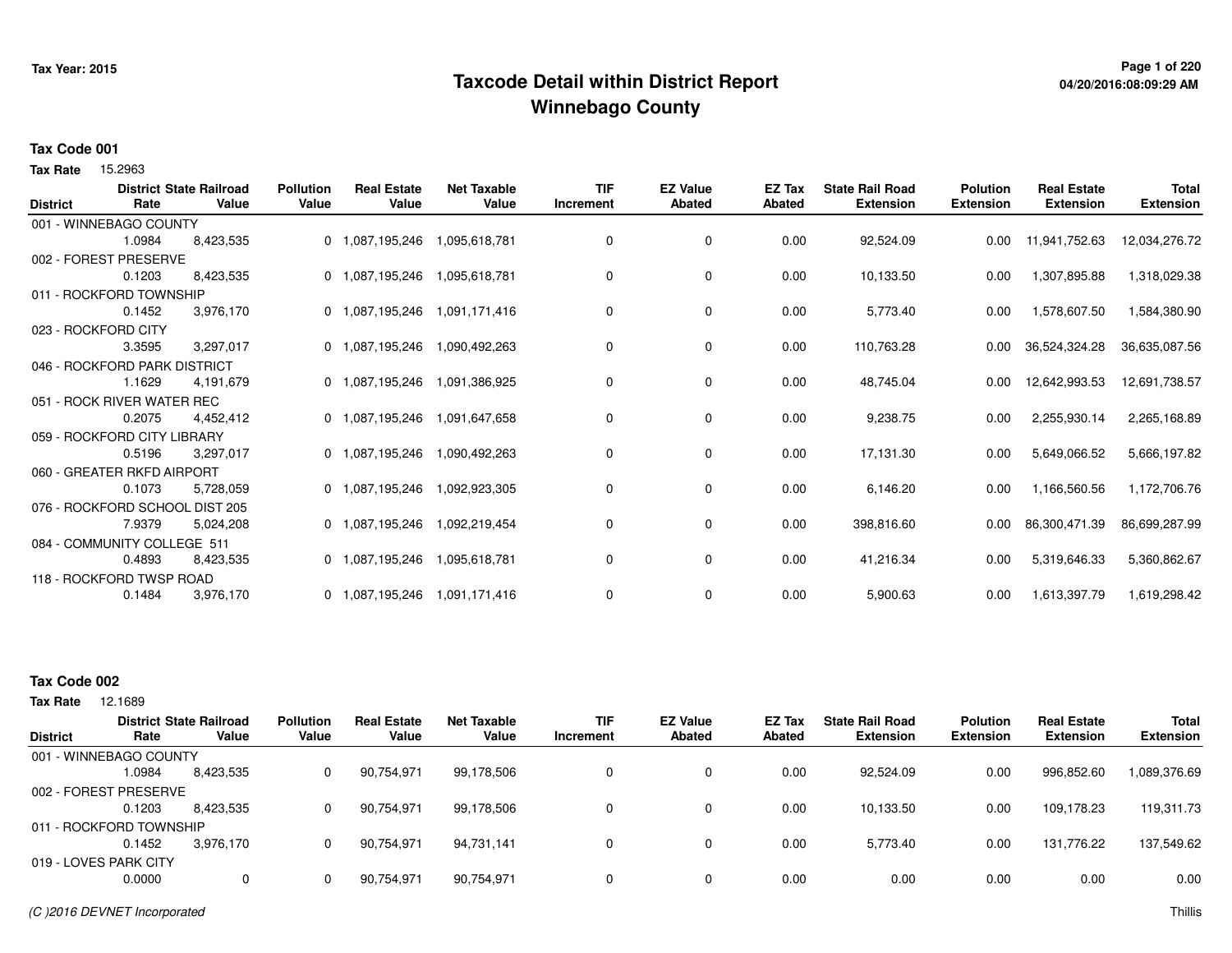# Taxcode Detail within District Report
## Winnebago County

Tax Year: 2015

04/20/2016:08:09:29 AM

**Tax Code 001**

**Tax Rate** 15.2963

| District | District Rate | State Railroad Value | Pollution Value | Real Estate Value | Net Taxable Value | TIF Increment | EZ Value Abated | EZ Tax Abated | State Rail Road Extension | Polution Extension | Real Estate Extension | Total Extension |
|---|---|---|---|---|---|---|---|---|---|---|---|---|
| 001 - WINNEBAGO COUNTY | 1.0984 | 8,423,535 | 0 | 1,087,195,246 | 1,095,618,781 | 0 | 0 | 0.00 | 92,524.09 | 0.00 | 11,941,752.63 | 12,034,276.72 |
| 002 - FOREST PRESERVE | 0.1203 | 8,423,535 | 0 | 1,087,195,246 | 1,095,618,781 | 0 | 0 | 0.00 | 10,133.50 | 0.00 | 1,307,895.88 | 1,318,029.38 |
| 011 - ROCKFORD TOWNSHIP | 0.1452 | 3,976,170 | 0 | 1,087,195,246 | 1,091,171,416 | 0 | 0 | 0.00 | 5,773.40 | 0.00 | 1,578,607.50 | 1,584,380.90 |
| 023 - ROCKFORD CITY | 3.3595 | 3,297,017 | 0 | 1,087,195,246 | 1,090,492,263 | 0 | 0 | 0.00 | 110,763.28 | 0.00 | 36,524,324.28 | 36,635,087.56 |
| 046 - ROCKFORD PARK DISTRICT | 1.1629 | 4,191,679 | 0 | 1,087,195,246 | 1,091,386,925 | 0 | 0 | 0.00 | 48,745.04 | 0.00 | 12,642,993.53 | 12,691,738.57 |
| 051 - ROCK RIVER WATER REC | 0.2075 | 4,452,412 | 0 | 1,087,195,246 | 1,091,647,658 | 0 | 0 | 0.00 | 9,238.75 | 0.00 | 2,255,930.14 | 2,265,168.89 |
| 059 - ROCKFORD CITY LIBRARY | 0.5196 | 3,297,017 | 0 | 1,087,195,246 | 1,090,492,263 | 0 | 0 | 0.00 | 17,131.30 | 0.00 | 5,649,066.52 | 5,666,197.82 |
| 060 - GREATER RKFD AIRPORT | 0.1073 | 5,728,059 | 0 | 1,087,195,246 | 1,092,923,305 | 0 | 0 | 0.00 | 6,146.20 | 0.00 | 1,166,560.56 | 1,172,706.76 |
| 076 - ROCKFORD SCHOOL DIST 205 | 7.9379 | 5,024,208 | 0 | 1,087,195,246 | 1,092,219,454 | 0 | 0 | 0.00 | 398,816.60 | 0.00 | 86,300,471.39 | 86,699,287.99 |
| 084 - COMMUNITY COLLEGE 511 | 0.4893 | 8,423,535 | 0 | 1,087,195,246 | 1,095,618,781 | 0 | 0 | 0.00 | 41,216.34 | 0.00 | 5,319,646.33 | 5,360,862.67 |
| 118 - ROCKFORD TWSP ROAD | 0.1484 | 3,976,170 | 0 | 1,087,195,246 | 1,091,171,416 | 0 | 0 | 0.00 | 5,900.63 | 0.00 | 1,613,397.79 | 1,619,298.42 |

**Tax Code 002**

**Tax Rate** 12.1689

| District | District Rate | State Railroad Value | Pollution Value | Real Estate Value | Net Taxable Value | TIF Increment | EZ Value Abated | EZ Tax Abated | State Rail Road Extension | Polution Extension | Real Estate Extension | Total Extension |
|---|---|---|---|---|---|---|---|---|---|---|---|---|
| 001 - WINNEBAGO COUNTY | 1.0984 | 8,423,535 | 0 | 90,754,971 | 99,178,506 | 0 | 0 | 0.00 | 92,524.09 | 0.00 | 996,852.60 | 1,089,376.69 |
| 002 - FOREST PRESERVE | 0.1203 | 8,423,535 | 0 | 90,754,971 | 99,178,506 | 0 | 0 | 0.00 | 10,133.50 | 0.00 | 109,178.23 | 119,311.73 |
| 011 - ROCKFORD TOWNSHIP | 0.1452 | 3,976,170 | 0 | 90,754,971 | 94,731,141 | 0 | 0 | 0.00 | 5,773.40 | 0.00 | 131,776.22 | 137,549.62 |
| 019 - LOVES PARK CITY | 0.0000 | 0 | 0 | 90,754,971 | 90,754,971 | 0 | 0 | 0.00 | 0.00 | 0.00 | 0.00 | 0.00 |

(C )2016 DEVNET Incorporated

Thillis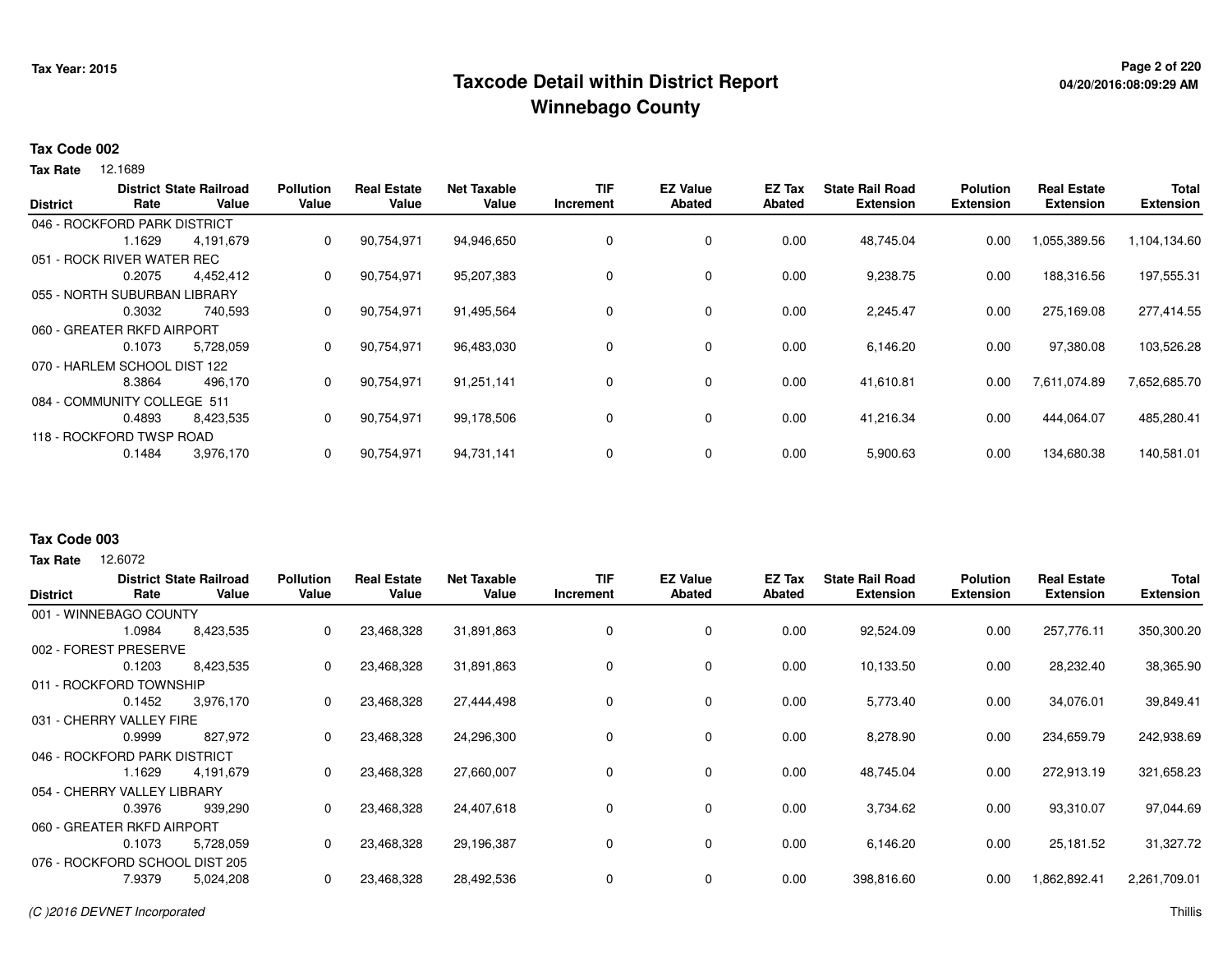**Tax Year: 2015**

# Taxcode Detail within District Report
## Winnebago County

04/20/2016:08:09:29 AM

### Tax Code 002

**Tax Rate** 12.1689

| District | District Rate | State Railroad Value | Pollution Value | Real Estate Value | Net Taxable Value | TIF Increment | EZ Value Abated | EZ Tax Abated | State Rail Road Extension | Polution Extension | Real Estate Extension | Total Extension |
|---|---|---|---|---|---|---|---|---|---|---|---|---|
| 046 - ROCKFORD PARK DISTRICT | | | | | | | | | | | | |
| | 1.1629 | 4,191,679 | 0 | 90,754,971 | 94,946,650 | 0 | 0 | 0.00 | 48,745.04 | 0.00 | 1,055,389.56 | 1,104,134.60 |
| 051 - ROCK RIVER WATER REC | | | | | | | | | | | | |
| | 0.2075 | 4,452,412 | 0 | 90,754,971 | 95,207,383 | 0 | 0 | 0.00 | 9,238.75 | 0.00 | 188,316.56 | 197,555.31 |
| 055 - NORTH SUBURBAN LIBRARY | | | | | | | | | | | | |
| | 0.3032 | 740,593 | 0 | 90,754,971 | 91,495,564 | 0 | 0 | 0.00 | 2,245.47 | 0.00 | 275,169.08 | 277,414.55 |
| 060 - GREATER RKFD AIRPORT | | | | | | | | | | | | |
| | 0.1073 | 5,728,059 | 0 | 90,754,971 | 96,483,030 | 0 | 0 | 0.00 | 6,146.20 | 0.00 | 97,380.08 | 103,526.28 |
| 070 - HARLEM SCHOOL DIST 122 | | | | | | | | | | | | |
| | 8.3864 | 496,170 | 0 | 90,754,971 | 91,251,141 | 0 | 0 | 0.00 | 41,610.81 | 0.00 | 7,611,074.89 | 7,652,685.70 |
| 084 - COMMUNITY COLLEGE 511 | | | | | | | | | | | | |
| | 0.4893 | 8,423,535 | 0 | 90,754,971 | 99,178,506 | 0 | 0 | 0.00 | 41,216.34 | 0.00 | 444,064.07 | 485,280.41 |
| 118 - ROCKFORD TWSP ROAD | | | | | | | | | | | | |
| | 0.1484 | 3,976,170 | 0 | 90,754,971 | 94,731,141 | 0 | 0 | 0.00 | 5,900.63 | 0.00 | 134,680.38 | 140,581.01 |

### Tax Code 003

**Tax Rate** 12.6072

| District | District Rate | State Railroad Value | Pollution Value | Real Estate Value | Net Taxable Value | TIF Increment | EZ Value Abated | EZ Tax Abated | State Rail Road Extension | Polution Extension | Real Estate Extension | Total Extension |
|---|---|---|---|---|---|---|---|---|---|---|---|---|
| 001 - WINNEBAGO COUNTY | | | | | | | | | | | | |
| | 1.0984 | 8,423,535 | 0 | 23,468,328 | 31,891,863 | 0 | 0 | 0.00 | 92,524.09 | 0.00 | 257,776.11 | 350,300.20 |
| 002 - FOREST PRESERVE | | | | | | | | | | | | |
| | 0.1203 | 8,423,535 | 0 | 23,468,328 | 31,891,863 | 0 | 0 | 0.00 | 10,133.50 | 0.00 | 28,232.40 | 38,365.90 |
| 011 - ROCKFORD TOWNSHIP | | | | | | | | | | | | |
| | 0.1452 | 3,976,170 | 0 | 23,468,328 | 27,444,498 | 0 | 0 | 0.00 | 5,773.40 | 0.00 | 34,076.01 | 39,849.41 |
| 031 - CHERRY VALLEY FIRE | | | | | | | | | | | | |
| | 0.9999 | 827,972 | 0 | 23,468,328 | 24,296,300 | 0 | 0 | 0.00 | 8,278.90 | 0.00 | 234,659.79 | 242,938.69 |
| 046 - ROCKFORD PARK DISTRICT | | | | | | | | | | | | |
| | 1.1629 | 4,191,679 | 0 | 23,468,328 | 27,660,007 | 0 | 0 | 0.00 | 48,745.04 | 0.00 | 272,913.19 | 321,658.23 |
| 054 - CHERRY VALLEY LIBRARY | | | | | | | | | | | | |
| | 0.3976 | 939,290 | 0 | 23,468,328 | 24,407,618 | 0 | 0 | 0.00 | 3,734.62 | 0.00 | 93,310.07 | 97,044.69 |
| 060 - GREATER RKFD AIRPORT | | | | | | | | | | | | |
| | 0.1073 | 5,728,059 | 0 | 23,468,328 | 29,196,387 | 0 | 0 | 0.00 | 6,146.20 | 0.00 | 25,181.52 | 31,327.72 |
| 076 - ROCKFORD SCHOOL DIST 205 | | | | | | | | | | | | |
| | 7.9379 | 5,024,208 | 0 | 23,468,328 | 28,492,536 | 0 | 0 | 0.00 | 398,816.60 | 0.00 | 1,862,892.41 | 2,261,709.01 |

*(C )2016 DEVNET Incorporated* Thillis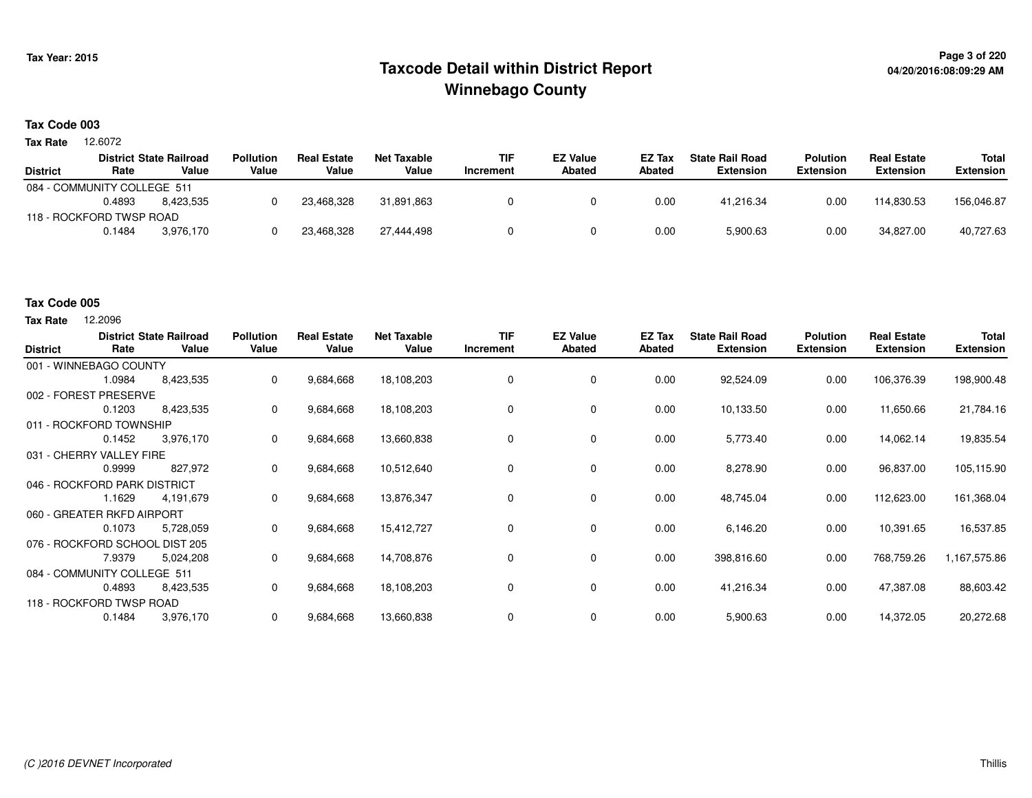# Taxcode Detail within District Report
## Winnebago County

Tax Year: 2015

### Tax Code 003

**Tax Rate** 12.6072

| District | District Rate | State Railroad Value | Pollution Value | Real Estate Value | Net Taxable Value | TIF Increment | EZ Value Abated | EZ Tax Abated | State Rail Road Extension | Polution Extension | Real Estate Extension | Total Extension |
|---|---|---|---|---|---|---|---|---|---|---|---|---|
| 084 - COMMUNITY COLLEGE 511 | 0.4893 | 8,423,535 | 0 | 23,468,328 | 31,891,863 | 0 | 0 | 0.00 | 41,216.34 | 0.00 | 114,830.53 | 156,046.87 |
| 118 - ROCKFORD TWSP ROAD | 0.1484 | 3,976,170 | 0 | 23,468,328 | 27,444,498 | 0 | 0 | 0.00 | 5,900.63 | 0.00 | 34,827.00 | 40,727.63 |

### Tax Code 005

**Tax Rate** 12.2096

| District | District Rate | State Railroad Value | Pollution Value | Real Estate Value | Net Taxable Value | TIF Increment | EZ Value Abated | EZ Tax Abated | State Rail Road Extension | Polution Extension | Real Estate Extension | Total Extension |
|---|---|---|---|---|---|---|---|---|---|---|---|---|
| 001 - WINNEBAGO COUNTY | 1.0984 | 8,423,535 | 0 | 9,684,668 | 18,108,203 | 0 | 0 | 0.00 | 92,524.09 | 0.00 | 106,376.39 | 198,900.48 |
| 002 - FOREST PRESERVE | 0.1203 | 8,423,535 | 0 | 9,684,668 | 18,108,203 | 0 | 0 | 0.00 | 10,133.50 | 0.00 | 11,650.66 | 21,784.16 |
| 011 - ROCKFORD TOWNSHIP | 0.1452 | 3,976,170 | 0 | 9,684,668 | 13,660,838 | 0 | 0 | 0.00 | 5,773.40 | 0.00 | 14,062.14 | 19,835.54 |
| 031 - CHERRY VALLEY FIRE | 0.9999 | 827,972 | 0 | 9,684,668 | 10,512,640 | 0 | 0 | 0.00 | 8,278.90 | 0.00 | 96,837.00 | 105,115.90 |
| 046 - ROCKFORD PARK DISTRICT | 1.1629 | 4,191,679 | 0 | 9,684,668 | 13,876,347 | 0 | 0 | 0.00 | 48,745.04 | 0.00 | 112,623.00 | 161,368.04 |
| 060 - GREATER RKFD AIRPORT | 0.1073 | 5,728,059 | 0 | 9,684,668 | 15,412,727 | 0 | 0 | 0.00 | 6,146.20 | 0.00 | 10,391.65 | 16,537.85 |
| 076 - ROCKFORD SCHOOL DIST 205 | 7.9379 | 5,024,208 | 0 | 9,684,668 | 14,708,876 | 0 | 0 | 0.00 | 398,816.60 | 0.00 | 768,759.26 | 1,167,575.86 |
| 084 - COMMUNITY COLLEGE 511 | 0.4893 | 8,423,535 | 0 | 9,684,668 | 18,108,203 | 0 | 0 | 0.00 | 41,216.34 | 0.00 | 47,387.08 | 88,603.42 |
| 118 - ROCKFORD TWSP ROAD | 0.1484 | 3,976,170 | 0 | 9,684,668 | 13,660,838 | 0 | 0 | 0.00 | 5,900.63 | 0.00 | 14,372.05 | 20,272.68 |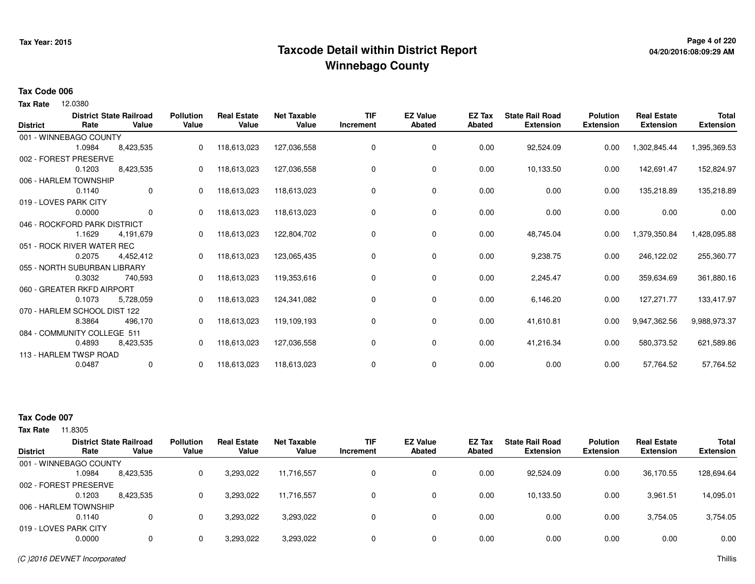# Taxcode Detail within District Report
## Winnebago County

Tax Year: 2015

**Tax Code 006**

**Tax Rate** 12.0380

| District | District Rate | State Railroad Value | Pollution Value | Real Estate Value | Net Taxable Value | TIF Increment | EZ Value Abated | EZ Tax Abated | State Rail Road Extension | Polution Extension | Real Estate Extension | Total Extension |
|---|---|---|---|---|---|---|---|---|---|---|---|---|
| 001 - WINNEBAGO COUNTY | 1.0984 | 8,423,535 | 0 | 118,613,023 | 127,036,558 | 0 | 0 | 0.00 | 92,524.09 | 0.00 | 1,302,845.44 | 1,395,369.53 |
| 002 - FOREST PRESERVE | 0.1203 | 8,423,535 | 0 | 118,613,023 | 127,036,558 | 0 | 0 | 0.00 | 10,133.50 | 0.00 | 142,691.47 | 152,824.97 |
| 006 - HARLEM TOWNSHIP | 0.1140 | 0 | 0 | 118,613,023 | 118,613,023 | 0 | 0 | 0.00 | 0.00 | 0.00 | 135,218.89 | 135,218.89 |
| 019 - LOVES PARK CITY | 0.0000 | 0 | 0 | 118,613,023 | 118,613,023 | 0 | 0 | 0.00 | 0.00 | 0.00 | 0.00 | 0.00 |
| 046 - ROCKFORD PARK DISTRICT | 1.1629 | 4,191,679 | 0 | 118,613,023 | 122,804,702 | 0 | 0 | 0.00 | 48,745.04 | 0.00 | 1,379,350.84 | 1,428,095.88 |
| 051 - ROCK RIVER WATER REC | 0.2075 | 4,452,412 | 0 | 118,613,023 | 123,065,435 | 0 | 0 | 0.00 | 9,238.75 | 0.00 | 246,122.02 | 255,360.77 |
| 055 - NORTH SUBURBAN LIBRARY | 0.3032 | 740,593 | 0 | 118,613,023 | 119,353,616 | 0 | 0 | 0.00 | 2,245.47 | 0.00 | 359,634.69 | 361,880.16 |
| 060 - GREATER RKFD AIRPORT | 0.1073 | 5,728,059 | 0 | 118,613,023 | 124,341,082 | 0 | 0 | 0.00 | 6,146.20 | 0.00 | 127,271.77 | 133,417.97 |
| 070 - HARLEM SCHOOL DIST 122 | 8.3864 | 496,170 | 0 | 118,613,023 | 119,109,193 | 0 | 0 | 0.00 | 41,610.81 | 0.00 | 9,947,362.56 | 9,988,973.37 |
| 084 - COMMUNITY COLLEGE 511 | 0.4893 | 8,423,535 | 0 | 118,613,023 | 127,036,558 | 0 | 0 | 0.00 | 41,216.34 | 0.00 | 580,373.52 | 621,589.86 |
| 113 - HARLEM TWSP ROAD | 0.0487 | 0 | 0 | 118,613,023 | 118,613,023 | 0 | 0 | 0.00 | 0.00 | 0.00 | 57,764.52 | 57,764.52 |

**Tax Code 007**

**Tax Rate** 11.8305

| District | District Rate | State Railroad Value | Pollution Value | Real Estate Value | Net Taxable Value | TIF Increment | EZ Value Abated | EZ Tax Abated | State Rail Road Extension | Polution Extension | Real Estate Extension | Total Extension |
|---|---|---|---|---|---|---|---|---|---|---|---|---|
| 001 - WINNEBAGO COUNTY | 1.0984 | 8,423,535 | 0 | 3,293,022 | 11,716,557 | 0 | 0 | 0.00 | 92,524.09 | 0.00 | 36,170.55 | 128,694.64 |
| 002 - FOREST PRESERVE | 0.1203 | 8,423,535 | 0 | 3,293,022 | 11,716,557 | 0 | 0 | 0.00 | 10,133.50 | 0.00 | 3,961.51 | 14,095.01 |
| 006 - HARLEM TOWNSHIP | 0.1140 | 0 | 0 | 3,293,022 | 3,293,022 | 0 | 0 | 0.00 | 0.00 | 0.00 | 3,754.05 | 3,754.05 |
| 019 - LOVES PARK CITY | 0.0000 | 0 | 0 | 3,293,022 | 3,293,022 | 0 | 0 | 0.00 | 0.00 | 0.00 | 0.00 | 0.00 |

*(C )2016 DEVNET Incorporated*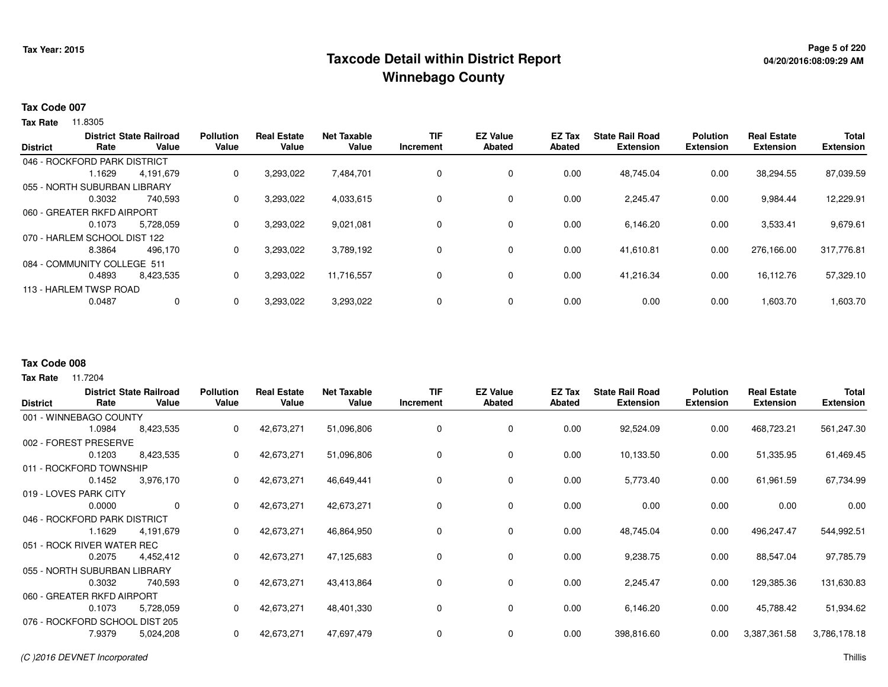# Taxcode Detail within District Report
## Winnebago County

**Tax Year: 2015**

### Tax Code 007

**Tax Rate** 11.8305

| District | District Rate | State Railroad Value | Pollution Value | Real Estate Value | Net Taxable Value | TIF Increment | EZ Value Abated | EZ Tax Abated | State Rail Road Extension | Polution Extension | Real Estate Extension | Total Extension |
|---|---|---|---|---|---|---|---|---|---|---|---|---|
| 046 - ROCKFORD PARK DISTRICT | 1.1629 | 4,191,679 | 0 | 3,293,022 | 7,484,701 | 0 | 0 | 0.00 | 48,745.04 | 0.00 | 38,294.55 | 87,039.59 |
| 055 - NORTH SUBURBAN LIBRARY | 0.3032 | 740,593 | 0 | 3,293,022 | 4,033,615 | 0 | 0 | 0.00 | 2,245.47 | 0.00 | 9,984.44 | 12,229.91 |
| 060 - GREATER RKFD AIRPORT | 0.1073 | 5,728,059 | 0 | 3,293,022 | 9,021,081 | 0 | 0 | 0.00 | 6,146.20 | 0.00 | 3,533.41 | 9,679.61 |
| 070 - HARLEM SCHOOL DIST 122 | 8.3864 | 496,170 | 0 | 3,293,022 | 3,789,192 | 0 | 0 | 0.00 | 41,610.81 | 0.00 | 276,166.00 | 317,776.81 |
| 084 - COMMUNITY COLLEGE 511 | 0.4893 | 8,423,535 | 0 | 3,293,022 | 11,716,557 | 0 | 0 | 0.00 | 41,216.34 | 0.00 | 16,112.76 | 57,329.10 |
| 113 - HARLEM TWSP ROAD | 0.0487 | 0 | 0 | 3,293,022 | 3,293,022 | 0 | 0 | 0.00 | 0.00 | 0.00 | 1,603.70 | 1,603.70 |

### Tax Code 008

**Tax Rate** 11.7204

| District | District Rate | State Railroad Value | Pollution Value | Real Estate Value | Net Taxable Value | TIF Increment | EZ Value Abated | EZ Tax Abated | State Rail Road Extension | Polution Extension | Real Estate Extension | Total Extension |
|---|---|---|---|---|---|---|---|---|---|---|---|---|
| 001 - WINNEBAGO COUNTY | 1.0984 | 8,423,535 | 0 | 42,673,271 | 51,096,806 | 0 | 0 | 0.00 | 92,524.09 | 0.00 | 468,723.21 | 561,247.30 |
| 002 - FOREST PRESERVE | 0.1203 | 8,423,535 | 0 | 42,673,271 | 51,096,806 | 0 | 0 | 0.00 | 10,133.50 | 0.00 | 51,335.95 | 61,469.45 |
| 011 - ROCKFORD TOWNSHIP | 0.1452 | 3,976,170 | 0 | 42,673,271 | 46,649,441 | 0 | 0 | 0.00 | 5,773.40 | 0.00 | 61,961.59 | 67,734.99 |
| 019 - LOVES PARK CITY | 0.0000 | 0 | 0 | 42,673,271 | 42,673,271 | 0 | 0 | 0.00 | 0.00 | 0.00 | 0.00 | 0.00 |
| 046 - ROCKFORD PARK DISTRICT | 1.1629 | 4,191,679 | 0 | 42,673,271 | 46,864,950 | 0 | 0 | 0.00 | 48,745.04 | 0.00 | 496,247.47 | 544,992.51 |
| 051 - ROCK RIVER WATER REC | 0.2075 | 4,452,412 | 0 | 42,673,271 | 47,125,683 | 0 | 0 | 0.00 | 9,238.75 | 0.00 | 88,547.04 | 97,785.79 |
| 055 - NORTH SUBURBAN LIBRARY | 0.3032 | 740,593 | 0 | 42,673,271 | 43,413,864 | 0 | 0 | 0.00 | 2,245.47 | 0.00 | 129,385.36 | 131,630.83 |
| 060 - GREATER RKFD AIRPORT | 0.1073 | 5,728,059 | 0 | 42,673,271 | 48,401,330 | 0 | 0 | 0.00 | 6,146.20 | 0.00 | 45,788.42 | 51,934.62 |
| 076 - ROCKFORD SCHOOL DIST 205 | 7.9379 | 5,024,208 | 0 | 42,673,271 | 47,697,479 | 0 | 0 | 0.00 | 398,816.60 | 0.00 | 3,387,361.58 | 3,786,178.18 |

*(C )2016 DEVNET Incorporated* Thillis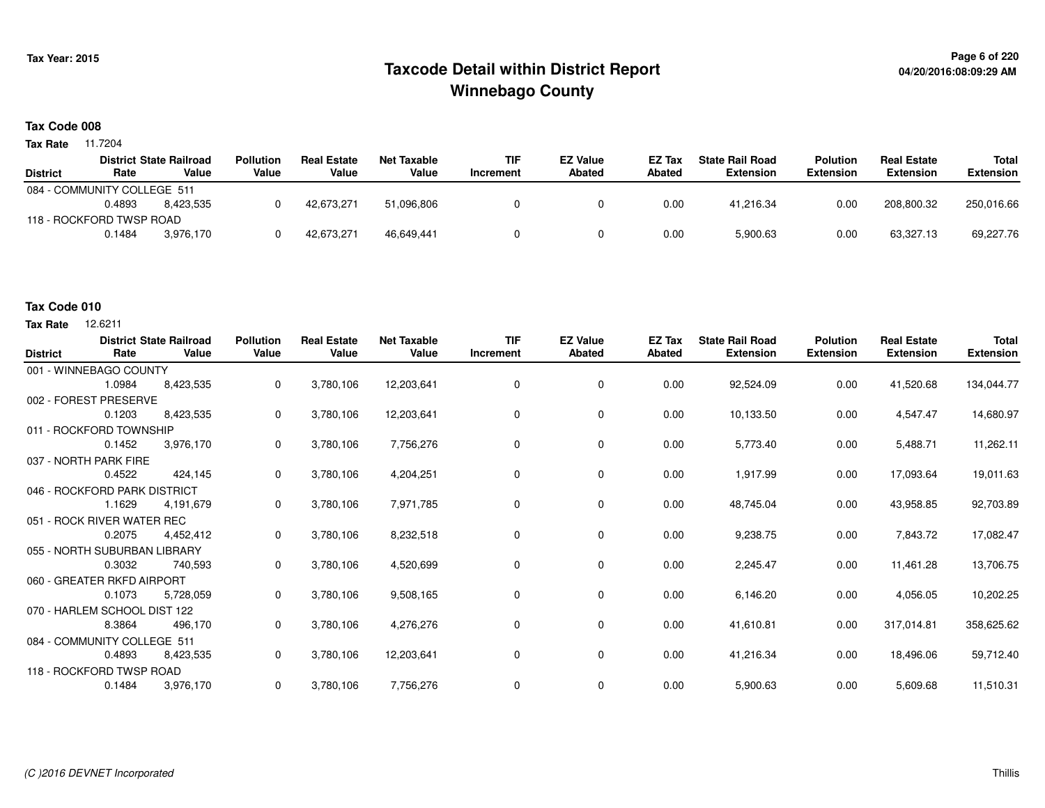# Taxcode Detail within District Report
# Winnebago County

Tax Year: 2015

04/20/2016:08:09:29 AM

## Tax Code 008

**Tax Rate** 11.7204

| District | District Rate | State Railroad Value | Pollution Value | Real Estate Value | Net Taxable Value | TIF Increment | EZ Value Abated | EZ Tax Abated | State Rail Road Extension | Polution Extension | Real Estate Extension | Total Extension |
|---|---|---|---|---|---|---|---|---|---|---|---|---|
| 084 - COMMUNITY COLLEGE 511 | 0.4893 | 8,423,535 | 0 | 42,673,271 | 51,096,806 | 0 | 0 | 0.00 | 41,216.34 | 0.00 | 208,800.32 | 250,016.66 |
| 118 - ROCKFORD TWSP ROAD | 0.1484 | 3,976,170 | 0 | 42,673,271 | 46,649,441 | 0 | 0 | 0.00 | 5,900.63 | 0.00 | 63,327.13 | 69,227.76 |

## Tax Code 010

**Tax Rate** 12.6211

| District | District Rate | State Railroad Value | Pollution Value | Real Estate Value | Net Taxable Value | TIF Increment | EZ Value Abated | EZ Tax Abated | State Rail Road Extension | Polution Extension | Real Estate Extension | Total Extension |
|---|---|---|---|---|---|---|---|---|---|---|---|---|
| 001 - WINNEBAGO COUNTY | 1.0984 | 8,423,535 | 0 | 3,780,106 | 12,203,641 | 0 | 0 | 0.00 | 92,524.09 | 0.00 | 41,520.68 | 134,044.77 |
| 002 - FOREST PRESERVE | 0.1203 | 8,423,535 | 0 | 3,780,106 | 12,203,641 | 0 | 0 | 0.00 | 10,133.50 | 0.00 | 4,547.47 | 14,680.97 |
| 011 - ROCKFORD TOWNSHIP | 0.1452 | 3,976,170 | 0 | 3,780,106 | 7,756,276 | 0 | 0 | 0.00 | 5,773.40 | 0.00 | 5,488.71 | 11,262.11 |
| 037 - NORTH PARK FIRE | 0.4522 | 424,145 | 0 | 3,780,106 | 4,204,251 | 0 | 0 | 0.00 | 1,917.99 | 0.00 | 17,093.64 | 19,011.63 |
| 046 - ROCKFORD PARK DISTRICT | 1.1629 | 4,191,679 | 0 | 3,780,106 | 7,971,785 | 0 | 0 | 0.00 | 48,745.04 | 0.00 | 43,958.85 | 92,703.89 |
| 051 - ROCK RIVER WATER REC | 0.2075 | 4,452,412 | 0 | 3,780,106 | 8,232,518 | 0 | 0 | 0.00 | 9,238.75 | 0.00 | 7,843.72 | 17,082.47 |
| 055 - NORTH SUBURBAN LIBRARY | 0.3032 | 740,593 | 0 | 3,780,106 | 4,520,699 | 0 | 0 | 0.00 | 2,245.47 | 0.00 | 11,461.28 | 13,706.75 |
| 060 - GREATER RKFD AIRPORT | 0.1073 | 5,728,059 | 0 | 3,780,106 | 9,508,165 | 0 | 0 | 0.00 | 6,146.20 | 0.00 | 4,056.05 | 10,202.25 |
| 070 - HARLEM SCHOOL DIST 122 | 8.3864 | 496,170 | 0 | 3,780,106 | 4,276,276 | 0 | 0 | 0.00 | 41,610.81 | 0.00 | 317,014.81 | 358,625.62 |
| 084 - COMMUNITY COLLEGE 511 | 0.4893 | 8,423,535 | 0 | 3,780,106 | 12,203,641 | 0 | 0 | 0.00 | 41,216.34 | 0.00 | 18,496.06 | 59,712.40 |
| 118 - ROCKFORD TWSP ROAD | 0.1484 | 3,976,170 | 0 | 3,780,106 | 7,756,276 | 0 | 0 | 0.00 | 5,900.63 | 0.00 | 5,609.68 | 11,510.31 |

*(C )2016 DEVNET Incorporated* Thillis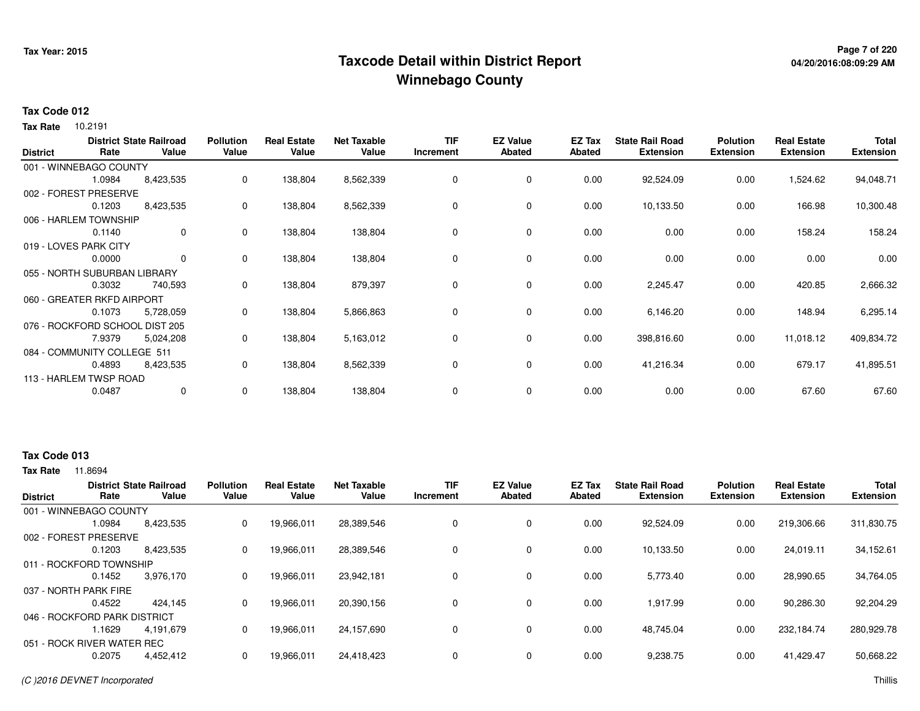# Taxcode Detail within District Report
## Winnebago County

Tax Year: 2015

**Tax Code 012**

**Tax Rate** 10.2191

| District | District Rate | State Railroad Value | Pollution Value | Real Estate Value | Net Taxable Value | TIF Increment | EZ Value Abated | EZ Tax Abated | State Rail Road Extension | Polution Extension | Real Estate Extension | Total Extension |
|---|---|---|---|---|---|---|---|---|---|---|---|---|
| 001 - WINNEBAGO COUNTY | 1.0984 | 8,423,535 | 0 | 138,804 | 8,562,339 | 0 | 0 | 0.00 | 92,524.09 | 0.00 | 1,524.62 | 94,048.71 |
| 002 - FOREST PRESERVE | 0.1203 | 8,423,535 | 0 | 138,804 | 8,562,339 | 0 | 0 | 0.00 | 10,133.50 | 0.00 | 166.98 | 10,300.48 |
| 006 - HARLEM TOWNSHIP | 0.1140 | 0 | 0 | 138,804 | 138,804 | 0 | 0 | 0.00 | 0.00 | 0.00 | 158.24 | 158.24 |
| 019 - LOVES PARK CITY | 0.0000 | 0 | 0 | 138,804 | 138,804 | 0 | 0 | 0.00 | 0.00 | 0.00 | 0.00 | 0.00 |
| 055 - NORTH SUBURBAN LIBRARY | 0.3032 | 740,593 | 0 | 138,804 | 879,397 | 0 | 0 | 0.00 | 2,245.47 | 0.00 | 420.85 | 2,666.32 |
| 060 - GREATER RKFD AIRPORT | 0.1073 | 5,728,059 | 0 | 138,804 | 5,866,863 | 0 | 0 | 0.00 | 6,146.20 | 0.00 | 148.94 | 6,295.14 |
| 076 - ROCKFORD SCHOOL DIST 205 | 7.9379 | 5,024,208 | 0 | 138,804 | 5,163,012 | 0 | 0 | 0.00 | 398,816.60 | 0.00 | 11,018.12 | 409,834.72 |
| 084 - COMMUNITY COLLEGE 511 | 0.4893 | 8,423,535 | 0 | 138,804 | 8,562,339 | 0 | 0 | 0.00 | 41,216.34 | 0.00 | 679.17 | 41,895.51 |
| 113 - HARLEM TWSP ROAD | 0.0487 | 0 | 0 | 138,804 | 138,804 | 0 | 0 | 0.00 | 0.00 | 0.00 | 67.60 | 67.60 |

**Tax Code 013**

**Tax Rate** 11.8694

| District | District Rate | State Railroad Value | Pollution Value | Real Estate Value | Net Taxable Value | TIF Increment | EZ Value Abated | EZ Tax Abated | State Rail Road Extension | Polution Extension | Real Estate Extension | Total Extension |
|---|---|---|---|---|---|---|---|---|---|---|---|---|
| 001 - WINNEBAGO COUNTY | 1.0984 | 8,423,535 | 0 | 19,966,011 | 28,389,546 | 0 | 0 | 0.00 | 92,524.09 | 0.00 | 219,306.66 | 311,830.75 |
| 002 - FOREST PRESERVE | 0.1203 | 8,423,535 | 0 | 19,966,011 | 28,389,546 | 0 | 0 | 0.00 | 10,133.50 | 0.00 | 24,019.11 | 34,152.61 |
| 011 - ROCKFORD TOWNSHIP | 0.1452 | 3,976,170 | 0 | 19,966,011 | 23,942,181 | 0 | 0 | 0.00 | 5,773.40 | 0.00 | 28,990.65 | 34,764.05 |
| 037 - NORTH PARK FIRE | 0.4522 | 424,145 | 0 | 19,966,011 | 20,390,156 | 0 | 0 | 0.00 | 1,917.99 | 0.00 | 90,286.30 | 92,204.29 |
| 046 - ROCKFORD PARK DISTRICT | 1.1629 | 4,191,679 | 0 | 19,966,011 | 24,157,690 | 0 | 0 | 0.00 | 48,745.04 | 0.00 | 232,184.74 | 280,929.78 |
| 051 - ROCK RIVER WATER REC | 0.2075 | 4,452,412 | 0 | 19,966,011 | 24,418,423 | 0 | 0 | 0.00 | 9,238.75 | 0.00 | 41,429.47 | 50,668.22 |

*(C )2016 DEVNET Incorporated* Thillis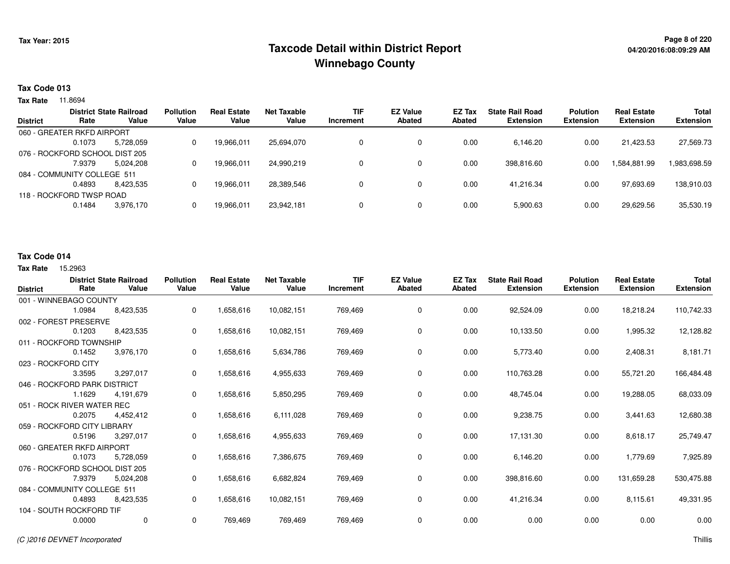# Taxcode Detail within District Report
## Winnebago County

Tax Year: 2015

### Tax Code 013

**Tax Rate** 11.8694

| District | District Rate | State Railroad Value | Pollution Value | Real Estate Value | Net Taxable Value | TIF Increment | EZ Value Abated | EZ Tax Abated | State Rail Road Extension | Polution Extension | Real Estate Extension | Total Extension |
|---|---|---|---|---|---|---|---|---|---|---|---|---|
| 060 - GREATER RKFD AIRPORT | | | | | | | | | | | | |
| | 0.1073 | 5,728,059 | 0 | 19,966,011 | 25,694,070 | 0 | 0 | 0.00 | 6,146.20 | 0.00 | 21,423.53 | 27,569.73 |
| 076 - ROCKFORD SCHOOL DIST 205 | | | | | | | | | | | | |
| | 7.9379 | 5,024,208 | 0 | 19,966,011 | 24,990,219 | 0 | 0 | 0.00 | 398,816.60 | 0.00 | 1,584,881.99 | 1,983,698.59 |
| 084 - COMMUNITY COLLEGE 511 | | | | | | | | | | | | |
| | 0.4893 | 8,423,535 | 0 | 19,966,011 | 28,389,546 | 0 | 0 | 0.00 | 41,216.34 | 0.00 | 97,693.69 | 138,910.03 |
| 118 - ROCKFORD TWSP ROAD | | | | | | | | | | | | |
| | 0.1484 | 3,976,170 | 0 | 19,966,011 | 23,942,181 | 0 | 0 | 0.00 | 5,900.63 | 0.00 | 29,629.56 | 35,530.19 |

### Tax Code 014

**Tax Rate** 15.2963

| District | District Rate | State Railroad Value | Pollution Value | Real Estate Value | Net Taxable Value | TIF Increment | EZ Value Abated | EZ Tax Abated | State Rail Road Extension | Polution Extension | Real Estate Extension | Total Extension |
|---|---|---|---|---|---|---|---|---|---|---|---|---|
| 001 - WINNEBAGO COUNTY | | | | | | | | | | | | |
| | 1.0984 | 8,423,535 | 0 | 1,658,616 | 10,082,151 | 769,469 | 0 | 0.00 | 92,524.09 | 0.00 | 18,218.24 | 110,742.33 |
| 002 - FOREST PRESERVE | | | | | | | | | | | | |
| | 0.1203 | 8,423,535 | 0 | 1,658,616 | 10,082,151 | 769,469 | 0 | 0.00 | 10,133.50 | 0.00 | 1,995.32 | 12,128.82 |
| 011 - ROCKFORD TOWNSHIP | | | | | | | | | | | | |
| | 0.1452 | 3,976,170 | 0 | 1,658,616 | 5,634,786 | 769,469 | 0 | 0.00 | 5,773.40 | 0.00 | 2,408.31 | 8,181.71 |
| 023 - ROCKFORD CITY | | | | | | | | | | | | |
| | 3.3595 | 3,297,017 | 0 | 1,658,616 | 4,955,633 | 769,469 | 0 | 0.00 | 110,763.28 | 0.00 | 55,721.20 | 166,484.48 |
| 046 - ROCKFORD PARK DISTRICT | | | | | | | | | | | | |
| | 1.1629 | 4,191,679 | 0 | 1,658,616 | 5,850,295 | 769,469 | 0 | 0.00 | 48,745.04 | 0.00 | 19,288.05 | 68,033.09 |
| 051 - ROCK RIVER WATER REC | | | | | | | | | | | | |
| | 0.2075 | 4,452,412 | 0 | 1,658,616 | 6,111,028 | 769,469 | 0 | 0.00 | 9,238.75 | 0.00 | 3,441.63 | 12,680.38 |
| 059 - ROCKFORD CITY LIBRARY | | | | | | | | | | | | |
| | 0.5196 | 3,297,017 | 0 | 1,658,616 | 4,955,633 | 769,469 | 0 | 0.00 | 17,131.30 | 0.00 | 8,618.17 | 25,749.47 |
| 060 - GREATER RKFD AIRPORT | | | | | | | | | | | | |
| | 0.1073 | 5,728,059 | 0 | 1,658,616 | 7,386,675 | 769,469 | 0 | 0.00 | 6,146.20 | 0.00 | 1,779.69 | 7,925.89 |
| 076 - ROCKFORD SCHOOL DIST 205 | | | | | | | | | | | | |
| | 7.9379 | 5,024,208 | 0 | 1,658,616 | 6,682,824 | 769,469 | 0 | 0.00 | 398,816.60 | 0.00 | 131,659.28 | 530,475.88 |
| 084 - COMMUNITY COLLEGE 511 | | | | | | | | | | | | |
| | 0.4893 | 8,423,535 | 0 | 1,658,616 | 10,082,151 | 769,469 | 0 | 0.00 | 41,216.34 | 0.00 | 8,115.61 | 49,331.95 |
| 104 - SOUTH ROCKFORD TIF | | | | | | | | | | | | |
| | 0.0000 | 0 | 0 | 769,469 | 769,469 | 769,469 | 0 | 0.00 | 0.00 | 0.00 | 0.00 | 0.00 |

*(C )2016 DEVNET Incorporated* Thillis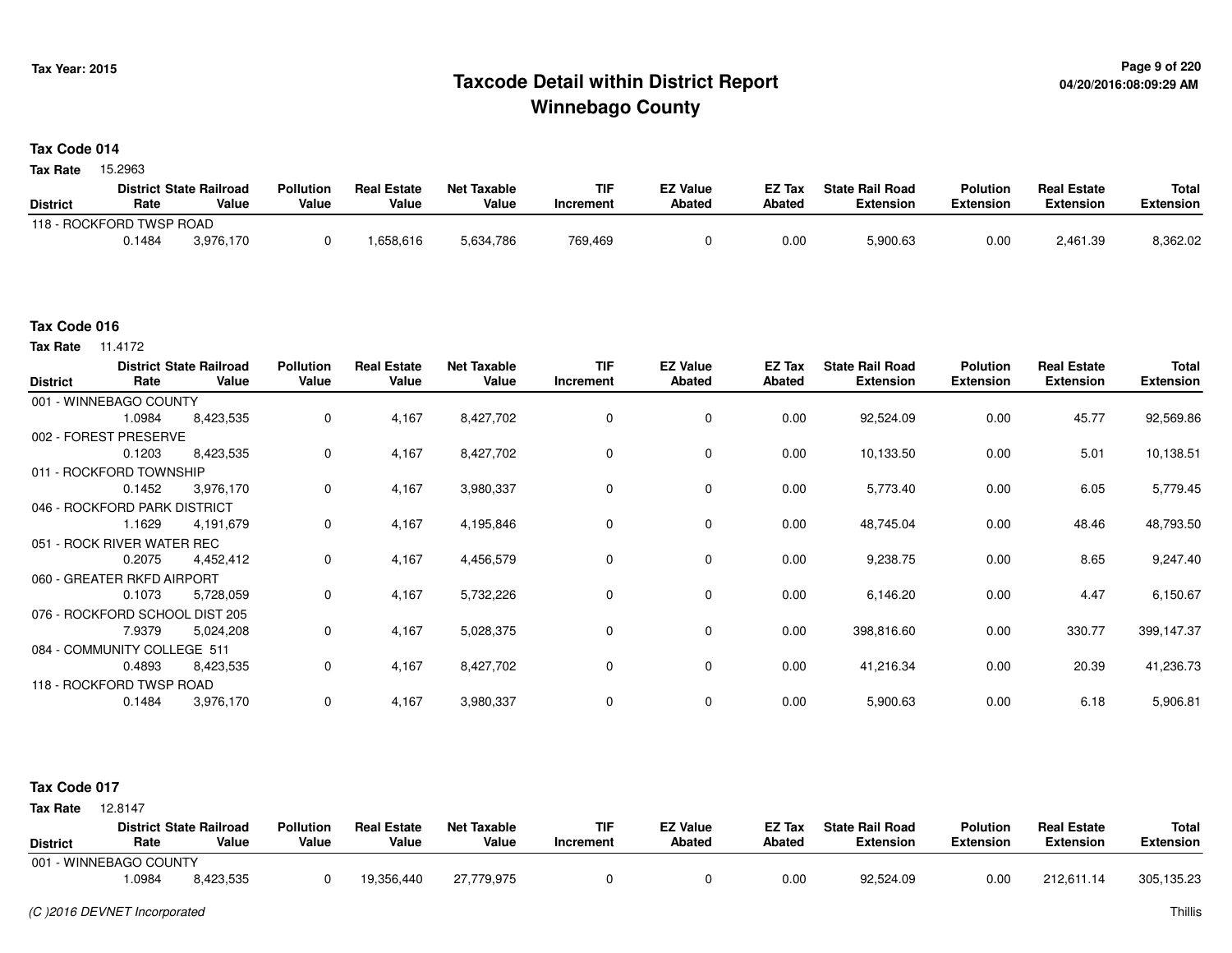# Taxcode Detail within District Report
# Winnebago County

Tax Year: 2015

04/20/2016:08:09:29 AM

## Tax Code 014

**Tax Rate** 15.2963

| District | District Rate | State Railroad Value | Pollution Value | Real Estate Value | Net Taxable Value | TIF Increment | EZ Value Abated | EZ Tax Abated | State Rail Road Extension | Polution Extension | Real Estate Extension | Total Extension |
|---|---|---|---|---|---|---|---|---|---|---|---|---|
| 118 - ROCKFORD TWSP ROAD | 0.1484 | 3,976,170 | 0 | 1,658,616 | 5,634,786 | 769,469 | 0 | 0.00 | 5,900.63 | 0.00 | 2,461.39 | 8,362.02 |

## Tax Code 016

**Tax Rate** 11.4172

| District | District Rate | State Railroad Value | Pollution Value | Real Estate Value | Net Taxable Value | TIF Increment | EZ Value Abated | EZ Tax Abated | State Rail Road Extension | Polution Extension | Real Estate Extension | Total Extension |
|---|---|---|---|---|---|---|---|---|---|---|---|---|
| 001 - WINNEBAGO COUNTY | 1.0984 | 8,423,535 | 0 | 4,167 | 8,427,702 | 0 | 0 | 0.00 | 92,524.09 | 0.00 | 45.77 | 92,569.86 |
| 002 - FOREST PRESERVE | 0.1203 | 8,423,535 | 0 | 4,167 | 8,427,702 | 0 | 0 | 0.00 | 10,133.50 | 0.00 | 5.01 | 10,138.51 |
| 011 - ROCKFORD TOWNSHIP | 0.1452 | 3,976,170 | 0 | 4,167 | 3,980,337 | 0 | 0 | 0.00 | 5,773.40 | 0.00 | 6.05 | 5,779.45 |
| 046 - ROCKFORD PARK DISTRICT | 1.1629 | 4,191,679 | 0 | 4,167 | 4,195,846 | 0 | 0 | 0.00 | 48,745.04 | 0.00 | 48.46 | 48,793.50 |
| 051 - ROCK RIVER WATER REC | 0.2075 | 4,452,412 | 0 | 4,167 | 4,456,579 | 0 | 0 | 0.00 | 9,238.75 | 0.00 | 8.65 | 9,247.40 |
| 060 - GREATER RKFD AIRPORT | 0.1073 | 5,728,059 | 0 | 4,167 | 5,732,226 | 0 | 0 | 0.00 | 6,146.20 | 0.00 | 4.47 | 6,150.67 |
| 076 - ROCKFORD SCHOOL DIST 205 | 7.9379 | 5,024,208 | 0 | 4,167 | 5,028,375 | 0 | 0 | 0.00 | 398,816.60 | 0.00 | 330.77 | 399,147.37 |
| 084 - COMMUNITY COLLEGE 511 | 0.4893 | 8,423,535 | 0 | 4,167 | 8,427,702 | 0 | 0 | 0.00 | 41,216.34 | 0.00 | 20.39 | 41,236.73 |
| 118 - ROCKFORD TWSP ROAD | 0.1484 | 3,976,170 | 0 | 4,167 | 3,980,337 | 0 | 0 | 0.00 | 5,900.63 | 0.00 | 6.18 | 5,906.81 |

## Tax Code 017

**Tax Rate** 12.8147

| District | District Rate | State Railroad Value | Pollution Value | Real Estate Value | Net Taxable Value | TIF Increment | EZ Value Abated | EZ Tax Abated | State Rail Road Extension | Polution Extension | Real Estate Extension | Total Extension |
|---|---|---|---|---|---|---|---|---|---|---|---|---|
| 001 - WINNEBAGO COUNTY | 1.0984 | 8,423,535 | 0 | 19,356,440 | 27,779,975 | 0 | 0 | 0.00 | 92,524.09 | 0.00 | 212,611.14 | 305,135.23 |

(C )2016 DEVNET Incorporated

Thillis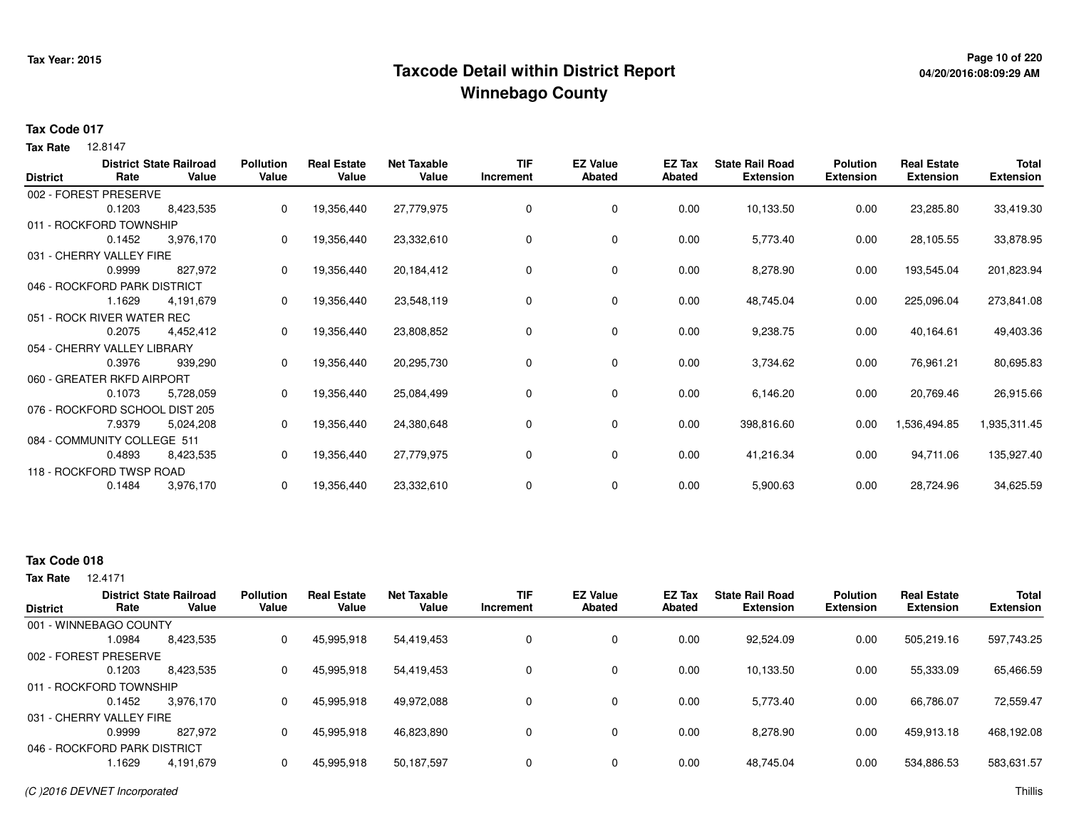# Taxcode Detail within District Report
# Winnebago County

**Tax Code 017**

**Tax Rate** 12.8147

| District | District Rate | State Railroad Value | Pollution Value | Real Estate Value | Net Taxable Value | TIF Increment | EZ Value Abated | EZ Tax Abated | State Rail Road Extension | Polution Extension | Real Estate Extension | Total Extension |
|---|---|---|---|---|---|---|---|---|---|---|---|---|
| 002 - FOREST PRESERVE | 0.1203 | 8,423,535 | 0 | 19,356,440 | 27,779,975 | 0 | 0 | 0.00 | 10,133.50 | 0.00 | 23,285.80 | 33,419.30 |
| 011 - ROCKFORD TOWNSHIP | 0.1452 | 3,976,170 | 0 | 19,356,440 | 23,332,610 | 0 | 0 | 0.00 | 5,773.40 | 0.00 | 28,105.55 | 33,878.95 |
| 031 - CHERRY VALLEY FIRE | 0.9999 | 827,972 | 0 | 19,356,440 | 20,184,412 | 0 | 0 | 0.00 | 8,278.90 | 0.00 | 193,545.04 | 201,823.94 |
| 046 - ROCKFORD PARK DISTRICT | 1.1629 | 4,191,679 | 0 | 19,356,440 | 23,548,119 | 0 | 0 | 0.00 | 48,745.04 | 0.00 | 225,096.04 | 273,841.08 |
| 051 - ROCK RIVER WATER REC | 0.2075 | 4,452,412 | 0 | 19,356,440 | 23,808,852 | 0 | 0 | 0.00 | 9,238.75 | 0.00 | 40,164.61 | 49,403.36 |
| 054 - CHERRY VALLEY LIBRARY | 0.3976 | 939,290 | 0 | 19,356,440 | 20,295,730 | 0 | 0 | 0.00 | 3,734.62 | 0.00 | 76,961.21 | 80,695.83 |
| 060 - GREATER RKFD AIRPORT | 0.1073 | 5,728,059 | 0 | 19,356,440 | 25,084,499 | 0 | 0 | 0.00 | 6,146.20 | 0.00 | 20,769.46 | 26,915.66 |
| 076 - ROCKFORD SCHOOL DIST 205 | 7.9379 | 5,024,208 | 0 | 19,356,440 | 24,380,648 | 0 | 0 | 0.00 | 398,816.60 | 0.00 | 1,536,494.85 | 1,935,311.45 |
| 084 - COMMUNITY COLLEGE 511 | 0.4893 | 8,423,535 | 0 | 19,356,440 | 27,779,975 | 0 | 0 | 0.00 | 41,216.34 | 0.00 | 94,711.06 | 135,927.40 |
| 118 - ROCKFORD TWSP ROAD | 0.1484 | 3,976,170 | 0 | 19,356,440 | 23,332,610 | 0 | 0 | 0.00 | 5,900.63 | 0.00 | 28,724.96 | 34,625.59 |

**Tax Code 018**

**Tax Rate** 12.4171

| District | District Rate | State Railroad Value | Pollution Value | Real Estate Value | Net Taxable Value | TIF Increment | EZ Value Abated | EZ Tax Abated | State Rail Road Extension | Polution Extension | Real Estate Extension | Total Extension |
|---|---|---|---|---|---|---|---|---|---|---|---|---|
| 001 - WINNEBAGO COUNTY | 1.0984 | 8,423,535 | 0 | 45,995,918 | 54,419,453 | 0 | 0 | 0.00 | 92,524.09 | 0.00 | 505,219.16 | 597,743.25 |
| 002 - FOREST PRESERVE | 0.1203 | 8,423,535 | 0 | 45,995,918 | 54,419,453 | 0 | 0 | 0.00 | 10,133.50 | 0.00 | 55,333.09 | 65,466.59 |
| 011 - ROCKFORD TOWNSHIP | 0.1452 | 3,976,170 | 0 | 45,995,918 | 49,972,088 | 0 | 0 | 0.00 | 5,773.40 | 0.00 | 66,786.07 | 72,559.47 |
| 031 - CHERRY VALLEY FIRE | 0.9999 | 827,972 | 0 | 45,995,918 | 46,823,890 | 0 | 0 | 0.00 | 8,278.90 | 0.00 | 459,913.18 | 468,192.08 |
| 046 - ROCKFORD PARK DISTRICT | 1.1629 | 4,191,679 | 0 | 45,995,918 | 50,187,597 | 0 | 0 | 0.00 | 48,745.04 | 0.00 | 534,886.53 | 583,631.57 |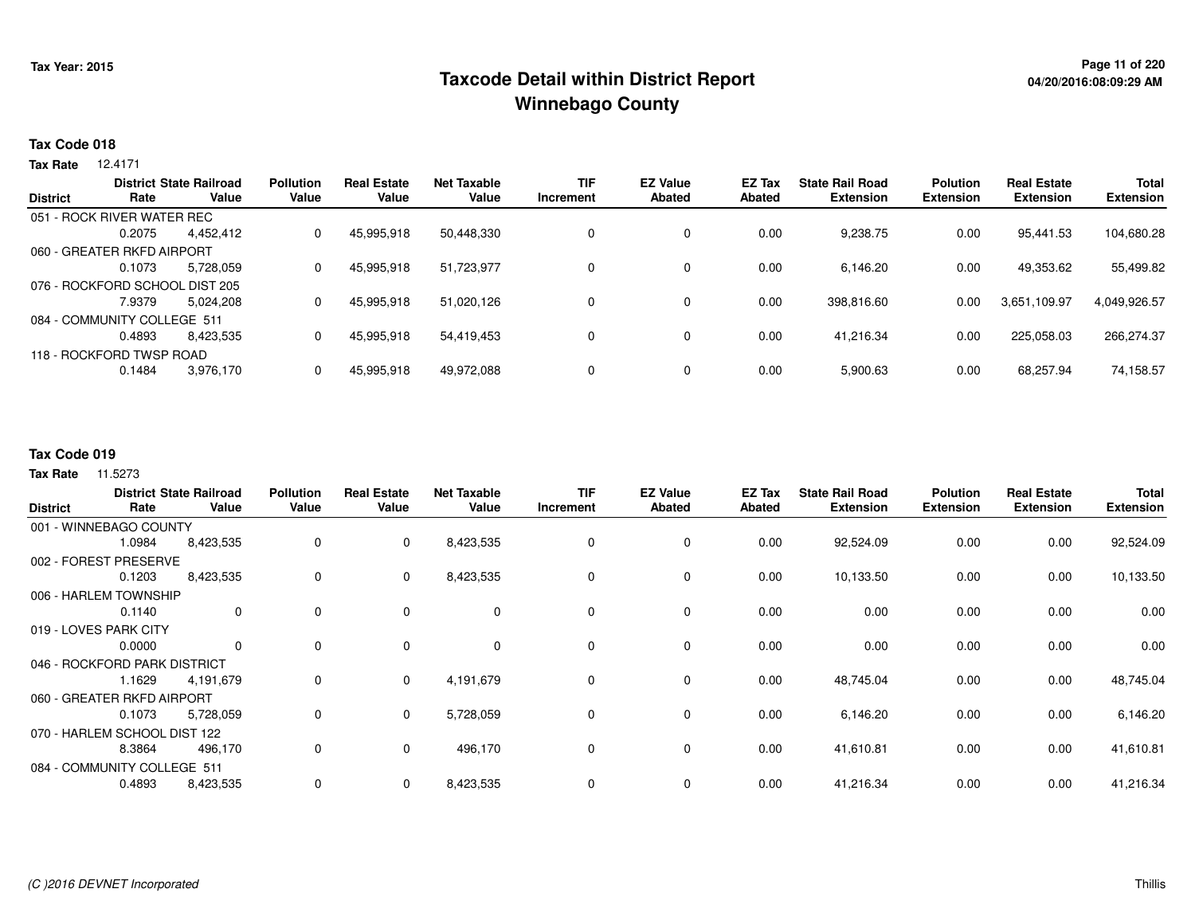# Taxcode Detail within District Report
## Winnebago County

Tax Year: 2015

04/20/2016:08:09:29 AM

**Tax Code 018**

**Tax Rate** 12.4171

| District | District Rate | State Railroad Value | Pollution Value | Real Estate Value | Net Taxable Value | TIF Increment | EZ Value Abated | EZ Tax Abated | State Rail Road Extension | Polution Extension | Real Estate Extension | Total Extension |
|---|---|---|---|---|---|---|---|---|---|---|---|---|
| 051 - ROCK RIVER WATER REC | 0.2075 | 4,452,412 | 0 | 45,995,918 | 50,448,330 | 0 | 0 | 0.00 | 9,238.75 | 0.00 | 95,441.53 | 104,680.28 |
| 060 - GREATER RKFD AIRPORT | 0.1073 | 5,728,059 | 0 | 45,995,918 | 51,723,977 | 0 | 0 | 0.00 | 6,146.20 | 0.00 | 49,353.62 | 55,499.82 |
| 076 - ROCKFORD SCHOOL DIST 205 | 7.9379 | 5,024,208 | 0 | 45,995,918 | 51,020,126 | 0 | 0 | 0.00 | 398,816.60 | 0.00 | 3,651,109.97 | 4,049,926.57 |
| 084 - COMMUNITY COLLEGE 511 | 0.4893 | 8,423,535 | 0 | 45,995,918 | 54,419,453 | 0 | 0 | 0.00 | 41,216.34 | 0.00 | 225,058.03 | 266,274.37 |
| 118 - ROCKFORD TWSP ROAD | 0.1484 | 3,976,170 | 0 | 45,995,918 | 49,972,088 | 0 | 0 | 0.00 | 5,900.63 | 0.00 | 68,257.94 | 74,158.57 |

**Tax Code 019**

**Tax Rate** 11.5273

| District | District Rate | State Railroad Value | Pollution Value | Real Estate Value | Net Taxable Value | TIF Increment | EZ Value Abated | EZ Tax Abated | State Rail Road Extension | Polution Extension | Real Estate Extension | Total Extension |
|---|---|---|---|---|---|---|---|---|---|---|---|---|
| 001 - WINNEBAGO COUNTY | 1.0984 | 8,423,535 | 0 | 0 | 8,423,535 | 0 | 0 | 0.00 | 92,524.09 | 0.00 | 0.00 | 92,524.09 |
| 002 - FOREST PRESERVE | 0.1203 | 8,423,535 | 0 | 0 | 8,423,535 | 0 | 0 | 0.00 | 10,133.50 | 0.00 | 0.00 | 10,133.50 |
| 006 - HARLEM TOWNSHIP | 0.1140 | 0 | 0 | 0 | 0 | 0 | 0 | 0.00 | 0.00 | 0.00 | 0.00 | 0.00 |
| 019 - LOVES PARK CITY | 0.0000 | 0 | 0 | 0 | 0 | 0 | 0 | 0.00 | 0.00 | 0.00 | 0.00 | 0.00 |
| 046 - ROCKFORD PARK DISTRICT | 1.1629 | 4,191,679 | 0 | 0 | 4,191,679 | 0 | 0 | 0.00 | 48,745.04 | 0.00 | 0.00 | 48,745.04 |
| 060 - GREATER RKFD AIRPORT | 0.1073 | 5,728,059 | 0 | 0 | 5,728,059 | 0 | 0 | 0.00 | 6,146.20 | 0.00 | 0.00 | 6,146.20 |
| 070 - HARLEM SCHOOL DIST 122 | 8.3864 | 496,170 | 0 | 0 | 496,170 | 0 | 0 | 0.00 | 41,610.81 | 0.00 | 0.00 | 41,610.81 |
| 084 - COMMUNITY COLLEGE 511 | 0.4893 | 8,423,535 | 0 | 0 | 8,423,535 | 0 | 0 | 0.00 | 41,216.34 | 0.00 | 0.00 | 41,216.34 |

*(C )2016 DEVNET Incorporated* Thillis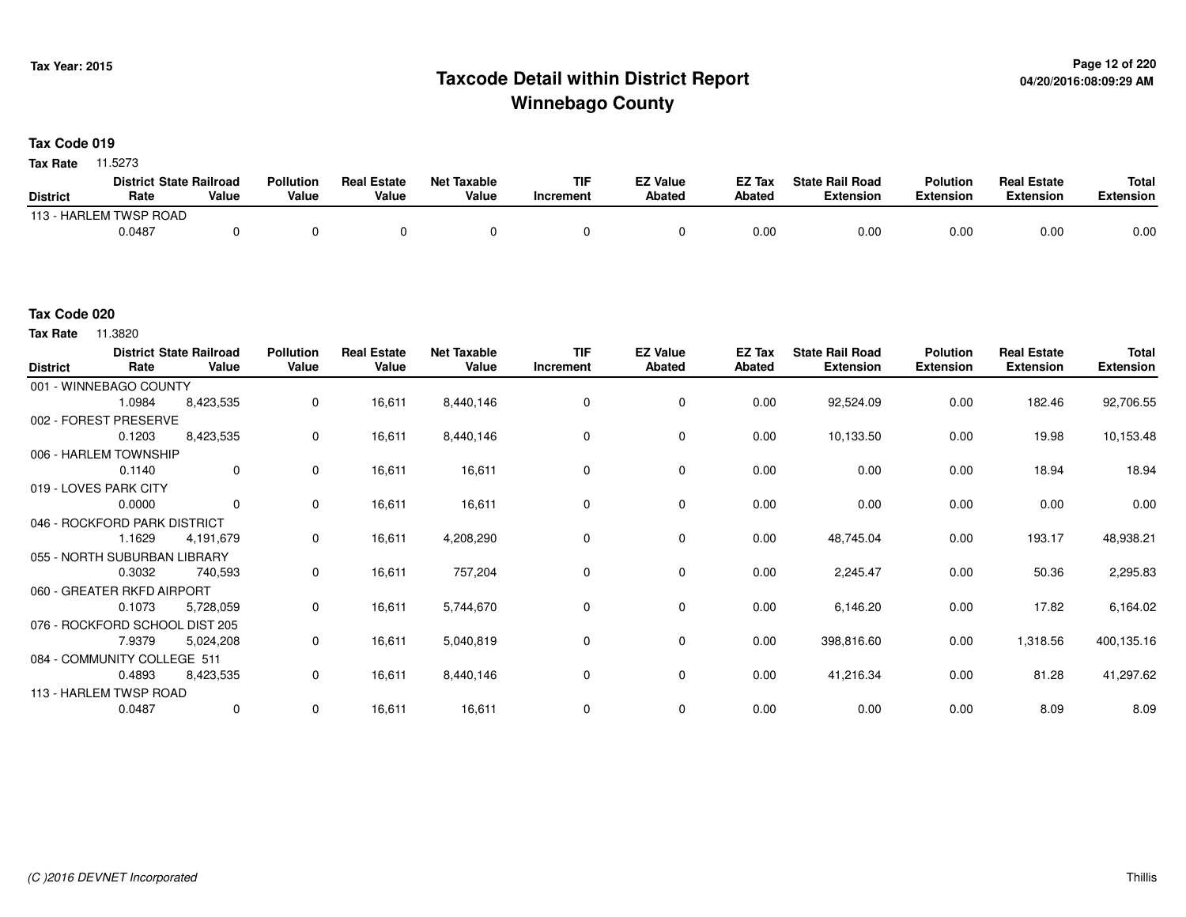# Taxcode Detail within District Report
# Winnebago County

Tax Year: 2015

04/20/2016:08:09:29 AM

## Tax Code 019

**Tax Rate** 11.5273

| District | District Rate | State Railroad Value | Pollution Value | Real Estate Value | Net Taxable Value | TIF Increment | EZ Value Abated | EZ Tax Abated | State Rail Road Extension | Polution Extension | Real Estate Extension | Total Extension |
|---|---|---|---|---|---|---|---|---|---|---|---|---|
| 113 - HARLEM TWSP ROAD | 0.0487 | 0 | 0 | 0 | 0 | 0 | 0 | 0.00 | 0.00 | 0.00 | 0.00 | 0.00 |

## Tax Code 020

**Tax Rate** 11.3820

| District | District Rate | State Railroad Value | Pollution Value | Real Estate Value | Net Taxable Value | TIF Increment | EZ Value Abated | EZ Tax Abated | State Rail Road Extension | Polution Extension | Real Estate Extension | Total Extension |
|---|---|---|---|---|---|---|---|---|---|---|---|---|
| 001 - WINNEBAGO COUNTY | 1.0984 | 8,423,535 | 0 | 16,611 | 8,440,146 | 0 | 0 | 0.00 | 92,524.09 | 0.00 | 182.46 | 92,706.55 |
| 002 - FOREST PRESERVE | 0.1203 | 8,423,535 | 0 | 16,611 | 8,440,146 | 0 | 0 | 0.00 | 10,133.50 | 0.00 | 19.98 | 10,153.48 |
| 006 - HARLEM TOWNSHIP | 0.1140 | 0 | 0 | 16,611 | 16,611 | 0 | 0 | 0.00 | 0.00 | 0.00 | 18.94 | 18.94 |
| 019 - LOVES PARK CITY | 0.0000 | 0 | 0 | 16,611 | 16,611 | 0 | 0 | 0.00 | 0.00 | 0.00 | 0.00 | 0.00 |
| 046 - ROCKFORD PARK DISTRICT | 1.1629 | 4,191,679 | 0 | 16,611 | 4,208,290 | 0 | 0 | 0.00 | 48,745.04 | 0.00 | 193.17 | 48,938.21 |
| 055 - NORTH SUBURBAN LIBRARY | 0.3032 | 740,593 | 0 | 16,611 | 757,204 | 0 | 0 | 0.00 | 2,245.47 | 0.00 | 50.36 | 2,295.83 |
| 060 - GREATER RKFD AIRPORT | 0.1073 | 5,728,059 | 0 | 16,611 | 5,744,670 | 0 | 0 | 0.00 | 6,146.20 | 0.00 | 17.82 | 6,164.02 |
| 076 - ROCKFORD SCHOOL DIST 205 | 7.9379 | 5,024,208 | 0 | 16,611 | 5,040,819 | 0 | 0 | 0.00 | 398,816.60 | 0.00 | 1,318.56 | 400,135.16 |
| 084 - COMMUNITY COLLEGE 511 | 0.4893 | 8,423,535 | 0 | 16,611 | 8,440,146 | 0 | 0 | 0.00 | 41,216.34 | 0.00 | 81.28 | 41,297.62 |
| 113 - HARLEM TWSP ROAD | 0.0487 | 0 | 0 | 16,611 | 16,611 | 0 | 0 | 0.00 | 0.00 | 0.00 | 8.09 | 8.09 |

*(C )2016 DEVNET Incorporated* Thillis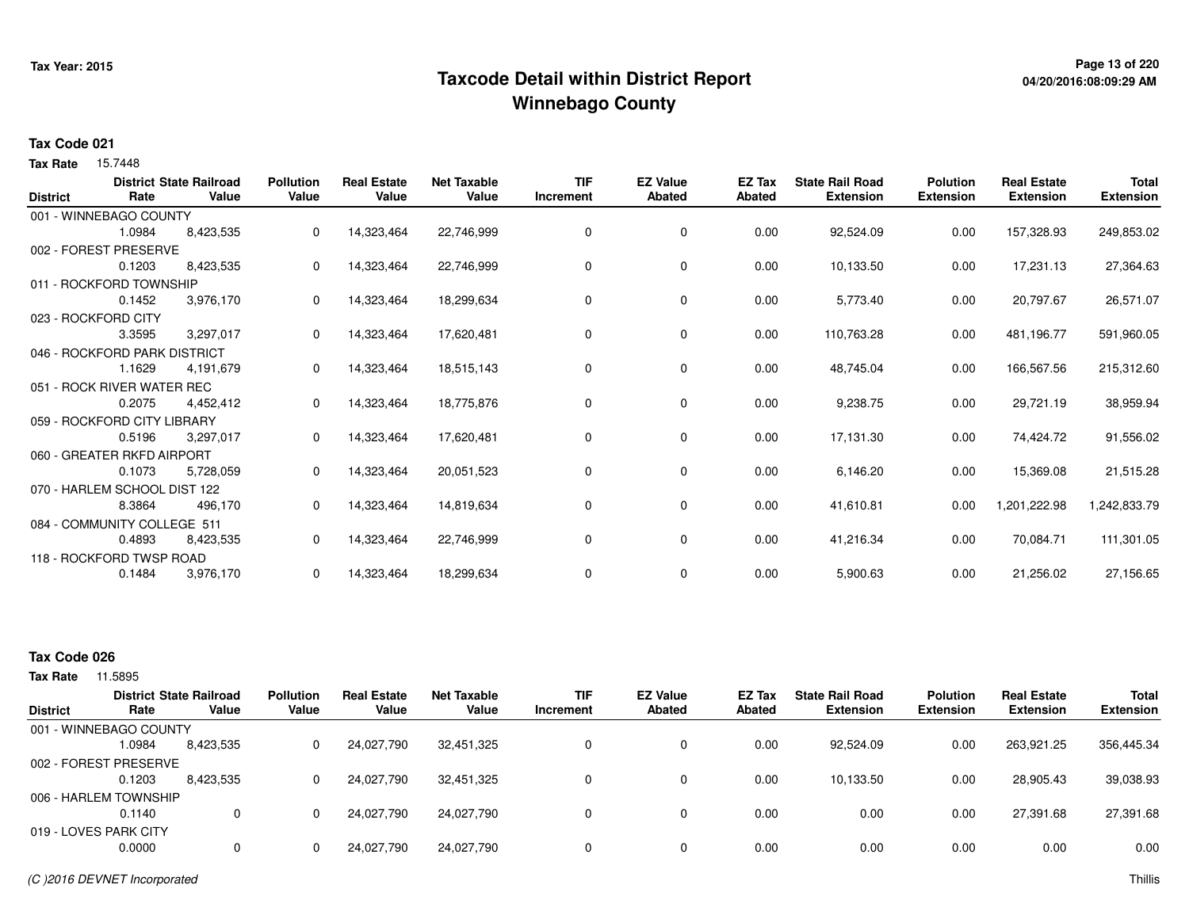# Taxcode Detail within District Report
# Winnebago County

**Tax Year: 2015**

**Tax Code 021**

**Tax Rate** 15.7448

| District | District Rate | State Railroad Value | Pollution Value | Real Estate Value | Net Taxable Value | TIF Increment | EZ Value Abated | EZ Tax Abated | State Rail Road Extension | Polution Extension | Real Estate Extension | Total Extension |
|---|---|---|---|---|---|---|---|---|---|---|---|---|
| 001 - WINNEBAGO COUNTY | 1.0984 | 8,423,535 | 0 | 14,323,464 | 22,746,999 | 0 | 0 | 0.00 | 92,524.09 | 0.00 | 157,328.93 | 249,853.02 |
| 002 - FOREST PRESERVE | 0.1203 | 8,423,535 | 0 | 14,323,464 | 22,746,999 | 0 | 0 | 0.00 | 10,133.50 | 0.00 | 17,231.13 | 27,364.63 |
| 011 - ROCKFORD TOWNSHIP | 0.1452 | 3,976,170 | 0 | 14,323,464 | 18,299,634 | 0 | 0 | 0.00 | 5,773.40 | 0.00 | 20,797.67 | 26,571.07 |
| 023 - ROCKFORD CITY | 3.3595 | 3,297,017 | 0 | 14,323,464 | 17,620,481 | 0 | 0 | 0.00 | 110,763.28 | 0.00 | 481,196.77 | 591,960.05 |
| 046 - ROCKFORD PARK DISTRICT | 1.1629 | 4,191,679 | 0 | 14,323,464 | 18,515,143 | 0 | 0 | 0.00 | 48,745.04 | 0.00 | 166,567.56 | 215,312.60 |
| 051 - ROCK RIVER WATER REC | 0.2075 | 4,452,412 | 0 | 14,323,464 | 18,775,876 | 0 | 0 | 0.00 | 9,238.75 | 0.00 | 29,721.19 | 38,959.94 |
| 059 - ROCKFORD CITY LIBRARY | 0.5196 | 3,297,017 | 0 | 14,323,464 | 17,620,481 | 0 | 0 | 0.00 | 17,131.30 | 0.00 | 74,424.72 | 91,556.02 |
| 060 - GREATER RKFD AIRPORT | 0.1073 | 5,728,059 | 0 | 14,323,464 | 20,051,523 | 0 | 0 | 0.00 | 6,146.20 | 0.00 | 15,369.08 | 21,515.28 |
| 070 - HARLEM SCHOOL DIST 122 | 8.3864 | 496,170 | 0 | 14,323,464 | 14,819,634 | 0 | 0 | 0.00 | 41,610.81 | 0.00 | 1,201,222.98 | 1,242,833.79 |
| 084 - COMMUNITY COLLEGE 511 | 0.4893 | 8,423,535 | 0 | 14,323,464 | 22,746,999 | 0 | 0 | 0.00 | 41,216.34 | 0.00 | 70,084.71 | 111,301.05 |
| 118 - ROCKFORD TWSP ROAD | 0.1484 | 3,976,170 | 0 | 14,323,464 | 18,299,634 | 0 | 0 | 0.00 | 5,900.63 | 0.00 | 21,256.02 | 27,156.65 |

**Tax Code 026**

**Tax Rate** 11.5895

| District | District Rate | State Railroad Value | Pollution Value | Real Estate Value | Net Taxable Value | TIF Increment | EZ Value Abated | EZ Tax Abated | State Rail Road Extension | Polution Extension | Real Estate Extension | Total Extension |
|---|---|---|---|---|---|---|---|---|---|---|---|---|
| 001 - WINNEBAGO COUNTY | 1.0984 | 8,423,535 | 0 | 24,027,790 | 32,451,325 | 0 | 0 | 0.00 | 92,524.09 | 0.00 | 263,921.25 | 356,445.34 |
| 002 - FOREST PRESERVE | 0.1203 | 8,423,535 | 0 | 24,027,790 | 32,451,325 | 0 | 0 | 0.00 | 10,133.50 | 0.00 | 28,905.43 | 39,038.93 |
| 006 - HARLEM TOWNSHIP | 0.1140 | 0 | 0 | 24,027,790 | 24,027,790 | 0 | 0 | 0.00 | 0.00 | 0.00 | 27,391.68 | 27,391.68 |
| 019 - LOVES PARK CITY | 0.0000 | 0 | 0 | 24,027,790 | 24,027,790 | 0 | 0 | 0.00 | 0.00 | 0.00 | 0.00 | 0.00 |

*(C )2016 DEVNET Incorporated* Thillis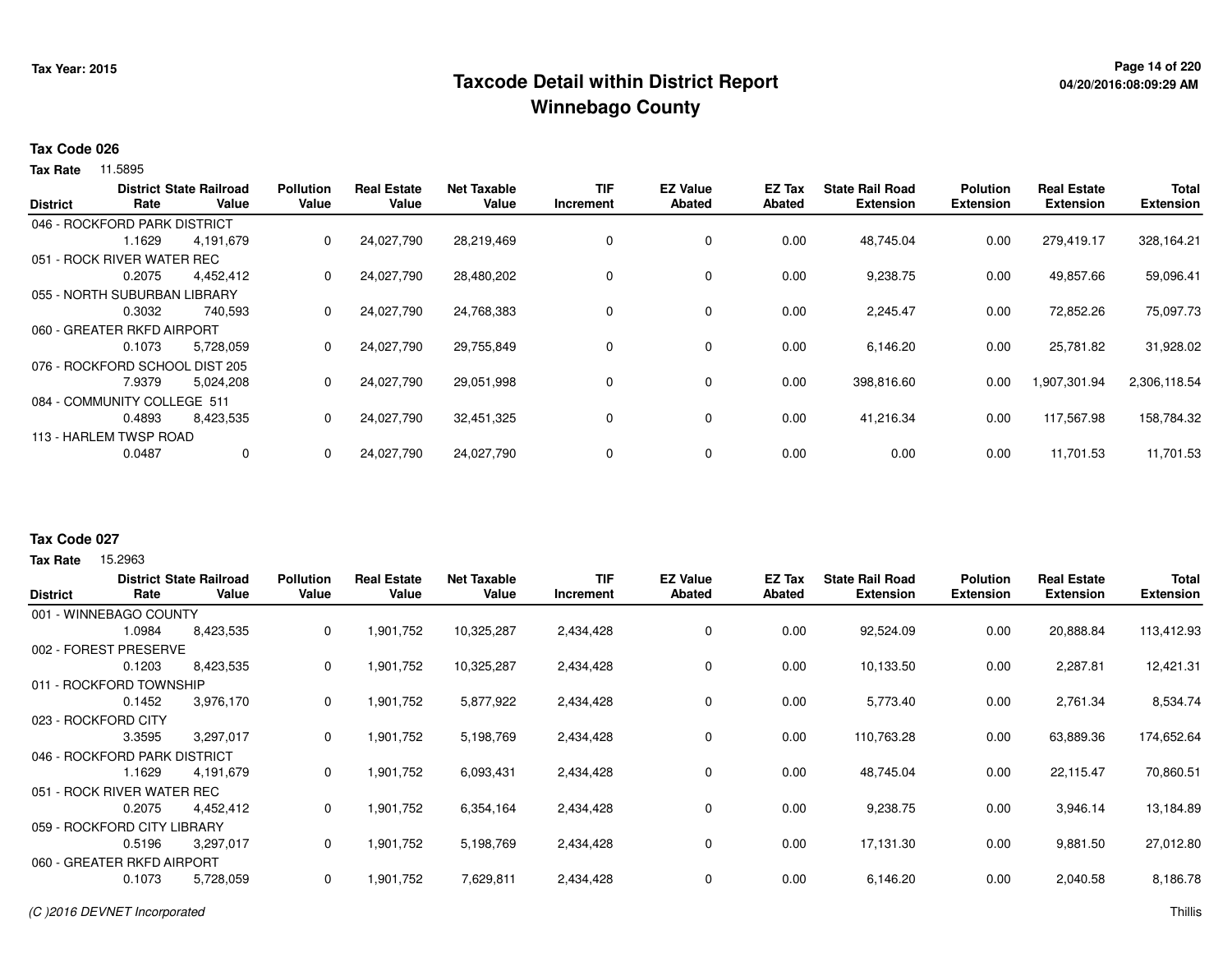# Taxcode Detail within District Report
## Winnebago County

Tax Year: 2015

### Tax Code 026

**Tax Rate** 11.5895

| District | District Rate | State Railroad Value | Pollution Value | Real Estate Value | Net Taxable Value | TIF Increment | EZ Value Abated | EZ Tax Abated | State Rail Road Extension | Polution Extension | Real Estate Extension | Total Extension |
|---|---|---|---|---|---|---|---|---|---|---|---|---|
| 046 - ROCKFORD PARK DISTRICT | 1.1629 | 4,191,679 | 0 | 24,027,790 | 28,219,469 | 0 | 0 | 0.00 | 48,745.04 | 0.00 | 279,419.17 | 328,164.21 |
| 051 - ROCK RIVER WATER REC | 0.2075 | 4,452,412 | 0 | 24,027,790 | 28,480,202 | 0 | 0 | 0.00 | 9,238.75 | 0.00 | 49,857.66 | 59,096.41 |
| 055 - NORTH SUBURBAN LIBRARY | 0.3032 | 740,593 | 0 | 24,027,790 | 24,768,383 | 0 | 0 | 0.00 | 2,245.47 | 0.00 | 72,852.26 | 75,097.73 |
| 060 - GREATER RKFD AIRPORT | 0.1073 | 5,728,059 | 0 | 24,027,790 | 29,755,849 | 0 | 0 | 0.00 | 6,146.20 | 0.00 | 25,781.82 | 31,928.02 |
| 076 - ROCKFORD SCHOOL DIST 205 | 7.9379 | 5,024,208 | 0 | 24,027,790 | 29,051,998 | 0 | 0 | 0.00 | 398,816.60 | 0.00 | 1,907,301.94 | 2,306,118.54 |
| 084 - COMMUNITY COLLEGE 511 | 0.4893 | 8,423,535 | 0 | 24,027,790 | 32,451,325 | 0 | 0 | 0.00 | 41,216.34 | 0.00 | 117,567.98 | 158,784.32 |
| 113 - HARLEM TWSP ROAD | 0.0487 | 0 | 0 | 24,027,790 | 24,027,790 | 0 | 0 | 0.00 | 0.00 | 0.00 | 11,701.53 | 11,701.53 |

### Tax Code 027

**Tax Rate** 15.2963

| District | District Rate | State Railroad Value | Pollution Value | Real Estate Value | Net Taxable Value | TIF Increment | EZ Value Abated | EZ Tax Abated | State Rail Road Extension | Polution Extension | Real Estate Extension | Total Extension |
|---|---|---|---|---|---|---|---|---|---|---|---|---|
| 001 - WINNEBAGO COUNTY | 1.0984 | 8,423,535 | 0 | 1,901,752 | 10,325,287 | 2,434,428 | 0 | 0.00 | 92,524.09 | 0.00 | 20,888.84 | 113,412.93 |
| 002 - FOREST PRESERVE | 0.1203 | 8,423,535 | 0 | 1,901,752 | 10,325,287 | 2,434,428 | 0 | 0.00 | 10,133.50 | 0.00 | 2,287.81 | 12,421.31 |
| 011 - ROCKFORD TOWNSHIP | 0.1452 | 3,976,170 | 0 | 1,901,752 | 5,877,922 | 2,434,428 | 0 | 0.00 | 5,773.40 | 0.00 | 2,761.34 | 8,534.74 |
| 023 - ROCKFORD CITY | 3.3595 | 3,297,017 | 0 | 1,901,752 | 5,198,769 | 2,434,428 | 0 | 0.00 | 110,763.28 | 0.00 | 63,889.36 | 174,652.64 |
| 046 - ROCKFORD PARK DISTRICT | 1.1629 | 4,191,679 | 0 | 1,901,752 | 6,093,431 | 2,434,428 | 0 | 0.00 | 48,745.04 | 0.00 | 22,115.47 | 70,860.51 |
| 051 - ROCK RIVER WATER REC | 0.2075 | 4,452,412 | 0 | 1,901,752 | 6,354,164 | 2,434,428 | 0 | 0.00 | 9,238.75 | 0.00 | 3,946.14 | 13,184.89 |
| 059 - ROCKFORD CITY LIBRARY | 0.5196 | 3,297,017 | 0 | 1,901,752 | 5,198,769 | 2,434,428 | 0 | 0.00 | 17,131.30 | 0.00 | 9,881.50 | 27,012.80 |
| 060 - GREATER RKFD AIRPORT | 0.1073 | 5,728,059 | 0 | 1,901,752 | 7,629,811 | 2,434,428 | 0 | 0.00 | 6,146.20 | 0.00 | 2,040.58 | 8,186.78 |

*(C )2016 DEVNET Incorporated* Thillis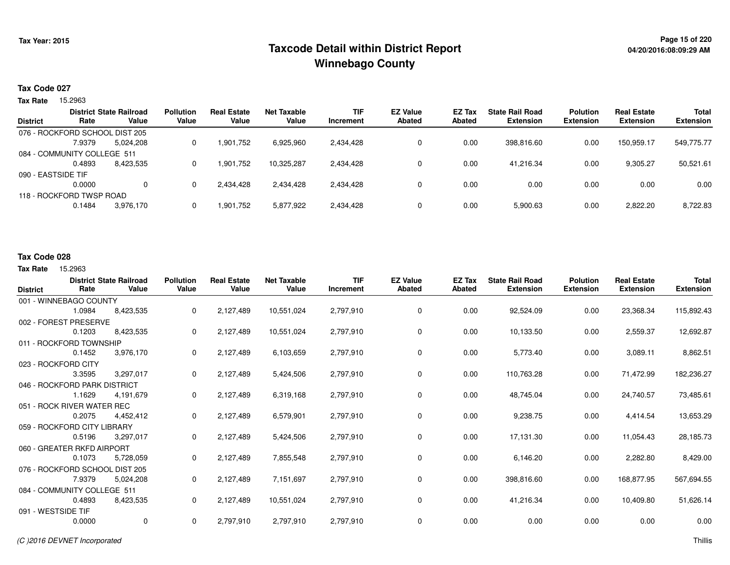# Taxcode Detail within District Report
# Winnebago County

Tax Year: 2015

**Tax Code 027**

**Tax Rate** 15.2963

| District | District Rate | State Railroad Value | Pollution Value | Real Estate Value | Net Taxable Value | TIF Increment | EZ Value Abated | EZ Tax Abated | State Rail Road Extension | Polution Extension | Real Estate Extension | Total Extension |
|---|---|---|---|---|---|---|---|---|---|---|---|---|
| 076 - ROCKFORD SCHOOL DIST 205 | 7.9379 | 5,024,208 | 0 | 1,901,752 | 6,925,960 | 2,434,428 | 0 | 0.00 | 398,816.60 | 0.00 | 150,959.17 | 549,775.77 |
| 084 - COMMUNITY COLLEGE 511 | 0.4893 | 8,423,535 | 0 | 1,901,752 | 10,325,287 | 2,434,428 | 0 | 0.00 | 41,216.34 | 0.00 | 9,305.27 | 50,521.61 |
| 090 - EASTSIDE TIF | 0.0000 | 0 | 0 | 2,434,428 | 2,434,428 | 2,434,428 | 0 | 0.00 | 0.00 | 0.00 | 0.00 | 0.00 |
| 118 - ROCKFORD TWSP ROAD | 0.1484 | 3,976,170 | 0 | 1,901,752 | 5,877,922 | 2,434,428 | 0 | 0.00 | 5,900.63 | 0.00 | 2,822.20 | 8,722.83 |

**Tax Code 028**

**Tax Rate** 15.2963

| District | District Rate | State Railroad Value | Pollution Value | Real Estate Value | Net Taxable Value | TIF Increment | EZ Value Abated | EZ Tax Abated | State Rail Road Extension | Polution Extension | Real Estate Extension | Total Extension |
|---|---|---|---|---|---|---|---|---|---|---|---|---|
| 001 - WINNEBAGO COUNTY | 1.0984 | 8,423,535 | 0 | 2,127,489 | 10,551,024 | 2,797,910 | 0 | 0.00 | 92,524.09 | 0.00 | 23,368.34 | 115,892.43 |
| 002 - FOREST PRESERVE | 0.1203 | 8,423,535 | 0 | 2,127,489 | 10,551,024 | 2,797,910 | 0 | 0.00 | 10,133.50 | 0.00 | 2,559.37 | 12,692.87 |
| 011 - ROCKFORD TOWNSHIP | 0.1452 | 3,976,170 | 0 | 2,127,489 | 6,103,659 | 2,797,910 | 0 | 0.00 | 5,773.40 | 0.00 | 3,089.11 | 8,862.51 |
| 023 - ROCKFORD CITY | 3.3595 | 3,297,017 | 0 | 2,127,489 | 5,424,506 | 2,797,910 | 0 | 0.00 | 110,763.28 | 0.00 | 71,472.99 | 182,236.27 |
| 046 - ROCKFORD PARK DISTRICT | 1.1629 | 4,191,679 | 0 | 2,127,489 | 6,319,168 | 2,797,910 | 0 | 0.00 | 48,745.04 | 0.00 | 24,740.57 | 73,485.61 |
| 051 - ROCK RIVER WATER REC | 0.2075 | 4,452,412 | 0 | 2,127,489 | 6,579,901 | 2,797,910 | 0 | 0.00 | 9,238.75 | 0.00 | 4,414.54 | 13,653.29 |
| 059 - ROCKFORD CITY LIBRARY | 0.5196 | 3,297,017 | 0 | 2,127,489 | 5,424,506 | 2,797,910 | 0 | 0.00 | 17,131.30 | 0.00 | 11,054.43 | 28,185.73 |
| 060 - GREATER RKFD AIRPORT | 0.1073 | 5,728,059 | 0 | 2,127,489 | 7,855,548 | 2,797,910 | 0 | 0.00 | 6,146.20 | 0.00 | 2,282.80 | 8,429.00 |
| 076 - ROCKFORD SCHOOL DIST 205 | 7.9379 | 5,024,208 | 0 | 2,127,489 | 7,151,697 | 2,797,910 | 0 | 0.00 | 398,816.60 | 0.00 | 168,877.95 | 567,694.55 |
| 084 - COMMUNITY COLLEGE 511 | 0.4893 | 8,423,535 | 0 | 2,127,489 | 10,551,024 | 2,797,910 | 0 | 0.00 | 41,216.34 | 0.00 | 10,409.80 | 51,626.14 |
| 091 - WESTSIDE TIF | 0.0000 | 0 | 0 | 2,797,910 | 2,797,910 | 2,797,910 | 0 | 0.00 | 0.00 | 0.00 | 0.00 | 0.00 |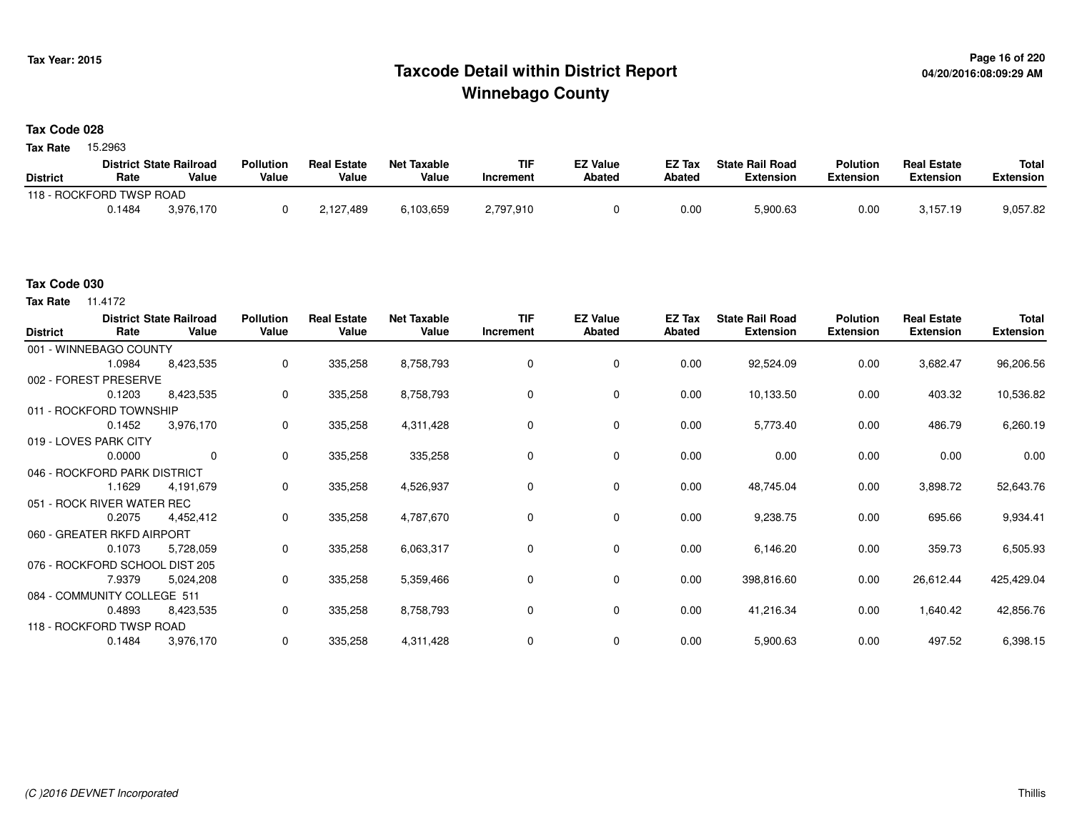# Taxcode Detail within District Report
# Winnebago County

Tax Year: 2015

04/20/2016:08:09:29 AM

**Tax Code 028**

**Tax Rate** 15.2963

| District | District Rate | State Railroad Value | Pollution Value | Real Estate Value | Net Taxable Value | TIF Increment | EZ Value Abated | EZ Tax Abated | State Rail Road Extension | Polution Extension | Real Estate Extension | Total Extension |
|---|---|---|---|---|---|---|---|---|---|---|---|---|
| 118 - ROCKFORD TWSP ROAD | | | | | | | | | | | | |
| | 0.1484 | 3,976,170 | 0 | 2,127,489 | 6,103,659 | 2,797,910 | 0 | 0.00 | 5,900.63 | 0.00 | 3,157.19 | 9,057.82 |

**Tax Code 030**

**Tax Rate** 11.4172

| District | District Rate | State Railroad Value | Pollution Value | Real Estate Value | Net Taxable Value | TIF Increment | EZ Value Abated | EZ Tax Abated | State Rail Road Extension | Polution Extension | Real Estate Extension | Total Extension |
|---|---|---|---|---|---|---|---|---|---|---|---|---|
| 001 - WINNEBAGO COUNTY | | | | | | | | | | | | |
| | 1.0984 | 8,423,535 | 0 | 335,258 | 8,758,793 | 0 | 0 | 0.00 | 92,524.09 | 0.00 | 3,682.47 | 96,206.56 |
| 002 - FOREST PRESERVE | | | | | | | | | | | | |
| | 0.1203 | 8,423,535 | 0 | 335,258 | 8,758,793 | 0 | 0 | 0.00 | 10,133.50 | 0.00 | 403.32 | 10,536.82 |
| 011 - ROCKFORD TOWNSHIP | | | | | | | | | | | | |
| | 0.1452 | 3,976,170 | 0 | 335,258 | 4,311,428 | 0 | 0 | 0.00 | 5,773.40 | 0.00 | 486.79 | 6,260.19 |
| 019 - LOVES PARK CITY | | | | | | | | | | | | |
| | 0.0000 | 0 | 0 | 335,258 | 335,258 | 0 | 0 | 0.00 | 0.00 | 0.00 | 0.00 | 0.00 |
| 046 - ROCKFORD PARK DISTRICT | | | | | | | | | | | | |
| | 1.1629 | 4,191,679 | 0 | 335,258 | 4,526,937 | 0 | 0 | 0.00 | 48,745.04 | 0.00 | 3,898.72 | 52,643.76 |
| 051 - ROCK RIVER WATER REC | | | | | | | | | | | | |
| | 0.2075 | 4,452,412 | 0 | 335,258 | 4,787,670 | 0 | 0 | 0.00 | 9,238.75 | 0.00 | 695.66 | 9,934.41 |
| 060 - GREATER RKFD AIRPORT | | | | | | | | | | | | |
| | 0.1073 | 5,728,059 | 0 | 335,258 | 6,063,317 | 0 | 0 | 0.00 | 6,146.20 | 0.00 | 359.73 | 6,505.93 |
| 076 - ROCKFORD SCHOOL DIST 205 | | | | | | | | | | | | |
| | 7.9379 | 5,024,208 | 0 | 335,258 | 5,359,466 | 0 | 0 | 0.00 | 398,816.60 | 0.00 | 26,612.44 | 425,429.04 |
| 084 - COMMUNITY COLLEGE 511 | | | | | | | | | | | | |
| | 0.4893 | 8,423,535 | 0 | 335,258 | 8,758,793 | 0 | 0 | 0.00 | 41,216.34 | 0.00 | 1,640.42 | 42,856.76 |
| 118 - ROCKFORD TWSP ROAD | | | | | | | | | | | | |
| | 0.1484 | 3,976,170 | 0 | 335,258 | 4,311,428 | 0 | 0 | 0.00 | 5,900.63 | 0.00 | 497.52 | 6,398.15 |

(C )2016 DEVNET Incorporated

Thillis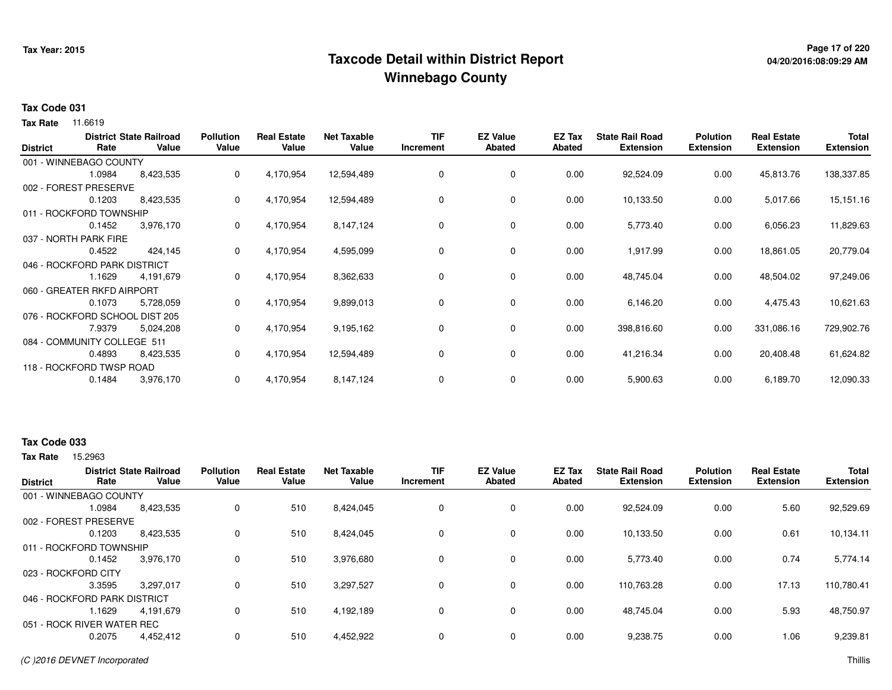# Taxcode Detail within District Report
## Winnebago County

Tax Year: 2015

### Tax Code 031

**Tax Rate** 11.6619

| District | District Rate | State Railroad Value | Pollution Value | Real Estate Value | Net Taxable Value | TIF Increment | EZ Value Abated | EZ Tax Abated | State Rail Road Extension | Polution Extension | Real Estate Extension | Total Extension |
|---|---|---|---|---|---|---|---|---|---|---|---|---|
| 001 - WINNEBAGO COUNTY | 1.0984 | 8,423,535 | 0 | 4,170,954 | 12,594,489 | 0 | 0 | 0.00 | 92,524.09 | 0.00 | 45,813.76 | 138,337.85 |
| 002 - FOREST PRESERVE | 0.1203 | 8,423,535 | 0 | 4,170,954 | 12,594,489 | 0 | 0 | 0.00 | 10,133.50 | 0.00 | 5,017.66 | 15,151.16 |
| 011 - ROCKFORD TOWNSHIP | 0.1452 | 3,976,170 | 0 | 4,170,954 | 8,147,124 | 0 | 0 | 0.00 | 5,773.40 | 0.00 | 6,056.23 | 11,829.63 |
| 037 - NORTH PARK FIRE | 0.4522 | 424,145 | 0 | 4,170,954 | 4,595,099 | 0 | 0 | 0.00 | 1,917.99 | 0.00 | 18,861.05 | 20,779.04 |
| 046 - ROCKFORD PARK DISTRICT | 1.1629 | 4,191,679 | 0 | 4,170,954 | 8,362,633 | 0 | 0 | 0.00 | 48,745.04 | 0.00 | 48,504.02 | 97,249.06 |
| 060 - GREATER RKFD AIRPORT | 0.1073 | 5,728,059 | 0 | 4,170,954 | 9,899,013 | 0 | 0 | 0.00 | 6,146.20 | 0.00 | 4,475.43 | 10,621.63 |
| 076 - ROCKFORD SCHOOL DIST 205 | 7.9379 | 5,024,208 | 0 | 4,170,954 | 9,195,162 | 0 | 0 | 0.00 | 398,816.60 | 0.00 | 331,086.16 | 729,902.76 |
| 084 - COMMUNITY COLLEGE 511 | 0.4893 | 8,423,535 | 0 | 4,170,954 | 12,594,489 | 0 | 0 | 0.00 | 41,216.34 | 0.00 | 20,408.48 | 61,624.82 |
| 118 - ROCKFORD TWSP ROAD | 0.1484 | 3,976,170 | 0 | 4,170,954 | 8,147,124 | 0 | 0 | 0.00 | 5,900.63 | 0.00 | 6,189.70 | 12,090.33 |

### Tax Code 033

**Tax Rate** 15.2963

| District | District Rate | State Railroad Value | Pollution Value | Real Estate Value | Net Taxable Value | TIF Increment | EZ Value Abated | EZ Tax Abated | State Rail Road Extension | Polution Extension | Real Estate Extension | Total Extension |
|---|---|---|---|---|---|---|---|---|---|---|---|---|
| 001 - WINNEBAGO COUNTY | 1.0984 | 8,423,535 | 0 | 510 | 8,424,045 | 0 | 0 | 0.00 | 92,524.09 | 0.00 | 5.60 | 92,529.69 |
| 002 - FOREST PRESERVE | 0.1203 | 8,423,535 | 0 | 510 | 8,424,045 | 0 | 0 | 0.00 | 10,133.50 | 0.00 | 0.61 | 10,134.11 |
| 011 - ROCKFORD TOWNSHIP | 0.1452 | 3,976,170 | 0 | 510 | 3,976,680 | 0 | 0 | 0.00 | 5,773.40 | 0.00 | 0.74 | 5,774.14 |
| 023 - ROCKFORD CITY | 3.3595 | 3,297,017 | 0 | 510 | 3,297,527 | 0 | 0 | 0.00 | 110,763.28 | 0.00 | 17.13 | 110,780.41 |
| 046 - ROCKFORD PARK DISTRICT | 1.1629 | 4,191,679 | 0 | 510 | 4,192,189 | 0 | 0 | 0.00 | 48,745.04 | 0.00 | 5.93 | 48,750.97 |
| 051 - ROCK RIVER WATER REC | 0.2075 | 4,452,412 | 0 | 510 | 4,452,922 | 0 | 0 | 0.00 | 9,238.75 | 0.00 | 1.06 | 9,239.81 |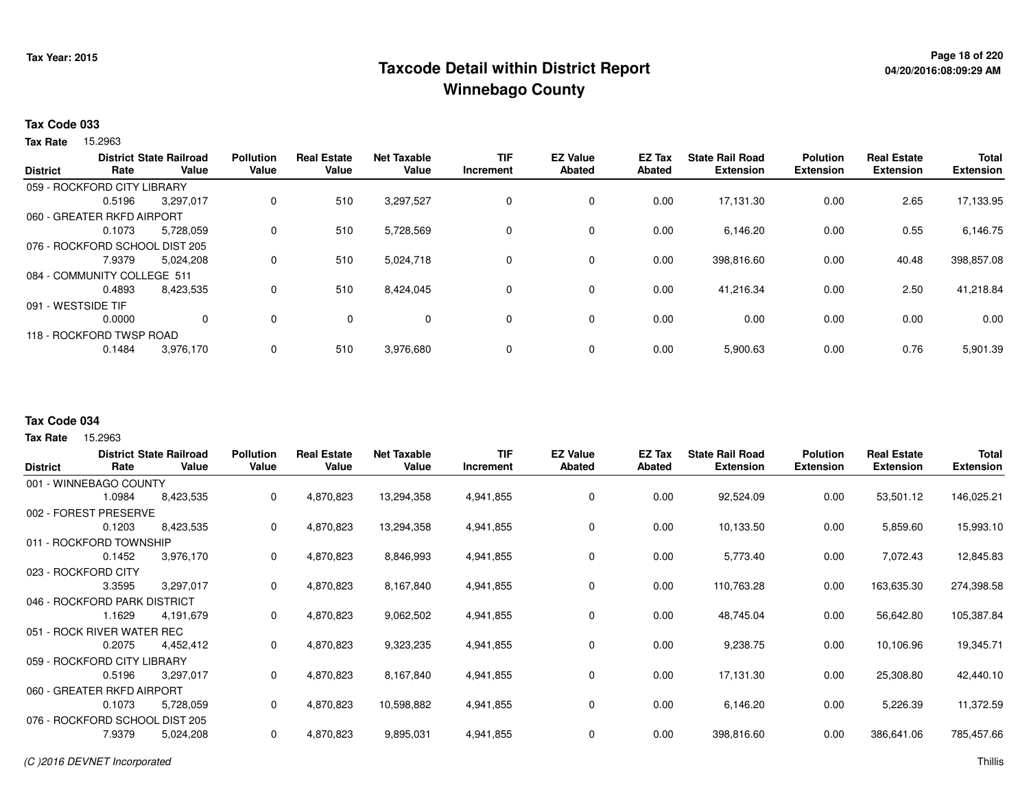Tax Year: 2015

# Taxcode Detail within District Report
## Winnebago County

**Tax Code 033**

**Tax Rate** 15.2963

| District | District Rate | State Railroad Value | Pollution Value | Real Estate Value | Net Taxable Value | TIF Increment | EZ Value Abated | EZ Tax Abated | State Rail Road Extension | Polution Extension | Real Estate Extension | Total Extension |
|---|---|---|---|---|---|---|---|---|---|---|---|---|
| 059 - ROCKFORD CITY LIBRARY | 0.5196 | 3,297,017 | 0 | 510 | 3,297,527 | 0 | 0 | 0.00 | 17,131.30 | 0.00 | 2.65 | 17,133.95 |
| 060 - GREATER RKFD AIRPORT | 0.1073 | 5,728,059 | 0 | 510 | 5,728,569 | 0 | 0 | 0.00 | 6,146.20 | 0.00 | 0.55 | 6,146.75 |
| 076 - ROCKFORD SCHOOL DIST 205 | 7.9379 | 5,024,208 | 0 | 510 | 5,024,718 | 0 | 0 | 0.00 | 398,816.60 | 0.00 | 40.48 | 398,857.08 |
| 084 - COMMUNITY COLLEGE 511 | 0.4893 | 8,423,535 | 0 | 510 | 8,424,045 | 0 | 0 | 0.00 | 41,216.34 | 0.00 | 2.50 | 41,218.84 |
| 091 - WESTSIDE TIF | 0.0000 | 0 | 0 | 0 | 0 | 0 | 0 | 0.00 | 0.00 | 0.00 | 0.00 | 0.00 |
| 118 - ROCKFORD TWSP ROAD | 0.1484 | 3,976,170 | 0 | 510 | 3,976,680 | 0 | 0 | 0.00 | 5,900.63 | 0.00 | 0.76 | 5,901.39 |

**Tax Code 034**

**Tax Rate** 15.2963

| District | District Rate | State Railroad Value | Pollution Value | Real Estate Value | Net Taxable Value | TIF Increment | EZ Value Abated | EZ Tax Abated | State Rail Road Extension | Polution Extension | Real Estate Extension | Total Extension |
|---|---|---|---|---|---|---|---|---|---|---|---|---|
| 001 - WINNEBAGO COUNTY | 1.0984 | 8,423,535 | 0 | 4,870,823 | 13,294,358 | 4,941,855 | 0 | 0.00 | 92,524.09 | 0.00 | 53,501.12 | 146,025.21 |
| 002 - FOREST PRESERVE | 0.1203 | 8,423,535 | 0 | 4,870,823 | 13,294,358 | 4,941,855 | 0 | 0.00 | 10,133.50 | 0.00 | 5,859.60 | 15,993.10 |
| 011 - ROCKFORD TOWNSHIP | 0.1452 | 3,976,170 | 0 | 4,870,823 | 8,846,993 | 4,941,855 | 0 | 0.00 | 5,773.40 | 0.00 | 7,072.43 | 12,845.83 |
| 023 - ROCKFORD CITY | 3.3595 | 3,297,017 | 0 | 4,870,823 | 8,167,840 | 4,941,855 | 0 | 0.00 | 110,763.28 | 0.00 | 163,635.30 | 274,398.58 |
| 046 - ROCKFORD PARK DISTRICT | 1.1629 | 4,191,679 | 0 | 4,870,823 | 9,062,502 | 4,941,855 | 0 | 0.00 | 48,745.04 | 0.00 | 56,642.80 | 105,387.84 |
| 051 - ROCK RIVER WATER REC | 0.2075 | 4,452,412 | 0 | 4,870,823 | 9,323,235 | 4,941,855 | 0 | 0.00 | 9,238.75 | 0.00 | 10,106.96 | 19,345.71 |
| 059 - ROCKFORD CITY LIBRARY | 0.5196 | 3,297,017 | 0 | 4,870,823 | 8,167,840 | 4,941,855 | 0 | 0.00 | 17,131.30 | 0.00 | 25,308.80 | 42,440.10 |
| 060 - GREATER RKFD AIRPORT | 0.1073 | 5,728,059 | 0 | 4,870,823 | 10,598,882 | 4,941,855 | 0 | 0.00 | 6,146.20 | 0.00 | 5,226.39 | 11,372.59 |
| 076 - ROCKFORD SCHOOL DIST 205 | 7.9379 | 5,024,208 | 0 | 4,870,823 | 9,895,031 | 4,941,855 | 0 | 0.00 | 398,816.60 | 0.00 | 386,641.06 | 785,457.66 |

(C )2016 DEVNET Incorporated — Thillis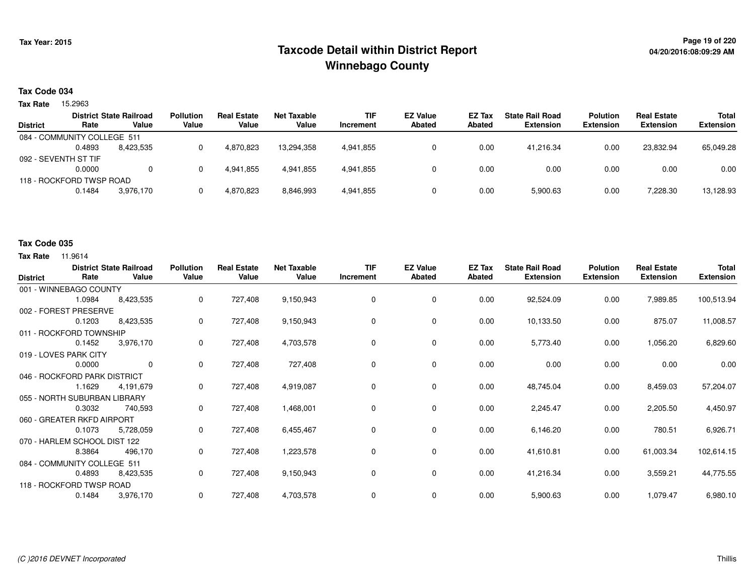# Taxcode Detail within District Report
# Winnebago County

Tax Year: 2015

## Tax Code 034

**Tax Rate** 15.2963

| District | District Rate | State Railroad Value | Pollution Value | Real Estate Value | Net Taxable Value | TIF Increment | EZ Value Abated | EZ Tax Abated | State Rail Road Extension | Polution Extension | Real Estate Extension | Total Extension |
|---|---|---|---|---|---|---|---|---|---|---|---|---|
| 084 - COMMUNITY COLLEGE 511 | 0.4893 | 8,423,535 | 0 | 4,870,823 | 13,294,358 | 4,941,855 | 0 | 0.00 | 41,216.34 | 0.00 | 23,832.94 | 65,049.28 |
| 092 - SEVENTH ST TIF | 0.0000 | 0 | 0 | 4,941,855 | 4,941,855 | 4,941,855 | 0 | 0.00 | 0.00 | 0.00 | 0.00 | 0.00 |
| 118 - ROCKFORD TWSP ROAD | 0.1484 | 3,976,170 | 0 | 4,870,823 | 8,846,993 | 4,941,855 | 0 | 0.00 | 5,900.63 | 0.00 | 7,228.30 | 13,128.93 |

## Tax Code 035

**Tax Rate** 11.9614

| District | District Rate | State Railroad Value | Pollution Value | Real Estate Value | Net Taxable Value | TIF Increment | EZ Value Abated | EZ Tax Abated | State Rail Road Extension | Polution Extension | Real Estate Extension | Total Extension |
|---|---|---|---|---|---|---|---|---|---|---|---|---|
| 001 - WINNEBAGO COUNTY | 1.0984 | 8,423,535 | 0 | 727,408 | 9,150,943 | 0 | 0 | 0.00 | 92,524.09 | 0.00 | 7,989.85 | 100,513.94 |
| 002 - FOREST PRESERVE | 0.1203 | 8,423,535 | 0 | 727,408 | 9,150,943 | 0 | 0 | 0.00 | 10,133.50 | 0.00 | 875.07 | 11,008.57 |
| 011 - ROCKFORD TOWNSHIP | 0.1452 | 3,976,170 | 0 | 727,408 | 4,703,578 | 0 | 0 | 0.00 | 5,773.40 | 0.00 | 1,056.20 | 6,829.60 |
| 019 - LOVES PARK CITY | 0.0000 | 0 | 0 | 727,408 | 727,408 | 0 | 0 | 0.00 | 0.00 | 0.00 | 0.00 | 0.00 |
| 046 - ROCKFORD PARK DISTRICT | 1.1629 | 4,191,679 | 0 | 727,408 | 4,919,087 | 0 | 0 | 0.00 | 48,745.04 | 0.00 | 8,459.03 | 57,204.07 |
| 055 - NORTH SUBURBAN LIBRARY | 0.3032 | 740,593 | 0 | 727,408 | 1,468,001 | 0 | 0 | 0.00 | 2,245.47 | 0.00 | 2,205.50 | 4,450.97 |
| 060 - GREATER RKFD AIRPORT | 0.1073 | 5,728,059 | 0 | 727,408 | 6,455,467 | 0 | 0 | 0.00 | 6,146.20 | 0.00 | 780.51 | 6,926.71 |
| 070 - HARLEM SCHOOL DIST 122 | 8.3864 | 496,170 | 0 | 727,408 | 1,223,578 | 0 | 0 | 0.00 | 41,610.81 | 0.00 | 61,003.34 | 102,614.15 |
| 084 - COMMUNITY COLLEGE 511 | 0.4893 | 8,423,535 | 0 | 727,408 | 9,150,943 | 0 | 0 | 0.00 | 41,216.34 | 0.00 | 3,559.21 | 44,775.55 |
| 118 - ROCKFORD TWSP ROAD | 0.1484 | 3,976,170 | 0 | 727,408 | 4,703,578 | 0 | 0 | 0.00 | 5,900.63 | 0.00 | 1,079.47 | 6,980.10 |

*(C )2016 DEVNET Incorporated* Thillis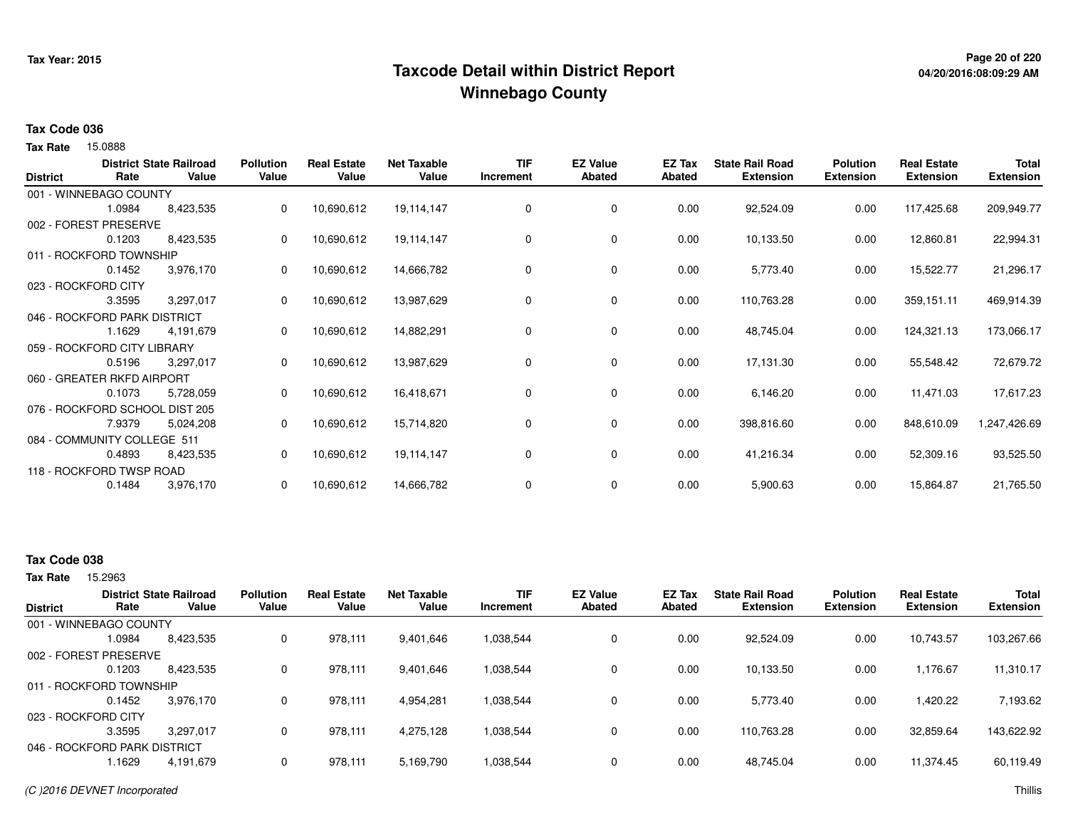# Taxcode Detail within District Report
## Winnebago County

Tax Year: 2015

**Tax Code 036**

**Tax Rate** 15.0888

| District | District Rate | State Railroad Value | Pollution Value | Real Estate Value | Net Taxable Value | TIF Increment | EZ Value Abated | EZ Tax Abated | State Rail Road Extension | Polution Extension | Real Estate Extension | Total Extension |
|---|---|---|---|---|---|---|---|---|---|---|---|---|
| 001 - WINNEBAGO COUNTY | | | | | | | | | | | | |
| | 1.0984 | 8,423,535 | 0 | 10,690,612 | 19,114,147 | 0 | 0 | 0.00 | 92,524.09 | 0.00 | 117,425.68 | 209,949.77 |
| 002 - FOREST PRESERVE | | | | | | | | | | | | |
| | 0.1203 | 8,423,535 | 0 | 10,690,612 | 19,114,147 | 0 | 0 | 0.00 | 10,133.50 | 0.00 | 12,860.81 | 22,994.31 |
| 011 - ROCKFORD TOWNSHIP | | | | | | | | | | | | |
| | 0.1452 | 3,976,170 | 0 | 10,690,612 | 14,666,782 | 0 | 0 | 0.00 | 5,773.40 | 0.00 | 15,522.77 | 21,296.17 |
| 023 - ROCKFORD CITY | | | | | | | | | | | | |
| | 3.3595 | 3,297,017 | 0 | 10,690,612 | 13,987,629 | 0 | 0 | 0.00 | 110,763.28 | 0.00 | 359,151.11 | 469,914.39 |
| 046 - ROCKFORD PARK DISTRICT | | | | | | | | | | | | |
| | 1.1629 | 4,191,679 | 0 | 10,690,612 | 14,882,291 | 0 | 0 | 0.00 | 48,745.04 | 0.00 | 124,321.13 | 173,066.17 |
| 059 - ROCKFORD CITY LIBRARY | | | | | | | | | | | | |
| | 0.5196 | 3,297,017 | 0 | 10,690,612 | 13,987,629 | 0 | 0 | 0.00 | 17,131.30 | 0.00 | 55,548.42 | 72,679.72 |
| 060 - GREATER RKFD AIRPORT | | | | | | | | | | | | |
| | 0.1073 | 5,728,059 | 0 | 10,690,612 | 16,418,671 | 0 | 0 | 0.00 | 6,146.20 | 0.00 | 11,471.03 | 17,617.23 |
| 076 - ROCKFORD SCHOOL DIST 205 | | | | | | | | | | | | |
| | 7.9379 | 5,024,208 | 0 | 10,690,612 | 15,714,820 | 0 | 0 | 0.00 | 398,816.60 | 0.00 | 848,610.09 | 1,247,426.69 |
| 084 - COMMUNITY COLLEGE 511 | | | | | | | | | | | | |
| | 0.4893 | 8,423,535 | 0 | 10,690,612 | 19,114,147 | 0 | 0 | 0.00 | 41,216.34 | 0.00 | 52,309.16 | 93,525.50 |
| 118 - ROCKFORD TWSP ROAD | | | | | | | | | | | | |
| | 0.1484 | 3,976,170 | 0 | 10,690,612 | 14,666,782 | 0 | 0 | 0.00 | 5,900.63 | 0.00 | 15,864.87 | 21,765.50 |

**Tax Code 038**

**Tax Rate** 15.2963

| District | District Rate | State Railroad Value | Pollution Value | Real Estate Value | Net Taxable Value | TIF Increment | EZ Value Abated | EZ Tax Abated | State Rail Road Extension | Polution Extension | Real Estate Extension | Total Extension |
|---|---|---|---|---|---|---|---|---|---|---|---|---|
| 001 - WINNEBAGO COUNTY | | | | | | | | | | | | |
| | 1.0984 | 8,423,535 | 0 | 978,111 | 9,401,646 | 1,038,544 | 0 | 0.00 | 92,524.09 | 0.00 | 10,743.57 | 103,267.66 |
| 002 - FOREST PRESERVE | | | | | | | | | | | | |
| | 0.1203 | 8,423,535 | 0 | 978,111 | 9,401,646 | 1,038,544 | 0 | 0.00 | 10,133.50 | 0.00 | 1,176.67 | 11,310.17 |
| 011 - ROCKFORD TOWNSHIP | | | | | | | | | | | | |
| | 0.1452 | 3,976,170 | 0 | 978,111 | 4,954,281 | 1,038,544 | 0 | 0.00 | 5,773.40 | 0.00 | 1,420.22 | 7,193.62 |
| 023 - ROCKFORD CITY | | | | | | | | | | | | |
| | 3.3595 | 3,297,017 | 0 | 978,111 | 4,275,128 | 1,038,544 | 0 | 0.00 | 110,763.28 | 0.00 | 32,859.64 | 143,622.92 |
| 046 - ROCKFORD PARK DISTRICT | | | | | | | | | | | | |
| | 1.1629 | 4,191,679 | 0 | 978,111 | 5,169,790 | 1,038,544 | 0 | 0.00 | 48,745.04 | 0.00 | 11,374.45 | 60,119.49 |

*(C )2016 DEVNET Incorporated* Thillis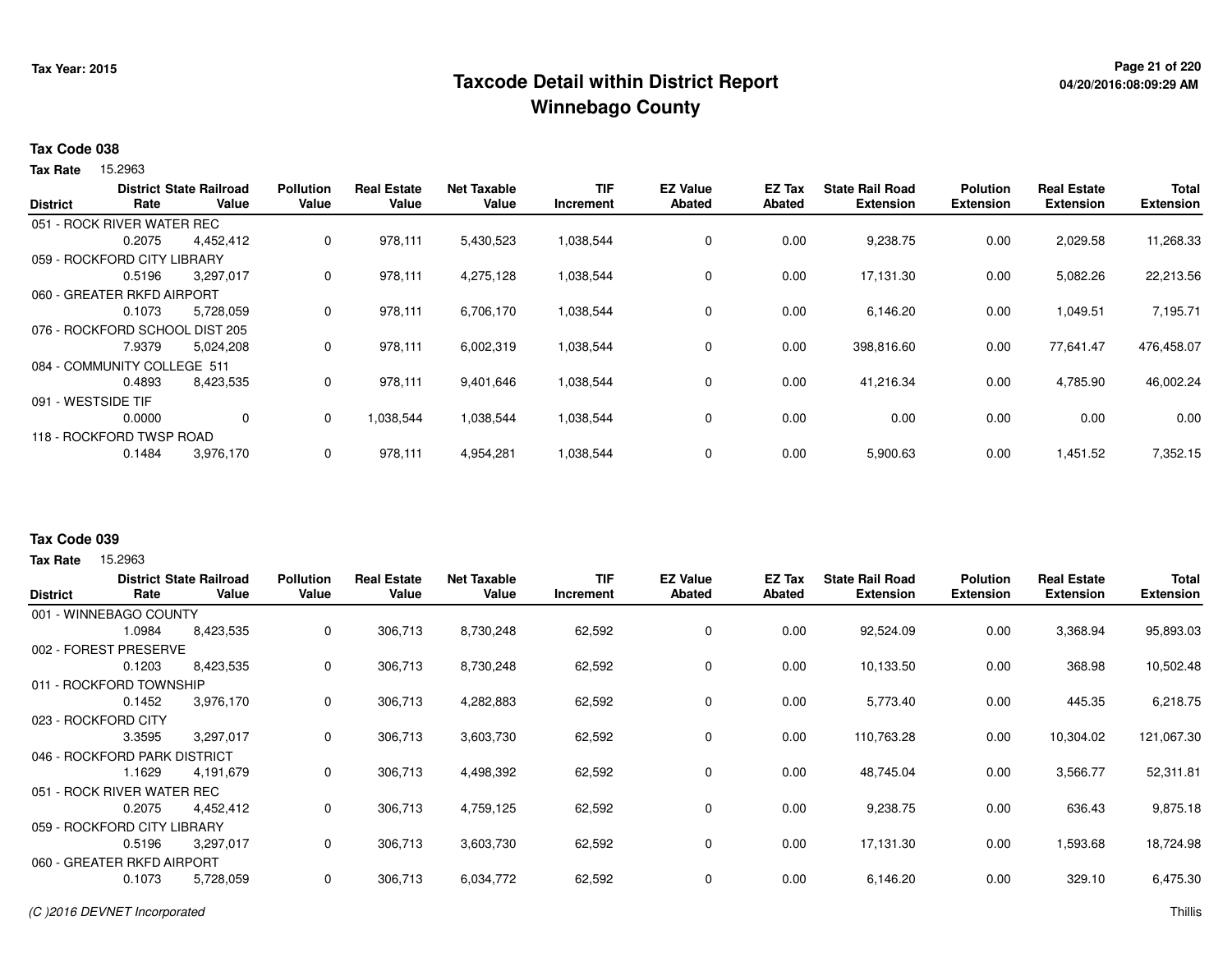# Taxcode Detail within District Report
# Winnebago County

Tax Year: 2015

**Tax Code 038**

**Tax Rate** 15.2963

| District | District Rate | State Railroad Value | Pollution Value | Real Estate Value | Net Taxable Value | TIF Increment | EZ Value Abated | EZ Tax Abated | State Rail Road Extension | Polution Extension | Real Estate Extension | Total Extension |
|---|---|---|---|---|---|---|---|---|---|---|---|---|
| 051 - ROCK RIVER WATER REC | 0.2075 | 4,452,412 | 0 | 978,111 | 5,430,523 | 1,038,544 | 0 | 0.00 | 9,238.75 | 0.00 | 2,029.58 | 11,268.33 |
| 059 - ROCKFORD CITY LIBRARY | 0.5196 | 3,297,017 | 0 | 978,111 | 4,275,128 | 1,038,544 | 0 | 0.00 | 17,131.30 | 0.00 | 5,082.26 | 22,213.56 |
| 060 - GREATER RKFD AIRPORT | 0.1073 | 5,728,059 | 0 | 978,111 | 6,706,170 | 1,038,544 | 0 | 0.00 | 6,146.20 | 0.00 | 1,049.51 | 7,195.71 |
| 076 - ROCKFORD SCHOOL DIST 205 | 7.9379 | 5,024,208 | 0 | 978,111 | 6,002,319 | 1,038,544 | 0 | 0.00 | 398,816.60 | 0.00 | 77,641.47 | 476,458.07 |
| 084 - COMMUNITY COLLEGE 511 | 0.4893 | 8,423,535 | 0 | 978,111 | 9,401,646 | 1,038,544 | 0 | 0.00 | 41,216.34 | 0.00 | 4,785.90 | 46,002.24 |
| 091 - WESTSIDE TIF | 0.0000 | 0 | 0 | 1,038,544 | 1,038,544 | 1,038,544 | 0 | 0.00 | 0.00 | 0.00 | 0.00 | 0.00 |
| 118 - ROCKFORD TWSP ROAD | 0.1484 | 3,976,170 | 0 | 978,111 | 4,954,281 | 1,038,544 | 0 | 0.00 | 5,900.63 | 0.00 | 1,451.52 | 7,352.15 |

**Tax Code 039**

**Tax Rate** 15.2963

| District | District Rate | State Railroad Value | Pollution Value | Real Estate Value | Net Taxable Value | TIF Increment | EZ Value Abated | EZ Tax Abated | State Rail Road Extension | Polution Extension | Real Estate Extension | Total Extension |
|---|---|---|---|---|---|---|---|---|---|---|---|---|
| 001 - WINNEBAGO COUNTY | 1.0984 | 8,423,535 | 0 | 306,713 | 8,730,248 | 62,592 | 0 | 0.00 | 92,524.09 | 0.00 | 3,368.94 | 95,893.03 |
| 002 - FOREST PRESERVE | 0.1203 | 8,423,535 | 0 | 306,713 | 8,730,248 | 62,592 | 0 | 0.00 | 10,133.50 | 0.00 | 368.98 | 10,502.48 |
| 011 - ROCKFORD TOWNSHIP | 0.1452 | 3,976,170 | 0 | 306,713 | 4,282,883 | 62,592 | 0 | 0.00 | 5,773.40 | 0.00 | 445.35 | 6,218.75 |
| 023 - ROCKFORD CITY | 3.3595 | 3,297,017 | 0 | 306,713 | 3,603,730 | 62,592 | 0 | 0.00 | 110,763.28 | 0.00 | 10,304.02 | 121,067.30 |
| 046 - ROCKFORD PARK DISTRICT | 1.1629 | 4,191,679 | 0 | 306,713 | 4,498,392 | 62,592 | 0 | 0.00 | 48,745.04 | 0.00 | 3,566.77 | 52,311.81 |
| 051 - ROCK RIVER WATER REC | 0.2075 | 4,452,412 | 0 | 306,713 | 4,759,125 | 62,592 | 0 | 0.00 | 9,238.75 | 0.00 | 636.43 | 9,875.18 |
| 059 - ROCKFORD CITY LIBRARY | 0.5196 | 3,297,017 | 0 | 306,713 | 3,603,730 | 62,592 | 0 | 0.00 | 17,131.30 | 0.00 | 1,593.68 | 18,724.98 |
| 060 - GREATER RKFD AIRPORT | 0.1073 | 5,728,059 | 0 | 306,713 | 6,034,772 | 62,592 | 0 | 0.00 | 6,146.20 | 0.00 | 329.10 | 6,475.30 |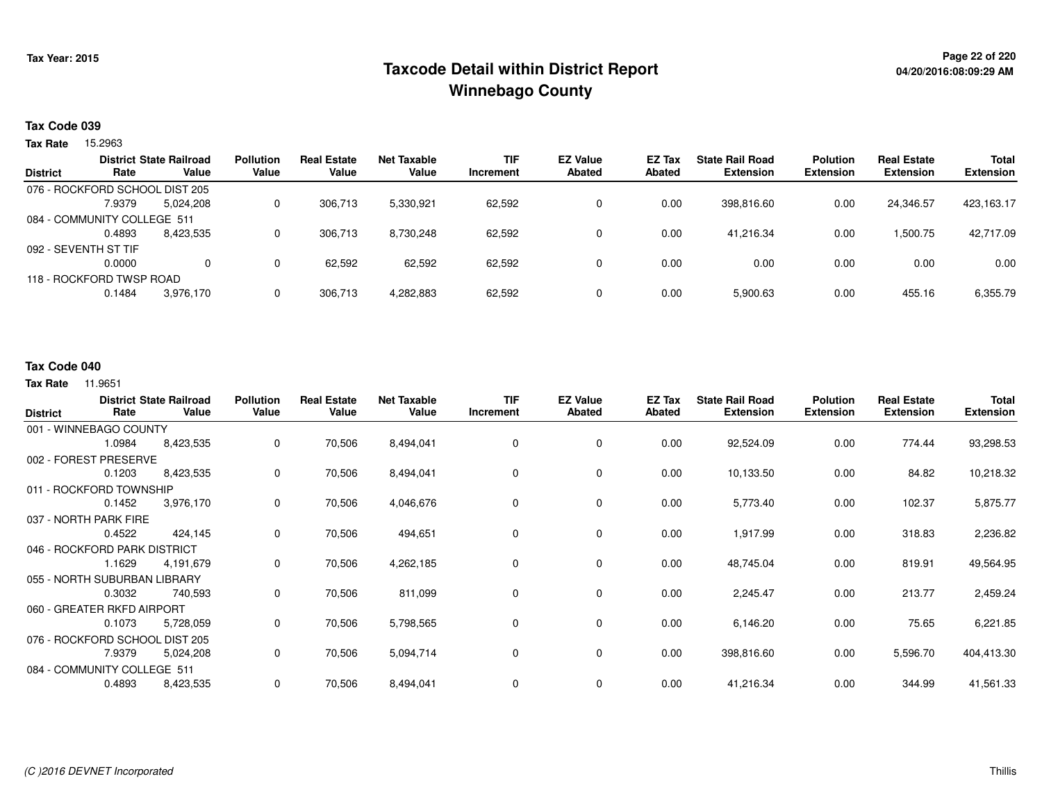# Taxcode Detail within District Report
## Winnebago County

Tax Year: 2015

04/20/2016:08:09:29 AM

### Tax Code 039

**Tax Rate** 15.2963

| District | District Rate | State Railroad Value | Pollution Value | Real Estate Value | Net Taxable Value | TIF Increment | EZ Value Abated | EZ Tax Abated | State Rail Road Extension | Polution Extension | Real Estate Extension | Total Extension |
|---|---|---|---|---|---|---|---|---|---|---|---|---|
| 076 - ROCKFORD SCHOOL DIST 205 | 7.9379 | 5,024,208 | 0 | 306,713 | 5,330,921 | 62,592 | 0 | 0.00 | 398,816.60 | 0.00 | 24,346.57 | 423,163.17 |
| 084 - COMMUNITY COLLEGE 511 | 0.4893 | 8,423,535 | 0 | 306,713 | 8,730,248 | 62,592 | 0 | 0.00 | 41,216.34 | 0.00 | 1,500.75 | 42,717.09 |
| 092 - SEVENTH ST TIF | 0.0000 | 0 | 0 | 62,592 | 62,592 | 62,592 | 0 | 0.00 | 0.00 | 0.00 | 0.00 | 0.00 |
| 118 - ROCKFORD TWSP ROAD | 0.1484 | 3,976,170 | 0 | 306,713 | 4,282,883 | 62,592 | 0 | 0.00 | 5,900.63 | 0.00 | 455.16 | 6,355.79 |

### Tax Code 040

**Tax Rate** 11.9651

| District | District Rate | State Railroad Value | Pollution Value | Real Estate Value | Net Taxable Value | TIF Increment | EZ Value Abated | EZ Tax Abated | State Rail Road Extension | Polution Extension | Real Estate Extension | Total Extension |
|---|---|---|---|---|---|---|---|---|---|---|---|---|
| 001 - WINNEBAGO COUNTY | 1.0984 | 8,423,535 | 0 | 70,506 | 8,494,041 | 0 | 0 | 0.00 | 92,524.09 | 0.00 | 774.44 | 93,298.53 |
| 002 - FOREST PRESERVE | 0.1203 | 8,423,535 | 0 | 70,506 | 8,494,041 | 0 | 0 | 0.00 | 10,133.50 | 0.00 | 84.82 | 10,218.32 |
| 011 - ROCKFORD TOWNSHIP | 0.1452 | 3,976,170 | 0 | 70,506 | 4,046,676 | 0 | 0 | 0.00 | 5,773.40 | 0.00 | 102.37 | 5,875.77 |
| 037 - NORTH PARK FIRE | 0.4522 | 424,145 | 0 | 70,506 | 494,651 | 0 | 0 | 0.00 | 1,917.99 | 0.00 | 318.83 | 2,236.82 |
| 046 - ROCKFORD PARK DISTRICT | 1.1629 | 4,191,679 | 0 | 70,506 | 4,262,185 | 0 | 0 | 0.00 | 48,745.04 | 0.00 | 819.91 | 49,564.95 |
| 055 - NORTH SUBURBAN LIBRARY | 0.3032 | 740,593 | 0 | 70,506 | 811,099 | 0 | 0 | 0.00 | 2,245.47 | 0.00 | 213.77 | 2,459.24 |
| 060 - GREATER RKFD AIRPORT | 0.1073 | 5,728,059 | 0 | 70,506 | 5,798,565 | 0 | 0 | 0.00 | 6,146.20 | 0.00 | 75.65 | 6,221.85 |
| 076 - ROCKFORD SCHOOL DIST 205 | 7.9379 | 5,024,208 | 0 | 70,506 | 5,094,714 | 0 | 0 | 0.00 | 398,816.60 | 0.00 | 5,596.70 | 404,413.30 |
| 084 - COMMUNITY COLLEGE 511 | 0.4893 | 8,423,535 | 0 | 70,506 | 8,494,041 | 0 | 0 | 0.00 | 41,216.34 | 0.00 | 344.99 | 41,561.33 |

*(C )2016 DEVNET Incorporated*

Thillis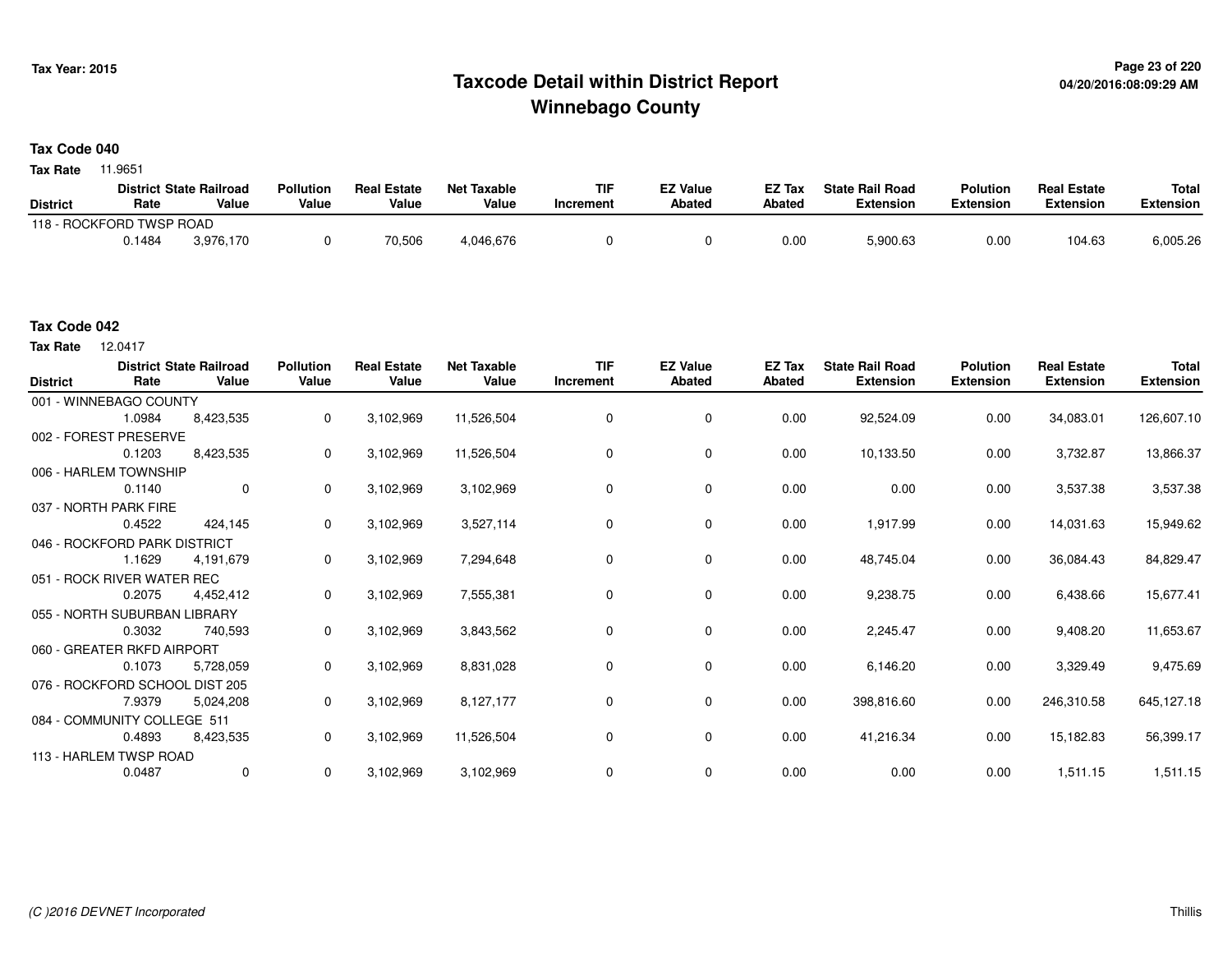# Taxcode Detail within District Report
# Winnebago County

Tax Year: 2015

04/20/2016:08:09:29 AM

**Tax Code 040**

**Tax Rate** 11.9651

| District | District Rate | State Railroad Value | Pollution Value | Real Estate Value | Net Taxable Value | TIF Increment | EZ Value Abated | EZ Tax Abated | State Rail Road Extension | Polution Extension | Real Estate Extension | Total Extension |
|---|---|---|---|---|---|---|---|---|---|---|---|---|
| 118 - ROCKFORD TWSP ROAD | | | | | | | | | | | | |
| | 0.1484 | 3,976,170 | 0 | 70,506 | 4,046,676 | 0 | 0 | 0.00 | 5,900.63 | 0.00 | 104.63 | 6,005.26 |

**Tax Code 042**

**Tax Rate** 12.0417

| District | District Rate | State Railroad Value | Pollution Value | Real Estate Value | Net Taxable Value | TIF Increment | EZ Value Abated | EZ Tax Abated | State Rail Road Extension | Polution Extension | Real Estate Extension | Total Extension |
|---|---|---|---|---|---|---|---|---|---|---|---|---|
| 001 - WINNEBAGO COUNTY | | | | | | | | | | | | |
| | 1.0984 | 8,423,535 | 0 | 3,102,969 | 11,526,504 | 0 | 0 | 0.00 | 92,524.09 | 0.00 | 34,083.01 | 126,607.10 |
| 002 - FOREST PRESERVE | | | | | | | | | | | | |
| | 0.1203 | 8,423,535 | 0 | 3,102,969 | 11,526,504 | 0 | 0 | 0.00 | 10,133.50 | 0.00 | 3,732.87 | 13,866.37 |
| 006 - HARLEM TOWNSHIP | | | | | | | | | | | | |
| | 0.1140 | 0 | 0 | 3,102,969 | 3,102,969 | 0 | 0 | 0.00 | 0.00 | 0.00 | 3,537.38 | 3,537.38 |
| 037 - NORTH PARK FIRE | | | | | | | | | | | | |
| | 0.4522 | 424,145 | 0 | 3,102,969 | 3,527,114 | 0 | 0 | 0.00 | 1,917.99 | 0.00 | 14,031.63 | 15,949.62 |
| 046 - ROCKFORD PARK DISTRICT | | | | | | | | | | | | |
| | 1.1629 | 4,191,679 | 0 | 3,102,969 | 7,294,648 | 0 | 0 | 0.00 | 48,745.04 | 0.00 | 36,084.43 | 84,829.47 |
| 051 - ROCK RIVER WATER REC | | | | | | | | | | | | |
| | 0.2075 | 4,452,412 | 0 | 3,102,969 | 7,555,381 | 0 | 0 | 0.00 | 9,238.75 | 0.00 | 6,438.66 | 15,677.41 |
| 055 - NORTH SUBURBAN LIBRARY | | | | | | | | | | | | |
| | 0.3032 | 740,593 | 0 | 3,102,969 | 3,843,562 | 0 | 0 | 0.00 | 2,245.47 | 0.00 | 9,408.20 | 11,653.67 |
| 060 - GREATER RKFD AIRPORT | | | | | | | | | | | | |
| | 0.1073 | 5,728,059 | 0 | 3,102,969 | 8,831,028 | 0 | 0 | 0.00 | 6,146.20 | 0.00 | 3,329.49 | 9,475.69 |
| 076 - ROCKFORD SCHOOL DIST 205 | | | | | | | | | | | | |
| | 7.9379 | 5,024,208 | 0 | 3,102,969 | 8,127,177 | 0 | 0 | 0.00 | 398,816.60 | 0.00 | 246,310.58 | 645,127.18 |
| 084 - COMMUNITY COLLEGE 511 | | | | | | | | | | | | |
| | 0.4893 | 8,423,535 | 0 | 3,102,969 | 11,526,504 | 0 | 0 | 0.00 | 41,216.34 | 0.00 | 15,182.83 | 56,399.17 |
| 113 - HARLEM TWSP ROAD | | | | | | | | | | | | |
| | 0.0487 | 0 | 0 | 3,102,969 | 3,102,969 | 0 | 0 | 0.00 | 0.00 | 0.00 | 1,511.15 | 1,511.15 |

(C )2016 DEVNET Incorporated

Thillis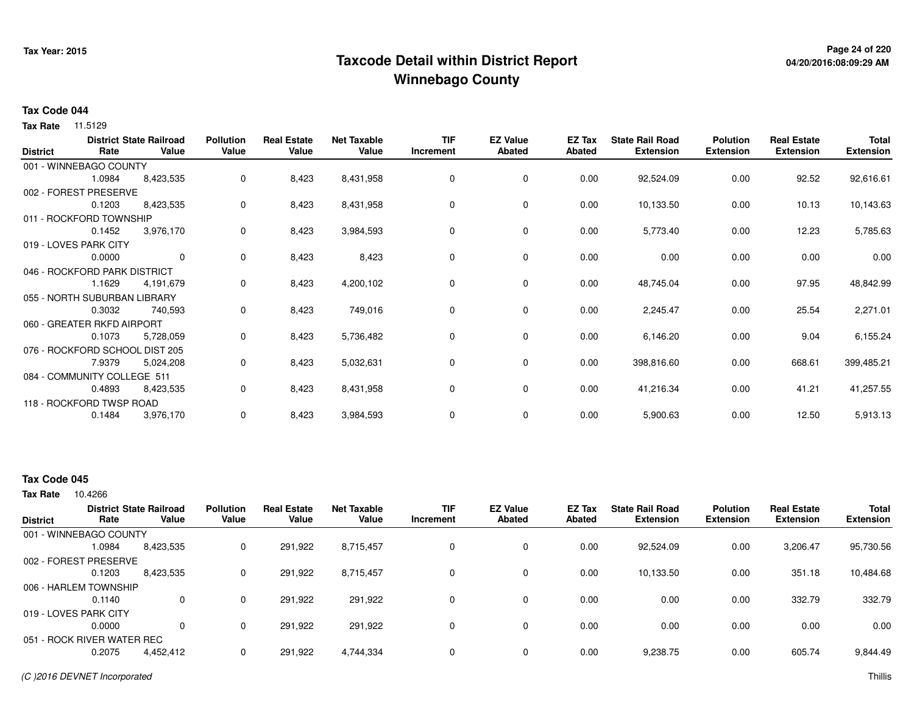# Taxcode Detail within District Report
## Winnebago County

Tax Year: 2015

04/20/2016:08:09:29 AM

**Tax Code 044**

**Tax Rate** 11.5129

| District | District Rate | State Railroad Value | Pollution Value | Real Estate Value | Net Taxable Value | TIF Increment | EZ Value Abated | EZ Tax Abated | State Rail Road Extension | Polution Extension | Real Estate Extension | Total Extension |
|---|---|---|---|---|---|---|---|---|---|---|---|---|
| 001 - WINNEBAGO COUNTY | 1.0984 | 8,423,535 | 0 | 8,423 | 8,431,958 | 0 | 0 | 0.00 | 92,524.09 | 0.00 | 92.52 | 92,616.61 |
| 002 - FOREST PRESERVE | 0.1203 | 8,423,535 | 0 | 8,423 | 8,431,958 | 0 | 0 | 0.00 | 10,133.50 | 0.00 | 10.13 | 10,143.63 |
| 011 - ROCKFORD TOWNSHIP | 0.1452 | 3,976,170 | 0 | 8,423 | 3,984,593 | 0 | 0 | 0.00 | 5,773.40 | 0.00 | 12.23 | 5,785.63 |
| 019 - LOVES PARK CITY | 0.0000 | 0 | 0 | 8,423 | 8,423 | 0 | 0 | 0.00 | 0.00 | 0.00 | 0.00 | 0.00 |
| 046 - ROCKFORD PARK DISTRICT | 1.1629 | 4,191,679 | 0 | 8,423 | 4,200,102 | 0 | 0 | 0.00 | 48,745.04 | 0.00 | 97.95 | 48,842.99 |
| 055 - NORTH SUBURBAN LIBRARY | 0.3032 | 740,593 | 0 | 8,423 | 749,016 | 0 | 0 | 0.00 | 2,245.47 | 0.00 | 25.54 | 2,271.01 |
| 060 - GREATER RKFD AIRPORT | 0.1073 | 5,728,059 | 0 | 8,423 | 5,736,482 | 0 | 0 | 0.00 | 6,146.20 | 0.00 | 9.04 | 6,155.24 |
| 076 - ROCKFORD SCHOOL DIST 205 | 7.9379 | 5,024,208 | 0 | 8,423 | 5,032,631 | 0 | 0 | 0.00 | 398,816.60 | 0.00 | 668.61 | 399,485.21 |
| 084 - COMMUNITY COLLEGE 511 | 0.4893 | 8,423,535 | 0 | 8,423 | 8,431,958 | 0 | 0 | 0.00 | 41,216.34 | 0.00 | 41.21 | 41,257.55 |
| 118 - ROCKFORD TWSP ROAD | 0.1484 | 3,976,170 | 0 | 8,423 | 3,984,593 | 0 | 0 | 0.00 | 5,900.63 | 0.00 | 12.50 | 5,913.13 |

**Tax Code 045**

**Tax Rate** 10.4266

| District | District Rate | State Railroad Value | Pollution Value | Real Estate Value | Net Taxable Value | TIF Increment | EZ Value Abated | EZ Tax Abated | State Rail Road Extension | Polution Extension | Real Estate Extension | Total Extension |
|---|---|---|---|---|---|---|---|---|---|---|---|---|
| 001 - WINNEBAGO COUNTY | 1.0984 | 8,423,535 | 0 | 291,922 | 8,715,457 | 0 | 0 | 0.00 | 92,524.09 | 0.00 | 3,206.47 | 95,730.56 |
| 002 - FOREST PRESERVE | 0.1203 | 8,423,535 | 0 | 291,922 | 8,715,457 | 0 | 0 | 0.00 | 10,133.50 | 0.00 | 351.18 | 10,484.68 |
| 006 - HARLEM TOWNSHIP | 0.1140 | 0 | 0 | 291,922 | 291,922 | 0 | 0 | 0.00 | 0.00 | 0.00 | 332.79 | 332.79 |
| 019 - LOVES PARK CITY | 0.0000 | 0 | 0 | 291,922 | 291,922 | 0 | 0 | 0.00 | 0.00 | 0.00 | 0.00 | 0.00 |
| 051 - ROCK RIVER WATER REC | 0.2075 | 4,452,412 | 0 | 291,922 | 4,744,334 | 0 | 0 | 0.00 | 9,238.75 | 0.00 | 605.74 | 9,844.49 |

*(C )2016 DEVNET Incorporated* Thillis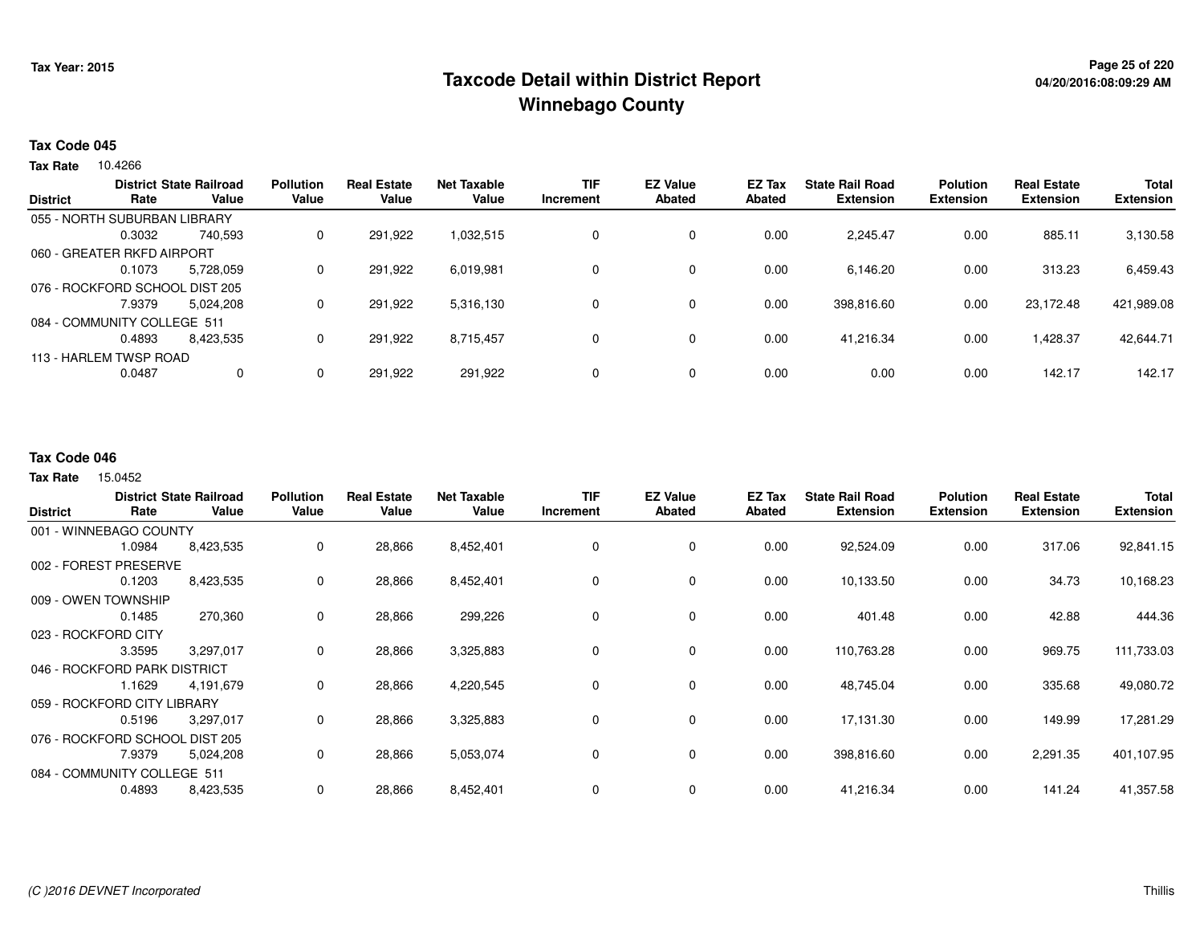# Taxcode Detail within District Report
## Winnebago County

Tax Year: 2015

04/20/2016:08:09:29 AM

### Tax Code 045

**Tax Rate** 10.4266

| District | District Rate | State Railroad Value | Pollution Value | Real Estate Value | Net Taxable Value | TIF Increment | EZ Value Abated | EZ Tax Abated | State Rail Road Extension | Polution Extension | Real Estate Extension | Total Extension |
|---|---|---|---|---|---|---|---|---|---|---|---|---|
| 055 - NORTH SUBURBAN LIBRARY | | | | | | | | | | | | |
| | 0.3032 | 740,593 | 0 | 291,922 | 1,032,515 | 0 | 0 | 0.00 | 2,245.47 | 0.00 | 885.11 | 3,130.58 |
| 060 - GREATER RKFD AIRPORT | | | | | | | | | | | | |
| | 0.1073 | 5,728,059 | 0 | 291,922 | 6,019,981 | 0 | 0 | 0.00 | 6,146.20 | 0.00 | 313.23 | 6,459.43 |
| 076 - ROCKFORD SCHOOL DIST 205 | | | | | | | | | | | | |
| | 7.9379 | 5,024,208 | 0 | 291,922 | 5,316,130 | 0 | 0 | 0.00 | 398,816.60 | 0.00 | 23,172.48 | 421,989.08 |
| 084 - COMMUNITY COLLEGE 511 | | | | | | | | | | | | |
| | 0.4893 | 8,423,535 | 0 | 291,922 | 8,715,457 | 0 | 0 | 0.00 | 41,216.34 | 0.00 | 1,428.37 | 42,644.71 |
| 113 - HARLEM TWSP ROAD | | | | | | | | | | | | |
| | 0.0487 | 0 | 0 | 291,922 | 291,922 | 0 | 0 | 0.00 | 0.00 | 0.00 | 142.17 | 142.17 |

### Tax Code 046

**Tax Rate** 15.0452

| District | District Rate | State Railroad Value | Pollution Value | Real Estate Value | Net Taxable Value | TIF Increment | EZ Value Abated | EZ Tax Abated | State Rail Road Extension | Polution Extension | Real Estate Extension | Total Extension |
|---|---|---|---|---|---|---|---|---|---|---|---|---|
| 001 - WINNEBAGO COUNTY | | | | | | | | | | | | |
| | 1.0984 | 8,423,535 | 0 | 28,866 | 8,452,401 | 0 | 0 | 0.00 | 92,524.09 | 0.00 | 317.06 | 92,841.15 |
| 002 - FOREST PRESERVE | | | | | | | | | | | | |
| | 0.1203 | 8,423,535 | 0 | 28,866 | 8,452,401 | 0 | 0 | 0.00 | 10,133.50 | 0.00 | 34.73 | 10,168.23 |
| 009 - OWEN TOWNSHIP | | | | | | | | | | | | |
| | 0.1485 | 270,360 | 0 | 28,866 | 299,226 | 0 | 0 | 0.00 | 401.48 | 0.00 | 42.88 | 444.36 |
| 023 - ROCKFORD CITY | | | | | | | | | | | | |
| | 3.3595 | 3,297,017 | 0 | 28,866 | 3,325,883 | 0 | 0 | 0.00 | 110,763.28 | 0.00 | 969.75 | 111,733.03 |
| 046 - ROCKFORD PARK DISTRICT | | | | | | | | | | | | |
| | 1.1629 | 4,191,679 | 0 | 28,866 | 4,220,545 | 0 | 0 | 0.00 | 48,745.04 | 0.00 | 335.68 | 49,080.72 |
| 059 - ROCKFORD CITY LIBRARY | | | | | | | | | | | | |
| | 0.5196 | 3,297,017 | 0 | 28,866 | 3,325,883 | 0 | 0 | 0.00 | 17,131.30 | 0.00 | 149.99 | 17,281.29 |
| 076 - ROCKFORD SCHOOL DIST 205 | | | | | | | | | | | | |
| | 7.9379 | 5,024,208 | 0 | 28,866 | 5,053,074 | 0 | 0 | 0.00 | 398,816.60 | 0.00 | 2,291.35 | 401,107.95 |
| 084 - COMMUNITY COLLEGE 511 | | | | | | | | | | | | |
| | 0.4893 | 8,423,535 | 0 | 28,866 | 8,452,401 | 0 | 0 | 0.00 | 41,216.34 | 0.00 | 141.24 | 41,357.58 |

(C )2016 DEVNET Incorporated

Thillis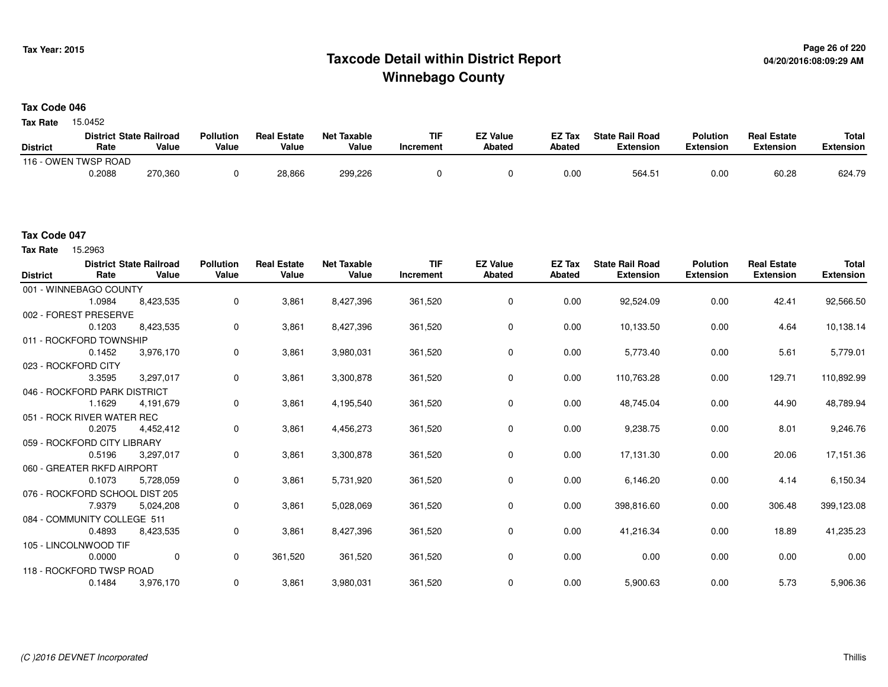# Taxcode Detail within District Report
## Winnebago County

Tax Year: 2015

### Tax Code 046

**Tax Rate** 15.0452

| District | District Rate | State Railroad Value | Pollution Value | Real Estate Value | Net Taxable Value | TIF Increment | EZ Value Abated | EZ Tax Abated | State Rail Road Extension | Polution Extension | Real Estate Extension | Total Extension |
|---|---|---|---|---|---|---|---|---|---|---|---|---|
| 116 - OWEN TWSP ROAD | 0.2088 | 270,360 | 0 | 28,866 | 299,226 | 0 | 0 | 0.00 | 564.51 | 0.00 | 60.28 | 624.79 |

### Tax Code 047

**Tax Rate** 15.2963

| District | District Rate | State Railroad Value | Pollution Value | Real Estate Value | Net Taxable Value | TIF Increment | EZ Value Abated | EZ Tax Abated | State Rail Road Extension | Polution Extension | Real Estate Extension | Total Extension |
|---|---|---|---|---|---|---|---|---|---|---|---|---|
| 001 - WINNEBAGO COUNTY | 1.0984 | 8,423,535 | 0 | 3,861 | 8,427,396 | 361,520 | 0 | 0.00 | 92,524.09 | 0.00 | 42.41 | 92,566.50 |
| 002 - FOREST PRESERVE | 0.1203 | 8,423,535 | 0 | 3,861 | 8,427,396 | 361,520 | 0 | 0.00 | 10,133.50 | 0.00 | 4.64 | 10,138.14 |
| 011 - ROCKFORD TOWNSHIP | 0.1452 | 3,976,170 | 0 | 3,861 | 3,980,031 | 361,520 | 0 | 0.00 | 5,773.40 | 0.00 | 5.61 | 5,779.01 |
| 023 - ROCKFORD CITY | 3.3595 | 3,297,017 | 0 | 3,861 | 3,300,878 | 361,520 | 0 | 0.00 | 110,763.28 | 0.00 | 129.71 | 110,892.99 |
| 046 - ROCKFORD PARK DISTRICT | 1.1629 | 4,191,679 | 0 | 3,861 | 4,195,540 | 361,520 | 0 | 0.00 | 48,745.04 | 0.00 | 44.90 | 48,789.94 |
| 051 - ROCK RIVER WATER REC | 0.2075 | 4,452,412 | 0 | 3,861 | 4,456,273 | 361,520 | 0 | 0.00 | 9,238.75 | 0.00 | 8.01 | 9,246.76 |
| 059 - ROCKFORD CITY LIBRARY | 0.5196 | 3,297,017 | 0 | 3,861 | 3,300,878 | 361,520 | 0 | 0.00 | 17,131.30 | 0.00 | 20.06 | 17,151.36 |
| 060 - GREATER RKFD AIRPORT | 0.1073 | 5,728,059 | 0 | 3,861 | 5,731,920 | 361,520 | 0 | 0.00 | 6,146.20 | 0.00 | 4.14 | 6,150.34 |
| 076 - ROCKFORD SCHOOL DIST 205 | 7.9379 | 5,024,208 | 0 | 3,861 | 5,028,069 | 361,520 | 0 | 0.00 | 398,816.60 | 0.00 | 306.48 | 399,123.08 |
| 084 - COMMUNITY COLLEGE 511 | 0.4893 | 8,423,535 | 0 | 3,861 | 8,427,396 | 361,520 | 0 | 0.00 | 41,216.34 | 0.00 | 18.89 | 41,235.23 |
| 105 - LINCOLNWOOD TIF | 0.0000 | 0 | 0 | 361,520 | 361,520 | 361,520 | 0 | 0.00 | 0.00 | 0.00 | 0.00 | 0.00 |
| 118 - ROCKFORD TWSP ROAD | 0.1484 | 3,976,170 | 0 | 3,861 | 3,980,031 | 361,520 | 0 | 0.00 | 5,900.63 | 0.00 | 5.73 | 5,906.36 |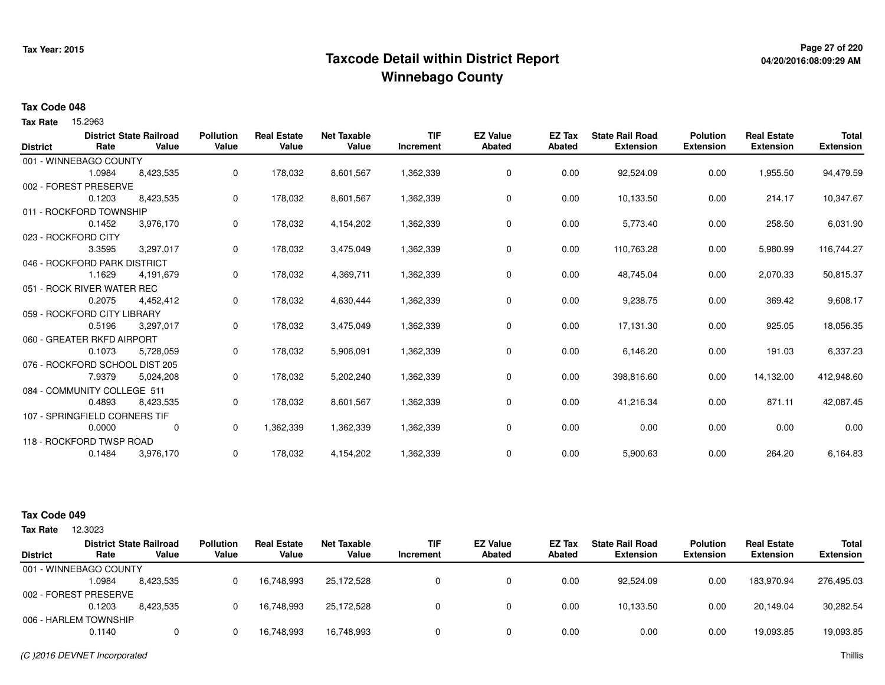# Taxcode Detail within District Report
# Winnebago County

Tax Year: 2015

04/20/2016:08:09:29 AM

**Tax Code 048**

**Tax Rate** 15.2963

| District | District Rate | State Railroad Value | Pollution Value | Real Estate Value | Net Taxable Value | TIF Increment | EZ Value Abated | EZ Tax Abated | State Rail Road Extension | Polution Extension | Real Estate Extension | Total Extension |
|---|---|---|---|---|---|---|---|---|---|---|---|---|
| 001 - WINNEBAGO COUNTY | 1.0984 | 8,423,535 | 0 | 178,032 | 8,601,567 | 1,362,339 | 0 | 0.00 | 92,524.09 | 0.00 | 1,955.50 | 94,479.59 |
| 002 - FOREST PRESERVE | 0.1203 | 8,423,535 | 0 | 178,032 | 8,601,567 | 1,362,339 | 0 | 0.00 | 10,133.50 | 0.00 | 214.17 | 10,347.67 |
| 011 - ROCKFORD TOWNSHIP | 0.1452 | 3,976,170 | 0 | 178,032 | 4,154,202 | 1,362,339 | 0 | 0.00 | 5,773.40 | 0.00 | 258.50 | 6,031.90 |
| 023 - ROCKFORD CITY | 3.3595 | 3,297,017 | 0 | 178,032 | 3,475,049 | 1,362,339 | 0 | 0.00 | 110,763.28 | 0.00 | 5,980.99 | 116,744.27 |
| 046 - ROCKFORD PARK DISTRICT | 1.1629 | 4,191,679 | 0 | 178,032 | 4,369,711 | 1,362,339 | 0 | 0.00 | 48,745.04 | 0.00 | 2,070.33 | 50,815.37 |
| 051 - ROCK RIVER WATER REC | 0.2075 | 4,452,412 | 0 | 178,032 | 4,630,444 | 1,362,339 | 0 | 0.00 | 9,238.75 | 0.00 | 369.42 | 9,608.17 |
| 059 - ROCKFORD CITY LIBRARY | 0.5196 | 3,297,017 | 0 | 178,032 | 3,475,049 | 1,362,339 | 0 | 0.00 | 17,131.30 | 0.00 | 925.05 | 18,056.35 |
| 060 - GREATER RKFD AIRPORT | 0.1073 | 5,728,059 | 0 | 178,032 | 5,906,091 | 1,362,339 | 0 | 0.00 | 6,146.20 | 0.00 | 191.03 | 6,337.23 |
| 076 - ROCKFORD SCHOOL DIST 205 | 7.9379 | 5,024,208 | 0 | 178,032 | 5,202,240 | 1,362,339 | 0 | 0.00 | 398,816.60 | 0.00 | 14,132.00 | 412,948.60 |
| 084 - COMMUNITY COLLEGE 511 | 0.4893 | 8,423,535 | 0 | 178,032 | 8,601,567 | 1,362,339 | 0 | 0.00 | 41,216.34 | 0.00 | 871.11 | 42,087.45 |
| 107 - SPRINGFIELD CORNERS TIF | 0.0000 | 0 | 0 | 1,362,339 | 1,362,339 | 1,362,339 | 0 | 0.00 | 0.00 | 0.00 | 0.00 | 0.00 |
| 118 - ROCKFORD TWSP ROAD | 0.1484 | 3,976,170 | 0 | 178,032 | 4,154,202 | 1,362,339 | 0 | 0.00 | 5,900.63 | 0.00 | 264.20 | 6,164.83 |

**Tax Code 049**

**Tax Rate** 12.3023

| District | District Rate | State Railroad Value | Pollution Value | Real Estate Value | Net Taxable Value | TIF Increment | EZ Value Abated | EZ Tax Abated | State Rail Road Extension | Polution Extension | Real Estate Extension | Total Extension |
|---|---|---|---|---|---|---|---|---|---|---|---|---|
| 001 - WINNEBAGO COUNTY | 1.0984 | 8,423,535 | 0 | 16,748,993 | 25,172,528 | 0 | 0 | 0.00 | 92,524.09 | 0.00 | 183,970.94 | 276,495.03 |
| 002 - FOREST PRESERVE | 0.1203 | 8,423,535 | 0 | 16,748,993 | 25,172,528 | 0 | 0 | 0.00 | 10,133.50 | 0.00 | 20,149.04 | 30,282.54 |
| 006 - HARLEM TOWNSHIP | 0.1140 | 0 | 0 | 16,748,993 | 16,748,993 | 0 | 0 | 0.00 | 0.00 | 0.00 | 19,093.85 | 19,093.85 |

*(C )2016 DEVNET Incorporated*

Thillis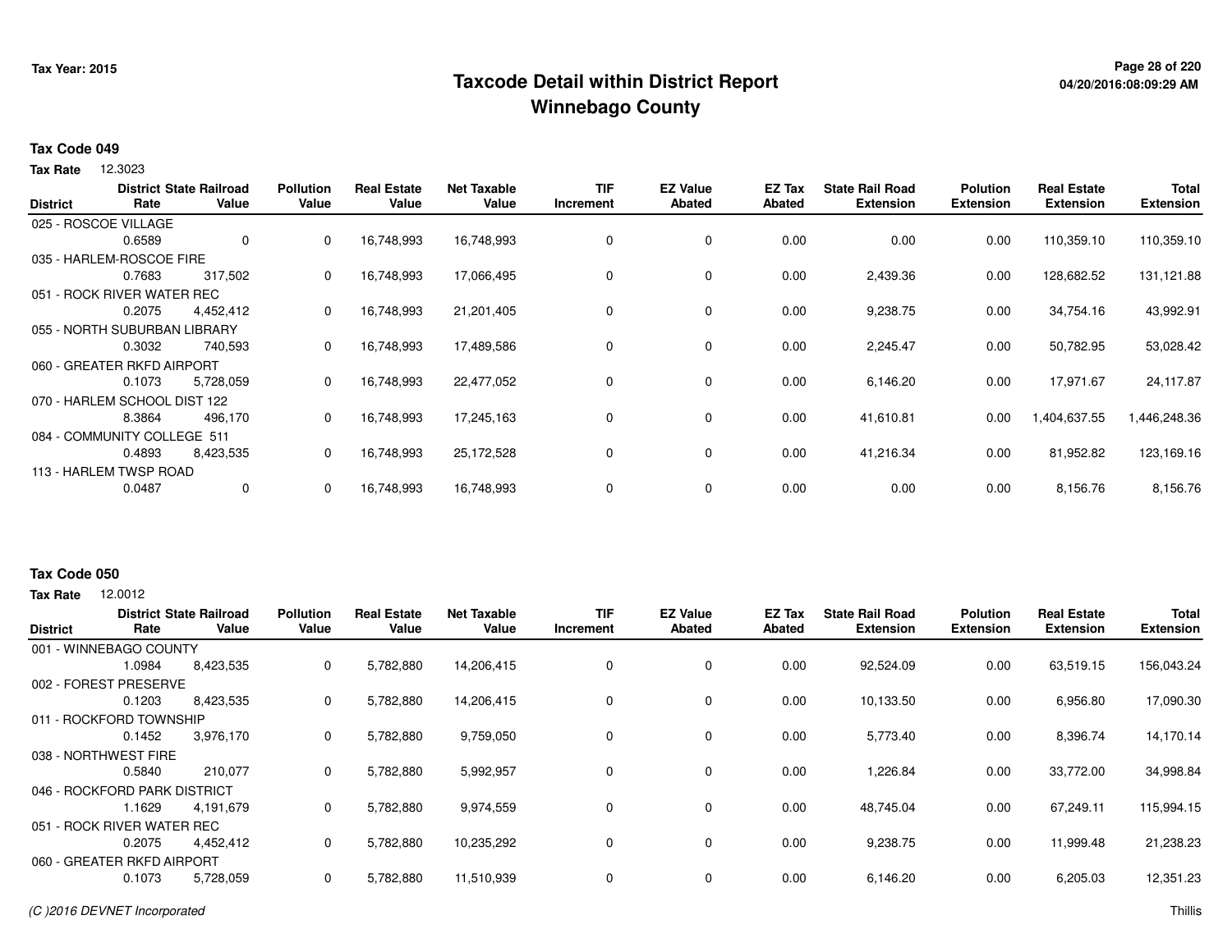# Taxcode Detail within District Report
## Winnebago County

Tax Year: 2015

### Tax Code 049

**Tax Rate** 12.3023

| District | District Rate | State Railroad Value | Pollution Value | Real Estate Value | Net Taxable Value | TIF Increment | EZ Value Abated | EZ Tax Abated | State Rail Road Extension | Polution Extension | Real Estate Extension | Total Extension |
|---|---|---|---|---|---|---|---|---|---|---|---|---|
| 025 - ROSCOE VILLAGE | 0.6589 | 0 | 0 | 16,748,993 | 16,748,993 | 0 | 0 | 0.00 | 0.00 | 0.00 | 110,359.10 | 110,359.10 |
| 035 - HARLEM-ROSCOE FIRE | 0.7683 | 317,502 | 0 | 16,748,993 | 17,066,495 | 0 | 0 | 0.00 | 2,439.36 | 0.00 | 128,682.52 | 131,121.88 |
| 051 - ROCK RIVER WATER REC | 0.2075 | 4,452,412 | 0 | 16,748,993 | 21,201,405 | 0 | 0 | 0.00 | 9,238.75 | 0.00 | 34,754.16 | 43,992.91 |
| 055 - NORTH SUBURBAN LIBRARY | 0.3032 | 740,593 | 0 | 16,748,993 | 17,489,586 | 0 | 0 | 0.00 | 2,245.47 | 0.00 | 50,782.95 | 53,028.42 |
| 060 - GREATER RKFD AIRPORT | 0.1073 | 5,728,059 | 0 | 16,748,993 | 22,477,052 | 0 | 0 | 0.00 | 6,146.20 | 0.00 | 17,971.67 | 24,117.87 |
| 070 - HARLEM SCHOOL DIST 122 | 8.3864 | 496,170 | 0 | 16,748,993 | 17,245,163 | 0 | 0 | 0.00 | 41,610.81 | 0.00 | 1,404,637.55 | 1,446,248.36 |
| 084 - COMMUNITY COLLEGE 511 | 0.4893 | 8,423,535 | 0 | 16,748,993 | 25,172,528 | 0 | 0 | 0.00 | 41,216.34 | 0.00 | 81,952.82 | 123,169.16 |
| 113 - HARLEM TWSP ROAD | 0.0487 | 0 | 0 | 16,748,993 | 16,748,993 | 0 | 0 | 0.00 | 0.00 | 0.00 | 8,156.76 | 8,156.76 |

### Tax Code 050

**Tax Rate** 12.0012

| District | District Rate | State Railroad Value | Pollution Value | Real Estate Value | Net Taxable Value | TIF Increment | EZ Value Abated | EZ Tax Abated | State Rail Road Extension | Polution Extension | Real Estate Extension | Total Extension |
|---|---|---|---|---|---|---|---|---|---|---|---|---|
| 001 - WINNEBAGO COUNTY | 1.0984 | 8,423,535 | 0 | 5,782,880 | 14,206,415 | 0 | 0 | 0.00 | 92,524.09 | 0.00 | 63,519.15 | 156,043.24 |
| 002 - FOREST PRESERVE | 0.1203 | 8,423,535 | 0 | 5,782,880 | 14,206,415 | 0 | 0 | 0.00 | 10,133.50 | 0.00 | 6,956.80 | 17,090.30 |
| 011 - ROCKFORD TOWNSHIP | 0.1452 | 3,976,170 | 0 | 5,782,880 | 9,759,050 | 0 | 0 | 0.00 | 5,773.40 | 0.00 | 8,396.74 | 14,170.14 |
| 038 - NORTHWEST FIRE | 0.5840 | 210,077 | 0 | 5,782,880 | 5,992,957 | 0 | 0 | 0.00 | 1,226.84 | 0.00 | 33,772.00 | 34,998.84 |
| 046 - ROCKFORD PARK DISTRICT | 1.1629 | 4,191,679 | 0 | 5,782,880 | 9,974,559 | 0 | 0 | 0.00 | 48,745.04 | 0.00 | 67,249.11 | 115,994.15 |
| 051 - ROCK RIVER WATER REC | 0.2075 | 4,452,412 | 0 | 5,782,880 | 10,235,292 | 0 | 0 | 0.00 | 9,238.75 | 0.00 | 11,999.48 | 21,238.23 |
| 060 - GREATER RKFD AIRPORT | 0.1073 | 5,728,059 | 0 | 5,782,880 | 11,510,939 | 0 | 0 | 0.00 | 6,146.20 | 0.00 | 6,205.03 | 12,351.23 |

(C )2016 DEVNET Incorporated

Thillis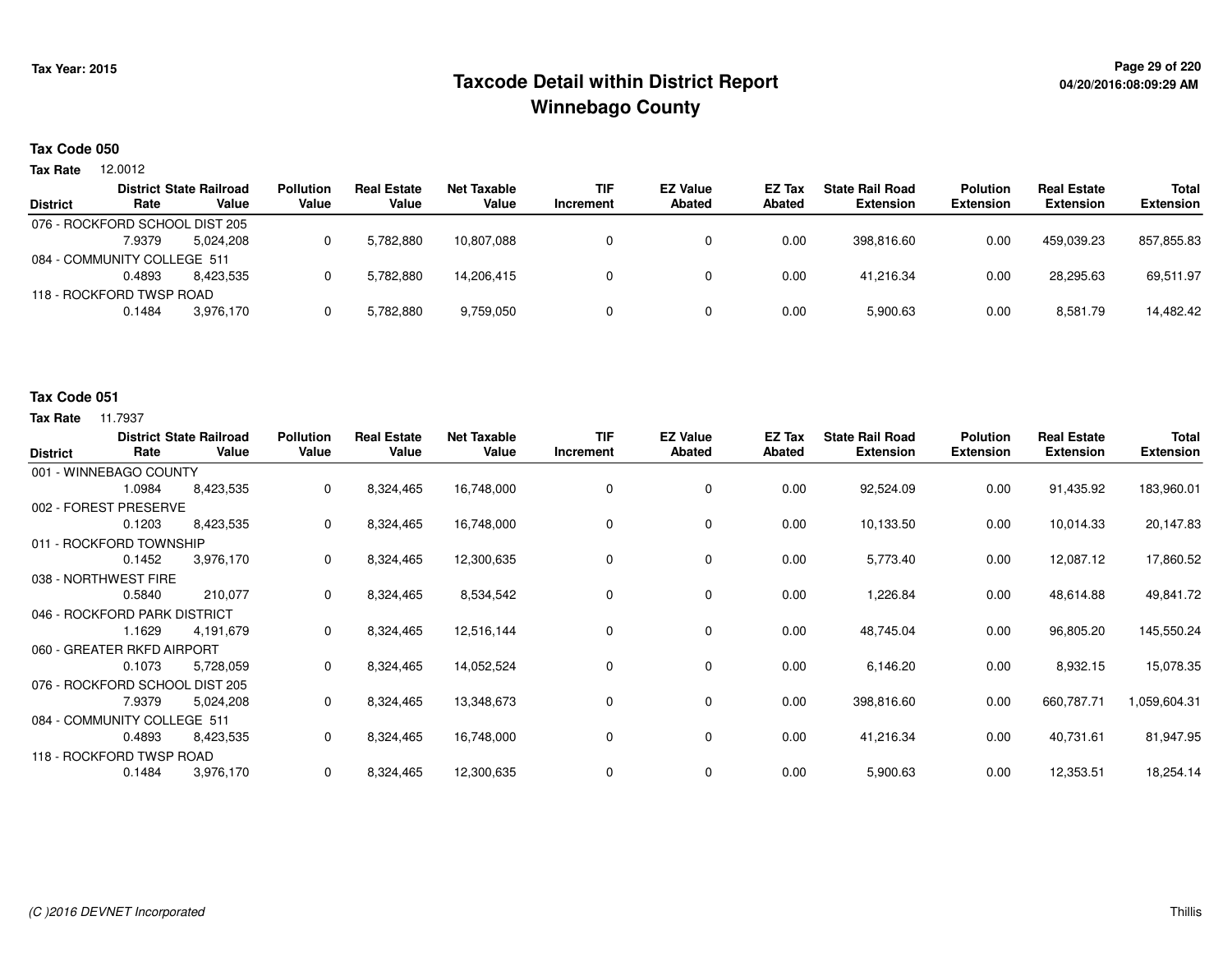# Taxcode Detail within District Report
# Winnebago County

Tax Year: 2015

04/20/2016:08:09:29 AM

## Tax Code 050

**Tax Rate** 12.0012

| District | District Rate | State Railroad Value | Pollution Value | Real Estate Value | Net Taxable Value | TIF Increment | EZ Value Abated | EZ Tax Abated | State Rail Road Extension | Polution Extension | Real Estate Extension | Total Extension |
|---|---|---|---|---|---|---|---|---|---|---|---|---|
| 076 - ROCKFORD SCHOOL DIST 205 | 7.9379 | 5,024,208 | 0 | 5,782,880 | 10,807,088 | 0 | 0 | 0.00 | 398,816.60 | 0.00 | 459,039.23 | 857,855.83 |
| 084 - COMMUNITY COLLEGE 511 | 0.4893 | 8,423,535 | 0 | 5,782,880 | 14,206,415 | 0 | 0 | 0.00 | 41,216.34 | 0.00 | 28,295.63 | 69,511.97 |
| 118 - ROCKFORD TWSP ROAD | 0.1484 | 3,976,170 | 0 | 5,782,880 | 9,759,050 | 0 | 0 | 0.00 | 5,900.63 | 0.00 | 8,581.79 | 14,482.42 |

## Tax Code 051

**Tax Rate** 11.7937

| District | District Rate | State Railroad Value | Pollution Value | Real Estate Value | Net Taxable Value | TIF Increment | EZ Value Abated | EZ Tax Abated | State Rail Road Extension | Polution Extension | Real Estate Extension | Total Extension |
|---|---|---|---|---|---|---|---|---|---|---|---|---|
| 001 - WINNEBAGO COUNTY | 1.0984 | 8,423,535 | 0 | 8,324,465 | 16,748,000 | 0 | 0 | 0.00 | 92,524.09 | 0.00 | 91,435.92 | 183,960.01 |
| 002 - FOREST PRESERVE | 0.1203 | 8,423,535 | 0 | 8,324,465 | 16,748,000 | 0 | 0 | 0.00 | 10,133.50 | 0.00 | 10,014.33 | 20,147.83 |
| 011 - ROCKFORD TOWNSHIP | 0.1452 | 3,976,170 | 0 | 8,324,465 | 12,300,635 | 0 | 0 | 0.00 | 5,773.40 | 0.00 | 12,087.12 | 17,860.52 |
| 038 - NORTHWEST FIRE | 0.5840 | 210,077 | 0 | 8,324,465 | 8,534,542 | 0 | 0 | 0.00 | 1,226.84 | 0.00 | 48,614.88 | 49,841.72 |
| 046 - ROCKFORD PARK DISTRICT | 1.1629 | 4,191,679 | 0 | 8,324,465 | 12,516,144 | 0 | 0 | 0.00 | 48,745.04 | 0.00 | 96,805.20 | 145,550.24 |
| 060 - GREATER RKFD AIRPORT | 0.1073 | 5,728,059 | 0 | 8,324,465 | 14,052,524 | 0 | 0 | 0.00 | 6,146.20 | 0.00 | 8,932.15 | 15,078.35 |
| 076 - ROCKFORD SCHOOL DIST 205 | 7.9379 | 5,024,208 | 0 | 8,324,465 | 13,348,673 | 0 | 0 | 0.00 | 398,816.60 | 0.00 | 660,787.71 | 1,059,604.31 |
| 084 - COMMUNITY COLLEGE 511 | 0.4893 | 8,423,535 | 0 | 8,324,465 | 16,748,000 | 0 | 0 | 0.00 | 41,216.34 | 0.00 | 40,731.61 | 81,947.95 |
| 118 - ROCKFORD TWSP ROAD | 0.1484 | 3,976,170 | 0 | 8,324,465 | 12,300,635 | 0 | 0 | 0.00 | 5,900.63 | 0.00 | 12,353.51 | 18,254.14 |

*(C )2016 DEVNET Incorporated*

Thillis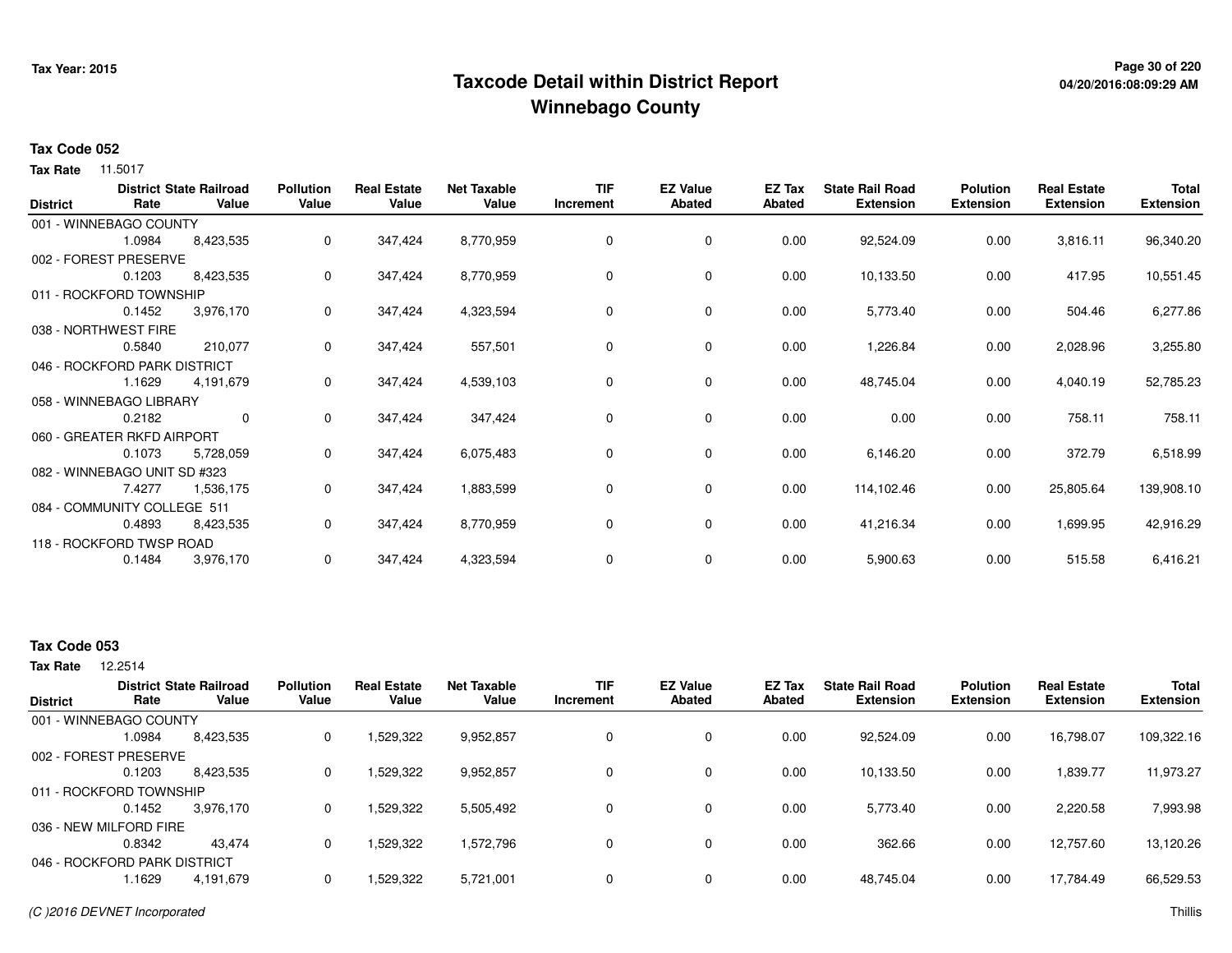# Taxcode Detail within District Report
## Winnebago County

Tax Year: 2015

04/20/2016:08:09:29 AM

### Tax Code 052

**Tax Rate** 11.5017

| District | District Rate | State Railroad Value | Pollution Value | Real Estate Value | Net Taxable Value | TIF Increment | EZ Value Abated | EZ Tax Abated | State Rail Road Extension | Polution Extension | Real Estate Extension | Total Extension |
|---|---|---|---|---|---|---|---|---|---|---|---|---|
| 001 - WINNEBAGO COUNTY | 1.0984 | 8,423,535 | 0 | 347,424 | 8,770,959 | 0 | 0 | 0.00 | 92,524.09 | 0.00 | 3,816.11 | 96,340.20 |
| 002 - FOREST PRESERVE | 0.1203 | 8,423,535 | 0 | 347,424 | 8,770,959 | 0 | 0 | 0.00 | 10,133.50 | 0.00 | 417.95 | 10,551.45 |
| 011 - ROCKFORD TOWNSHIP | 0.1452 | 3,976,170 | 0 | 347,424 | 4,323,594 | 0 | 0 | 0.00 | 5,773.40 | 0.00 | 504.46 | 6,277.86 |
| 038 - NORTHWEST FIRE | 0.5840 | 210,077 | 0 | 347,424 | 557,501 | 0 | 0 | 0.00 | 1,226.84 | 0.00 | 2,028.96 | 3,255.80 |
| 046 - ROCKFORD PARK DISTRICT | 1.1629 | 4,191,679 | 0 | 347,424 | 4,539,103 | 0 | 0 | 0.00 | 48,745.04 | 0.00 | 4,040.19 | 52,785.23 |
| 058 - WINNEBAGO LIBRARY | 0.2182 | 0 | 0 | 347,424 | 347,424 | 0 | 0 | 0.00 | 0.00 | 0.00 | 758.11 | 758.11 |
| 060 - GREATER RKFD AIRPORT | 0.1073 | 5,728,059 | 0 | 347,424 | 6,075,483 | 0 | 0 | 0.00 | 6,146.20 | 0.00 | 372.79 | 6,518.99 |
| 082 - WINNEBAGO UNIT SD #323 | 7.4277 | 1,536,175 | 0 | 347,424 | 1,883,599 | 0 | 0 | 0.00 | 114,102.46 | 0.00 | 25,805.64 | 139,908.10 |
| 084 - COMMUNITY COLLEGE 511 | 0.4893 | 8,423,535 | 0 | 347,424 | 8,770,959 | 0 | 0 | 0.00 | 41,216.34 | 0.00 | 1,699.95 | 42,916.29 |
| 118 - ROCKFORD TWSP ROAD | 0.1484 | 3,976,170 | 0 | 347,424 | 4,323,594 | 0 | 0 | 0.00 | 5,900.63 | 0.00 | 515.58 | 6,416.21 |

### Tax Code 053

**Tax Rate** 12.2514

| District | District Rate | State Railroad Value | Pollution Value | Real Estate Value | Net Taxable Value | TIF Increment | EZ Value Abated | EZ Tax Abated | State Rail Road Extension | Polution Extension | Real Estate Extension | Total Extension |
|---|---|---|---|---|---|---|---|---|---|---|---|---|
| 001 - WINNEBAGO COUNTY | 1.0984 | 8,423,535 | 0 | 1,529,322 | 9,952,857 | 0 | 0 | 0.00 | 92,524.09 | 0.00 | 16,798.07 | 109,322.16 |
| 002 - FOREST PRESERVE | 0.1203 | 8,423,535 | 0 | 1,529,322 | 9,952,857 | 0 | 0 | 0.00 | 10,133.50 | 0.00 | 1,839.77 | 11,973.27 |
| 011 - ROCKFORD TOWNSHIP | 0.1452 | 3,976,170 | 0 | 1,529,322 | 5,505,492 | 0 | 0 | 0.00 | 5,773.40 | 0.00 | 2,220.58 | 7,993.98 |
| 036 - NEW MILFORD FIRE | 0.8342 | 43,474 | 0 | 1,529,322 | 1,572,796 | 0 | 0 | 0.00 | 362.66 | 0.00 | 12,757.60 | 13,120.26 |
| 046 - ROCKFORD PARK DISTRICT | 1.1629 | 4,191,679 | 0 | 1,529,322 | 5,721,001 | 0 | 0 | 0.00 | 48,745.04 | 0.00 | 17,784.49 | 66,529.53 |

(C )2016 DEVNET Incorporated

Thillis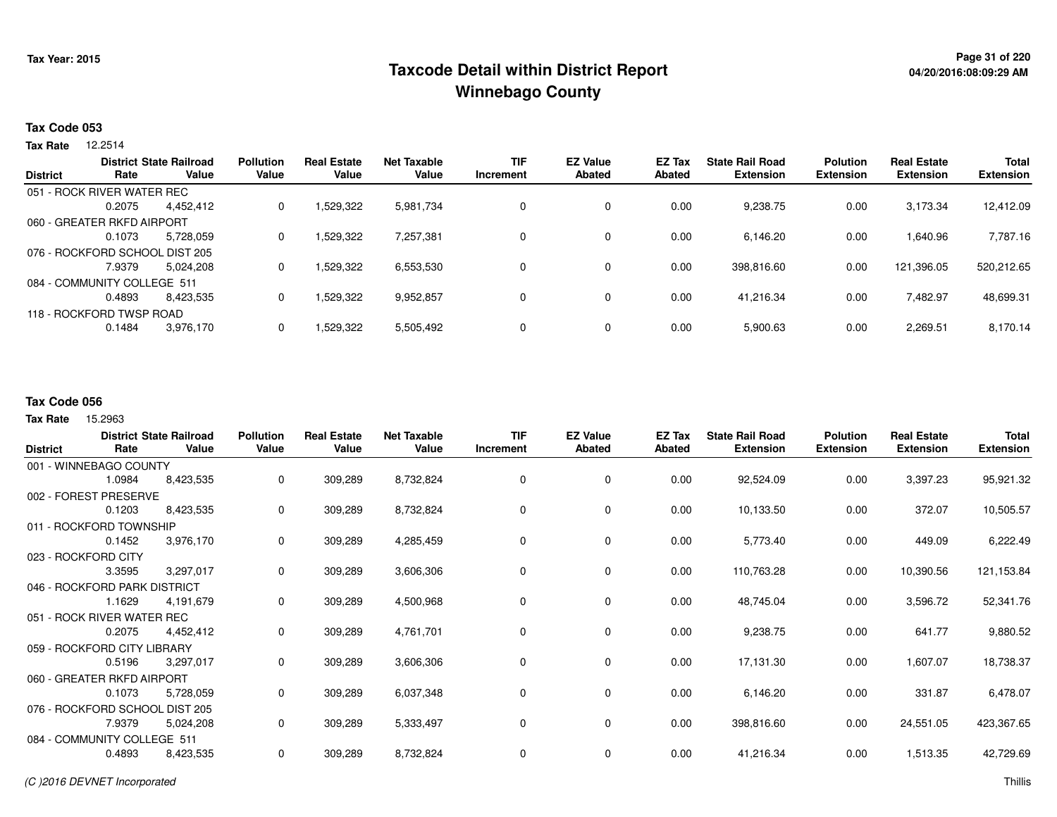# Taxcode Detail within District Report
# Winnebago County

Tax Year: 2015

04/20/2016:08:09:29 AM

## Tax Code 053

**Tax Rate** 12.2514

| District | District Rate | State Railroad Value | Pollution Value | Real Estate Value | Net Taxable Value | TIF Increment | EZ Value Abated | EZ Tax Abated | State Rail Road Extension | Polution Extension | Real Estate Extension | Total Extension |
|---|---|---|---|---|---|---|---|---|---|---|---|---|
| 051 - ROCK RIVER WATER REC | 0.2075 | 4,452,412 | 0 | 1,529,322 | 5,981,734 | 0 | 0 | 0.00 | 9,238.75 | 0.00 | 3,173.34 | 12,412.09 |
| 060 - GREATER RKFD AIRPORT | 0.1073 | 5,728,059 | 0 | 1,529,322 | 7,257,381 | 0 | 0 | 0.00 | 6,146.20 | 0.00 | 1,640.96 | 7,787.16 |
| 076 - ROCKFORD SCHOOL DIST 205 | 7.9379 | 5,024,208 | 0 | 1,529,322 | 6,553,530 | 0 | 0 | 0.00 | 398,816.60 | 0.00 | 121,396.05 | 520,212.65 |
| 084 - COMMUNITY COLLEGE 511 | 0.4893 | 8,423,535 | 0 | 1,529,322 | 9,952,857 | 0 | 0 | 0.00 | 41,216.34 | 0.00 | 7,482.97 | 48,699.31 |
| 118 - ROCKFORD TWSP ROAD | 0.1484 | 3,976,170 | 0 | 1,529,322 | 5,505,492 | 0 | 0 | 0.00 | 5,900.63 | 0.00 | 2,269.51 | 8,170.14 |

## Tax Code 056

**Tax Rate** 15.2963

| District | District Rate | State Railroad Value | Pollution Value | Real Estate Value | Net Taxable Value | TIF Increment | EZ Value Abated | EZ Tax Abated | State Rail Road Extension | Polution Extension | Real Estate Extension | Total Extension |
|---|---|---|---|---|---|---|---|---|---|---|---|---|
| 001 - WINNEBAGO COUNTY | 1.0984 | 8,423,535 | 0 | 309,289 | 8,732,824 | 0 | 0 | 0.00 | 92,524.09 | 0.00 | 3,397.23 | 95,921.32 |
| 002 - FOREST PRESERVE | 0.1203 | 8,423,535 | 0 | 309,289 | 8,732,824 | 0 | 0 | 0.00 | 10,133.50 | 0.00 | 372.07 | 10,505.57 |
| 011 - ROCKFORD TOWNSHIP | 0.1452 | 3,976,170 | 0 | 309,289 | 4,285,459 | 0 | 0 | 0.00 | 5,773.40 | 0.00 | 449.09 | 6,222.49 |
| 023 - ROCKFORD CITY | 3.3595 | 3,297,017 | 0 | 309,289 | 3,606,306 | 0 | 0 | 0.00 | 110,763.28 | 0.00 | 10,390.56 | 121,153.84 |
| 046 - ROCKFORD PARK DISTRICT | 1.1629 | 4,191,679 | 0 | 309,289 | 4,500,968 | 0 | 0 | 0.00 | 48,745.04 | 0.00 | 3,596.72 | 52,341.76 |
| 051 - ROCK RIVER WATER REC | 0.2075 | 4,452,412 | 0 | 309,289 | 4,761,701 | 0 | 0 | 0.00 | 9,238.75 | 0.00 | 641.77 | 9,880.52 |
| 059 - ROCKFORD CITY LIBRARY | 0.5196 | 3,297,017 | 0 | 309,289 | 3,606,306 | 0 | 0 | 0.00 | 17,131.30 | 0.00 | 1,607.07 | 18,738.37 |
| 060 - GREATER RKFD AIRPORT | 0.1073 | 5,728,059 | 0 | 309,289 | 6,037,348 | 0 | 0 | 0.00 | 6,146.20 | 0.00 | 331.87 | 6,478.07 |
| 076 - ROCKFORD SCHOOL DIST 205 | 7.9379 | 5,024,208 | 0 | 309,289 | 5,333,497 | 0 | 0 | 0.00 | 398,816.60 | 0.00 | 24,551.05 | 423,367.65 |
| 084 - COMMUNITY COLLEGE 511 | 0.4893 | 8,423,535 | 0 | 309,289 | 8,732,824 | 0 | 0 | 0.00 | 41,216.34 | 0.00 | 1,513.35 | 42,729.69 |

(C )2016 DEVNET Incorporated

Thillis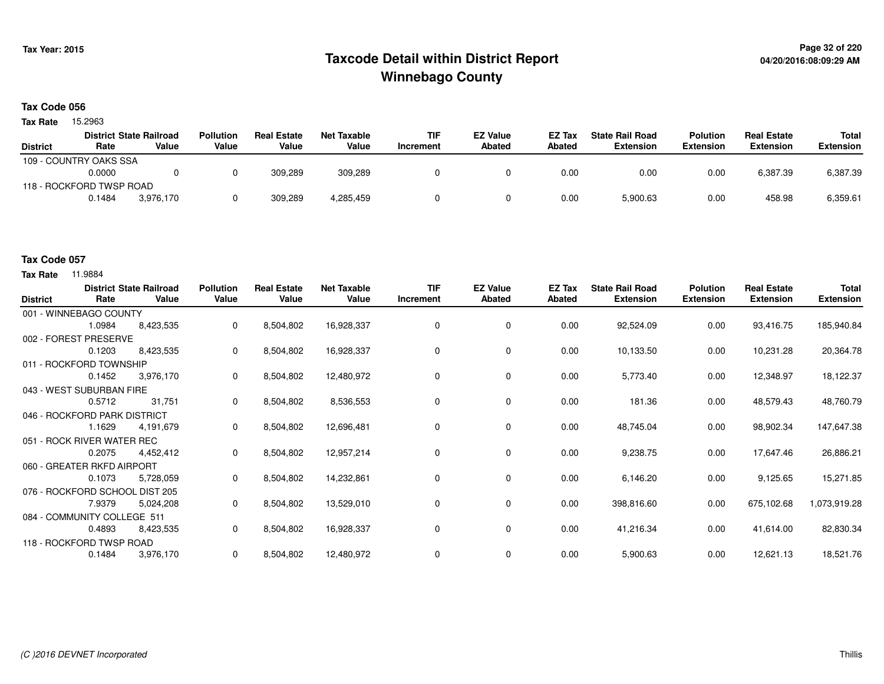# Taxcode Detail within District Report
# Winnebago County

Tax Year: 2015

04/20/2016:08:09:29 AM

**Tax Code 056**

**Tax Rate** 15.2963

| District | District Rate | State Railroad Value | Pollution Value | Real Estate Value | Net Taxable Value | TIF Increment | EZ Value Abated | EZ Tax Abated | State Rail Road Extension | Polution Extension | Real Estate Extension | Total Extension |
|---|---|---|---|---|---|---|---|---|---|---|---|---|
| 109 - COUNTRY OAKS SSA | 0.0000 | 0 | 0 | 309,289 | 309,289 | 0 | 0 | 0.00 | 0.00 | 0.00 | 6,387.39 | 6,387.39 |
| 118 - ROCKFORD TWSP ROAD | 0.1484 | 3,976,170 | 0 | 309,289 | 4,285,459 | 0 | 0 | 0.00 | 5,900.63 | 0.00 | 458.98 | 6,359.61 |

**Tax Code 057**

**Tax Rate** 11.9884

| District | District Rate | State Railroad Value | Pollution Value | Real Estate Value | Net Taxable Value | TIF Increment | EZ Value Abated | EZ Tax Abated | State Rail Road Extension | Polution Extension | Real Estate Extension | Total Extension |
|---|---|---|---|---|---|---|---|---|---|---|---|---|
| 001 - WINNEBAGO COUNTY | 1.0984 | 8,423,535 | 0 | 8,504,802 | 16,928,337 | 0 | 0 | 0.00 | 92,524.09 | 0.00 | 93,416.75 | 185,940.84 |
| 002 - FOREST PRESERVE | 0.1203 | 8,423,535 | 0 | 8,504,802 | 16,928,337 | 0 | 0 | 0.00 | 10,133.50 | 0.00 | 10,231.28 | 20,364.78 |
| 011 - ROCKFORD TOWNSHIP | 0.1452 | 3,976,170 | 0 | 8,504,802 | 12,480,972 | 0 | 0 | 0.00 | 5,773.40 | 0.00 | 12,348.97 | 18,122.37 |
| 043 - WEST SUBURBAN FIRE | 0.5712 | 31,751 | 0 | 8,504,802 | 8,536,553 | 0 | 0 | 0.00 | 181.36 | 0.00 | 48,579.43 | 48,760.79 |
| 046 - ROCKFORD PARK DISTRICT | 1.1629 | 4,191,679 | 0 | 8,504,802 | 12,696,481 | 0 | 0 | 0.00 | 48,745.04 | 0.00 | 98,902.34 | 147,647.38 |
| 051 - ROCK RIVER WATER REC | 0.2075 | 4,452,412 | 0 | 8,504,802 | 12,957,214 | 0 | 0 | 0.00 | 9,238.75 | 0.00 | 17,647.46 | 26,886.21 |
| 060 - GREATER RKFD AIRPORT | 0.1073 | 5,728,059 | 0 | 8,504,802 | 14,232,861 | 0 | 0 | 0.00 | 6,146.20 | 0.00 | 9,125.65 | 15,271.85 |
| 076 - ROCKFORD SCHOOL DIST 205 | 7.9379 | 5,024,208 | 0 | 8,504,802 | 13,529,010 | 0 | 0 | 0.00 | 398,816.60 | 0.00 | 675,102.68 | 1,073,919.28 |
| 084 - COMMUNITY COLLEGE 511 | 0.4893 | 8,423,535 | 0 | 8,504,802 | 16,928,337 | 0 | 0 | 0.00 | 41,216.34 | 0.00 | 41,614.00 | 82,830.34 |
| 118 - ROCKFORD TWSP ROAD | 0.1484 | 3,976,170 | 0 | 8,504,802 | 12,480,972 | 0 | 0 | 0.00 | 5,900.63 | 0.00 | 12,621.13 | 18,521.76 |

(C )2016 DEVNET Incorporated

Thillis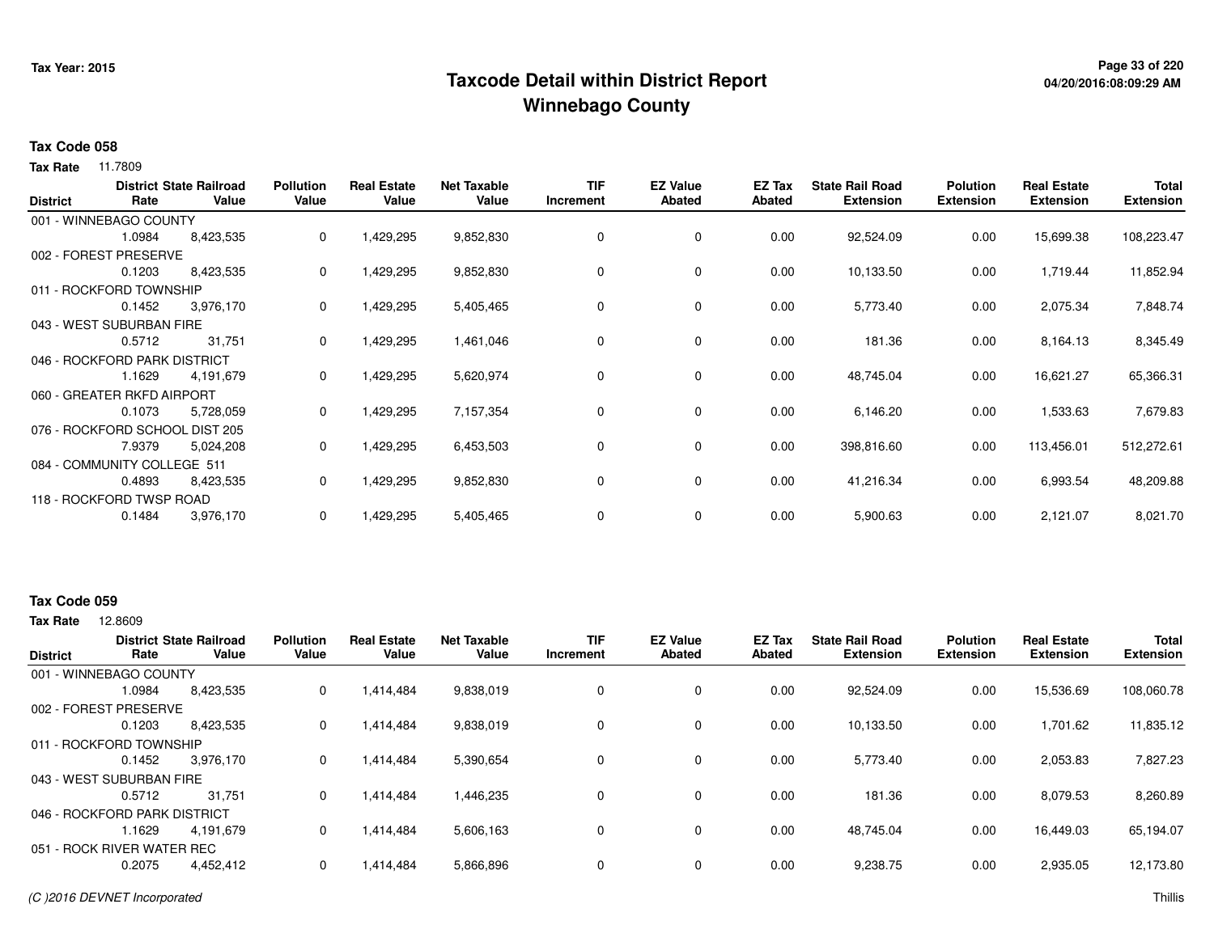# Taxcode Detail within District Report
## Winnebago County

Tax Year: 2015

04/20/2016:08:09:29 AM

**Tax Code 058**

**Tax Rate** 11.7809

| District | District Rate | State Railroad Value | Pollution Value | Real Estate Value | Net Taxable Value | TIF Increment | EZ Value Abated | EZ Tax Abated | State Rail Road Extension | Polution Extension | Real Estate Extension | Total Extension |
|---|---|---|---|---|---|---|---|---|---|---|---|---|
| 001 - WINNEBAGO COUNTY | 1.0984 | 8,423,535 | 0 | 1,429,295 | 9,852,830 | 0 | 0 | 0.00 | 92,524.09 | 0.00 | 15,699.38 | 108,223.47 |
| 002 - FOREST PRESERVE | 0.1203 | 8,423,535 | 0 | 1,429,295 | 9,852,830 | 0 | 0 | 0.00 | 10,133.50 | 0.00 | 1,719.44 | 11,852.94 |
| 011 - ROCKFORD TOWNSHIP | 0.1452 | 3,976,170 | 0 | 1,429,295 | 5,405,465 | 0 | 0 | 0.00 | 5,773.40 | 0.00 | 2,075.34 | 7,848.74 |
| 043 - WEST SUBURBAN FIRE | 0.5712 | 31,751 | 0 | 1,429,295 | 1,461,046 | 0 | 0 | 0.00 | 181.36 | 0.00 | 8,164.13 | 8,345.49 |
| 046 - ROCKFORD PARK DISTRICT | 1.1629 | 4,191,679 | 0 | 1,429,295 | 5,620,974 | 0 | 0 | 0.00 | 48,745.04 | 0.00 | 16,621.27 | 65,366.31 |
| 060 - GREATER RKFD AIRPORT | 0.1073 | 5,728,059 | 0 | 1,429,295 | 7,157,354 | 0 | 0 | 0.00 | 6,146.20 | 0.00 | 1,533.63 | 7,679.83 |
| 076 - ROCKFORD SCHOOL DIST 205 | 7.9379 | 5,024,208 | 0 | 1,429,295 | 6,453,503 | 0 | 0 | 0.00 | 398,816.60 | 0.00 | 113,456.01 | 512,272.61 |
| 084 - COMMUNITY COLLEGE 511 | 0.4893 | 8,423,535 | 0 | 1,429,295 | 9,852,830 | 0 | 0 | 0.00 | 41,216.34 | 0.00 | 6,993.54 | 48,209.88 |
| 118 - ROCKFORD TWSP ROAD | 0.1484 | 3,976,170 | 0 | 1,429,295 | 5,405,465 | 0 | 0 | 0.00 | 5,900.63 | 0.00 | 2,121.07 | 8,021.70 |

**Tax Code 059**

**Tax Rate** 12.8609

| District | District Rate | State Railroad Value | Pollution Value | Real Estate Value | Net Taxable Value | TIF Increment | EZ Value Abated | EZ Tax Abated | State Rail Road Extension | Polution Extension | Real Estate Extension | Total Extension |
|---|---|---|---|---|---|---|---|---|---|---|---|---|
| 001 - WINNEBAGO COUNTY | 1.0984 | 8,423,535 | 0 | 1,414,484 | 9,838,019 | 0 | 0 | 0.00 | 92,524.09 | 0.00 | 15,536.69 | 108,060.78 |
| 002 - FOREST PRESERVE | 0.1203 | 8,423,535 | 0 | 1,414,484 | 9,838,019 | 0 | 0 | 0.00 | 10,133.50 | 0.00 | 1,701.62 | 11,835.12 |
| 011 - ROCKFORD TOWNSHIP | 0.1452 | 3,976,170 | 0 | 1,414,484 | 5,390,654 | 0 | 0 | 0.00 | 5,773.40 | 0.00 | 2,053.83 | 7,827.23 |
| 043 - WEST SUBURBAN FIRE | 0.5712 | 31,751 | 0 | 1,414,484 | 1,446,235 | 0 | 0 | 0.00 | 181.36 | 0.00 | 8,079.53 | 8,260.89 |
| 046 - ROCKFORD PARK DISTRICT | 1.1629 | 4,191,679 | 0 | 1,414,484 | 5,606,163 | 0 | 0 | 0.00 | 48,745.04 | 0.00 | 16,449.03 | 65,194.07 |
| 051 - ROCK RIVER WATER REC | 0.2075 | 4,452,412 | 0 | 1,414,484 | 5,866,896 | 0 | 0 | 0.00 | 9,238.75 | 0.00 | 2,935.05 | 12,173.80 |

*(C )2016 DEVNET Incorporated*

Thillis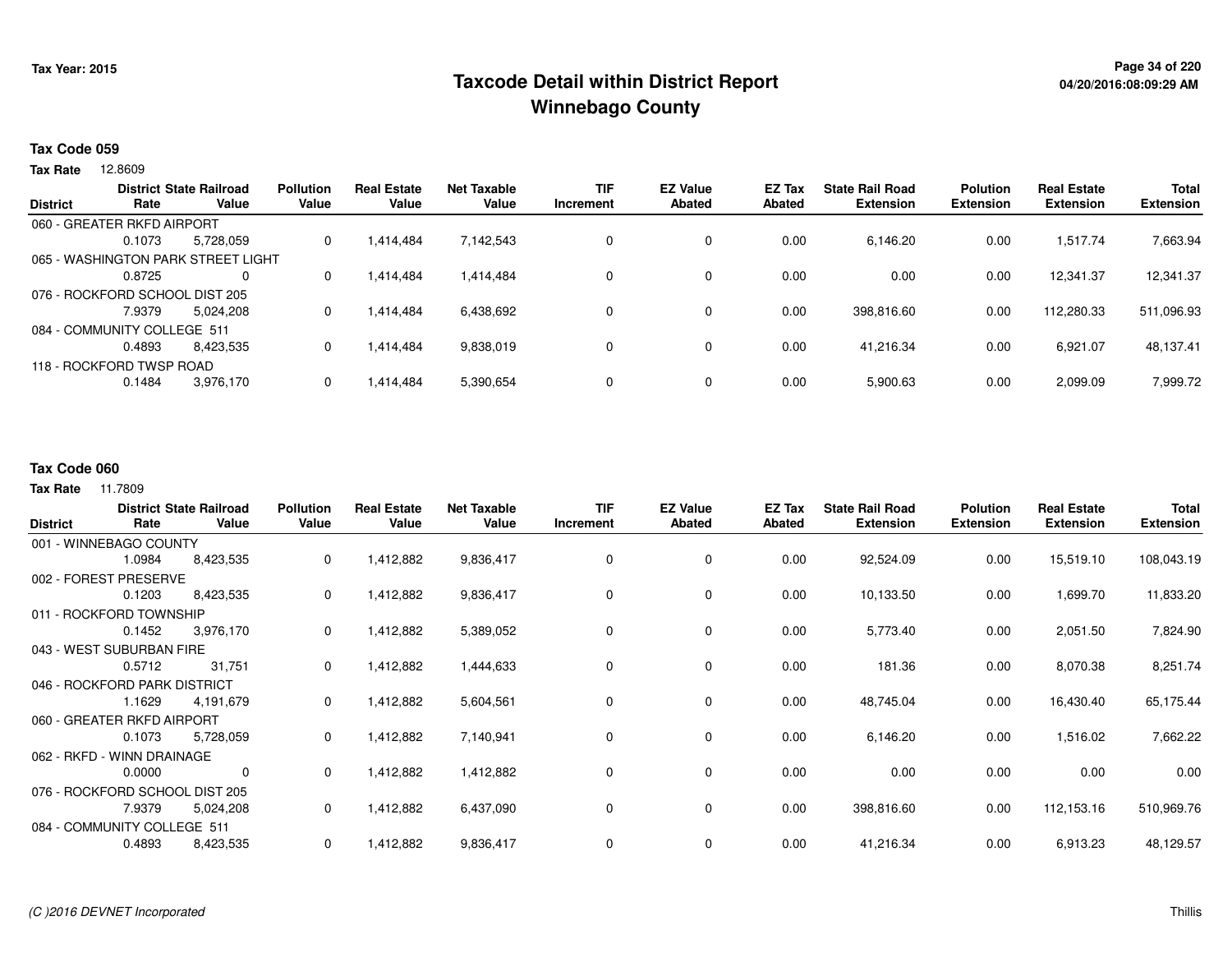Tax Year: 2015

# Taxcode Detail within District Report
## Winnebago County

04/20/2016:08:09:29 AM

**Tax Code 059**

**Tax Rate** 12.8609

| District | District Rate | State Railroad Value | Pollution Value | Real Estate Value | Net Taxable Value | TIF Increment | EZ Value Abated | EZ Tax Abated | State Rail Road Extension | Polution Extension | Real Estate Extension | Total Extension |
|---|---|---|---|---|---|---|---|---|---|---|---|---|
| 060 - GREATER RKFD AIRPORT | | | | | | | | | | | | |
| | 0.1073 | 5,728,059 | 0 | 1,414,484 | 7,142,543 | 0 | 0 | 0.00 | 6,146.20 | 0.00 | 1,517.74 | 7,663.94 |
| 065 - WASHINGTON PARK STREET LIGHT | | | | | | | | | | | | |
| | 0.8725 | 0 | 0 | 1,414,484 | 1,414,484 | 0 | 0 | 0.00 | 0.00 | 0.00 | 12,341.37 | 12,341.37 |
| 076 - ROCKFORD SCHOOL DIST 205 | | | | | | | | | | | | |
| | 7.9379 | 5,024,208 | 0 | 1,414,484 | 6,438,692 | 0 | 0 | 0.00 | 398,816.60 | 0.00 | 112,280.33 | 511,096.93 |
| 084 - COMMUNITY COLLEGE 511 | | | | | | | | | | | | |
| | 0.4893 | 8,423,535 | 0 | 1,414,484 | 9,838,019 | 0 | 0 | 0.00 | 41,216.34 | 0.00 | 6,921.07 | 48,137.41 |
| 118 - ROCKFORD TWSP ROAD | | | | | | | | | | | | |
| | 0.1484 | 3,976,170 | 0 | 1,414,484 | 5,390,654 | 0 | 0 | 0.00 | 5,900.63 | 0.00 | 2,099.09 | 7,999.72 |

**Tax Code 060**

**Tax Rate** 11.7809

| District | District Rate | State Railroad Value | Pollution Value | Real Estate Value | Net Taxable Value | TIF Increment | EZ Value Abated | EZ Tax Abated | State Rail Road Extension | Polution Extension | Real Estate Extension | Total Extension |
|---|---|---|---|---|---|---|---|---|---|---|---|---|
| 001 - WINNEBAGO COUNTY | | | | | | | | | | | | |
| | 1.0984 | 8,423,535 | 0 | 1,412,882 | 9,836,417 | 0 | 0 | 0.00 | 92,524.09 | 0.00 | 15,519.10 | 108,043.19 |
| 002 - FOREST PRESERVE | | | | | | | | | | | | |
| | 0.1203 | 8,423,535 | 0 | 1,412,882 | 9,836,417 | 0 | 0 | 0.00 | 10,133.50 | 0.00 | 1,699.70 | 11,833.20 |
| 011 - ROCKFORD TOWNSHIP | | | | | | | | | | | | |
| | 0.1452 | 3,976,170 | 0 | 1,412,882 | 5,389,052 | 0 | 0 | 0.00 | 5,773.40 | 0.00 | 2,051.50 | 7,824.90 |
| 043 - WEST SUBURBAN FIRE | | | | | | | | | | | | |
| | 0.5712 | 31,751 | 0 | 1,412,882 | 1,444,633 | 0 | 0 | 0.00 | 181.36 | 0.00 | 8,070.38 | 8,251.74 |
| 046 - ROCKFORD PARK DISTRICT | | | | | | | | | | | | |
| | 1.1629 | 4,191,679 | 0 | 1,412,882 | 5,604,561 | 0 | 0 | 0.00 | 48,745.04 | 0.00 | 16,430.40 | 65,175.44 |
| 060 - GREATER RKFD AIRPORT | | | | | | | | | | | | |
| | 0.1073 | 5,728,059 | 0 | 1,412,882 | 7,140,941 | 0 | 0 | 0.00 | 6,146.20 | 0.00 | 1,516.02 | 7,662.22 |
| 062 - RKFD - WINN DRAINAGE | | | | | | | | | | | | |
| | 0.0000 | 0 | 0 | 1,412,882 | 1,412,882 | 0 | 0 | 0.00 | 0.00 | 0.00 | 0.00 | 0.00 |
| 076 - ROCKFORD SCHOOL DIST 205 | | | | | | | | | | | | |
| | 7.9379 | 5,024,208 | 0 | 1,412,882 | 6,437,090 | 0 | 0 | 0.00 | 398,816.60 | 0.00 | 112,153.16 | 510,969.76 |
| 084 - COMMUNITY COLLEGE 511 | | | | | | | | | | | | |
| | 0.4893 | 8,423,535 | 0 | 1,412,882 | 9,836,417 | 0 | 0 | 0.00 | 41,216.34 | 0.00 | 6,913.23 | 48,129.57 |

(C )2016 DEVNET Incorporated

Thillis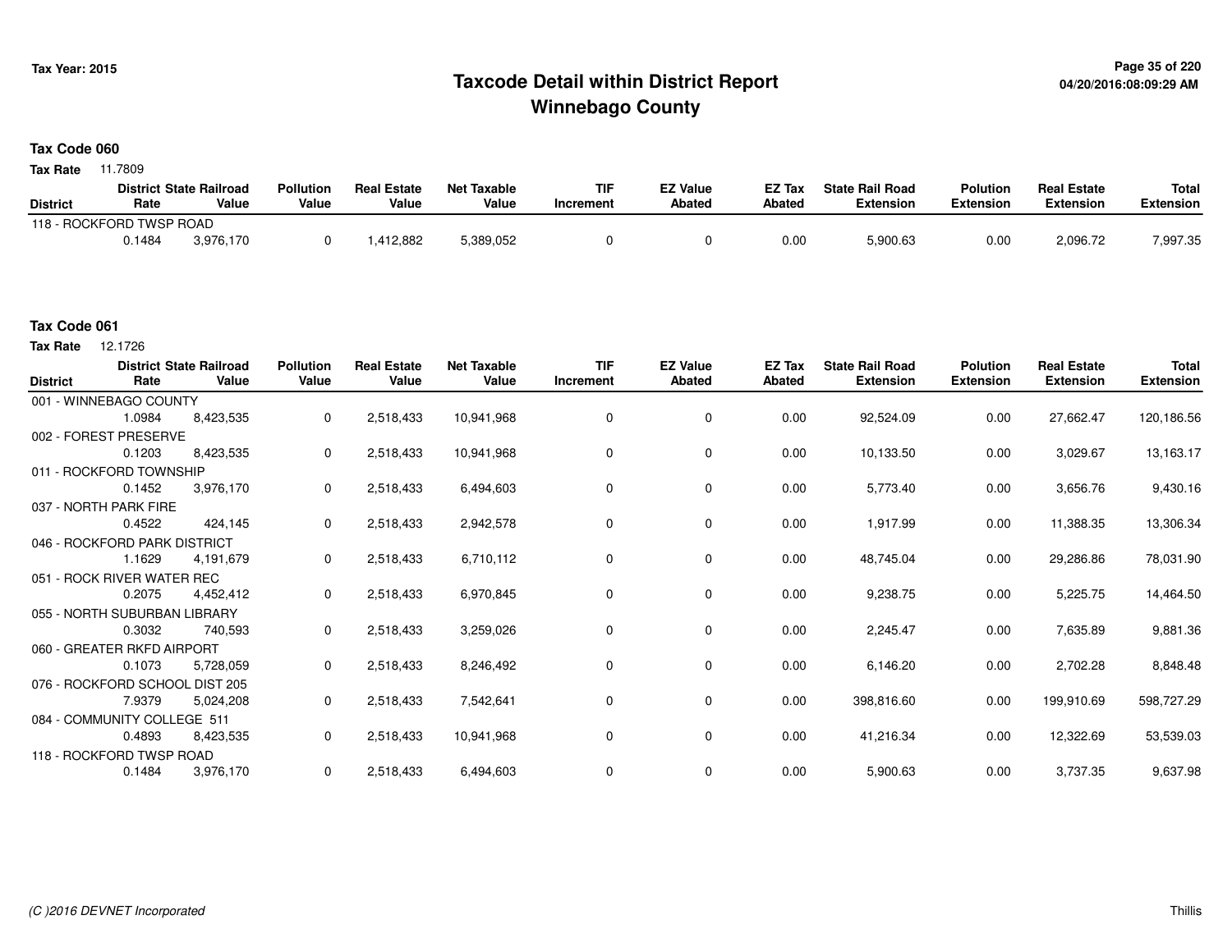# Taxcode Detail within District Report
# Winnebago County

Tax Year: 2015

04/20/2016:08:09:29 AM

**Tax Code 060**

**Tax Rate** 11.7809

| District | District Rate | State Railroad Value | Pollution Value | Real Estate Value | Net Taxable Value | TIF Increment | EZ Value Abated | EZ Tax Abated | State Rail Road Extension | Polution Extension | Real Estate Extension | Total Extension |
|---|---|---|---|---|---|---|---|---|---|---|---|---|
| 118 - ROCKFORD TWSP ROAD | 0.1484 | 3,976,170 | 0 | 1,412,882 | 5,389,052 | 0 | 0 | 0.00 | 5,900.63 | 0.00 | 2,096.72 | 7,997.35 |

**Tax Code 061**

**Tax Rate** 12.1726

| District | District Rate | State Railroad Value | Pollution Value | Real Estate Value | Net Taxable Value | TIF Increment | EZ Value Abated | EZ Tax Abated | State Rail Road Extension | Polution Extension | Real Estate Extension | Total Extension |
|---|---|---|---|---|---|---|---|---|---|---|---|---|
| 001 - WINNEBAGO COUNTY | 1.0984 | 8,423,535 | 0 | 2,518,433 | 10,941,968 | 0 | 0 | 0.00 | 92,524.09 | 0.00 | 27,662.47 | 120,186.56 |
| 002 - FOREST PRESERVE | 0.1203 | 8,423,535 | 0 | 2,518,433 | 10,941,968 | 0 | 0 | 0.00 | 10,133.50 | 0.00 | 3,029.67 | 13,163.17 |
| 011 - ROCKFORD TOWNSHIP | 0.1452 | 3,976,170 | 0 | 2,518,433 | 6,494,603 | 0 | 0 | 0.00 | 5,773.40 | 0.00 | 3,656.76 | 9,430.16 |
| 037 - NORTH PARK FIRE | 0.4522 | 424,145 | 0 | 2,518,433 | 2,942,578 | 0 | 0 | 0.00 | 1,917.99 | 0.00 | 11,388.35 | 13,306.34 |
| 046 - ROCKFORD PARK DISTRICT | 1.1629 | 4,191,679 | 0 | 2,518,433 | 6,710,112 | 0 | 0 | 0.00 | 48,745.04 | 0.00 | 29,286.86 | 78,031.90 |
| 051 - ROCK RIVER WATER REC | 0.2075 | 4,452,412 | 0 | 2,518,433 | 6,970,845 | 0 | 0 | 0.00 | 9,238.75 | 0.00 | 5,225.75 | 14,464.50 |
| 055 - NORTH SUBURBAN LIBRARY | 0.3032 | 740,593 | 0 | 2,518,433 | 3,259,026 | 0 | 0 | 0.00 | 2,245.47 | 0.00 | 7,635.89 | 9,881.36 |
| 060 - GREATER RKFD AIRPORT | 0.1073 | 5,728,059 | 0 | 2,518,433 | 8,246,492 | 0 | 0 | 0.00 | 6,146.20 | 0.00 | 2,702.28 | 8,848.48 |
| 076 - ROCKFORD SCHOOL DIST 205 | 7.9379 | 5,024,208 | 0 | 2,518,433 | 7,542,641 | 0 | 0 | 0.00 | 398,816.60 | 0.00 | 199,910.69 | 598,727.29 |
| 084 - COMMUNITY COLLEGE 511 | 0.4893 | 8,423,535 | 0 | 2,518,433 | 10,941,968 | 0 | 0 | 0.00 | 41,216.34 | 0.00 | 12,322.69 | 53,539.03 |
| 118 - ROCKFORD TWSP ROAD | 0.1484 | 3,976,170 | 0 | 2,518,433 | 6,494,603 | 0 | 0 | 0.00 | 5,900.63 | 0.00 | 3,737.35 | 9,637.98 |

(C )2016 DEVNET Incorporated

Thillis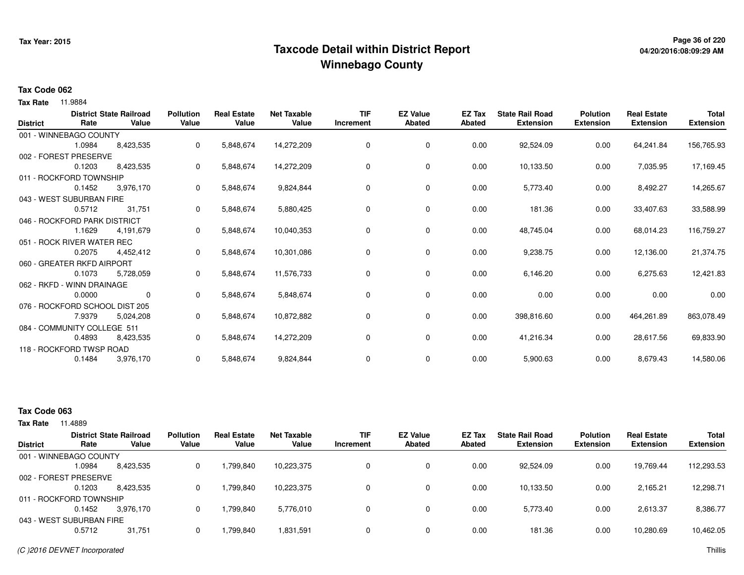# Taxcode Detail within District Report
## Winnebago County

Tax Year: 2015

**Tax Code 062**

**Tax Rate** 11.9884

| District | District Rate | State Railroad Value | Pollution Value | Real Estate Value | Net Taxable Value | TIF Increment | EZ Value Abated | EZ Tax Abated | State Rail Road Extension | Polution Extension | Real Estate Extension | Total Extension |
|---|---|---|---|---|---|---|---|---|---|---|---|---|
| 001 - WINNEBAGO COUNTY | 1.0984 | 8,423,535 | 0 | 5,848,674 | 14,272,209 | 0 | 0 | 0.00 | 92,524.09 | 0.00 | 64,241.84 | 156,765.93 |
| 002 - FOREST PRESERVE | 0.1203 | 8,423,535 | 0 | 5,848,674 | 14,272,209 | 0 | 0 | 0.00 | 10,133.50 | 0.00 | 7,035.95 | 17,169.45 |
| 011 - ROCKFORD TOWNSHIP | 0.1452 | 3,976,170 | 0 | 5,848,674 | 9,824,844 | 0 | 0 | 0.00 | 5,773.40 | 0.00 | 8,492.27 | 14,265.67 |
| 043 - WEST SUBURBAN FIRE | 0.5712 | 31,751 | 0 | 5,848,674 | 5,880,425 | 0 | 0 | 0.00 | 181.36 | 0.00 | 33,407.63 | 33,588.99 |
| 046 - ROCKFORD PARK DISTRICT | 1.1629 | 4,191,679 | 0 | 5,848,674 | 10,040,353 | 0 | 0 | 0.00 | 48,745.04 | 0.00 | 68,014.23 | 116,759.27 |
| 051 - ROCK RIVER WATER REC | 0.2075 | 4,452,412 | 0 | 5,848,674 | 10,301,086 | 0 | 0 | 0.00 | 9,238.75 | 0.00 | 12,136.00 | 21,374.75 |
| 060 - GREATER RKFD AIRPORT | 0.1073 | 5,728,059 | 0 | 5,848,674 | 11,576,733 | 0 | 0 | 0.00 | 6,146.20 | 0.00 | 6,275.63 | 12,421.83 |
| 062 - RKFD - WINN DRAINAGE | 0.0000 | 0 | 0 | 5,848,674 | 5,848,674 | 0 | 0 | 0.00 | 0.00 | 0.00 | 0.00 | 0.00 |
| 076 - ROCKFORD SCHOOL DIST 205 | 7.9379 | 5,024,208 | 0 | 5,848,674 | 10,872,882 | 0 | 0 | 0.00 | 398,816.60 | 0.00 | 464,261.89 | 863,078.49 |
| 084 - COMMUNITY COLLEGE 511 | 0.4893 | 8,423,535 | 0 | 5,848,674 | 14,272,209 | 0 | 0 | 0.00 | 41,216.34 | 0.00 | 28,617.56 | 69,833.90 |
| 118 - ROCKFORD TWSP ROAD | 0.1484 | 3,976,170 | 0 | 5,848,674 | 9,824,844 | 0 | 0 | 0.00 | 5,900.63 | 0.00 | 8,679.43 | 14,580.06 |

**Tax Code 063**

**Tax Rate** 11.4889

| District | District Rate | State Railroad Value | Pollution Value | Real Estate Value | Net Taxable Value | TIF Increment | EZ Value Abated | EZ Tax Abated | State Rail Road Extension | Polution Extension | Real Estate Extension | Total Extension |
|---|---|---|---|---|---|---|---|---|---|---|---|---|
| 001 - WINNEBAGO COUNTY | 1.0984 | 8,423,535 | 0 | 1,799,840 | 10,223,375 | 0 | 0 | 0.00 | 92,524.09 | 0.00 | 19,769.44 | 112,293.53 |
| 002 - FOREST PRESERVE | 0.1203 | 8,423,535 | 0 | 1,799,840 | 10,223,375 | 0 | 0 | 0.00 | 10,133.50 | 0.00 | 2,165.21 | 12,298.71 |
| 011 - ROCKFORD TOWNSHIP | 0.1452 | 3,976,170 | 0 | 1,799,840 | 5,776,010 | 0 | 0 | 0.00 | 5,773.40 | 0.00 | 2,613.37 | 8,386.77 |
| 043 - WEST SUBURBAN FIRE | 0.5712 | 31,751 | 0 | 1,799,840 | 1,831,591 | 0 | 0 | 0.00 | 181.36 | 0.00 | 10,280.69 | 10,462.05 |

*(C )2016 DEVNET Incorporated*

Thillis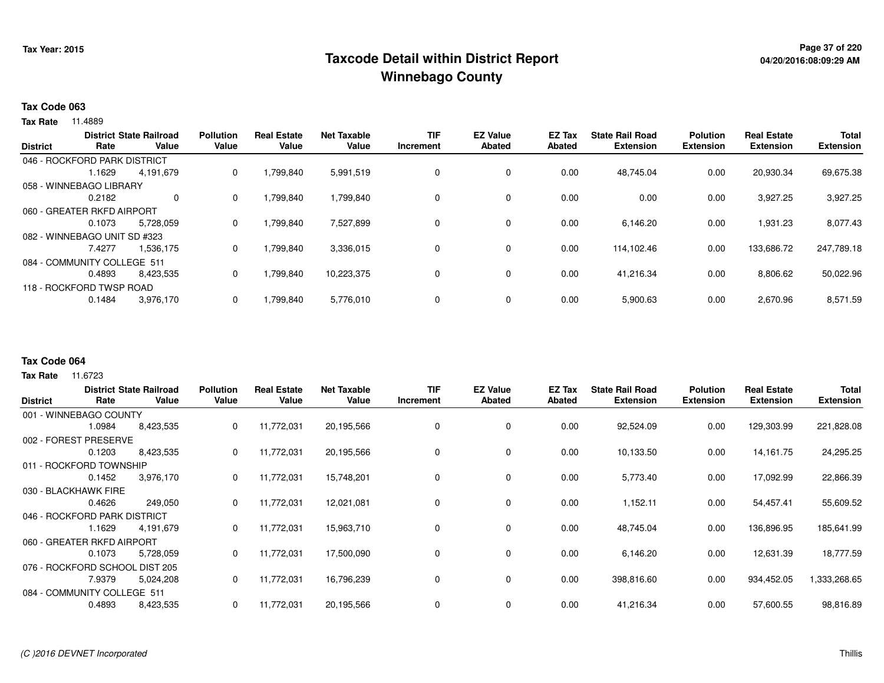# Taxcode Detail within District Report
# Winnebago County

Tax Year: 2015

04/20/2016:08:09:29 AM

## Tax Code 063

**Tax Rate** 11.4889

| District | District Rate | State Railroad Value | Pollution Value | Real Estate Value | Net Taxable Value | TIF Increment | EZ Value Abated | EZ Tax Abated | State Rail Road Extension | Polution Extension | Real Estate Extension | Total Extension |
|---|---|---|---|---|---|---|---|---|---|---|---|---|
| 046 - ROCKFORD PARK DISTRICT | | | | | | | | | | | | |
| | 1.1629 | 4,191,679 | 0 | 1,799,840 | 5,991,519 | 0 | 0 | 0.00 | 48,745.04 | 0.00 | 20,930.34 | 69,675.38 |
| 058 - WINNEBAGO LIBRARY | | | | | | | | | | | | |
| | 0.2182 | 0 | 0 | 1,799,840 | 1,799,840 | 0 | 0 | 0.00 | 0.00 | 0.00 | 3,927.25 | 3,927.25 |
| 060 - GREATER RKFD AIRPORT | | | | | | | | | | | | |
| | 0.1073 | 5,728,059 | 0 | 1,799,840 | 7,527,899 | 0 | 0 | 0.00 | 6,146.20 | 0.00 | 1,931.23 | 8,077.43 |
| 082 - WINNEBAGO UNIT SD #323 | | | | | | | | | | | | |
| | 7.4277 | 1,536,175 | 0 | 1,799,840 | 3,336,015 | 0 | 0 | 0.00 | 114,102.46 | 0.00 | 133,686.72 | 247,789.18 |
| 084 - COMMUNITY COLLEGE 511 | | | | | | | | | | | | |
| | 0.4893 | 8,423,535 | 0 | 1,799,840 | 10,223,375 | 0 | 0 | 0.00 | 41,216.34 | 0.00 | 8,806.62 | 50,022.96 |
| 118 - ROCKFORD TWSP ROAD | | | | | | | | | | | | |
| | 0.1484 | 3,976,170 | 0 | 1,799,840 | 5,776,010 | 0 | 0 | 0.00 | 5,900.63 | 0.00 | 2,670.96 | 8,571.59 |

## Tax Code 064

**Tax Rate** 11.6723

| District | District Rate | State Railroad Value | Pollution Value | Real Estate Value | Net Taxable Value | TIF Increment | EZ Value Abated | EZ Tax Abated | State Rail Road Extension | Polution Extension | Real Estate Extension | Total Extension |
|---|---|---|---|---|---|---|---|---|---|---|---|---|
| 001 - WINNEBAGO COUNTY | | | | | | | | | | | | |
| | 1.0984 | 8,423,535 | 0 | 11,772,031 | 20,195,566 | 0 | 0 | 0.00 | 92,524.09 | 0.00 | 129,303.99 | 221,828.08 |
| 002 - FOREST PRESERVE | | | | | | | | | | | | |
| | 0.1203 | 8,423,535 | 0 | 11,772,031 | 20,195,566 | 0 | 0 | 0.00 | 10,133.50 | 0.00 | 14,161.75 | 24,295.25 |
| 011 - ROCKFORD TOWNSHIP | | | | | | | | | | | | |
| | 0.1452 | 3,976,170 | 0 | 11,772,031 | 15,748,201 | 0 | 0 | 0.00 | 5,773.40 | 0.00 | 17,092.99 | 22,866.39 |
| 030 - BLACKHAWK FIRE | | | | | | | | | | | | |
| | 0.4626 | 249,050 | 0 | 11,772,031 | 12,021,081 | 0 | 0 | 0.00 | 1,152.11 | 0.00 | 54,457.41 | 55,609.52 |
| 046 - ROCKFORD PARK DISTRICT | | | | | | | | | | | | |
| | 1.1629 | 4,191,679 | 0 | 11,772,031 | 15,963,710 | 0 | 0 | 0.00 | 48,745.04 | 0.00 | 136,896.95 | 185,641.99 |
| 060 - GREATER RKFD AIRPORT | | | | | | | | | | | | |
| | 0.1073 | 5,728,059 | 0 | 11,772,031 | 17,500,090 | 0 | 0 | 0.00 | 6,146.20 | 0.00 | 12,631.39 | 18,777.59 |
| 076 - ROCKFORD SCHOOL DIST 205 | | | | | | | | | | | | |
| | 7.9379 | 5,024,208 | 0 | 11,772,031 | 16,796,239 | 0 | 0 | 0.00 | 398,816.60 | 0.00 | 934,452.05 | 1,333,268.65 |
| 084 - COMMUNITY COLLEGE 511 | | | | | | | | | | | | |
| | 0.4893 | 8,423,535 | 0 | 11,772,031 | 20,195,566 | 0 | 0 | 0.00 | 41,216.34 | 0.00 | 57,600.55 | 98,816.89 |

*(C )2016 DEVNET Incorporated* Thillis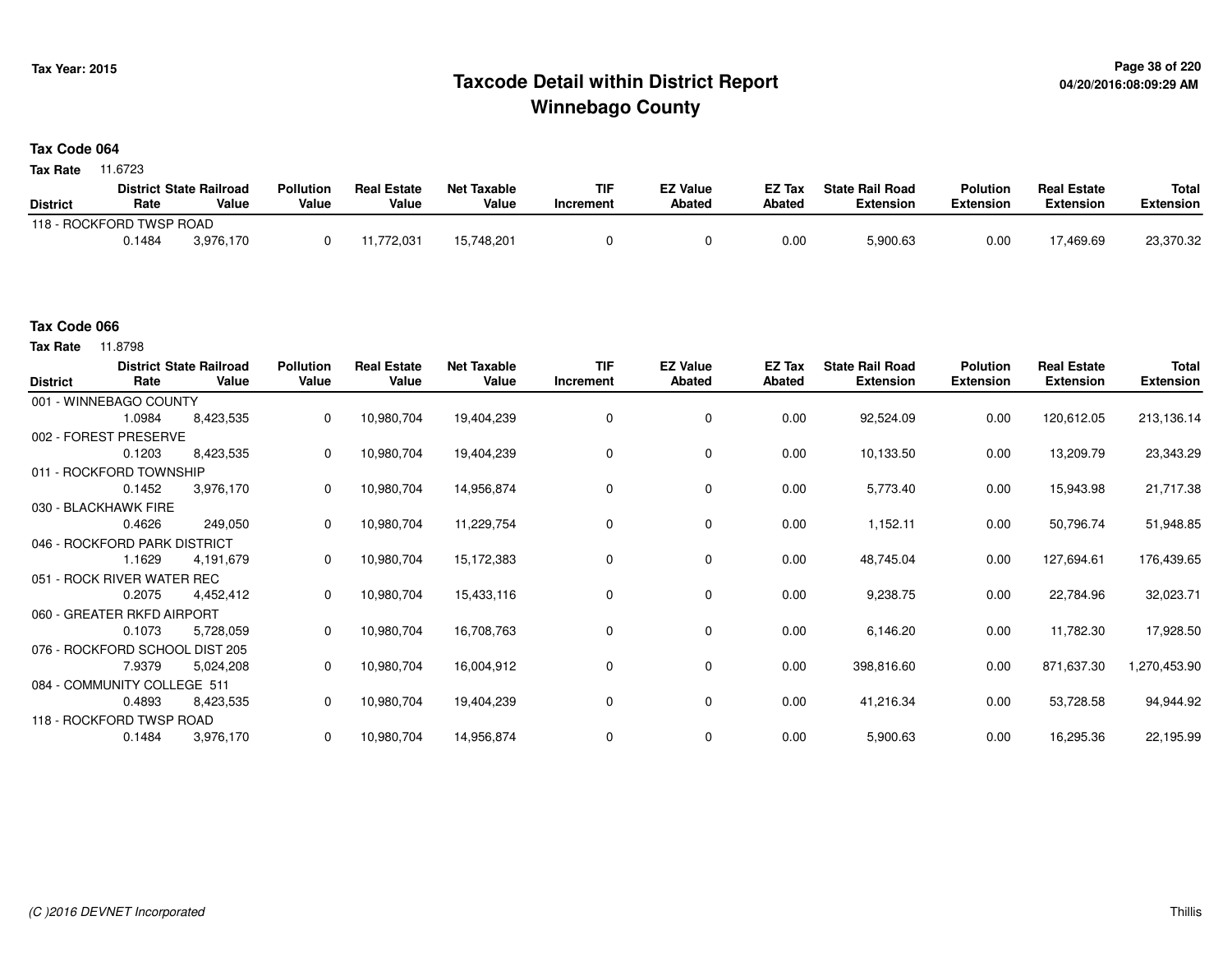# Taxcode Detail within District Report
## Winnebago County

Tax Year: 2015

### Tax Code 064

**Tax Rate** 11.6723

| District | District Rate | State Railroad Value | Pollution Value | Real Estate Value | Net Taxable Value | TIF Increment | EZ Value Abated | EZ Tax Abated | State Rail Road Extension | Polution Extension | Real Estate Extension | Total Extension |
|---|---|---|---|---|---|---|---|---|---|---|---|---|
| 118 - ROCKFORD TWSP ROAD | 0.1484 | 3,976,170 | 0 | 11,772,031 | 15,748,201 | 0 | 0 | 0.00 | 5,900.63 | 0.00 | 17,469.69 | 23,370.32 |

### Tax Code 066

**Tax Rate** 11.8798

| District | District Rate | State Railroad Value | Pollution Value | Real Estate Value | Net Taxable Value | TIF Increment | EZ Value Abated | EZ Tax Abated | State Rail Road Extension | Polution Extension | Real Estate Extension | Total Extension |
|---|---|---|---|---|---|---|---|---|---|---|---|---|
| 001 - WINNEBAGO COUNTY | 1.0984 | 8,423,535 | 0 | 10,980,704 | 19,404,239 | 0 | 0 | 0.00 | 92,524.09 | 0.00 | 120,612.05 | 213,136.14 |
| 002 - FOREST PRESERVE | 0.1203 | 8,423,535 | 0 | 10,980,704 | 19,404,239 | 0 | 0 | 0.00 | 10,133.50 | 0.00 | 13,209.79 | 23,343.29 |
| 011 - ROCKFORD TOWNSHIP | 0.1452 | 3,976,170 | 0 | 10,980,704 | 14,956,874 | 0 | 0 | 0.00 | 5,773.40 | 0.00 | 15,943.98 | 21,717.38 |
| 030 - BLACKHAWK FIRE | 0.4626 | 249,050 | 0 | 10,980,704 | 11,229,754 | 0 | 0 | 0.00 | 1,152.11 | 0.00 | 50,796.74 | 51,948.85 |
| 046 - ROCKFORD PARK DISTRICT | 1.1629 | 4,191,679 | 0 | 10,980,704 | 15,172,383 | 0 | 0 | 0.00 | 48,745.04 | 0.00 | 127,694.61 | 176,439.65 |
| 051 - ROCK RIVER WATER REC | 0.2075 | 4,452,412 | 0 | 10,980,704 | 15,433,116 | 0 | 0 | 0.00 | 9,238.75 | 0.00 | 22,784.96 | 32,023.71 |
| 060 - GREATER RKFD AIRPORT | 0.1073 | 5,728,059 | 0 | 10,980,704 | 16,708,763 | 0 | 0 | 0.00 | 6,146.20 | 0.00 | 11,782.30 | 17,928.50 |
| 076 - ROCKFORD SCHOOL DIST 205 | 7.9379 | 5,024,208 | 0 | 10,980,704 | 16,004,912 | 0 | 0 | 0.00 | 398,816.60 | 0.00 | 871,637.30 | 1,270,453.90 |
| 084 - COMMUNITY COLLEGE 511 | 0.4893 | 8,423,535 | 0 | 10,980,704 | 19,404,239 | 0 | 0 | 0.00 | 41,216.34 | 0.00 | 53,728.58 | 94,944.92 |
| 118 - ROCKFORD TWSP ROAD | 0.1484 | 3,976,170 | 0 | 10,980,704 | 14,956,874 | 0 | 0 | 0.00 | 5,900.63 | 0.00 | 16,295.36 | 22,195.99 |

(C )2016 DEVNET Incorporated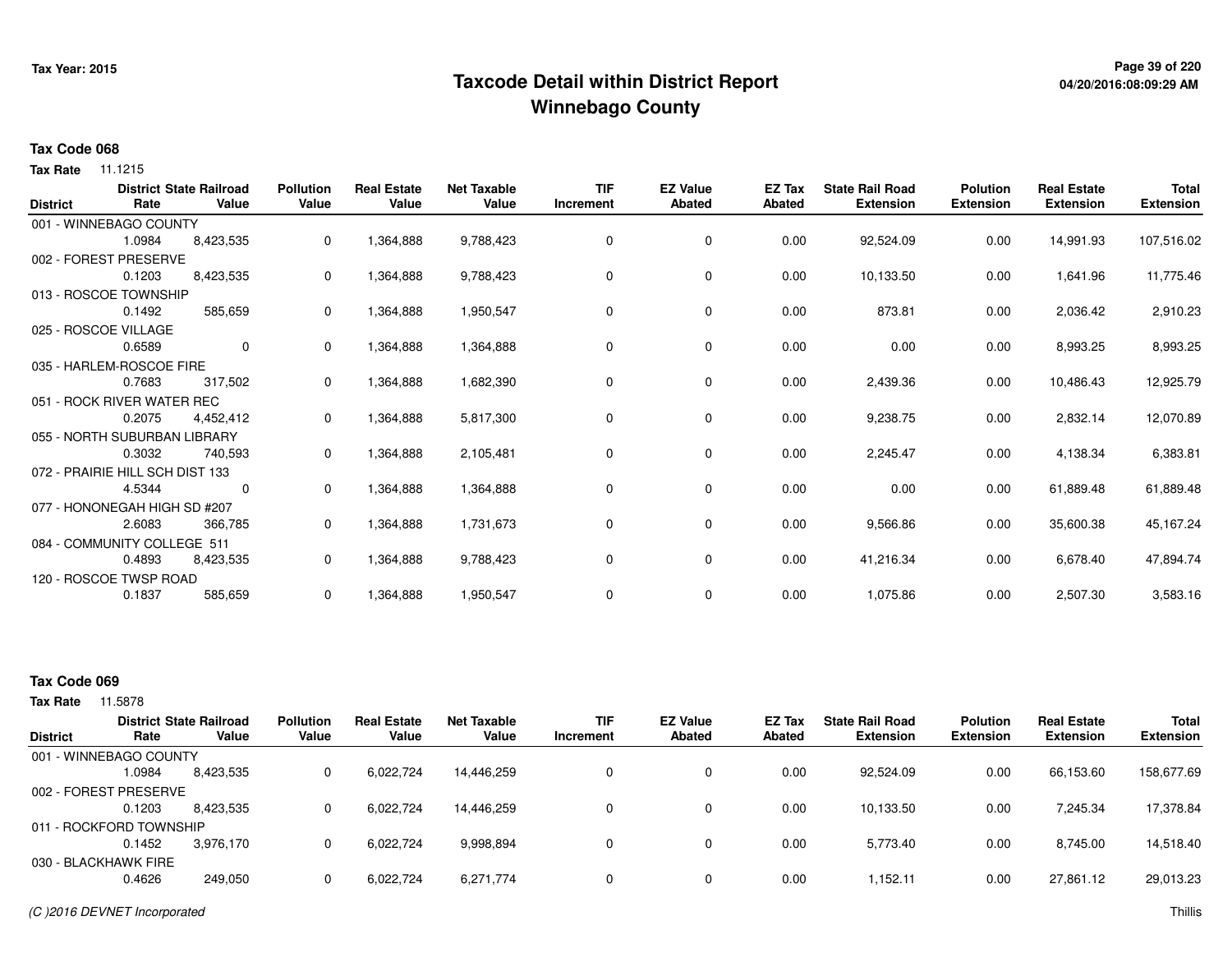# Taxcode Detail within District Report
# Winnebago County

Tax Year: 2015

**Tax Code 068**

**Tax Rate** 11.1215

| District | District Rate | State Railroad Value | Pollution Value | Real Estate Value | Net Taxable Value | TIF Increment | EZ Value Abated | EZ Tax Abated | State Rail Road Extension | Polution Extension | Real Estate Extension | Total Extension |
|---|---|---|---|---|---|---|---|---|---|---|---|---|
| 001 - WINNEBAGO COUNTY | 1.0984 | 8,423,535 | 0 | 1,364,888 | 9,788,423 | 0 | 0 | 0.00 | 92,524.09 | 0.00 | 14,991.93 | 107,516.02 |
| 002 - FOREST PRESERVE | 0.1203 | 8,423,535 | 0 | 1,364,888 | 9,788,423 | 0 | 0 | 0.00 | 10,133.50 | 0.00 | 1,641.96 | 11,775.46 |
| 013 - ROSCOE TOWNSHIP | 0.1492 | 585,659 | 0 | 1,364,888 | 1,950,547 | 0 | 0 | 0.00 | 873.81 | 0.00 | 2,036.42 | 2,910.23 |
| 025 - ROSCOE VILLAGE | 0.6589 | 0 | 0 | 1,364,888 | 1,364,888 | 0 | 0 | 0.00 | 0.00 | 0.00 | 8,993.25 | 8,993.25 |
| 035 - HARLEM-ROSCOE FIRE | 0.7683 | 317,502 | 0 | 1,364,888 | 1,682,390 | 0 | 0 | 0.00 | 2,439.36 | 0.00 | 10,486.43 | 12,925.79 |
| 051 - ROCK RIVER WATER REC | 0.2075 | 4,452,412 | 0 | 1,364,888 | 5,817,300 | 0 | 0 | 0.00 | 9,238.75 | 0.00 | 2,832.14 | 12,070.89 |
| 055 - NORTH SUBURBAN LIBRARY | 0.3032 | 740,593 | 0 | 1,364,888 | 2,105,481 | 0 | 0 | 0.00 | 2,245.47 | 0.00 | 4,138.34 | 6,383.81 |
| 072 - PRAIRIE HILL SCH DIST 133 | 4.5344 | 0 | 0 | 1,364,888 | 1,364,888 | 0 | 0 | 0.00 | 0.00 | 0.00 | 61,889.48 | 61,889.48 |
| 077 - HONONEGAH HIGH SD #207 | 2.6083 | 366,785 | 0 | 1,364,888 | 1,731,673 | 0 | 0 | 0.00 | 9,566.86 | 0.00 | 35,600.38 | 45,167.24 |
| 084 - COMMUNITY COLLEGE 511 | 0.4893 | 8,423,535 | 0 | 1,364,888 | 9,788,423 | 0 | 0 | 0.00 | 41,216.34 | 0.00 | 6,678.40 | 47,894.74 |
| 120 - ROSCOE TWSP ROAD | 0.1837 | 585,659 | 0 | 1,364,888 | 1,950,547 | 0 | 0 | 0.00 | 1,075.86 | 0.00 | 2,507.30 | 3,583.16 |

**Tax Code 069**

**Tax Rate** 11.5878

| District | District Rate | State Railroad Value | Pollution Value | Real Estate Value | Net Taxable Value | TIF Increment | EZ Value Abated | EZ Tax Abated | State Rail Road Extension | Polution Extension | Real Estate Extension | Total Extension |
|---|---|---|---|---|---|---|---|---|---|---|---|---|
| 001 - WINNEBAGO COUNTY | 1.0984 | 8,423,535 | 0 | 6,022,724 | 14,446,259 | 0 | 0 | 0.00 | 92,524.09 | 0.00 | 66,153.60 | 158,677.69 |
| 002 - FOREST PRESERVE | 0.1203 | 8,423,535 | 0 | 6,022,724 | 14,446,259 | 0 | 0 | 0.00 | 10,133.50 | 0.00 | 7,245.34 | 17,378.84 |
| 011 - ROCKFORD TOWNSHIP | 0.1452 | 3,976,170 | 0 | 6,022,724 | 9,998,894 | 0 | 0 | 0.00 | 5,773.40 | 0.00 | 8,745.00 | 14,518.40 |
| 030 - BLACKHAWK FIRE | 0.4626 | 249,050 | 0 | 6,022,724 | 6,271,774 | 0 | 0 | 0.00 | 1,152.11 | 0.00 | 27,861.12 | 29,013.23 |

*(C )2016 DEVNET Incorporated*

Thillis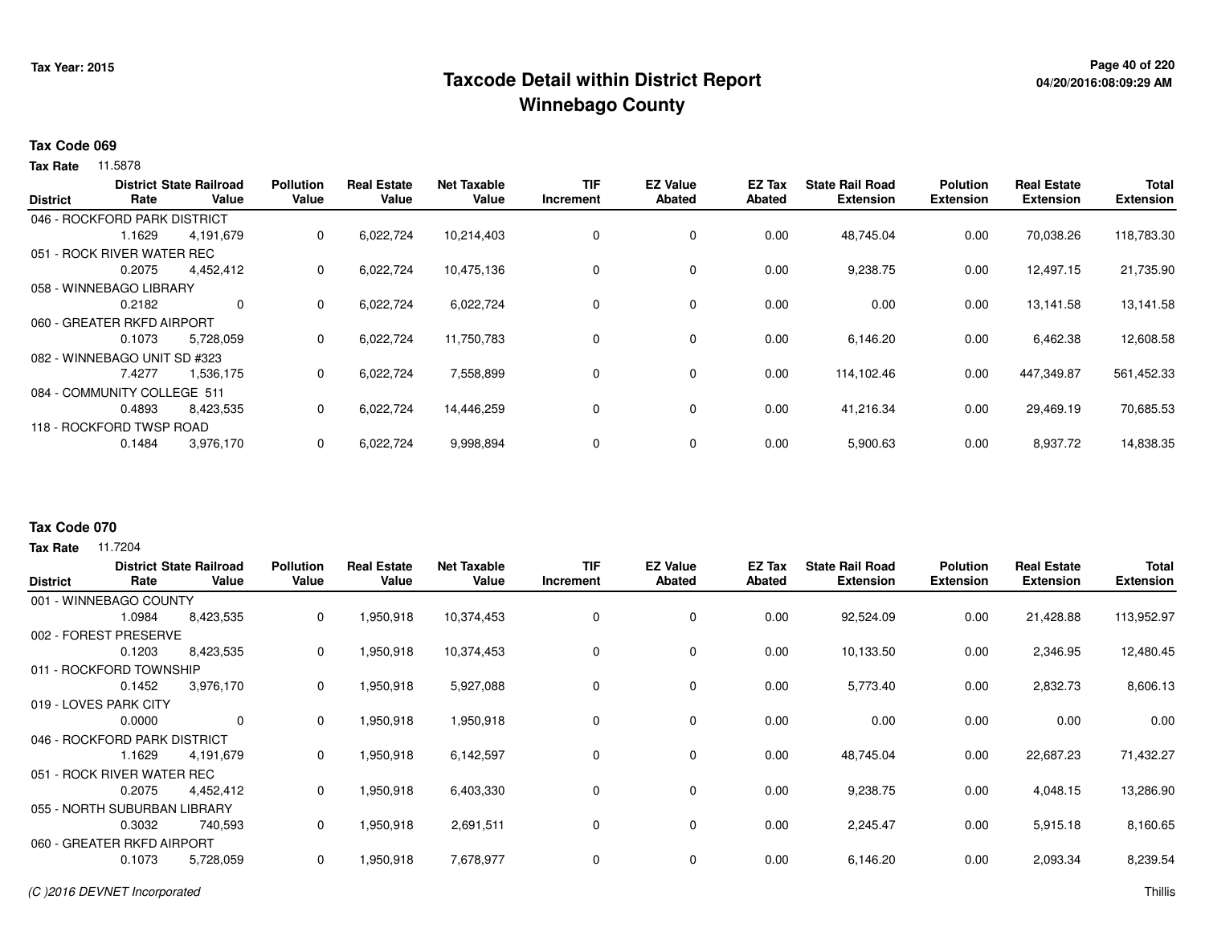Tax Year: 2015

# Taxcode Detail within District Report
## Winnebago County

**Tax Code 069**

**Tax Rate** 11.5878

| District | District Rate | State Railroad Value | Pollution Value | Real Estate Value | Net Taxable Value | TIF Increment | EZ Value Abated | EZ Tax Abated | State Rail Road Extension | Polution Extension | Real Estate Extension | Total Extension |
|---|---|---|---|---|---|---|---|---|---|---|---|---|
| 046 - ROCKFORD PARK DISTRICT | | | | | | | | | | | | |
| | 1.1629 | 4,191,679 | 0 | 6,022,724 | 10,214,403 | 0 | 0 | 0.00 | 48,745.04 | 0.00 | 70,038.26 | 118,783.30 |
| 051 - ROCK RIVER WATER REC | | | | | | | | | | | | |
| | 0.2075 | 4,452,412 | 0 | 6,022,724 | 10,475,136 | 0 | 0 | 0.00 | 9,238.75 | 0.00 | 12,497.15 | 21,735.90 |
| 058 - WINNEBAGO LIBRARY | | | | | | | | | | | | |
| | 0.2182 | 0 | 0 | 6,022,724 | 6,022,724 | 0 | 0 | 0.00 | 0.00 | 0.00 | 13,141.58 | 13,141.58 |
| 060 - GREATER RKFD AIRPORT | | | | | | | | | | | | |
| | 0.1073 | 5,728,059 | 0 | 6,022,724 | 11,750,783 | 0 | 0 | 0.00 | 6,146.20 | 0.00 | 6,462.38 | 12,608.58 |
| 082 - WINNEBAGO UNIT SD #323 | | | | | | | | | | | | |
| | 7.4277 | 1,536,175 | 0 | 6,022,724 | 7,558,899 | 0 | 0 | 0.00 | 114,102.46 | 0.00 | 447,349.87 | 561,452.33 |
| 084 - COMMUNITY COLLEGE 511 | | | | | | | | | | | | |
| | 0.4893 | 8,423,535 | 0 | 6,022,724 | 14,446,259 | 0 | 0 | 0.00 | 41,216.34 | 0.00 | 29,469.19 | 70,685.53 |
| 118 - ROCKFORD TWSP ROAD | | | | | | | | | | | | |
| | 0.1484 | 3,976,170 | 0 | 6,022,724 | 9,998,894 | 0 | 0 | 0.00 | 5,900.63 | 0.00 | 8,937.72 | 14,838.35 |

**Tax Code 070**

**Tax Rate** 11.7204

| District | District Rate | State Railroad Value | Pollution Value | Real Estate Value | Net Taxable Value | TIF Increment | EZ Value Abated | EZ Tax Abated | State Rail Road Extension | Polution Extension | Real Estate Extension | Total Extension |
|---|---|---|---|---|---|---|---|---|---|---|---|---|
| 001 - WINNEBAGO COUNTY | | | | | | | | | | | | |
| | 1.0984 | 8,423,535 | 0 | 1,950,918 | 10,374,453 | 0 | 0 | 0.00 | 92,524.09 | 0.00 | 21,428.88 | 113,952.97 |
| 002 - FOREST PRESERVE | | | | | | | | | | | | |
| | 0.1203 | 8,423,535 | 0 | 1,950,918 | 10,374,453 | 0 | 0 | 0.00 | 10,133.50 | 0.00 | 2,346.95 | 12,480.45 |
| 011 - ROCKFORD TOWNSHIP | | | | | | | | | | | | |
| | 0.1452 | 3,976,170 | 0 | 1,950,918 | 5,927,088 | 0 | 0 | 0.00 | 5,773.40 | 0.00 | 2,832.73 | 8,606.13 |
| 019 - LOVES PARK CITY | | | | | | | | | | | | |
| | 0.0000 | 0 | 0 | 1,950,918 | 1,950,918 | 0 | 0 | 0.00 | 0.00 | 0.00 | 0.00 | 0.00 |
| 046 - ROCKFORD PARK DISTRICT | | | | | | | | | | | | |
| | 1.1629 | 4,191,679 | 0 | 1,950,918 | 6,142,597 | 0 | 0 | 0.00 | 48,745.04 | 0.00 | 22,687.23 | 71,432.27 |
| 051 - ROCK RIVER WATER REC | | | | | | | | | | | | |
| | 0.2075 | 4,452,412 | 0 | 1,950,918 | 6,403,330 | 0 | 0 | 0.00 | 9,238.75 | 0.00 | 4,048.15 | 13,286.90 |
| 055 - NORTH SUBURBAN LIBRARY | | | | | | | | | | | | |
| | 0.3032 | 740,593 | 0 | 1,950,918 | 2,691,511 | 0 | 0 | 0.00 | 2,245.47 | 0.00 | 5,915.18 | 8,160.65 |
| 060 - GREATER RKFD AIRPORT | | | | | | | | | | | | |
| | 0.1073 | 5,728,059 | 0 | 1,950,918 | 7,678,977 | 0 | 0 | 0.00 | 6,146.20 | 0.00 | 2,093.34 | 8,239.54 |

(C )2016 DEVNET Incorporated

Thillis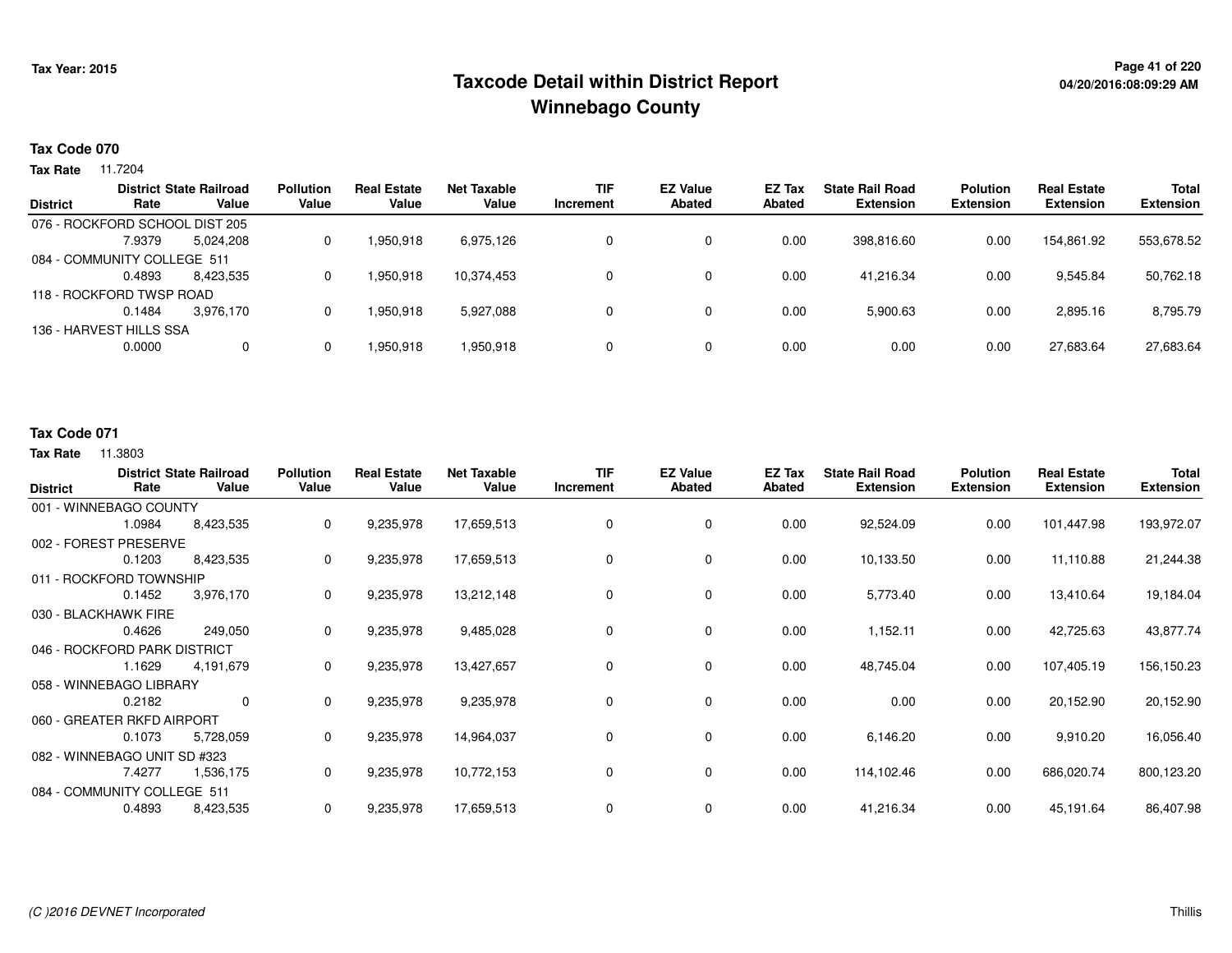# Taxcode Detail within District Report
# Winnebago County

Tax Year: 2015

04/20/2016:08:09:29 AM

**Tax Code 070**

**Tax Rate** 11.7204

| District | District Rate | State Railroad Value | Pollution Value | Real Estate Value | Net Taxable Value | TIF Increment | EZ Value Abated | EZ Tax Abated | State Rail Road Extension | Polution Extension | Real Estate Extension | Total Extension |
|---|---|---|---|---|---|---|---|---|---|---|---|---|
| 076 - ROCKFORD SCHOOL DIST 205 | | | | | | | | | | | | |
| | 7.9379 | 5,024,208 | 0 | 1,950,918 | 6,975,126 | 0 | 0 | 0.00 | 398,816.60 | 0.00 | 154,861.92 | 553,678.52 |
| 084 - COMMUNITY COLLEGE 511 | | | | | | | | | | | | |
| | 0.4893 | 8,423,535 | 0 | 1,950,918 | 10,374,453 | 0 | 0 | 0.00 | 41,216.34 | 0.00 | 9,545.84 | 50,762.18 |
| 118 - ROCKFORD TWSP ROAD | | | | | | | | | | | | |
| | 0.1484 | 3,976,170 | 0 | 1,950,918 | 5,927,088 | 0 | 0 | 0.00 | 5,900.63 | 0.00 | 2,895.16 | 8,795.79 |
| 136 - HARVEST HILLS SSA | | | | | | | | | | | | |
| | 0.0000 | 0 | 0 | 1,950,918 | 1,950,918 | 0 | 0 | 0.00 | 0.00 | 0.00 | 27,683.64 | 27,683.64 |

**Tax Code 071**

**Tax Rate** 11.3803

| District | District Rate | State Railroad Value | Pollution Value | Real Estate Value | Net Taxable Value | TIF Increment | EZ Value Abated | EZ Tax Abated | State Rail Road Extension | Polution Extension | Real Estate Extension | Total Extension |
|---|---|---|---|---|---|---|---|---|---|---|---|---|
| 001 - WINNEBAGO COUNTY | | | | | | | | | | | | |
| | 1.0984 | 8,423,535 | 0 | 9,235,978 | 17,659,513 | 0 | 0 | 0.00 | 92,524.09 | 0.00 | 101,447.98 | 193,972.07 |
| 002 - FOREST PRESERVE | | | | | | | | | | | | |
| | 0.1203 | 8,423,535 | 0 | 9,235,978 | 17,659,513 | 0 | 0 | 0.00 | 10,133.50 | 0.00 | 11,110.88 | 21,244.38 |
| 011 - ROCKFORD TOWNSHIP | | | | | | | | | | | | |
| | 0.1452 | 3,976,170 | 0 | 9,235,978 | 13,212,148 | 0 | 0 | 0.00 | 5,773.40 | 0.00 | 13,410.64 | 19,184.04 |
| 030 - BLACKHAWK FIRE | | | | | | | | | | | | |
| | 0.4626 | 249,050 | 0 | 9,235,978 | 9,485,028 | 0 | 0 | 0.00 | 1,152.11 | 0.00 | 42,725.63 | 43,877.74 |
| 046 - ROCKFORD PARK DISTRICT | | | | | | | | | | | | |
| | 1.1629 | 4,191,679 | 0 | 9,235,978 | 13,427,657 | 0 | 0 | 0.00 | 48,745.04 | 0.00 | 107,405.19 | 156,150.23 |
| 058 - WINNEBAGO LIBRARY | | | | | | | | | | | | |
| | 0.2182 | 0 | 0 | 9,235,978 | 9,235,978 | 0 | 0 | 0.00 | 0.00 | 0.00 | 20,152.90 | 20,152.90 |
| 060 - GREATER RKFD AIRPORT | | | | | | | | | | | | |
| | 0.1073 | 5,728,059 | 0 | 9,235,978 | 14,964,037 | 0 | 0 | 0.00 | 6,146.20 | 0.00 | 9,910.20 | 16,056.40 |
| 082 - WINNEBAGO UNIT SD #323 | | | | | | | | | | | | |
| | 7.4277 | 1,536,175 | 0 | 9,235,978 | 10,772,153 | 0 | 0 | 0.00 | 114,102.46 | 0.00 | 686,020.74 | 800,123.20 |
| 084 - COMMUNITY COLLEGE 511 | | | | | | | | | | | | |
| | 0.4893 | 8,423,535 | 0 | 9,235,978 | 17,659,513 | 0 | 0 | 0.00 | 41,216.34 | 0.00 | 45,191.64 | 86,407.98 |

(C )2016 DEVNET Incorporated — Thillis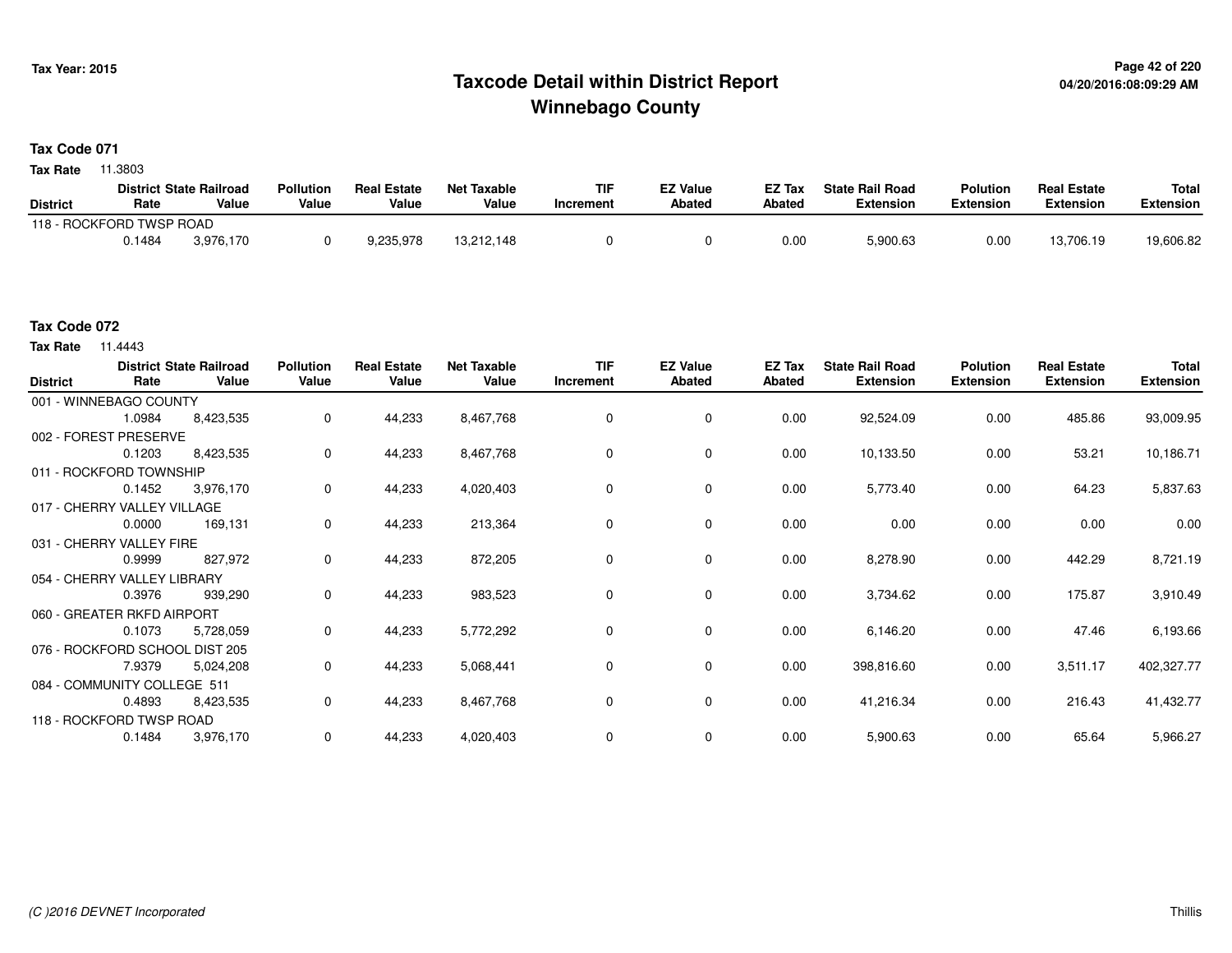# Taxcode Detail within District Report
## Winnebago County

Tax Year: 2015

04/20/2016:08:09:29 AM

**Tax Code 071**

**Tax Rate** 11.3803

| District | District Rate | State Railroad Value | Pollution Value | Real Estate Value | Net Taxable Value | TIF Increment | EZ Value Abated | EZ Tax Abated | State Rail Road Extension | Polution Extension | Real Estate Extension | Total Extension |
|---|---|---|---|---|---|---|---|---|---|---|---|---|
| 118 - ROCKFORD TWSP ROAD | | | | | | | | | | | | |
| | 0.1484 | 3,976,170 | 0 | 9,235,978 | 13,212,148 | 0 | 0 | 0.00 | 5,900.63 | 0.00 | 13,706.19 | 19,606.82 |

**Tax Code 072**

**Tax Rate** 11.4443

| District | District Rate | State Railroad Value | Pollution Value | Real Estate Value | Net Taxable Value | TIF Increment | EZ Value Abated | EZ Tax Abated | State Rail Road Extension | Polution Extension | Real Estate Extension | Total Extension |
|---|---|---|---|---|---|---|---|---|---|---|---|---|
| 001 - WINNEBAGO COUNTY | | | | | | | | | | | | |
| | 1.0984 | 8,423,535 | 0 | 44,233 | 8,467,768 | 0 | 0 | 0.00 | 92,524.09 | 0.00 | 485.86 | 93,009.95 |
| 002 - FOREST PRESERVE | | | | | | | | | | | | |
| | 0.1203 | 8,423,535 | 0 | 44,233 | 8,467,768 | 0 | 0 | 0.00 | 10,133.50 | 0.00 | 53.21 | 10,186.71 |
| 011 - ROCKFORD TOWNSHIP | | | | | | | | | | | | |
| | 0.1452 | 3,976,170 | 0 | 44,233 | 4,020,403 | 0 | 0 | 0.00 | 5,773.40 | 0.00 | 64.23 | 5,837.63 |
| 017 - CHERRY VALLEY VILLAGE | | | | | | | | | | | | |
| | 0.0000 | 169,131 | 0 | 44,233 | 213,364 | 0 | 0 | 0.00 | 0.00 | 0.00 | 0.00 | 0.00 |
| 031 - CHERRY VALLEY FIRE | | | | | | | | | | | | |
| | 0.9999 | 827,972 | 0 | 44,233 | 872,205 | 0 | 0 | 0.00 | 8,278.90 | 0.00 | 442.29 | 8,721.19 |
| 054 - CHERRY VALLEY LIBRARY | | | | | | | | | | | | |
| | 0.3976 | 939,290 | 0 | 44,233 | 983,523 | 0 | 0 | 0.00 | 3,734.62 | 0.00 | 175.87 | 3,910.49 |
| 060 - GREATER RKFD AIRPORT | | | | | | | | | | | | |
| | 0.1073 | 5,728,059 | 0 | 44,233 | 5,772,292 | 0 | 0 | 0.00 | 6,146.20 | 0.00 | 47.46 | 6,193.66 |
| 076 - ROCKFORD SCHOOL DIST 205 | | | | | | | | | | | | |
| | 7.9379 | 5,024,208 | 0 | 44,233 | 5,068,441 | 0 | 0 | 0.00 | 398,816.60 | 0.00 | 3,511.17 | 402,327.77 |
| 084 - COMMUNITY COLLEGE 511 | | | | | | | | | | | | |
| | 0.4893 | 8,423,535 | 0 | 44,233 | 8,467,768 | 0 | 0 | 0.00 | 41,216.34 | 0.00 | 216.43 | 41,432.77 |
| 118 - ROCKFORD TWSP ROAD | | | | | | | | | | | | |
| | 0.1484 | 3,976,170 | 0 | 44,233 | 4,020,403 | 0 | 0 | 0.00 | 5,900.63 | 0.00 | 65.64 | 5,966.27 |

(C )2016 DEVNET Incorporated — Thillis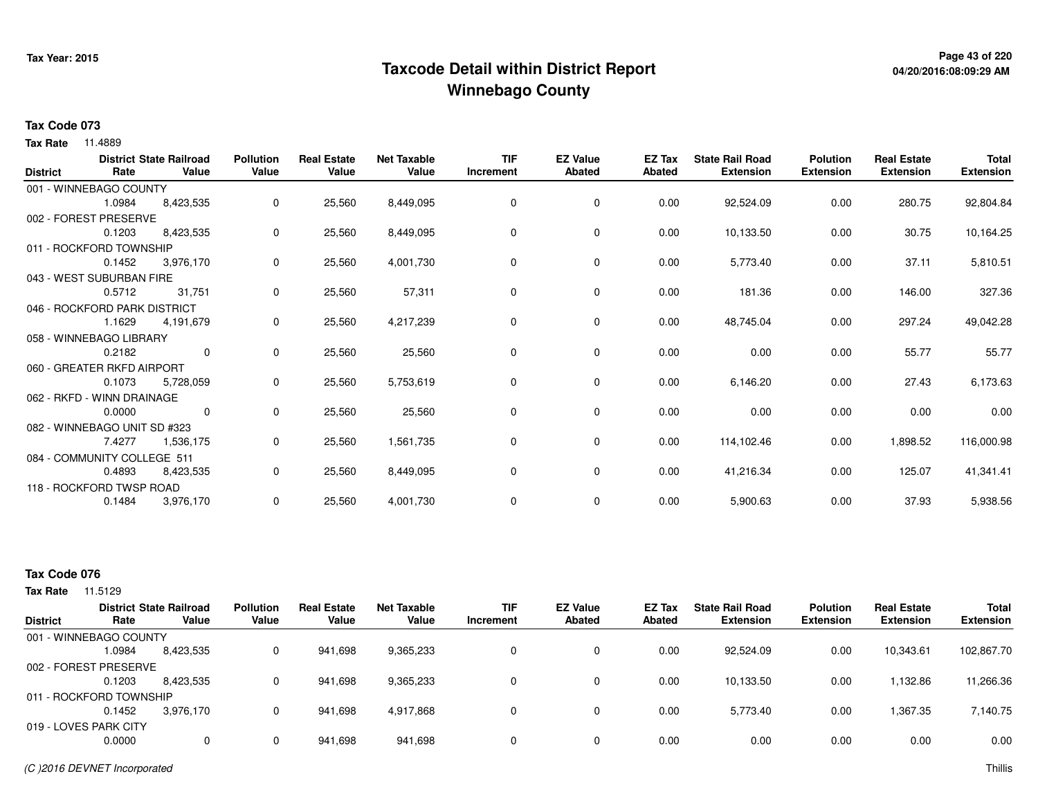# Taxcode Detail within District Report
## Winnebago County

Tax Year: 2015

04/20/2016:08:09:29 AM

**Tax Code 073**

**Tax Rate** 11.4889

| District | District Rate | State Railroad Value | Pollution Value | Real Estate Value | Net Taxable Value | TIF Increment | EZ Value Abated | EZ Tax Abated | State Rail Road Extension | Polution Extension | Real Estate Extension | Total Extension |
|---|---|---|---|---|---|---|---|---|---|---|---|---|
| 001 - WINNEBAGO COUNTY | 1.0984 | 8,423,535 | 0 | 25,560 | 8,449,095 | 0 | 0 | 0.00 | 92,524.09 | 0.00 | 280.75 | 92,804.84 |
| 002 - FOREST PRESERVE | 0.1203 | 8,423,535 | 0 | 25,560 | 8,449,095 | 0 | 0 | 0.00 | 10,133.50 | 0.00 | 30.75 | 10,164.25 |
| 011 - ROCKFORD TOWNSHIP | 0.1452 | 3,976,170 | 0 | 25,560 | 4,001,730 | 0 | 0 | 0.00 | 5,773.40 | 0.00 | 37.11 | 5,810.51 |
| 043 - WEST SUBURBAN FIRE | 0.5712 | 31,751 | 0 | 25,560 | 57,311 | 0 | 0 | 0.00 | 181.36 | 0.00 | 146.00 | 327.36 |
| 046 - ROCKFORD PARK DISTRICT | 1.1629 | 4,191,679 | 0 | 25,560 | 4,217,239 | 0 | 0 | 0.00 | 48,745.04 | 0.00 | 297.24 | 49,042.28 |
| 058 - WINNEBAGO LIBRARY | 0.2182 | 0 | 0 | 25,560 | 25,560 | 0 | 0 | 0.00 | 0.00 | 0.00 | 55.77 | 55.77 |
| 060 - GREATER RKFD AIRPORT | 0.1073 | 5,728,059 | 0 | 25,560 | 5,753,619 | 0 | 0 | 0.00 | 6,146.20 | 0.00 | 27.43 | 6,173.63 |
| 062 - RKFD - WINN DRAINAGE | 0.0000 | 0 | 0 | 25,560 | 25,560 | 0 | 0 | 0.00 | 0.00 | 0.00 | 0.00 | 0.00 |
| 082 - WINNEBAGO UNIT SD #323 | 7.4277 | 1,536,175 | 0 | 25,560 | 1,561,735 | 0 | 0 | 0.00 | 114,102.46 | 0.00 | 1,898.52 | 116,000.98 |
| 084 - COMMUNITY COLLEGE 511 | 0.4893 | 8,423,535 | 0 | 25,560 | 8,449,095 | 0 | 0 | 0.00 | 41,216.34 | 0.00 | 125.07 | 41,341.41 |
| 118 - ROCKFORD TWSP ROAD | 0.1484 | 3,976,170 | 0 | 25,560 | 4,001,730 | 0 | 0 | 0.00 | 5,900.63 | 0.00 | 37.93 | 5,938.56 |

**Tax Code 076**

**Tax Rate** 11.5129

| District | District Rate | State Railroad Value | Pollution Value | Real Estate Value | Net Taxable Value | TIF Increment | EZ Value Abated | EZ Tax Abated | State Rail Road Extension | Polution Extension | Real Estate Extension | Total Extension |
|---|---|---|---|---|---|---|---|---|---|---|---|---|
| 001 - WINNEBAGO COUNTY | 1.0984 | 8,423,535 | 0 | 941,698 | 9,365,233 | 0 | 0 | 0.00 | 92,524.09 | 0.00 | 10,343.61 | 102,867.70 |
| 002 - FOREST PRESERVE | 0.1203 | 8,423,535 | 0 | 941,698 | 9,365,233 | 0 | 0 | 0.00 | 10,133.50 | 0.00 | 1,132.86 | 11,266.36 |
| 011 - ROCKFORD TOWNSHIP | 0.1452 | 3,976,170 | 0 | 941,698 | 4,917,868 | 0 | 0 | 0.00 | 5,773.40 | 0.00 | 1,367.35 | 7,140.75 |
| 019 - LOVES PARK CITY | 0.0000 | 0 | 0 | 941,698 | 941,698 | 0 | 0 | 0.00 | 0.00 | 0.00 | 0.00 | 0.00 |

(C )2016 DEVNET Incorporated

Thillis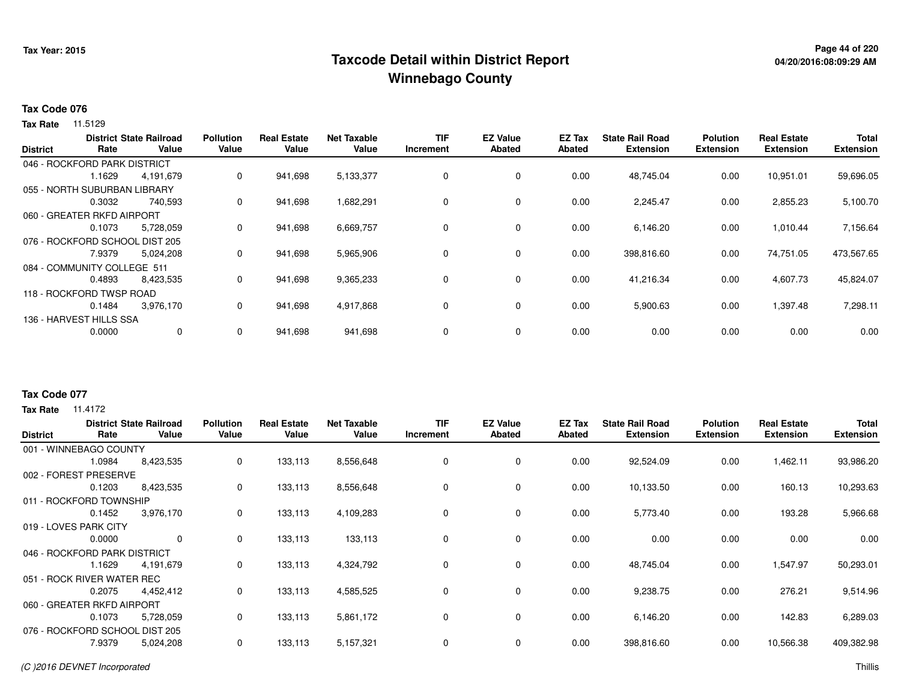# Taxcode Detail within District Report
## Winnebago County

Tax Year: 2015

04/20/2016:08:09:29 AM

### Tax Code 076

**Tax Rate** 11.5129

| District | District Rate | State Railroad Value | Pollution Value | Real Estate Value | Net Taxable Value | TIF Increment | EZ Value Abated | EZ Tax Abated | State Rail Road Extension | Polution Extension | Real Estate Extension | Total Extension |
|---|---|---|---|---|---|---|---|---|---|---|---|---|
| 046 - ROCKFORD PARK DISTRICT | 1.1629 | 4,191,679 | 0 | 941,698 | 5,133,377 | 0 | 0 | 0.00 | 48,745.04 | 0.00 | 10,951.01 | 59,696.05 |
| 055 - NORTH SUBURBAN LIBRARY | 0.3032 | 740,593 | 0 | 941,698 | 1,682,291 | 0 | 0 | 0.00 | 2,245.47 | 0.00 | 2,855.23 | 5,100.70 |
| 060 - GREATER RKFD AIRPORT | 0.1073 | 5,728,059 | 0 | 941,698 | 6,669,757 | 0 | 0 | 0.00 | 6,146.20 | 0.00 | 1,010.44 | 7,156.64 |
| 076 - ROCKFORD SCHOOL DIST 205 | 7.9379 | 5,024,208 | 0 | 941,698 | 5,965,906 | 0 | 0 | 0.00 | 398,816.60 | 0.00 | 74,751.05 | 473,567.65 |
| 084 - COMMUNITY COLLEGE 511 | 0.4893 | 8,423,535 | 0 | 941,698 | 9,365,233 | 0 | 0 | 0.00 | 41,216.34 | 0.00 | 4,607.73 | 45,824.07 |
| 118 - ROCKFORD TWSP ROAD | 0.1484 | 3,976,170 | 0 | 941,698 | 4,917,868 | 0 | 0 | 0.00 | 5,900.63 | 0.00 | 1,397.48 | 7,298.11 |
| 136 - HARVEST HILLS SSA | 0.0000 | 0 | 0 | 941,698 | 941,698 | 0 | 0 | 0.00 | 0.00 | 0.00 | 0.00 | 0.00 |

### Tax Code 077

**Tax Rate** 11.4172

| District | District Rate | State Railroad Value | Pollution Value | Real Estate Value | Net Taxable Value | TIF Increment | EZ Value Abated | EZ Tax Abated | State Rail Road Extension | Polution Extension | Real Estate Extension | Total Extension |
|---|---|---|---|---|---|---|---|---|---|---|---|---|
| 001 - WINNEBAGO COUNTY | 1.0984 | 8,423,535 | 0 | 133,113 | 8,556,648 | 0 | 0 | 0.00 | 92,524.09 | 0.00 | 1,462.11 | 93,986.20 |
| 002 - FOREST PRESERVE | 0.1203 | 8,423,535 | 0 | 133,113 | 8,556,648 | 0 | 0 | 0.00 | 10,133.50 | 0.00 | 160.13 | 10,293.63 |
| 011 - ROCKFORD TOWNSHIP | 0.1452 | 3,976,170 | 0 | 133,113 | 4,109,283 | 0 | 0 | 0.00 | 5,773.40 | 0.00 | 193.28 | 5,966.68 |
| 019 - LOVES PARK CITY | 0.0000 | 0 | 0 | 133,113 | 133,113 | 0 | 0 | 0.00 | 0.00 | 0.00 | 0.00 | 0.00 |
| 046 - ROCKFORD PARK DISTRICT | 1.1629 | 4,191,679 | 0 | 133,113 | 4,324,792 | 0 | 0 | 0.00 | 48,745.04 | 0.00 | 1,547.97 | 50,293.01 |
| 051 - ROCK RIVER WATER REC | 0.2075 | 4,452,412 | 0 | 133,113 | 4,585,525 | 0 | 0 | 0.00 | 9,238.75 | 0.00 | 276.21 | 9,514.96 |
| 060 - GREATER RKFD AIRPORT | 0.1073 | 5,728,059 | 0 | 133,113 | 5,861,172 | 0 | 0 | 0.00 | 6,146.20 | 0.00 | 142.83 | 6,289.03 |
| 076 - ROCKFORD SCHOOL DIST 205 | 7.9379 | 5,024,208 | 0 | 133,113 | 5,157,321 | 0 | 0 | 0.00 | 398,816.60 | 0.00 | 10,566.38 | 409,382.98 |

(C )2016 DEVNET Incorporated

Thillis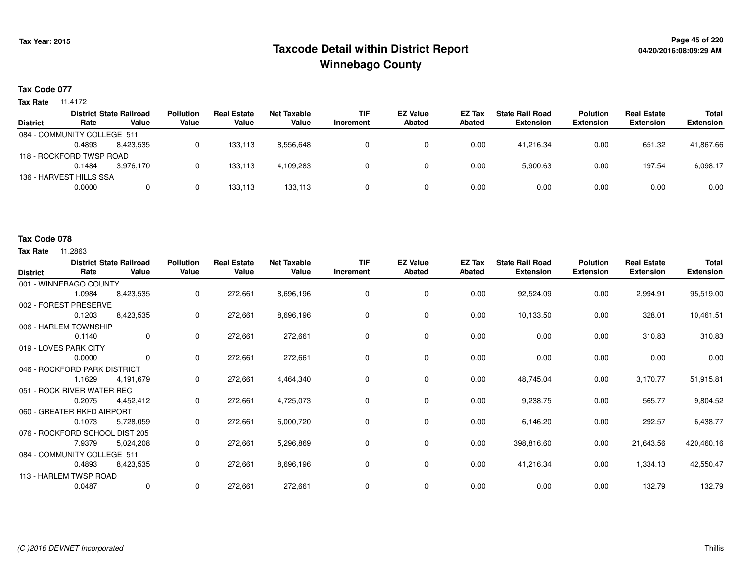# Taxcode Detail within District Report
## Winnebago County

Tax Year: 2015

04/20/2016:08:09:29 AM

### Tax Code 077

**Tax Rate** 11.4172

| District | District Rate | State Railroad Value | Pollution Value | Real Estate Value | Net Taxable Value | TIF Increment | EZ Value Abated | EZ Tax Abated | State Rail Road Extension | Polution Extension | Real Estate Extension | Total Extension |
|---|---|---|---|---|---|---|---|---|---|---|---|---|
| 084 - COMMUNITY COLLEGE 511 | 0.4893 | 8,423,535 | 0 | 133,113 | 8,556,648 | 0 | 0 | 0.00 | 41,216.34 | 0.00 | 651.32 | 41,867.66 |
| 118 - ROCKFORD TWSP ROAD | 0.1484 | 3,976,170 | 0 | 133,113 | 4,109,283 | 0 | 0 | 0.00 | 5,900.63 | 0.00 | 197.54 | 6,098.17 |
| 136 - HARVEST HILLS SSA | 0.0000 | 0 | 0 | 133,113 | 133,113 | 0 | 0 | 0.00 | 0.00 | 0.00 | 0.00 | 0.00 |

### Tax Code 078

**Tax Rate** 11.2863

| District | District Rate | State Railroad Value | Pollution Value | Real Estate Value | Net Taxable Value | TIF Increment | EZ Value Abated | EZ Tax Abated | State Rail Road Extension | Polution Extension | Real Estate Extension | Total Extension |
|---|---|---|---|---|---|---|---|---|---|---|---|---|
| 001 - WINNEBAGO COUNTY | 1.0984 | 8,423,535 | 0 | 272,661 | 8,696,196 | 0 | 0 | 0.00 | 92,524.09 | 0.00 | 2,994.91 | 95,519.00 |
| 002 - FOREST PRESERVE | 0.1203 | 8,423,535 | 0 | 272,661 | 8,696,196 | 0 | 0 | 0.00 | 10,133.50 | 0.00 | 328.01 | 10,461.51 |
| 006 - HARLEM TOWNSHIP | 0.1140 | 0 | 0 | 272,661 | 272,661 | 0 | 0 | 0.00 | 0.00 | 0.00 | 310.83 | 310.83 |
| 019 - LOVES PARK CITY | 0.0000 | 0 | 0 | 272,661 | 272,661 | 0 | 0 | 0.00 | 0.00 | 0.00 | 0.00 | 0.00 |
| 046 - ROCKFORD PARK DISTRICT | 1.1629 | 4,191,679 | 0 | 272,661 | 4,464,340 | 0 | 0 | 0.00 | 48,745.04 | 0.00 | 3,170.77 | 51,915.81 |
| 051 - ROCK RIVER WATER REC | 0.2075 | 4,452,412 | 0 | 272,661 | 4,725,073 | 0 | 0 | 0.00 | 9,238.75 | 0.00 | 565.77 | 9,804.52 |
| 060 - GREATER RKFD AIRPORT | 0.1073 | 5,728,059 | 0 | 272,661 | 6,000,720 | 0 | 0 | 0.00 | 6,146.20 | 0.00 | 292.57 | 6,438.77 |
| 076 - ROCKFORD SCHOOL DIST 205 | 7.9379 | 5,024,208 | 0 | 272,661 | 5,296,869 | 0 | 0 | 0.00 | 398,816.60 | 0.00 | 21,643.56 | 420,460.16 |
| 084 - COMMUNITY COLLEGE 511 | 0.4893 | 8,423,535 | 0 | 272,661 | 8,696,196 | 0 | 0 | 0.00 | 41,216.34 | 0.00 | 1,334.13 | 42,550.47 |
| 113 - HARLEM TWSP ROAD | 0.0487 | 0 | 0 | 272,661 | 272,661 | 0 | 0 | 0.00 | 0.00 | 0.00 | 132.79 | 132.79 |

*(C )2016 DEVNET Incorporated* Thillis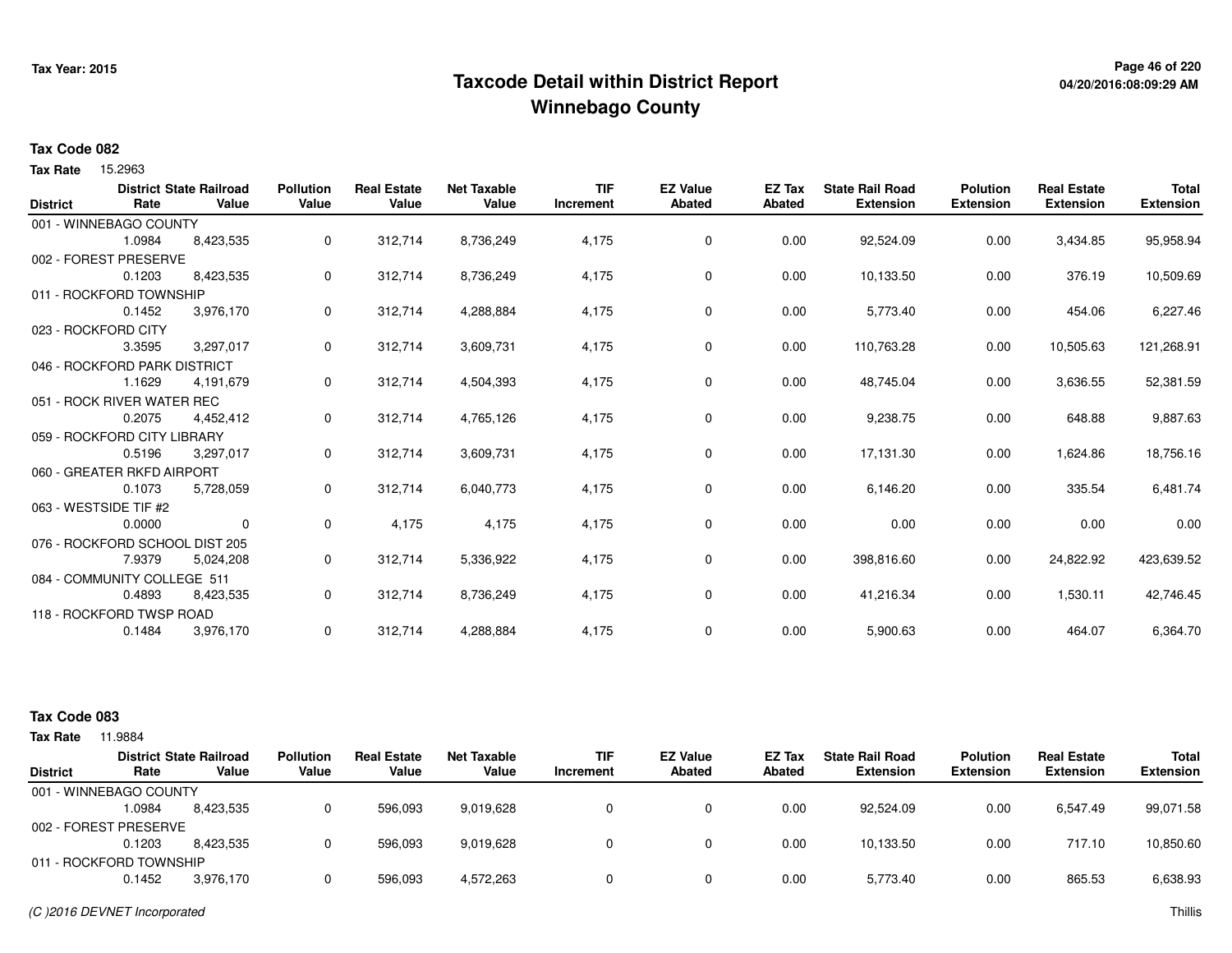# Taxcode Detail within District Report
## Winnebago County

Tax Year: 2015

04/20/2016:08:09:29 AM

**Tax Code 082**

**Tax Rate** 15.2963

| District | District Rate | State Railroad Value | Pollution Value | Real Estate Value | Net Taxable Value | TIF Increment | EZ Value Abated | EZ Tax Abated | State Rail Road Extension | Polution Extension | Real Estate Extension | Total Extension |
|---|---|---|---|---|---|---|---|---|---|---|---|---|
| 001 - WINNEBAGO COUNTY | | | | | | | | | | | | |
| | 1.0984 | 8,423,535 | 0 | 312,714 | 8,736,249 | 4,175 | 0 | 0.00 | 92,524.09 | 0.00 | 3,434.85 | 95,958.94 |
| 002 - FOREST PRESERVE | | | | | | | | | | | | |
| | 0.1203 | 8,423,535 | 0 | 312,714 | 8,736,249 | 4,175 | 0 | 0.00 | 10,133.50 | 0.00 | 376.19 | 10,509.69 |
| 011 - ROCKFORD TOWNSHIP | | | | | | | | | | | | |
| | 0.1452 | 3,976,170 | 0 | 312,714 | 4,288,884 | 4,175 | 0 | 0.00 | 5,773.40 | 0.00 | 454.06 | 6,227.46 |
| 023 - ROCKFORD CITY | | | | | | | | | | | | |
| | 3.3595 | 3,297,017 | 0 | 312,714 | 3,609,731 | 4,175 | 0 | 0.00 | 110,763.28 | 0.00 | 10,505.63 | 121,268.91 |
| 046 - ROCKFORD PARK DISTRICT | | | | | | | | | | | | |
| | 1.1629 | 4,191,679 | 0 | 312,714 | 4,504,393 | 4,175 | 0 | 0.00 | 48,745.04 | 0.00 | 3,636.55 | 52,381.59 |
| 051 - ROCK RIVER WATER REC | | | | | | | | | | | | |
| | 0.2075 | 4,452,412 | 0 | 312,714 | 4,765,126 | 4,175 | 0 | 0.00 | 9,238.75 | 0.00 | 648.88 | 9,887.63 |
| 059 - ROCKFORD CITY LIBRARY | | | | | | | | | | | | |
| | 0.5196 | 3,297,017 | 0 | 312,714 | 3,609,731 | 4,175 | 0 | 0.00 | 17,131.30 | 0.00 | 1,624.86 | 18,756.16 |
| 060 - GREATER RKFD AIRPORT | | | | | | | | | | | | |
| | 0.1073 | 5,728,059 | 0 | 312,714 | 6,040,773 | 4,175 | 0 | 0.00 | 6,146.20 | 0.00 | 335.54 | 6,481.74 |
| 063 - WESTSIDE TIF #2 | | | | | | | | | | | | |
| | 0.0000 | 0 | 0 | 4,175 | 4,175 | 4,175 | 0 | 0.00 | 0.00 | 0.00 | 0.00 | 0.00 |
| 076 - ROCKFORD SCHOOL DIST 205 | | | | | | | | | | | | |
| | 7.9379 | 5,024,208 | 0 | 312,714 | 5,336,922 | 4,175 | 0 | 0.00 | 398,816.60 | 0.00 | 24,822.92 | 423,639.52 |
| 084 - COMMUNITY COLLEGE 511 | | | | | | | | | | | | |
| | 0.4893 | 8,423,535 | 0 | 312,714 | 8,736,249 | 4,175 | 0 | 0.00 | 41,216.34 | 0.00 | 1,530.11 | 42,746.45 |
| 118 - ROCKFORD TWSP ROAD | | | | | | | | | | | | |
| | 0.1484 | 3,976,170 | 0 | 312,714 | 4,288,884 | 4,175 | 0 | 0.00 | 5,900.63 | 0.00 | 464.07 | 6,364.70 |

**Tax Code 083**

**Tax Rate** 11.9884

| District | District Rate | State Railroad Value | Pollution Value | Real Estate Value | Net Taxable Value | TIF Increment | EZ Value Abated | EZ Tax Abated | State Rail Road Extension | Polution Extension | Real Estate Extension | Total Extension |
|---|---|---|---|---|---|---|---|---|---|---|---|---|
| 001 - WINNEBAGO COUNTY | | | | | | | | | | | | |
| | 1.0984 | 8,423,535 | 0 | 596,093 | 9,019,628 | 0 | 0 | 0.00 | 92,524.09 | 0.00 | 6,547.49 | 99,071.58 |
| 002 - FOREST PRESERVE | | | | | | | | | | | | |
| | 0.1203 | 8,423,535 | 0 | 596,093 | 9,019,628 | 0 | 0 | 0.00 | 10,133.50 | 0.00 | 717.10 | 10,850.60 |
| 011 - ROCKFORD TOWNSHIP | | | | | | | | | | | | |
| | 0.1452 | 3,976,170 | 0 | 596,093 | 4,572,263 | 0 | 0 | 0.00 | 5,773.40 | 0.00 | 865.53 | 6,638.93 |

*(C )2016 DEVNET Incorporated*

Thillis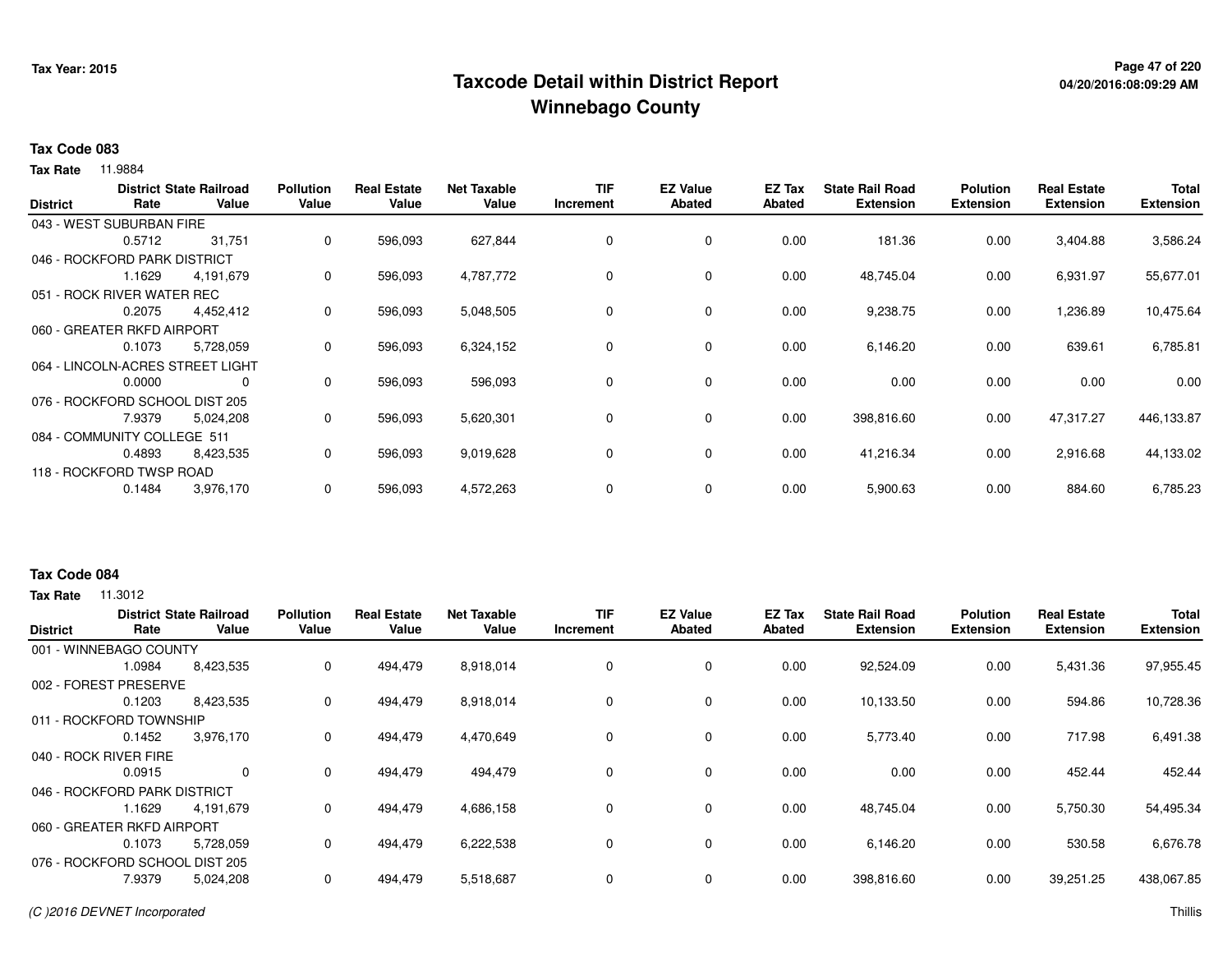# Taxcode Detail within District Report
# Winnebago County

Tax Year: 2015

## Tax Code 083

**Tax Rate** 11.9884

| District | District Rate | State Railroad Value | Pollution Value | Real Estate Value | Net Taxable Value | TIF Increment | EZ Value Abated | EZ Tax Abated | State Rail Road Extension | Polution Extension | Real Estate Extension | Total Extension |
|---|---|---|---|---|---|---|---|---|---|---|---|---|
| 043 - WEST SUBURBAN FIRE | 0.5712 | 31,751 | 0 | 596,093 | 627,844 | 0 | 0 | 0.00 | 181.36 | 0.00 | 3,404.88 | 3,586.24 |
| 046 - ROCKFORD PARK DISTRICT | 1.1629 | 4,191,679 | 0 | 596,093 | 4,787,772 | 0 | 0 | 0.00 | 48,745.04 | 0.00 | 6,931.97 | 55,677.01 |
| 051 - ROCK RIVER WATER REC | 0.2075 | 4,452,412 | 0 | 596,093 | 5,048,505 | 0 | 0 | 0.00 | 9,238.75 | 0.00 | 1,236.89 | 10,475.64 |
| 060 - GREATER RKFD AIRPORT | 0.1073 | 5,728,059 | 0 | 596,093 | 6,324,152 | 0 | 0 | 0.00 | 6,146.20 | 0.00 | 639.61 | 6,785.81 |
| 064 - LINCOLN-ACRES STREET LIGHT | 0.0000 | 0 | 0 | 596,093 | 596,093 | 0 | 0 | 0.00 | 0.00 | 0.00 | 0.00 | 0.00 |
| 076 - ROCKFORD SCHOOL DIST 205 | 7.9379 | 5,024,208 | 0 | 596,093 | 5,620,301 | 0 | 0 | 0.00 | 398,816.60 | 0.00 | 47,317.27 | 446,133.87 |
| 084 - COMMUNITY COLLEGE 511 | 0.4893 | 8,423,535 | 0 | 596,093 | 9,019,628 | 0 | 0 | 0.00 | 41,216.34 | 0.00 | 2,916.68 | 44,133.02 |
| 118 - ROCKFORD TWSP ROAD | 0.1484 | 3,976,170 | 0 | 596,093 | 4,572,263 | 0 | 0 | 0.00 | 5,900.63 | 0.00 | 884.60 | 6,785.23 |

## Tax Code 084

**Tax Rate** 11.3012

| District | District Rate | State Railroad Value | Pollution Value | Real Estate Value | Net Taxable Value | TIF Increment | EZ Value Abated | EZ Tax Abated | State Rail Road Extension | Polution Extension | Real Estate Extension | Total Extension |
|---|---|---|---|---|---|---|---|---|---|---|---|---|
| 001 - WINNEBAGO COUNTY | 1.0984 | 8,423,535 | 0 | 494,479 | 8,918,014 | 0 | 0 | 0.00 | 92,524.09 | 0.00 | 5,431.36 | 97,955.45 |
| 002 - FOREST PRESERVE | 0.1203 | 8,423,535 | 0 | 494,479 | 8,918,014 | 0 | 0 | 0.00 | 10,133.50 | 0.00 | 594.86 | 10,728.36 |
| 011 - ROCKFORD TOWNSHIP | 0.1452 | 3,976,170 | 0 | 494,479 | 4,470,649 | 0 | 0 | 0.00 | 5,773.40 | 0.00 | 717.98 | 6,491.38 |
| 040 - ROCK RIVER FIRE | 0.0915 | 0 | 0 | 494,479 | 494,479 | 0 | 0 | 0.00 | 0.00 | 0.00 | 452.44 | 452.44 |
| 046 - ROCKFORD PARK DISTRICT | 1.1629 | 4,191,679 | 0 | 494,479 | 4,686,158 | 0 | 0 | 0.00 | 48,745.04 | 0.00 | 5,750.30 | 54,495.34 |
| 060 - GREATER RKFD AIRPORT | 0.1073 | 5,728,059 | 0 | 494,479 | 6,222,538 | 0 | 0 | 0.00 | 6,146.20 | 0.00 | 530.58 | 6,676.78 |
| 076 - ROCKFORD SCHOOL DIST 205 | 7.9379 | 5,024,208 | 0 | 494,479 | 5,518,687 | 0 | 0 | 0.00 | 398,816.60 | 0.00 | 39,251.25 | 438,067.85 |

(C )2016 DEVNET Incorporated — Thillis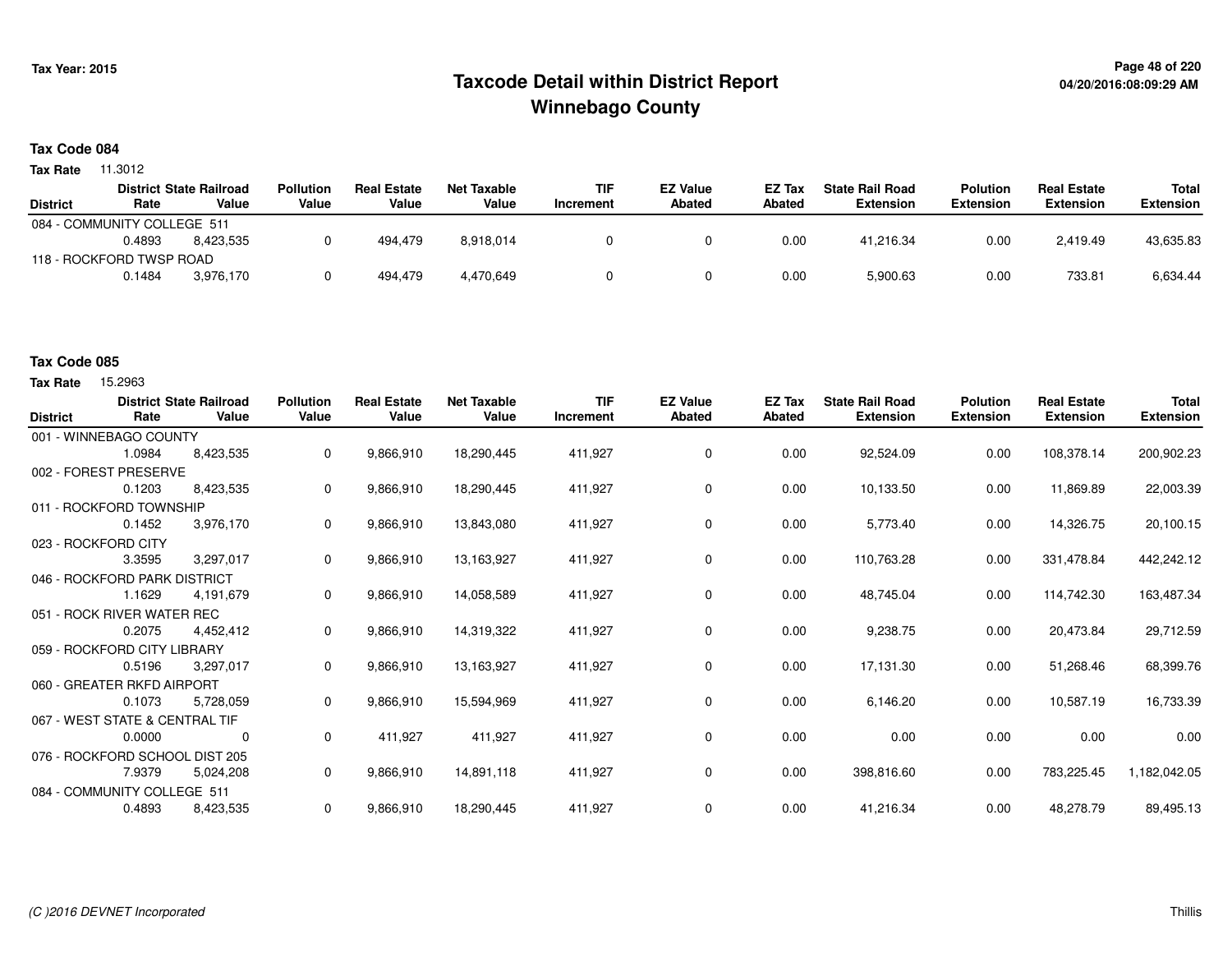# Taxcode Detail within District Report
## Winnebago County

Tax Year: 2015

04/20/2016:08:09:29 AM

**Tax Code 084**

**Tax Rate** 11.3012

| District | District Rate | State Railroad Value | Pollution Value | Real Estate Value | Net Taxable Value | TIF Increment | EZ Value Abated | EZ Tax Abated | State Rail Road Extension | Polution Extension | Real Estate Extension | Total Extension |
|---|---|---|---|---|---|---|---|---|---|---|---|---|
| 084 - COMMUNITY COLLEGE 511 | | | | | | | | | | | | |
| | 0.4893 | 8,423,535 | 0 | 494,479 | 8,918,014 | 0 | 0 | 0.00 | 41,216.34 | 0.00 | 2,419.49 | 43,635.83 |
| 118 - ROCKFORD TWSP ROAD | | | | | | | | | | | | |
| | 0.1484 | 3,976,170 | 0 | 494,479 | 4,470,649 | 0 | 0 | 0.00 | 5,900.63 | 0.00 | 733.81 | 6,634.44 |

**Tax Code 085**

**Tax Rate** 15.2963

| District | District Rate | State Railroad Value | Pollution Value | Real Estate Value | Net Taxable Value | TIF Increment | EZ Value Abated | EZ Tax Abated | State Rail Road Extension | Polution Extension | Real Estate Extension | Total Extension |
|---|---|---|---|---|---|---|---|---|---|---|---|---|
| 001 - WINNEBAGO COUNTY | | | | | | | | | | | | |
| | 1.0984 | 8,423,535 | 0 | 9,866,910 | 18,290,445 | 411,927 | 0 | 0.00 | 92,524.09 | 0.00 | 108,378.14 | 200,902.23 |
| 002 - FOREST PRESERVE | | | | | | | | | | | | |
| | 0.1203 | 8,423,535 | 0 | 9,866,910 | 18,290,445 | 411,927 | 0 | 0.00 | 10,133.50 | 0.00 | 11,869.89 | 22,003.39 |
| 011 - ROCKFORD TOWNSHIP | | | | | | | | | | | | |
| | 0.1452 | 3,976,170 | 0 | 9,866,910 | 13,843,080 | 411,927 | 0 | 0.00 | 5,773.40 | 0.00 | 14,326.75 | 20,100.15 |
| 023 - ROCKFORD CITY | | | | | | | | | | | | |
| | 3.3595 | 3,297,017 | 0 | 9,866,910 | 13,163,927 | 411,927 | 0 | 0.00 | 110,763.28 | 0.00 | 331,478.84 | 442,242.12 |
| 046 - ROCKFORD PARK DISTRICT | | | | | | | | | | | | |
| | 1.1629 | 4,191,679 | 0 | 9,866,910 | 14,058,589 | 411,927 | 0 | 0.00 | 48,745.04 | 0.00 | 114,742.30 | 163,487.34 |
| 051 - ROCK RIVER WATER REC | | | | | | | | | | | | |
| | 0.2075 | 4,452,412 | 0 | 9,866,910 | 14,319,322 | 411,927 | 0 | 0.00 | 9,238.75 | 0.00 | 20,473.84 | 29,712.59 |
| 059 - ROCKFORD CITY LIBRARY | | | | | | | | | | | | |
| | 0.5196 | 3,297,017 | 0 | 9,866,910 | 13,163,927 | 411,927 | 0 | 0.00 | 17,131.30 | 0.00 | 51,268.46 | 68,399.76 |
| 060 - GREATER RKFD AIRPORT | | | | | | | | | | | | |
| | 0.1073 | 5,728,059 | 0 | 9,866,910 | 15,594,969 | 411,927 | 0 | 0.00 | 6,146.20 | 0.00 | 10,587.19 | 16,733.39 |
| 067 - WEST STATE & CENTRAL TIF | | | | | | | | | | | | |
| | 0.0000 | 0 | 0 | 411,927 | 411,927 | 411,927 | 0 | 0.00 | 0.00 | 0.00 | 0.00 | 0.00 |
| 076 - ROCKFORD SCHOOL DIST 205 | | | | | | | | | | | | |
| | 7.9379 | 5,024,208 | 0 | 9,866,910 | 14,891,118 | 411,927 | 0 | 0.00 | 398,816.60 | 0.00 | 783,225.45 | 1,182,042.05 |
| 084 - COMMUNITY COLLEGE 511 | | | | | | | | | | | | |
| | 0.4893 | 8,423,535 | 0 | 9,866,910 | 18,290,445 | 411,927 | 0 | 0.00 | 41,216.34 | 0.00 | 48,278.79 | 89,495.13 |

*(C )2016 DEVNET Incorporated*

Thillis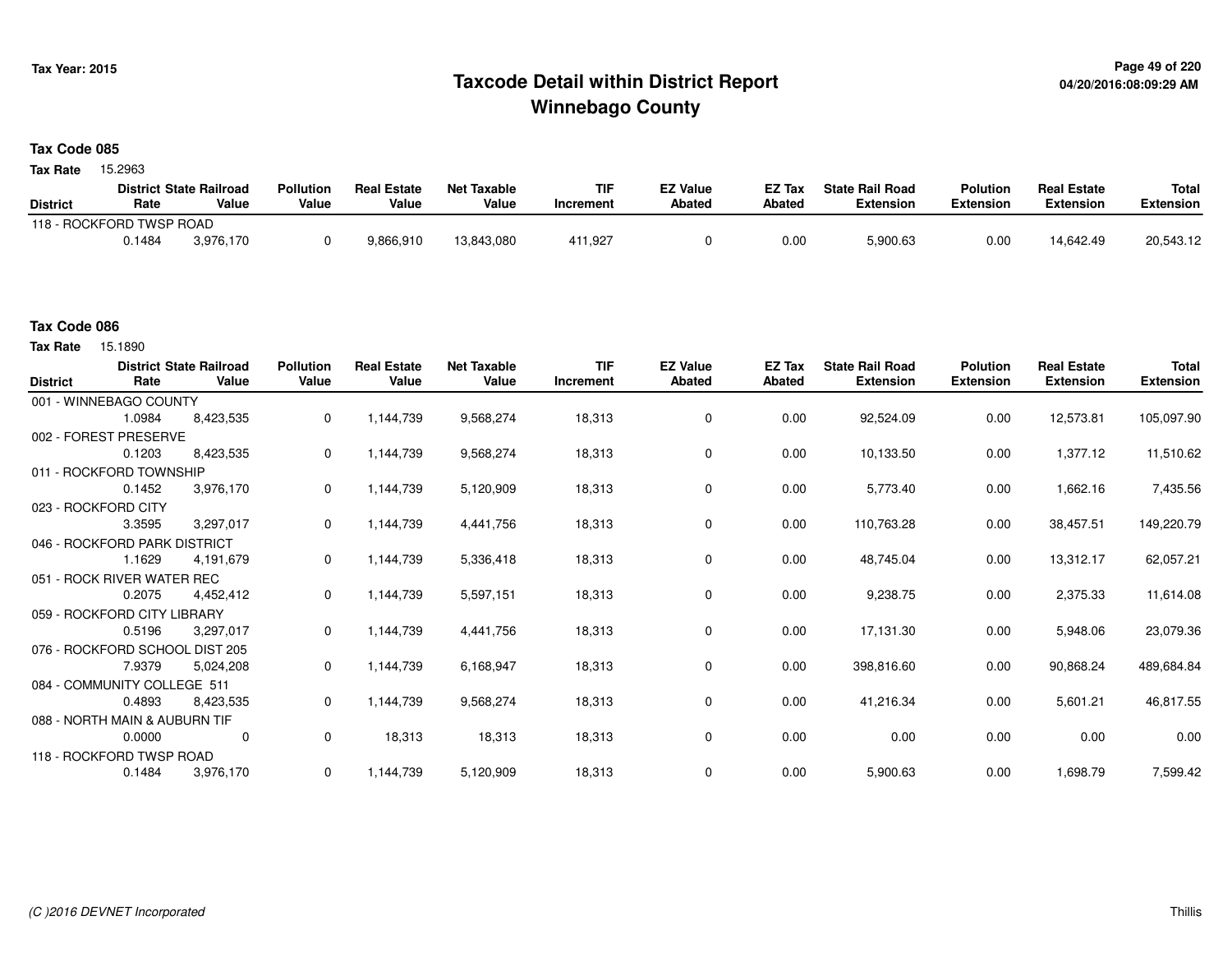# Taxcode Detail within District Report
## Winnebago County

Tax Year: 2015

### Tax Code 085

**Tax Rate** 15.2963

| District | District Rate | State Railroad Value | Pollution Value | Real Estate Value | Net Taxable Value | TIF Increment | EZ Value Abated | EZ Tax Abated | State Rail Road Extension | Polution Extension | Real Estate Extension | Total Extension |
|---|---|---|---|---|---|---|---|---|---|---|---|---|
| 118 - ROCKFORD TWSP ROAD | 0.1484 | 3,976,170 | 0 | 9,866,910 | 13,843,080 | 411,927 | 0 | 0.00 | 5,900.63 | 0.00 | 14,642.49 | 20,543.12 |

### Tax Code 086

**Tax Rate** 15.1890

| District | District Rate | State Railroad Value | Pollution Value | Real Estate Value | Net Taxable Value | TIF Increment | EZ Value Abated | EZ Tax Abated | State Rail Road Extension | Polution Extension | Real Estate Extension | Total Extension |
|---|---|---|---|---|---|---|---|---|---|---|---|---|
| 001 - WINNEBAGO COUNTY | 1.0984 | 8,423,535 | 0 | 1,144,739 | 9,568,274 | 18,313 | 0 | 0.00 | 92,524.09 | 0.00 | 12,573.81 | 105,097.90 |
| 002 - FOREST PRESERVE | 0.1203 | 8,423,535 | 0 | 1,144,739 | 9,568,274 | 18,313 | 0 | 0.00 | 10,133.50 | 0.00 | 1,377.12 | 11,510.62 |
| 011 - ROCKFORD TOWNSHIP | 0.1452 | 3,976,170 | 0 | 1,144,739 | 5,120,909 | 18,313 | 0 | 0.00 | 5,773.40 | 0.00 | 1,662.16 | 7,435.56 |
| 023 - ROCKFORD CITY | 3.3595 | 3,297,017 | 0 | 1,144,739 | 4,441,756 | 18,313 | 0 | 0.00 | 110,763.28 | 0.00 | 38,457.51 | 149,220.79 |
| 046 - ROCKFORD PARK DISTRICT | 1.1629 | 4,191,679 | 0 | 1,144,739 | 5,336,418 | 18,313 | 0 | 0.00 | 48,745.04 | 0.00 | 13,312.17 | 62,057.21 |
| 051 - ROCK RIVER WATER REC | 0.2075 | 4,452,412 | 0 | 1,144,739 | 5,597,151 | 18,313 | 0 | 0.00 | 9,238.75 | 0.00 | 2,375.33 | 11,614.08 |
| 059 - ROCKFORD CITY LIBRARY | 0.5196 | 3,297,017 | 0 | 1,144,739 | 4,441,756 | 18,313 | 0 | 0.00 | 17,131.30 | 0.00 | 5,948.06 | 23,079.36 |
| 076 - ROCKFORD SCHOOL DIST 205 | 7.9379 | 5,024,208 | 0 | 1,144,739 | 6,168,947 | 18,313 | 0 | 0.00 | 398,816.60 | 0.00 | 90,868.24 | 489,684.84 |
| 084 - COMMUNITY COLLEGE 511 | 0.4893 | 8,423,535 | 0 | 1,144,739 | 9,568,274 | 18,313 | 0 | 0.00 | 41,216.34 | 0.00 | 5,601.21 | 46,817.55 |
| 088 - NORTH MAIN & AUBURN TIF | 0.0000 | 0 | 0 | 18,313 | 18,313 | 18,313 | 0 | 0.00 | 0.00 | 0.00 | 0.00 | 0.00 |
| 118 - ROCKFORD TWSP ROAD | 0.1484 | 3,976,170 | 0 | 1,144,739 | 5,120,909 | 18,313 | 0 | 0.00 | 5,900.63 | 0.00 | 1,698.79 | 7,599.42 |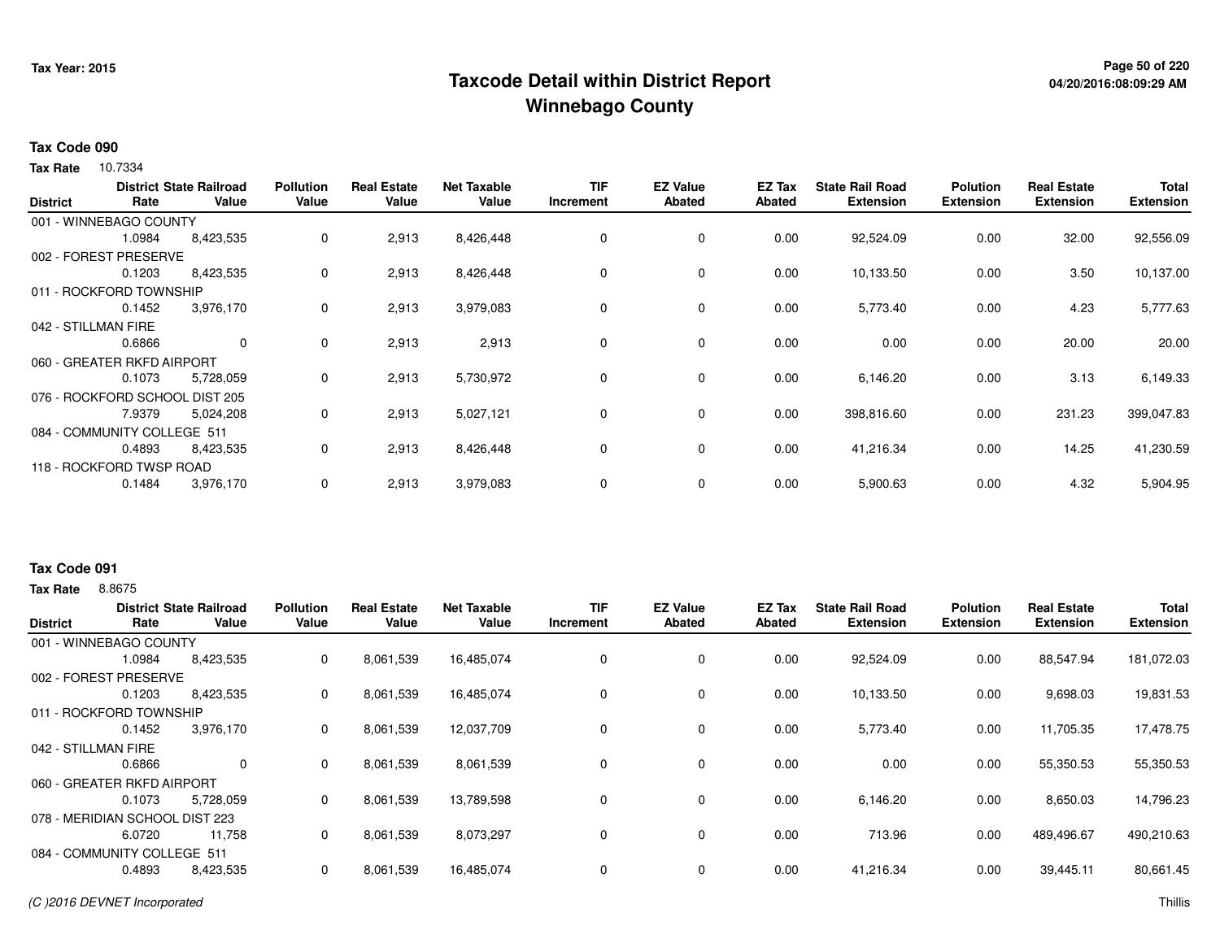# Taxcode Detail within District Report
## Winnebago County

Tax Year: 2015

**Tax Code 090**

**Tax Rate** 10.7334

| District | District Rate | State Railroad Value | Pollution Value | Real Estate Value | Net Taxable Value | TIF Increment | EZ Value Abated | EZ Tax Abated | State Rail Road Extension | Polution Extension | Real Estate Extension | Total Extension |
|---|---|---|---|---|---|---|---|---|---|---|---|---|
| 001 - WINNEBAGO COUNTY | 1.0984 | 8,423,535 | 0 | 2,913 | 8,426,448 | 0 | 0 | 0.00 | 92,524.09 | 0.00 | 32.00 | 92,556.09 |
| 002 - FOREST PRESERVE | 0.1203 | 8,423,535 | 0 | 2,913 | 8,426,448 | 0 | 0 | 0.00 | 10,133.50 | 0.00 | 3.50 | 10,137.00 |
| 011 - ROCKFORD TOWNSHIP | 0.1452 | 3,976,170 | 0 | 2,913 | 3,979,083 | 0 | 0 | 0.00 | 5,773.40 | 0.00 | 4.23 | 5,777.63 |
| 042 - STILLMAN FIRE | 0.6866 | 0 | 0 | 2,913 | 2,913 | 0 | 0 | 0.00 | 0.00 | 0.00 | 20.00 | 20.00 |
| 060 - GREATER RKFD AIRPORT | 0.1073 | 5,728,059 | 0 | 2,913 | 5,730,972 | 0 | 0 | 0.00 | 6,146.20 | 0.00 | 3.13 | 6,149.33 |
| 076 - ROCKFORD SCHOOL DIST 205 | 7.9379 | 5,024,208 | 0 | 2,913 | 5,027,121 | 0 | 0 | 0.00 | 398,816.60 | 0.00 | 231.23 | 399,047.83 |
| 084 - COMMUNITY COLLEGE 511 | 0.4893 | 8,423,535 | 0 | 2,913 | 8,426,448 | 0 | 0 | 0.00 | 41,216.34 | 0.00 | 14.25 | 41,230.59 |
| 118 - ROCKFORD TWSP ROAD | 0.1484 | 3,976,170 | 0 | 2,913 | 3,979,083 | 0 | 0 | 0.00 | 5,900.63 | 0.00 | 4.32 | 5,904.95 |

**Tax Code 091**

**Tax Rate** 8.8675

| District | District Rate | State Railroad Value | Pollution Value | Real Estate Value | Net Taxable Value | TIF Increment | EZ Value Abated | EZ Tax Abated | State Rail Road Extension | Polution Extension | Real Estate Extension | Total Extension |
|---|---|---|---|---|---|---|---|---|---|---|---|---|
| 001 - WINNEBAGO COUNTY | 1.0984 | 8,423,535 | 0 | 8,061,539 | 16,485,074 | 0 | 0 | 0.00 | 92,524.09 | 0.00 | 88,547.94 | 181,072.03 |
| 002 - FOREST PRESERVE | 0.1203 | 8,423,535 | 0 | 8,061,539 | 16,485,074 | 0 | 0 | 0.00 | 10,133.50 | 0.00 | 9,698.03 | 19,831.53 |
| 011 - ROCKFORD TOWNSHIP | 0.1452 | 3,976,170 | 0 | 8,061,539 | 12,037,709 | 0 | 0 | 0.00 | 5,773.40 | 0.00 | 11,705.35 | 17,478.75 |
| 042 - STILLMAN FIRE | 0.6866 | 0 | 0 | 8,061,539 | 8,061,539 | 0 | 0 | 0.00 | 0.00 | 0.00 | 55,350.53 | 55,350.53 |
| 060 - GREATER RKFD AIRPORT | 0.1073 | 5,728,059 | 0 | 8,061,539 | 13,789,598 | 0 | 0 | 0.00 | 6,146.20 | 0.00 | 8,650.03 | 14,796.23 |
| 078 - MERIDIAN SCHOOL DIST 223 | 6.0720 | 11,758 | 0 | 8,061,539 | 8,073,297 | 0 | 0 | 0.00 | 713.96 | 0.00 | 489,496.67 | 490,210.63 |
| 084 - COMMUNITY COLLEGE 511 | 0.4893 | 8,423,535 | 0 | 8,061,539 | 16,485,074 | 0 | 0 | 0.00 | 41,216.34 | 0.00 | 39,445.11 | 80,661.45 |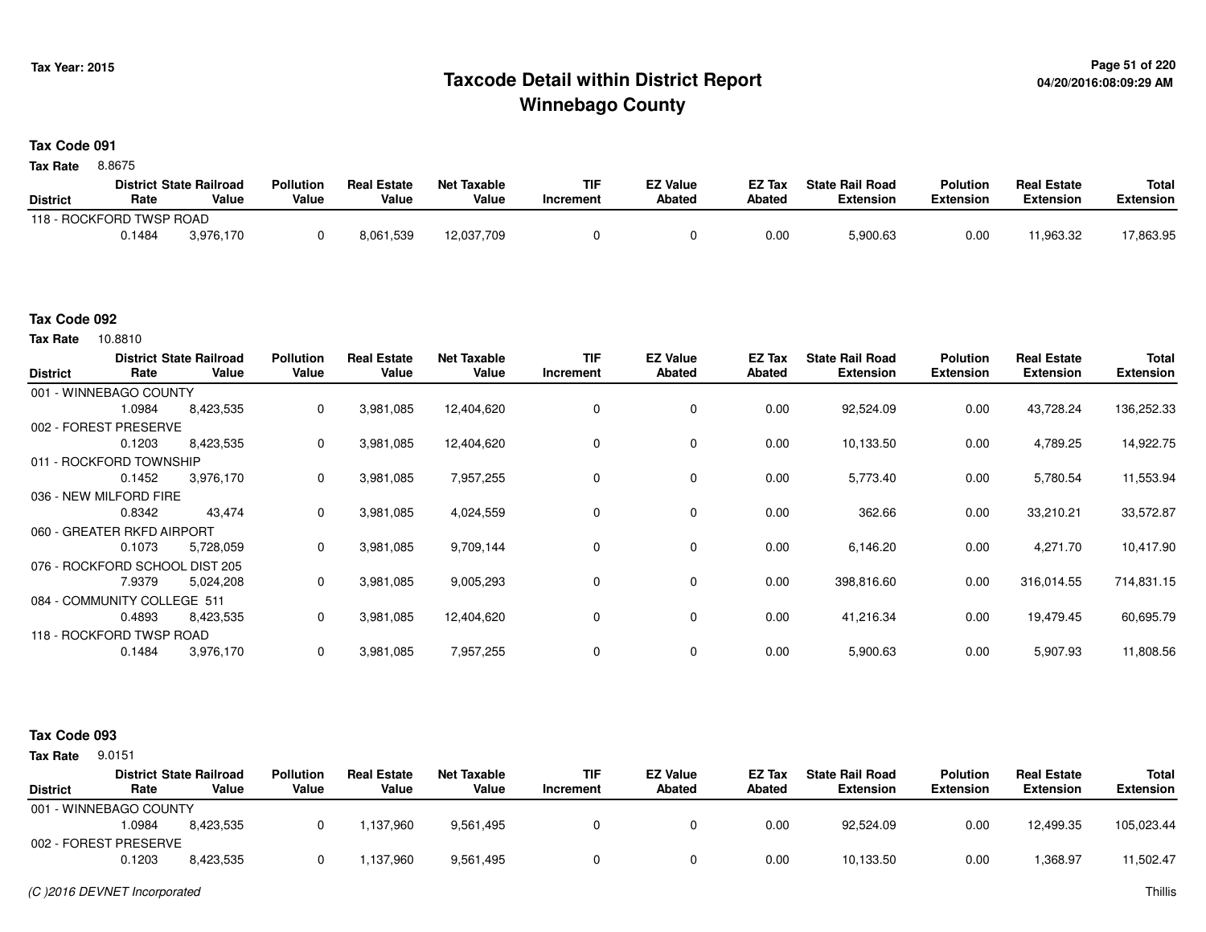# Taxcode Detail within District Report
# Winnebago County

Tax Year: 2015

04/20/2016:08:09:29 AM

## Tax Code 091

**Tax Rate** 8.8675

| District | District Rate | State Railroad Value | Pollution Value | Real Estate Value | Net Taxable Value | TIF Increment | EZ Value Abated | EZ Tax Abated | State Rail Road Extension | Polution Extension | Real Estate Extension | Total Extension |
|---|---|---|---|---|---|---|---|---|---|---|---|---|
| 118 - ROCKFORD TWSP ROAD | | | | | | | | | | | | |
| | 0.1484 | 3,976,170 | 0 | 8,061,539 | 12,037,709 | 0 | 0 | 0.00 | 5,900.63 | 0.00 | 11,963.32 | 17,863.95 |

## Tax Code 092

**Tax Rate** 10.8810

| District | District Rate | State Railroad Value | Pollution Value | Real Estate Value | Net Taxable Value | TIF Increment | EZ Value Abated | EZ Tax Abated | State Rail Road Extension | Polution Extension | Real Estate Extension | Total Extension |
|---|---|---|---|---|---|---|---|---|---|---|---|---|
| 001 - WINNEBAGO COUNTY | | | | | | | | | | | | |
| | 1.0984 | 8,423,535 | 0 | 3,981,085 | 12,404,620 | 0 | 0 | 0.00 | 92,524.09 | 0.00 | 43,728.24 | 136,252.33 |
| 002 - FOREST PRESERVE | | | | | | | | | | | | |
| | 0.1203 | 8,423,535 | 0 | 3,981,085 | 12,404,620 | 0 | 0 | 0.00 | 10,133.50 | 0.00 | 4,789.25 | 14,922.75 |
| 011 - ROCKFORD TOWNSHIP | | | | | | | | | | | | |
| | 0.1452 | 3,976,170 | 0 | 3,981,085 | 7,957,255 | 0 | 0 | 0.00 | 5,773.40 | 0.00 | 5,780.54 | 11,553.94 |
| 036 - NEW MILFORD FIRE | | | | | | | | | | | | |
| | 0.8342 | 43,474 | 0 | 3,981,085 | 4,024,559 | 0 | 0 | 0.00 | 362.66 | 0.00 | 33,210.21 | 33,572.87 |
| 060 - GREATER RKFD AIRPORT | | | | | | | | | | | | |
| | 0.1073 | 5,728,059 | 0 | 3,981,085 | 9,709,144 | 0 | 0 | 0.00 | 6,146.20 | 0.00 | 4,271.70 | 10,417.90 |
| 076 - ROCKFORD SCHOOL DIST 205 | | | | | | | | | | | | |
| | 7.9379 | 5,024,208 | 0 | 3,981,085 | 9,005,293 | 0 | 0 | 0.00 | 398,816.60 | 0.00 | 316,014.55 | 714,831.15 |
| 084 - COMMUNITY COLLEGE 511 | | | | | | | | | | | | |
| | 0.4893 | 8,423,535 | 0 | 3,981,085 | 12,404,620 | 0 | 0 | 0.00 | 41,216.34 | 0.00 | 19,479.45 | 60,695.79 |
| 118 - ROCKFORD TWSP ROAD | | | | | | | | | | | | |
| | 0.1484 | 3,976,170 | 0 | 3,981,085 | 7,957,255 | 0 | 0 | 0.00 | 5,900.63 | 0.00 | 5,907.93 | 11,808.56 |

## Tax Code 093

**Tax Rate** 9.0151

| District | District Rate | State Railroad Value | Pollution Value | Real Estate Value | Net Taxable Value | TIF Increment | EZ Value Abated | EZ Tax Abated | State Rail Road Extension | Polution Extension | Real Estate Extension | Total Extension |
|---|---|---|---|---|---|---|---|---|---|---|---|---|
| 001 - WINNEBAGO COUNTY | | | | | | | | | | | | |
| | 1.0984 | 8,423,535 | 0 | 1,137,960 | 9,561,495 | 0 | 0 | 0.00 | 92,524.09 | 0.00 | 12,499.35 | 105,023.44 |
| 002 - FOREST PRESERVE | | | | | | | | | | | | |
| | 0.1203 | 8,423,535 | 0 | 1,137,960 | 9,561,495 | 0 | 0 | 0.00 | 10,133.50 | 0.00 | 1,368.97 | 11,502.47 |

*(C )2016 DEVNET Incorporated*

Thillis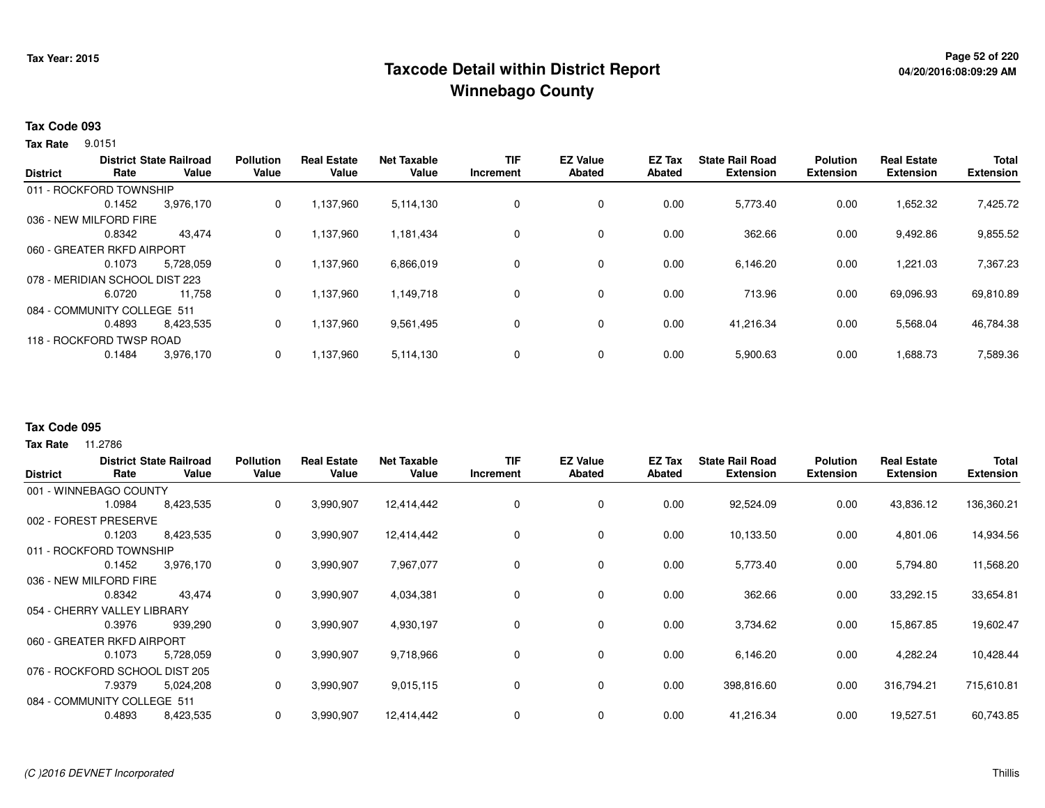# Taxcode Detail within District Report
## Winnebago County

Tax Year: 2015

### Tax Code 093

**Tax Rate** 9.0151

| District | District Rate | State Railroad Value | Pollution Value | Real Estate Value | Net Taxable Value | TIF Increment | EZ Value Abated | EZ Tax Abated | State Rail Road Extension | Polution Extension | Real Estate Extension | Total Extension |
|---|---|---|---|---|---|---|---|---|---|---|---|---|
| 011 - ROCKFORD TOWNSHIP | 0.1452 | 3,976,170 | 0 | 1,137,960 | 5,114,130 | 0 | 0 | 0.00 | 5,773.40 | 0.00 | 1,652.32 | 7,425.72 |
| 036 - NEW MILFORD FIRE | 0.8342 | 43,474 | 0 | 1,137,960 | 1,181,434 | 0 | 0 | 0.00 | 362.66 | 0.00 | 9,492.86 | 9,855.52 |
| 060 - GREATER RKFD AIRPORT | 0.1073 | 5,728,059 | 0 | 1,137,960 | 6,866,019 | 0 | 0 | 0.00 | 6,146.20 | 0.00 | 1,221.03 | 7,367.23 |
| 078 - MERIDIAN SCHOOL DIST 223 | 6.0720 | 11,758 | 0 | 1,137,960 | 1,149,718 | 0 | 0 | 0.00 | 713.96 | 0.00 | 69,096.93 | 69,810.89 |
| 084 - COMMUNITY COLLEGE 511 | 0.4893 | 8,423,535 | 0 | 1,137,960 | 9,561,495 | 0 | 0 | 0.00 | 41,216.34 | 0.00 | 5,568.04 | 46,784.38 |
| 118 - ROCKFORD TWSP ROAD | 0.1484 | 3,976,170 | 0 | 1,137,960 | 5,114,130 | 0 | 0 | 0.00 | 5,900.63 | 0.00 | 1,688.73 | 7,589.36 |

### Tax Code 095

**Tax Rate** 11.2786

| District | District Rate | State Railroad Value | Pollution Value | Real Estate Value | Net Taxable Value | TIF Increment | EZ Value Abated | EZ Tax Abated | State Rail Road Extension | Polution Extension | Real Estate Extension | Total Extension |
|---|---|---|---|---|---|---|---|---|---|---|---|---|
| 001 - WINNEBAGO COUNTY | 1.0984 | 8,423,535 | 0 | 3,990,907 | 12,414,442 | 0 | 0 | 0.00 | 92,524.09 | 0.00 | 43,836.12 | 136,360.21 |
| 002 - FOREST PRESERVE | 0.1203 | 8,423,535 | 0 | 3,990,907 | 12,414,442 | 0 | 0 | 0.00 | 10,133.50 | 0.00 | 4,801.06 | 14,934.56 |
| 011 - ROCKFORD TOWNSHIP | 0.1452 | 3,976,170 | 0 | 3,990,907 | 7,967,077 | 0 | 0 | 0.00 | 5,773.40 | 0.00 | 5,794.80 | 11,568.20 |
| 036 - NEW MILFORD FIRE | 0.8342 | 43,474 | 0 | 3,990,907 | 4,034,381 | 0 | 0 | 0.00 | 362.66 | 0.00 | 33,292.15 | 33,654.81 |
| 054 - CHERRY VALLEY LIBRARY | 0.3976 | 939,290 | 0 | 3,990,907 | 4,930,197 | 0 | 0 | 0.00 | 3,734.62 | 0.00 | 15,867.85 | 19,602.47 |
| 060 - GREATER RKFD AIRPORT | 0.1073 | 5,728,059 | 0 | 3,990,907 | 9,718,966 | 0 | 0 | 0.00 | 6,146.20 | 0.00 | 4,282.24 | 10,428.44 |
| 076 - ROCKFORD SCHOOL DIST 205 | 7.9379 | 5,024,208 | 0 | 3,990,907 | 9,015,115 | 0 | 0 | 0.00 | 398,816.60 | 0.00 | 316,794.21 | 715,610.81 |
| 084 - COMMUNITY COLLEGE 511 | 0.4893 | 8,423,535 | 0 | 3,990,907 | 12,414,442 | 0 | 0 | 0.00 | 41,216.34 | 0.00 | 19,527.51 | 60,743.85 |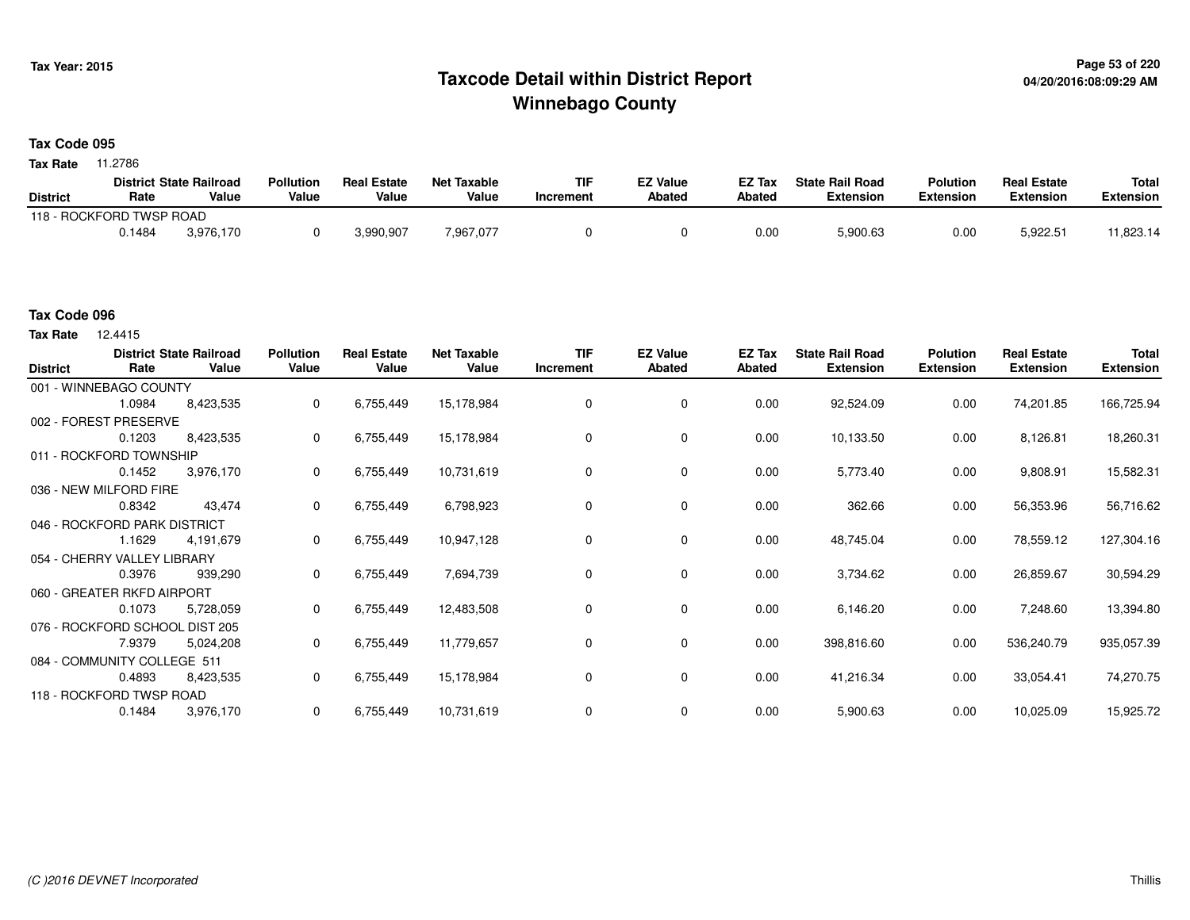# Taxcode Detail within District Report
## Winnebago County

Tax Year: 2015

### Tax Code 095

**Tax Rate** 11.2786

| District | District Rate | State Railroad Value | Pollution Value | Real Estate Value | Net Taxable Value | TIF Increment | EZ Value Abated | EZ Tax Abated | State Rail Road Extension | Polution Extension | Real Estate Extension | Total Extension |
|---|---|---|---|---|---|---|---|---|---|---|---|---|
| 118 - ROCKFORD TWSP ROAD | | | | | | | | | | | | |
| | 0.1484 | 3,976,170 | 0 | 3,990,907 | 7,967,077 | 0 | 0 | 0.00 | 5,900.63 | 0.00 | 5,922.51 | 11,823.14 |

### Tax Code 096

**Tax Rate** 12.4415

| District | District Rate | State Railroad Value | Pollution Value | Real Estate Value | Net Taxable Value | TIF Increment | EZ Value Abated | EZ Tax Abated | State Rail Road Extension | Polution Extension | Real Estate Extension | Total Extension |
|---|---|---|---|---|---|---|---|---|---|---|---|---|
| 001 - WINNEBAGO COUNTY | | | | | | | | | | | | |
| | 1.0984 | 8,423,535 | 0 | 6,755,449 | 15,178,984 | 0 | 0 | 0.00 | 92,524.09 | 0.00 | 74,201.85 | 166,725.94 |
| 002 - FOREST PRESERVE | | | | | | | | | | | | |
| | 0.1203 | 8,423,535 | 0 | 6,755,449 | 15,178,984 | 0 | 0 | 0.00 | 10,133.50 | 0.00 | 8,126.81 | 18,260.31 |
| 011 - ROCKFORD TOWNSHIP | | | | | | | | | | | | |
| | 0.1452 | 3,976,170 | 0 | 6,755,449 | 10,731,619 | 0 | 0 | 0.00 | 5,773.40 | 0.00 | 9,808.91 | 15,582.31 |
| 036 - NEW MILFORD FIRE | | | | | | | | | | | | |
| | 0.8342 | 43,474 | 0 | 6,755,449 | 6,798,923 | 0 | 0 | 0.00 | 362.66 | 0.00 | 56,353.96 | 56,716.62 |
| 046 - ROCKFORD PARK DISTRICT | | | | | | | | | | | | |
| | 1.1629 | 4,191,679 | 0 | 6,755,449 | 10,947,128 | 0 | 0 | 0.00 | 48,745.04 | 0.00 | 78,559.12 | 127,304.16 |
| 054 - CHERRY VALLEY LIBRARY | | | | | | | | | | | | |
| | 0.3976 | 939,290 | 0 | 6,755,449 | 7,694,739 | 0 | 0 | 0.00 | 3,734.62 | 0.00 | 26,859.67 | 30,594.29 |
| 060 - GREATER RKFD AIRPORT | | | | | | | | | | | | |
| | 0.1073 | 5,728,059 | 0 | 6,755,449 | 12,483,508 | 0 | 0 | 0.00 | 6,146.20 | 0.00 | 7,248.60 | 13,394.80 |
| 076 - ROCKFORD SCHOOL DIST 205 | | | | | | | | | | | | |
| | 7.9379 | 5,024,208 | 0 | 6,755,449 | 11,779,657 | 0 | 0 | 0.00 | 398,816.60 | 0.00 | 536,240.79 | 935,057.39 |
| 084 - COMMUNITY COLLEGE 511 | | | | | | | | | | | | |
| | 0.4893 | 8,423,535 | 0 | 6,755,449 | 15,178,984 | 0 | 0 | 0.00 | 41,216.34 | 0.00 | 33,054.41 | 74,270.75 |
| 118 - ROCKFORD TWSP ROAD | | | | | | | | | | | | |
| | 0.1484 | 3,976,170 | 0 | 6,755,449 | 10,731,619 | 0 | 0 | 0.00 | 5,900.63 | 0.00 | 10,025.09 | 15,925.72 |

(C )2016 DEVNET Incorporated

Thillis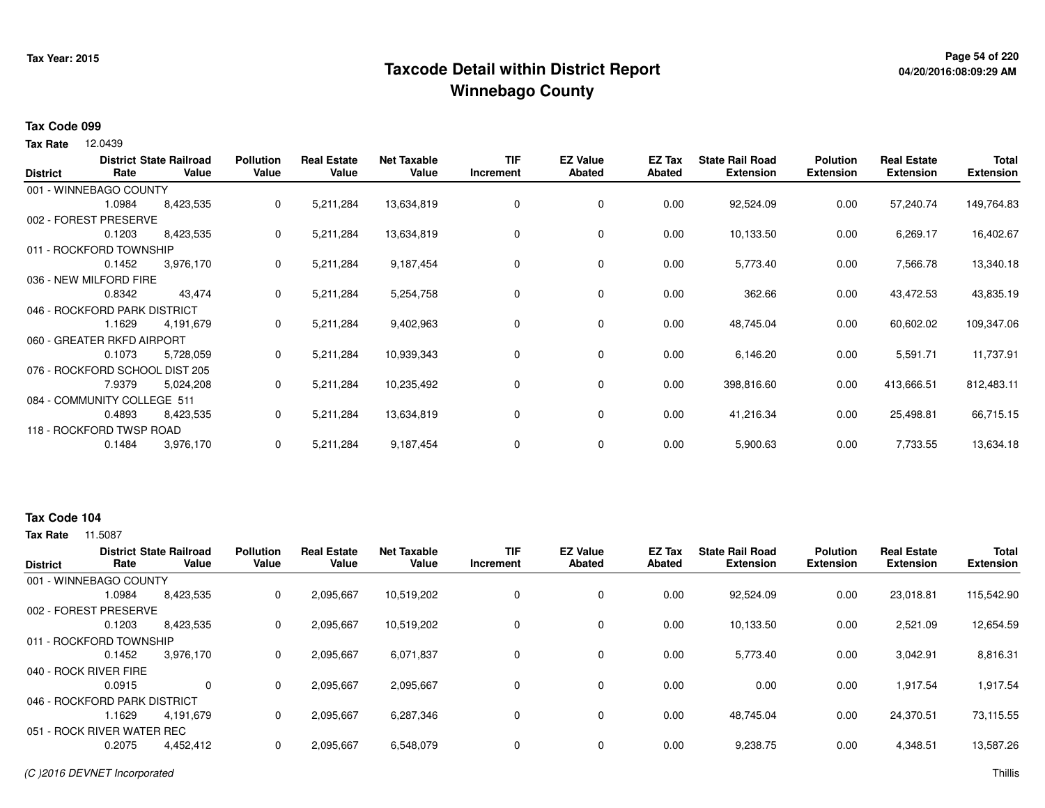# Taxcode Detail within District Report
## Winnebago County

Tax Year: 2015

**Tax Code 099**

**Tax Rate** 12.0439

| District | District Rate | State Railroad Value | Pollution Value | Real Estate Value | Net Taxable Value | TIF Increment | EZ Value Abated | EZ Tax Abated | State Rail Road Extension | Polution Extension | Real Estate Extension | Total Extension |
|---|---|---|---|---|---|---|---|---|---|---|---|---|
| 001 - WINNEBAGO COUNTY | 1.0984 | 8,423,535 | 0 | 5,211,284 | 13,634,819 | 0 | 0 | 0.00 | 92,524.09 | 0.00 | 57,240.74 | 149,764.83 |
| 002 - FOREST PRESERVE | 0.1203 | 8,423,535 | 0 | 5,211,284 | 13,634,819 | 0 | 0 | 0.00 | 10,133.50 | 0.00 | 6,269.17 | 16,402.67 |
| 011 - ROCKFORD TOWNSHIP | 0.1452 | 3,976,170 | 0 | 5,211,284 | 9,187,454 | 0 | 0 | 0.00 | 5,773.40 | 0.00 | 7,566.78 | 13,340.18 |
| 036 - NEW MILFORD FIRE | 0.8342 | 43,474 | 0 | 5,211,284 | 5,254,758 | 0 | 0 | 0.00 | 362.66 | 0.00 | 43,472.53 | 43,835.19 |
| 046 - ROCKFORD PARK DISTRICT | 1.1629 | 4,191,679 | 0 | 5,211,284 | 9,402,963 | 0 | 0 | 0.00 | 48,745.04 | 0.00 | 60,602.02 | 109,347.06 |
| 060 - GREATER RKFD AIRPORT | 0.1073 | 5,728,059 | 0 | 5,211,284 | 10,939,343 | 0 | 0 | 0.00 | 6,146.20 | 0.00 | 5,591.71 | 11,737.91 |
| 076 - ROCKFORD SCHOOL DIST 205 | 7.9379 | 5,024,208 | 0 | 5,211,284 | 10,235,492 | 0 | 0 | 0.00 | 398,816.60 | 0.00 | 413,666.51 | 812,483.11 |
| 084 - COMMUNITY COLLEGE 511 | 0.4893 | 8,423,535 | 0 | 5,211,284 | 13,634,819 | 0 | 0 | 0.00 | 41,216.34 | 0.00 | 25,498.81 | 66,715.15 |
| 118 - ROCKFORD TWSP ROAD | 0.1484 | 3,976,170 | 0 | 5,211,284 | 9,187,454 | 0 | 0 | 0.00 | 5,900.63 | 0.00 | 7,733.55 | 13,634.18 |

**Tax Code 104**

**Tax Rate** 11.5087

| District | District Rate | State Railroad Value | Pollution Value | Real Estate Value | Net Taxable Value | TIF Increment | EZ Value Abated | EZ Tax Abated | State Rail Road Extension | Polution Extension | Real Estate Extension | Total Extension |
|---|---|---|---|---|---|---|---|---|---|---|---|---|
| 001 - WINNEBAGO COUNTY | 1.0984 | 8,423,535 | 0 | 2,095,667 | 10,519,202 | 0 | 0 | 0.00 | 92,524.09 | 0.00 | 23,018.81 | 115,542.90 |
| 002 - FOREST PRESERVE | 0.1203 | 8,423,535 | 0 | 2,095,667 | 10,519,202 | 0 | 0 | 0.00 | 10,133.50 | 0.00 | 2,521.09 | 12,654.59 |
| 011 - ROCKFORD TOWNSHIP | 0.1452 | 3,976,170 | 0 | 2,095,667 | 6,071,837 | 0 | 0 | 0.00 | 5,773.40 | 0.00 | 3,042.91 | 8,816.31 |
| 040 - ROCK RIVER FIRE | 0.0915 | 0 | 0 | 2,095,667 | 2,095,667 | 0 | 0 | 0.00 | 0.00 | 0.00 | 1,917.54 | 1,917.54 |
| 046 - ROCKFORD PARK DISTRICT | 1.1629 | 4,191,679 | 0 | 2,095,667 | 6,287,346 | 0 | 0 | 0.00 | 48,745.04 | 0.00 | 24,370.51 | 73,115.55 |
| 051 - ROCK RIVER WATER REC | 0.2075 | 4,452,412 | 0 | 2,095,667 | 6,548,079 | 0 | 0 | 0.00 | 9,238.75 | 0.00 | 4,348.51 | 13,587.26 |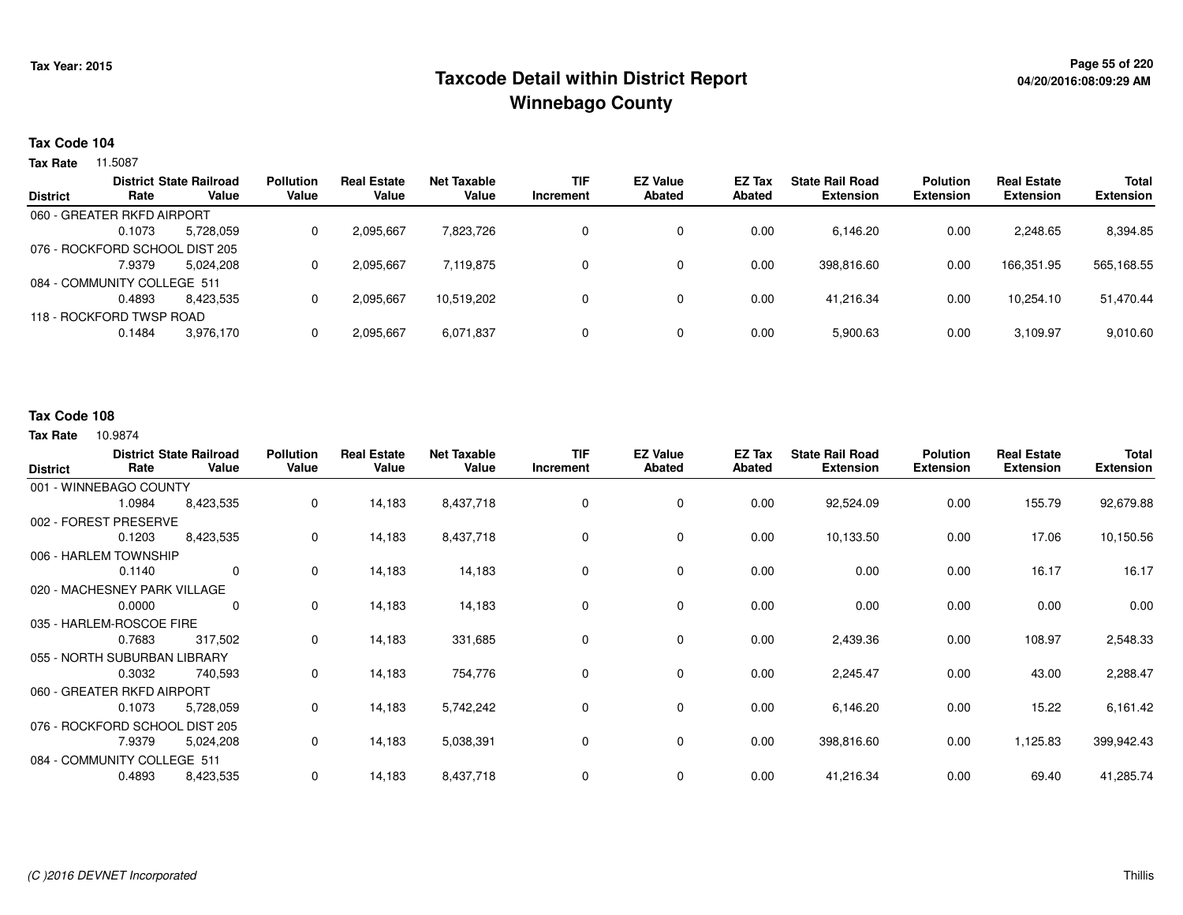# Taxcode Detail within District Report
# Winnebago County

Tax Year: 2015

04/20/2016:08:09:29 AM

**Tax Code 104**

**Tax Rate** 11.5087

| District | District Rate | State Railroad Value | Pollution Value | Real Estate Value | Net Taxable Value | TIF Increment | EZ Value Abated | EZ Tax Abated | State Rail Road Extension | Polution Extension | Real Estate Extension | Total Extension |
|---|---|---|---|---|---|---|---|---|---|---|---|---|
| 060 - GREATER RKFD AIRPORT | 0.1073 | 5,728,059 | 0 | 2,095,667 | 7,823,726 | 0 | 0 | 0.00 | 6,146.20 | 0.00 | 2,248.65 | 8,394.85 |
| 076 - ROCKFORD SCHOOL DIST 205 | 7.9379 | 5,024,208 | 0 | 2,095,667 | 7,119,875 | 0 | 0 | 0.00 | 398,816.60 | 0.00 | 166,351.95 | 565,168.55 |
| 084 - COMMUNITY COLLEGE 511 | 0.4893 | 8,423,535 | 0 | 2,095,667 | 10,519,202 | 0 | 0 | 0.00 | 41,216.34 | 0.00 | 10,254.10 | 51,470.44 |
| 118 - ROCKFORD TWSP ROAD | 0.1484 | 3,976,170 | 0 | 2,095,667 | 6,071,837 | 0 | 0 | 0.00 | 5,900.63 | 0.00 | 3,109.97 | 9,010.60 |

**Tax Code 108**

**Tax Rate** 10.9874

| District | District Rate | State Railroad Value | Pollution Value | Real Estate Value | Net Taxable Value | TIF Increment | EZ Value Abated | EZ Tax Abated | State Rail Road Extension | Polution Extension | Real Estate Extension | Total Extension |
|---|---|---|---|---|---|---|---|---|---|---|---|---|
| 001 - WINNEBAGO COUNTY | 1.0984 | 8,423,535 | 0 | 14,183 | 8,437,718 | 0 | 0 | 0.00 | 92,524.09 | 0.00 | 155.79 | 92,679.88 |
| 002 - FOREST PRESERVE | 0.1203 | 8,423,535 | 0 | 14,183 | 8,437,718 | 0 | 0 | 0.00 | 10,133.50 | 0.00 | 17.06 | 10,150.56 |
| 006 - HARLEM TOWNSHIP | 0.1140 | 0 | 0 | 14,183 | 14,183 | 0 | 0 | 0.00 | 0.00 | 0.00 | 16.17 | 16.17 |
| 020 - MACHESNEY PARK VILLAGE | 0.0000 | 0 | 0 | 14,183 | 14,183 | 0 | 0 | 0.00 | 0.00 | 0.00 | 0.00 | 0.00 |
| 035 - HARLEM-ROSCOE FIRE | 0.7683 | 317,502 | 0 | 14,183 | 331,685 | 0 | 0 | 0.00 | 2,439.36 | 0.00 | 108.97 | 2,548.33 |
| 055 - NORTH SUBURBAN LIBRARY | 0.3032 | 740,593 | 0 | 14,183 | 754,776 | 0 | 0 | 0.00 | 2,245.47 | 0.00 | 43.00 | 2,288.47 |
| 060 - GREATER RKFD AIRPORT | 0.1073 | 5,728,059 | 0 | 14,183 | 5,742,242 | 0 | 0 | 0.00 | 6,146.20 | 0.00 | 15.22 | 6,161.42 |
| 076 - ROCKFORD SCHOOL DIST 205 | 7.9379 | 5,024,208 | 0 | 14,183 | 5,038,391 | 0 | 0 | 0.00 | 398,816.60 | 0.00 | 1,125.83 | 399,942.43 |
| 084 - COMMUNITY COLLEGE 511 | 0.4893 | 8,423,535 | 0 | 14,183 | 8,437,718 | 0 | 0 | 0.00 | 41,216.34 | 0.00 | 69.40 | 41,285.74 |

*(C )2016 DEVNET Incorporated* Thillis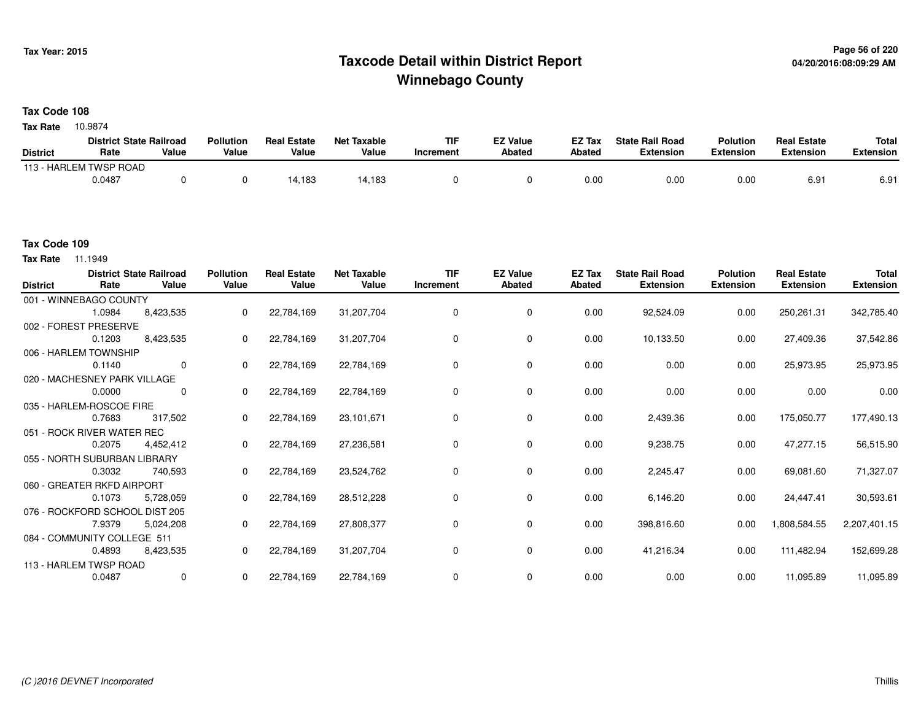# Taxcode Detail within District Report
## Winnebago County

Tax Year: 2015

04/20/2016:08:09:29 AM

### Tax Code 108

**Tax Rate** 10.9874

| District | District Rate | State Railroad Value | Pollution Value | Real Estate Value | Net Taxable Value | TIF Increment | EZ Value Abated | EZ Tax Abated | State Rail Road Extension | Polution Extension | Real Estate Extension | Total Extension |
|---|---|---|---|---|---|---|---|---|---|---|---|---|
| 113 - HARLEM TWSP ROAD | 0.0487 | 0 | 0 | 14,183 | 14,183 | 0 | 0 | 0.00 | 0.00 | 0.00 | 6.91 | 6.91 |

### Tax Code 109

**Tax Rate** 11.1949

| District | District Rate | State Railroad Value | Pollution Value | Real Estate Value | Net Taxable Value | TIF Increment | EZ Value Abated | EZ Tax Abated | State Rail Road Extension | Polution Extension | Real Estate Extension | Total Extension |
|---|---|---|---|---|---|---|---|---|---|---|---|---|
| 001 - WINNEBAGO COUNTY | 1.0984 | 8,423,535 | 0 | 22,784,169 | 31,207,704 | 0 | 0 | 0.00 | 92,524.09 | 0.00 | 250,261.31 | 342,785.40 |
| 002 - FOREST PRESERVE | 0.1203 | 8,423,535 | 0 | 22,784,169 | 31,207,704 | 0 | 0 | 0.00 | 10,133.50 | 0.00 | 27,409.36 | 37,542.86 |
| 006 - HARLEM TOWNSHIP | 0.1140 | 0 | 0 | 22,784,169 | 22,784,169 | 0 | 0 | 0.00 | 0.00 | 0.00 | 25,973.95 | 25,973.95 |
| 020 - MACHESNEY PARK VILLAGE | 0.0000 | 0 | 0 | 22,784,169 | 22,784,169 | 0 | 0 | 0.00 | 0.00 | 0.00 | 0.00 | 0.00 |
| 035 - HARLEM-ROSCOE FIRE | 0.7683 | 317,502 | 0 | 22,784,169 | 23,101,671 | 0 | 0 | 0.00 | 2,439.36 | 0.00 | 175,050.77 | 177,490.13 |
| 051 - ROCK RIVER WATER REC | 0.2075 | 4,452,412 | 0 | 22,784,169 | 27,236,581 | 0 | 0 | 0.00 | 9,238.75 | 0.00 | 47,277.15 | 56,515.90 |
| 055 - NORTH SUBURBAN LIBRARY | 0.3032 | 740,593 | 0 | 22,784,169 | 23,524,762 | 0 | 0 | 0.00 | 2,245.47 | 0.00 | 69,081.60 | 71,327.07 |
| 060 - GREATER RKFD AIRPORT | 0.1073 | 5,728,059 | 0 | 22,784,169 | 28,512,228 | 0 | 0 | 0.00 | 6,146.20 | 0.00 | 24,447.41 | 30,593.61 |
| 076 - ROCKFORD SCHOOL DIST 205 | 7.9379 | 5,024,208 | 0 | 22,784,169 | 27,808,377 | 0 | 0 | 0.00 | 398,816.60 | 0.00 | 1,808,584.55 | 2,207,401.15 |
| 084 - COMMUNITY COLLEGE 511 | 0.4893 | 8,423,535 | 0 | 22,784,169 | 31,207,704 | 0 | 0 | 0.00 | 41,216.34 | 0.00 | 111,482.94 | 152,699.28 |
| 113 - HARLEM TWSP ROAD | 0.0487 | 0 | 0 | 22,784,169 | 22,784,169 | 0 | 0 | 0.00 | 0.00 | 0.00 | 11,095.89 | 11,095.89 |

*(C )2016 DEVNET Incorporated*

Thillis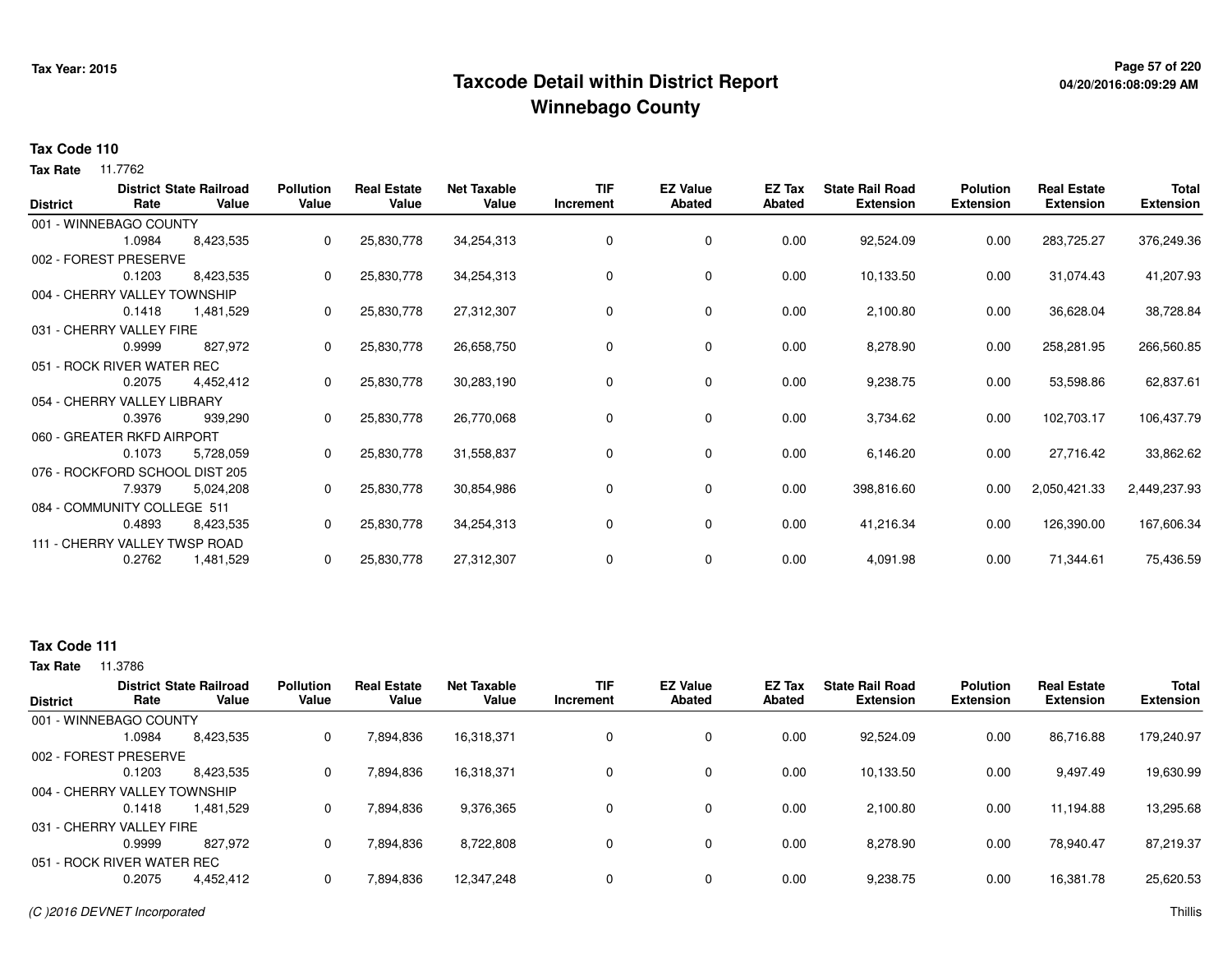# Taxcode Detail within District Report
## Winnebago County

Tax Year: 2015

**Tax Code 110**

**Tax Rate** 11.7762

| District | District Rate | State Railroad Value | Pollution Value | Real Estate Value | Net Taxable Value | TIF Increment | EZ Value Abated | EZ Tax Abated | State Rail Road Extension | Polution Extension | Real Estate Extension | Total Extension |
|---|---|---|---|---|---|---|---|---|---|---|---|---|
| 001 - WINNEBAGO COUNTY | | | | | | | | | | | | |
| | 1.0984 | 8,423,535 | 0 | 25,830,778 | 34,254,313 | 0 | 0 | 0.00 | 92,524.09 | 0.00 | 283,725.27 | 376,249.36 |
| 002 - FOREST PRESERVE | | | | | | | | | | | | |
| | 0.1203 | 8,423,535 | 0 | 25,830,778 | 34,254,313 | 0 | 0 | 0.00 | 10,133.50 | 0.00 | 31,074.43 | 41,207.93 |
| 004 - CHERRY VALLEY TOWNSHIP | | | | | | | | | | | | |
| | 0.1418 | 1,481,529 | 0 | 25,830,778 | 27,312,307 | 0 | 0 | 0.00 | 2,100.80 | 0.00 | 36,628.04 | 38,728.84 |
| 031 - CHERRY VALLEY FIRE | | | | | | | | | | | | |
| | 0.9999 | 827,972 | 0 | 25,830,778 | 26,658,750 | 0 | 0 | 0.00 | 8,278.90 | 0.00 | 258,281.95 | 266,560.85 |
| 051 - ROCK RIVER WATER REC | | | | | | | | | | | | |
| | 0.2075 | 4,452,412 | 0 | 25,830,778 | 30,283,190 | 0 | 0 | 0.00 | 9,238.75 | 0.00 | 53,598.86 | 62,837.61 |
| 054 - CHERRY VALLEY LIBRARY | | | | | | | | | | | | |
| | 0.3976 | 939,290 | 0 | 25,830,778 | 26,770,068 | 0 | 0 | 0.00 | 3,734.62 | 0.00 | 102,703.17 | 106,437.79 |
| 060 - GREATER RKFD AIRPORT | | | | | | | | | | | | |
| | 0.1073 | 5,728,059 | 0 | 25,830,778 | 31,558,837 | 0 | 0 | 0.00 | 6,146.20 | 0.00 | 27,716.42 | 33,862.62 |
| 076 - ROCKFORD SCHOOL DIST 205 | | | | | | | | | | | | |
| | 7.9379 | 5,024,208 | 0 | 25,830,778 | 30,854,986 | 0 | 0 | 0.00 | 398,816.60 | 0.00 | 2,050,421.33 | 2,449,237.93 |
| 084 - COMMUNITY COLLEGE 511 | | | | | | | | | | | | |
| | 0.4893 | 8,423,535 | 0 | 25,830,778 | 34,254,313 | 0 | 0 | 0.00 | 41,216.34 | 0.00 | 126,390.00 | 167,606.34 |
| 111 - CHERRY VALLEY TWSP ROAD | | | | | | | | | | | | |
| | 0.2762 | 1,481,529 | 0 | 25,830,778 | 27,312,307 | 0 | 0 | 0.00 | 4,091.98 | 0.00 | 71,344.61 | 75,436.59 |

**Tax Code 111**

**Tax Rate** 11.3786

| District | District Rate | State Railroad Value | Pollution Value | Real Estate Value | Net Taxable Value | TIF Increment | EZ Value Abated | EZ Tax Abated | State Rail Road Extension | Polution Extension | Real Estate Extension | Total Extension |
|---|---|---|---|---|---|---|---|---|---|---|---|---|
| 001 - WINNEBAGO COUNTY | | | | | | | | | | | | |
| | 1.0984 | 8,423,535 | 0 | 7,894,836 | 16,318,371 | 0 | 0 | 0.00 | 92,524.09 | 0.00 | 86,716.88 | 179,240.97 |
| 002 - FOREST PRESERVE | | | | | | | | | | | | |
| | 0.1203 | 8,423,535 | 0 | 7,894,836 | 16,318,371 | 0 | 0 | 0.00 | 10,133.50 | 0.00 | 9,497.49 | 19,630.99 |
| 004 - CHERRY VALLEY TOWNSHIP | | | | | | | | | | | | |
| | 0.1418 | 1,481,529 | 0 | 7,894,836 | 9,376,365 | 0 | 0 | 0.00 | 2,100.80 | 0.00 | 11,194.88 | 13,295.68 |
| 031 - CHERRY VALLEY FIRE | | | | | | | | | | | | |
| | 0.9999 | 827,972 | 0 | 7,894,836 | 8,722,808 | 0 | 0 | 0.00 | 8,278.90 | 0.00 | 78,940.47 | 87,219.37 |
| 051 - ROCK RIVER WATER REC | | | | | | | | | | | | |
| | 0.2075 | 4,452,412 | 0 | 7,894,836 | 12,347,248 | 0 | 0 | 0.00 | 9,238.75 | 0.00 | 16,381.78 | 25,620.53 |

*(C )2016 DEVNET Incorporated* Thillis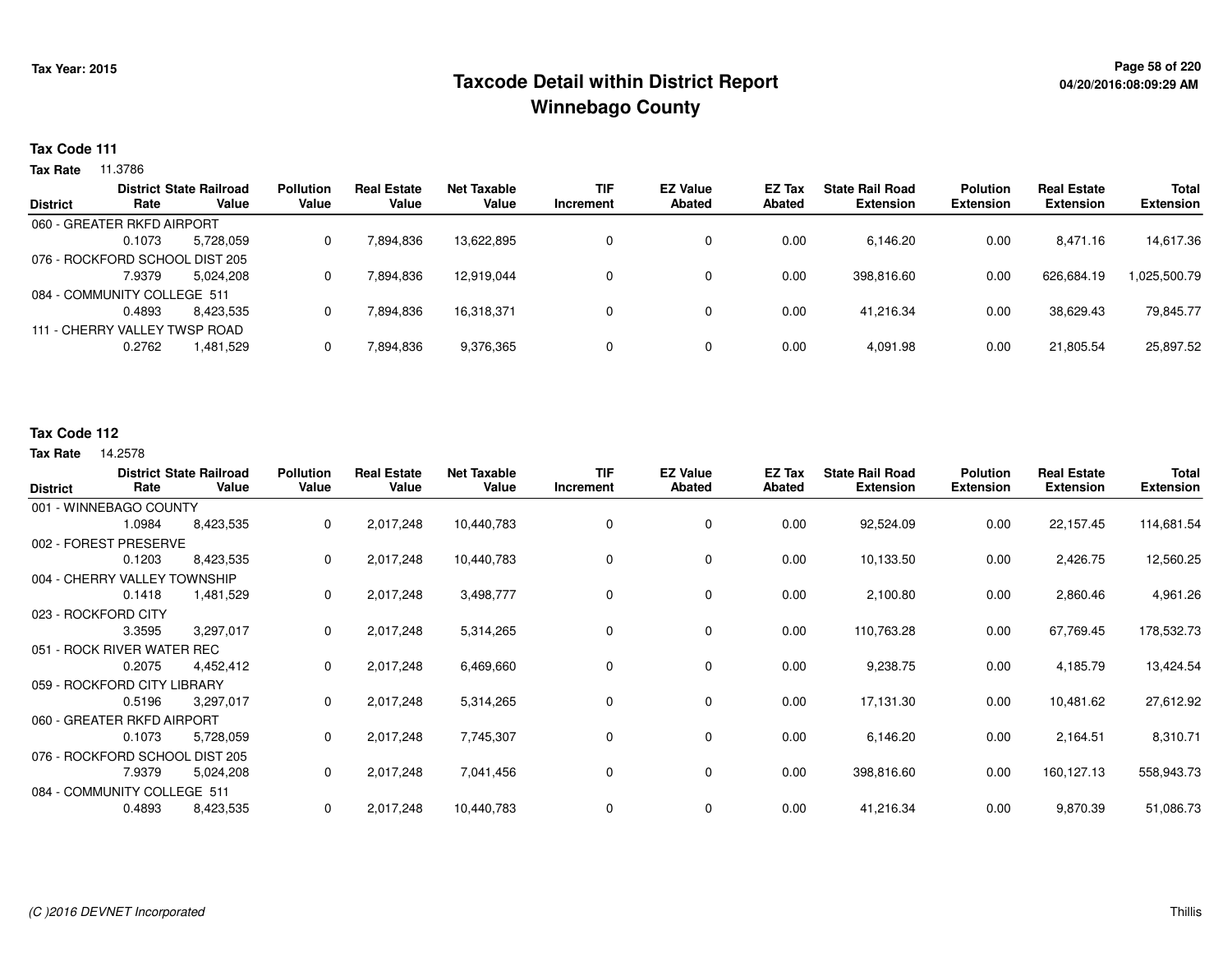Tax Year: 2015

# Taxcode Detail within District Report
## Winnebago County

**Tax Code 111**

**Tax Rate** 11.3786

| District | District Rate | State Railroad Value | Pollution Value | Real Estate Value | Net Taxable Value | TIF Increment | EZ Value Abated | EZ Tax Abated | State Rail Road Extension | Polution Extension | Real Estate Extension | Total Extension |
|---|---|---|---|---|---|---|---|---|---|---|---|---|
| 060 - GREATER RKFD AIRPORT | | | | | | | | | | | | |
| | 0.1073 | 5,728,059 | 0 | 7,894,836 | 13,622,895 | 0 | 0 | 0.00 | 6,146.20 | 0.00 | 8,471.16 | 14,617.36 |
| 076 - ROCKFORD SCHOOL DIST 205 | | | | | | | | | | | | |
| | 7.9379 | 5,024,208 | 0 | 7,894,836 | 12,919,044 | 0 | 0 | 0.00 | 398,816.60 | 0.00 | 626,684.19 | 1,025,500.79 |
| 084 - COMMUNITY COLLEGE 511 | | | | | | | | | | | | |
| | 0.4893 | 8,423,535 | 0 | 7,894,836 | 16,318,371 | 0 | 0 | 0.00 | 41,216.34 | 0.00 | 38,629.43 | 79,845.77 |
| 111 - CHERRY VALLEY TWSP ROAD | | | | | | | | | | | | |
| | 0.2762 | 1,481,529 | 0 | 7,894,836 | 9,376,365 | 0 | 0 | 0.00 | 4,091.98 | 0.00 | 21,805.54 | 25,897.52 |

**Tax Code 112**

**Tax Rate** 14.2578

| District | District Rate | State Railroad Value | Pollution Value | Real Estate Value | Net Taxable Value | TIF Increment | EZ Value Abated | EZ Tax Abated | State Rail Road Extension | Polution Extension | Real Estate Extension | Total Extension |
|---|---|---|---|---|---|---|---|---|---|---|---|---|
| 001 - WINNEBAGO COUNTY | | | | | | | | | | | | |
| | 1.0984 | 8,423,535 | 0 | 2,017,248 | 10,440,783 | 0 | 0 | 0.00 | 92,524.09 | 0.00 | 22,157.45 | 114,681.54 |
| 002 - FOREST PRESERVE | | | | | | | | | | | | |
| | 0.1203 | 8,423,535 | 0 | 2,017,248 | 10,440,783 | 0 | 0 | 0.00 | 10,133.50 | 0.00 | 2,426.75 | 12,560.25 |
| 004 - CHERRY VALLEY TOWNSHIP | | | | | | | | | | | | |
| | 0.1418 | 1,481,529 | 0 | 2,017,248 | 3,498,777 | 0 | 0 | 0.00 | 2,100.80 | 0.00 | 2,860.46 | 4,961.26 |
| 023 - ROCKFORD CITY | | | | | | | | | | | | |
| | 3.3595 | 3,297,017 | 0 | 2,017,248 | 5,314,265 | 0 | 0 | 0.00 | 110,763.28 | 0.00 | 67,769.45 | 178,532.73 |
| 051 - ROCK RIVER WATER REC | | | | | | | | | | | | |
| | 0.2075 | 4,452,412 | 0 | 2,017,248 | 6,469,660 | 0 | 0 | 0.00 | 9,238.75 | 0.00 | 4,185.79 | 13,424.54 |
| 059 - ROCKFORD CITY LIBRARY | | | | | | | | | | | | |
| | 0.5196 | 3,297,017 | 0 | 2,017,248 | 5,314,265 | 0 | 0 | 0.00 | 17,131.30 | 0.00 | 10,481.62 | 27,612.92 |
| 060 - GREATER RKFD AIRPORT | | | | | | | | | | | | |
| | 0.1073 | 5,728,059 | 0 | 2,017,248 | 7,745,307 | 0 | 0 | 0.00 | 6,146.20 | 0.00 | 2,164.51 | 8,310.71 |
| 076 - ROCKFORD SCHOOL DIST 205 | | | | | | | | | | | | |
| | 7.9379 | 5,024,208 | 0 | 2,017,248 | 7,041,456 | 0 | 0 | 0.00 | 398,816.60 | 0.00 | 160,127.13 | 558,943.73 |
| 084 - COMMUNITY COLLEGE 511 | | | | | | | | | | | | |
| | 0.4893 | 8,423,535 | 0 | 2,017,248 | 10,440,783 | 0 | 0 | 0.00 | 41,216.34 | 0.00 | 9,870.39 | 51,086.73 |

(C )2016 DEVNET Incorporated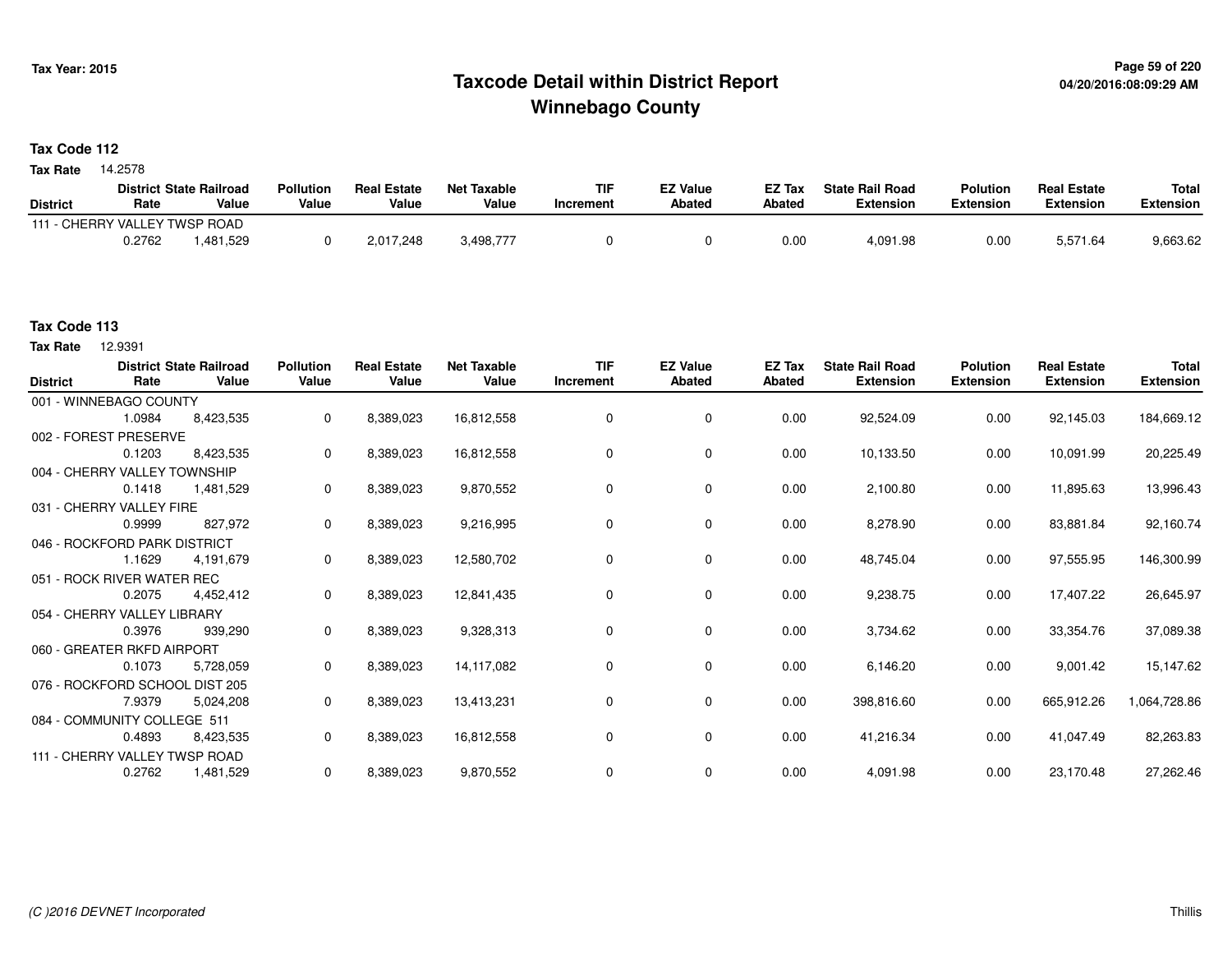# Taxcode Detail within District Report
# Winnebago County

Tax Year: 2015

**Tax Code 112**

**Tax Rate** 14.2578

| District | District Rate | State Railroad Value | Pollution Value | Real Estate Value | Net Taxable Value | TIF Increment | EZ Value Abated | EZ Tax Abated | State Rail Road Extension | Polution Extension | Real Estate Extension | Total Extension |
|---|---|---|---|---|---|---|---|---|---|---|---|---|
| 111 - CHERRY VALLEY TWSP ROAD | | | | | | | | | | | | |
| | 0.2762 | 1,481,529 | 0 | 2,017,248 | 3,498,777 | 0 | 0 | 0.00 | 4,091.98 | 0.00 | 5,571.64 | 9,663.62 |

**Tax Code 113**

**Tax Rate** 12.9391

| District | District Rate | State Railroad Value | Pollution Value | Real Estate Value | Net Taxable Value | TIF Increment | EZ Value Abated | EZ Tax Abated | State Rail Road Extension | Polution Extension | Real Estate Extension | Total Extension |
|---|---|---|---|---|---|---|---|---|---|---|---|---|
| 001 - WINNEBAGO COUNTY | | | | | | | | | | | | |
| | 1.0984 | 8,423,535 | 0 | 8,389,023 | 16,812,558 | 0 | 0 | 0.00 | 92,524.09 | 0.00 | 92,145.03 | 184,669.12 |
| 002 - FOREST PRESERVE | | | | | | | | | | | | |
| | 0.1203 | 8,423,535 | 0 | 8,389,023 | 16,812,558 | 0 | 0 | 0.00 | 10,133.50 | 0.00 | 10,091.99 | 20,225.49 |
| 004 - CHERRY VALLEY TOWNSHIP | | | | | | | | | | | | |
| | 0.1418 | 1,481,529 | 0 | 8,389,023 | 9,870,552 | 0 | 0 | 0.00 | 2,100.80 | 0.00 | 11,895.63 | 13,996.43 |
| 031 - CHERRY VALLEY FIRE | | | | | | | | | | | | |
| | 0.9999 | 827,972 | 0 | 8,389,023 | 9,216,995 | 0 | 0 | 0.00 | 8,278.90 | 0.00 | 83,881.84 | 92,160.74 |
| 046 - ROCKFORD PARK DISTRICT | | | | | | | | | | | | |
| | 1.1629 | 4,191,679 | 0 | 8,389,023 | 12,580,702 | 0 | 0 | 0.00 | 48,745.04 | 0.00 | 97,555.95 | 146,300.99 |
| 051 - ROCK RIVER WATER REC | | | | | | | | | | | | |
| | 0.2075 | 4,452,412 | 0 | 8,389,023 | 12,841,435 | 0 | 0 | 0.00 | 9,238.75 | 0.00 | 17,407.22 | 26,645.97 |
| 054 - CHERRY VALLEY LIBRARY | | | | | | | | | | | | |
| | 0.3976 | 939,290 | 0 | 8,389,023 | 9,328,313 | 0 | 0 | 0.00 | 3,734.62 | 0.00 | 33,354.76 | 37,089.38 |
| 060 - GREATER RKFD AIRPORT | | | | | | | | | | | | |
| | 0.1073 | 5,728,059 | 0 | 8,389,023 | 14,117,082 | 0 | 0 | 0.00 | 6,146.20 | 0.00 | 9,001.42 | 15,147.62 |
| 076 - ROCKFORD SCHOOL DIST 205 | | | | | | | | | | | | |
| | 7.9379 | 5,024,208 | 0 | 8,389,023 | 13,413,231 | 0 | 0 | 0.00 | 398,816.60 | 0.00 | 665,912.26 | 1,064,728.86 |
| 084 - COMMUNITY COLLEGE 511 | | | | | | | | | | | | |
| | 0.4893 | 8,423,535 | 0 | 8,389,023 | 16,812,558 | 0 | 0 | 0.00 | 41,216.34 | 0.00 | 41,047.49 | 82,263.83 |
| 111 - CHERRY VALLEY TWSP ROAD | | | | | | | | | | | | |
| | 0.2762 | 1,481,529 | 0 | 8,389,023 | 9,870,552 | 0 | 0 | 0.00 | 4,091.98 | 0.00 | 23,170.48 | 27,262.46 |

(C )2016 DEVNET Incorporated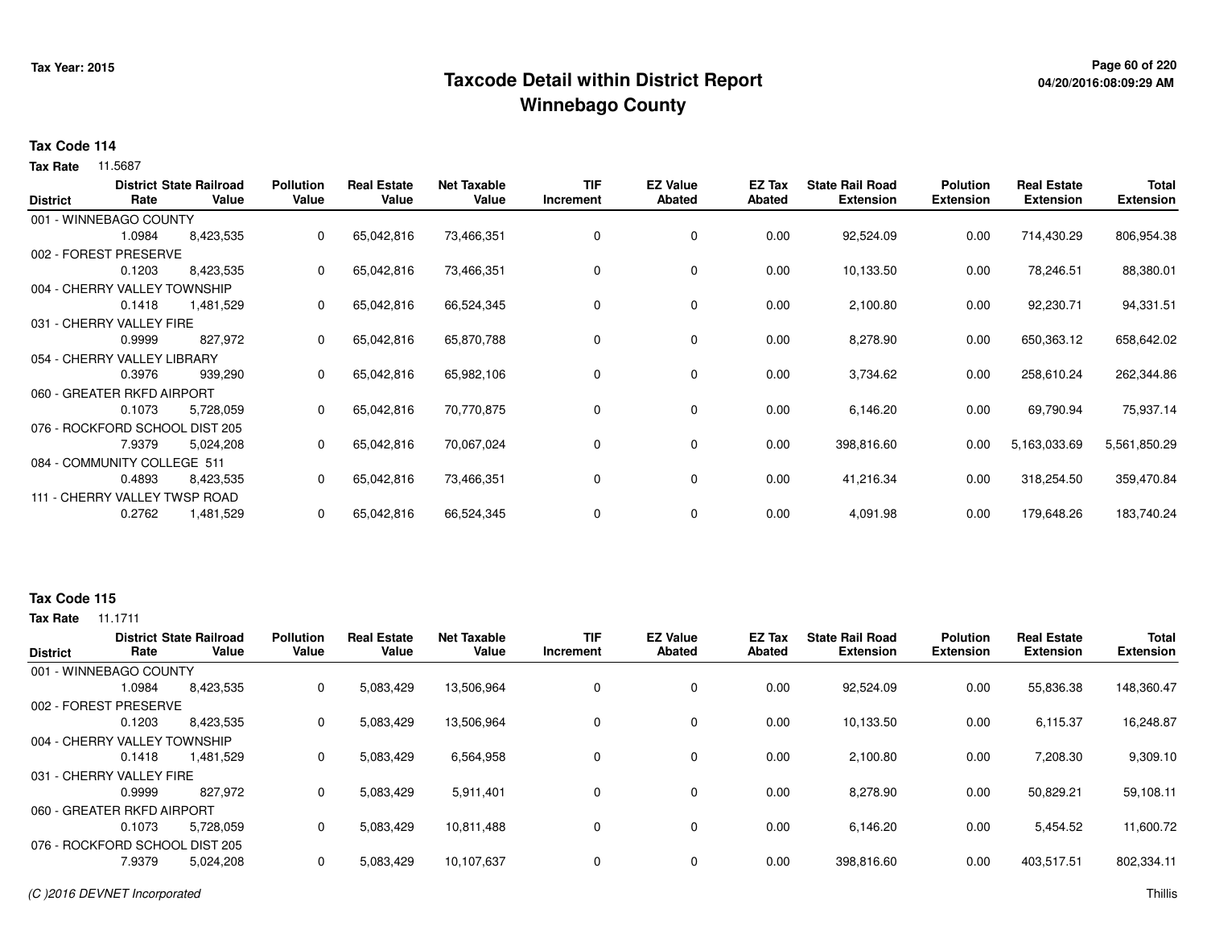# Taxcode Detail within District Report
# Winnebago County

Tax Year: 2015

04/20/2016:08:09:29 AM

**Tax Code 114**

**Tax Rate** 11.5687

| District | District Rate | State Railroad Value | Pollution Value | Real Estate Value | Net Taxable Value | TIF Increment | EZ Value Abated | EZ Tax Abated | State Rail Road Extension | Polution Extension | Real Estate Extension | Total Extension |
|---|---|---|---|---|---|---|---|---|---|---|---|---|
| 001 - WINNEBAGO COUNTY | | | | | | | | | | | | |
| | 1.0984 | 8,423,535 | 0 | 65,042,816 | 73,466,351 | 0 | 0 | 0.00 | 92,524.09 | 0.00 | 714,430.29 | 806,954.38 |
| 002 - FOREST PRESERVE | | | | | | | | | | | | |
| | 0.1203 | 8,423,535 | 0 | 65,042,816 | 73,466,351 | 0 | 0 | 0.00 | 10,133.50 | 0.00 | 78,246.51 | 88,380.01 |
| 004 - CHERRY VALLEY TOWNSHIP | | | | | | | | | | | | |
| | 0.1418 | 1,481,529 | 0 | 65,042,816 | 66,524,345 | 0 | 0 | 0.00 | 2,100.80 | 0.00 | 92,230.71 | 94,331.51 |
| 031 - CHERRY VALLEY FIRE | | | | | | | | | | | | |
| | 0.9999 | 827,972 | 0 | 65,042,816 | 65,870,788 | 0 | 0 | 0.00 | 8,278.90 | 0.00 | 650,363.12 | 658,642.02 |
| 054 - CHERRY VALLEY LIBRARY | | | | | | | | | | | | |
| | 0.3976 | 939,290 | 0 | 65,042,816 | 65,982,106 | 0 | 0 | 0.00 | 3,734.62 | 0.00 | 258,610.24 | 262,344.86 |
| 060 - GREATER RKFD AIRPORT | | | | | | | | | | | | |
| | 0.1073 | 5,728,059 | 0 | 65,042,816 | 70,770,875 | 0 | 0 | 0.00 | 6,146.20 | 0.00 | 69,790.94 | 75,937.14 |
| 076 - ROCKFORD SCHOOL DIST 205 | | | | | | | | | | | | |
| | 7.9379 | 5,024,208 | 0 | 65,042,816 | 70,067,024 | 0 | 0 | 0.00 | 398,816.60 | 0.00 | 5,163,033.69 | 5,561,850.29 |
| 084 - COMMUNITY COLLEGE 511 | | | | | | | | | | | | |
| | 0.4893 | 8,423,535 | 0 | 65,042,816 | 73,466,351 | 0 | 0 | 0.00 | 41,216.34 | 0.00 | 318,254.50 | 359,470.84 |
| 111 - CHERRY VALLEY TWSP ROAD | | | | | | | | | | | | |
| | 0.2762 | 1,481,529 | 0 | 65,042,816 | 66,524,345 | 0 | 0 | 0.00 | 4,091.98 | 0.00 | 179,648.26 | 183,740.24 |

**Tax Code 115**

**Tax Rate** 11.1711

| District | District Rate | State Railroad Value | Pollution Value | Real Estate Value | Net Taxable Value | TIF Increment | EZ Value Abated | EZ Tax Abated | State Rail Road Extension | Polution Extension | Real Estate Extension | Total Extension |
|---|---|---|---|---|---|---|---|---|---|---|---|---|
| 001 - WINNEBAGO COUNTY | | | | | | | | | | | | |
| | 1.0984 | 8,423,535 | 0 | 5,083,429 | 13,506,964 | 0 | 0 | 0.00 | 92,524.09 | 0.00 | 55,836.38 | 148,360.47 |
| 002 - FOREST PRESERVE | | | | | | | | | | | | |
| | 0.1203 | 8,423,535 | 0 | 5,083,429 | 13,506,964 | 0 | 0 | 0.00 | 10,133.50 | 0.00 | 6,115.37 | 16,248.87 |
| 004 - CHERRY VALLEY TOWNSHIP | | | | | | | | | | | | |
| | 0.1418 | 1,481,529 | 0 | 5,083,429 | 6,564,958 | 0 | 0 | 0.00 | 2,100.80 | 0.00 | 7,208.30 | 9,309.10 |
| 031 - CHERRY VALLEY FIRE | | | | | | | | | | | | |
| | 0.9999 | 827,972 | 0 | 5,083,429 | 5,911,401 | 0 | 0 | 0.00 | 8,278.90 | 0.00 | 50,829.21 | 59,108.11 |
| 060 - GREATER RKFD AIRPORT | | | | | | | | | | | | |
| | 0.1073 | 5,728,059 | 0 | 5,083,429 | 10,811,488 | 0 | 0 | 0.00 | 6,146.20 | 0.00 | 5,454.52 | 11,600.72 |
| 076 - ROCKFORD SCHOOL DIST 205 | | | | | | | | | | | | |
| | 7.9379 | 5,024,208 | 0 | 5,083,429 | 10,107,637 | 0 | 0 | 0.00 | 398,816.60 | 0.00 | 403,517.51 | 802,334.11 |

(C )2016 DEVNET Incorporated

Thillis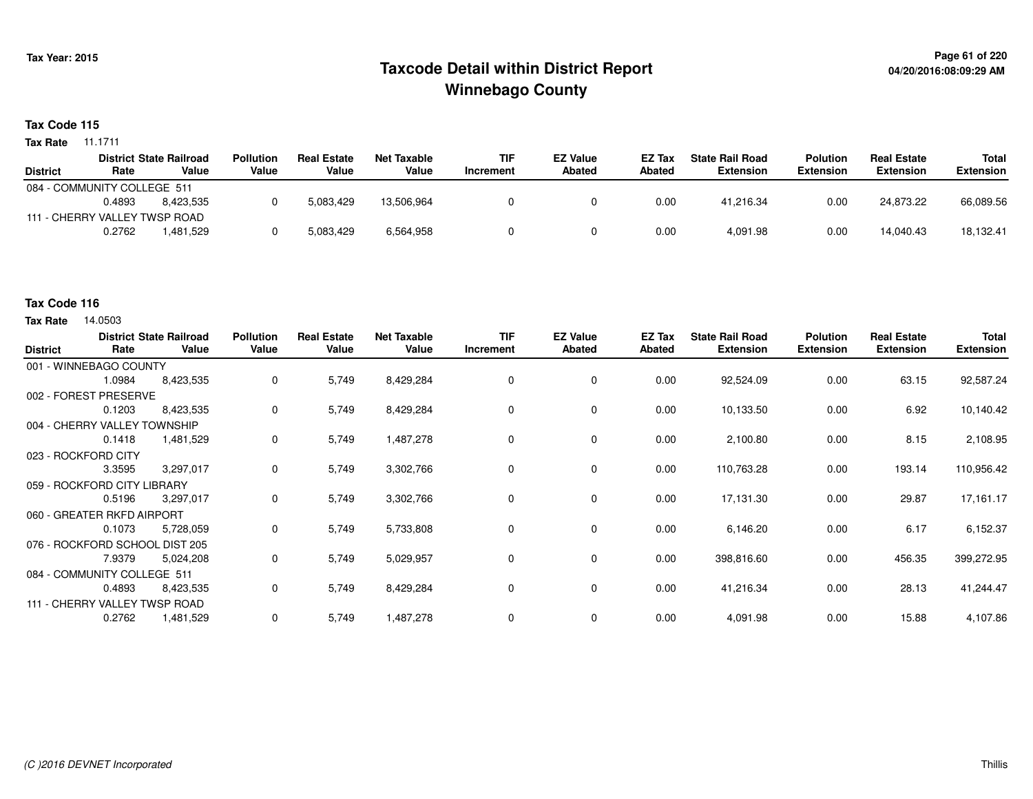**Tax Year: 2015**

# Taxcode Detail within District Report
## Winnebago County

04/20/2016:08:09:29 AM

### Tax Code 115

**Tax Rate** 11.1711

| District | District Rate | State Railroad Value | Pollution Value | Real Estate Value | Net Taxable Value | TIF Increment | EZ Value Abated | EZ Tax Abated | State Rail Road Extension | Polution Extension | Real Estate Extension | Total Extension |
|---|---|---|---|---|---|---|---|---|---|---|---|---|
| 084 - COMMUNITY COLLEGE 511 | | | | | | | | | | | | |
| | 0.4893 | 8,423,535 | 0 | 5,083,429 | 13,506,964 | 0 | 0 | 0.00 | 41,216.34 | 0.00 | 24,873.22 | 66,089.56 |
| 111 - CHERRY VALLEY TWSP ROAD | | | | | | | | | | | | |
| | 0.2762 | 1,481,529 | 0 | 5,083,429 | 6,564,958 | 0 | 0 | 0.00 | 4,091.98 | 0.00 | 14,040.43 | 18,132.41 |

### Tax Code 116

**Tax Rate** 14.0503

| District | District Rate | State Railroad Value | Pollution Value | Real Estate Value | Net Taxable Value | TIF Increment | EZ Value Abated | EZ Tax Abated | State Rail Road Extension | Polution Extension | Real Estate Extension | Total Extension |
|---|---|---|---|---|---|---|---|---|---|---|---|---|
| 001 - WINNEBAGO COUNTY | | | | | | | | | | | | |
| | 1.0984 | 8,423,535 | 0 | 5,749 | 8,429,284 | 0 | 0 | 0.00 | 92,524.09 | 0.00 | 63.15 | 92,587.24 |
| 002 - FOREST PRESERVE | | | | | | | | | | | | |
| | 0.1203 | 8,423,535 | 0 | 5,749 | 8,429,284 | 0 | 0 | 0.00 | 10,133.50 | 0.00 | 6.92 | 10,140.42 |
| 004 - CHERRY VALLEY TOWNSHIP | | | | | | | | | | | | |
| | 0.1418 | 1,481,529 | 0 | 5,749 | 1,487,278 | 0 | 0 | 0.00 | 2,100.80 | 0.00 | 8.15 | 2,108.95 |
| 023 - ROCKFORD CITY | | | | | | | | | | | | |
| | 3.3595 | 3,297,017 | 0 | 5,749 | 3,302,766 | 0 | 0 | 0.00 | 110,763.28 | 0.00 | 193.14 | 110,956.42 |
| 059 - ROCKFORD CITY LIBRARY | | | | | | | | | | | | |
| | 0.5196 | 3,297,017 | 0 | 5,749 | 3,302,766 | 0 | 0 | 0.00 | 17,131.30 | 0.00 | 29.87 | 17,161.17 |
| 060 - GREATER RKFD AIRPORT | | | | | | | | | | | | |
| | 0.1073 | 5,728,059 | 0 | 5,749 | 5,733,808 | 0 | 0 | 0.00 | 6,146.20 | 0.00 | 6.17 | 6,152.37 |
| 076 - ROCKFORD SCHOOL DIST 205 | | | | | | | | | | | | |
| | 7.9379 | 5,024,208 | 0 | 5,749 | 5,029,957 | 0 | 0 | 0.00 | 398,816.60 | 0.00 | 456.35 | 399,272.95 |
| 084 - COMMUNITY COLLEGE 511 | | | | | | | | | | | | |
| | 0.4893 | 8,423,535 | 0 | 5,749 | 8,429,284 | 0 | 0 | 0.00 | 41,216.34 | 0.00 | 28.13 | 41,244.47 |
| 111 - CHERRY VALLEY TWSP ROAD | | | | | | | | | | | | |
| | 0.2762 | 1,481,529 | 0 | 5,749 | 1,487,278 | 0 | 0 | 0.00 | 4,091.98 | 0.00 | 15.88 | 4,107.86 |

(C )2016 DEVNET Incorporated

Thillis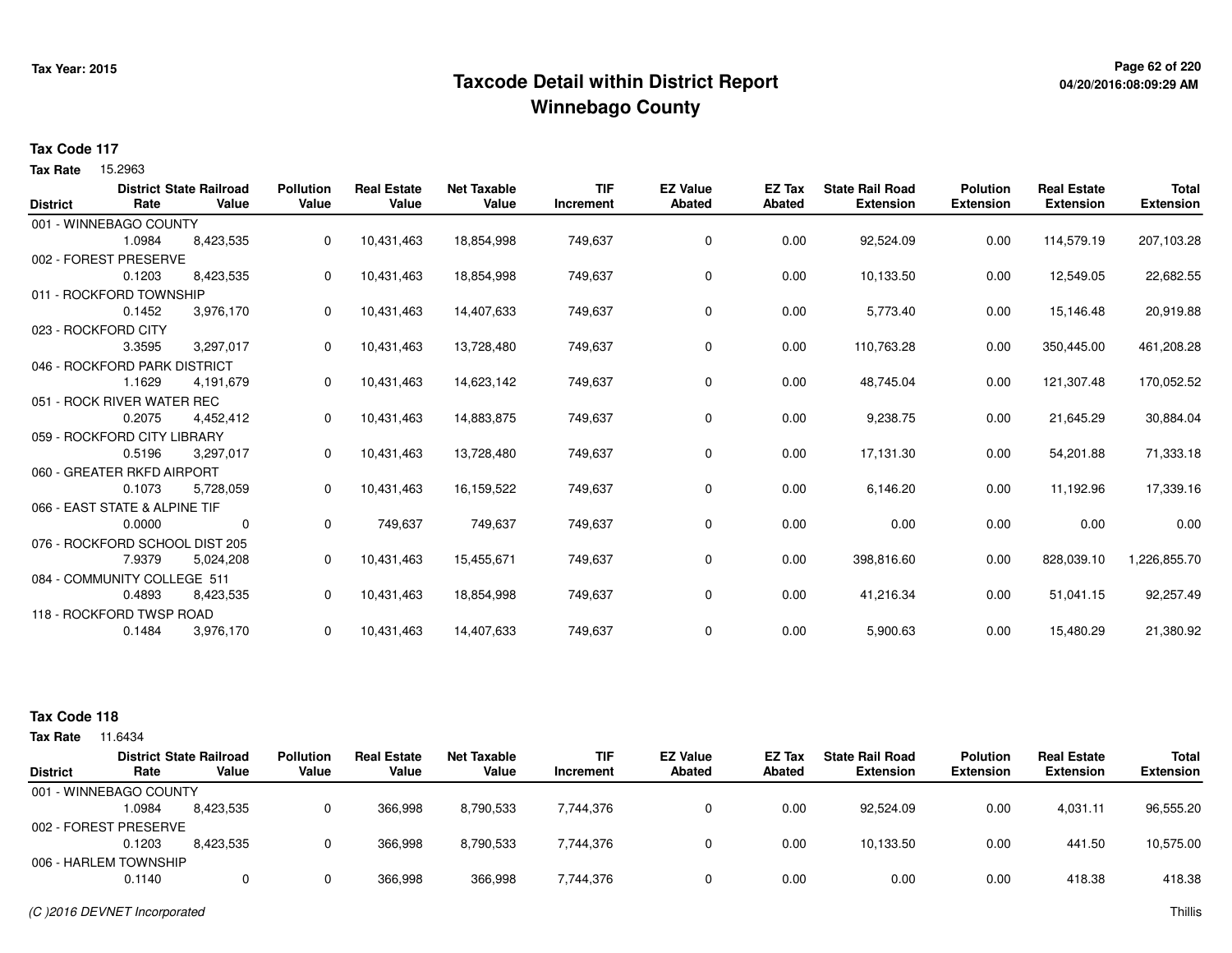# Taxcode Detail within District Report
## Winnebago County

Tax Year: 2015

**Tax Code 117**

**Tax Rate** 15.2963

| District | District Rate | State Railroad Value | Pollution Value | Real Estate Value | Net Taxable Value | TIF Increment | EZ Value Abated | EZ Tax Abated | State Rail Road Extension | Polution Extension | Real Estate Extension | Total Extension |
|---|---|---|---|---|---|---|---|---|---|---|---|---|
| 001 - WINNEBAGO COUNTY | 1.0984 | 8,423,535 | 0 | 10,431,463 | 18,854,998 | 749,637 | 0 | 0.00 | 92,524.09 | 0.00 | 114,579.19 | 207,103.28 |
| 002 - FOREST PRESERVE | 0.1203 | 8,423,535 | 0 | 10,431,463 | 18,854,998 | 749,637 | 0 | 0.00 | 10,133.50 | 0.00 | 12,549.05 | 22,682.55 |
| 011 - ROCKFORD TOWNSHIP | 0.1452 | 3,976,170 | 0 | 10,431,463 | 14,407,633 | 749,637 | 0 | 0.00 | 5,773.40 | 0.00 | 15,146.48 | 20,919.88 |
| 023 - ROCKFORD CITY | 3.3595 | 3,297,017 | 0 | 10,431,463 | 13,728,480 | 749,637 | 0 | 0.00 | 110,763.28 | 0.00 | 350,445.00 | 461,208.28 |
| 046 - ROCKFORD PARK DISTRICT | 1.1629 | 4,191,679 | 0 | 10,431,463 | 14,623,142 | 749,637 | 0 | 0.00 | 48,745.04 | 0.00 | 121,307.48 | 170,052.52 |
| 051 - ROCK RIVER WATER REC | 0.2075 | 4,452,412 | 0 | 10,431,463 | 14,883,875 | 749,637 | 0 | 0.00 | 9,238.75 | 0.00 | 21,645.29 | 30,884.04 |
| 059 - ROCKFORD CITY LIBRARY | 0.5196 | 3,297,017 | 0 | 10,431,463 | 13,728,480 | 749,637 | 0 | 0.00 | 17,131.30 | 0.00 | 54,201.88 | 71,333.18 |
| 060 - GREATER RKFD AIRPORT | 0.1073 | 5,728,059 | 0 | 10,431,463 | 16,159,522 | 749,637 | 0 | 0.00 | 6,146.20 | 0.00 | 11,192.96 | 17,339.16 |
| 066 - EAST STATE & ALPINE TIF | 0.0000 | 0 | 0 | 749,637 | 749,637 | 749,637 | 0 | 0.00 | 0.00 | 0.00 | 0.00 | 0.00 |
| 076 - ROCKFORD SCHOOL DIST 205 | 7.9379 | 5,024,208 | 0 | 10,431,463 | 15,455,671 | 749,637 | 0 | 0.00 | 398,816.60 | 0.00 | 828,039.10 | 1,226,855.70 |
| 084 - COMMUNITY COLLEGE 511 | 0.4893 | 8,423,535 | 0 | 10,431,463 | 18,854,998 | 749,637 | 0 | 0.00 | 41,216.34 | 0.00 | 51,041.15 | 92,257.49 |
| 118 - ROCKFORD TWSP ROAD | 0.1484 | 3,976,170 | 0 | 10,431,463 | 14,407,633 | 749,637 | 0 | 0.00 | 5,900.63 | 0.00 | 15,480.29 | 21,380.92 |

**Tax Code 118**

**Tax Rate** 11.6434

| District | District Rate | State Railroad Value | Pollution Value | Real Estate Value | Net Taxable Value | TIF Increment | EZ Value Abated | EZ Tax Abated | State Rail Road Extension | Polution Extension | Real Estate Extension | Total Extension |
|---|---|---|---|---|---|---|---|---|---|---|---|---|
| 001 - WINNEBAGO COUNTY | 1.0984 | 8,423,535 | 0 | 366,998 | 8,790,533 | 7,744,376 | 0 | 0.00 | 92,524.09 | 0.00 | 4,031.11 | 96,555.20 |
| 002 - FOREST PRESERVE | 0.1203 | 8,423,535 | 0 | 366,998 | 8,790,533 | 7,744,376 | 0 | 0.00 | 10,133.50 | 0.00 | 441.50 | 10,575.00 |
| 006 - HARLEM TOWNSHIP | 0.1140 | 0 | 0 | 366,998 | 366,998 | 7,744,376 | 0 | 0.00 | 0.00 | 0.00 | 418.38 | 418.38 |

*(C )2016 DEVNET Incorporated* Thillis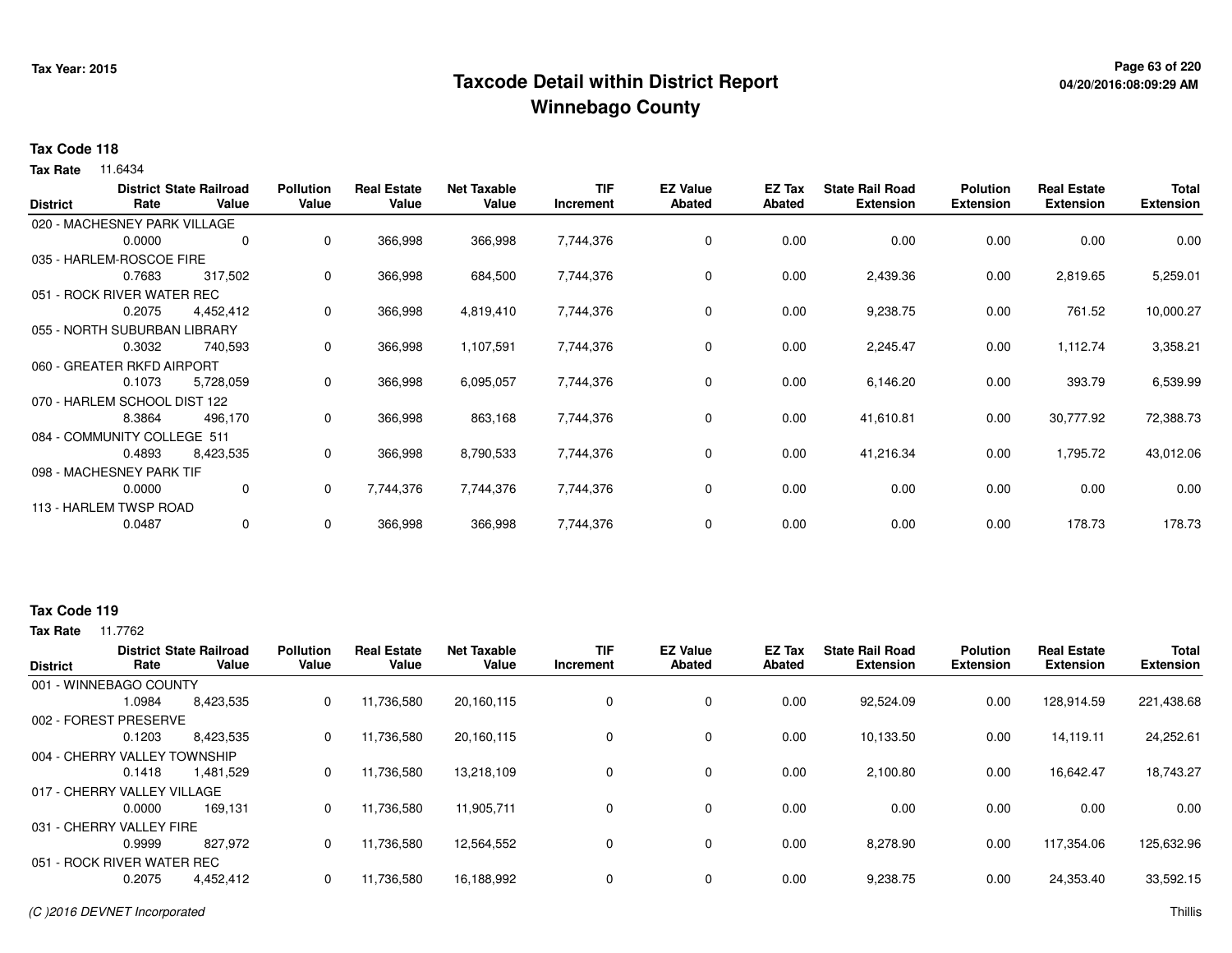## Taxcode Detail within District Report
## Winnebago County

Tax Year: 2015

### Tax Code 118

**Tax Rate** 11.6434

| District | District Rate | State Railroad Value | Pollution Value | Real Estate Value | Net Taxable Value | TIF Increment | EZ Value Abated | EZ Tax Abated | State Rail Road Extension | Polution Extension | Real Estate Extension | Total Extension |
|---|---|---|---|---|---|---|---|---|---|---|---|---|
| 020 - MACHESNEY PARK VILLAGE | | | | | | | | | | | | |
| | 0.0000 | 0 | 0 | 366,998 | 366,998 | 7,744,376 | 0 | 0.00 | 0.00 | 0.00 | 0.00 | 0.00 |
| 035 - HARLEM-ROSCOE FIRE | | | | | | | | | | | | |
| | 0.7683 | 317,502 | 0 | 366,998 | 684,500 | 7,744,376 | 0 | 0.00 | 2,439.36 | 0.00 | 2,819.65 | 5,259.01 |
| 051 - ROCK RIVER WATER REC | | | | | | | | | | | | |
| | 0.2075 | 4,452,412 | 0 | 366,998 | 4,819,410 | 7,744,376 | 0 | 0.00 | 9,238.75 | 0.00 | 761.52 | 10,000.27 |
| 055 - NORTH SUBURBAN LIBRARY | | | | | | | | | | | | |
| | 0.3032 | 740,593 | 0 | 366,998 | 1,107,591 | 7,744,376 | 0 | 0.00 | 2,245.47 | 0.00 | 1,112.74 | 3,358.21 |
| 060 - GREATER RKFD AIRPORT | | | | | | | | | | | | |
| | 0.1073 | 5,728,059 | 0 | 366,998 | 6,095,057 | 7,744,376 | 0 | 0.00 | 6,146.20 | 0.00 | 393.79 | 6,539.99 |
| 070 - HARLEM SCHOOL DIST 122 | | | | | | | | | | | | |
| | 8.3864 | 496,170 | 0 | 366,998 | 863,168 | 7,744,376 | 0 | 0.00 | 41,610.81 | 0.00 | 30,777.92 | 72,388.73 |
| 084 - COMMUNITY COLLEGE 511 | | | | | | | | | | | | |
| | 0.4893 | 8,423,535 | 0 | 366,998 | 8,790,533 | 7,744,376 | 0 | 0.00 | 41,216.34 | 0.00 | 1,795.72 | 43,012.06 |
| 098 - MACHESNEY PARK TIF | | | | | | | | | | | | |
| | 0.0000 | 0 | 0 | 7,744,376 | 7,744,376 | 7,744,376 | 0 | 0.00 | 0.00 | 0.00 | 0.00 | 0.00 |
| 113 - HARLEM TWSP ROAD | | | | | | | | | | | | |
| | 0.0487 | 0 | 0 | 366,998 | 366,998 | 7,744,376 | 0 | 0.00 | 0.00 | 0.00 | 178.73 | 178.73 |

### Tax Code 119

**Tax Rate** 11.7762

| District | District Rate | State Railroad Value | Pollution Value | Real Estate Value | Net Taxable Value | TIF Increment | EZ Value Abated | EZ Tax Abated | State Rail Road Extension | Polution Extension | Real Estate Extension | Total Extension |
|---|---|---|---|---|---|---|---|---|---|---|---|---|
| 001 - WINNEBAGO COUNTY | | | | | | | | | | | | |
| | 1.0984 | 8,423,535 | 0 | 11,736,580 | 20,160,115 | 0 | 0 | 0.00 | 92,524.09 | 0.00 | 128,914.59 | 221,438.68 |
| 002 - FOREST PRESERVE | | | | | | | | | | | | |
| | 0.1203 | 8,423,535 | 0 | 11,736,580 | 20,160,115 | 0 | 0 | 0.00 | 10,133.50 | 0.00 | 14,119.11 | 24,252.61 |
| 004 - CHERRY VALLEY TOWNSHIP | | | | | | | | | | | | |
| | 0.1418 | 1,481,529 | 0 | 11,736,580 | 13,218,109 | 0 | 0 | 0.00 | 2,100.80 | 0.00 | 16,642.47 | 18,743.27 |
| 017 - CHERRY VALLEY VILLAGE | | | | | | | | | | | | |
| | 0.0000 | 169,131 | 0 | 11,736,580 | 11,905,711 | 0 | 0 | 0.00 | 0.00 | 0.00 | 0.00 | 0.00 |
| 031 - CHERRY VALLEY FIRE | | | | | | | | | | | | |
| | 0.9999 | 827,972 | 0 | 11,736,580 | 12,564,552 | 0 | 0 | 0.00 | 8,278.90 | 0.00 | 117,354.06 | 125,632.96 |
| 051 - ROCK RIVER WATER REC | | | | | | | | | | | | |
| | 0.2075 | 4,452,412 | 0 | 11,736,580 | 16,188,992 | 0 | 0 | 0.00 | 9,238.75 | 0.00 | 24,353.40 | 33,592.15 |

(C )2016 DEVNET Incorporated

Thillis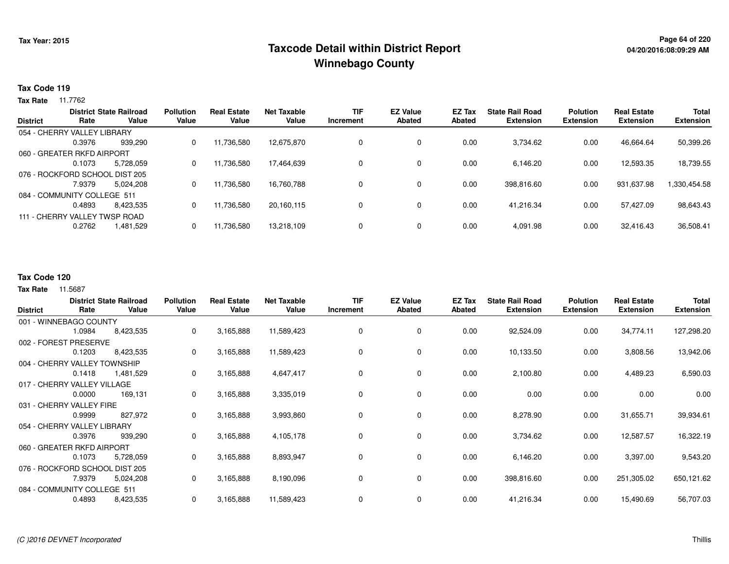# Taxcode Detail within District Report
# Winnebago County

Tax Year: 2015

04/20/2016:08:09:29 AM

**Tax Code 119**

**Tax Rate** 11.7762

| District | District Rate | State Railroad Value | Pollution Value | Real Estate Value | Net Taxable Value | TIF Increment | EZ Value Abated | EZ Tax Abated | State Rail Road Extension | Polution Extension | Real Estate Extension | Total Extension |
|---|---|---|---|---|---|---|---|---|---|---|---|---|
| 054 - CHERRY VALLEY LIBRARY | 0.3976 | 939,290 | 0 | 11,736,580 | 12,675,870 | 0 | 0 | 0.00 | 3,734.62 | 0.00 | 46,664.64 | 50,399.26 |
| 060 - GREATER RKFD AIRPORT | 0.1073 | 5,728,059 | 0 | 11,736,580 | 17,464,639 | 0 | 0 | 0.00 | 6,146.20 | 0.00 | 12,593.35 | 18,739.55 |
| 076 - ROCKFORD SCHOOL DIST 205 | 7.9379 | 5,024,208 | 0 | 11,736,580 | 16,760,788 | 0 | 0 | 0.00 | 398,816.60 | 0.00 | 931,637.98 | 1,330,454.58 |
| 084 - COMMUNITY COLLEGE 511 | 0.4893 | 8,423,535 | 0 | 11,736,580 | 20,160,115 | 0 | 0 | 0.00 | 41,216.34 | 0.00 | 57,427.09 | 98,643.43 |
| 111 - CHERRY VALLEY TWSP ROAD | 0.2762 | 1,481,529 | 0 | 11,736,580 | 13,218,109 | 0 | 0 | 0.00 | 4,091.98 | 0.00 | 32,416.43 | 36,508.41 |

**Tax Code 120**

**Tax Rate** 11.5687

| District | District Rate | State Railroad Value | Pollution Value | Real Estate Value | Net Taxable Value | TIF Increment | EZ Value Abated | EZ Tax Abated | State Rail Road Extension | Polution Extension | Real Estate Extension | Total Extension |
|---|---|---|---|---|---|---|---|---|---|---|---|---|
| 001 - WINNEBAGO COUNTY | 1.0984 | 8,423,535 | 0 | 3,165,888 | 11,589,423 | 0 | 0 | 0.00 | 92,524.09 | 0.00 | 34,774.11 | 127,298.20 |
| 002 - FOREST PRESERVE | 0.1203 | 8,423,535 | 0 | 3,165,888 | 11,589,423 | 0 | 0 | 0.00 | 10,133.50 | 0.00 | 3,808.56 | 13,942.06 |
| 004 - CHERRY VALLEY TOWNSHIP | 0.1418 | 1,481,529 | 0 | 3,165,888 | 4,647,417 | 0 | 0 | 0.00 | 2,100.80 | 0.00 | 4,489.23 | 6,590.03 |
| 017 - CHERRY VALLEY VILLAGE | 0.0000 | 169,131 | 0 | 3,165,888 | 3,335,019 | 0 | 0 | 0.00 | 0.00 | 0.00 | 0.00 | 0.00 |
| 031 - CHERRY VALLEY FIRE | 0.9999 | 827,972 | 0 | 3,165,888 | 3,993,860 | 0 | 0 | 0.00 | 8,278.90 | 0.00 | 31,655.71 | 39,934.61 |
| 054 - CHERRY VALLEY LIBRARY | 0.3976 | 939,290 | 0 | 3,165,888 | 4,105,178 | 0 | 0 | 0.00 | 3,734.62 | 0.00 | 12,587.57 | 16,322.19 |
| 060 - GREATER RKFD AIRPORT | 0.1073 | 5,728,059 | 0 | 3,165,888 | 8,893,947 | 0 | 0 | 0.00 | 6,146.20 | 0.00 | 3,397.00 | 9,543.20 |
| 076 - ROCKFORD SCHOOL DIST 205 | 7.9379 | 5,024,208 | 0 | 3,165,888 | 8,190,096 | 0 | 0 | 0.00 | 398,816.60 | 0.00 | 251,305.02 | 650,121.62 |
| 084 - COMMUNITY COLLEGE 511 | 0.4893 | 8,423,535 | 0 | 3,165,888 | 11,589,423 | 0 | 0 | 0.00 | 41,216.34 | 0.00 | 15,490.69 | 56,707.03 |

*(C )2016 DEVNET Incorporated*

Thillis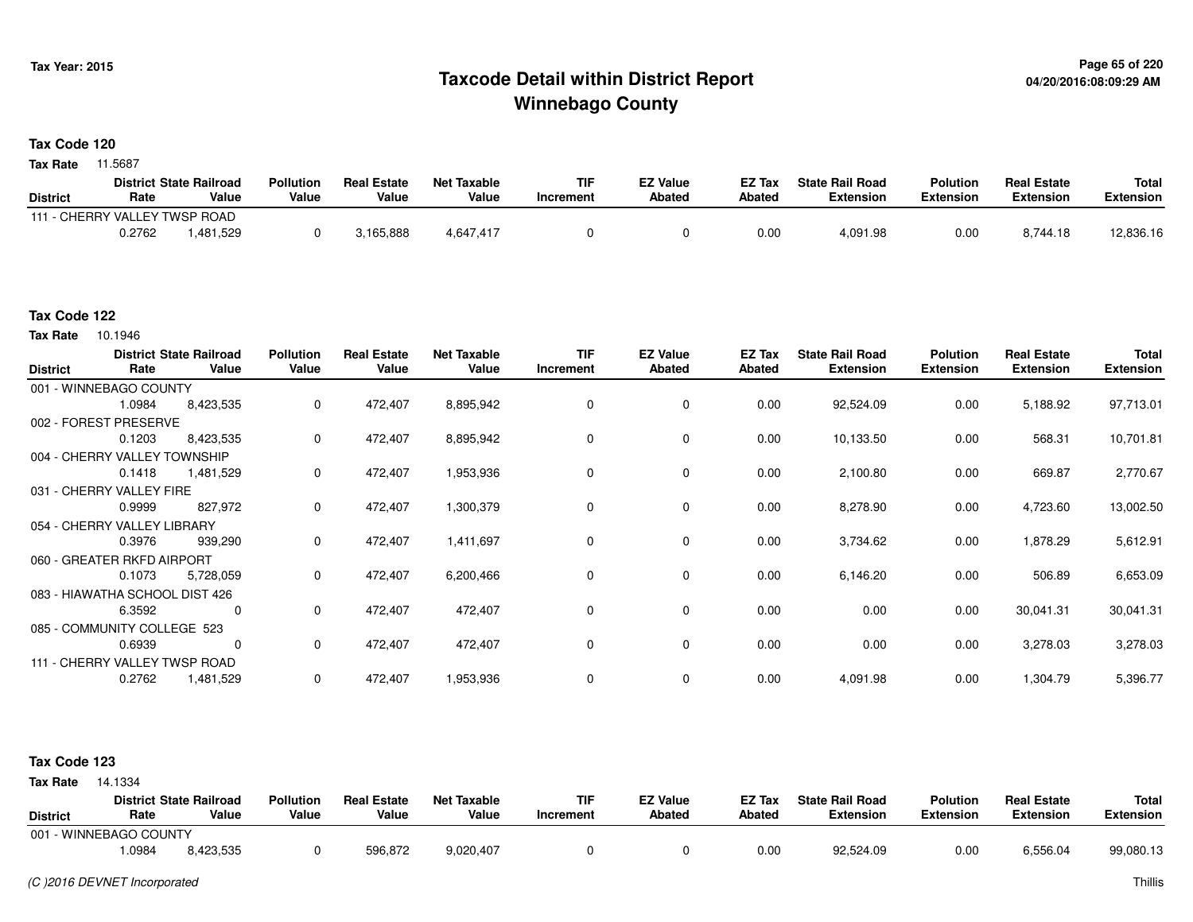# Taxcode Detail within District Report
# Winnebago County

Tax Year: 2015

04/20/2016:08:09:29 AM

## Tax Code 120

**Tax Rate** 11.5687

| District | District Rate | State Railroad Value | Pollution Value | Real Estate Value | Net Taxable Value | TIF Increment | EZ Value Abated | EZ Tax Abated | State Rail Road Extension | Polution Extension | Real Estate Extension | Total Extension |
|---|---|---|---|---|---|---|---|---|---|---|---|---|
| 111 - CHERRY VALLEY TWSP ROAD | 0.2762 | 1,481,529 | 0 | 3,165,888 | 4,647,417 | 0 | 0 | 0.00 | 4,091.98 | 0.00 | 8,744.18 | 12,836.16 |

## Tax Code 122

**Tax Rate** 10.1946

| District | District Rate | State Railroad Value | Pollution Value | Real Estate Value | Net Taxable Value | TIF Increment | EZ Value Abated | EZ Tax Abated | State Rail Road Extension | Polution Extension | Real Estate Extension | Total Extension |
|---|---|---|---|---|---|---|---|---|---|---|---|---|
| 001 - WINNEBAGO COUNTY | 1.0984 | 8,423,535 | 0 | 472,407 | 8,895,942 | 0 | 0 | 0.00 | 92,524.09 | 0.00 | 5,188.92 | 97,713.01 |
| 002 - FOREST PRESERVE | 0.1203 | 8,423,535 | 0 | 472,407 | 8,895,942 | 0 | 0 | 0.00 | 10,133.50 | 0.00 | 568.31 | 10,701.81 |
| 004 - CHERRY VALLEY TOWNSHIP | 0.1418 | 1,481,529 | 0 | 472,407 | 1,953,936 | 0 | 0 | 0.00 | 2,100.80 | 0.00 | 669.87 | 2,770.67 |
| 031 - CHERRY VALLEY FIRE | 0.9999 | 827,972 | 0 | 472,407 | 1,300,379 | 0 | 0 | 0.00 | 8,278.90 | 0.00 | 4,723.60 | 13,002.50 |
| 054 - CHERRY VALLEY LIBRARY | 0.3976 | 939,290 | 0 | 472,407 | 1,411,697 | 0 | 0 | 0.00 | 3,734.62 | 0.00 | 1,878.29 | 5,612.91 |
| 060 - GREATER RKFD AIRPORT | 0.1073 | 5,728,059 | 0 | 472,407 | 6,200,466 | 0 | 0 | 0.00 | 6,146.20 | 0.00 | 506.89 | 6,653.09 |
| 083 - HIAWATHA SCHOOL DIST 426 | 6.3592 | 0 | 0 | 472,407 | 472,407 | 0 | 0 | 0.00 | 0.00 | 0.00 | 30,041.31 | 30,041.31 |
| 085 - COMMUNITY COLLEGE 523 | 0.6939 | 0 | 0 | 472,407 | 472,407 | 0 | 0 | 0.00 | 0.00 | 0.00 | 3,278.03 | 3,278.03 |
| 111 - CHERRY VALLEY TWSP ROAD | 0.2762 | 1,481,529 | 0 | 472,407 | 1,953,936 | 0 | 0 | 0.00 | 4,091.98 | 0.00 | 1,304.79 | 5,396.77 |

## Tax Code 123

**Tax Rate** 14.1334

| District | District Rate | State Railroad Value | Pollution Value | Real Estate Value | Net Taxable Value | TIF Increment | EZ Value Abated | EZ Tax Abated | State Rail Road Extension | Polution Extension | Real Estate Extension | Total Extension |
|---|---|---|---|---|---|---|---|---|---|---|---|---|
| 001 - WINNEBAGO COUNTY | 1.0984 | 8,423,535 | 0 | 596,872 | 9,020,407 | 0 | 0 | 0.00 | 92,524.09 | 0.00 | 6,556.04 | 99,080.13 |

(C )2016 DEVNET Incorporated

Thillis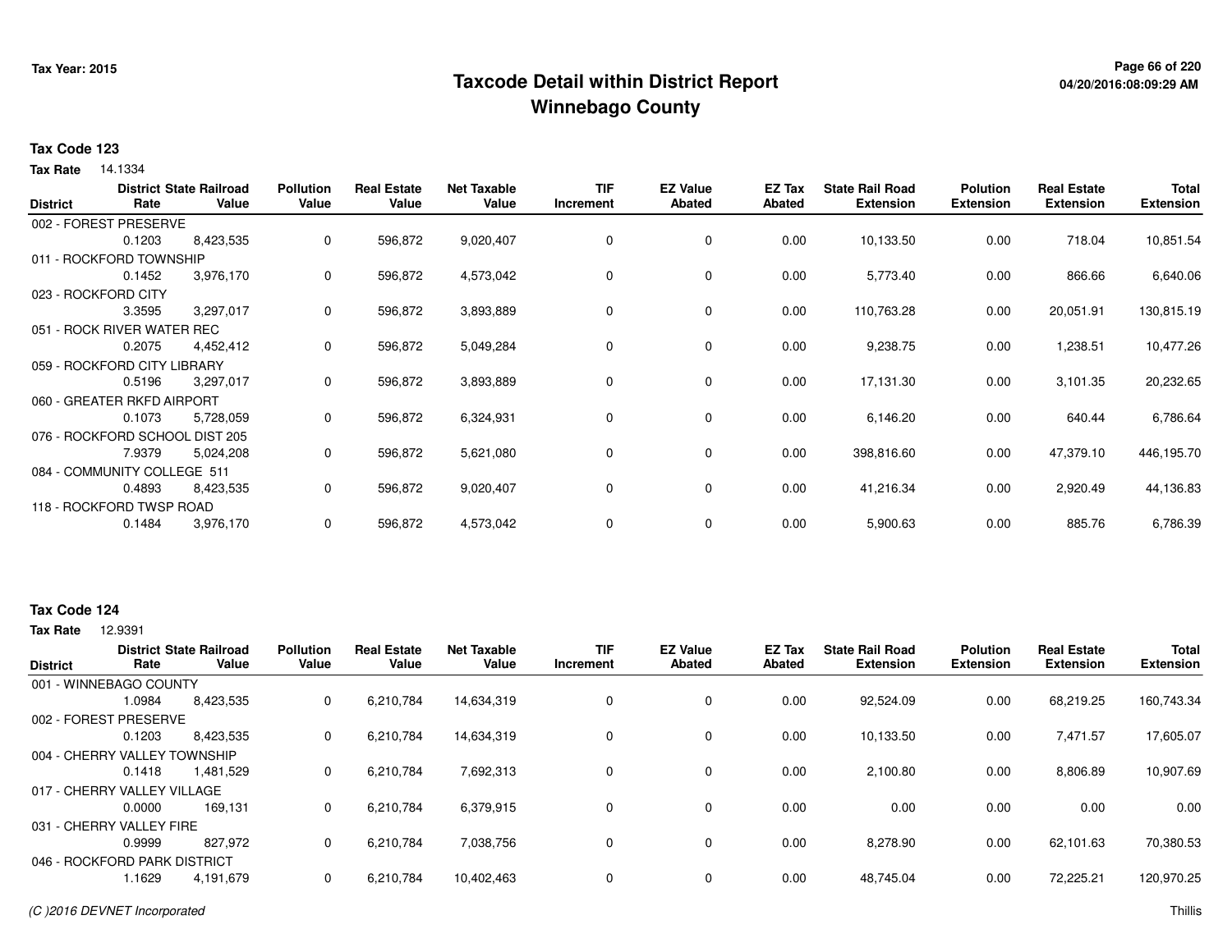## Taxcode Detail within District Report
## Winnebago County

Tax Year: 2015

### Tax Code 123

**Tax Rate** 14.1334

| District | District Rate | State Railroad Value | Pollution Value | Real Estate Value | Net Taxable Value | TIF Increment | EZ Value Abated | EZ Tax Abated | State Rail Road Extension | Polution Extension | Real Estate Extension | Total Extension |
|---|---|---|---|---|---|---|---|---|---|---|---|---|
| 002 - FOREST PRESERVE | 0.1203 | 8,423,535 | 0 | 596,872 | 9,020,407 | 0 | 0 | 0.00 | 10,133.50 | 0.00 | 718.04 | 10,851.54 |
| 011 - ROCKFORD TOWNSHIP | 0.1452 | 3,976,170 | 0 | 596,872 | 4,573,042 | 0 | 0 | 0.00 | 5,773.40 | 0.00 | 866.66 | 6,640.06 |
| 023 - ROCKFORD CITY | 3.3595 | 3,297,017 | 0 | 596,872 | 3,893,889 | 0 | 0 | 0.00 | 110,763.28 | 0.00 | 20,051.91 | 130,815.19 |
| 051 - ROCK RIVER WATER REC | 0.2075 | 4,452,412 | 0 | 596,872 | 5,049,284 | 0 | 0 | 0.00 | 9,238.75 | 0.00 | 1,238.51 | 10,477.26 |
| 059 - ROCKFORD CITY LIBRARY | 0.5196 | 3,297,017 | 0 | 596,872 | 3,893,889 | 0 | 0 | 0.00 | 17,131.30 | 0.00 | 3,101.35 | 20,232.65 |
| 060 - GREATER RKFD AIRPORT | 0.1073 | 5,728,059 | 0 | 596,872 | 6,324,931 | 0 | 0 | 0.00 | 6,146.20 | 0.00 | 640.44 | 6,786.64 |
| 076 - ROCKFORD SCHOOL DIST 205 | 7.9379 | 5,024,208 | 0 | 596,872 | 5,621,080 | 0 | 0 | 0.00 | 398,816.60 | 0.00 | 47,379.10 | 446,195.70 |
| 084 - COMMUNITY COLLEGE 511 | 0.4893 | 8,423,535 | 0 | 596,872 | 9,020,407 | 0 | 0 | 0.00 | 41,216.34 | 0.00 | 2,920.49 | 44,136.83 |
| 118 - ROCKFORD TWSP ROAD | 0.1484 | 3,976,170 | 0 | 596,872 | 4,573,042 | 0 | 0 | 0.00 | 5,900.63 | 0.00 | 885.76 | 6,786.39 |

### Tax Code 124

**Tax Rate** 12.9391

| District | District Rate | State Railroad Value | Pollution Value | Real Estate Value | Net Taxable Value | TIF Increment | EZ Value Abated | EZ Tax Abated | State Rail Road Extension | Polution Extension | Real Estate Extension | Total Extension |
|---|---|---|---|---|---|---|---|---|---|---|---|---|
| 001 - WINNEBAGO COUNTY | 1.0984 | 8,423,535 | 0 | 6,210,784 | 14,634,319 | 0 | 0 | 0.00 | 92,524.09 | 0.00 | 68,219.25 | 160,743.34 |
| 002 - FOREST PRESERVE | 0.1203 | 8,423,535 | 0 | 6,210,784 | 14,634,319 | 0 | 0 | 0.00 | 10,133.50 | 0.00 | 7,471.57 | 17,605.07 |
| 004 - CHERRY VALLEY TOWNSHIP | 0.1418 | 1,481,529 | 0 | 6,210,784 | 7,692,313 | 0 | 0 | 0.00 | 2,100.80 | 0.00 | 8,806.89 | 10,907.69 |
| 017 - CHERRY VALLEY VILLAGE | 0.0000 | 169,131 | 0 | 6,210,784 | 6,379,915 | 0 | 0 | 0.00 | 0.00 | 0.00 | 0.00 | 0.00 |
| 031 - CHERRY VALLEY FIRE | 0.9999 | 827,972 | 0 | 6,210,784 | 7,038,756 | 0 | 0 | 0.00 | 8,278.90 | 0.00 | 62,101.63 | 70,380.53 |
| 046 - ROCKFORD PARK DISTRICT | 1.1629 | 4,191,679 | 0 | 6,210,784 | 10,402,463 | 0 | 0 | 0.00 | 48,745.04 | 0.00 | 72,225.21 | 120,970.25 |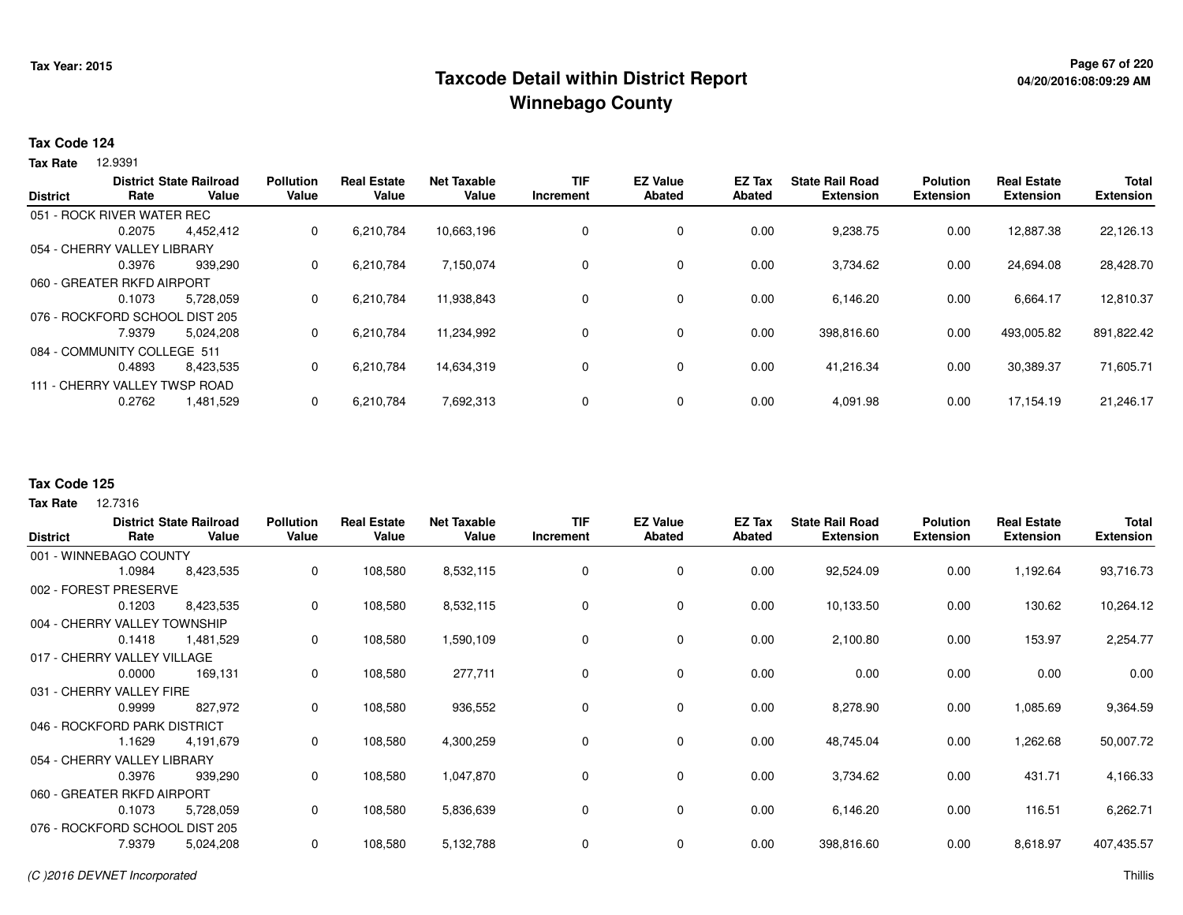# Taxcode Detail within District Report
## Winnebago County

Tax Year: 2015

04/20/2016:08:09:29 AM

**Tax Code 124**

**Tax Rate** 12.9391

| District | District Rate | State Railroad Value | Pollution Value | Real Estate Value | Net Taxable Value | TIF Increment | EZ Value Abated | EZ Tax Abated | State Rail Road Extension | Polution Extension | Real Estate Extension | Total Extension |
|---|---|---|---|---|---|---|---|---|---|---|---|---|
| 051 - ROCK RIVER WATER REC | 0.2075 | 4,452,412 | 0 | 6,210,784 | 10,663,196 | 0 | 0 | 0.00 | 9,238.75 | 0.00 | 12,887.38 | 22,126.13 |
| 054 - CHERRY VALLEY LIBRARY | 0.3976 | 939,290 | 0 | 6,210,784 | 7,150,074 | 0 | 0 | 0.00 | 3,734.62 | 0.00 | 24,694.08 | 28,428.70 |
| 060 - GREATER RKFD AIRPORT | 0.1073 | 5,728,059 | 0 | 6,210,784 | 11,938,843 | 0 | 0 | 0.00 | 6,146.20 | 0.00 | 6,664.17 | 12,810.37 |
| 076 - ROCKFORD SCHOOL DIST 205 | 7.9379 | 5,024,208 | 0 | 6,210,784 | 11,234,992 | 0 | 0 | 0.00 | 398,816.60 | 0.00 | 493,005.82 | 891,822.42 |
| 084 - COMMUNITY COLLEGE 511 | 0.4893 | 8,423,535 | 0 | 6,210,784 | 14,634,319 | 0 | 0 | 0.00 | 41,216.34 | 0.00 | 30,389.37 | 71,605.71 |
| 111 - CHERRY VALLEY TWSP ROAD | 0.2762 | 1,481,529 | 0 | 6,210,784 | 7,692,313 | 0 | 0 | 0.00 | 4,091.98 | 0.00 | 17,154.19 | 21,246.17 |

**Tax Code 125**

**Tax Rate** 12.7316

| District | District Rate | State Railroad Value | Pollution Value | Real Estate Value | Net Taxable Value | TIF Increment | EZ Value Abated | EZ Tax Abated | State Rail Road Extension | Polution Extension | Real Estate Extension | Total Extension |
|---|---|---|---|---|---|---|---|---|---|---|---|---|
| 001 - WINNEBAGO COUNTY | 1.0984 | 8,423,535 | 0 | 108,580 | 8,532,115 | 0 | 0 | 0.00 | 92,524.09 | 0.00 | 1,192.64 | 93,716.73 |
| 002 - FOREST PRESERVE | 0.1203 | 8,423,535 | 0 | 108,580 | 8,532,115 | 0 | 0 | 0.00 | 10,133.50 | 0.00 | 130.62 | 10,264.12 |
| 004 - CHERRY VALLEY TOWNSHIP | 0.1418 | 1,481,529 | 0 | 108,580 | 1,590,109 | 0 | 0 | 0.00 | 2,100.80 | 0.00 | 153.97 | 2,254.77 |
| 017 - CHERRY VALLEY VILLAGE | 0.0000 | 169,131 | 0 | 108,580 | 277,711 | 0 | 0 | 0.00 | 0.00 | 0.00 | 0.00 | 0.00 |
| 031 - CHERRY VALLEY FIRE | 0.9999 | 827,972 | 0 | 108,580 | 936,552 | 0 | 0 | 0.00 | 8,278.90 | 0.00 | 1,085.69 | 9,364.59 |
| 046 - ROCKFORD PARK DISTRICT | 1.1629 | 4,191,679 | 0 | 108,580 | 4,300,259 | 0 | 0 | 0.00 | 48,745.04 | 0.00 | 1,262.68 | 50,007.72 |
| 054 - CHERRY VALLEY LIBRARY | 0.3976 | 939,290 | 0 | 108,580 | 1,047,870 | 0 | 0 | 0.00 | 3,734.62 | 0.00 | 431.71 | 4,166.33 |
| 060 - GREATER RKFD AIRPORT | 0.1073 | 5,728,059 | 0 | 108,580 | 5,836,639 | 0 | 0 | 0.00 | 6,146.20 | 0.00 | 116.51 | 6,262.71 |
| 076 - ROCKFORD SCHOOL DIST 205 | 7.9379 | 5,024,208 | 0 | 108,580 | 5,132,788 | 0 | 0 | 0.00 | 398,816.60 | 0.00 | 8,618.97 | 407,435.57 |

*(C )2016 DEVNET Incorporated*

Thillis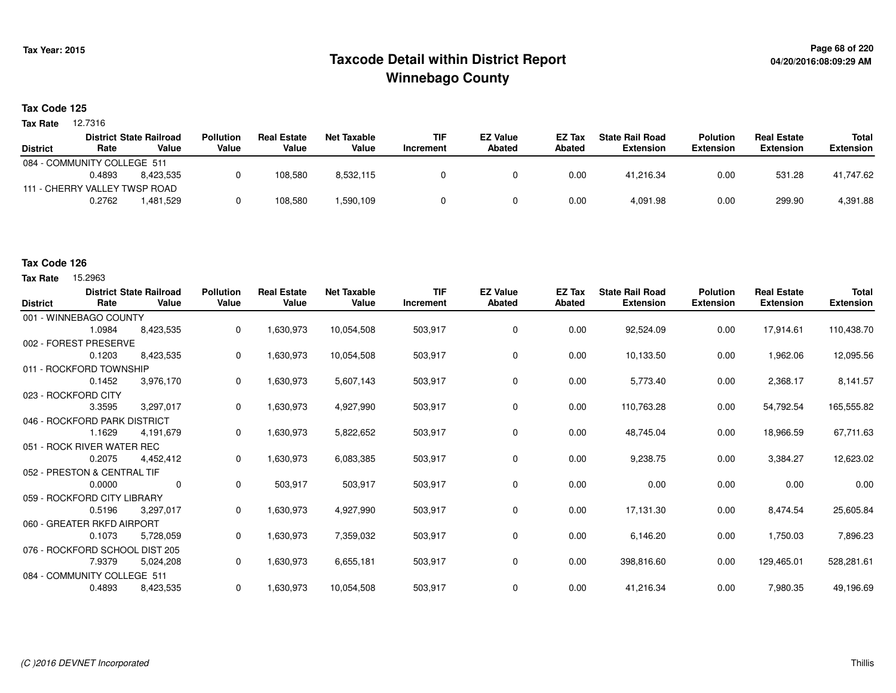# Taxcode Detail within District Report
# Winnebago County

Tax Year: 2015

04/20/2016:08:09:29 AM

**Tax Code 125**

**Tax Rate** 12.7316

| District | District Rate | State Railroad Value | Pollution Value | Real Estate Value | Net Taxable Value | TIF Increment | EZ Value Abated | EZ Tax Abated | State Rail Road Extension | Polution Extension | Real Estate Extension | Total Extension |
|---|---|---|---|---|---|---|---|---|---|---|---|---|
| 084 - COMMUNITY COLLEGE 511 | | | | | | | | | | | | |
| | 0.4893 | 8,423,535 | 0 | 108,580 | 8,532,115 | 0 | 0 | 0.00 | 41,216.34 | 0.00 | 531.28 | 41,747.62 |
| 111 - CHERRY VALLEY TWSP ROAD | | | | | | | | | | | | |
| | 0.2762 | 1,481,529 | 0 | 108,580 | 1,590,109 | 0 | 0 | 0.00 | 4,091.98 | 0.00 | 299.90 | 4,391.88 |

**Tax Code 126**

**Tax Rate** 15.2963

| District | District Rate | State Railroad Value | Pollution Value | Real Estate Value | Net Taxable Value | TIF Increment | EZ Value Abated | EZ Tax Abated | State Rail Road Extension | Polution Extension | Real Estate Extension | Total Extension |
|---|---|---|---|---|---|---|---|---|---|---|---|---|
| 001 - WINNEBAGO COUNTY | | | | | | | | | | | | |
| | 1.0984 | 8,423,535 | 0 | 1,630,973 | 10,054,508 | 503,917 | 0 | 0.00 | 92,524.09 | 0.00 | 17,914.61 | 110,438.70 |
| 002 - FOREST PRESERVE | | | | | | | | | | | | |
| | 0.1203 | 8,423,535 | 0 | 1,630,973 | 10,054,508 | 503,917 | 0 | 0.00 | 10,133.50 | 0.00 | 1,962.06 | 12,095.56 |
| 011 - ROCKFORD TOWNSHIP | | | | | | | | | | | | |
| | 0.1452 | 3,976,170 | 0 | 1,630,973 | 5,607,143 | 503,917 | 0 | 0.00 | 5,773.40 | 0.00 | 2,368.17 | 8,141.57 |
| 023 - ROCKFORD CITY | | | | | | | | | | | | |
| | 3.3595 | 3,297,017 | 0 | 1,630,973 | 4,927,990 | 503,917 | 0 | 0.00 | 110,763.28 | 0.00 | 54,792.54 | 165,555.82 |
| 046 - ROCKFORD PARK DISTRICT | | | | | | | | | | | | |
| | 1.1629 | 4,191,679 | 0 | 1,630,973 | 5,822,652 | 503,917 | 0 | 0.00 | 48,745.04 | 0.00 | 18,966.59 | 67,711.63 |
| 051 - ROCK RIVER WATER REC | | | | | | | | | | | | |
| | 0.2075 | 4,452,412 | 0 | 1,630,973 | 6,083,385 | 503,917 | 0 | 0.00 | 9,238.75 | 0.00 | 3,384.27 | 12,623.02 |
| 052 - PRESTON & CENTRAL TIF | | | | | | | | | | | | |
| | 0.0000 | 0 | 0 | 503,917 | 503,917 | 503,917 | 0 | 0.00 | 0.00 | 0.00 | 0.00 | 0.00 |
| 059 - ROCKFORD CITY LIBRARY | | | | | | | | | | | | |
| | 0.5196 | 3,297,017 | 0 | 1,630,973 | 4,927,990 | 503,917 | 0 | 0.00 | 17,131.30 | 0.00 | 8,474.54 | 25,605.84 |
| 060 - GREATER RKFD AIRPORT | | | | | | | | | | | | |
| | 0.1073 | 5,728,059 | 0 | 1,630,973 | 7,359,032 | 503,917 | 0 | 0.00 | 6,146.20 | 0.00 | 1,750.03 | 7,896.23 |
| 076 - ROCKFORD SCHOOL DIST 205 | | | | | | | | | | | | |
| | 7.9379 | 5,024,208 | 0 | 1,630,973 | 6,655,181 | 503,917 | 0 | 0.00 | 398,816.60 | 0.00 | 129,465.01 | 528,281.61 |
| 084 - COMMUNITY COLLEGE 511 | | | | | | | | | | | | |
| | 0.4893 | 8,423,535 | 0 | 1,630,973 | 10,054,508 | 503,917 | 0 | 0.00 | 41,216.34 | 0.00 | 7,980.35 | 49,196.69 |

*(C )2016 DEVNET Incorporated* Thillis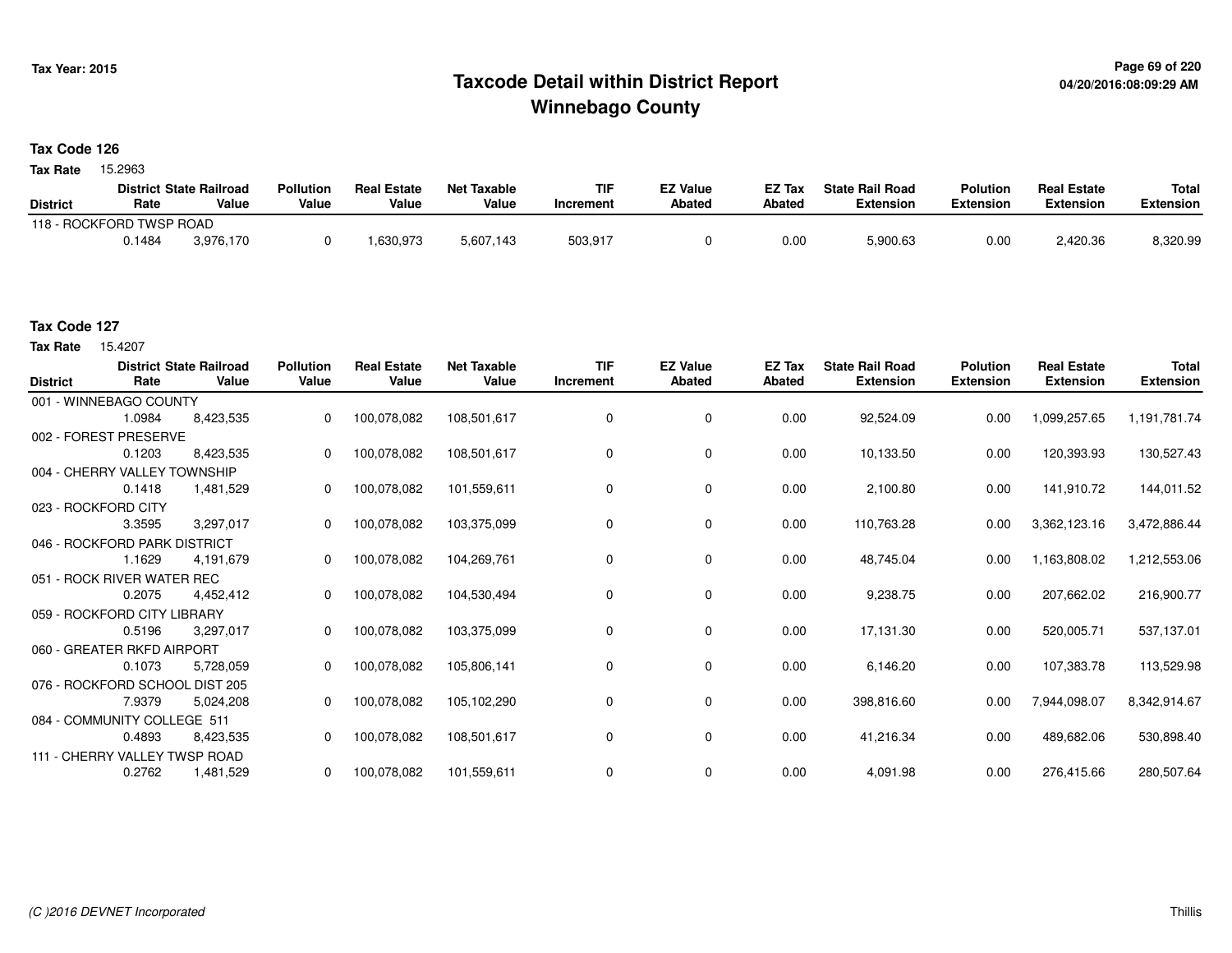# Taxcode Detail within District Report
# Winnebago County

Tax Year: 2015

04/20/2016:08:09:29 AM

## Tax Code 126

**Tax Rate** 15.2963

| District | District Rate | State Railroad Value | Pollution Value | Real Estate Value | Net Taxable Value | TIF Increment | EZ Value Abated | EZ Tax Abated | State Rail Road Extension | Polution Extension | Real Estate Extension | Total Extension |
|---|---|---|---|---|---|---|---|---|---|---|---|---|
| 118 - ROCKFORD TWSP ROAD | | | | | | | | | | | | |
| | 0.1484 | 3,976,170 | 0 | 1,630,973 | 5,607,143 | 503,917 | 0 | 0.00 | 5,900.63 | 0.00 | 2,420.36 | 8,320.99 |

## Tax Code 127

**Tax Rate** 15.4207

| District | District Rate | State Railroad Value | Pollution Value | Real Estate Value | Net Taxable Value | TIF Increment | EZ Value Abated | EZ Tax Abated | State Rail Road Extension | Polution Extension | Real Estate Extension | Total Extension |
|---|---|---|---|---|---|---|---|---|---|---|---|---|
| 001 - WINNEBAGO COUNTY | | | | | | | | | | | | |
| | 1.0984 | 8,423,535 | 0 | 100,078,082 | 108,501,617 | 0 | 0 | 0.00 | 92,524.09 | 0.00 | 1,099,257.65 | 1,191,781.74 |
| 002 - FOREST PRESERVE | | | | | | | | | | | | |
| | 0.1203 | 8,423,535 | 0 | 100,078,082 | 108,501,617 | 0 | 0 | 0.00 | 10,133.50 | 0.00 | 120,393.93 | 130,527.43 |
| 004 - CHERRY VALLEY TOWNSHIP | | | | | | | | | | | | |
| | 0.1418 | 1,481,529 | 0 | 100,078,082 | 101,559,611 | 0 | 0 | 0.00 | 2,100.80 | 0.00 | 141,910.72 | 144,011.52 |
| 023 - ROCKFORD CITY | | | | | | | | | | | | |
| | 3.3595 | 3,297,017 | 0 | 100,078,082 | 103,375,099 | 0 | 0 | 0.00 | 110,763.28 | 0.00 | 3,362,123.16 | 3,472,886.44 |
| 046 - ROCKFORD PARK DISTRICT | | | | | | | | | | | | |
| | 1.1629 | 4,191,679 | 0 | 100,078,082 | 104,269,761 | 0 | 0 | 0.00 | 48,745.04 | 0.00 | 1,163,808.02 | 1,212,553.06 |
| 051 - ROCK RIVER WATER REC | | | | | | | | | | | | |
| | 0.2075 | 4,452,412 | 0 | 100,078,082 | 104,530,494 | 0 | 0 | 0.00 | 9,238.75 | 0.00 | 207,662.02 | 216,900.77 |
| 059 - ROCKFORD CITY LIBRARY | | | | | | | | | | | | |
| | 0.5196 | 3,297,017 | 0 | 100,078,082 | 103,375,099 | 0 | 0 | 0.00 | 17,131.30 | 0.00 | 520,005.71 | 537,137.01 |
| 060 - GREATER RKFD AIRPORT | | | | | | | | | | | | |
| | 0.1073 | 5,728,059 | 0 | 100,078,082 | 105,806,141 | 0 | 0 | 0.00 | 6,146.20 | 0.00 | 107,383.78 | 113,529.98 |
| 076 - ROCKFORD SCHOOL DIST 205 | | | | | | | | | | | | |
| | 7.9379 | 5,024,208 | 0 | 100,078,082 | 105,102,290 | 0 | 0 | 0.00 | 398,816.60 | 0.00 | 7,944,098.07 | 8,342,914.67 |
| 084 - COMMUNITY COLLEGE 511 | | | | | | | | | | | | |
| | 0.4893 | 8,423,535 | 0 | 100,078,082 | 108,501,617 | 0 | 0 | 0.00 | 41,216.34 | 0.00 | 489,682.06 | 530,898.40 |
| 111 - CHERRY VALLEY TWSP ROAD | | | | | | | | | | | | |
| | 0.2762 | 1,481,529 | 0 | 100,078,082 | 101,559,611 | 0 | 0 | 0.00 | 4,091.98 | 0.00 | 276,415.66 | 280,507.64 |

(C )2016 DEVNET Incorporated

Thillis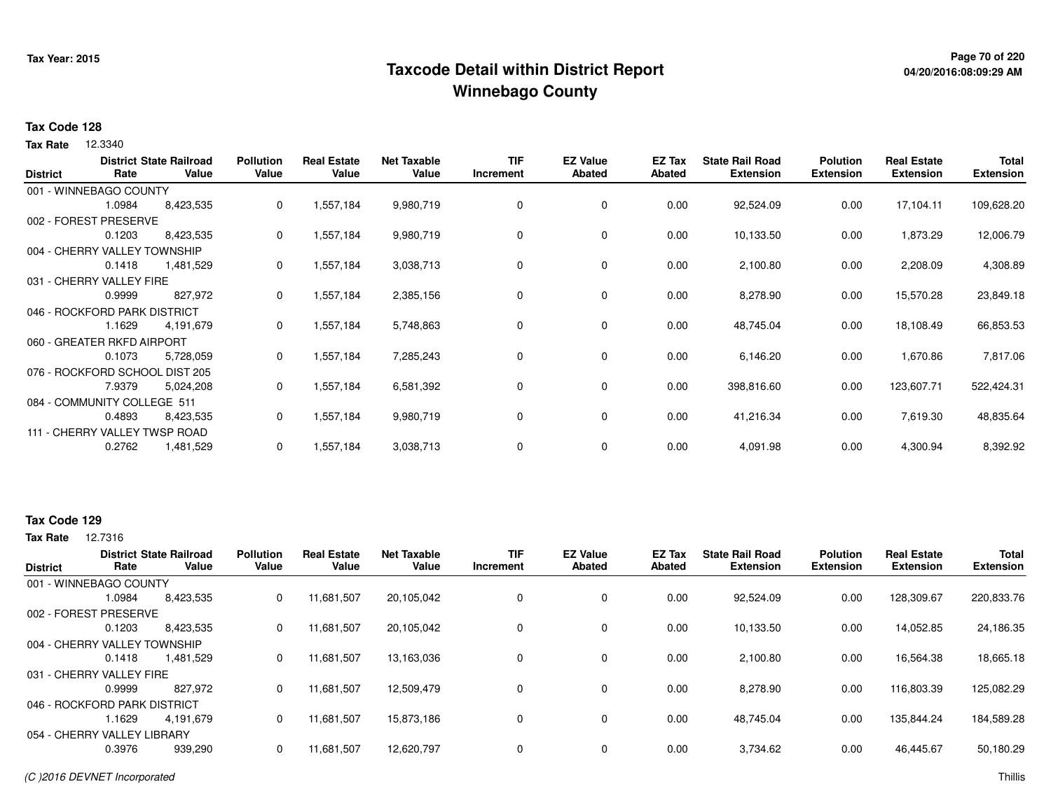# Taxcode Detail within District Report
# Winnebago County

Tax Year: 2015

**Tax Code 128**

**Tax Rate** 12.3340

| District | District Rate | State Railroad Value | Pollution Value | Real Estate Value | Net Taxable Value | TIF Increment | EZ Value Abated | EZ Tax Abated | State Rail Road Extension | Polution Extension | Real Estate Extension | Total Extension |
|---|---|---|---|---|---|---|---|---|---|---|---|---|
| 001 - WINNEBAGO COUNTY | | | | | | | | | | | | |
| | 1.0984 | 8,423,535 | 0 | 1,557,184 | 9,980,719 | 0 | 0 | 0.00 | 92,524.09 | 0.00 | 17,104.11 | 109,628.20 |
| 002 - FOREST PRESERVE | | | | | | | | | | | | |
| | 0.1203 | 8,423,535 | 0 | 1,557,184 | 9,980,719 | 0 | 0 | 0.00 | 10,133.50 | 0.00 | 1,873.29 | 12,006.79 |
| 004 - CHERRY VALLEY TOWNSHIP | | | | | | | | | | | | |
| | 0.1418 | 1,481,529 | 0 | 1,557,184 | 3,038,713 | 0 | 0 | 0.00 | 2,100.80 | 0.00 | 2,208.09 | 4,308.89 |
| 031 - CHERRY VALLEY FIRE | | | | | | | | | | | | |
| | 0.9999 | 827,972 | 0 | 1,557,184 | 2,385,156 | 0 | 0 | 0.00 | 8,278.90 | 0.00 | 15,570.28 | 23,849.18 |
| 046 - ROCKFORD PARK DISTRICT | | | | | | | | | | | | |
| | 1.1629 | 4,191,679 | 0 | 1,557,184 | 5,748,863 | 0 | 0 | 0.00 | 48,745.04 | 0.00 | 18,108.49 | 66,853.53 |
| 060 - GREATER RKFD AIRPORT | | | | | | | | | | | | |
| | 0.1073 | 5,728,059 | 0 | 1,557,184 | 7,285,243 | 0 | 0 | 0.00 | 6,146.20 | 0.00 | 1,670.86 | 7,817.06 |
| 076 - ROCKFORD SCHOOL DIST 205 | | | | | | | | | | | | |
| | 7.9379 | 5,024,208 | 0 | 1,557,184 | 6,581,392 | 0 | 0 | 0.00 | 398,816.60 | 0.00 | 123,607.71 | 522,424.31 |
| 084 - COMMUNITY COLLEGE 511 | | | | | | | | | | | | |
| | 0.4893 | 8,423,535 | 0 | 1,557,184 | 9,980,719 | 0 | 0 | 0.00 | 41,216.34 | 0.00 | 7,619.30 | 48,835.64 |
| 111 - CHERRY VALLEY TWSP ROAD | | | | | | | | | | | | |
| | 0.2762 | 1,481,529 | 0 | 1,557,184 | 3,038,713 | 0 | 0 | 0.00 | 4,091.98 | 0.00 | 4,300.94 | 8,392.92 |

**Tax Code 129**

**Tax Rate** 12.7316

| District | District Rate | State Railroad Value | Pollution Value | Real Estate Value | Net Taxable Value | TIF Increment | EZ Value Abated | EZ Tax Abated | State Rail Road Extension | Polution Extension | Real Estate Extension | Total Extension |
|---|---|---|---|---|---|---|---|---|---|---|---|---|
| 001 - WINNEBAGO COUNTY | | | | | | | | | | | | |
| | 1.0984 | 8,423,535 | 0 | 11,681,507 | 20,105,042 | 0 | 0 | 0.00 | 92,524.09 | 0.00 | 128,309.67 | 220,833.76 |
| 002 - FOREST PRESERVE | | | | | | | | | | | | |
| | 0.1203 | 8,423,535 | 0 | 11,681,507 | 20,105,042 | 0 | 0 | 0.00 | 10,133.50 | 0.00 | 14,052.85 | 24,186.35 |
| 004 - CHERRY VALLEY TOWNSHIP | | | | | | | | | | | | |
| | 0.1418 | 1,481,529 | 0 | 11,681,507 | 13,163,036 | 0 | 0 | 0.00 | 2,100.80 | 0.00 | 16,564.38 | 18,665.18 |
| 031 - CHERRY VALLEY FIRE | | | | | | | | | | | | |
| | 0.9999 | 827,972 | 0 | 11,681,507 | 12,509,479 | 0 | 0 | 0.00 | 8,278.90 | 0.00 | 116,803.39 | 125,082.29 |
| 046 - ROCKFORD PARK DISTRICT | | | | | | | | | | | | |
| | 1.1629 | 4,191,679 | 0 | 11,681,507 | 15,873,186 | 0 | 0 | 0.00 | 48,745.04 | 0.00 | 135,844.24 | 184,589.28 |
| 054 - CHERRY VALLEY LIBRARY | | | | | | | | | | | | |
| | 0.3976 | 939,290 | 0 | 11,681,507 | 12,620,797 | 0 | 0 | 0.00 | 3,734.62 | 0.00 | 46,445.67 | 50,180.29 |

(C )2016 DEVNET Incorporated

Thillis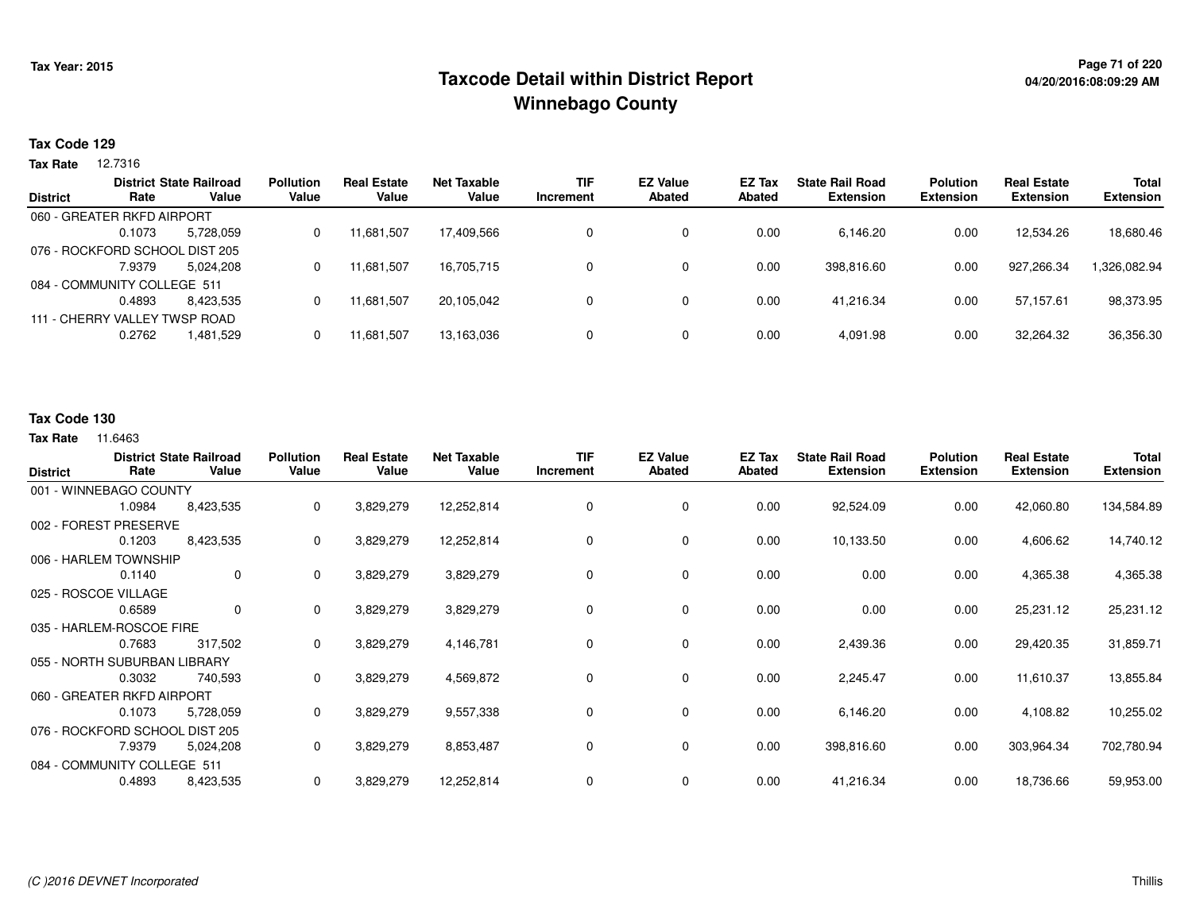# Taxcode Detail within District Report
## Winnebago County

Tax Year: 2015

04/20/2016:08:09:29 AM

### Tax Code 129

**Tax Rate** 12.7316

| District | District Rate | State Railroad Value | Pollution Value | Real Estate Value | Net Taxable Value | TIF Increment | EZ Value Abated | EZ Tax Abated | State Rail Road Extension | Polution Extension | Real Estate Extension | Total Extension |
|---|---|---|---|---|---|---|---|---|---|---|---|---|
| 060 - GREATER RKFD AIRPORT | 0.1073 | 5,728,059 | 0 | 11,681,507 | 17,409,566 | 0 | 0 | 0.00 | 6,146.20 | 0.00 | 12,534.26 | 18,680.46 |
| 076 - ROCKFORD SCHOOL DIST 205 | 7.9379 | 5,024,208 | 0 | 11,681,507 | 16,705,715 | 0 | 0 | 0.00 | 398,816.60 | 0.00 | 927,266.34 | 1,326,082.94 |
| 084 - COMMUNITY COLLEGE 511 | 0.4893 | 8,423,535 | 0 | 11,681,507 | 20,105,042 | 0 | 0 | 0.00 | 41,216.34 | 0.00 | 57,157.61 | 98,373.95 |
| 111 - CHERRY VALLEY TWSP ROAD | 0.2762 | 1,481,529 | 0 | 11,681,507 | 13,163,036 | 0 | 0 | 0.00 | 4,091.98 | 0.00 | 32,264.32 | 36,356.30 |

### Tax Code 130

**Tax Rate** 11.6463

| District | District Rate | State Railroad Value | Pollution Value | Real Estate Value | Net Taxable Value | TIF Increment | EZ Value Abated | EZ Tax Abated | State Rail Road Extension | Polution Extension | Real Estate Extension | Total Extension |
|---|---|---|---|---|---|---|---|---|---|---|---|---|
| 001 - WINNEBAGO COUNTY | 1.0984 | 8,423,535 | 0 | 3,829,279 | 12,252,814 | 0 | 0 | 0.00 | 92,524.09 | 0.00 | 42,060.80 | 134,584.89 |
| 002 - FOREST PRESERVE | 0.1203 | 8,423,535 | 0 | 3,829,279 | 12,252,814 | 0 | 0 | 0.00 | 10,133.50 | 0.00 | 4,606.62 | 14,740.12 |
| 006 - HARLEM TOWNSHIP | 0.1140 | 0 | 0 | 3,829,279 | 3,829,279 | 0 | 0 | 0.00 | 0.00 | 0.00 | 4,365.38 | 4,365.38 |
| 025 - ROSCOE VILLAGE | 0.6589 | 0 | 0 | 3,829,279 | 3,829,279 | 0 | 0 | 0.00 | 0.00 | 0.00 | 25,231.12 | 25,231.12 |
| 035 - HARLEM-ROSCOE FIRE | 0.7683 | 317,502 | 0 | 3,829,279 | 4,146,781 | 0 | 0 | 0.00 | 2,439.36 | 0.00 | 29,420.35 | 31,859.71 |
| 055 - NORTH SUBURBAN LIBRARY | 0.3032 | 740,593 | 0 | 3,829,279 | 4,569,872 | 0 | 0 | 0.00 | 2,245.47 | 0.00 | 11,610.37 | 13,855.84 |
| 060 - GREATER RKFD AIRPORT | 0.1073 | 5,728,059 | 0 | 3,829,279 | 9,557,338 | 0 | 0 | 0.00 | 6,146.20 | 0.00 | 4,108.82 | 10,255.02 |
| 076 - ROCKFORD SCHOOL DIST 205 | 7.9379 | 5,024,208 | 0 | 3,829,279 | 8,853,487 | 0 | 0 | 0.00 | 398,816.60 | 0.00 | 303,964.34 | 702,780.94 |
| 084 - COMMUNITY COLLEGE 511 | 0.4893 | 8,423,535 | 0 | 3,829,279 | 12,252,814 | 0 | 0 | 0.00 | 41,216.34 | 0.00 | 18,736.66 | 59,953.00 |

*(C )2016 DEVNET Incorporated* Thillis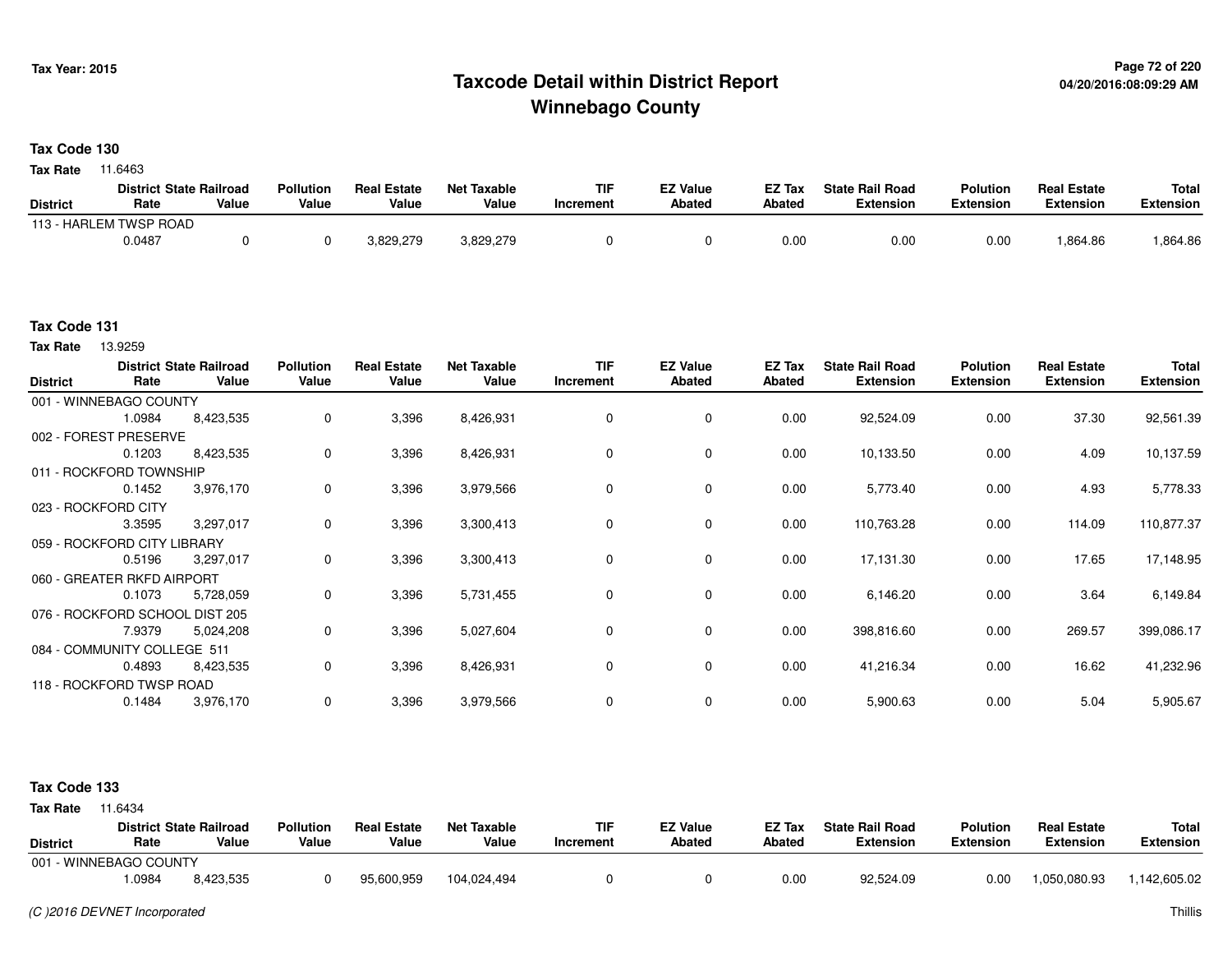# Taxcode Detail within District Report
## Winnebago County

Tax Year: 2015

04/20/2016:08:09:29 AM

**Tax Code 130**

**Tax Rate** 11.6463

| District | District Rate | State Railroad Value | Pollution Value | Real Estate Value | Net Taxable Value | TIF Increment | EZ Value Abated | EZ Tax Abated | State Rail Road Extension | Polution Extension | Real Estate Extension | Total Extension |
|---|---|---|---|---|---|---|---|---|---|---|---|---|
| 113 - HARLEM TWSP ROAD | | | | | | | | | | | | |
| | 0.0487 | 0 | 0 | 3,829,279 | 3,829,279 | 0 | 0 | 0.00 | 0.00 | 0.00 | 1,864.86 | 1,864.86 |

**Tax Code 131**

**Tax Rate** 13.9259

| District | District Rate | State Railroad Value | Pollution Value | Real Estate Value | Net Taxable Value | TIF Increment | EZ Value Abated | EZ Tax Abated | State Rail Road Extension | Polution Extension | Real Estate Extension | Total Extension |
|---|---|---|---|---|---|---|---|---|---|---|---|---|
| 001 - WINNEBAGO COUNTY | | | | | | | | | | | | |
| | 1.0984 | 8,423,535 | 0 | 3,396 | 8,426,931 | 0 | 0 | 0.00 | 92,524.09 | 0.00 | 37.30 | 92,561.39 |
| 002 - FOREST PRESERVE | | | | | | | | | | | | |
| | 0.1203 | 8,423,535 | 0 | 3,396 | 8,426,931 | 0 | 0 | 0.00 | 10,133.50 | 0.00 | 4.09 | 10,137.59 |
| 011 - ROCKFORD TOWNSHIP | | | | | | | | | | | | |
| | 0.1452 | 3,976,170 | 0 | 3,396 | 3,979,566 | 0 | 0 | 0.00 | 5,773.40 | 0.00 | 4.93 | 5,778.33 |
| 023 - ROCKFORD CITY | | | | | | | | | | | | |
| | 3.3595 | 3,297,017 | 0 | 3,396 | 3,300,413 | 0 | 0 | 0.00 | 110,763.28 | 0.00 | 114.09 | 110,877.37 |
| 059 - ROCKFORD CITY LIBRARY | | | | | | | | | | | | |
| | 0.5196 | 3,297,017 | 0 | 3,396 | 3,300,413 | 0 | 0 | 0.00 | 17,131.30 | 0.00 | 17.65 | 17,148.95 |
| 060 - GREATER RKFD AIRPORT | | | | | | | | | | | | |
| | 0.1073 | 5,728,059 | 0 | 3,396 | 5,731,455 | 0 | 0 | 0.00 | 6,146.20 | 0.00 | 3.64 | 6,149.84 |
| 076 - ROCKFORD SCHOOL DIST 205 | | | | | | | | | | | | |
| | 7.9379 | 5,024,208 | 0 | 3,396 | 5,027,604 | 0 | 0 | 0.00 | 398,816.60 | 0.00 | 269.57 | 399,086.17 |
| 084 - COMMUNITY COLLEGE 511 | | | | | | | | | | | | |
| | 0.4893 | 8,423,535 | 0 | 3,396 | 8,426,931 | 0 | 0 | 0.00 | 41,216.34 | 0.00 | 16.62 | 41,232.96 |
| 118 - ROCKFORD TWSP ROAD | | | | | | | | | | | | |
| | 0.1484 | 3,976,170 | 0 | 3,396 | 3,979,566 | 0 | 0 | 0.00 | 5,900.63 | 0.00 | 5.04 | 5,905.67 |

**Tax Code 133**

**Tax Rate** 11.6434

| District | District Rate | State Railroad Value | Pollution Value | Real Estate Value | Net Taxable Value | TIF Increment | EZ Value Abated | EZ Tax Abated | State Rail Road Extension | Polution Extension | Real Estate Extension | Total Extension |
|---|---|---|---|---|---|---|---|---|---|---|---|---|
| 001 - WINNEBAGO COUNTY | | | | | | | | | | | | |
| | 1.0984 | 8,423,535 | 0 | 95,600,959 | 104,024,494 | 0 | 0 | 0.00 | 92,524.09 | 0.00 | 1,050,080.93 | 1,142,605.02 |

*(C )2016 DEVNET Incorporated* Thillis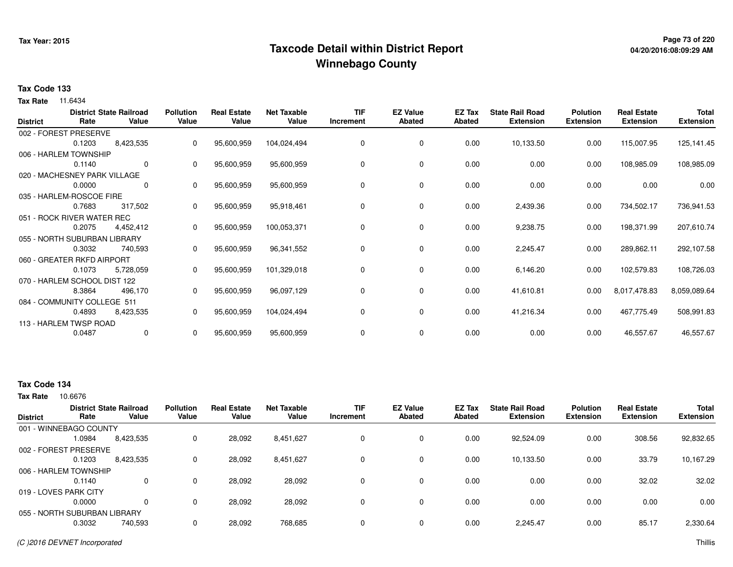**Tax Year: 2015**

# Taxcode Detail within District Report
## Winnebago County

04/20/2016:08:09:29 AM

**Tax Code 133**

**Tax Rate** 11.6434

| District | District Rate | State Railroad Value | Pollution Value | Real Estate Value | Net Taxable Value | TIF Increment | EZ Value Abated | EZ Tax Abated | State Rail Road Extension | Polution Extension | Real Estate Extension | Total Extension |
|---|---|---|---|---|---|---|---|---|---|---|---|---|
| 002 - FOREST PRESERVE | 0.1203 | 8,423,535 | 0 | 95,600,959 | 104,024,494 | 0 | 0 | 0.00 | 10,133.50 | 0.00 | 115,007.95 | 125,141.45 |
| 006 - HARLEM TOWNSHIP | 0.1140 | 0 | 0 | 95,600,959 | 95,600,959 | 0 | 0 | 0.00 | 0.00 | 0.00 | 108,985.09 | 108,985.09 |
| 020 - MACHESNEY PARK VILLAGE | 0.0000 | 0 | 0 | 95,600,959 | 95,600,959 | 0 | 0 | 0.00 | 0.00 | 0.00 | 0.00 | 0.00 |
| 035 - HARLEM-ROSCOE FIRE | 0.7683 | 317,502 | 0 | 95,600,959 | 95,918,461 | 0 | 0 | 0.00 | 2,439.36 | 0.00 | 734,502.17 | 736,941.53 |
| 051 - ROCK RIVER WATER REC | 0.2075 | 4,452,412 | 0 | 95,600,959 | 100,053,371 | 0 | 0 | 0.00 | 9,238.75 | 0.00 | 198,371.99 | 207,610.74 |
| 055 - NORTH SUBURBAN LIBRARY | 0.3032 | 740,593 | 0 | 95,600,959 | 96,341,552 | 0 | 0 | 0.00 | 2,245.47 | 0.00 | 289,862.11 | 292,107.58 |
| 060 - GREATER RKFD AIRPORT | 0.1073 | 5,728,059 | 0 | 95,600,959 | 101,329,018 | 0 | 0 | 0.00 | 6,146.20 | 0.00 | 102,579.83 | 108,726.03 |
| 070 - HARLEM SCHOOL DIST 122 | 8.3864 | 496,170 | 0 | 95,600,959 | 96,097,129 | 0 | 0 | 0.00 | 41,610.81 | 0.00 | 8,017,478.83 | 8,059,089.64 |
| 084 - COMMUNITY COLLEGE 511 | 0.4893 | 8,423,535 | 0 | 95,600,959 | 104,024,494 | 0 | 0 | 0.00 | 41,216.34 | 0.00 | 467,775.49 | 508,991.83 |
| 113 - HARLEM TWSP ROAD | 0.0487 | 0 | 0 | 95,600,959 | 95,600,959 | 0 | 0 | 0.00 | 0.00 | 0.00 | 46,557.67 | 46,557.67 |

**Tax Code 134**

**Tax Rate** 10.6676

| District | District Rate | State Railroad Value | Pollution Value | Real Estate Value | Net Taxable Value | TIF Increment | EZ Value Abated | EZ Tax Abated | State Rail Road Extension | Polution Extension | Real Estate Extension | Total Extension |
|---|---|---|---|---|---|---|---|---|---|---|---|---|
| 001 - WINNEBAGO COUNTY | 1.0984 | 8,423,535 | 0 | 28,092 | 8,451,627 | 0 | 0 | 0.00 | 92,524.09 | 0.00 | 308.56 | 92,832.65 |
| 002 - FOREST PRESERVE | 0.1203 | 8,423,535 | 0 | 28,092 | 8,451,627 | 0 | 0 | 0.00 | 10,133.50 | 0.00 | 33.79 | 10,167.29 |
| 006 - HARLEM TOWNSHIP | 0.1140 | 0 | 0 | 28,092 | 28,092 | 0 | 0 | 0.00 | 0.00 | 0.00 | 32.02 | 32.02 |
| 019 - LOVES PARK CITY | 0.0000 | 0 | 0 | 28,092 | 28,092 | 0 | 0 | 0.00 | 0.00 | 0.00 | 0.00 | 0.00 |
| 055 - NORTH SUBURBAN LIBRARY | 0.3032 | 740,593 | 0 | 28,092 | 768,685 | 0 | 0 | 0.00 | 2,245.47 | 0.00 | 85.17 | 2,330.64 |

(C )2016 DEVNET Incorporated

Thillis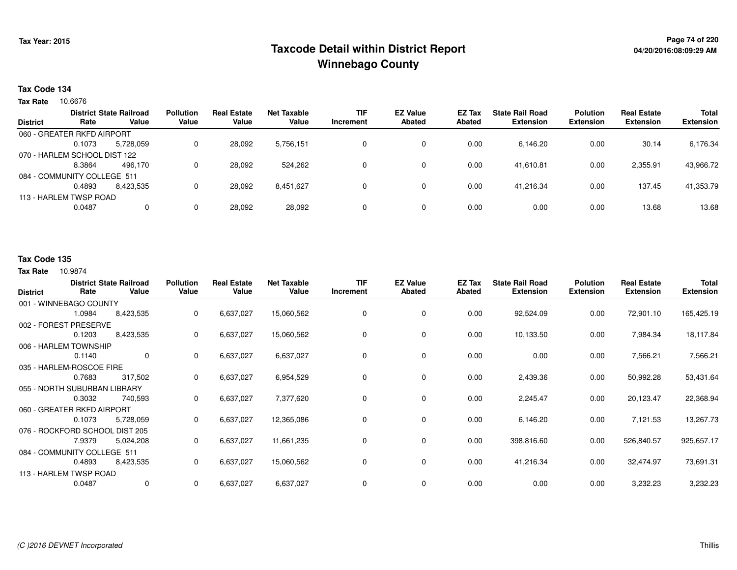# Taxcode Detail within District Report
## Winnebago County

Tax Year: 2015

04/20/2016:08:09:29 AM

**Tax Code 134**

**Tax Rate** 10.6676

| District | District Rate | State Railroad Value | Pollution Value | Real Estate Value | Net Taxable Value | TIF Increment | EZ Value Abated | EZ Tax Abated | State Rail Road Extension | Polution Extension | Real Estate Extension | Total Extension |
|---|---|---|---|---|---|---|---|---|---|---|---|---|
| 060 - GREATER RKFD AIRPORT | | | | | | | | | | | | |
| | 0.1073 | 5,728,059 | 0 | 28,092 | 5,756,151 | 0 | 0 | 0.00 | 6,146.20 | 0.00 | 30.14 | 6,176.34 |
| 070 - HARLEM SCHOOL DIST 122 | | | | | | | | | | | | |
| | 8.3864 | 496,170 | 0 | 28,092 | 524,262 | 0 | 0 | 0.00 | 41,610.81 | 0.00 | 2,355.91 | 43,966.72 |
| 084 - COMMUNITY COLLEGE 511 | | | | | | | | | | | | |
| | 0.4893 | 8,423,535 | 0 | 28,092 | 8,451,627 | 0 | 0 | 0.00 | 41,216.34 | 0.00 | 137.45 | 41,353.79 |
| 113 - HARLEM TWSP ROAD | | | | | | | | | | | | |
| | 0.0487 | 0 | 0 | 28,092 | 28,092 | 0 | 0 | 0.00 | 0.00 | 0.00 | 13.68 | 13.68 |

**Tax Code 135**

**Tax Rate** 10.9874

| District | District Rate | State Railroad Value | Pollution Value | Real Estate Value | Net Taxable Value | TIF Increment | EZ Value Abated | EZ Tax Abated | State Rail Road Extension | Polution Extension | Real Estate Extension | Total Extension |
|---|---|---|---|---|---|---|---|---|---|---|---|---|
| 001 - WINNEBAGO COUNTY | | | | | | | | | | | | |
| | 1.0984 | 8,423,535 | 0 | 6,637,027 | 15,060,562 | 0 | 0 | 0.00 | 92,524.09 | 0.00 | 72,901.10 | 165,425.19 |
| 002 - FOREST PRESERVE | | | | | | | | | | | | |
| | 0.1203 | 8,423,535 | 0 | 6,637,027 | 15,060,562 | 0 | 0 | 0.00 | 10,133.50 | 0.00 | 7,984.34 | 18,117.84 |
| 006 - HARLEM TOWNSHIP | | | | | | | | | | | | |
| | 0.1140 | 0 | 0 | 6,637,027 | 6,637,027 | 0 | 0 | 0.00 | 0.00 | 0.00 | 7,566.21 | 7,566.21 |
| 035 - HARLEM-ROSCOE FIRE | | | | | | | | | | | | |
| | 0.7683 | 317,502 | 0 | 6,637,027 | 6,954,529 | 0 | 0 | 0.00 | 2,439.36 | 0.00 | 50,992.28 | 53,431.64 |
| 055 - NORTH SUBURBAN LIBRARY | | | | | | | | | | | | |
| | 0.3032 | 740,593 | 0 | 6,637,027 | 7,377,620 | 0 | 0 | 0.00 | 2,245.47 | 0.00 | 20,123.47 | 22,368.94 |
| 060 - GREATER RKFD AIRPORT | | | | | | | | | | | | |
| | 0.1073 | 5,728,059 | 0 | 6,637,027 | 12,365,086 | 0 | 0 | 0.00 | 6,146.20 | 0.00 | 7,121.53 | 13,267.73 |
| 076 - ROCKFORD SCHOOL DIST 205 | | | | | | | | | | | | |
| | 7.9379 | 5,024,208 | 0 | 6,637,027 | 11,661,235 | 0 | 0 | 0.00 | 398,816.60 | 0.00 | 526,840.57 | 925,657.17 |
| 084 - COMMUNITY COLLEGE 511 | | | | | | | | | | | | |
| | 0.4893 | 8,423,535 | 0 | 6,637,027 | 15,060,562 | 0 | 0 | 0.00 | 41,216.34 | 0.00 | 32,474.97 | 73,691.31 |
| 113 - HARLEM TWSP ROAD | | | | | | | | | | | | |
| | 0.0487 | 0 | 0 | 6,637,027 | 6,637,027 | 0 | 0 | 0.00 | 0.00 | 0.00 | 3,232.23 | 3,232.23 |

*(C )2016 DEVNET Incorporated*

Thillis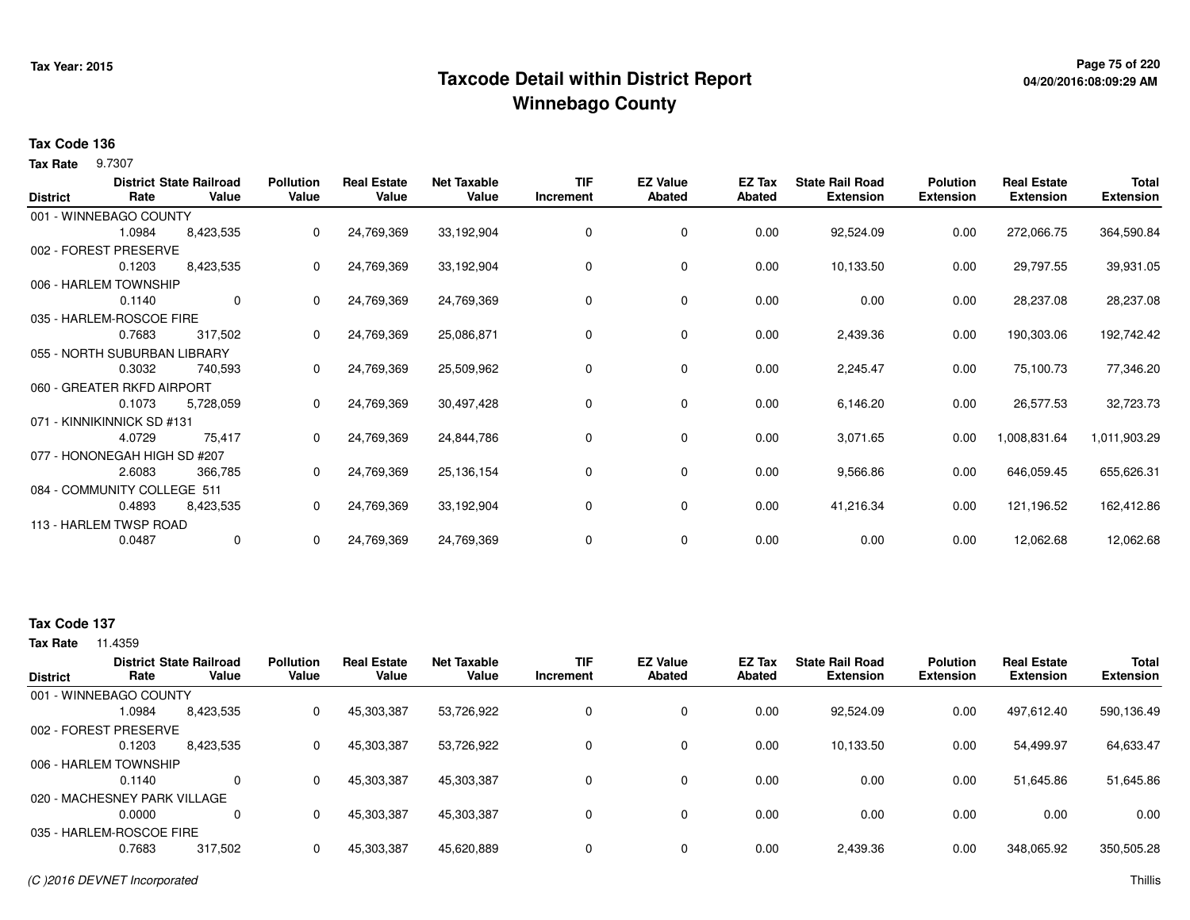# Taxcode Detail within District Report
## Winnebago County

Tax Year: 2015

**Tax Code 136**

**Tax Rate** 9.7307

| District | District Rate | State Railroad Value | Pollution Value | Real Estate Value | Net Taxable Value | TIF Increment | EZ Value Abated | EZ Tax Abated | State Rail Road Extension | Polution Extension | Real Estate Extension | Total Extension |
|---|---|---|---|---|---|---|---|---|---|---|---|---|
| 001 - WINNEBAGO COUNTY | 1.0984 | 8,423,535 | 0 | 24,769,369 | 33,192,904 | 0 | 0 | 0.00 | 92,524.09 | 0.00 | 272,066.75 | 364,590.84 |
| 002 - FOREST PRESERVE | 0.1203 | 8,423,535 | 0 | 24,769,369 | 33,192,904 | 0 | 0 | 0.00 | 10,133.50 | 0.00 | 29,797.55 | 39,931.05 |
| 006 - HARLEM TOWNSHIP | 0.1140 | 0 | 0 | 24,769,369 | 24,769,369 | 0 | 0 | 0.00 | 0.00 | 0.00 | 28,237.08 | 28,237.08 |
| 035 - HARLEM-ROSCOE FIRE | 0.7683 | 317,502 | 0 | 24,769,369 | 25,086,871 | 0 | 0 | 0.00 | 2,439.36 | 0.00 | 190,303.06 | 192,742.42 |
| 055 - NORTH SUBURBAN LIBRARY | 0.3032 | 740,593 | 0 | 24,769,369 | 25,509,962 | 0 | 0 | 0.00 | 2,245.47 | 0.00 | 75,100.73 | 77,346.20 |
| 060 - GREATER RKFD AIRPORT | 0.1073 | 5,728,059 | 0 | 24,769,369 | 30,497,428 | 0 | 0 | 0.00 | 6,146.20 | 0.00 | 26,577.53 | 32,723.73 |
| 071 - KINNIKINNICK SD #131 | 4.0729 | 75,417 | 0 | 24,769,369 | 24,844,786 | 0 | 0 | 0.00 | 3,071.65 | 0.00 | 1,008,831.64 | 1,011,903.29 |
| 077 - HONONEGAH HIGH SD #207 | 2.6083 | 366,785 | 0 | 24,769,369 | 25,136,154 | 0 | 0 | 0.00 | 9,566.86 | 0.00 | 646,059.45 | 655,626.31 |
| 084 - COMMUNITY COLLEGE 511 | 0.4893 | 8,423,535 | 0 | 24,769,369 | 33,192,904 | 0 | 0 | 0.00 | 41,216.34 | 0.00 | 121,196.52 | 162,412.86 |
| 113 - HARLEM TWSP ROAD | 0.0487 | 0 | 0 | 24,769,369 | 24,769,369 | 0 | 0 | 0.00 | 0.00 | 0.00 | 12,062.68 | 12,062.68 |

**Tax Code 137**

**Tax Rate** 11.4359

| District | District Rate | State Railroad Value | Pollution Value | Real Estate Value | Net Taxable Value | TIF Increment | EZ Value Abated | EZ Tax Abated | State Rail Road Extension | Polution Extension | Real Estate Extension | Total Extension |
|---|---|---|---|---|---|---|---|---|---|---|---|---|
| 001 - WINNEBAGO COUNTY | 1.0984 | 8,423,535 | 0 | 45,303,387 | 53,726,922 | 0 | 0 | 0.00 | 92,524.09 | 0.00 | 497,612.40 | 590,136.49 |
| 002 - FOREST PRESERVE | 0.1203 | 8,423,535 | 0 | 45,303,387 | 53,726,922 | 0 | 0 | 0.00 | 10,133.50 | 0.00 | 54,499.97 | 64,633.47 |
| 006 - HARLEM TOWNSHIP | 0.1140 | 0 | 0 | 45,303,387 | 45,303,387 | 0 | 0 | 0.00 | 0.00 | 0.00 | 51,645.86 | 51,645.86 |
| 020 - MACHESNEY PARK VILLAGE | 0.0000 | 0 | 0 | 45,303,387 | 45,303,387 | 0 | 0 | 0.00 | 0.00 | 0.00 | 0.00 | 0.00 |
| 035 - HARLEM-ROSCOE FIRE | 0.7683 | 317,502 | 0 | 45,303,387 | 45,620,889 | 0 | 0 | 0.00 | 2,439.36 | 0.00 | 348,065.92 | 350,505.28 |

(C )2016 DEVNET Incorporated

Thillis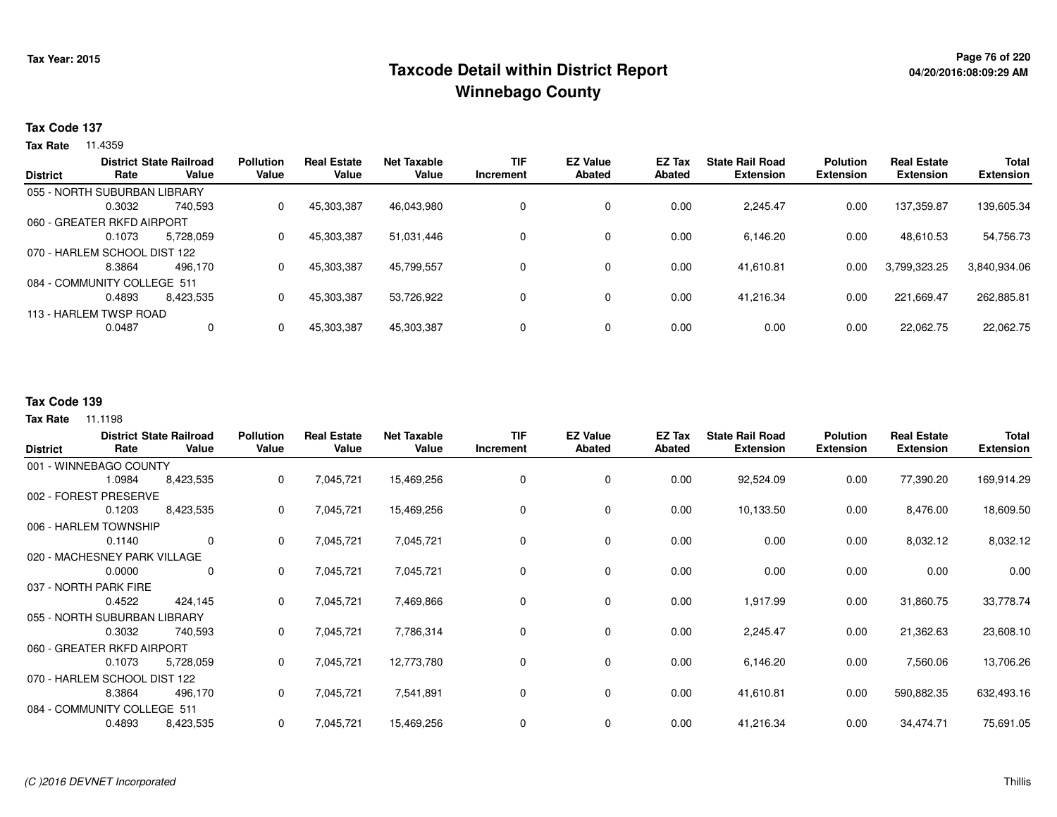# Taxcode Detail within District Report
## Winnebago County

Tax Year: 2015

04/20/2016:08:09:29 AM

### Tax Code 137

**Tax Rate** 11.4359

| District | District Rate | State Railroad Value | Pollution Value | Real Estate Value | Net Taxable Value | TIF Increment | EZ Value Abated | EZ Tax Abated | State Rail Road Extension | Polution Extension | Real Estate Extension | Total Extension |
|---|---|---|---|---|---|---|---|---|---|---|---|---|
| 055 - NORTH SUBURBAN LIBRARY | 0.3032 | 740,593 | 0 | 45,303,387 | 46,043,980 | 0 | 0 | 0.00 | 2,245.47 | 0.00 | 137,359.87 | 139,605.34 |
| 060 - GREATER RKFD AIRPORT | 0.1073 | 5,728,059 | 0 | 45,303,387 | 51,031,446 | 0 | 0 | 0.00 | 6,146.20 | 0.00 | 48,610.53 | 54,756.73 |
| 070 - HARLEM SCHOOL DIST 122 | 8.3864 | 496,170 | 0 | 45,303,387 | 45,799,557 | 0 | 0 | 0.00 | 41,610.81 | 0.00 | 3,799,323.25 | 3,840,934.06 |
| 084 - COMMUNITY COLLEGE 511 | 0.4893 | 8,423,535 | 0 | 45,303,387 | 53,726,922 | 0 | 0 | 0.00 | 41,216.34 | 0.00 | 221,669.47 | 262,885.81 |
| 113 - HARLEM TWSP ROAD | 0.0487 | 0 | 0 | 45,303,387 | 45,303,387 | 0 | 0 | 0.00 | 0.00 | 0.00 | 22,062.75 | 22,062.75 |

### Tax Code 139

**Tax Rate** 11.1198

| District | District Rate | State Railroad Value | Pollution Value | Real Estate Value | Net Taxable Value | TIF Increment | EZ Value Abated | EZ Tax Abated | State Rail Road Extension | Polution Extension | Real Estate Extension | Total Extension |
|---|---|---|---|---|---|---|---|---|---|---|---|---|
| 001 - WINNEBAGO COUNTY | 1.0984 | 8,423,535 | 0 | 7,045,721 | 15,469,256 | 0 | 0 | 0.00 | 92,524.09 | 0.00 | 77,390.20 | 169,914.29 |
| 002 - FOREST PRESERVE | 0.1203 | 8,423,535 | 0 | 7,045,721 | 15,469,256 | 0 | 0 | 0.00 | 10,133.50 | 0.00 | 8,476.00 | 18,609.50 |
| 006 - HARLEM TOWNSHIP | 0.1140 | 0 | 0 | 7,045,721 | 7,045,721 | 0 | 0 | 0.00 | 0.00 | 0.00 | 8,032.12 | 8,032.12 |
| 020 - MACHESNEY PARK VILLAGE | 0.0000 | 0 | 0 | 7,045,721 | 7,045,721 | 0 | 0 | 0.00 | 0.00 | 0.00 | 0.00 | 0.00 |
| 037 - NORTH PARK FIRE | 0.4522 | 424,145 | 0 | 7,045,721 | 7,469,866 | 0 | 0 | 0.00 | 1,917.99 | 0.00 | 31,860.75 | 33,778.74 |
| 055 - NORTH SUBURBAN LIBRARY | 0.3032 | 740,593 | 0 | 7,045,721 | 7,786,314 | 0 | 0 | 0.00 | 2,245.47 | 0.00 | 21,362.63 | 23,608.10 |
| 060 - GREATER RKFD AIRPORT | 0.1073 | 5,728,059 | 0 | 7,045,721 | 12,773,780 | 0 | 0 | 0.00 | 6,146.20 | 0.00 | 7,560.06 | 13,706.26 |
| 070 - HARLEM SCHOOL DIST 122 | 8.3864 | 496,170 | 0 | 7,045,721 | 7,541,891 | 0 | 0 | 0.00 | 41,610.81 | 0.00 | 590,882.35 | 632,493.16 |
| 084 - COMMUNITY COLLEGE 511 | 0.4893 | 8,423,535 | 0 | 7,045,721 | 15,469,256 | 0 | 0 | 0.00 | 41,216.34 | 0.00 | 34,474.71 | 75,691.05 |

*(C )2016 DEVNET Incorporated*

Thillis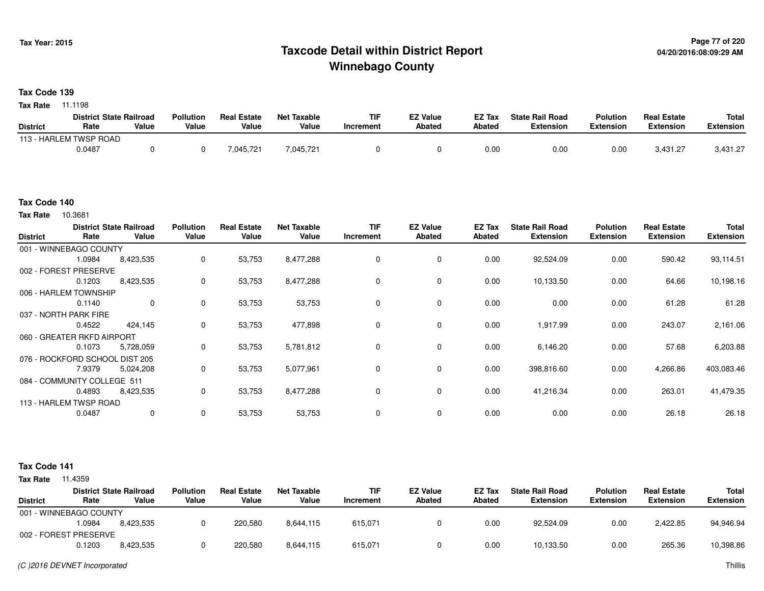# Taxcode Detail within District Report
## Winnebago County

Tax Year: 2015

04/20/2016:08:09:29 AM

**Tax Code 139**

**Tax Rate** 11.1198

| District | District Rate | State Railroad Value | Pollution Value | Real Estate Value | Net Taxable Value | TIF Increment | EZ Value Abated | EZ Tax Abated | State Rail Road Extension | Polution Extension | Real Estate Extension | Total Extension |
|---|---|---|---|---|---|---|---|---|---|---|---|---|
| 113 - HARLEM TWSP ROAD | 0.0487 | 0 | 0 | 7,045,721 | 7,045,721 | 0 | 0 | 0.00 | 0.00 | 0.00 | 3,431.27 | 3,431.27 |

**Tax Code 140**

**Tax Rate** 10.3681

| District | District Rate | State Railroad Value | Pollution Value | Real Estate Value | Net Taxable Value | TIF Increment | EZ Value Abated | EZ Tax Abated | State Rail Road Extension | Polution Extension | Real Estate Extension | Total Extension |
|---|---|---|---|---|---|---|---|---|---|---|---|---|
| 001 - WINNEBAGO COUNTY | 1.0984 | 8,423,535 | 0 | 53,753 | 8,477,288 | 0 | 0 | 0.00 | 92,524.09 | 0.00 | 590.42 | 93,114.51 |
| 002 - FOREST PRESERVE | 0.1203 | 8,423,535 | 0 | 53,753 | 8,477,288 | 0 | 0 | 0.00 | 10,133.50 | 0.00 | 64.66 | 10,198.16 |
| 006 - HARLEM TOWNSHIP | 0.1140 | 0 | 0 | 53,753 | 53,753 | 0 | 0 | 0.00 | 0.00 | 0.00 | 61.28 | 61.28 |
| 037 - NORTH PARK FIRE | 0.4522 | 424,145 | 0 | 53,753 | 477,898 | 0 | 0 | 0.00 | 1,917.99 | 0.00 | 243.07 | 2,161.06 |
| 060 - GREATER RKFD AIRPORT | 0.1073 | 5,728,059 | 0 | 53,753 | 5,781,812 | 0 | 0 | 0.00 | 6,146.20 | 0.00 | 57.68 | 6,203.88 |
| 076 - ROCKFORD SCHOOL DIST 205 | 7.9379 | 5,024,208 | 0 | 53,753 | 5,077,961 | 0 | 0 | 0.00 | 398,816.60 | 0.00 | 4,266.86 | 403,083.46 |
| 084 - COMMUNITY COLLEGE 511 | 0.4893 | 8,423,535 | 0 | 53,753 | 8,477,288 | 0 | 0 | 0.00 | 41,216.34 | 0.00 | 263.01 | 41,479.35 |
| 113 - HARLEM TWSP ROAD | 0.0487 | 0 | 0 | 53,753 | 53,753 | 0 | 0 | 0.00 | 0.00 | 0.00 | 26.18 | 26.18 |

**Tax Code 141**

**Tax Rate** 11.4359

| District | District Rate | State Railroad Value | Pollution Value | Real Estate Value | Net Taxable Value | TIF Increment | EZ Value Abated | EZ Tax Abated | State Rail Road Extension | Polution Extension | Real Estate Extension | Total Extension |
|---|---|---|---|---|---|---|---|---|---|---|---|---|
| 001 - WINNEBAGO COUNTY | 1.0984 | 8,423,535 | 0 | 220,580 | 8,644,115 | 615,071 | 0 | 0.00 | 92,524.09 | 0.00 | 2,422.85 | 94,946.94 |
| 002 - FOREST PRESERVE | 0.1203 | 8,423,535 | 0 | 220,580 | 8,644,115 | 615,071 | 0 | 0.00 | 10,133.50 | 0.00 | 265.36 | 10,398.86 |

(C )2016 DEVNET Incorporated

Thillis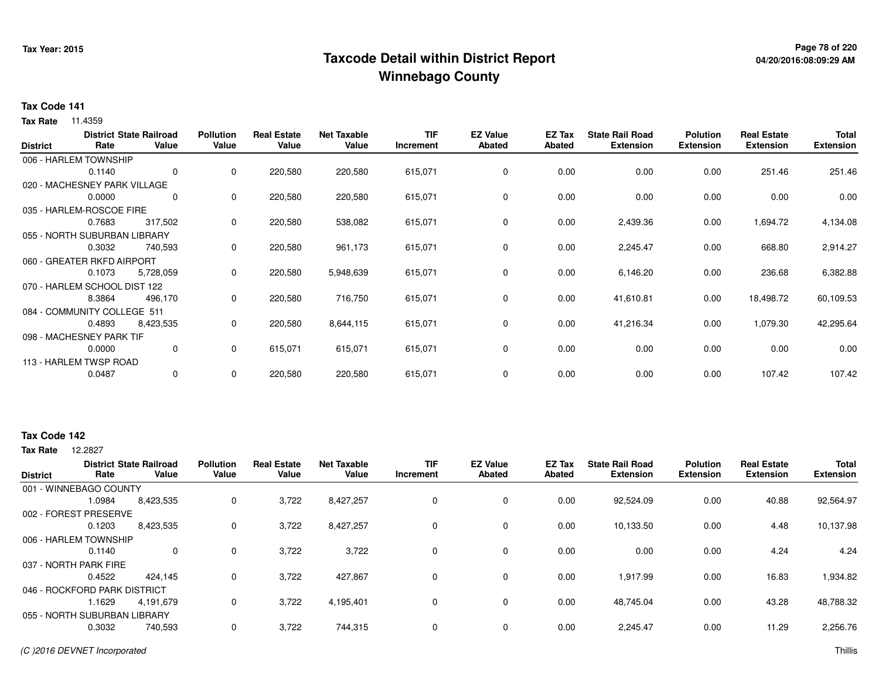# Taxcode Detail within District Report
# Winnebago County

Tax Year: 2015

**Tax Code 141**

**Tax Rate** 11.4359

| District | District Rate | State Railroad Value | Pollution Value | Real Estate Value | Net Taxable Value | TIF Increment | EZ Value Abated | EZ Tax Abated | State Rail Road Extension | Polution Extension | Real Estate Extension | Total Extension |
|---|---|---|---|---|---|---|---|---|---|---|---|---|
| 006 - HARLEM TOWNSHIP | 0.1140 | 0 | 0 | 220,580 | 220,580 | 615,071 | 0 | 0.00 | 0.00 | 0.00 | 251.46 | 251.46 |
| 020 - MACHESNEY PARK VILLAGE | 0.0000 | 0 | 0 | 220,580 | 220,580 | 615,071 | 0 | 0.00 | 0.00 | 0.00 | 0.00 | 0.00 |
| 035 - HARLEM-ROSCOE FIRE | 0.7683 | 317,502 | 0 | 220,580 | 538,082 | 615,071 | 0 | 0.00 | 2,439.36 | 0.00 | 1,694.72 | 4,134.08 |
| 055 - NORTH SUBURBAN LIBRARY | 0.3032 | 740,593 | 0 | 220,580 | 961,173 | 615,071 | 0 | 0.00 | 2,245.47 | 0.00 | 668.80 | 2,914.27 |
| 060 - GREATER RKFD AIRPORT | 0.1073 | 5,728,059 | 0 | 220,580 | 5,948,639 | 615,071 | 0 | 0.00 | 6,146.20 | 0.00 | 236.68 | 6,382.88 |
| 070 - HARLEM SCHOOL DIST 122 | 8.3864 | 496,170 | 0 | 220,580 | 716,750 | 615,071 | 0 | 0.00 | 41,610.81 | 0.00 | 18,498.72 | 60,109.53 |
| 084 - COMMUNITY COLLEGE 511 | 0.4893 | 8,423,535 | 0 | 220,580 | 8,644,115 | 615,071 | 0 | 0.00 | 41,216.34 | 0.00 | 1,079.30 | 42,295.64 |
| 098 - MACHESNEY PARK TIF | 0.0000 | 0 | 0 | 615,071 | 615,071 | 615,071 | 0 | 0.00 | 0.00 | 0.00 | 0.00 | 0.00 |
| 113 - HARLEM TWSP ROAD | 0.0487 | 0 | 0 | 220,580 | 220,580 | 615,071 | 0 | 0.00 | 0.00 | 0.00 | 107.42 | 107.42 |

**Tax Code 142**

**Tax Rate** 12.2827

| District | District Rate | State Railroad Value | Pollution Value | Real Estate Value | Net Taxable Value | TIF Increment | EZ Value Abated | EZ Tax Abated | State Rail Road Extension | Polution Extension | Real Estate Extension | Total Extension |
|---|---|---|---|---|---|---|---|---|---|---|---|---|
| 001 - WINNEBAGO COUNTY | 1.0984 | 8,423,535 | 0 | 3,722 | 8,427,257 | 0 | 0 | 0.00 | 92,524.09 | 0.00 | 40.88 | 92,564.97 |
| 002 - FOREST PRESERVE | 0.1203 | 8,423,535 | 0 | 3,722 | 8,427,257 | 0 | 0 | 0.00 | 10,133.50 | 0.00 | 4.48 | 10,137.98 |
| 006 - HARLEM TOWNSHIP | 0.1140 | 0 | 0 | 3,722 | 3,722 | 0 | 0 | 0.00 | 0.00 | 0.00 | 4.24 | 4.24 |
| 037 - NORTH PARK FIRE | 0.4522 | 424,145 | 0 | 3,722 | 427,867 | 0 | 0 | 0.00 | 1,917.99 | 0.00 | 16.83 | 1,934.82 |
| 046 - ROCKFORD PARK DISTRICT | 1.1629 | 4,191,679 | 0 | 3,722 | 4,195,401 | 0 | 0 | 0.00 | 48,745.04 | 0.00 | 43.28 | 48,788.32 |
| 055 - NORTH SUBURBAN LIBRARY | 0.3032 | 740,593 | 0 | 3,722 | 744,315 | 0 | 0 | 0.00 | 2,245.47 | 0.00 | 11.29 | 2,256.76 |

(C )2016 DEVNET Incorporated — Thillis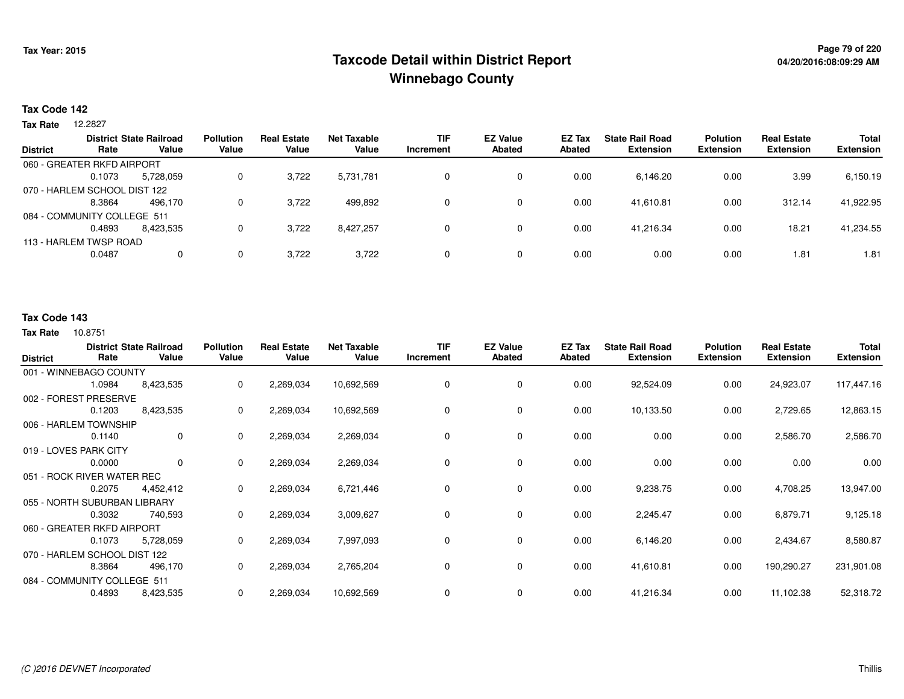# Taxcode Detail within District Report
# Winnebago County

Tax Year: 2015

**Tax Code 142**

**Tax Rate** 12.2827

| District | District Rate | State Railroad Value | Pollution Value | Real Estate Value | Net Taxable Value | TIF Increment | EZ Value Abated | EZ Tax Abated | State Rail Road Extension | Polution Extension | Real Estate Extension | Total Extension |
|---|---|---|---|---|---|---|---|---|---|---|---|---|
| 060 - GREATER RKFD AIRPORT | 0.1073 | 5,728,059 | 0 | 3,722 | 5,731,781 | 0 | 0 | 0.00 | 6,146.20 | 0.00 | 3.99 | 6,150.19 |
| 070 - HARLEM SCHOOL DIST 122 | 8.3864 | 496,170 | 0 | 3,722 | 499,892 | 0 | 0 | 0.00 | 41,610.81 | 0.00 | 312.14 | 41,922.95 |
| 084 - COMMUNITY COLLEGE 511 | 0.4893 | 8,423,535 | 0 | 3,722 | 8,427,257 | 0 | 0 | 0.00 | 41,216.34 | 0.00 | 18.21 | 41,234.55 |
| 113 - HARLEM TWSP ROAD | 0.0487 | 0 | 0 | 3,722 | 3,722 | 0 | 0 | 0.00 | 0.00 | 0.00 | 1.81 | 1.81 |

**Tax Code 143**

**Tax Rate** 10.8751

| District | District Rate | State Railroad Value | Pollution Value | Real Estate Value | Net Taxable Value | TIF Increment | EZ Value Abated | EZ Tax Abated | State Rail Road Extension | Polution Extension | Real Estate Extension | Total Extension |
|---|---|---|---|---|---|---|---|---|---|---|---|---|
| 001 - WINNEBAGO COUNTY | 1.0984 | 8,423,535 | 0 | 2,269,034 | 10,692,569 | 0 | 0 | 0.00 | 92,524.09 | 0.00 | 24,923.07 | 117,447.16 |
| 002 - FOREST PRESERVE | 0.1203 | 8,423,535 | 0 | 2,269,034 | 10,692,569 | 0 | 0 | 0.00 | 10,133.50 | 0.00 | 2,729.65 | 12,863.15 |
| 006 - HARLEM TOWNSHIP | 0.1140 | 0 | 0 | 2,269,034 | 2,269,034 | 0 | 0 | 0.00 | 0.00 | 0.00 | 2,586.70 | 2,586.70 |
| 019 - LOVES PARK CITY | 0.0000 | 0 | 0 | 2,269,034 | 2,269,034 | 0 | 0 | 0.00 | 0.00 | 0.00 | 0.00 | 0.00 |
| 051 - ROCK RIVER WATER REC | 0.2075 | 4,452,412 | 0 | 2,269,034 | 6,721,446 | 0 | 0 | 0.00 | 9,238.75 | 0.00 | 4,708.25 | 13,947.00 |
| 055 - NORTH SUBURBAN LIBRARY | 0.3032 | 740,593 | 0 | 2,269,034 | 3,009,627 | 0 | 0 | 0.00 | 2,245.47 | 0.00 | 6,879.71 | 9,125.18 |
| 060 - GREATER RKFD AIRPORT | 0.1073 | 5,728,059 | 0 | 2,269,034 | 7,997,093 | 0 | 0 | 0.00 | 6,146.20 | 0.00 | 2,434.67 | 8,580.87 |
| 070 - HARLEM SCHOOL DIST 122 | 8.3864 | 496,170 | 0 | 2,269,034 | 2,765,204 | 0 | 0 | 0.00 | 41,610.81 | 0.00 | 190,290.27 | 231,901.08 |
| 084 - COMMUNITY COLLEGE 511 | 0.4893 | 8,423,535 | 0 | 2,269,034 | 10,692,569 | 0 | 0 | 0.00 | 41,216.34 | 0.00 | 11,102.38 | 52,318.72 |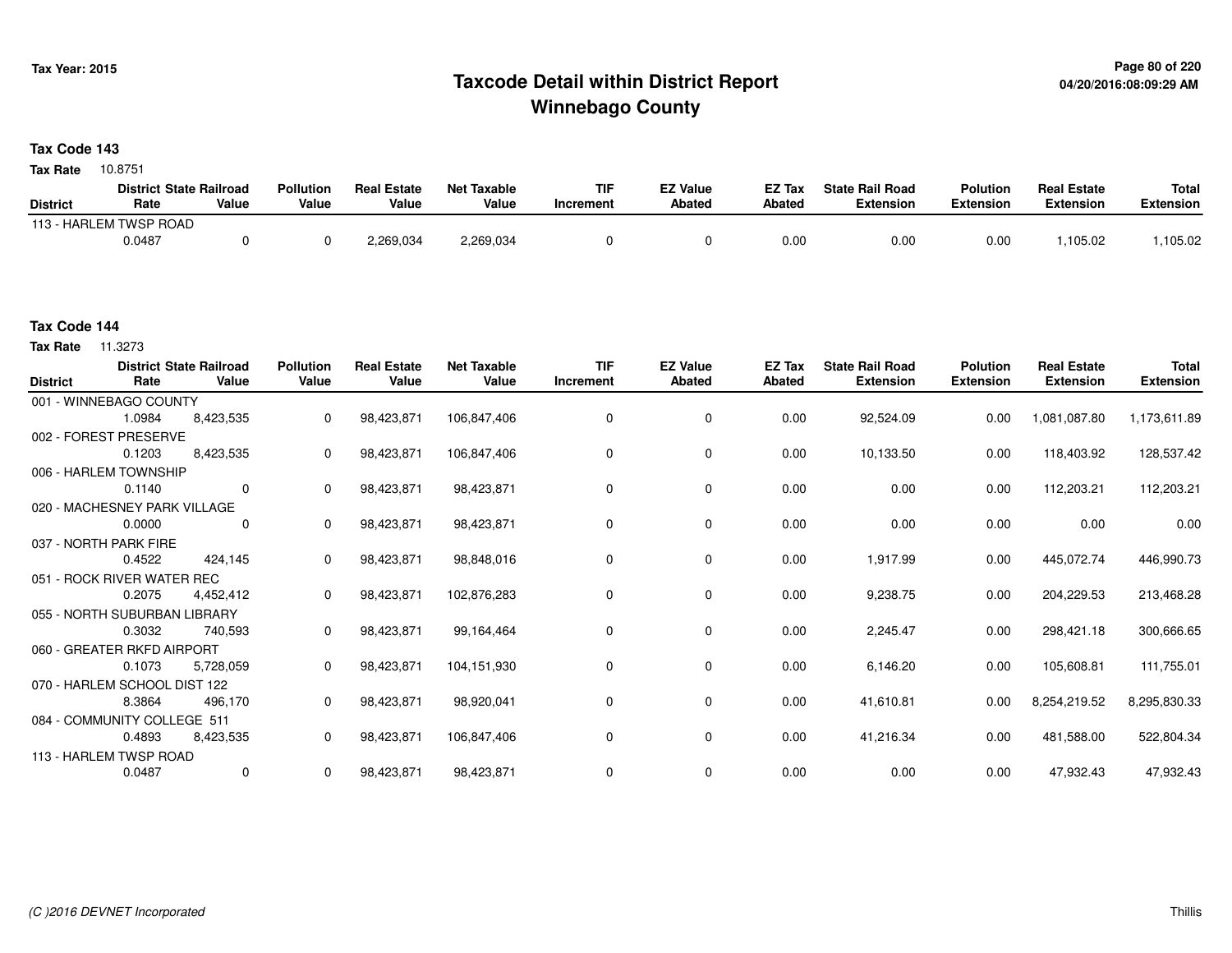# Taxcode Detail within District Report
# Winnebago County

Tax Year: 2015

04/20/2016:08:09:29 AM

**Tax Code 143**

**Tax Rate** 10.8751

| District | District Rate | State Railroad Value | Pollution Value | Real Estate Value | Net Taxable Value | TIF Increment | EZ Value Abated | EZ Tax Abated | State Rail Road Extension | Polution Extension | Real Estate Extension | Total Extension |
|---|---|---|---|---|---|---|---|---|---|---|---|---|
| 113 - HARLEM TWSP ROAD | 0.0487 | 0 | 0 | 2,269,034 | 2,269,034 | 0 | 0 | 0.00 | 0.00 | 0.00 | 1,105.02 | 1,105.02 |

**Tax Code 144**

**Tax Rate** 11.3273

| District | District Rate | State Railroad Value | Pollution Value | Real Estate Value | Net Taxable Value | TIF Increment | EZ Value Abated | EZ Tax Abated | State Rail Road Extension | Polution Extension | Real Estate Extension | Total Extension |
|---|---|---|---|---|---|---|---|---|---|---|---|---|
| 001 - WINNEBAGO COUNTY | 1.0984 | 8,423,535 | 0 | 98,423,871 | 106,847,406 | 0 | 0 | 0.00 | 92,524.09 | 0.00 | 1,081,087.80 | 1,173,611.89 |
| 002 - FOREST PRESERVE | 0.1203 | 8,423,535 | 0 | 98,423,871 | 106,847,406 | 0 | 0 | 0.00 | 10,133.50 | 0.00 | 118,403.92 | 128,537.42 |
| 006 - HARLEM TOWNSHIP | 0.1140 | 0 | 0 | 98,423,871 | 98,423,871 | 0 | 0 | 0.00 | 0.00 | 0.00 | 112,203.21 | 112,203.21 |
| 020 - MACHESNEY PARK VILLAGE | 0.0000 | 0 | 0 | 98,423,871 | 98,423,871 | 0 | 0 | 0.00 | 0.00 | 0.00 | 0.00 | 0.00 |
| 037 - NORTH PARK FIRE | 0.4522 | 424,145 | 0 | 98,423,871 | 98,848,016 | 0 | 0 | 0.00 | 1,917.99 | 0.00 | 445,072.74 | 446,990.73 |
| 051 - ROCK RIVER WATER REC | 0.2075 | 4,452,412 | 0 | 98,423,871 | 102,876,283 | 0 | 0 | 0.00 | 9,238.75 | 0.00 | 204,229.53 | 213,468.28 |
| 055 - NORTH SUBURBAN LIBRARY | 0.3032 | 740,593 | 0 | 98,423,871 | 99,164,464 | 0 | 0 | 0.00 | 2,245.47 | 0.00 | 298,421.18 | 300,666.65 |
| 060 - GREATER RKFD AIRPORT | 0.1073 | 5,728,059 | 0 | 98,423,871 | 104,151,930 | 0 | 0 | 0.00 | 6,146.20 | 0.00 | 105,608.81 | 111,755.01 |
| 070 - HARLEM SCHOOL DIST 122 | 8.3864 | 496,170 | 0 | 98,423,871 | 98,920,041 | 0 | 0 | 0.00 | 41,610.81 | 0.00 | 8,254,219.52 | 8,295,830.33 |
| 084 - COMMUNITY COLLEGE 511 | 0.4893 | 8,423,535 | 0 | 98,423,871 | 106,847,406 | 0 | 0 | 0.00 | 41,216.34 | 0.00 | 481,588.00 | 522,804.34 |
| 113 - HARLEM TWSP ROAD | 0.0487 | 0 | 0 | 98,423,871 | 98,423,871 | 0 | 0 | 0.00 | 0.00 | 0.00 | 47,932.43 | 47,932.43 |

(C )2016 DEVNET Incorporated

Thillis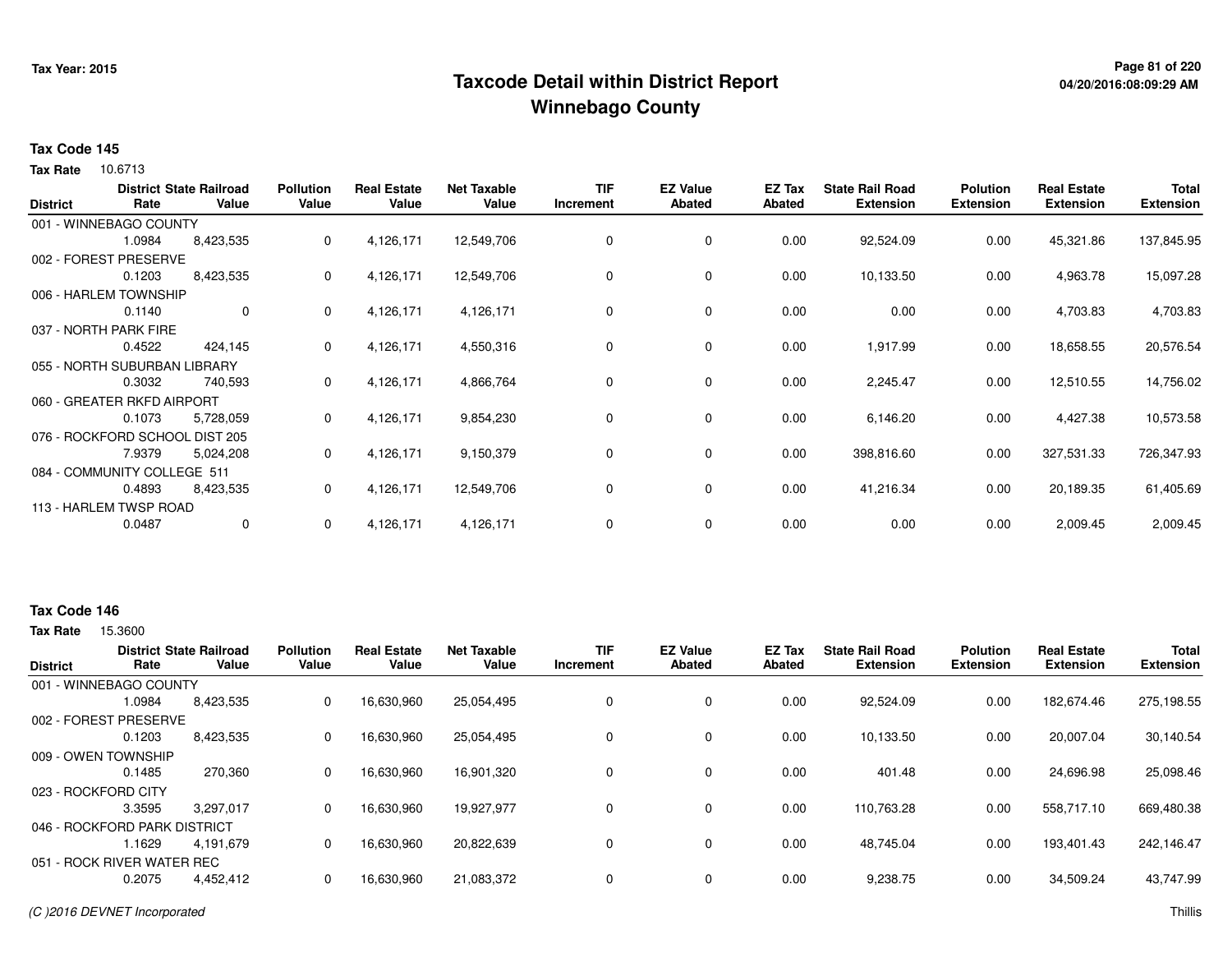# Taxcode Detail within District Report
## Winnebago County

Tax Year: 2015

04/20/2016:08:09:29 AM

### Tax Code 145

**Tax Rate** 10.6713

| District | District Rate | State Railroad Value | Pollution Value | Real Estate Value | Net Taxable Value | TIF Increment | EZ Value Abated | EZ Tax Abated | State Rail Road Extension | Polution Extension | Real Estate Extension | Total Extension |
|---|---|---|---|---|---|---|---|---|---|---|---|---|
| 001 - WINNEBAGO COUNTY | 1.0984 | 8,423,535 | 0 | 4,126,171 | 12,549,706 | 0 | 0 | 0.00 | 92,524.09 | 0.00 | 45,321.86 | 137,845.95 |
| 002 - FOREST PRESERVE | 0.1203 | 8,423,535 | 0 | 4,126,171 | 12,549,706 | 0 | 0 | 0.00 | 10,133.50 | 0.00 | 4,963.78 | 15,097.28 |
| 006 - HARLEM TOWNSHIP | 0.1140 | 0 | 0 | 4,126,171 | 4,126,171 | 0 | 0 | 0.00 | 0.00 | 0.00 | 4,703.83 | 4,703.83 |
| 037 - NORTH PARK FIRE | 0.4522 | 424,145 | 0 | 4,126,171 | 4,550,316 | 0 | 0 | 0.00 | 1,917.99 | 0.00 | 18,658.55 | 20,576.54 |
| 055 - NORTH SUBURBAN LIBRARY | 0.3032 | 740,593 | 0 | 4,126,171 | 4,866,764 | 0 | 0 | 0.00 | 2,245.47 | 0.00 | 12,510.55 | 14,756.02 |
| 060 - GREATER RKFD AIRPORT | 0.1073 | 5,728,059 | 0 | 4,126,171 | 9,854,230 | 0 | 0 | 0.00 | 6,146.20 | 0.00 | 4,427.38 | 10,573.58 |
| 076 - ROCKFORD SCHOOL DIST 205 | 7.9379 | 5,024,208 | 0 | 4,126,171 | 9,150,379 | 0 | 0 | 0.00 | 398,816.60 | 0.00 | 327,531.33 | 726,347.93 |
| 084 - COMMUNITY COLLEGE 511 | 0.4893 | 8,423,535 | 0 | 4,126,171 | 12,549,706 | 0 | 0 | 0.00 | 41,216.34 | 0.00 | 20,189.35 | 61,405.69 |
| 113 - HARLEM TWSP ROAD | 0.0487 | 0 | 0 | 4,126,171 | 4,126,171 | 0 | 0 | 0.00 | 0.00 | 0.00 | 2,009.45 | 2,009.45 |

### Tax Code 146

**Tax Rate** 15.3600

| District | District Rate | State Railroad Value | Pollution Value | Real Estate Value | Net Taxable Value | TIF Increment | EZ Value Abated | EZ Tax Abated | State Rail Road Extension | Polution Extension | Real Estate Extension | Total Extension |
|---|---|---|---|---|---|---|---|---|---|---|---|---|
| 001 - WINNEBAGO COUNTY | 1.0984 | 8,423,535 | 0 | 16,630,960 | 25,054,495 | 0 | 0 | 0.00 | 92,524.09 | 0.00 | 182,674.46 | 275,198.55 |
| 002 - FOREST PRESERVE | 0.1203 | 8,423,535 | 0 | 16,630,960 | 25,054,495 | 0 | 0 | 0.00 | 10,133.50 | 0.00 | 20,007.04 | 30,140.54 |
| 009 - OWEN TOWNSHIP | 0.1485 | 270,360 | 0 | 16,630,960 | 16,901,320 | 0 | 0 | 0.00 | 401.48 | 0.00 | 24,696.98 | 25,098.46 |
| 023 - ROCKFORD CITY | 3.3595 | 3,297,017 | 0 | 16,630,960 | 19,927,977 | 0 | 0 | 0.00 | 110,763.28 | 0.00 | 558,717.10 | 669,480.38 |
| 046 - ROCKFORD PARK DISTRICT | 1.1629 | 4,191,679 | 0 | 16,630,960 | 20,822,639 | 0 | 0 | 0.00 | 48,745.04 | 0.00 | 193,401.43 | 242,146.47 |
| 051 - ROCK RIVER WATER REC | 0.2075 | 4,452,412 | 0 | 16,630,960 | 21,083,372 | 0 | 0 | 0.00 | 9,238.75 | 0.00 | 34,509.24 | 43,747.99 |

(C )2016 DEVNET Incorporated — Thillis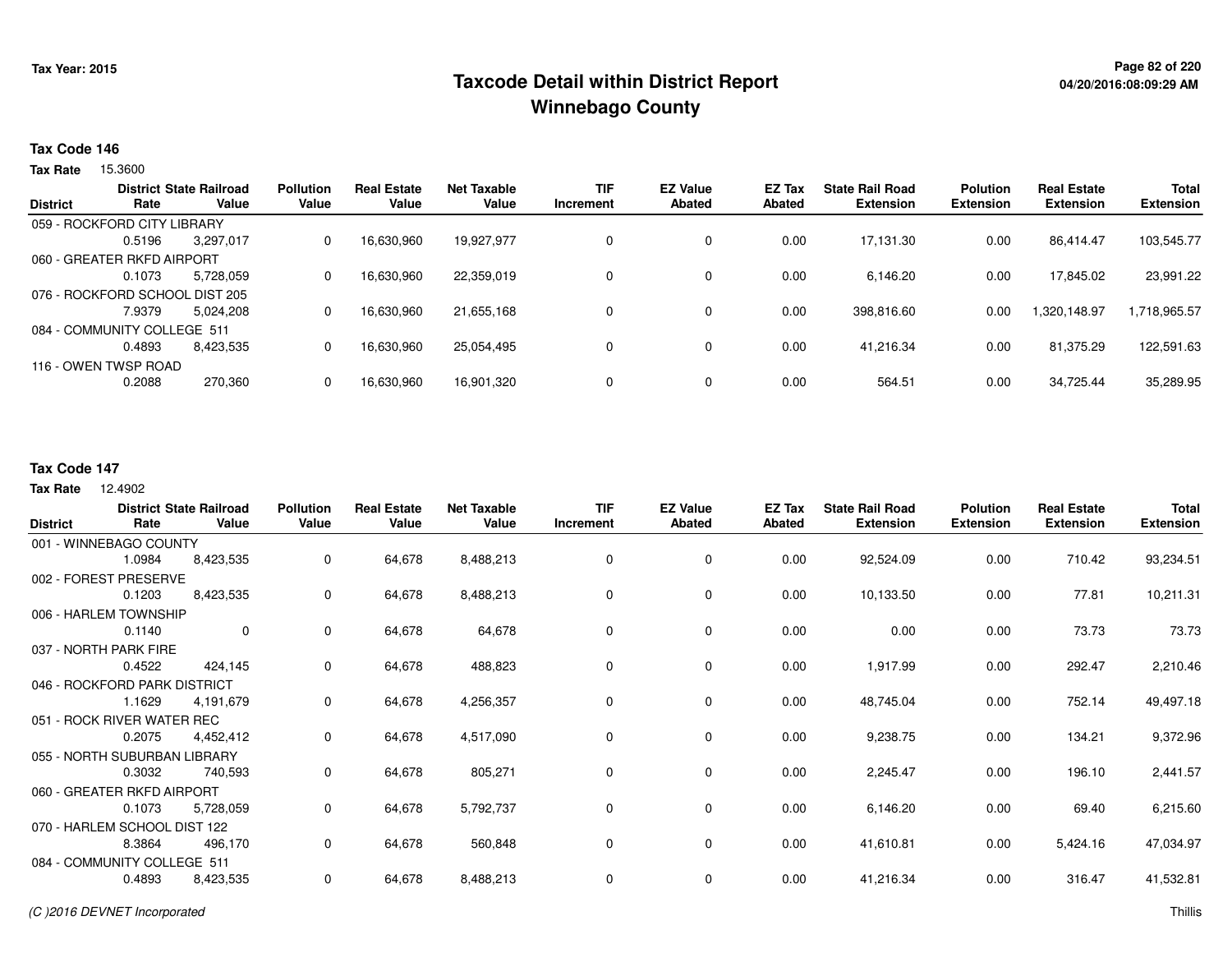# Taxcode Detail within District Report
# Winnebago County

Tax Year: 2015

04/20/2016:08:09:29 AM

**Tax Code 146**

**Tax Rate** 15.3600

| District | District Rate | State Railroad Value | Pollution Value | Real Estate Value | Net Taxable Value | TIF Increment | EZ Value Abated | EZ Tax Abated | State Rail Road Extension | Polution Extension | Real Estate Extension | Total Extension |
|---|---|---|---|---|---|---|---|---|---|---|---|---|
| 059 - ROCKFORD CITY LIBRARY | | | | | | | | | | | | |
| | 0.5196 | 3,297,017 | 0 | 16,630,960 | 19,927,977 | 0 | 0 | 0.00 | 17,131.30 | 0.00 | 86,414.47 | 103,545.77 |
| 060 - GREATER RKFD AIRPORT | | | | | | | | | | | | |
| | 0.1073 | 5,728,059 | 0 | 16,630,960 | 22,359,019 | 0 | 0 | 0.00 | 6,146.20 | 0.00 | 17,845.02 | 23,991.22 |
| 076 - ROCKFORD SCHOOL DIST 205 | | | | | | | | | | | | |
| | 7.9379 | 5,024,208 | 0 | 16,630,960 | 21,655,168 | 0 | 0 | 0.00 | 398,816.60 | 0.00 | 1,320,148.97 | 1,718,965.57 |
| 084 - COMMUNITY COLLEGE 511 | | | | | | | | | | | | |
| | 0.4893 | 8,423,535 | 0 | 16,630,960 | 25,054,495 | 0 | 0 | 0.00 | 41,216.34 | 0.00 | 81,375.29 | 122,591.63 |
| 116 - OWEN TWSP ROAD | | | | | | | | | | | | |
| | 0.2088 | 270,360 | 0 | 16,630,960 | 16,901,320 | 0 | 0 | 0.00 | 564.51 | 0.00 | 34,725.44 | 35,289.95 |

**Tax Code 147**

**Tax Rate** 12.4902

| District | District Rate | State Railroad Value | Pollution Value | Real Estate Value | Net Taxable Value | TIF Increment | EZ Value Abated | EZ Tax Abated | State Rail Road Extension | Polution Extension | Real Estate Extension | Total Extension |
|---|---|---|---|---|---|---|---|---|---|---|---|---|
| 001 - WINNEBAGO COUNTY | | | | | | | | | | | | |
| | 1.0984 | 8,423,535 | 0 | 64,678 | 8,488,213 | 0 | 0 | 0.00 | 92,524.09 | 0.00 | 710.42 | 93,234.51 |
| 002 - FOREST PRESERVE | | | | | | | | | | | | |
| | 0.1203 | 8,423,535 | 0 | 64,678 | 8,488,213 | 0 | 0 | 0.00 | 10,133.50 | 0.00 | 77.81 | 10,211.31 |
| 006 - HARLEM TOWNSHIP | | | | | | | | | | | | |
| | 0.1140 | 0 | 0 | 64,678 | 64,678 | 0 | 0 | 0.00 | 0.00 | 0.00 | 73.73 | 73.73 |
| 037 - NORTH PARK FIRE | | | | | | | | | | | | |
| | 0.4522 | 424,145 | 0 | 64,678 | 488,823 | 0 | 0 | 0.00 | 1,917.99 | 0.00 | 292.47 | 2,210.46 |
| 046 - ROCKFORD PARK DISTRICT | | | | | | | | | | | | |
| | 1.1629 | 4,191,679 | 0 | 64,678 | 4,256,357 | 0 | 0 | 0.00 | 48,745.04 | 0.00 | 752.14 | 49,497.18 |
| 051 - ROCK RIVER WATER REC | | | | | | | | | | | | |
| | 0.2075 | 4,452,412 | 0 | 64,678 | 4,517,090 | 0 | 0 | 0.00 | 9,238.75 | 0.00 | 134.21 | 9,372.96 |
| 055 - NORTH SUBURBAN LIBRARY | | | | | | | | | | | | |
| | 0.3032 | 740,593 | 0 | 64,678 | 805,271 | 0 | 0 | 0.00 | 2,245.47 | 0.00 | 196.10 | 2,441.57 |
| 060 - GREATER RKFD AIRPORT | | | | | | | | | | | | |
| | 0.1073 | 5,728,059 | 0 | 64,678 | 5,792,737 | 0 | 0 | 0.00 | 6,146.20 | 0.00 | 69.40 | 6,215.60 |
| 070 - HARLEM SCHOOL DIST 122 | | | | | | | | | | | | |
| | 8.3864 | 496,170 | 0 | 64,678 | 560,848 | 0 | 0 | 0.00 | 41,610.81 | 0.00 | 5,424.16 | 47,034.97 |
| 084 - COMMUNITY COLLEGE 511 | | | | | | | | | | | | |
| | 0.4893 | 8,423,535 | 0 | 64,678 | 8,488,213 | 0 | 0 | 0.00 | 41,216.34 | 0.00 | 316.47 | 41,532.81 |

(C )2016 DEVNET Incorporated

Thillis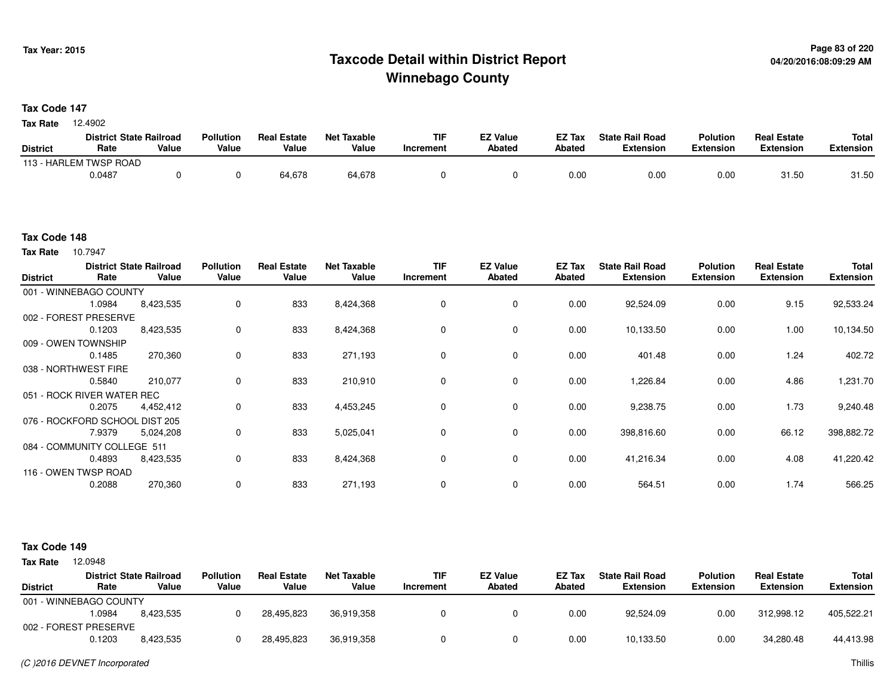# Taxcode Detail within District Report
## Winnebago County

Tax Year: 2015

**Tax Code 147**

**Tax Rate** 12.4902

| District | District Rate | State Railroad Value | Pollution Value | Real Estate Value | Net Taxable Value | TIF Increment | EZ Value Abated | EZ Tax Abated | State Rail Road Extension | Polution Extension | Real Estate Extension | Total Extension |
|---|---|---|---|---|---|---|---|---|---|---|---|---|
| 113 - HARLEM TWSP ROAD | | | | | | | | | | | | |
| | 0.0487 | 0 | 0 | 64,678 | 64,678 | 0 | 0 | 0.00 | 0.00 | 0.00 | 31.50 | 31.50 |

**Tax Code 148**

**Tax Rate** 10.7947

| District | District Rate | State Railroad Value | Pollution Value | Real Estate Value | Net Taxable Value | TIF Increment | EZ Value Abated | EZ Tax Abated | State Rail Road Extension | Polution Extension | Real Estate Extension | Total Extension |
|---|---|---|---|---|---|---|---|---|---|---|---|---|
| 001 - WINNEBAGO COUNTY | | | | | | | | | | | | |
| | 1.0984 | 8,423,535 | 0 | 833 | 8,424,368 | 0 | 0 | 0.00 | 92,524.09 | 0.00 | 9.15 | 92,533.24 |
| 002 - FOREST PRESERVE | | | | | | | | | | | | |
| | 0.1203 | 8,423,535 | 0 | 833 | 8,424,368 | 0 | 0 | 0.00 | 10,133.50 | 0.00 | 1.00 | 10,134.50 |
| 009 - OWEN TOWNSHIP | | | | | | | | | | | | |
| | 0.1485 | 270,360 | 0 | 833 | 271,193 | 0 | 0 | 0.00 | 401.48 | 0.00 | 1.24 | 402.72 |
| 038 - NORTHWEST FIRE | | | | | | | | | | | | |
| | 0.5840 | 210,077 | 0 | 833 | 210,910 | 0 | 0 | 0.00 | 1,226.84 | 0.00 | 4.86 | 1,231.70 |
| 051 - ROCK RIVER WATER REC | | | | | | | | | | | | |
| | 0.2075 | 4,452,412 | 0 | 833 | 4,453,245 | 0 | 0 | 0.00 | 9,238.75 | 0.00 | 1.73 | 9,240.48 |
| 076 - ROCKFORD SCHOOL DIST 205 | | | | | | | | | | | | |
| | 7.9379 | 5,024,208 | 0 | 833 | 5,025,041 | 0 | 0 | 0.00 | 398,816.60 | 0.00 | 66.12 | 398,882.72 |
| 084 - COMMUNITY COLLEGE 511 | | | | | | | | | | | | |
| | 0.4893 | 8,423,535 | 0 | 833 | 8,424,368 | 0 | 0 | 0.00 | 41,216.34 | 0.00 | 4.08 | 41,220.42 |
| 116 - OWEN TWSP ROAD | | | | | | | | | | | | |
| | 0.2088 | 270,360 | 0 | 833 | 271,193 | 0 | 0 | 0.00 | 564.51 | 0.00 | 1.74 | 566.25 |

**Tax Code 149**

**Tax Rate** 12.0948

| District | District Rate | State Railroad Value | Pollution Value | Real Estate Value | Net Taxable Value | TIF Increment | EZ Value Abated | EZ Tax Abated | State Rail Road Extension | Polution Extension | Real Estate Extension | Total Extension |
|---|---|---|---|---|---|---|---|---|---|---|---|---|
| 001 - WINNEBAGO COUNTY | | | | | | | | | | | | |
| | 1.0984 | 8,423,535 | 0 | 28,495,823 | 36,919,358 | 0 | 0 | 0.00 | 92,524.09 | 0.00 | 312,998.12 | 405,522.21 |
| 002 - FOREST PRESERVE | | | | | | | | | | | | |
| | 0.1203 | 8,423,535 | 0 | 28,495,823 | 36,919,358 | 0 | 0 | 0.00 | 10,133.50 | 0.00 | 34,280.48 | 44,413.98 |

(C )2016 DEVNET Incorporated

Thillis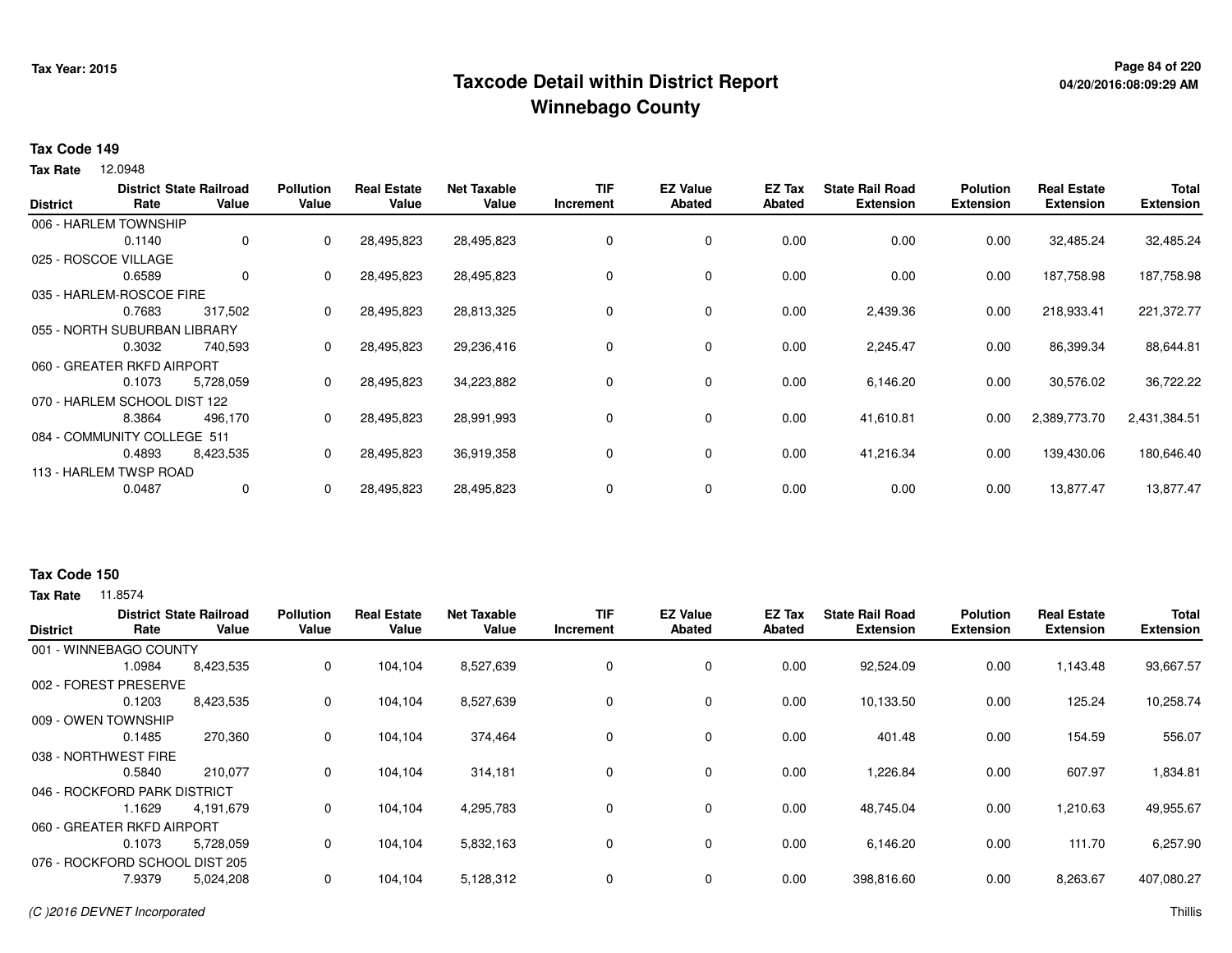# Taxcode Detail within District Report
## Winnebago County

Tax Year: 2015

**Tax Code 149**

**Tax Rate** 12.0948

| District | District Rate | State Railroad Value | Pollution Value | Real Estate Value | Net Taxable Value | TIF Increment | EZ Value Abated | EZ Tax Abated | State Rail Road Extension | Polution Extension | Real Estate Extension | Total Extension |
|---|---|---|---|---|---|---|---|---|---|---|---|---|
| 006 - HARLEM TOWNSHIP | 0.1140 | 0 | 0 | 28,495,823 | 28,495,823 | 0 | 0 | 0.00 | 0.00 | 0.00 | 32,485.24 | 32,485.24 |
| 025 - ROSCOE VILLAGE | 0.6589 | 0 | 0 | 28,495,823 | 28,495,823 | 0 | 0 | 0.00 | 0.00 | 0.00 | 187,758.98 | 187,758.98 |
| 035 - HARLEM-ROSCOE FIRE | 0.7683 | 317,502 | 0 | 28,495,823 | 28,813,325 | 0 | 0 | 0.00 | 2,439.36 | 0.00 | 218,933.41 | 221,372.77 |
| 055 - NORTH SUBURBAN LIBRARY | 0.3032 | 740,593 | 0 | 28,495,823 | 29,236,416 | 0 | 0 | 0.00 | 2,245.47 | 0.00 | 86,399.34 | 88,644.81 |
| 060 - GREATER RKFD AIRPORT | 0.1073 | 5,728,059 | 0 | 28,495,823 | 34,223,882 | 0 | 0 | 0.00 | 6,146.20 | 0.00 | 30,576.02 | 36,722.22 |
| 070 - HARLEM SCHOOL DIST 122 | 8.3864 | 496,170 | 0 | 28,495,823 | 28,991,993 | 0 | 0 | 0.00 | 41,610.81 | 0.00 | 2,389,773.70 | 2,431,384.51 |
| 084 - COMMUNITY COLLEGE 511 | 0.4893 | 8,423,535 | 0 | 28,495,823 | 36,919,358 | 0 | 0 | 0.00 | 41,216.34 | 0.00 | 139,430.06 | 180,646.40 |
| 113 - HARLEM TWSP ROAD | 0.0487 | 0 | 0 | 28,495,823 | 28,495,823 | 0 | 0 | 0.00 | 0.00 | 0.00 | 13,877.47 | 13,877.47 |

**Tax Code 150**

**Tax Rate** 11.8574

| District | District Rate | State Railroad Value | Pollution Value | Real Estate Value | Net Taxable Value | TIF Increment | EZ Value Abated | EZ Tax Abated | State Rail Road Extension | Polution Extension | Real Estate Extension | Total Extension |
|---|---|---|---|---|---|---|---|---|---|---|---|---|
| 001 - WINNEBAGO COUNTY | 1.0984 | 8,423,535 | 0 | 104,104 | 8,527,639 | 0 | 0 | 0.00 | 92,524.09 | 0.00 | 1,143.48 | 93,667.57 |
| 002 - FOREST PRESERVE | 0.1203 | 8,423,535 | 0 | 104,104 | 8,527,639 | 0 | 0 | 0.00 | 10,133.50 | 0.00 | 125.24 | 10,258.74 |
| 009 - OWEN TOWNSHIP | 0.1485 | 270,360 | 0 | 104,104 | 374,464 | 0 | 0 | 0.00 | 401.48 | 0.00 | 154.59 | 556.07 |
| 038 - NORTHWEST FIRE | 0.5840 | 210,077 | 0 | 104,104 | 314,181 | 0 | 0 | 0.00 | 1,226.84 | 0.00 | 607.97 | 1,834.81 |
| 046 - ROCKFORD PARK DISTRICT | 1.1629 | 4,191,679 | 0 | 104,104 | 4,295,783 | 0 | 0 | 0.00 | 48,745.04 | 0.00 | 1,210.63 | 49,955.67 |
| 060 - GREATER RKFD AIRPORT | 0.1073 | 5,728,059 | 0 | 104,104 | 5,832,163 | 0 | 0 | 0.00 | 6,146.20 | 0.00 | 111.70 | 6,257.90 |
| 076 - ROCKFORD SCHOOL DIST 205 | 7.9379 | 5,024,208 | 0 | 104,104 | 5,128,312 | 0 | 0 | 0.00 | 398,816.60 | 0.00 | 8,263.67 | 407,080.27 |

*(C )2016 DEVNET Incorporated* Thillis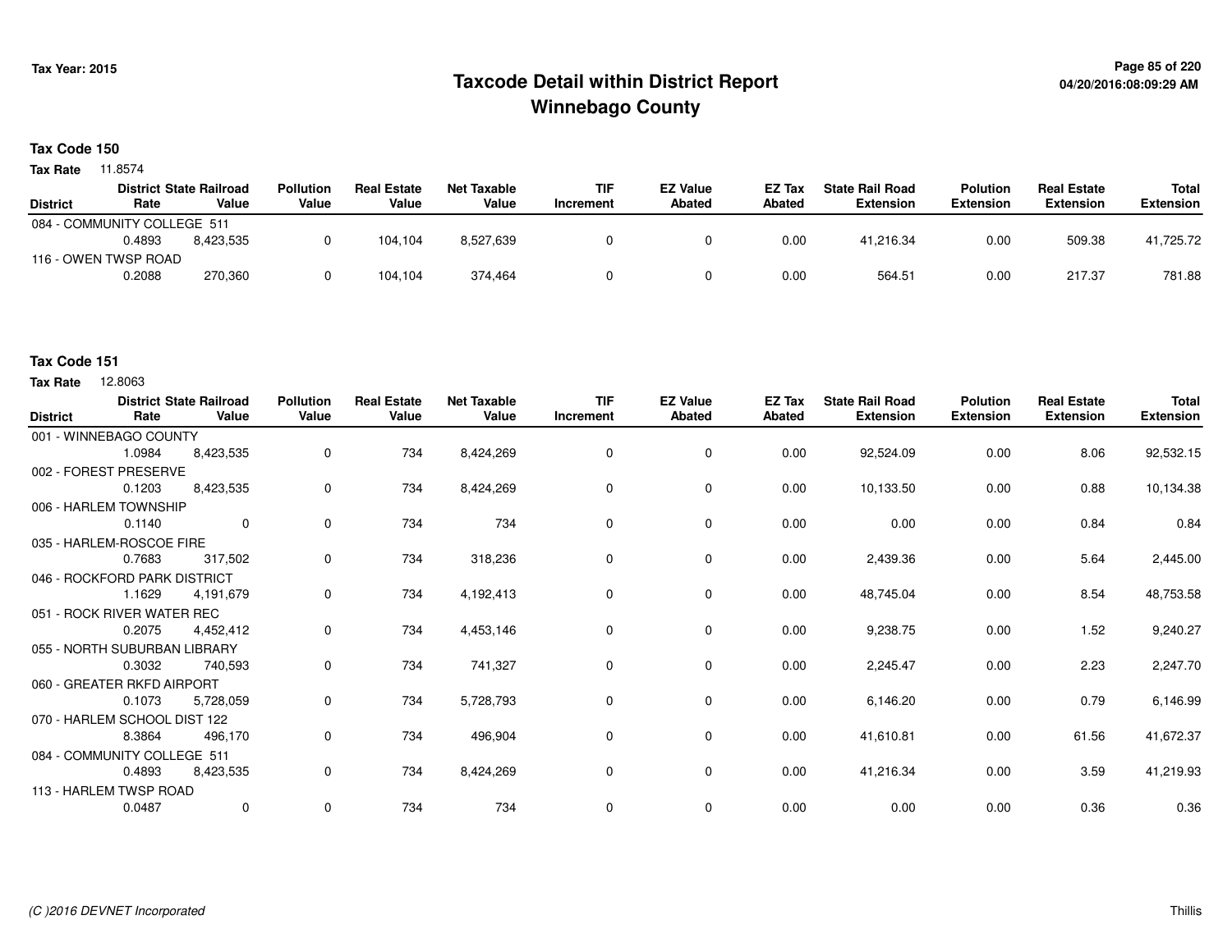# Taxcode Detail within District Report
# Winnebago County

Tax Year: 2015

**Tax Code 150**

**Tax Rate** 11.8574

| District | District Rate | State Railroad Value | Pollution Value | Real Estate Value | Net Taxable Value | TIF Increment | EZ Value Abated | EZ Tax Abated | State Rail Road Extension | Polution Extension | Real Estate Extension | Total Extension |
|---|---|---|---|---|---|---|---|---|---|---|---|---|
| 084 - COMMUNITY COLLEGE 511 | | | | | | | | | | | | |
| | 0.4893 | 8,423,535 | 0 | 104,104 | 8,527,639 | 0 | 0 | 0.00 | 41,216.34 | 0.00 | 509.38 | 41,725.72 |
| 116 - OWEN TWSP ROAD | | | | | | | | | | | | |
| | 0.2088 | 270,360 | 0 | 104,104 | 374,464 | 0 | 0 | 0.00 | 564.51 | 0.00 | 217.37 | 781.88 |

**Tax Code 151**

**Tax Rate** 12.8063

| District | District Rate | State Railroad Value | Pollution Value | Real Estate Value | Net Taxable Value | TIF Increment | EZ Value Abated | EZ Tax Abated | State Rail Road Extension | Polution Extension | Real Estate Extension | Total Extension |
|---|---|---|---|---|---|---|---|---|---|---|---|---|
| 001 - WINNEBAGO COUNTY | | | | | | | | | | | | |
| | 1.0984 | 8,423,535 | 0 | 734 | 8,424,269 | 0 | 0 | 0.00 | 92,524.09 | 0.00 | 8.06 | 92,532.15 |
| 002 - FOREST PRESERVE | | | | | | | | | | | | |
| | 0.1203 | 8,423,535 | 0 | 734 | 8,424,269 | 0 | 0 | 0.00 | 10,133.50 | 0.00 | 0.88 | 10,134.38 |
| 006 - HARLEM TOWNSHIP | | | | | | | | | | | | |
| | 0.1140 | 0 | 0 | 734 | 734 | 0 | 0 | 0.00 | 0.00 | 0.00 | 0.84 | 0.84 |
| 035 - HARLEM-ROSCOE FIRE | | | | | | | | | | | | |
| | 0.7683 | 317,502 | 0 | 734 | 318,236 | 0 | 0 | 0.00 | 2,439.36 | 0.00 | 5.64 | 2,445.00 |
| 046 - ROCKFORD PARK DISTRICT | | | | | | | | | | | | |
| | 1.1629 | 4,191,679 | 0 | 734 | 4,192,413 | 0 | 0 | 0.00 | 48,745.04 | 0.00 | 8.54 | 48,753.58 |
| 051 - ROCK RIVER WATER REC | | | | | | | | | | | | |
| | 0.2075 | 4,452,412 | 0 | 734 | 4,453,146 | 0 | 0 | 0.00 | 9,238.75 | 0.00 | 1.52 | 9,240.27 |
| 055 - NORTH SUBURBAN LIBRARY | | | | | | | | | | | | |
| | 0.3032 | 740,593 | 0 | 734 | 741,327 | 0 | 0 | 0.00 | 2,245.47 | 0.00 | 2.23 | 2,247.70 |
| 060 - GREATER RKFD AIRPORT | | | | | | | | | | | | |
| | 0.1073 | 5,728,059 | 0 | 734 | 5,728,793 | 0 | 0 | 0.00 | 6,146.20 | 0.00 | 0.79 | 6,146.99 |
| 070 - HARLEM SCHOOL DIST 122 | | | | | | | | | | | | |
| | 8.3864 | 496,170 | 0 | 734 | 496,904 | 0 | 0 | 0.00 | 41,610.81 | 0.00 | 61.56 | 41,672.37 |
| 084 - COMMUNITY COLLEGE 511 | | | | | | | | | | | | |
| | 0.4893 | 8,423,535 | 0 | 734 | 8,424,269 | 0 | 0 | 0.00 | 41,216.34 | 0.00 | 3.59 | 41,219.93 |
| 113 - HARLEM TWSP ROAD | | | | | | | | | | | | |
| | 0.0487 | 0 | 0 | 734 | 734 | 0 | 0 | 0.00 | 0.00 | 0.00 | 0.36 | 0.36 |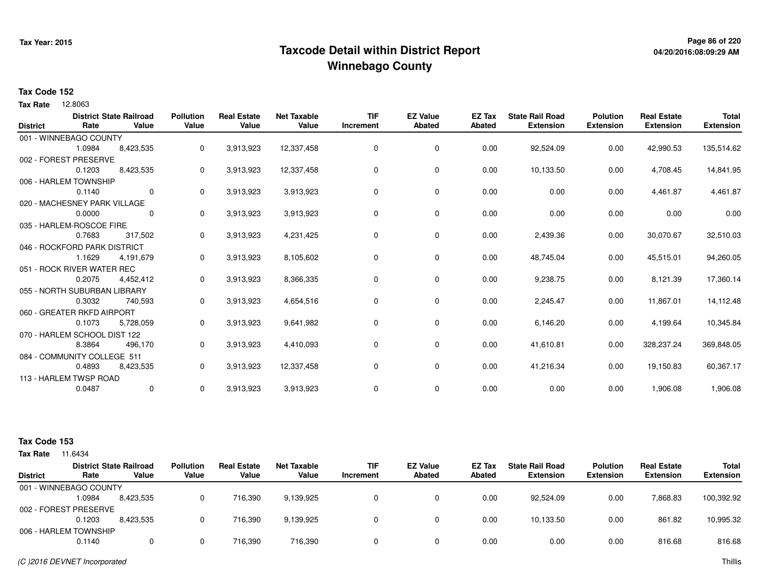# Taxcode Detail within District Report
# Winnebago County

Tax Year: 2015

**Tax Code 152**

**Tax Rate** 12.8063

| District | District Rate | State Railroad Value | Pollution Value | Real Estate Value | Net Taxable Value | TIF Increment | EZ Value Abated | EZ Tax Abated | State Rail Road Extension | Polution Extension | Real Estate Extension | Total Extension |
|---|---|---|---|---|---|---|---|---|---|---|---|---|
| 001 - WINNEBAGO COUNTY | | | | | | | | | | | | |
| | 1.0984 | 8,423,535 | 0 | 3,913,923 | 12,337,458 | 0 | 0 | 0.00 | 92,524.09 | 0.00 | 42,990.53 | 135,514.62 |
| 002 - FOREST PRESERVE | | | | | | | | | | | | |
| | 0.1203 | 8,423,535 | 0 | 3,913,923 | 12,337,458 | 0 | 0 | 0.00 | 10,133.50 | 0.00 | 4,708.45 | 14,841.95 |
| 006 - HARLEM TOWNSHIP | | | | | | | | | | | | |
| | 0.1140 | 0 | 0 | 3,913,923 | 3,913,923 | 0 | 0 | 0.00 | 0.00 | 0.00 | 4,461.87 | 4,461.87 |
| 020 - MACHESNEY PARK VILLAGE | | | | | | | | | | | | |
| | 0.0000 | 0 | 0 | 3,913,923 | 3,913,923 | 0 | 0 | 0.00 | 0.00 | 0.00 | 0.00 | 0.00 |
| 035 - HARLEM-ROSCOE FIRE | | | | | | | | | | | | |
| | 0.7683 | 317,502 | 0 | 3,913,923 | 4,231,425 | 0 | 0 | 0.00 | 2,439.36 | 0.00 | 30,070.67 | 32,510.03 |
| 046 - ROCKFORD PARK DISTRICT | | | | | | | | | | | | |
| | 1.1629 | 4,191,679 | 0 | 3,913,923 | 8,105,602 | 0 | 0 | 0.00 | 48,745.04 | 0.00 | 45,515.01 | 94,260.05 |
| 051 - ROCK RIVER WATER REC | | | | | | | | | | | | |
| | 0.2075 | 4,452,412 | 0 | 3,913,923 | 8,366,335 | 0 | 0 | 0.00 | 9,238.75 | 0.00 | 8,121.39 | 17,360.14 |
| 055 - NORTH SUBURBAN LIBRARY | | | | | | | | | | | | |
| | 0.3032 | 740,593 | 0 | 3,913,923 | 4,654,516 | 0 | 0 | 0.00 | 2,245.47 | 0.00 | 11,867.01 | 14,112.48 |
| 060 - GREATER RKFD AIRPORT | | | | | | | | | | | | |
| | 0.1073 | 5,728,059 | 0 | 3,913,923 | 9,641,982 | 0 | 0 | 0.00 | 6,146.20 | 0.00 | 4,199.64 | 10,345.84 |
| 070 - HARLEM SCHOOL DIST 122 | | | | | | | | | | | | |
| | 8.3864 | 496,170 | 0 | 3,913,923 | 4,410,093 | 0 | 0 | 0.00 | 41,610.81 | 0.00 | 328,237.24 | 369,848.05 |
| 084 - COMMUNITY COLLEGE 511 | | | | | | | | | | | | |
| | 0.4893 | 8,423,535 | 0 | 3,913,923 | 12,337,458 | 0 | 0 | 0.00 | 41,216.34 | 0.00 | 19,150.83 | 60,367.17 |
| 113 - HARLEM TWSP ROAD | | | | | | | | | | | | |
| | 0.0487 | 0 | 0 | 3,913,923 | 3,913,923 | 0 | 0 | 0.00 | 0.00 | 0.00 | 1,906.08 | 1,906.08 |

**Tax Code 153**

**Tax Rate** 11.6434

| District | District Rate | State Railroad Value | Pollution Value | Real Estate Value | Net Taxable Value | TIF Increment | EZ Value Abated | EZ Tax Abated | State Rail Road Extension | Polution Extension | Real Estate Extension | Total Extension |
|---|---|---|---|---|---|---|---|---|---|---|---|---|
| 001 - WINNEBAGO COUNTY | | | | | | | | | | | | |
| | 1.0984 | 8,423,535 | 0 | 716,390 | 9,139,925 | 0 | 0 | 0.00 | 92,524.09 | 0.00 | 7,868.83 | 100,392.92 |
| 002 - FOREST PRESERVE | | | | | | | | | | | | |
| | 0.1203 | 8,423,535 | 0 | 716,390 | 9,139,925 | 0 | 0 | 0.00 | 10,133.50 | 0.00 | 861.82 | 10,995.32 |
| 006 - HARLEM TOWNSHIP | | | | | | | | | | | | |
| | 0.1140 | 0 | 0 | 716,390 | 716,390 | 0 | 0 | 0.00 | 0.00 | 0.00 | 816.68 | 816.68 |

(C )2016 DEVNET Incorporated — Thillis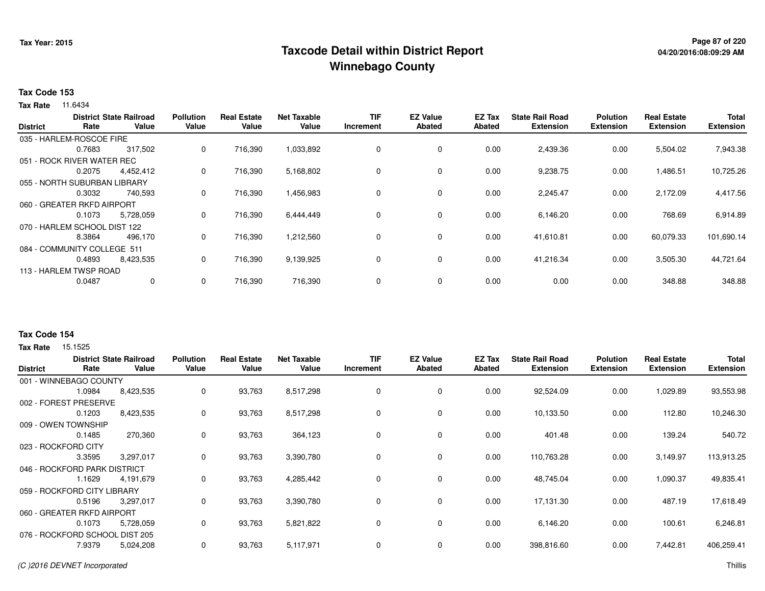Tax Year: 2015

# Taxcode Detail within District Report
## Winnebago County

**Tax Code 153**

**Tax Rate** 11.6434

| District | District Rate | State Railroad Value | Pollution Value | Real Estate Value | Net Taxable Value | TIF Increment | EZ Value Abated | EZ Tax Abated | State Rail Road Extension | Polution Extension | Real Estate Extension | Total Extension |
|---|---|---|---|---|---|---|---|---|---|---|---|---|
| 035 - HARLEM-ROSCOE FIRE | | | | | | | | | | | | |
| | 0.7683 | 317,502 | 0 | 716,390 | 1,033,892 | 0 | 0 | 0.00 | 2,439.36 | 0.00 | 5,504.02 | 7,943.38 |
| 051 - ROCK RIVER WATER REC | | | | | | | | | | | | |
| | 0.2075 | 4,452,412 | 0 | 716,390 | 5,168,802 | 0 | 0 | 0.00 | 9,238.75 | 0.00 | 1,486.51 | 10,725.26 |
| 055 - NORTH SUBURBAN LIBRARY | | | | | | | | | | | | |
| | 0.3032 | 740,593 | 0 | 716,390 | 1,456,983 | 0 | 0 | 0.00 | 2,245.47 | 0.00 | 2,172.09 | 4,417.56 |
| 060 - GREATER RKFD AIRPORT | | | | | | | | | | | | |
| | 0.1073 | 5,728,059 | 0 | 716,390 | 6,444,449 | 0 | 0 | 0.00 | 6,146.20 | 0.00 | 768.69 | 6,914.89 |
| 070 - HARLEM SCHOOL DIST 122 | | | | | | | | | | | | |
| | 8.3864 | 496,170 | 0 | 716,390 | 1,212,560 | 0 | 0 | 0.00 | 41,610.81 | 0.00 | 60,079.33 | 101,690.14 |
| 084 - COMMUNITY COLLEGE 511 | | | | | | | | | | | | |
| | 0.4893 | 8,423,535 | 0 | 716,390 | 9,139,925 | 0 | 0 | 0.00 | 41,216.34 | 0.00 | 3,505.30 | 44,721.64 |
| 113 - HARLEM TWSP ROAD | | | | | | | | | | | | |
| | 0.0487 | 0 | 0 | 716,390 | 716,390 | 0 | 0 | 0.00 | 0.00 | 0.00 | 348.88 | 348.88 |

**Tax Code 154**

**Tax Rate** 15.1525

| District | District Rate | State Railroad Value | Pollution Value | Real Estate Value | Net Taxable Value | TIF Increment | EZ Value Abated | EZ Tax Abated | State Rail Road Extension | Polution Extension | Real Estate Extension | Total Extension |
|---|---|---|---|---|---|---|---|---|---|---|---|---|
| 001 - WINNEBAGO COUNTY | | | | | | | | | | | | |
| | 1.0984 | 8,423,535 | 0 | 93,763 | 8,517,298 | 0 | 0 | 0.00 | 92,524.09 | 0.00 | 1,029.89 | 93,553.98 |
| 002 - FOREST PRESERVE | | | | | | | | | | | | |
| | 0.1203 | 8,423,535 | 0 | 93,763 | 8,517,298 | 0 | 0 | 0.00 | 10,133.50 | 0.00 | 112.80 | 10,246.30 |
| 009 - OWEN TOWNSHIP | | | | | | | | | | | | |
| | 0.1485 | 270,360 | 0 | 93,763 | 364,123 | 0 | 0 | 0.00 | 401.48 | 0.00 | 139.24 | 540.72 |
| 023 - ROCKFORD CITY | | | | | | | | | | | | |
| | 3.3595 | 3,297,017 | 0 | 93,763 | 3,390,780 | 0 | 0 | 0.00 | 110,763.28 | 0.00 | 3,149.97 | 113,913.25 |
| 046 - ROCKFORD PARK DISTRICT | | | | | | | | | | | | |
| | 1.1629 | 4,191,679 | 0 | 93,763 | 4,285,442 | 0 | 0 | 0.00 | 48,745.04 | 0.00 | 1,090.37 | 49,835.41 |
| 059 - ROCKFORD CITY LIBRARY | | | | | | | | | | | | |
| | 0.5196 | 3,297,017 | 0 | 93,763 | 3,390,780 | 0 | 0 | 0.00 | 17,131.30 | 0.00 | 487.19 | 17,618.49 |
| 060 - GREATER RKFD AIRPORT | | | | | | | | | | | | |
| | 0.1073 | 5,728,059 | 0 | 93,763 | 5,821,822 | 0 | 0 | 0.00 | 6,146.20 | 0.00 | 100.61 | 6,246.81 |
| 076 - ROCKFORD SCHOOL DIST 205 | | | | | | | | | | | | |
| | 7.9379 | 5,024,208 | 0 | 93,763 | 5,117,971 | 0 | 0 | 0.00 | 398,816.60 | 0.00 | 7,442.81 | 406,259.41 |

(C )2016 DEVNET Incorporated — Thillis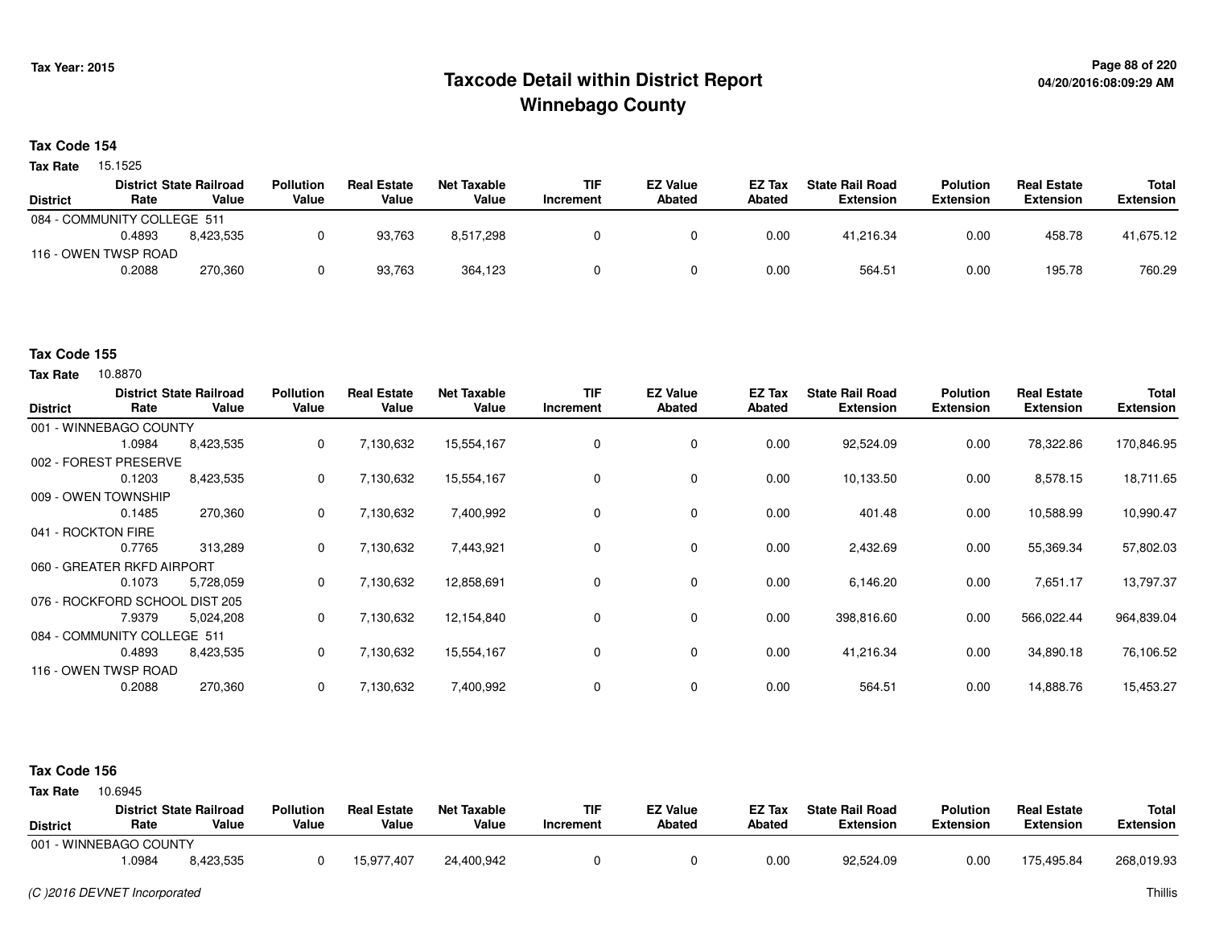Tax Year: 2015

# Taxcode Detail within District Report
## Winnebago County

04/20/2016:08:09:29 AM

**Tax Code 154**

**Tax Rate** 15.1525

| District | District Rate | State Railroad Value | Pollution Value | Real Estate Value | Net Taxable Value | TIF Increment | EZ Value Abated | EZ Tax Abated | State Rail Road Extension | Polution Extension | Real Estate Extension | Total Extension |
|---|---|---|---|---|---|---|---|---|---|---|---|---|
| 084 - COMMUNITY COLLEGE 511 | | | | | | | | | | | | |
| | 0.4893 | 8,423,535 | 0 | 93,763 | 8,517,298 | 0 | 0 | 0.00 | 41,216.34 | 0.00 | 458.78 | 41,675.12 |
| 116 - OWEN TWSP ROAD | | | | | | | | | | | | |
| | 0.2088 | 270,360 | 0 | 93,763 | 364,123 | 0 | 0 | 0.00 | 564.51 | 0.00 | 195.78 | 760.29 |

**Tax Code 155**

**Tax Rate** 10.8870

| District | District Rate | State Railroad Value | Pollution Value | Real Estate Value | Net Taxable Value | TIF Increment | EZ Value Abated | EZ Tax Abated | State Rail Road Extension | Polution Extension | Real Estate Extension | Total Extension |
|---|---|---|---|---|---|---|---|---|---|---|---|---|
| 001 - WINNEBAGO COUNTY | | | | | | | | | | | | |
| | 1.0984 | 8,423,535 | 0 | 7,130,632 | 15,554,167 | 0 | 0 | 0.00 | 92,524.09 | 0.00 | 78,322.86 | 170,846.95 |
| 002 - FOREST PRESERVE | | | | | | | | | | | | |
| | 0.1203 | 8,423,535 | 0 | 7,130,632 | 15,554,167 | 0 | 0 | 0.00 | 10,133.50 | 0.00 | 8,578.15 | 18,711.65 |
| 009 - OWEN TOWNSHIP | | | | | | | | | | | | |
| | 0.1485 | 270,360 | 0 | 7,130,632 | 7,400,992 | 0 | 0 | 0.00 | 401.48 | 0.00 | 10,588.99 | 10,990.47 |
| 041 - ROCKTON FIRE | | | | | | | | | | | | |
| | 0.7765 | 313,289 | 0 | 7,130,632 | 7,443,921 | 0 | 0 | 0.00 | 2,432.69 | 0.00 | 55,369.34 | 57,802.03 |
| 060 - GREATER RKFD AIRPORT | | | | | | | | | | | | |
| | 0.1073 | 5,728,059 | 0 | 7,130,632 | 12,858,691 | 0 | 0 | 0.00 | 6,146.20 | 0.00 | 7,651.17 | 13,797.37 |
| 076 - ROCKFORD SCHOOL DIST 205 | | | | | | | | | | | | |
| | 7.9379 | 5,024,208 | 0 | 7,130,632 | 12,154,840 | 0 | 0 | 0.00 | 398,816.60 | 0.00 | 566,022.44 | 964,839.04 |
| 084 - COMMUNITY COLLEGE 511 | | | | | | | | | | | | |
| | 0.4893 | 8,423,535 | 0 | 7,130,632 | 15,554,167 | 0 | 0 | 0.00 | 41,216.34 | 0.00 | 34,890.18 | 76,106.52 |
| 116 - OWEN TWSP ROAD | | | | | | | | | | | | |
| | 0.2088 | 270,360 | 0 | 7,130,632 | 7,400,992 | 0 | 0 | 0.00 | 564.51 | 0.00 | 14,888.76 | 15,453.27 |

**Tax Code 156**

**Tax Rate** 10.6945

| District | District Rate | State Railroad Value | Pollution Value | Real Estate Value | Net Taxable Value | TIF Increment | EZ Value Abated | EZ Tax Abated | State Rail Road Extension | Polution Extension | Real Estate Extension | Total Extension |
|---|---|---|---|---|---|---|---|---|---|---|---|---|
| 001 - WINNEBAGO COUNTY | | | | | | | | | | | | |
| | 1.0984 | 8,423,535 | 0 | 15,977,407 | 24,400,942 | 0 | 0 | 0.00 | 92,524.09 | 0.00 | 175,495.84 | 268,019.93 |

*(C )2016 DEVNET Incorporated*

Thillis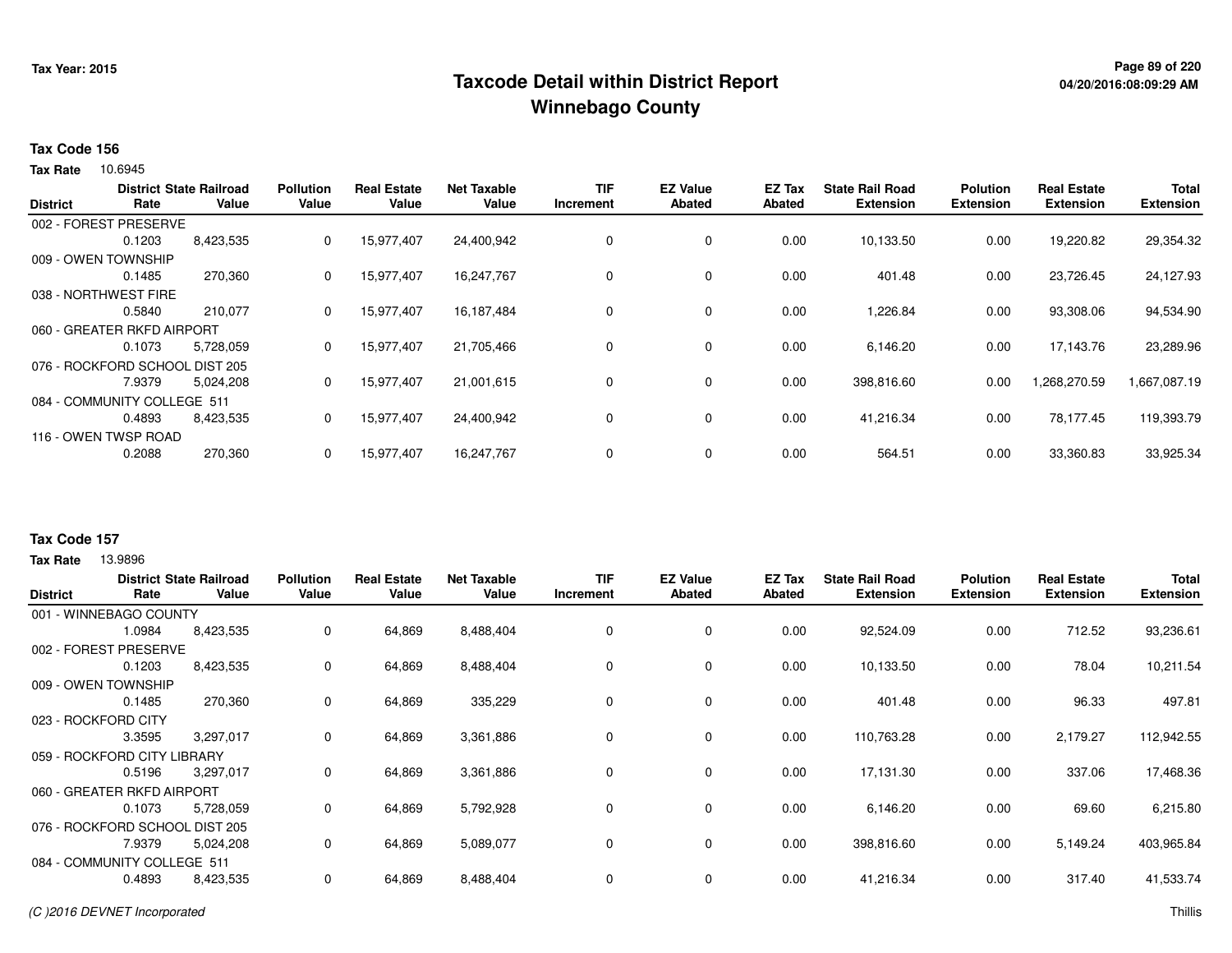# Taxcode Detail within District Report
## Winnebago County

Tax Year: 2015

04/20/2016:08:09:29 AM

**Tax Code 156**

**Tax Rate** 10.6945

| District | District Rate | State Railroad Value | Pollution Value | Real Estate Value | Net Taxable Value | TIF Increment | EZ Value Abated | EZ Tax Abated | State Rail Road Extension | Polution Extension | Real Estate Extension | Total Extension |
|---|---|---|---|---|---|---|---|---|---|---|---|---|
| 002 - FOREST PRESERVE | 0.1203 | 8,423,535 | 0 | 15,977,407 | 24,400,942 | 0 | 0 | 0.00 | 10,133.50 | 0.00 | 19,220.82 | 29,354.32 |
| 009 - OWEN TOWNSHIP | 0.1485 | 270,360 | 0 | 15,977,407 | 16,247,767 | 0 | 0 | 0.00 | 401.48 | 0.00 | 23,726.45 | 24,127.93 |
| 038 - NORTHWEST FIRE | 0.5840 | 210,077 | 0 | 15,977,407 | 16,187,484 | 0 | 0 | 0.00 | 1,226.84 | 0.00 | 93,308.06 | 94,534.90 |
| 060 - GREATER RKFD AIRPORT | 0.1073 | 5,728,059 | 0 | 15,977,407 | 21,705,466 | 0 | 0 | 0.00 | 6,146.20 | 0.00 | 17,143.76 | 23,289.96 |
| 076 - ROCKFORD SCHOOL DIST 205 | 7.9379 | 5,024,208 | 0 | 15,977,407 | 21,001,615 | 0 | 0 | 0.00 | 398,816.60 | 0.00 | 1,268,270.59 | 1,667,087.19 |
| 084 - COMMUNITY COLLEGE 511 | 0.4893 | 8,423,535 | 0 | 15,977,407 | 24,400,942 | 0 | 0 | 0.00 | 41,216.34 | 0.00 | 78,177.45 | 119,393.79 |
| 116 - OWEN TWSP ROAD | 0.2088 | 270,360 | 0 | 15,977,407 | 16,247,767 | 0 | 0 | 0.00 | 564.51 | 0.00 | 33,360.83 | 33,925.34 |

**Tax Code 157**

**Tax Rate** 13.9896

| District | District Rate | State Railroad Value | Pollution Value | Real Estate Value | Net Taxable Value | TIF Increment | EZ Value Abated | EZ Tax Abated | State Rail Road Extension | Polution Extension | Real Estate Extension | Total Extension |
|---|---|---|---|---|---|---|---|---|---|---|---|---|
| 001 - WINNEBAGO COUNTY | 1.0984 | 8,423,535 | 0 | 64,869 | 8,488,404 | 0 | 0 | 0.00 | 92,524.09 | 0.00 | 712.52 | 93,236.61 |
| 002 - FOREST PRESERVE | 0.1203 | 8,423,535 | 0 | 64,869 | 8,488,404 | 0 | 0 | 0.00 | 10,133.50 | 0.00 | 78.04 | 10,211.54 |
| 009 - OWEN TOWNSHIP | 0.1485 | 270,360 | 0 | 64,869 | 335,229 | 0 | 0 | 0.00 | 401.48 | 0.00 | 96.33 | 497.81 |
| 023 - ROCKFORD CITY | 3.3595 | 3,297,017 | 0 | 64,869 | 3,361,886 | 0 | 0 | 0.00 | 110,763.28 | 0.00 | 2,179.27 | 112,942.55 |
| 059 - ROCKFORD CITY LIBRARY | 0.5196 | 3,297,017 | 0 | 64,869 | 3,361,886 | 0 | 0 | 0.00 | 17,131.30 | 0.00 | 337.06 | 17,468.36 |
| 060 - GREATER RKFD AIRPORT | 0.1073 | 5,728,059 | 0 | 64,869 | 5,792,928 | 0 | 0 | 0.00 | 6,146.20 | 0.00 | 69.60 | 6,215.80 |
| 076 - ROCKFORD SCHOOL DIST 205 | 7.9379 | 5,024,208 | 0 | 64,869 | 5,089,077 | 0 | 0 | 0.00 | 398,816.60 | 0.00 | 5,149.24 | 403,965.84 |
| 084 - COMMUNITY COLLEGE 511 | 0.4893 | 8,423,535 | 0 | 64,869 | 8,488,404 | 0 | 0 | 0.00 | 41,216.34 | 0.00 | 317.40 | 41,533.74 |

(C )2016 DEVNET Incorporated

Thillis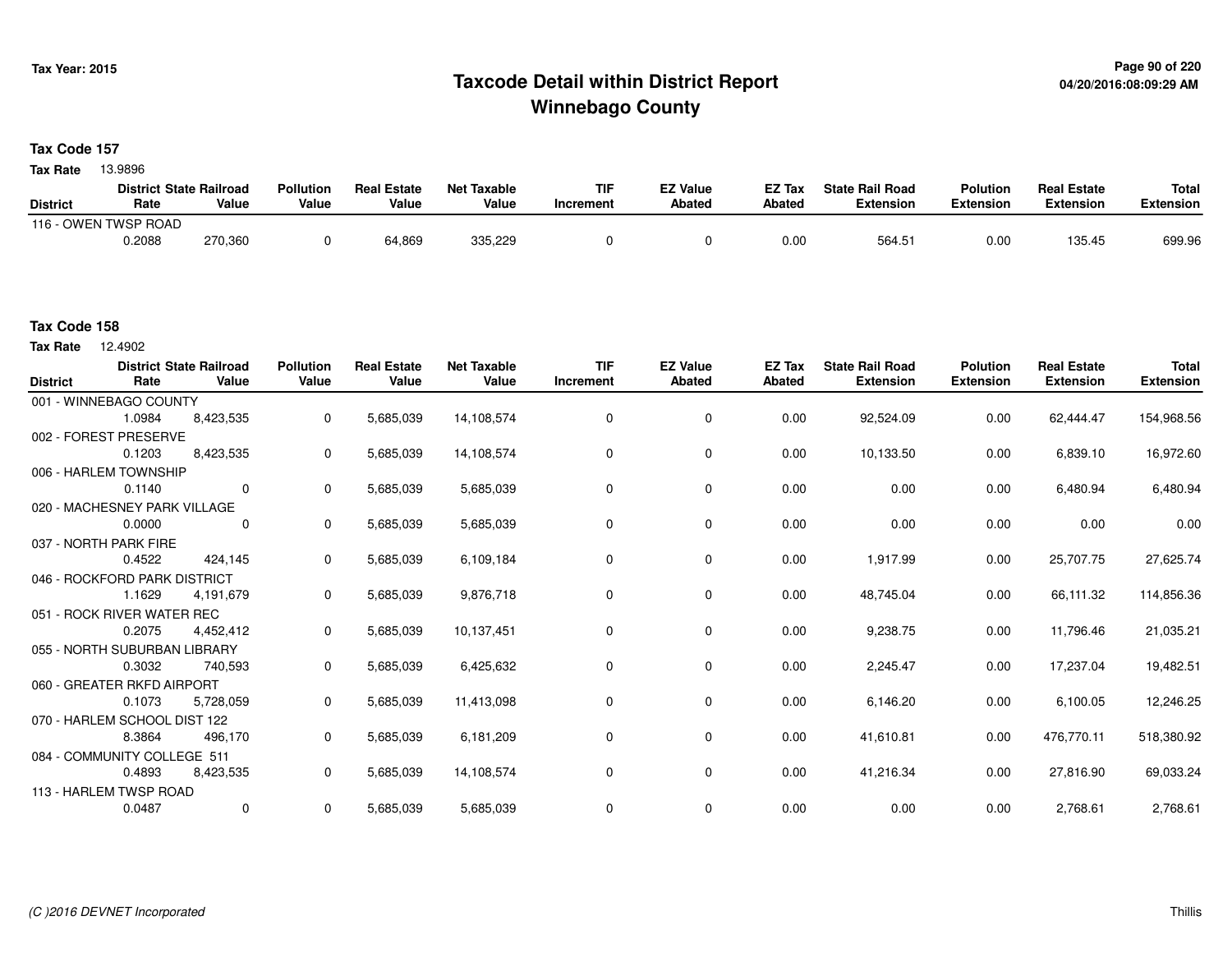# Taxcode Detail within District Report
# Winnebago County

Tax Year: 2015

04/20/2016:08:09:29 AM

**Tax Code 157**

**Tax Rate** 13.9896

| District | District Rate | State Railroad Value | Pollution Value | Real Estate Value | Net Taxable Value | TIF Increment | EZ Value Abated | EZ Tax Abated | State Rail Road Extension | Polution Extension | Real Estate Extension | Total Extension |
|---|---|---|---|---|---|---|---|---|---|---|---|---|
| 116 - OWEN TWSP ROAD | | | | | | | | | | | | |
| | 0.2088 | 270,360 | 0 | 64,869 | 335,229 | 0 | 0 | 0.00 | 564.51 | 0.00 | 135.45 | 699.96 |

**Tax Code 158**

**Tax Rate** 12.4902

| District | District Rate | State Railroad Value | Pollution Value | Real Estate Value | Net Taxable Value | TIF Increment | EZ Value Abated | EZ Tax Abated | State Rail Road Extension | Polution Extension | Real Estate Extension | Total Extension |
|---|---|---|---|---|---|---|---|---|---|---|---|---|
| 001 - WINNEBAGO COUNTY | | | | | | | | | | | | |
| | 1.0984 | 8,423,535 | 0 | 5,685,039 | 14,108,574 | 0 | 0 | 0.00 | 92,524.09 | 0.00 | 62,444.47 | 154,968.56 |
| 002 - FOREST PRESERVE | | | | | | | | | | | | |
| | 0.1203 | 8,423,535 | 0 | 5,685,039 | 14,108,574 | 0 | 0 | 0.00 | 10,133.50 | 0.00 | 6,839.10 | 16,972.60 |
| 006 - HARLEM TOWNSHIP | | | | | | | | | | | | |
| | 0.1140 | 0 | 0 | 5,685,039 | 5,685,039 | 0 | 0 | 0.00 | 0.00 | 0.00 | 6,480.94 | 6,480.94 |
| 020 - MACHESNEY PARK VILLAGE | | | | | | | | | | | | |
| | 0.0000 | 0 | 0 | 5,685,039 | 5,685,039 | 0 | 0 | 0.00 | 0.00 | 0.00 | 0.00 | 0.00 |
| 037 - NORTH PARK FIRE | | | | | | | | | | | | |
| | 0.4522 | 424,145 | 0 | 5,685,039 | 6,109,184 | 0 | 0 | 0.00 | 1,917.99 | 0.00 | 25,707.75 | 27,625.74 |
| 046 - ROCKFORD PARK DISTRICT | | | | | | | | | | | | |
| | 1.1629 | 4,191,679 | 0 | 5,685,039 | 9,876,718 | 0 | 0 | 0.00 | 48,745.04 | 0.00 | 66,111.32 | 114,856.36 |
| 051 - ROCK RIVER WATER REC | | | | | | | | | | | | |
| | 0.2075 | 4,452,412 | 0 | 5,685,039 | 10,137,451 | 0 | 0 | 0.00 | 9,238.75 | 0.00 | 11,796.46 | 21,035.21 |
| 055 - NORTH SUBURBAN LIBRARY | | | | | | | | | | | | |
| | 0.3032 | 740,593 | 0 | 5,685,039 | 6,425,632 | 0 | 0 | 0.00 | 2,245.47 | 0.00 | 17,237.04 | 19,482.51 |
| 060 - GREATER RKFD AIRPORT | | | | | | | | | | | | |
| | 0.1073 | 5,728,059 | 0 | 5,685,039 | 11,413,098 | 0 | 0 | 0.00 | 6,146.20 | 0.00 | 6,100.05 | 12,246.25 |
| 070 - HARLEM SCHOOL DIST 122 | | | | | | | | | | | | |
| | 8.3864 | 496,170 | 0 | 5,685,039 | 6,181,209 | 0 | 0 | 0.00 | 41,610.81 | 0.00 | 476,770.11 | 518,380.92 |
| 084 - COMMUNITY COLLEGE 511 | | | | | | | | | | | | |
| | 0.4893 | 8,423,535 | 0 | 5,685,039 | 14,108,574 | 0 | 0 | 0.00 | 41,216.34 | 0.00 | 27,816.90 | 69,033.24 |
| 113 - HARLEM TWSP ROAD | | | | | | | | | | | | |
| | 0.0487 | 0 | 0 | 5,685,039 | 5,685,039 | 0 | 0 | 0.00 | 0.00 | 0.00 | 2,768.61 | 2,768.61 |

*(C )2016 DEVNET Incorporated*

Thillis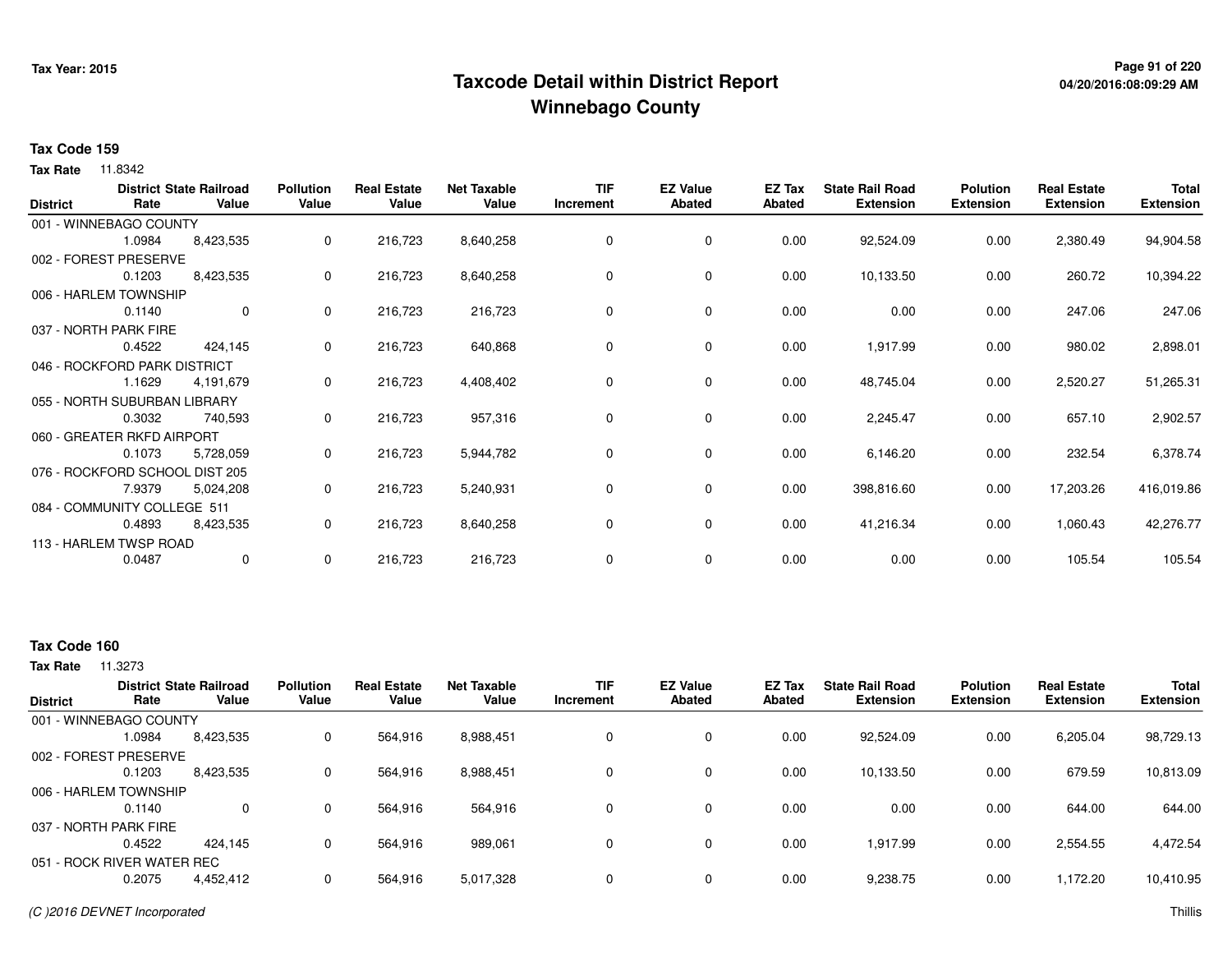# Taxcode Detail within District Report
# Winnebago County

Tax Year: 2015

**Tax Code 159**

**Tax Rate** 11.8342

| District | District Rate | State Railroad Value | Pollution Value | Real Estate Value | Net Taxable Value | TIF Increment | EZ Value Abated | EZ Tax Abated | State Rail Road Extension | Polution Extension | Real Estate Extension | Total Extension |
|---|---|---|---|---|---|---|---|---|---|---|---|---|
| 001 - WINNEBAGO COUNTY | 1.0984 | 8,423,535 | 0 | 216,723 | 8,640,258 | 0 | 0 | 0.00 | 92,524.09 | 0.00 | 2,380.49 | 94,904.58 |
| 002 - FOREST PRESERVE | 0.1203 | 8,423,535 | 0 | 216,723 | 8,640,258 | 0 | 0 | 0.00 | 10,133.50 | 0.00 | 260.72 | 10,394.22 |
| 006 - HARLEM TOWNSHIP | 0.1140 | 0 | 0 | 216,723 | 216,723 | 0 | 0 | 0.00 | 0.00 | 0.00 | 247.06 | 247.06 |
| 037 - NORTH PARK FIRE | 0.4522 | 424,145 | 0 | 216,723 | 640,868 | 0 | 0 | 0.00 | 1,917.99 | 0.00 | 980.02 | 2,898.01 |
| 046 - ROCKFORD PARK DISTRICT | 1.1629 | 4,191,679 | 0 | 216,723 | 4,408,402 | 0 | 0 | 0.00 | 48,745.04 | 0.00 | 2,520.27 | 51,265.31 |
| 055 - NORTH SUBURBAN LIBRARY | 0.3032 | 740,593 | 0 | 216,723 | 957,316 | 0 | 0 | 0.00 | 2,245.47 | 0.00 | 657.10 | 2,902.57 |
| 060 - GREATER RKFD AIRPORT | 0.1073 | 5,728,059 | 0 | 216,723 | 5,944,782 | 0 | 0 | 0.00 | 6,146.20 | 0.00 | 232.54 | 6,378.74 |
| 076 - ROCKFORD SCHOOL DIST 205 | 7.9379 | 5,024,208 | 0 | 216,723 | 5,240,931 | 0 | 0 | 0.00 | 398,816.60 | 0.00 | 17,203.26 | 416,019.86 |
| 084 - COMMUNITY COLLEGE 511 | 0.4893 | 8,423,535 | 0 | 216,723 | 8,640,258 | 0 | 0 | 0.00 | 41,216.34 | 0.00 | 1,060.43 | 42,276.77 |
| 113 - HARLEM TWSP ROAD | 0.0487 | 0 | 0 | 216,723 | 216,723 | 0 | 0 | 0.00 | 0.00 | 0.00 | 105.54 | 105.54 |

**Tax Code 160**

**Tax Rate** 11.3273

| District | District Rate | State Railroad Value | Pollution Value | Real Estate Value | Net Taxable Value | TIF Increment | EZ Value Abated | EZ Tax Abated | State Rail Road Extension | Polution Extension | Real Estate Extension | Total Extension |
|---|---|---|---|---|---|---|---|---|---|---|---|---|
| 001 - WINNEBAGO COUNTY | 1.0984 | 8,423,535 | 0 | 564,916 | 8,988,451 | 0 | 0 | 0.00 | 92,524.09 | 0.00 | 6,205.04 | 98,729.13 |
| 002 - FOREST PRESERVE | 0.1203 | 8,423,535 | 0 | 564,916 | 8,988,451 | 0 | 0 | 0.00 | 10,133.50 | 0.00 | 679.59 | 10,813.09 |
| 006 - HARLEM TOWNSHIP | 0.1140 | 0 | 0 | 564,916 | 564,916 | 0 | 0 | 0.00 | 0.00 | 0.00 | 644.00 | 644.00 |
| 037 - NORTH PARK FIRE | 0.4522 | 424,145 | 0 | 564,916 | 989,061 | 0 | 0 | 0.00 | 1,917.99 | 0.00 | 2,554.55 | 4,472.54 |
| 051 - ROCK RIVER WATER REC | 0.2075 | 4,452,412 | 0 | 564,916 | 5,017,328 | 0 | 0 | 0.00 | 9,238.75 | 0.00 | 1,172.20 | 10,410.95 |

*(C )2016 DEVNET Incorporated* Thillis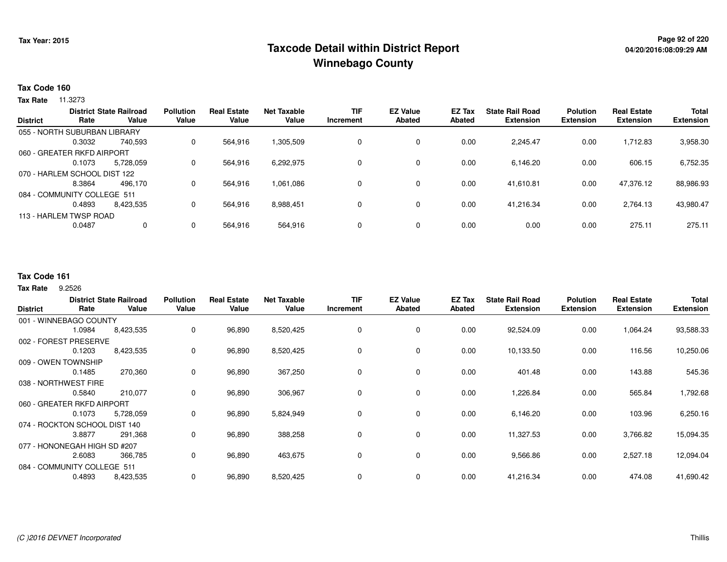# Taxcode Detail within District Report
# Winnebago County

Tax Year: 2015

**Tax Code 160**

**Tax Rate** 11.3273

| District | District Rate | State Railroad Value | Pollution Value | Real Estate Value | Net Taxable Value | TIF Increment | EZ Value Abated | EZ Tax Abated | State Rail Road Extension | Polution Extension | Real Estate Extension | Total Extension |
|---|---|---|---|---|---|---|---|---|---|---|---|---|
| 055 - NORTH SUBURBAN LIBRARY | 0.3032 | 740,593 | 0 | 564,916 | 1,305,509 | 0 | 0 | 0.00 | 2,245.47 | 0.00 | 1,712.83 | 3,958.30 |
| 060 - GREATER RKFD AIRPORT | 0.1073 | 5,728,059 | 0 | 564,916 | 6,292,975 | 0 | 0 | 0.00 | 6,146.20 | 0.00 | 606.15 | 6,752.35 |
| 070 - HARLEM SCHOOL DIST 122 | 8.3864 | 496,170 | 0 | 564,916 | 1,061,086 | 0 | 0 | 0.00 | 41,610.81 | 0.00 | 47,376.12 | 88,986.93 |
| 084 - COMMUNITY COLLEGE 511 | 0.4893 | 8,423,535 | 0 | 564,916 | 8,988,451 | 0 | 0 | 0.00 | 41,216.34 | 0.00 | 2,764.13 | 43,980.47 |
| 113 - HARLEM TWSP ROAD | 0.0487 | 0 | 0 | 564,916 | 564,916 | 0 | 0 | 0.00 | 0.00 | 0.00 | 275.11 | 275.11 |

**Tax Code 161**

**Tax Rate** 9.2526

| District | District Rate | State Railroad Value | Pollution Value | Real Estate Value | Net Taxable Value | TIF Increment | EZ Value Abated | EZ Tax Abated | State Rail Road Extension | Polution Extension | Real Estate Extension | Total Extension |
|---|---|---|---|---|---|---|---|---|---|---|---|---|
| 001 - WINNEBAGO COUNTY | 1.0984 | 8,423,535 | 0 | 96,890 | 8,520,425 | 0 | 0 | 0.00 | 92,524.09 | 0.00 | 1,064.24 | 93,588.33 |
| 002 - FOREST PRESERVE | 0.1203 | 8,423,535 | 0 | 96,890 | 8,520,425 | 0 | 0 | 0.00 | 10,133.50 | 0.00 | 116.56 | 10,250.06 |
| 009 - OWEN TOWNSHIP | 0.1485 | 270,360 | 0 | 96,890 | 367,250 | 0 | 0 | 0.00 | 401.48 | 0.00 | 143.88 | 545.36 |
| 038 - NORTHWEST FIRE | 0.5840 | 210,077 | 0 | 96,890 | 306,967 | 0 | 0 | 0.00 | 1,226.84 | 0.00 | 565.84 | 1,792.68 |
| 060 - GREATER RKFD AIRPORT | 0.1073 | 5,728,059 | 0 | 96,890 | 5,824,949 | 0 | 0 | 0.00 | 6,146.20 | 0.00 | 103.96 | 6,250.16 |
| 074 - ROCKTON SCHOOL DIST 140 | 3.8877 | 291,368 | 0 | 96,890 | 388,258 | 0 | 0 | 0.00 | 11,327.53 | 0.00 | 3,766.82 | 15,094.35 |
| 077 - HONONEGAH HIGH SD #207 | 2.6083 | 366,785 | 0 | 96,890 | 463,675 | 0 | 0 | 0.00 | 9,566.86 | 0.00 | 2,527.18 | 12,094.04 |
| 084 - COMMUNITY COLLEGE 511 | 0.4893 | 8,423,535 | 0 | 96,890 | 8,520,425 | 0 | 0 | 0.00 | 41,216.34 | 0.00 | 474.08 | 41,690.42 |

*(C )2016 DEVNET Incorporated*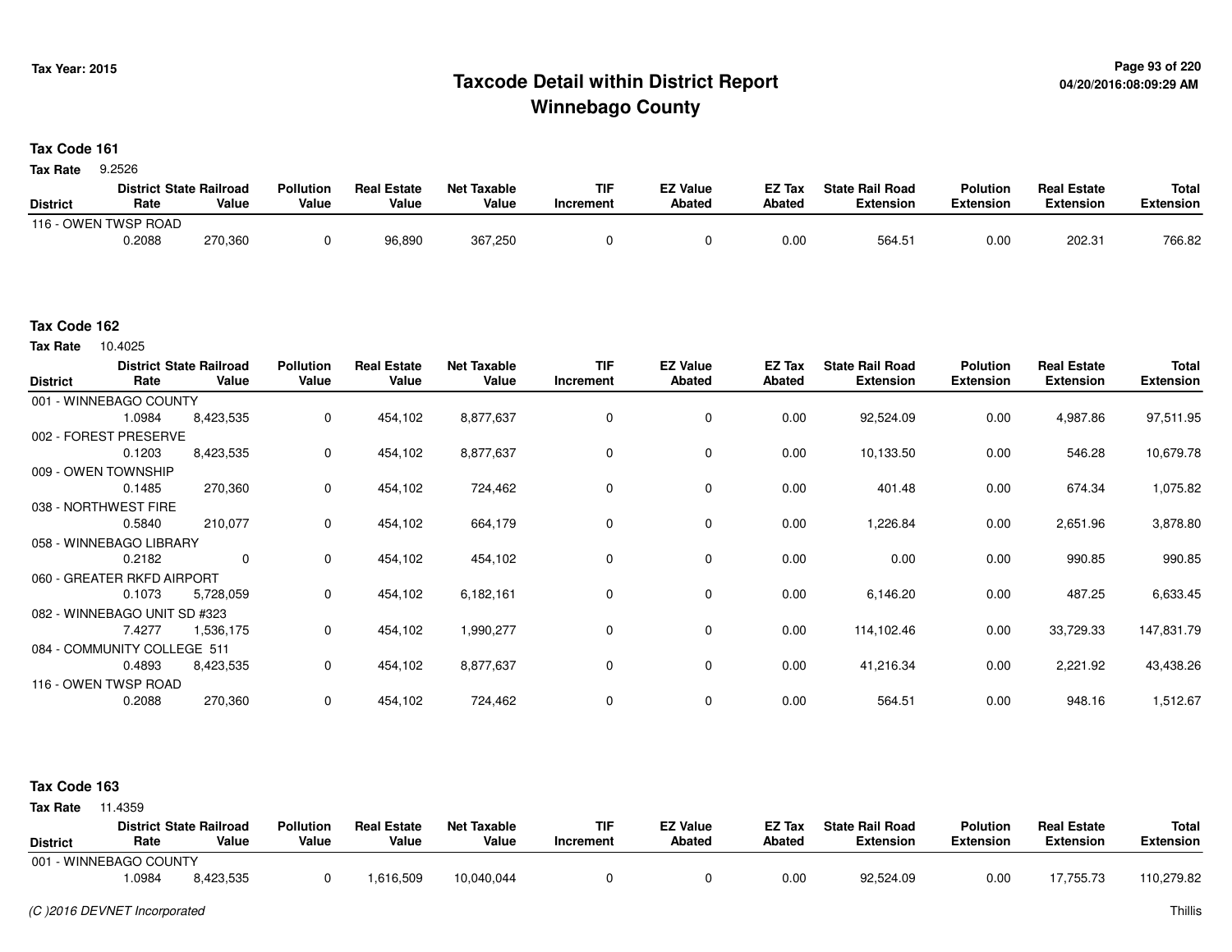Tax Year: 2015

# Taxcode Detail within District Report
## Winnebago County

### Tax Code 161

**Tax Rate** 9.2526

| District | District Rate | State Railroad Value | Pollution Value | Real Estate Value | Net Taxable Value | TIF Increment | EZ Value Abated | EZ Tax Abated | State Rail Road Extension | Polution Extension | Real Estate Extension | Total Extension |
|---|---|---|---|---|---|---|---|---|---|---|---|---|
| 116 - OWEN TWSP ROAD | 0.2088 | 270,360 | 0 | 96,890 | 367,250 | 0 | 0 | 0.00 | 564.51 | 0.00 | 202.31 | 766.82 |

### Tax Code 162

**Tax Rate** 10.4025

| District | District Rate | State Railroad Value | Pollution Value | Real Estate Value | Net Taxable Value | TIF Increment | EZ Value Abated | EZ Tax Abated | State Rail Road Extension | Polution Extension | Real Estate Extension | Total Extension |
|---|---|---|---|---|---|---|---|---|---|---|---|---|
| 001 - WINNEBAGO COUNTY | 1.0984 | 8,423,535 | 0 | 454,102 | 8,877,637 | 0 | 0 | 0.00 | 92,524.09 | 0.00 | 4,987.86 | 97,511.95 |
| 002 - FOREST PRESERVE | 0.1203 | 8,423,535 | 0 | 454,102 | 8,877,637 | 0 | 0 | 0.00 | 10,133.50 | 0.00 | 546.28 | 10,679.78 |
| 009 - OWEN TOWNSHIP | 0.1485 | 270,360 | 0 | 454,102 | 724,462 | 0 | 0 | 0.00 | 401.48 | 0.00 | 674.34 | 1,075.82 |
| 038 - NORTHWEST FIRE | 0.5840 | 210,077 | 0 | 454,102 | 664,179 | 0 | 0 | 0.00 | 1,226.84 | 0.00 | 2,651.96 | 3,878.80 |
| 058 - WINNEBAGO LIBRARY | 0.2182 | 0 | 0 | 454,102 | 454,102 | 0 | 0 | 0.00 | 0.00 | 0.00 | 990.85 | 990.85 |
| 060 - GREATER RKFD AIRPORT | 0.1073 | 5,728,059 | 0 | 454,102 | 6,182,161 | 0 | 0 | 0.00 | 6,146.20 | 0.00 | 487.25 | 6,633.45 |
| 082 - WINNEBAGO UNIT SD #323 | 7.4277 | 1,536,175 | 0 | 454,102 | 1,990,277 | 0 | 0 | 0.00 | 114,102.46 | 0.00 | 33,729.33 | 147,831.79 |
| 084 - COMMUNITY COLLEGE 511 | 0.4893 | 8,423,535 | 0 | 454,102 | 8,877,637 | 0 | 0 | 0.00 | 41,216.34 | 0.00 | 2,221.92 | 43,438.26 |
| 116 - OWEN TWSP ROAD | 0.2088 | 270,360 | 0 | 454,102 | 724,462 | 0 | 0 | 0.00 | 564.51 | 0.00 | 948.16 | 1,512.67 |

### Tax Code 163

**Tax Rate** 11.4359

| District | District Rate | State Railroad Value | Pollution Value | Real Estate Value | Net Taxable Value | TIF Increment | EZ Value Abated | EZ Tax Abated | State Rail Road Extension | Polution Extension | Real Estate Extension | Total Extension |
|---|---|---|---|---|---|---|---|---|---|---|---|---|
| 001 - WINNEBAGO COUNTY | 1.0984 | 8,423,535 | 0 | 1,616,509 | 10,040,044 | 0 | 0 | 0.00 | 92,524.09 | 0.00 | 17,755.73 | 110,279.82 |

(C )2016 DEVNET Incorporated

Thillis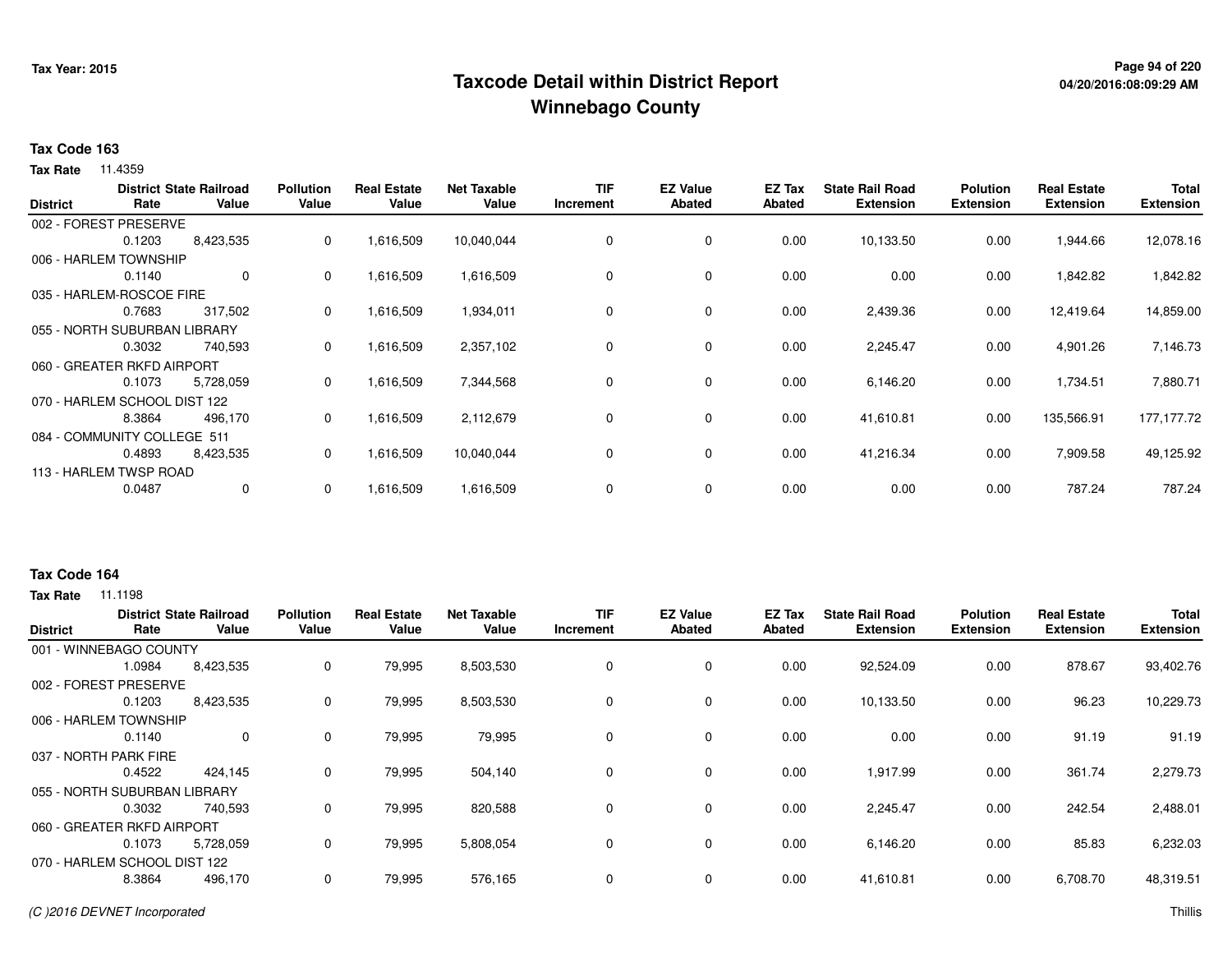# Taxcode Detail within District Report
## Winnebago County

Tax Year: 2015

**Tax Code 163**

**Tax Rate** 11.4359

| District | District Rate | State Railroad Value | Pollution Value | Real Estate Value | Net Taxable Value | TIF Increment | EZ Value Abated | EZ Tax Abated | State Rail Road Extension | Polution Extension | Real Estate Extension | Total Extension |
|---|---|---|---|---|---|---|---|---|---|---|---|---|
| 002 - FOREST PRESERVE | 0.1203 | 8,423,535 | 0 | 1,616,509 | 10,040,044 | 0 | 0 | 0.00 | 10,133.50 | 0.00 | 1,944.66 | 12,078.16 |
| 006 - HARLEM TOWNSHIP | 0.1140 | 0 | 0 | 1,616,509 | 1,616,509 | 0 | 0 | 0.00 | 0.00 | 0.00 | 1,842.82 | 1,842.82 |
| 035 - HARLEM-ROSCOE FIRE | 0.7683 | 317,502 | 0 | 1,616,509 | 1,934,011 | 0 | 0 | 0.00 | 2,439.36 | 0.00 | 12,419.64 | 14,859.00 |
| 055 - NORTH SUBURBAN LIBRARY | 0.3032 | 740,593 | 0 | 1,616,509 | 2,357,102 | 0 | 0 | 0.00 | 2,245.47 | 0.00 | 4,901.26 | 7,146.73 |
| 060 - GREATER RKFD AIRPORT | 0.1073 | 5,728,059 | 0 | 1,616,509 | 7,344,568 | 0 | 0 | 0.00 | 6,146.20 | 0.00 | 1,734.51 | 7,880.71 |
| 070 - HARLEM SCHOOL DIST 122 | 8.3864 | 496,170 | 0 | 1,616,509 | 2,112,679 | 0 | 0 | 0.00 | 41,610.81 | 0.00 | 135,566.91 | 177,177.72 |
| 084 - COMMUNITY COLLEGE 511 | 0.4893 | 8,423,535 | 0 | 1,616,509 | 10,040,044 | 0 | 0 | 0.00 | 41,216.34 | 0.00 | 7,909.58 | 49,125.92 |
| 113 - HARLEM TWSP ROAD | 0.0487 | 0 | 0 | 1,616,509 | 1,616,509 | 0 | 0 | 0.00 | 0.00 | 0.00 | 787.24 | 787.24 |

**Tax Code 164**

**Tax Rate** 11.1198

| District | District Rate | State Railroad Value | Pollution Value | Real Estate Value | Net Taxable Value | TIF Increment | EZ Value Abated | EZ Tax Abated | State Rail Road Extension | Polution Extension | Real Estate Extension | Total Extension |
|---|---|---|---|---|---|---|---|---|---|---|---|---|
| 001 - WINNEBAGO COUNTY | 1.0984 | 8,423,535 | 0 | 79,995 | 8,503,530 | 0 | 0 | 0.00 | 92,524.09 | 0.00 | 878.67 | 93,402.76 |
| 002 - FOREST PRESERVE | 0.1203 | 8,423,535 | 0 | 79,995 | 8,503,530 | 0 | 0 | 0.00 | 10,133.50 | 0.00 | 96.23 | 10,229.73 |
| 006 - HARLEM TOWNSHIP | 0.1140 | 0 | 0 | 79,995 | 79,995 | 0 | 0 | 0.00 | 0.00 | 0.00 | 91.19 | 91.19 |
| 037 - NORTH PARK FIRE | 0.4522 | 424,145 | 0 | 79,995 | 504,140 | 0 | 0 | 0.00 | 1,917.99 | 0.00 | 361.74 | 2,279.73 |
| 055 - NORTH SUBURBAN LIBRARY | 0.3032 | 740,593 | 0 | 79,995 | 820,588 | 0 | 0 | 0.00 | 2,245.47 | 0.00 | 242.54 | 2,488.01 |
| 060 - GREATER RKFD AIRPORT | 0.1073 | 5,728,059 | 0 | 79,995 | 5,808,054 | 0 | 0 | 0.00 | 6,146.20 | 0.00 | 85.83 | 6,232.03 |
| 070 - HARLEM SCHOOL DIST 122 | 8.3864 | 496,170 | 0 | 79,995 | 576,165 | 0 | 0 | 0.00 | 41,610.81 | 0.00 | 6,708.70 | 48,319.51 |

*(C )2016 DEVNET Incorporated* Thillis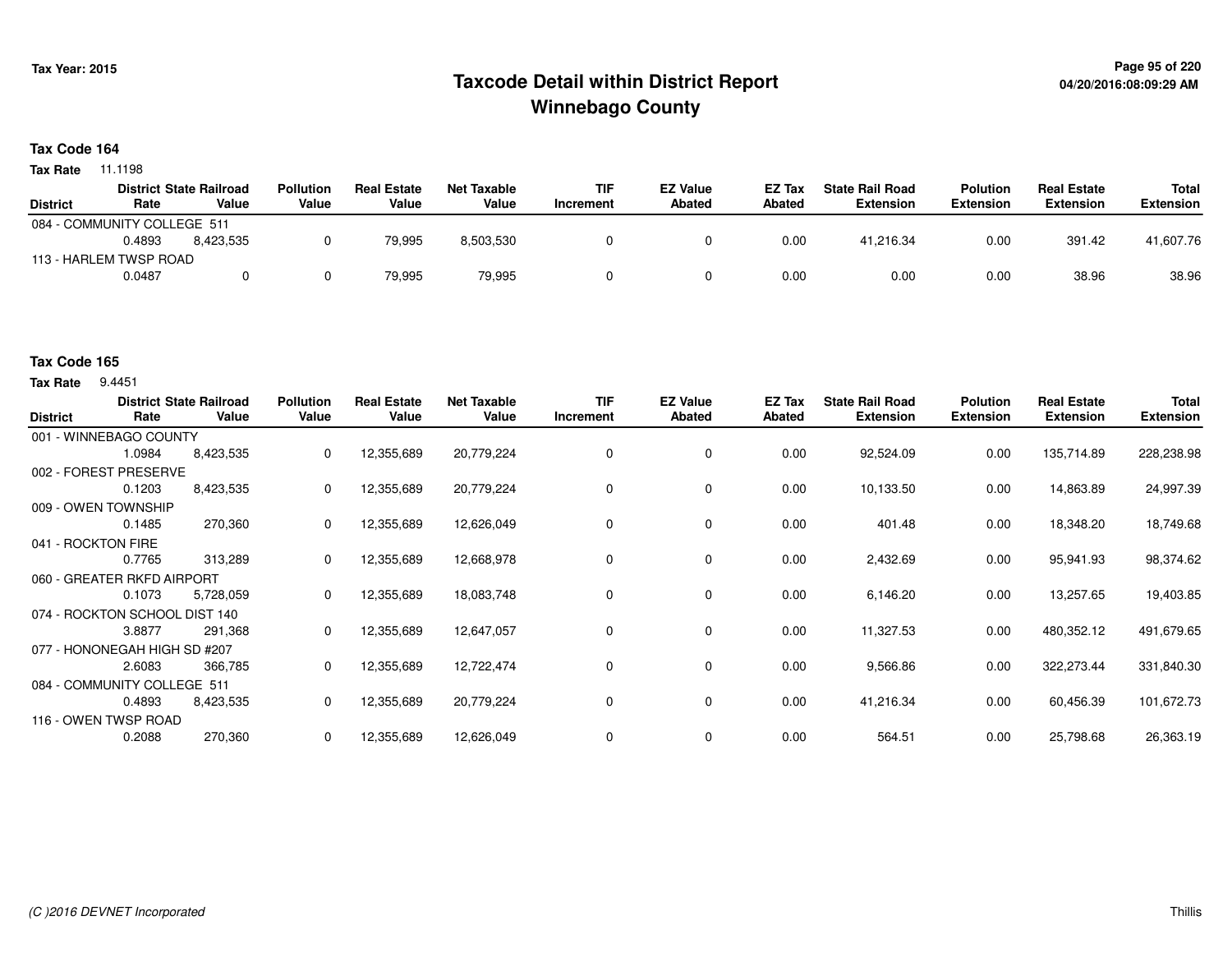# Taxcode Detail within District Report
# Winnebago County

Tax Year: 2015

04/20/2016:08:09:29 AM

**Tax Code 164**

**Tax Rate** 11.1198

| District | District Rate | State Railroad Value | Pollution Value | Real Estate Value | Net Taxable Value | TIF Increment | EZ Value Abated | EZ Tax Abated | State Rail Road Extension | Polution Extension | Real Estate Extension | Total Extension |
|---|---|---|---|---|---|---|---|---|---|---|---|---|
| 084 - COMMUNITY COLLEGE 511 | 0.4893 | 8,423,535 | 0 | 79,995 | 8,503,530 | 0 | 0 | 0.00 | 41,216.34 | 0.00 | 391.42 | 41,607.76 |
| 113 - HARLEM TWSP ROAD | 0.0487 | 0 | 0 | 79,995 | 79,995 | 0 | 0 | 0.00 | 0.00 | 0.00 | 38.96 | 38.96 |

**Tax Code 165**

**Tax Rate** 9.4451

| District | District Rate | State Railroad Value | Pollution Value | Real Estate Value | Net Taxable Value | TIF Increment | EZ Value Abated | EZ Tax Abated | State Rail Road Extension | Polution Extension | Real Estate Extension | Total Extension |
|---|---|---|---|---|---|---|---|---|---|---|---|---|
| 001 - WINNEBAGO COUNTY | 1.0984 | 8,423,535 | 0 | 12,355,689 | 20,779,224 | 0 | 0 | 0.00 | 92,524.09 | 0.00 | 135,714.89 | 228,238.98 |
| 002 - FOREST PRESERVE | 0.1203 | 8,423,535 | 0 | 12,355,689 | 20,779,224 | 0 | 0 | 0.00 | 10,133.50 | 0.00 | 14,863.89 | 24,997.39 |
| 009 - OWEN TOWNSHIP | 0.1485 | 270,360 | 0 | 12,355,689 | 12,626,049 | 0 | 0 | 0.00 | 401.48 | 0.00 | 18,348.20 | 18,749.68 |
| 041 - ROCKTON FIRE | 0.7765 | 313,289 | 0 | 12,355,689 | 12,668,978 | 0 | 0 | 0.00 | 2,432.69 | 0.00 | 95,941.93 | 98,374.62 |
| 060 - GREATER RKFD AIRPORT | 0.1073 | 5,728,059 | 0 | 12,355,689 | 18,083,748 | 0 | 0 | 0.00 | 6,146.20 | 0.00 | 13,257.65 | 19,403.85 |
| 074 - ROCKTON SCHOOL DIST 140 | 3.8877 | 291,368 | 0 | 12,355,689 | 12,647,057 | 0 | 0 | 0.00 | 11,327.53 | 0.00 | 480,352.12 | 491,679.65 |
| 077 - HONONEGAH HIGH SD #207 | 2.6083 | 366,785 | 0 | 12,355,689 | 12,722,474 | 0 | 0 | 0.00 | 9,566.86 | 0.00 | 322,273.44 | 331,840.30 |
| 084 - COMMUNITY COLLEGE 511 | 0.4893 | 8,423,535 | 0 | 12,355,689 | 20,779,224 | 0 | 0 | 0.00 | 41,216.34 | 0.00 | 60,456.39 | 101,672.73 |
| 116 - OWEN TWSP ROAD | 0.2088 | 270,360 | 0 | 12,355,689 | 12,626,049 | 0 | 0 | 0.00 | 564.51 | 0.00 | 25,798.68 | 26,363.19 |

*(C )2016 DEVNET Incorporated*

Thillis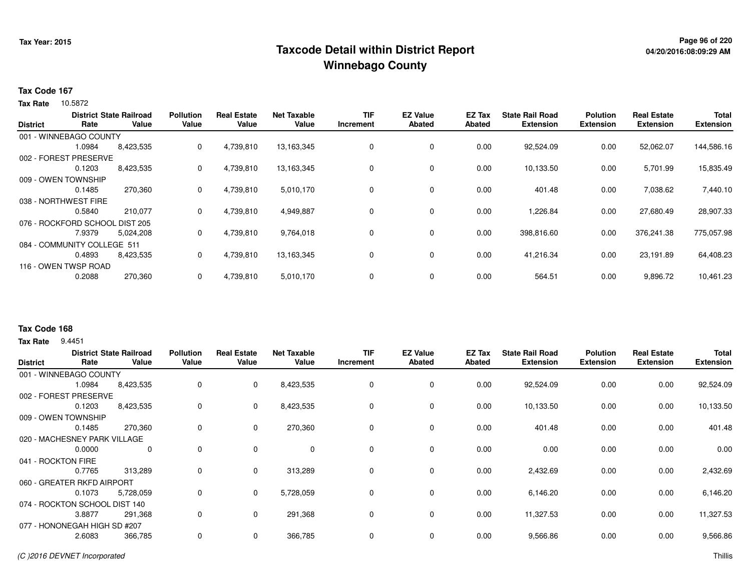# Taxcode Detail within District Report
## Winnebago County

Tax Year: 2015

04/20/2016:08:09:29 AM

### Tax Code 167

**Tax Rate** 10.5872

| District | District Rate | State Railroad Value | Pollution Value | Real Estate Value | Net Taxable Value | TIF Increment | EZ Value Abated | EZ Tax Abated | State Rail Road Extension | Polution Extension | Real Estate Extension | Total Extension |
|---|---|---|---|---|---|---|---|---|---|---|---|---|
| 001 - WINNEBAGO COUNTY | 1.0984 | 8,423,535 | 0 | 4,739,810 | 13,163,345 | 0 | 0 | 0.00 | 92,524.09 | 0.00 | 52,062.07 | 144,586.16 |
| 002 - FOREST PRESERVE | 0.1203 | 8,423,535 | 0 | 4,739,810 | 13,163,345 | 0 | 0 | 0.00 | 10,133.50 | 0.00 | 5,701.99 | 15,835.49 |
| 009 - OWEN TOWNSHIP | 0.1485 | 270,360 | 0 | 4,739,810 | 5,010,170 | 0 | 0 | 0.00 | 401.48 | 0.00 | 7,038.62 | 7,440.10 |
| 038 - NORTHWEST FIRE | 0.5840 | 210,077 | 0 | 4,739,810 | 4,949,887 | 0 | 0 | 0.00 | 1,226.84 | 0.00 | 27,680.49 | 28,907.33 |
| 076 - ROCKFORD SCHOOL DIST 205 | 7.9379 | 5,024,208 | 0 | 4,739,810 | 9,764,018 | 0 | 0 | 0.00 | 398,816.60 | 0.00 | 376,241.38 | 775,057.98 |
| 084 - COMMUNITY COLLEGE 511 | 0.4893 | 8,423,535 | 0 | 4,739,810 | 13,163,345 | 0 | 0 | 0.00 | 41,216.34 | 0.00 | 23,191.89 | 64,408.23 |
| 116 - OWEN TWSP ROAD | 0.2088 | 270,360 | 0 | 4,739,810 | 5,010,170 | 0 | 0 | 0.00 | 564.51 | 0.00 | 9,896.72 | 10,461.23 |

### Tax Code 168

**Tax Rate** 9.4451

| District | District Rate | State Railroad Value | Pollution Value | Real Estate Value | Net Taxable Value | TIF Increment | EZ Value Abated | EZ Tax Abated | State Rail Road Extension | Polution Extension | Real Estate Extension | Total Extension |
|---|---|---|---|---|---|---|---|---|---|---|---|---|
| 001 - WINNEBAGO COUNTY | 1.0984 | 8,423,535 | 0 | 0 | 8,423,535 | 0 | 0 | 0.00 | 92,524.09 | 0.00 | 0.00 | 92,524.09 |
| 002 - FOREST PRESERVE | 0.1203 | 8,423,535 | 0 | 0 | 8,423,535 | 0 | 0 | 0.00 | 10,133.50 | 0.00 | 0.00 | 10,133.50 |
| 009 - OWEN TOWNSHIP | 0.1485 | 270,360 | 0 | 0 | 270,360 | 0 | 0 | 0.00 | 401.48 | 0.00 | 0.00 | 401.48 |
| 020 - MACHESNEY PARK VILLAGE | 0.0000 | 0 | 0 | 0 | 0 | 0 | 0 | 0.00 | 0.00 | 0.00 | 0.00 | 0.00 |
| 041 - ROCKTON FIRE | 0.7765 | 313,289 | 0 | 0 | 313,289 | 0 | 0 | 0.00 | 2,432.69 | 0.00 | 0.00 | 2,432.69 |
| 060 - GREATER RKFD AIRPORT | 0.1073 | 5,728,059 | 0 | 0 | 5,728,059 | 0 | 0 | 0.00 | 6,146.20 | 0.00 | 0.00 | 6,146.20 |
| 074 - ROCKTON SCHOOL DIST 140 | 3.8877 | 291,368 | 0 | 0 | 291,368 | 0 | 0 | 0.00 | 11,327.53 | 0.00 | 0.00 | 11,327.53 |
| 077 - HONONEGAH HIGH SD #207 | 2.6083 | 366,785 | 0 | 0 | 366,785 | 0 | 0 | 0.00 | 9,566.86 | 0.00 | 0.00 | 9,566.86 |

*(C )2016 DEVNET Incorporated* Thillis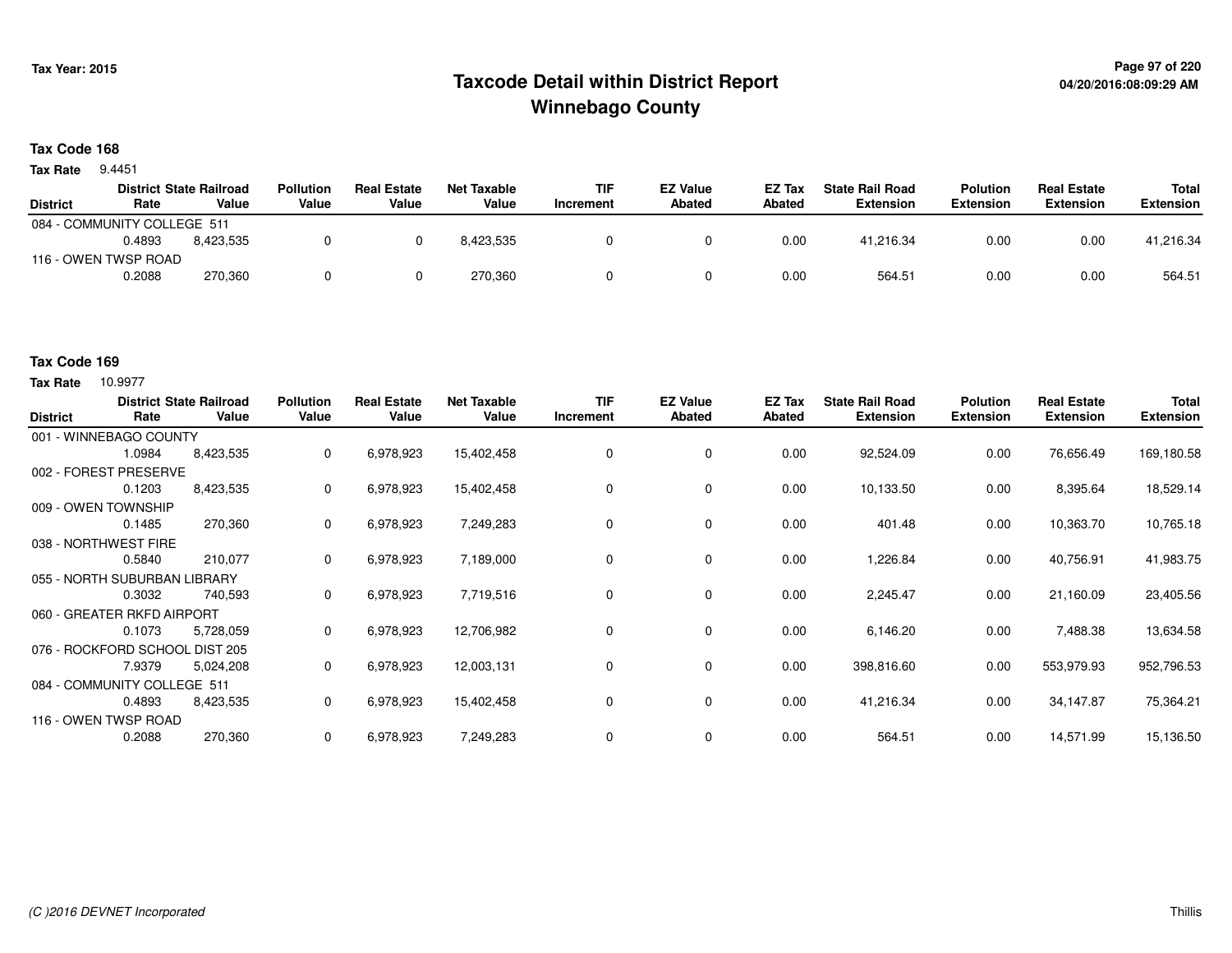# Taxcode Detail within District Report
# Winnebago County

Tax Year: 2015

04/20/2016:08:09:29 AM

**Tax Code 168**

**Tax Rate** 9.4451

| District | District Rate | State Railroad Value | Pollution Value | Real Estate Value | Net Taxable Value | TIF Increment | EZ Value Abated | EZ Tax Abated | State Rail Road Extension | Polution Extension | Real Estate Extension | Total Extension |
|---|---|---|---|---|---|---|---|---|---|---|---|---|
| 084 - COMMUNITY COLLEGE 511 | | | | | | | | | | | | |
| | 0.4893 | 8,423,535 | 0 | 0 | 8,423,535 | 0 | 0 | 0.00 | 41,216.34 | 0.00 | 0.00 | 41,216.34 |
| 116 - OWEN TWSP ROAD | | | | | | | | | | | | |
| | 0.2088 | 270,360 | 0 | 0 | 270,360 | 0 | 0 | 0.00 | 564.51 | 0.00 | 0.00 | 564.51 |

**Tax Code 169**

**Tax Rate** 10.9977

| District | District Rate | State Railroad Value | Pollution Value | Real Estate Value | Net Taxable Value | TIF Increment | EZ Value Abated | EZ Tax Abated | State Rail Road Extension | Polution Extension | Real Estate Extension | Total Extension |
|---|---|---|---|---|---|---|---|---|---|---|---|---|
| 001 - WINNEBAGO COUNTY | | | | | | | | | | | | |
| | 1.0984 | 8,423,535 | 0 | 6,978,923 | 15,402,458 | 0 | 0 | 0.00 | 92,524.09 | 0.00 | 76,656.49 | 169,180.58 |
| 002 - FOREST PRESERVE | | | | | | | | | | | | |
| | 0.1203 | 8,423,535 | 0 | 6,978,923 | 15,402,458 | 0 | 0 | 0.00 | 10,133.50 | 0.00 | 8,395.64 | 18,529.14 |
| 009 - OWEN TOWNSHIP | | | | | | | | | | | | |
| | 0.1485 | 270,360 | 0 | 6,978,923 | 7,249,283 | 0 | 0 | 0.00 | 401.48 | 0.00 | 10,363.70 | 10,765.18 |
| 038 - NORTHWEST FIRE | | | | | | | | | | | | |
| | 0.5840 | 210,077 | 0 | 6,978,923 | 7,189,000 | 0 | 0 | 0.00 | 1,226.84 | 0.00 | 40,756.91 | 41,983.75 |
| 055 - NORTH SUBURBAN LIBRARY | | | | | | | | | | | | |
| | 0.3032 | 740,593 | 0 | 6,978,923 | 7,719,516 | 0 | 0 | 0.00 | 2,245.47 | 0.00 | 21,160.09 | 23,405.56 |
| 060 - GREATER RKFD AIRPORT | | | | | | | | | | | | |
| | 0.1073 | 5,728,059 | 0 | 6,978,923 | 12,706,982 | 0 | 0 | 0.00 | 6,146.20 | 0.00 | 7,488.38 | 13,634.58 |
| 076 - ROCKFORD SCHOOL DIST 205 | | | | | | | | | | | | |
| | 7.9379 | 5,024,208 | 0 | 6,978,923 | 12,003,131 | 0 | 0 | 0.00 | 398,816.60 | 0.00 | 553,979.93 | 952,796.53 |
| 084 - COMMUNITY COLLEGE 511 | | | | | | | | | | | | |
| | 0.4893 | 8,423,535 | 0 | 6,978,923 | 15,402,458 | 0 | 0 | 0.00 | 41,216.34 | 0.00 | 34,147.87 | 75,364.21 |
| 116 - OWEN TWSP ROAD | | | | | | | | | | | | |
| | 0.2088 | 270,360 | 0 | 6,978,923 | 7,249,283 | 0 | 0 | 0.00 | 564.51 | 0.00 | 14,571.99 | 15,136.50 |

(C )2016 DEVNET Incorporated

Thillis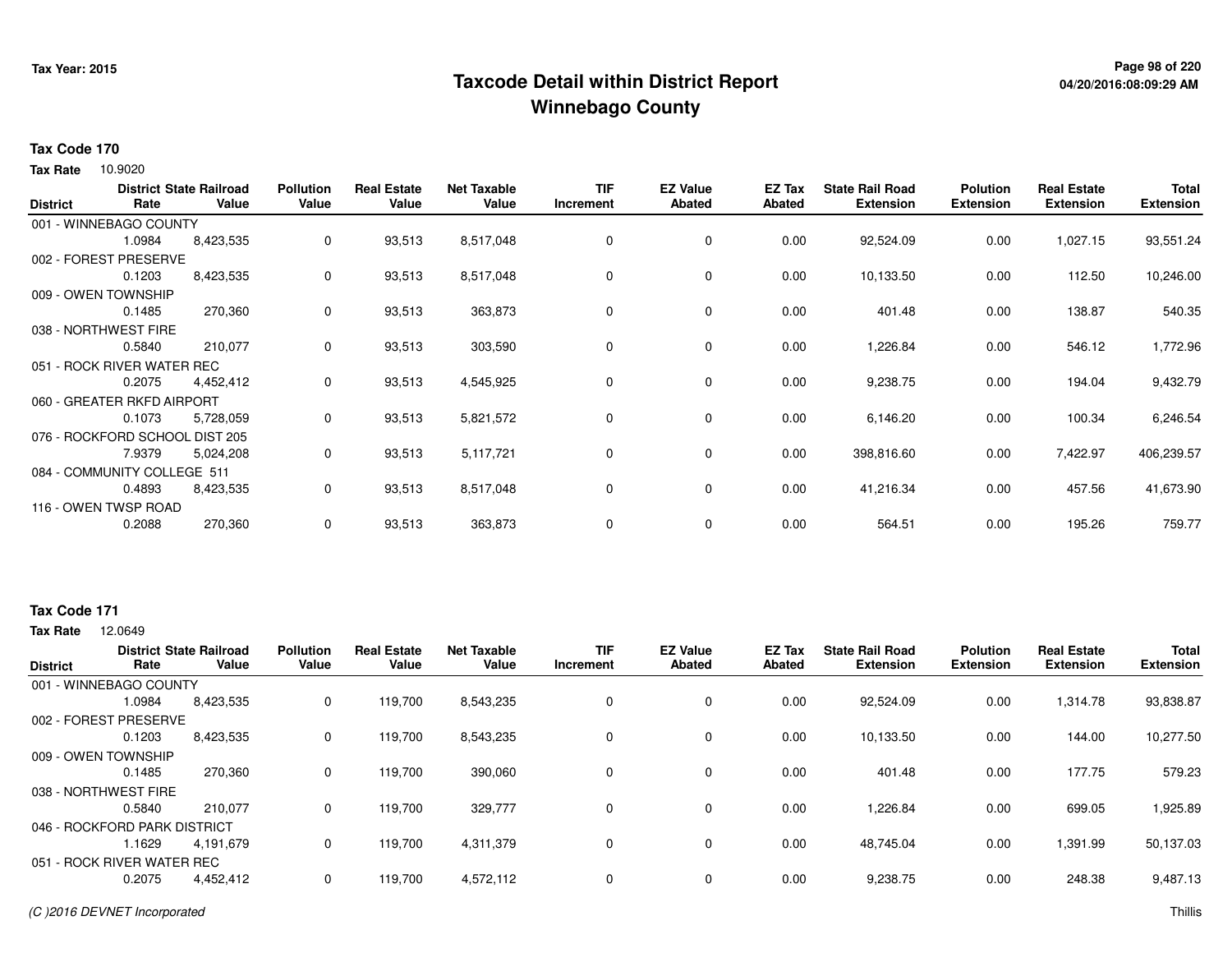Tax Year: 2015

# Taxcode Detail within District Report
## Winnebago County

**Tax Code 170**

**Tax Rate** 10.9020

| District | District Rate | State Railroad Value | Pollution Value | Real Estate Value | Net Taxable Value | TIF Increment | EZ Value Abated | EZ Tax Abated | State Rail Road Extension | Polution Extension | Real Estate Extension | Total Extension |
|---|---|---|---|---|---|---|---|---|---|---|---|---|
| 001 - WINNEBAGO COUNTY | 1.0984 | 8,423,535 | 0 | 93,513 | 8,517,048 | 0 | 0 | 0.00 | 92,524.09 | 0.00 | 1,027.15 | 93,551.24 |
| 002 - FOREST PRESERVE | 0.1203 | 8,423,535 | 0 | 93,513 | 8,517,048 | 0 | 0 | 0.00 | 10,133.50 | 0.00 | 112.50 | 10,246.00 |
| 009 - OWEN TOWNSHIP | 0.1485 | 270,360 | 0 | 93,513 | 363,873 | 0 | 0 | 0.00 | 401.48 | 0.00 | 138.87 | 540.35 |
| 038 - NORTHWEST FIRE | 0.5840 | 210,077 | 0 | 93,513 | 303,590 | 0 | 0 | 0.00 | 1,226.84 | 0.00 | 546.12 | 1,772.96 |
| 051 - ROCK RIVER WATER REC | 0.2075 | 4,452,412 | 0 | 93,513 | 4,545,925 | 0 | 0 | 0.00 | 9,238.75 | 0.00 | 194.04 | 9,432.79 |
| 060 - GREATER RKFD AIRPORT | 0.1073 | 5,728,059 | 0 | 93,513 | 5,821,572 | 0 | 0 | 0.00 | 6,146.20 | 0.00 | 100.34 | 6,246.54 |
| 076 - ROCKFORD SCHOOL DIST 205 | 7.9379 | 5,024,208 | 0 | 93,513 | 5,117,721 | 0 | 0 | 0.00 | 398,816.60 | 0.00 | 7,422.97 | 406,239.57 |
| 084 - COMMUNITY COLLEGE 511 | 0.4893 | 8,423,535 | 0 | 93,513 | 8,517,048 | 0 | 0 | 0.00 | 41,216.34 | 0.00 | 457.56 | 41,673.90 |
| 116 - OWEN TWSP ROAD | 0.2088 | 270,360 | 0 | 93,513 | 363,873 | 0 | 0 | 0.00 | 564.51 | 0.00 | 195.26 | 759.77 |

**Tax Code 171**

**Tax Rate** 12.0649

| District | District Rate | State Railroad Value | Pollution Value | Real Estate Value | Net Taxable Value | TIF Increment | EZ Value Abated | EZ Tax Abated | State Rail Road Extension | Polution Extension | Real Estate Extension | Total Extension |
|---|---|---|---|---|---|---|---|---|---|---|---|---|
| 001 - WINNEBAGO COUNTY | 1.0984 | 8,423,535 | 0 | 119,700 | 8,543,235 | 0 | 0 | 0.00 | 92,524.09 | 0.00 | 1,314.78 | 93,838.87 |
| 002 - FOREST PRESERVE | 0.1203 | 8,423,535 | 0 | 119,700 | 8,543,235 | 0 | 0 | 0.00 | 10,133.50 | 0.00 | 144.00 | 10,277.50 |
| 009 - OWEN TOWNSHIP | 0.1485 | 270,360 | 0 | 119,700 | 390,060 | 0 | 0 | 0.00 | 401.48 | 0.00 | 177.75 | 579.23 |
| 038 - NORTHWEST FIRE | 0.5840 | 210,077 | 0 | 119,700 | 329,777 | 0 | 0 | 0.00 | 1,226.84 | 0.00 | 699.05 | 1,925.89 |
| 046 - ROCKFORD PARK DISTRICT | 1.1629 | 4,191,679 | 0 | 119,700 | 4,311,379 | 0 | 0 | 0.00 | 48,745.04 | 0.00 | 1,391.99 | 50,137.03 |
| 051 - ROCK RIVER WATER REC | 0.2075 | 4,452,412 | 0 | 119,700 | 4,572,112 | 0 | 0 | 0.00 | 9,238.75 | 0.00 | 248.38 | 9,487.13 |

(C )2016 DEVNET Incorporated

Thillis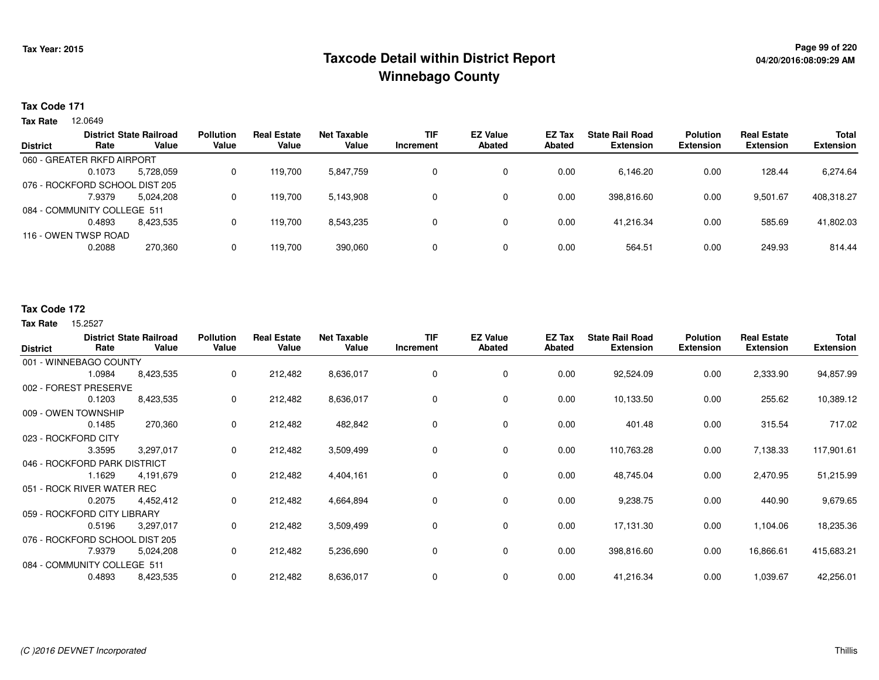Tax Year: 2015

# Taxcode Detail within District Report
## Winnebago County

04/20/2016:08:09:29 AM

**Tax Code 171**

**Tax Rate** 12.0649

| District | District Rate | State Railroad Value | Pollution Value | Real Estate Value | Net Taxable Value | TIF Increment | EZ Value Abated | EZ Tax Abated | State Rail Road Extension | Polution Extension | Real Estate Extension | Total Extension |
|---|---|---|---|---|---|---|---|---|---|---|---|---|
| 060 - GREATER RKFD AIRPORT | | | | | | | | | | | | |
| | 0.1073 | 5,728,059 | 0 | 119,700 | 5,847,759 | 0 | 0 | 0.00 | 6,146.20 | 0.00 | 128.44 | 6,274.64 |
| 076 - ROCKFORD SCHOOL DIST 205 | | | | | | | | | | | | |
| | 7.9379 | 5,024,208 | 0 | 119,700 | 5,143,908 | 0 | 0 | 0.00 | 398,816.60 | 0.00 | 9,501.67 | 408,318.27 |
| 084 - COMMUNITY COLLEGE 511 | | | | | | | | | | | | |
| | 0.4893 | 8,423,535 | 0 | 119,700 | 8,543,235 | 0 | 0 | 0.00 | 41,216.34 | 0.00 | 585.69 | 41,802.03 |
| 116 - OWEN TWSP ROAD | | | | | | | | | | | | |
| | 0.2088 | 270,360 | 0 | 119,700 | 390,060 | 0 | 0 | 0.00 | 564.51 | 0.00 | 249.93 | 814.44 |

**Tax Code 172**

**Tax Rate** 15.2527

| District | District Rate | State Railroad Value | Pollution Value | Real Estate Value | Net Taxable Value | TIF Increment | EZ Value Abated | EZ Tax Abated | State Rail Road Extension | Polution Extension | Real Estate Extension | Total Extension |
|---|---|---|---|---|---|---|---|---|---|---|---|---|
| 001 - WINNEBAGO COUNTY | | | | | | | | | | | | |
| | 1.0984 | 8,423,535 | 0 | 212,482 | 8,636,017 | 0 | 0 | 0.00 | 92,524.09 | 0.00 | 2,333.90 | 94,857.99 |
| 002 - FOREST PRESERVE | | | | | | | | | | | | |
| | 0.1203 | 8,423,535 | 0 | 212,482 | 8,636,017 | 0 | 0 | 0.00 | 10,133.50 | 0.00 | 255.62 | 10,389.12 |
| 009 - OWEN TOWNSHIP | | | | | | | | | | | | |
| | 0.1485 | 270,360 | 0 | 212,482 | 482,842 | 0 | 0 | 0.00 | 401.48 | 0.00 | 315.54 | 717.02 |
| 023 - ROCKFORD CITY | | | | | | | | | | | | |
| | 3.3595 | 3,297,017 | 0 | 212,482 | 3,509,499 | 0 | 0 | 0.00 | 110,763.28 | 0.00 | 7,138.33 | 117,901.61 |
| 046 - ROCKFORD PARK DISTRICT | | | | | | | | | | | | |
| | 1.1629 | 4,191,679 | 0 | 212,482 | 4,404,161 | 0 | 0 | 0.00 | 48,745.04 | 0.00 | 2,470.95 | 51,215.99 |
| 051 - ROCK RIVER WATER REC | | | | | | | | | | | | |
| | 0.2075 | 4,452,412 | 0 | 212,482 | 4,664,894 | 0 | 0 | 0.00 | 9,238.75 | 0.00 | 440.90 | 9,679.65 |
| 059 - ROCKFORD CITY LIBRARY | | | | | | | | | | | | |
| | 0.5196 | 3,297,017 | 0 | 212,482 | 3,509,499 | 0 | 0 | 0.00 | 17,131.30 | 0.00 | 1,104.06 | 18,235.36 |
| 076 - ROCKFORD SCHOOL DIST 205 | | | | | | | | | | | | |
| | 7.9379 | 5,024,208 | 0 | 212,482 | 5,236,690 | 0 | 0 | 0.00 | 398,816.60 | 0.00 | 16,866.61 | 415,683.21 |
| 084 - COMMUNITY COLLEGE 511 | | | | | | | | | | | | |
| | 0.4893 | 8,423,535 | 0 | 212,482 | 8,636,017 | 0 | 0 | 0.00 | 41,216.34 | 0.00 | 1,039.67 | 42,256.01 |

(C )2016 DEVNET Incorporated

Thillis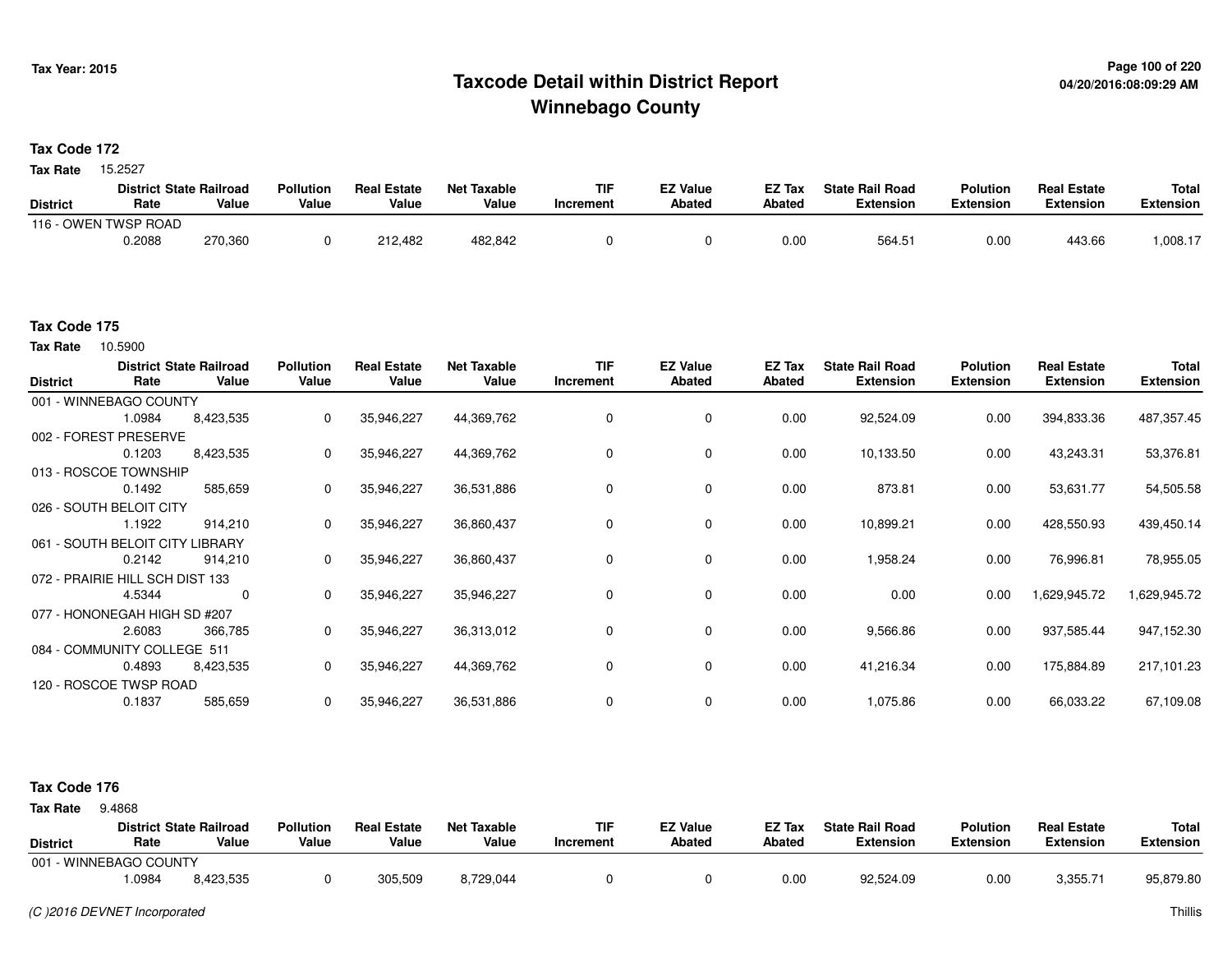# Taxcode Detail within District Report
# Winnebago County

Tax Year: 2015

04/20/2016:08:09:29 AM

**Tax Code 172**

**Tax Rate** 15.2527

| District | District Rate | State Railroad Value | Pollution Value | Real Estate Value | Net Taxable Value | TIF Increment | EZ Value Abated | EZ Tax Abated | State Rail Road Extension | Polution Extension | Real Estate Extension | Total Extension |
|---|---|---|---|---|---|---|---|---|---|---|---|---|
| 116 - OWEN TWSP ROAD | | | | | | | | | | | | |
| | 0.2088 | 270,360 | 0 | 212,482 | 482,842 | 0 | 0 | 0.00 | 564.51 | 0.00 | 443.66 | 1,008.17 |

**Tax Code 175**

**Tax Rate** 10.5900

| District | District Rate | State Railroad Value | Pollution Value | Real Estate Value | Net Taxable Value | TIF Increment | EZ Value Abated | EZ Tax Abated | State Rail Road Extension | Polution Extension | Real Estate Extension | Total Extension |
|---|---|---|---|---|---|---|---|---|---|---|---|---|
| 001 - WINNEBAGO COUNTY | | | | | | | | | | | | |
| | 1.0984 | 8,423,535 | 0 | 35,946,227 | 44,369,762 | 0 | 0 | 0.00 | 92,524.09 | 0.00 | 394,833.36 | 487,357.45 |
| 002 - FOREST PRESERVE | | | | | | | | | | | | |
| | 0.1203 | 8,423,535 | 0 | 35,946,227 | 44,369,762 | 0 | 0 | 0.00 | 10,133.50 | 0.00 | 43,243.31 | 53,376.81 |
| 013 - ROSCOE TOWNSHIP | | | | | | | | | | | | |
| | 0.1492 | 585,659 | 0 | 35,946,227 | 36,531,886 | 0 | 0 | 0.00 | 873.81 | 0.00 | 53,631.77 | 54,505.58 |
| 026 - SOUTH BELOIT CITY | | | | | | | | | | | | |
| | 1.1922 | 914,210 | 0 | 35,946,227 | 36,860,437 | 0 | 0 | 0.00 | 10,899.21 | 0.00 | 428,550.93 | 439,450.14 |
| 061 - SOUTH BELOIT CITY LIBRARY | | | | | | | | | | | | |
| | 0.2142 | 914,210 | 0 | 35,946,227 | 36,860,437 | 0 | 0 | 0.00 | 1,958.24 | 0.00 | 76,996.81 | 78,955.05 |
| 072 - PRAIRIE HILL SCH DIST 133 | | | | | | | | | | | | |
| | 4.5344 | 0 | 0 | 35,946,227 | 35,946,227 | 0 | 0 | 0.00 | 0.00 | 0.00 | 1,629,945.72 | 1,629,945.72 |
| 077 - HONONEGAH HIGH SD #207 | | | | | | | | | | | | |
| | 2.6083 | 366,785 | 0 | 35,946,227 | 36,313,012 | 0 | 0 | 0.00 | 9,566.86 | 0.00 | 937,585.44 | 947,152.30 |
| 084 - COMMUNITY COLLEGE 511 | | | | | | | | | | | | |
| | 0.4893 | 8,423,535 | 0 | 35,946,227 | 44,369,762 | 0 | 0 | 0.00 | 41,216.34 | 0.00 | 175,884.89 | 217,101.23 |
| 120 - ROSCOE TWSP ROAD | | | | | | | | | | | | |
| | 0.1837 | 585,659 | 0 | 35,946,227 | 36,531,886 | 0 | 0 | 0.00 | 1,075.86 | 0.00 | 66,033.22 | 67,109.08 |

**Tax Code 176**

**Tax Rate** 9.4868

| District | District Rate | State Railroad Value | Pollution Value | Real Estate Value | Net Taxable Value | TIF Increment | EZ Value Abated | EZ Tax Abated | State Rail Road Extension | Polution Extension | Real Estate Extension | Total Extension |
|---|---|---|---|---|---|---|---|---|---|---|---|---|
| 001 - WINNEBAGO COUNTY | | | | | | | | | | | | |
| | 1.0984 | 8,423,535 | 0 | 305,509 | 8,729,044 | 0 | 0 | 0.00 | 92,524.09 | 0.00 | 3,355.71 | 95,879.80 |

(C )2016 DEVNET Incorporated

Thillis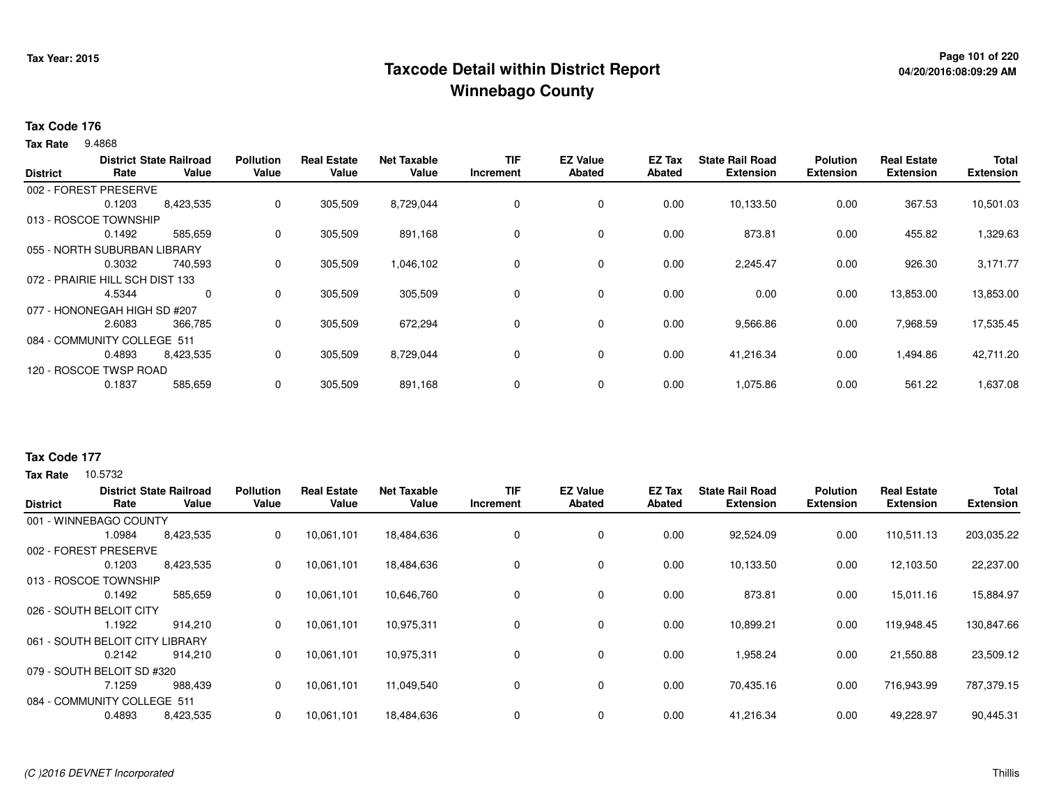Tax Year: 2015

# Taxcode Detail within District Report
## Winnebago County

04/20/2016:08:09:29 AM

**Tax Code 176**

**Tax Rate** 9.4868

| District | District Rate | State Railroad Value | Pollution Value | Real Estate Value | Net Taxable Value | TIF Increment | EZ Value Abated | EZ Tax Abated | State Rail Road Extension | Polution Extension | Real Estate Extension | Total Extension |
|---|---|---|---|---|---|---|---|---|---|---|---|---|
| 002 - FOREST PRESERVE | | | | | | | | | | | | |
| | 0.1203 | 8,423,535 | 0 | 305,509 | 8,729,044 | 0 | 0 | 0.00 | 10,133.50 | 0.00 | 367.53 | 10,501.03 |
| 013 - ROSCOE TOWNSHIP | | | | | | | | | | | | |
| | 0.1492 | 585,659 | 0 | 305,509 | 891,168 | 0 | 0 | 0.00 | 873.81 | 0.00 | 455.82 | 1,329.63 |
| 055 - NORTH SUBURBAN LIBRARY | | | | | | | | | | | | |
| | 0.3032 | 740,593 | 0 | 305,509 | 1,046,102 | 0 | 0 | 0.00 | 2,245.47 | 0.00 | 926.30 | 3,171.77 |
| 072 - PRAIRIE HILL SCH DIST 133 | | | | | | | | | | | | |
| | 4.5344 | 0 | 0 | 305,509 | 305,509 | 0 | 0 | 0.00 | 0.00 | 0.00 | 13,853.00 | 13,853.00 |
| 077 - HONONEGAH HIGH SD #207 | | | | | | | | | | | | |
| | 2.6083 | 366,785 | 0 | 305,509 | 672,294 | 0 | 0 | 0.00 | 9,566.86 | 0.00 | 7,968.59 | 17,535.45 |
| 084 - COMMUNITY COLLEGE 511 | | | | | | | | | | | | |
| | 0.4893 | 8,423,535 | 0 | 305,509 | 8,729,044 | 0 | 0 | 0.00 | 41,216.34 | 0.00 | 1,494.86 | 42,711.20 |
| 120 - ROSCOE TWSP ROAD | | | | | | | | | | | | |
| | 0.1837 | 585,659 | 0 | 305,509 | 891,168 | 0 | 0 | 0.00 | 1,075.86 | 0.00 | 561.22 | 1,637.08 |

**Tax Code 177**

**Tax Rate** 10.5732

| District | District Rate | State Railroad Value | Pollution Value | Real Estate Value | Net Taxable Value | TIF Increment | EZ Value Abated | EZ Tax Abated | State Rail Road Extension | Polution Extension | Real Estate Extension | Total Extension |
|---|---|---|---|---|---|---|---|---|---|---|---|---|
| 001 - WINNEBAGO COUNTY | | | | | | | | | | | | |
| | 1.0984 | 8,423,535 | 0 | 10,061,101 | 18,484,636 | 0 | 0 | 0.00 | 92,524.09 | 0.00 | 110,511.13 | 203,035.22 |
| 002 - FOREST PRESERVE | | | | | | | | | | | | |
| | 0.1203 | 8,423,535 | 0 | 10,061,101 | 18,484,636 | 0 | 0 | 0.00 | 10,133.50 | 0.00 | 12,103.50 | 22,237.00 |
| 013 - ROSCOE TOWNSHIP | | | | | | | | | | | | |
| | 0.1492 | 585,659 | 0 | 10,061,101 | 10,646,760 | 0 | 0 | 0.00 | 873.81 | 0.00 | 15,011.16 | 15,884.97 |
| 026 - SOUTH BELOIT CITY | | | | | | | | | | | | |
| | 1.1922 | 914,210 | 0 | 10,061,101 | 10,975,311 | 0 | 0 | 0.00 | 10,899.21 | 0.00 | 119,948.45 | 130,847.66 |
| 061 - SOUTH BELOIT CITY LIBRARY | | | | | | | | | | | | |
| | 0.2142 | 914,210 | 0 | 10,061,101 | 10,975,311 | 0 | 0 | 0.00 | 1,958.24 | 0.00 | 21,550.88 | 23,509.12 |
| 079 - SOUTH BELOIT SD #320 | | | | | | | | | | | | |
| | 7.1259 | 988,439 | 0 | 10,061,101 | 11,049,540 | 0 | 0 | 0.00 | 70,435.16 | 0.00 | 716,943.99 | 787,379.15 |
| 084 - COMMUNITY COLLEGE 511 | | | | | | | | | | | | |
| | 0.4893 | 8,423,535 | 0 | 10,061,101 | 18,484,636 | 0 | 0 | 0.00 | 41,216.34 | 0.00 | 49,228.97 | 90,445.31 |

(C )2016 DEVNET Incorporated — Thillis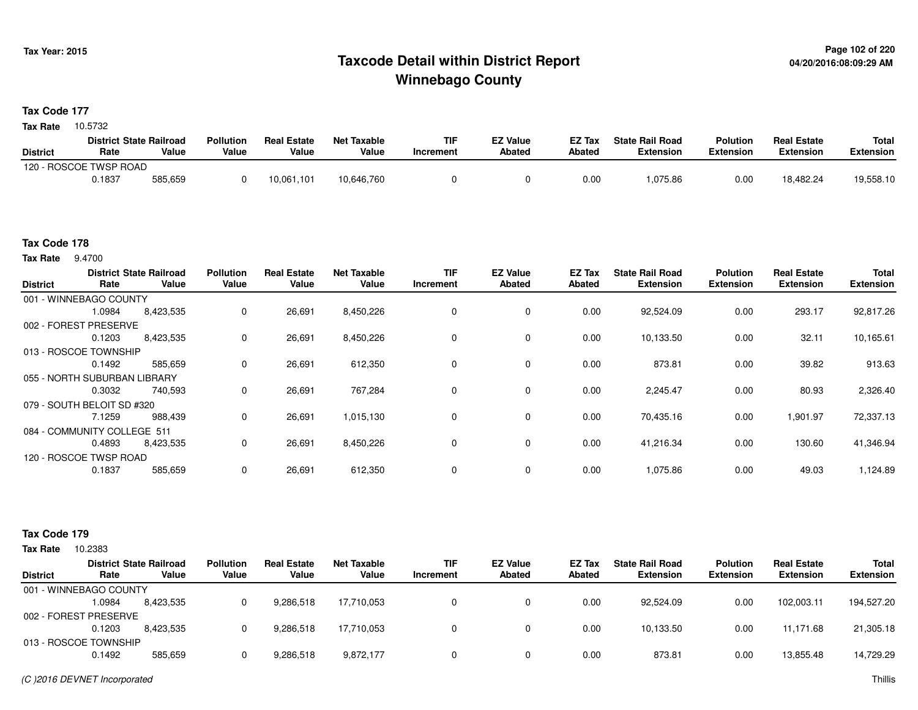# Taxcode Detail within District Report
# Winnebago County

Tax Year: 2015

04/20/2016:08:09:29 AM

## Tax Code 177

**Tax Rate** 10.5732

| District | District Rate | State Railroad Value | Pollution Value | Real Estate Value | Net Taxable Value | TIF Increment | EZ Value Abated | EZ Tax Abated | State Rail Road Extension | Polution Extension | Real Estate Extension | Total Extension |
|---|---|---|---|---|---|---|---|---|---|---|---|---|
| 120 - ROSCOE TWSP ROAD | 0.1837 | 585,659 | 0 | 10,061,101 | 10,646,760 | 0 | 0 | 0.00 | 1,075.86 | 0.00 | 18,482.24 | 19,558.10 |

## Tax Code 178

**Tax Rate** 9.4700

| District | District Rate | State Railroad Value | Pollution Value | Real Estate Value | Net Taxable Value | TIF Increment | EZ Value Abated | EZ Tax Abated | State Rail Road Extension | Polution Extension | Real Estate Extension | Total Extension |
|---|---|---|---|---|---|---|---|---|---|---|---|---|
| 001 - WINNEBAGO COUNTY | 1.0984 | 8,423,535 | 0 | 26,691 | 8,450,226 | 0 | 0 | 0.00 | 92,524.09 | 0.00 | 293.17 | 92,817.26 |
| 002 - FOREST PRESERVE | 0.1203 | 8,423,535 | 0 | 26,691 | 8,450,226 | 0 | 0 | 0.00 | 10,133.50 | 0.00 | 32.11 | 10,165.61 |
| 013 - ROSCOE TOWNSHIP | 0.1492 | 585,659 | 0 | 26,691 | 612,350 | 0 | 0 | 0.00 | 873.81 | 0.00 | 39.82 | 913.63 |
| 055 - NORTH SUBURBAN LIBRARY | 0.3032 | 740,593 | 0 | 26,691 | 767,284 | 0 | 0 | 0.00 | 2,245.47 | 0.00 | 80.93 | 2,326.40 |
| 079 - SOUTH BELOIT SD #320 | 7.1259 | 988,439 | 0 | 26,691 | 1,015,130 | 0 | 0 | 0.00 | 70,435.16 | 0.00 | 1,901.97 | 72,337.13 |
| 084 - COMMUNITY COLLEGE 511 | 0.4893 | 8,423,535 | 0 | 26,691 | 8,450,226 | 0 | 0 | 0.00 | 41,216.34 | 0.00 | 130.60 | 41,346.94 |
| 120 - ROSCOE TWSP ROAD | 0.1837 | 585,659 | 0 | 26,691 | 612,350 | 0 | 0 | 0.00 | 1,075.86 | 0.00 | 49.03 | 1,124.89 |

## Tax Code 179

**Tax Rate** 10.2383

| District | District Rate | State Railroad Value | Pollution Value | Real Estate Value | Net Taxable Value | TIF Increment | EZ Value Abated | EZ Tax Abated | State Rail Road Extension | Polution Extension | Real Estate Extension | Total Extension |
|---|---|---|---|---|---|---|---|---|---|---|---|---|
| 001 - WINNEBAGO COUNTY | 1.0984 | 8,423,535 | 0 | 9,286,518 | 17,710,053 | 0 | 0 | 0.00 | 92,524.09 | 0.00 | 102,003.11 | 194,527.20 |
| 002 - FOREST PRESERVE | 0.1203 | 8,423,535 | 0 | 9,286,518 | 17,710,053 | 0 | 0 | 0.00 | 10,133.50 | 0.00 | 11,171.68 | 21,305.18 |
| 013 - ROSCOE TOWNSHIP | 0.1492 | 585,659 | 0 | 9,286,518 | 9,872,177 | 0 | 0 | 0.00 | 873.81 | 0.00 | 13,855.48 | 14,729.29 |

(C )2016 DEVNET Incorporated

Thillis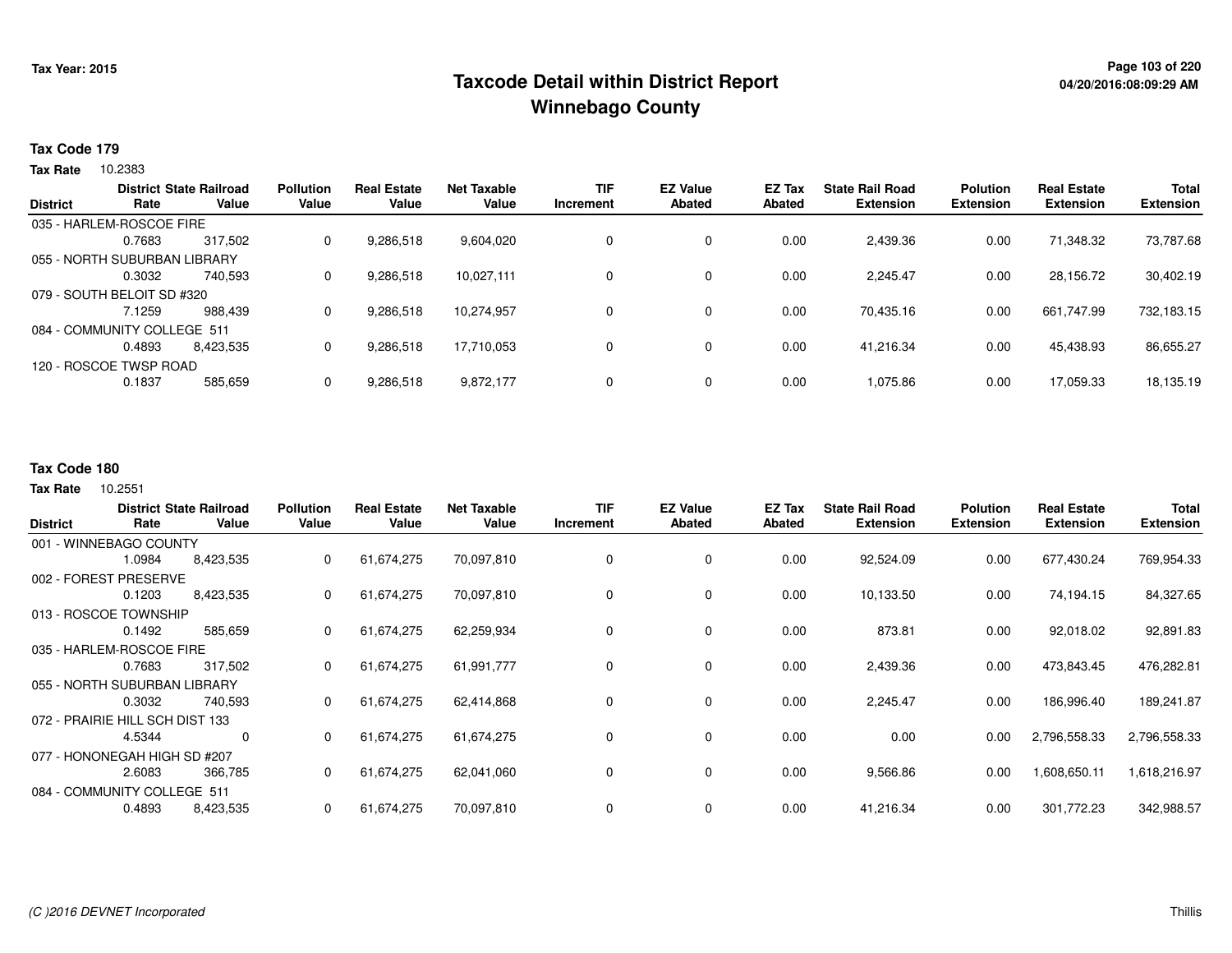# Taxcode Detail within District Report
# Winnebago County

Tax Year: 2015

04/20/2016:08:09:29 AM

## Tax Code 179

**Tax Rate** 10.2383

| District | District Rate | State Railroad Value | Pollution Value | Real Estate Value | Net Taxable Value | TIF Increment | EZ Value Abated | EZ Tax Abated | State Rail Road Extension | Polution Extension | Real Estate Extension | Total Extension |
|---|---|---|---|---|---|---|---|---|---|---|---|---|
| 035 - HARLEM-ROSCOE FIRE | 0.7683 | 317,502 | 0 | 9,286,518 | 9,604,020 | 0 | 0 | 0.00 | 2,439.36 | 0.00 | 71,348.32 | 73,787.68 |
| 055 - NORTH SUBURBAN LIBRARY | 0.3032 | 740,593 | 0 | 9,286,518 | 10,027,111 | 0 | 0 | 0.00 | 2,245.47 | 0.00 | 28,156.72 | 30,402.19 |
| 079 - SOUTH BELOIT SD #320 | 7.1259 | 988,439 | 0 | 9,286,518 | 10,274,957 | 0 | 0 | 0.00 | 70,435.16 | 0.00 | 661,747.99 | 732,183.15 |
| 084 - COMMUNITY COLLEGE 511 | 0.4893 | 8,423,535 | 0 | 9,286,518 | 17,710,053 | 0 | 0 | 0.00 | 41,216.34 | 0.00 | 45,438.93 | 86,655.27 |
| 120 - ROSCOE TWSP ROAD | 0.1837 | 585,659 | 0 | 9,286,518 | 9,872,177 | 0 | 0 | 0.00 | 1,075.86 | 0.00 | 17,059.33 | 18,135.19 |

## Tax Code 180

**Tax Rate** 10.2551

| District | District Rate | State Railroad Value | Pollution Value | Real Estate Value | Net Taxable Value | TIF Increment | EZ Value Abated | EZ Tax Abated | State Rail Road Extension | Polution Extension | Real Estate Extension | Total Extension |
|---|---|---|---|---|---|---|---|---|---|---|---|---|
| 001 - WINNEBAGO COUNTY | 1.0984 | 8,423,535 | 0 | 61,674,275 | 70,097,810 | 0 | 0 | 0.00 | 92,524.09 | 0.00 | 677,430.24 | 769,954.33 |
| 002 - FOREST PRESERVE | 0.1203 | 8,423,535 | 0 | 61,674,275 | 70,097,810 | 0 | 0 | 0.00 | 10,133.50 | 0.00 | 74,194.15 | 84,327.65 |
| 013 - ROSCOE TOWNSHIP | 0.1492 | 585,659 | 0 | 61,674,275 | 62,259,934 | 0 | 0 | 0.00 | 873.81 | 0.00 | 92,018.02 | 92,891.83 |
| 035 - HARLEM-ROSCOE FIRE | 0.7683 | 317,502 | 0 | 61,674,275 | 61,991,777 | 0 | 0 | 0.00 | 2,439.36 | 0.00 | 473,843.45 | 476,282.81 |
| 055 - NORTH SUBURBAN LIBRARY | 0.3032 | 740,593 | 0 | 61,674,275 | 62,414,868 | 0 | 0 | 0.00 | 2,245.47 | 0.00 | 186,996.40 | 189,241.87 |
| 072 - PRAIRIE HILL SCH DIST 133 | 4.5344 | 0 | 0 | 61,674,275 | 61,674,275 | 0 | 0 | 0.00 | 0.00 | 0.00 | 2,796,558.33 | 2,796,558.33 |
| 077 - HONONEGAH HIGH SD #207 | 2.6083 | 366,785 | 0 | 61,674,275 | 62,041,060 | 0 | 0 | 0.00 | 9,566.86 | 0.00 | 1,608,650.11 | 1,618,216.97 |
| 084 - COMMUNITY COLLEGE 511 | 0.4893 | 8,423,535 | 0 | 61,674,275 | 70,097,810 | 0 | 0 | 0.00 | 41,216.34 | 0.00 | 301,772.23 | 342,988.57 |

(C )2016 DEVNET Incorporated

Thillis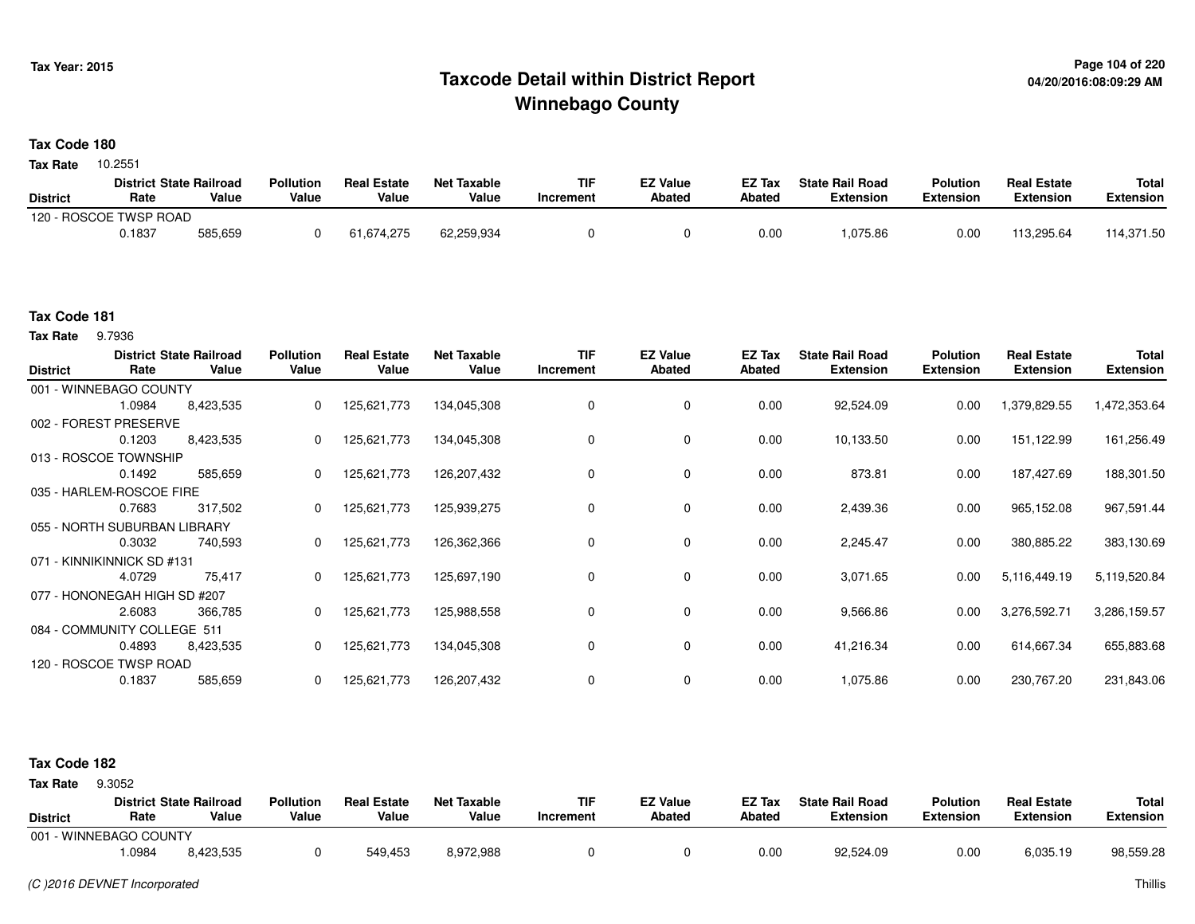# Taxcode Detail within District Report
# Winnebago County

Tax Year: 2015

04/20/2016:08:09:29 AM

**Tax Code 180**

**Tax Rate** 10.2551

| District | District Rate | State Railroad Value | Pollution Value | Real Estate Value | Net Taxable Value | TIF Increment | EZ Value Abated | EZ Tax Abated | State Rail Road Extension | Polution Extension | Real Estate Extension | Total Extension |
|---|---|---|---|---|---|---|---|---|---|---|---|---|
| 120 - ROSCOE TWSP ROAD | 0.1837 | 585,659 | 0 | 61,674,275 | 62,259,934 | 0 | 0 | 0.00 | 1,075.86 | 0.00 | 113,295.64 | 114,371.50 |

**Tax Code 181**

**Tax Rate** 9.7936

| District | District Rate | State Railroad Value | Pollution Value | Real Estate Value | Net Taxable Value | TIF Increment | EZ Value Abated | EZ Tax Abated | State Rail Road Extension | Polution Extension | Real Estate Extension | Total Extension |
|---|---|---|---|---|---|---|---|---|---|---|---|---|
| 001 - WINNEBAGO COUNTY | 1.0984 | 8,423,535 | 0 | 125,621,773 | 134,045,308 | 0 | 0 | 0.00 | 92,524.09 | 0.00 | 1,379,829.55 | 1,472,353.64 |
| 002 - FOREST PRESERVE | 0.1203 | 8,423,535 | 0 | 125,621,773 | 134,045,308 | 0 | 0 | 0.00 | 10,133.50 | 0.00 | 151,122.99 | 161,256.49 |
| 013 - ROSCOE TOWNSHIP | 0.1492 | 585,659 | 0 | 125,621,773 | 126,207,432 | 0 | 0 | 0.00 | 873.81 | 0.00 | 187,427.69 | 188,301.50 |
| 035 - HARLEM-ROSCOE FIRE | 0.7683 | 317,502 | 0 | 125,621,773 | 125,939,275 | 0 | 0 | 0.00 | 2,439.36 | 0.00 | 965,152.08 | 967,591.44 |
| 055 - NORTH SUBURBAN LIBRARY | 0.3032 | 740,593 | 0 | 125,621,773 | 126,362,366 | 0 | 0 | 0.00 | 2,245.47 | 0.00 | 380,885.22 | 383,130.69 |
| 071 - KINNIKINNICK SD #131 | 4.0729 | 75,417 | 0 | 125,621,773 | 125,697,190 | 0 | 0 | 0.00 | 3,071.65 | 0.00 | 5,116,449.19 | 5,119,520.84 |
| 077 - HONONEGAH HIGH SD #207 | 2.6083 | 366,785 | 0 | 125,621,773 | 125,988,558 | 0 | 0 | 0.00 | 9,566.86 | 0.00 | 3,276,592.71 | 3,286,159.57 |
| 084 - COMMUNITY COLLEGE 511 | 0.4893 | 8,423,535 | 0 | 125,621,773 | 134,045,308 | 0 | 0 | 0.00 | 41,216.34 | 0.00 | 614,667.34 | 655,883.68 |
| 120 - ROSCOE TWSP ROAD | 0.1837 | 585,659 | 0 | 125,621,773 | 126,207,432 | 0 | 0 | 0.00 | 1,075.86 | 0.00 | 230,767.20 | 231,843.06 |

**Tax Code 182**

**Tax Rate** 9.3052

| District | District Rate | State Railroad Value | Pollution Value | Real Estate Value | Net Taxable Value | TIF Increment | EZ Value Abated | EZ Tax Abated | State Rail Road Extension | Polution Extension | Real Estate Extension | Total Extension |
|---|---|---|---|---|---|---|---|---|---|---|---|---|
| 001 - WINNEBAGO COUNTY | 1.0984 | 8,423,535 | 0 | 549,453 | 8,972,988 | 0 | 0 | 0.00 | 92,524.09 | 0.00 | 6,035.19 | 98,559.28 |

*(C )2016 DEVNET Incorporated*

Thillis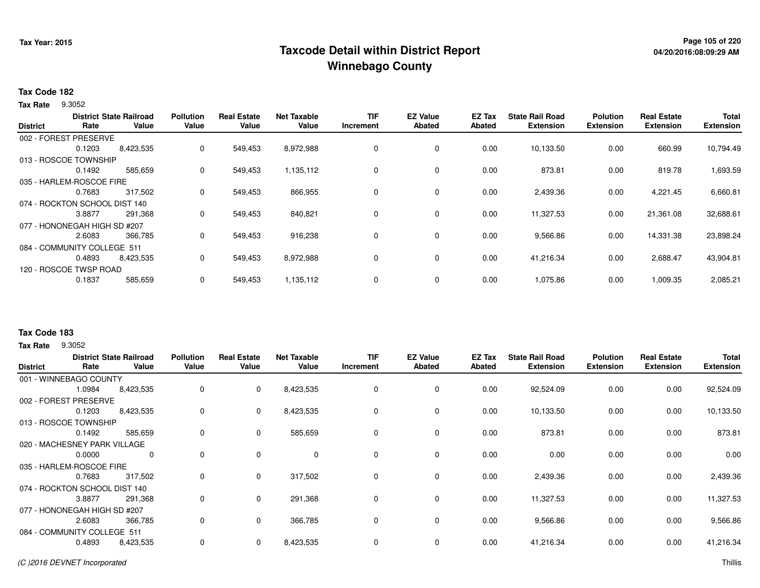# Taxcode Detail within District Report
## Winnebago County

Tax Year: 2015

04/20/2016:08:09:29 AM

**Tax Code 182**

**Tax Rate** 9.3052

| District | District Rate | State Railroad Value | Pollution Value | Real Estate Value | Net Taxable Value | TIF Increment | EZ Value Abated | EZ Tax Abated | State Rail Road Extension | Polution Extension | Real Estate Extension | Total Extension |
|---|---|---|---|---|---|---|---|---|---|---|---|---|
| 002 - FOREST PRESERVE | | | | | | | | | | | | |
| | 0.1203 | 8,423,535 | 0 | 549,453 | 8,972,988 | 0 | 0 | 0.00 | 10,133.50 | 0.00 | 660.99 | 10,794.49 |
| 013 - ROSCOE TOWNSHIP | | | | | | | | | | | | |
| | 0.1492 | 585,659 | 0 | 549,453 | 1,135,112 | 0 | 0 | 0.00 | 873.81 | 0.00 | 819.78 | 1,693.59 |
| 035 - HARLEM-ROSCOE FIRE | | | | | | | | | | | | |
| | 0.7683 | 317,502 | 0 | 549,453 | 866,955 | 0 | 0 | 0.00 | 2,439.36 | 0.00 | 4,221.45 | 6,660.81 |
| 074 - ROCKTON SCHOOL DIST 140 | | | | | | | | | | | | |
| | 3.8877 | 291,368 | 0 | 549,453 | 840,821 | 0 | 0 | 0.00 | 11,327.53 | 0.00 | 21,361.08 | 32,688.61 |
| 077 - HONONEGAH HIGH SD #207 | | | | | | | | | | | | |
| | 2.6083 | 366,785 | 0 | 549,453 | 916,238 | 0 | 0 | 0.00 | 9,566.86 | 0.00 | 14,331.38 | 23,898.24 |
| 084 - COMMUNITY COLLEGE 511 | | | | | | | | | | | | |
| | 0.4893 | 8,423,535 | 0 | 549,453 | 8,972,988 | 0 | 0 | 0.00 | 41,216.34 | 0.00 | 2,688.47 | 43,904.81 |
| 120 - ROSCOE TWSP ROAD | | | | | | | | | | | | |
| | 0.1837 | 585,659 | 0 | 549,453 | 1,135,112 | 0 | 0 | 0.00 | 1,075.86 | 0.00 | 1,009.35 | 2,085.21 |

**Tax Code 183**

**Tax Rate** 9.3052

| District | District Rate | State Railroad Value | Pollution Value | Real Estate Value | Net Taxable Value | TIF Increment | EZ Value Abated | EZ Tax Abated | State Rail Road Extension | Polution Extension | Real Estate Extension | Total Extension |
|---|---|---|---|---|---|---|---|---|---|---|---|---|
| 001 - WINNEBAGO COUNTY | | | | | | | | | | | | |
| | 1.0984 | 8,423,535 | 0 | 0 | 8,423,535 | 0 | 0 | 0.00 | 92,524.09 | 0.00 | 0.00 | 92,524.09 |
| 002 - FOREST PRESERVE | | | | | | | | | | | | |
| | 0.1203 | 8,423,535 | 0 | 0 | 8,423,535 | 0 | 0 | 0.00 | 10,133.50 | 0.00 | 0.00 | 10,133.50 |
| 013 - ROSCOE TOWNSHIP | | | | | | | | | | | | |
| | 0.1492 | 585,659 | 0 | 0 | 585,659 | 0 | 0 | 0.00 | 873.81 | 0.00 | 0.00 | 873.81 |
| 020 - MACHESNEY PARK VILLAGE | | | | | | | | | | | | |
| | 0.0000 | 0 | 0 | 0 | 0 | 0 | 0 | 0.00 | 0.00 | 0.00 | 0.00 | 0.00 |
| 035 - HARLEM-ROSCOE FIRE | | | | | | | | | | | | |
| | 0.7683 | 317,502 | 0 | 0 | 317,502 | 0 | 0 | 0.00 | 2,439.36 | 0.00 | 0.00 | 2,439.36 |
| 074 - ROCKTON SCHOOL DIST 140 | | | | | | | | | | | | |
| | 3.8877 | 291,368 | 0 | 0 | 291,368 | 0 | 0 | 0.00 | 11,327.53 | 0.00 | 0.00 | 11,327.53 |
| 077 - HONONEGAH HIGH SD #207 | | | | | | | | | | | | |
| | 2.6083 | 366,785 | 0 | 0 | 366,785 | 0 | 0 | 0.00 | 9,566.86 | 0.00 | 0.00 | 9,566.86 |
| 084 - COMMUNITY COLLEGE 511 | | | | | | | | | | | | |
| | 0.4893 | 8,423,535 | 0 | 0 | 8,423,535 | 0 | 0 | 0.00 | 41,216.34 | 0.00 | 0.00 | 41,216.34 |

(C )2016 DEVNET Incorporated

Thillis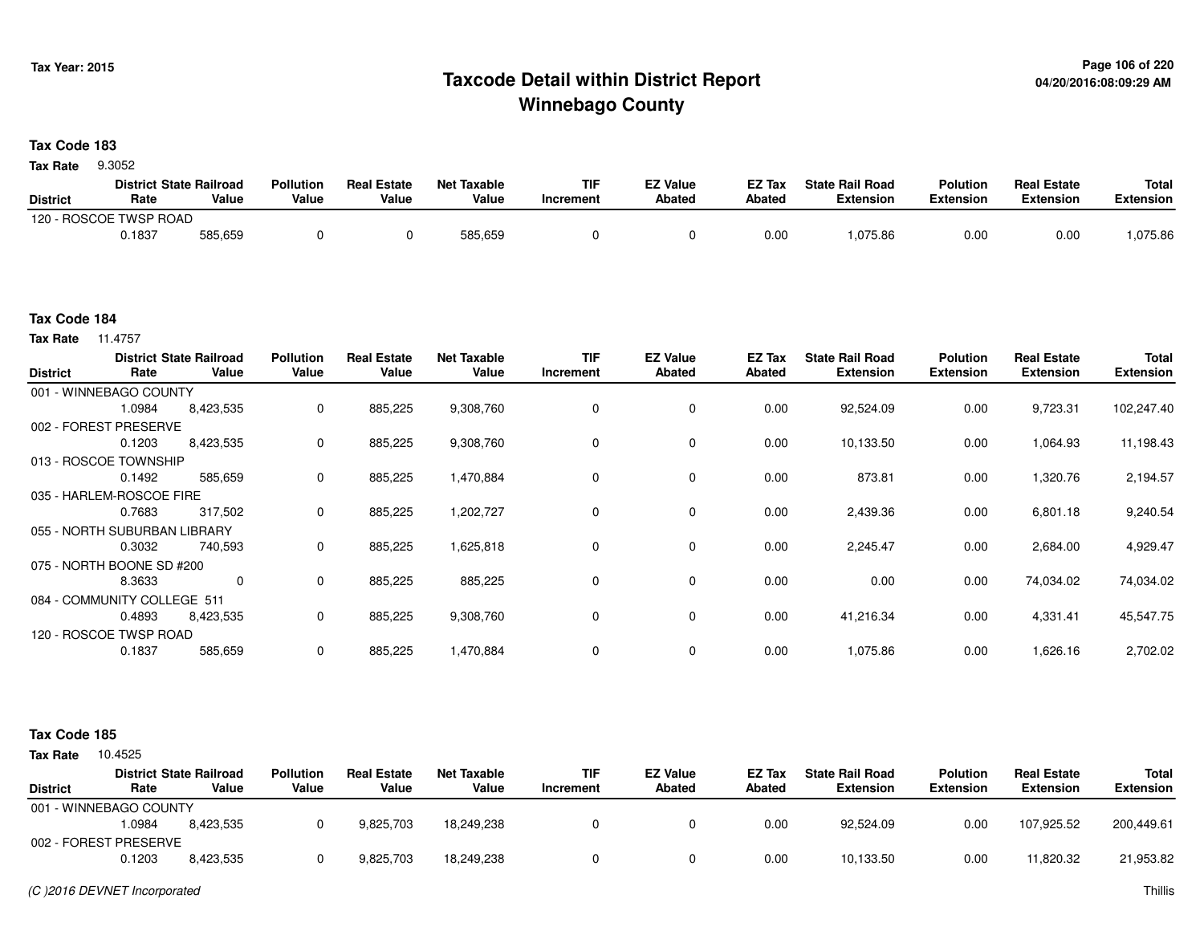# Taxcode Detail within District Report
## Winnebago County

Tax Year: 2015

04/20/2016:08:09:29 AM

**Tax Code 183**

**Tax Rate** 9.3052

| District | District Rate | State Railroad Value | Pollution Value | Real Estate Value | Net Taxable Value | TIF Increment | EZ Value Abated | EZ Tax Abated | State Rail Road Extension | Polution Extension | Real Estate Extension | Total Extension |
|---|---|---|---|---|---|---|---|---|---|---|---|---|
| 120 - ROSCOE TWSP ROAD | 0.1837 | 585,659 | 0 | 0 | 585,659 | 0 | 0 | 0.00 | 1,075.86 | 0.00 | 0.00 | 1,075.86 |

**Tax Code 184**

**Tax Rate** 11.4757

| District | District Rate | State Railroad Value | Pollution Value | Real Estate Value | Net Taxable Value | TIF Increment | EZ Value Abated | EZ Tax Abated | State Rail Road Extension | Polution Extension | Real Estate Extension | Total Extension |
|---|---|---|---|---|---|---|---|---|---|---|---|---|
| 001 - WINNEBAGO COUNTY | 1.0984 | 8,423,535 | 0 | 885,225 | 9,308,760 | 0 | 0 | 0.00 | 92,524.09 | 0.00 | 9,723.31 | 102,247.40 |
| 002 - FOREST PRESERVE | 0.1203 | 8,423,535 | 0 | 885,225 | 9,308,760 | 0 | 0 | 0.00 | 10,133.50 | 0.00 | 1,064.93 | 11,198.43 |
| 013 - ROSCOE TOWNSHIP | 0.1492 | 585,659 | 0 | 885,225 | 1,470,884 | 0 | 0 | 0.00 | 873.81 | 0.00 | 1,320.76 | 2,194.57 |
| 035 - HARLEM-ROSCOE FIRE | 0.7683 | 317,502 | 0 | 885,225 | 1,202,727 | 0 | 0 | 0.00 | 2,439.36 | 0.00 | 6,801.18 | 9,240.54 |
| 055 - NORTH SUBURBAN LIBRARY | 0.3032 | 740,593 | 0 | 885,225 | 1,625,818 | 0 | 0 | 0.00 | 2,245.47 | 0.00 | 2,684.00 | 4,929.47 |
| 075 - NORTH BOONE SD #200 | 8.3633 | 0 | 0 | 885,225 | 885,225 | 0 | 0 | 0.00 | 0.00 | 0.00 | 74,034.02 | 74,034.02 |
| 084 - COMMUNITY COLLEGE 511 | 0.4893 | 8,423,535 | 0 | 885,225 | 9,308,760 | 0 | 0 | 0.00 | 41,216.34 | 0.00 | 4,331.41 | 45,547.75 |
| 120 - ROSCOE TWSP ROAD | 0.1837 | 585,659 | 0 | 885,225 | 1,470,884 | 0 | 0 | 0.00 | 1,075.86 | 0.00 | 1,626.16 | 2,702.02 |

**Tax Code 185**

**Tax Rate** 10.4525

| District | District Rate | State Railroad Value | Pollution Value | Real Estate Value | Net Taxable Value | TIF Increment | EZ Value Abated | EZ Tax Abated | State Rail Road Extension | Polution Extension | Real Estate Extension | Total Extension |
|---|---|---|---|---|---|---|---|---|---|---|---|---|
| 001 - WINNEBAGO COUNTY | 1.0984 | 8,423,535 | 0 | 9,825,703 | 18,249,238 | 0 | 0 | 0.00 | 92,524.09 | 0.00 | 107,925.52 | 200,449.61 |
| 002 - FOREST PRESERVE | 0.1203 | 8,423,535 | 0 | 9,825,703 | 18,249,238 | 0 | 0 | 0.00 | 10,133.50 | 0.00 | 11,820.32 | 21,953.82 |

(C )2016 DEVNET Incorporated

Thillis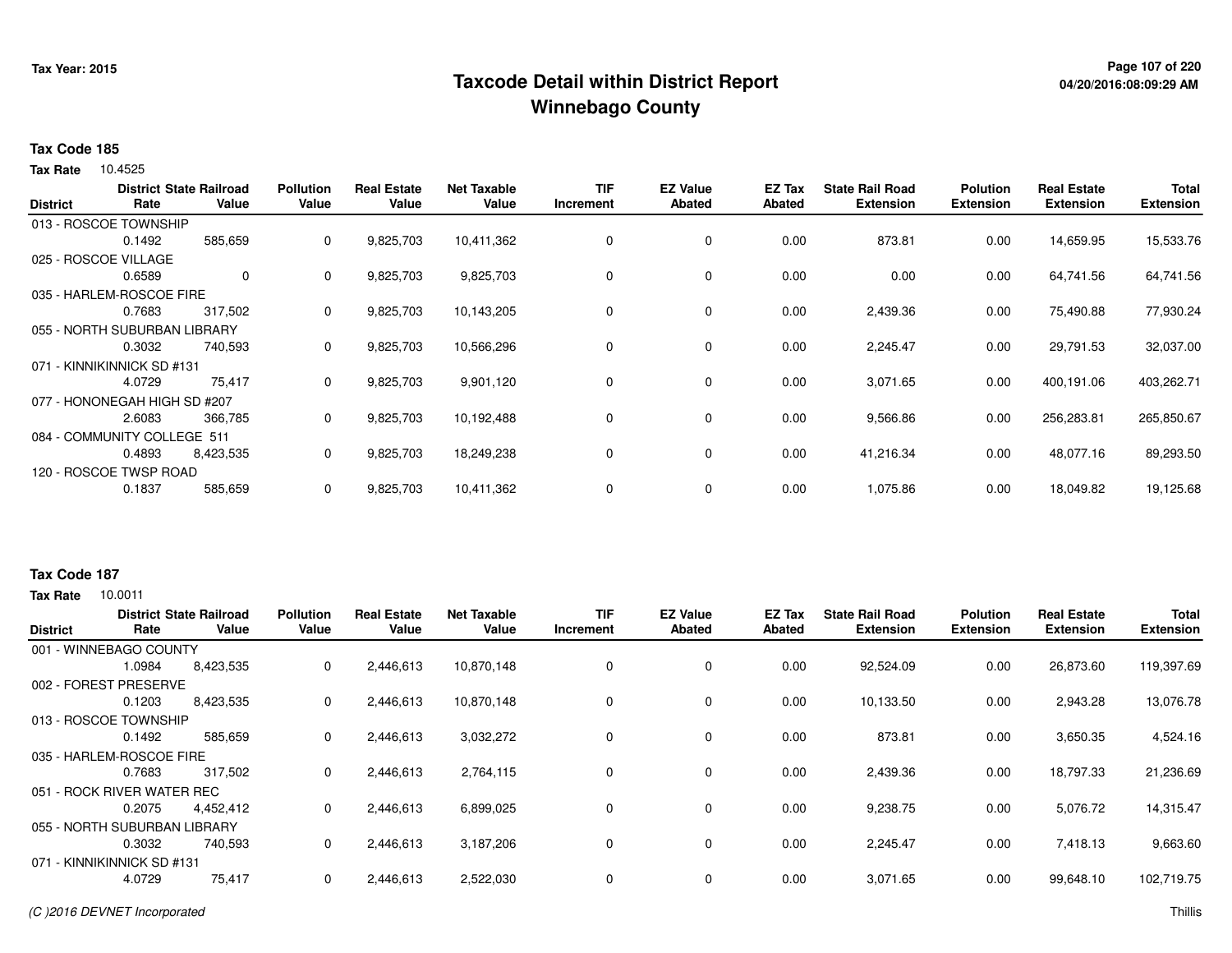# Taxcode Detail within District Report
## Winnebago County

Tax Year: 2015

**Tax Code 185**

**Tax Rate** 10.4525

| District | District Rate | State Railroad Value | Pollution Value | Real Estate Value | Net Taxable Value | TIF Increment | EZ Value Abated | EZ Tax Abated | State Rail Road Extension | Polution Extension | Real Estate Extension | Total Extension |
|---|---|---|---|---|---|---|---|---|---|---|---|---|
| 013 - ROSCOE TOWNSHIP | 0.1492 | 585,659 | 0 | 9,825,703 | 10,411,362 | 0 | 0 | 0.00 | 873.81 | 0.00 | 14,659.95 | 15,533.76 |
| 025 - ROSCOE VILLAGE | 0.6589 | 0 | 0 | 9,825,703 | 9,825,703 | 0 | 0 | 0.00 | 0.00 | 0.00 | 64,741.56 | 64,741.56 |
| 035 - HARLEM-ROSCOE FIRE | 0.7683 | 317,502 | 0 | 9,825,703 | 10,143,205 | 0 | 0 | 0.00 | 2,439.36 | 0.00 | 75,490.88 | 77,930.24 |
| 055 - NORTH SUBURBAN LIBRARY | 0.3032 | 740,593 | 0 | 9,825,703 | 10,566,296 | 0 | 0 | 0.00 | 2,245.47 | 0.00 | 29,791.53 | 32,037.00 |
| 071 - KINNIKINNICK SD #131 | 4.0729 | 75,417 | 0 | 9,825,703 | 9,901,120 | 0 | 0 | 0.00 | 3,071.65 | 0.00 | 400,191.06 | 403,262.71 |
| 077 - HONONEGAH HIGH SD #207 | 2.6083 | 366,785 | 0 | 9,825,703 | 10,192,488 | 0 | 0 | 0.00 | 9,566.86 | 0.00 | 256,283.81 | 265,850.67 |
| 084 - COMMUNITY COLLEGE 511 | 0.4893 | 8,423,535 | 0 | 9,825,703 | 18,249,238 | 0 | 0 | 0.00 | 41,216.34 | 0.00 | 48,077.16 | 89,293.50 |
| 120 - ROSCOE TWSP ROAD | 0.1837 | 585,659 | 0 | 9,825,703 | 10,411,362 | 0 | 0 | 0.00 | 1,075.86 | 0.00 | 18,049.82 | 19,125.68 |

**Tax Code 187**

**Tax Rate** 10.0011

| District | District Rate | State Railroad Value | Pollution Value | Real Estate Value | Net Taxable Value | TIF Increment | EZ Value Abated | EZ Tax Abated | State Rail Road Extension | Polution Extension | Real Estate Extension | Total Extension |
|---|---|---|---|---|---|---|---|---|---|---|---|---|
| 001 - WINNEBAGO COUNTY | 1.0984 | 8,423,535 | 0 | 2,446,613 | 10,870,148 | 0 | 0 | 0.00 | 92,524.09 | 0.00 | 26,873.60 | 119,397.69 |
| 002 - FOREST PRESERVE | 0.1203 | 8,423,535 | 0 | 2,446,613 | 10,870,148 | 0 | 0 | 0.00 | 10,133.50 | 0.00 | 2,943.28 | 13,076.78 |
| 013 - ROSCOE TOWNSHIP | 0.1492 | 585,659 | 0 | 2,446,613 | 3,032,272 | 0 | 0 | 0.00 | 873.81 | 0.00 | 3,650.35 | 4,524.16 |
| 035 - HARLEM-ROSCOE FIRE | 0.7683 | 317,502 | 0 | 2,446,613 | 2,764,115 | 0 | 0 | 0.00 | 2,439.36 | 0.00 | 18,797.33 | 21,236.69 |
| 051 - ROCK RIVER WATER REC | 0.2075 | 4,452,412 | 0 | 2,446,613 | 6,899,025 | 0 | 0 | 0.00 | 9,238.75 | 0.00 | 5,076.72 | 14,315.47 |
| 055 - NORTH SUBURBAN LIBRARY | 0.3032 | 740,593 | 0 | 2,446,613 | 3,187,206 | 0 | 0 | 0.00 | 2,245.47 | 0.00 | 7,418.13 | 9,663.60 |
| 071 - KINNIKINNICK SD #131 | 4.0729 | 75,417 | 0 | 2,446,613 | 2,522,030 | 0 | 0 | 0.00 | 3,071.65 | 0.00 | 99,648.10 | 102,719.75 |

(C )2016 DEVNET Incorporated — Thillis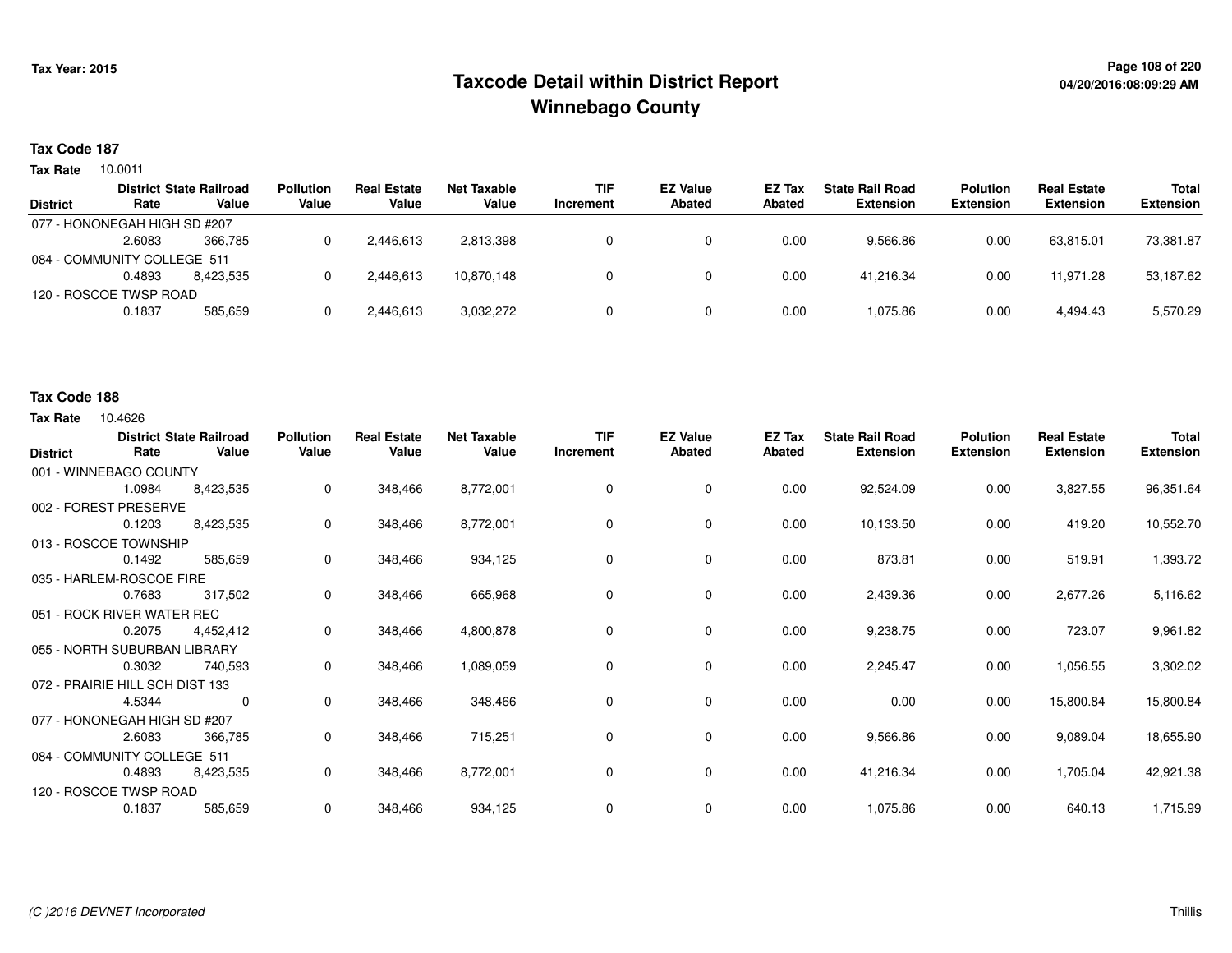Tax Year: 2015

# Taxcode Detail within District Report
## Winnebago County

**Tax Code 187**

**Tax Rate** 10.0011

| District | District Rate | State Railroad Value | Pollution Value | Real Estate Value | Net Taxable Value | TIF Increment | EZ Value Abated | EZ Tax Abated | State Rail Road Extension | Polution Extension | Real Estate Extension | Total Extension |
|---|---|---|---|---|---|---|---|---|---|---|---|---|
| 077 - HONONEGAH HIGH SD #207 | | | | | | | | | | | | |
| | 2.6083 | 366,785 | 0 | 2,446,613 | 2,813,398 | 0 | 0 | 0.00 | 9,566.86 | 0.00 | 63,815.01 | 73,381.87 |
| 084 - COMMUNITY COLLEGE 511 | | | | | | | | | | | | |
| | 0.4893 | 8,423,535 | 0 | 2,446,613 | 10,870,148 | 0 | 0 | 0.00 | 41,216.34 | 0.00 | 11,971.28 | 53,187.62 |
| 120 - ROSCOE TWSP ROAD | | | | | | | | | | | | |
| | 0.1837 | 585,659 | 0 | 2,446,613 | 3,032,272 | 0 | 0 | 0.00 | 1,075.86 | 0.00 | 4,494.43 | 5,570.29 |

**Tax Code 188**

**Tax Rate** 10.4626

| District | District Rate | State Railroad Value | Pollution Value | Real Estate Value | Net Taxable Value | TIF Increment | EZ Value Abated | EZ Tax Abated | State Rail Road Extension | Polution Extension | Real Estate Extension | Total Extension |
|---|---|---|---|---|---|---|---|---|---|---|---|---|
| 001 - WINNEBAGO COUNTY | | | | | | | | | | | | |
| | 1.0984 | 8,423,535 | 0 | 348,466 | 8,772,001 | 0 | 0 | 0.00 | 92,524.09 | 0.00 | 3,827.55 | 96,351.64 |
| 002 - FOREST PRESERVE | | | | | | | | | | | | |
| | 0.1203 | 8,423,535 | 0 | 348,466 | 8,772,001 | 0 | 0 | 0.00 | 10,133.50 | 0.00 | 419.20 | 10,552.70 |
| 013 - ROSCOE TOWNSHIP | | | | | | | | | | | | |
| | 0.1492 | 585,659 | 0 | 348,466 | 934,125 | 0 | 0 | 0.00 | 873.81 | 0.00 | 519.91 | 1,393.72 |
| 035 - HARLEM-ROSCOE FIRE | | | | | | | | | | | | |
| | 0.7683 | 317,502 | 0 | 348,466 | 665,968 | 0 | 0 | 0.00 | 2,439.36 | 0.00 | 2,677.26 | 5,116.62 |
| 051 - ROCK RIVER WATER REC | | | | | | | | | | | | |
| | 0.2075 | 4,452,412 | 0 | 348,466 | 4,800,878 | 0 | 0 | 0.00 | 9,238.75 | 0.00 | 723.07 | 9,961.82 |
| 055 - NORTH SUBURBAN LIBRARY | | | | | | | | | | | | |
| | 0.3032 | 740,593 | 0 | 348,466 | 1,089,059 | 0 | 0 | 0.00 | 2,245.47 | 0.00 | 1,056.55 | 3,302.02 |
| 072 - PRAIRIE HILL SCH DIST 133 | | | | | | | | | | | | |
| | 4.5344 | 0 | 0 | 348,466 | 348,466 | 0 | 0 | 0.00 | 0.00 | 0.00 | 15,800.84 | 15,800.84 |
| 077 - HONONEGAH HIGH SD #207 | | | | | | | | | | | | |
| | 2.6083 | 366,785 | 0 | 348,466 | 715,251 | 0 | 0 | 0.00 | 9,566.86 | 0.00 | 9,089.04 | 18,655.90 |
| 084 - COMMUNITY COLLEGE 511 | | | | | | | | | | | | |
| | 0.4893 | 8,423,535 | 0 | 348,466 | 8,772,001 | 0 | 0 | 0.00 | 41,216.34 | 0.00 | 1,705.04 | 42,921.38 |
| 120 - ROSCOE TWSP ROAD | | | | | | | | | | | | |
| | 0.1837 | 585,659 | 0 | 348,466 | 934,125 | 0 | 0 | 0.00 | 1,075.86 | 0.00 | 640.13 | 1,715.99 |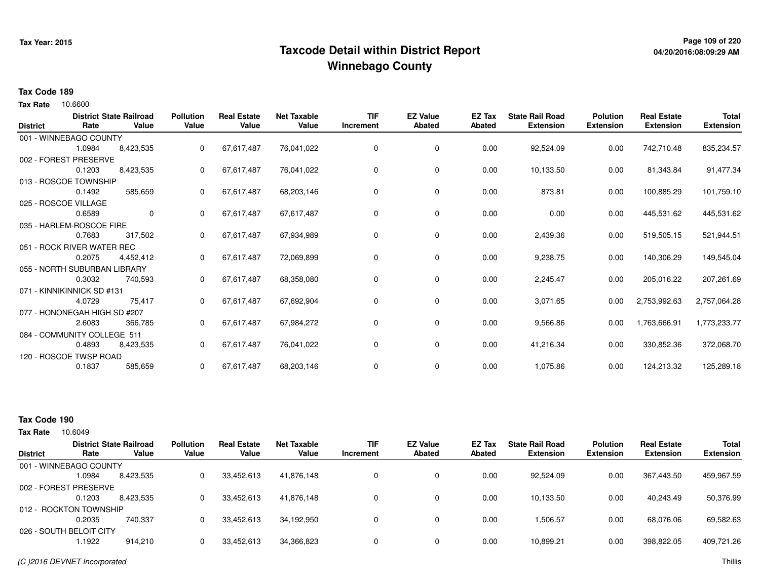# Taxcode Detail within District Report
# Winnebago County

Tax Year: 2015

04/20/2016:08:09:29 AM

**Tax Code 189**

**Tax Rate** 10.6600

| District | District Rate | State Railroad Value | Pollution Value | Real Estate Value | Net Taxable Value | TIF Increment | EZ Value Abated | EZ Tax Abated | State Rail Road Extension | Polution Extension | Real Estate Extension | Total Extension |
|---|---|---|---|---|---|---|---|---|---|---|---|---|
| 001 - WINNEBAGO COUNTY | | | | | | | | | | | | |
| | 1.0984 | 8,423,535 | 0 | 67,617,487 | 76,041,022 | 0 | 0 | 0.00 | 92,524.09 | 0.00 | 742,710.48 | 835,234.57 |
| 002 - FOREST PRESERVE | | | | | | | | | | | | |
| | 0.1203 | 8,423,535 | 0 | 67,617,487 | 76,041,022 | 0 | 0 | 0.00 | 10,133.50 | 0.00 | 81,343.84 | 91,477.34 |
| 013 - ROSCOE TOWNSHIP | | | | | | | | | | | | |
| | 0.1492 | 585,659 | 0 | 67,617,487 | 68,203,146 | 0 | 0 | 0.00 | 873.81 | 0.00 | 100,885.29 | 101,759.10 |
| 025 - ROSCOE VILLAGE | | | | | | | | | | | | |
| | 0.6589 | 0 | 0 | 67,617,487 | 67,617,487 | 0 | 0 | 0.00 | 0.00 | 0.00 | 445,531.62 | 445,531.62 |
| 035 - HARLEM-ROSCOE FIRE | | | | | | | | | | | | |
| | 0.7683 | 317,502 | 0 | 67,617,487 | 67,934,989 | 0 | 0 | 0.00 | 2,439.36 | 0.00 | 519,505.15 | 521,944.51 |
| 051 - ROCK RIVER WATER REC | | | | | | | | | | | | |
| | 0.2075 | 4,452,412 | 0 | 67,617,487 | 72,069,899 | 0 | 0 | 0.00 | 9,238.75 | 0.00 | 140,306.29 | 149,545.04 |
| 055 - NORTH SUBURBAN LIBRARY | | | | | | | | | | | | |
| | 0.3032 | 740,593 | 0 | 67,617,487 | 68,358,080 | 0 | 0 | 0.00 | 2,245.47 | 0.00 | 205,016.22 | 207,261.69 |
| 071 - KINNIKINNICK SD #131 | | | | | | | | | | | | |
| | 4.0729 | 75,417 | 0 | 67,617,487 | 67,692,904 | 0 | 0 | 0.00 | 3,071.65 | 0.00 | 2,753,992.63 | 2,757,064.28 |
| 077 - HONONEGAH HIGH SD #207 | | | | | | | | | | | | |
| | 2.6083 | 366,785 | 0 | 67,617,487 | 67,984,272 | 0 | 0 | 0.00 | 9,566.86 | 0.00 | 1,763,666.91 | 1,773,233.77 |
| 084 - COMMUNITY COLLEGE 511 | | | | | | | | | | | | |
| | 0.4893 | 8,423,535 | 0 | 67,617,487 | 76,041,022 | 0 | 0 | 0.00 | 41,216.34 | 0.00 | 330,852.36 | 372,068.70 |
| 120 - ROSCOE TWSP ROAD | | | | | | | | | | | | |
| | 0.1837 | 585,659 | 0 | 67,617,487 | 68,203,146 | 0 | 0 | 0.00 | 1,075.86 | 0.00 | 124,213.32 | 125,289.18 |

**Tax Code 190**

**Tax Rate** 10.6049

| District | District Rate | State Railroad Value | Pollution Value | Real Estate Value | Net Taxable Value | TIF Increment | EZ Value Abated | EZ Tax Abated | State Rail Road Extension | Polution Extension | Real Estate Extension | Total Extension |
|---|---|---|---|---|---|---|---|---|---|---|---|---|
| 001 - WINNEBAGO COUNTY | | | | | | | | | | | | |
| | 1.0984 | 8,423,535 | 0 | 33,452,613 | 41,876,148 | 0 | 0 | 0.00 | 92,524.09 | 0.00 | 367,443.50 | 459,967.59 |
| 002 - FOREST PRESERVE | | | | | | | | | | | | |
| | 0.1203 | 8,423,535 | 0 | 33,452,613 | 41,876,148 | 0 | 0 | 0.00 | 10,133.50 | 0.00 | 40,243.49 | 50,376.99 |
| 012 - ROCKTON TOWNSHIP | | | | | | | | | | | | |
| | 0.2035 | 740,337 | 0 | 33,452,613 | 34,192,950 | 0 | 0 | 0.00 | 1,506.57 | 0.00 | 68,076.06 | 69,582.63 |
| 026 - SOUTH BELOIT CITY | | | | | | | | | | | | |
| | 1.1922 | 914,210 | 0 | 33,452,613 | 34,366,823 | 0 | 0 | 0.00 | 10,899.21 | 0.00 | 398,822.05 | 409,721.26 |

*(C )2016 DEVNET Incorporated*

Thillis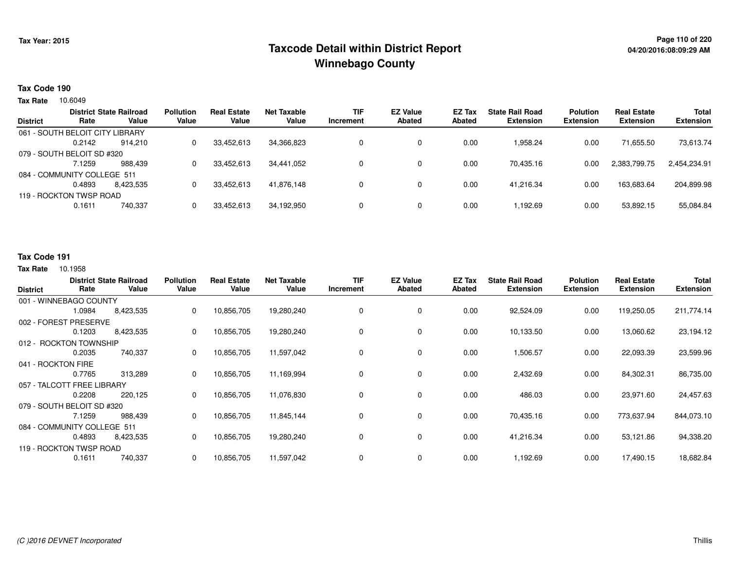# Taxcode Detail within District Report
## Winnebago County

Tax Year: 2015

04/20/2016:08:09:29 AM

### Tax Code 190

**Tax Rate** 10.6049

| District | District Rate | State Railroad Value | Pollution Value | Real Estate Value | Net Taxable Value | TIF Increment | EZ Value Abated | EZ Tax Abated | State Rail Road Extension | Polution Extension | Real Estate Extension | Total Extension |
|---|---|---|---|---|---|---|---|---|---|---|---|---|
| 061 - SOUTH BELOIT CITY LIBRARY | | | | | | | | | | | | |
| | 0.2142 | 914,210 | 0 | 33,452,613 | 34,366,823 | 0 | 0 | 0.00 | 1,958.24 | 0.00 | 71,655.50 | 73,613.74 |
| 079 - SOUTH BELOIT SD #320 | | | | | | | | | | | | |
| | 7.1259 | 988,439 | 0 | 33,452,613 | 34,441,052 | 0 | 0 | 0.00 | 70,435.16 | 0.00 | 2,383,799.75 | 2,454,234.91 |
| 084 - COMMUNITY COLLEGE 511 | | | | | | | | | | | | |
| | 0.4893 | 8,423,535 | 0 | 33,452,613 | 41,876,148 | 0 | 0 | 0.00 | 41,216.34 | 0.00 | 163,683.64 | 204,899.98 |
| 119 - ROCKTON TWSP ROAD | | | | | | | | | | | | |
| | 0.1611 | 740,337 | 0 | 33,452,613 | 34,192,950 | 0 | 0 | 0.00 | 1,192.69 | 0.00 | 53,892.15 | 55,084.84 |

### Tax Code 191

**Tax Rate** 10.1958

| District | District Rate | State Railroad Value | Pollution Value | Real Estate Value | Net Taxable Value | TIF Increment | EZ Value Abated | EZ Tax Abated | State Rail Road Extension | Polution Extension | Real Estate Extension | Total Extension |
|---|---|---|---|---|---|---|---|---|---|---|---|---|
| 001 - WINNEBAGO COUNTY | | | | | | | | | | | | |
| | 1.0984 | 8,423,535 | 0 | 10,856,705 | 19,280,240 | 0 | 0 | 0.00 | 92,524.09 | 0.00 | 119,250.05 | 211,774.14 |
| 002 - FOREST PRESERVE | | | | | | | | | | | | |
| | 0.1203 | 8,423,535 | 0 | 10,856,705 | 19,280,240 | 0 | 0 | 0.00 | 10,133.50 | 0.00 | 13,060.62 | 23,194.12 |
| 012 - ROCKTON TOWNSHIP | | | | | | | | | | | | |
| | 0.2035 | 740,337 | 0 | 10,856,705 | 11,597,042 | 0 | 0 | 0.00 | 1,506.57 | 0.00 | 22,093.39 | 23,599.96 |
| 041 - ROCKTON FIRE | | | | | | | | | | | | |
| | 0.7765 | 313,289 | 0 | 10,856,705 | 11,169,994 | 0 | 0 | 0.00 | 2,432.69 | 0.00 | 84,302.31 | 86,735.00 |
| 057 - TALCOTT FREE LIBRARY | | | | | | | | | | | | |
| | 0.2208 | 220,125 | 0 | 10,856,705 | 11,076,830 | 0 | 0 | 0.00 | 486.03 | 0.00 | 23,971.60 | 24,457.63 |
| 079 - SOUTH BELOIT SD #320 | | | | | | | | | | | | |
| | 7.1259 | 988,439 | 0 | 10,856,705 | 11,845,144 | 0 | 0 | 0.00 | 70,435.16 | 0.00 | 773,637.94 | 844,073.10 |
| 084 - COMMUNITY COLLEGE 511 | | | | | | | | | | | | |
| | 0.4893 | 8,423,535 | 0 | 10,856,705 | 19,280,240 | 0 | 0 | 0.00 | 41,216.34 | 0.00 | 53,121.86 | 94,338.20 |
| 119 - ROCKTON TWSP ROAD | | | | | | | | | | | | |
| | 0.1611 | 740,337 | 0 | 10,856,705 | 11,597,042 | 0 | 0 | 0.00 | 1,192.69 | 0.00 | 17,490.15 | 18,682.84 |

(C )2016 DEVNET Incorporated

Thillis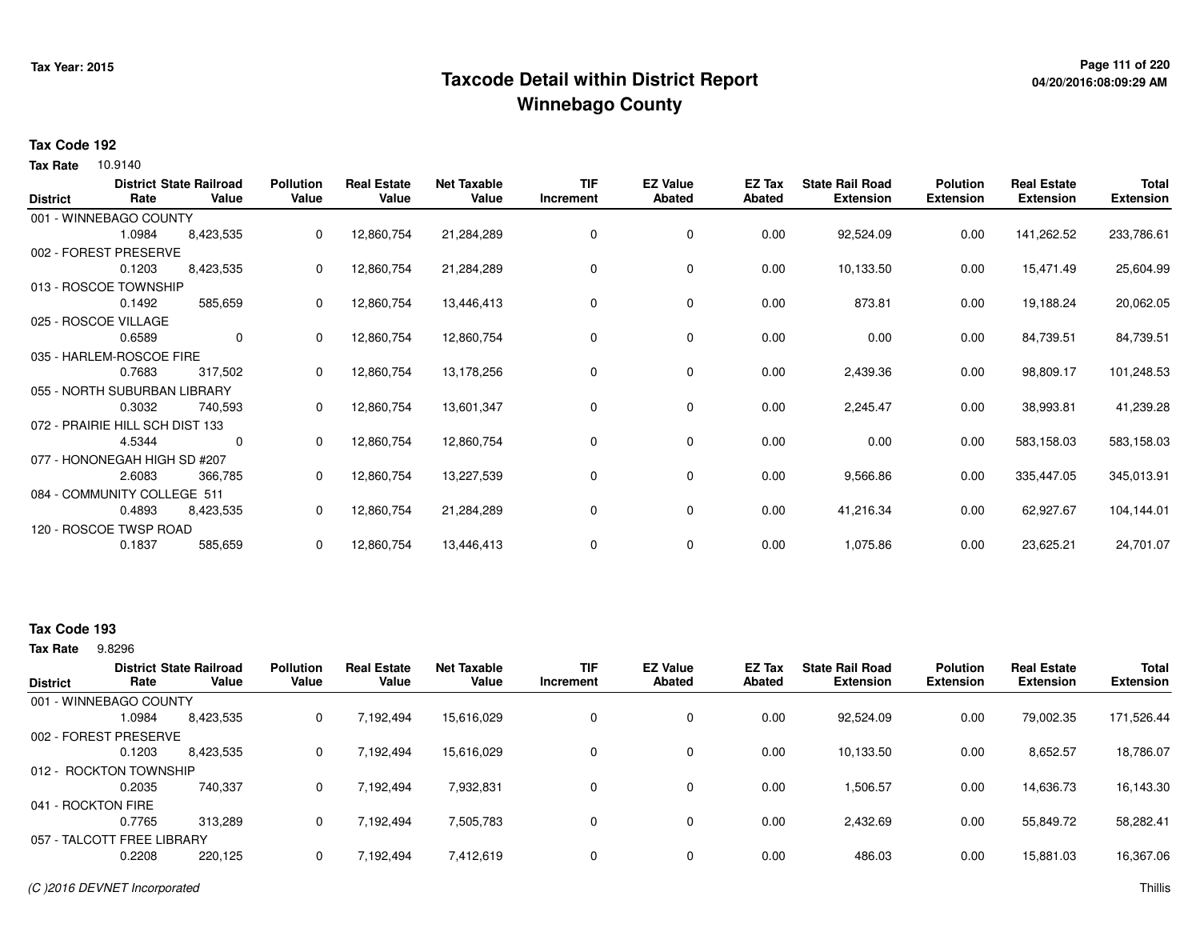# Taxcode Detail within District Report
# Winnebago County

**Tax Year: 2015**

**Tax Code 192**

**Tax Rate** 10.9140

| District | District Rate | State Railroad Value | Pollution Value | Real Estate Value | Net Taxable Value | TIF Increment | EZ Value Abated | EZ Tax Abated | State Rail Road Extension | Polution Extension | Real Estate Extension | Total Extension |
|---|---|---|---|---|---|---|---|---|---|---|---|---|
| 001 - WINNEBAGO COUNTY | | | | | | | | | | | | |
| | 1.0984 | 8,423,535 | 0 | 12,860,754 | 21,284,289 | 0 | 0 | 0.00 | 92,524.09 | 0.00 | 141,262.52 | 233,786.61 |
| 002 - FOREST PRESERVE | | | | | | | | | | | | |
| | 0.1203 | 8,423,535 | 0 | 12,860,754 | 21,284,289 | 0 | 0 | 0.00 | 10,133.50 | 0.00 | 15,471.49 | 25,604.99 |
| 013 - ROSCOE TOWNSHIP | | | | | | | | | | | | |
| | 0.1492 | 585,659 | 0 | 12,860,754 | 13,446,413 | 0 | 0 | 0.00 | 873.81 | 0.00 | 19,188.24 | 20,062.05 |
| 025 - ROSCOE VILLAGE | | | | | | | | | | | | |
| | 0.6589 | 0 | 0 | 12,860,754 | 12,860,754 | 0 | 0 | 0.00 | 0.00 | 0.00 | 84,739.51 | 84,739.51 |
| 035 - HARLEM-ROSCOE FIRE | | | | | | | | | | | | |
| | 0.7683 | 317,502 | 0 | 12,860,754 | 13,178,256 | 0 | 0 | 0.00 | 2,439.36 | 0.00 | 98,809.17 | 101,248.53 |
| 055 - NORTH SUBURBAN LIBRARY | | | | | | | | | | | | |
| | 0.3032 | 740,593 | 0 | 12,860,754 | 13,601,347 | 0 | 0 | 0.00 | 2,245.47 | 0.00 | 38,993.81 | 41,239.28 |
| 072 - PRAIRIE HILL SCH DIST 133 | | | | | | | | | | | | |
| | 4.5344 | 0 | 0 | 12,860,754 | 12,860,754 | 0 | 0 | 0.00 | 0.00 | 0.00 | 583,158.03 | 583,158.03 |
| 077 - HONONEGAH HIGH SD #207 | | | | | | | | | | | | |
| | 2.6083 | 366,785 | 0 | 12,860,754 | 13,227,539 | 0 | 0 | 0.00 | 9,566.86 | 0.00 | 335,447.05 | 345,013.91 |
| 084 - COMMUNITY COLLEGE 511 | | | | | | | | | | | | |
| | 0.4893 | 8,423,535 | 0 | 12,860,754 | 21,284,289 | 0 | 0 | 0.00 | 41,216.34 | 0.00 | 62,927.67 | 104,144.01 |
| 120 - ROSCOE TWSP ROAD | | | | | | | | | | | | |
| | 0.1837 | 585,659 | 0 | 12,860,754 | 13,446,413 | 0 | 0 | 0.00 | 1,075.86 | 0.00 | 23,625.21 | 24,701.07 |

**Tax Code 193**

**Tax Rate** 9.8296

| District | District Rate | State Railroad Value | Pollution Value | Real Estate Value | Net Taxable Value | TIF Increment | EZ Value Abated | EZ Tax Abated | State Rail Road Extension | Polution Extension | Real Estate Extension | Total Extension |
|---|---|---|---|---|---|---|---|---|---|---|---|---|
| 001 - WINNEBAGO COUNTY | | | | | | | | | | | | |
| | 1.0984 | 8,423,535 | 0 | 7,192,494 | 15,616,029 | 0 | 0 | 0.00 | 92,524.09 | 0.00 | 79,002.35 | 171,526.44 |
| 002 - FOREST PRESERVE | | | | | | | | | | | | |
| | 0.1203 | 8,423,535 | 0 | 7,192,494 | 15,616,029 | 0 | 0 | 0.00 | 10,133.50 | 0.00 | 8,652.57 | 18,786.07 |
| 012 - ROCKTON TOWNSHIP | | | | | | | | | | | | |
| | 0.2035 | 740,337 | 0 | 7,192,494 | 7,932,831 | 0 | 0 | 0.00 | 1,506.57 | 0.00 | 14,636.73 | 16,143.30 |
| 041 - ROCKTON FIRE | | | | | | | | | | | | |
| | 0.7765 | 313,289 | 0 | 7,192,494 | 7,505,783 | 0 | 0 | 0.00 | 2,432.69 | 0.00 | 55,849.72 | 58,282.41 |
| 057 - TALCOTT FREE LIBRARY | | | | | | | | | | | | |
| | 0.2208 | 220,125 | 0 | 7,192,494 | 7,412,619 | 0 | 0 | 0.00 | 486.03 | 0.00 | 15,881.03 | 16,367.06 |

*(C )2016 DEVNET Incorporated*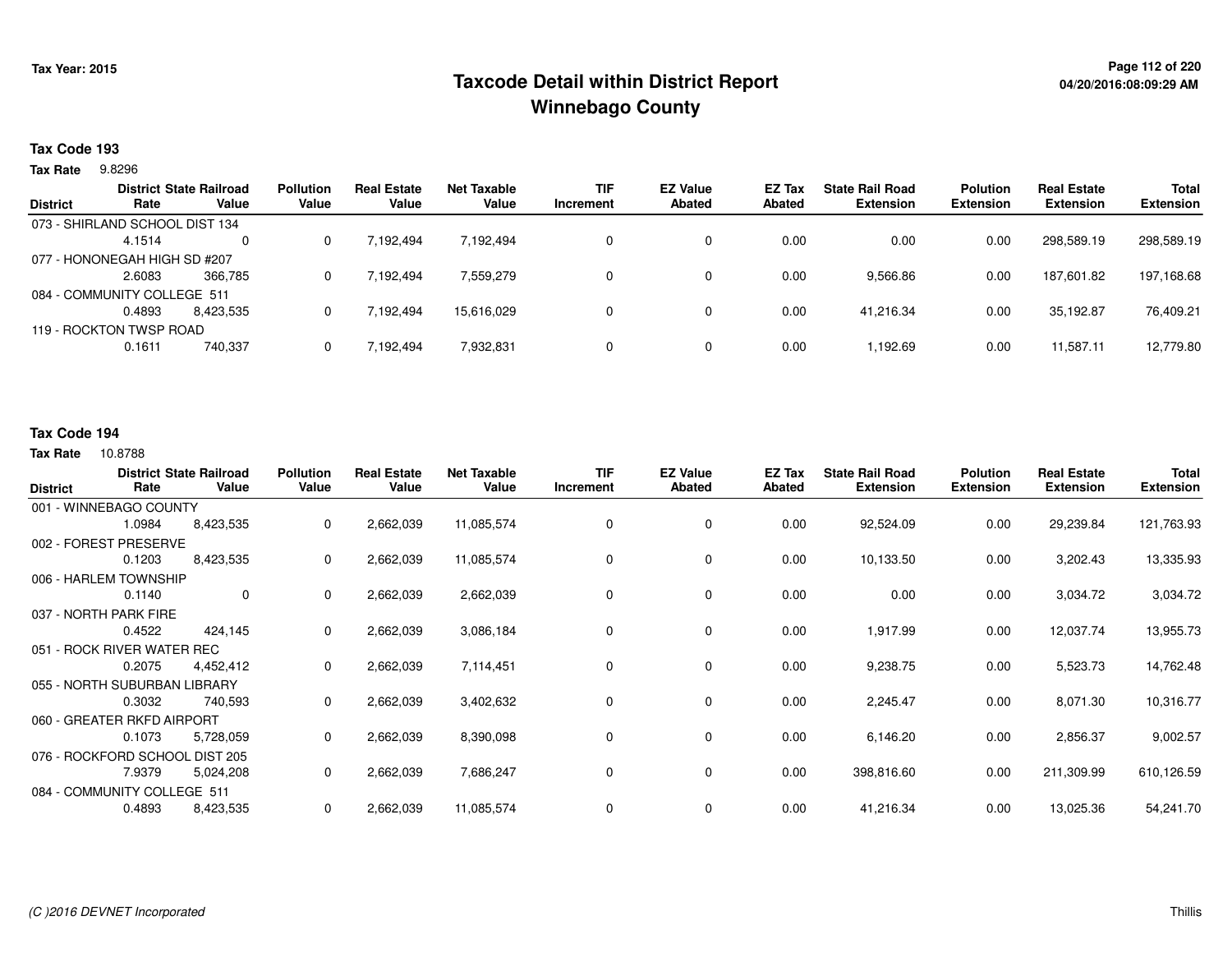Tax Year: 2015

# Taxcode Detail within District Report
## Winnebago County

04/20/2016:08:09:29 AM

**Tax Code 193**

**Tax Rate** 9.8296

| District | District Rate | State Railroad Value | Pollution Value | Real Estate Value | Net Taxable Value | TIF Increment | EZ Value Abated | EZ Tax Abated | State Rail Road Extension | Polution Extension | Real Estate Extension | Total Extension |
|---|---|---|---|---|---|---|---|---|---|---|---|---|
| 073 - SHIRLAND SCHOOL DIST 134 | | | | | | | | | | | | |
| | 4.1514 | 0 | 0 | 7,192,494 | 7,192,494 | 0 | 0 | 0.00 | 0.00 | 0.00 | 298,589.19 | 298,589.19 |
| 077 - HONONEGAH HIGH SD #207 | | | | | | | | | | | | |
| | 2.6083 | 366,785 | 0 | 7,192,494 | 7,559,279 | 0 | 0 | 0.00 | 9,566.86 | 0.00 | 187,601.82 | 197,168.68 |
| 084 - COMMUNITY COLLEGE 511 | | | | | | | | | | | | |
| | 0.4893 | 8,423,535 | 0 | 7,192,494 | 15,616,029 | 0 | 0 | 0.00 | 41,216.34 | 0.00 | 35,192.87 | 76,409.21 |
| 119 - ROCKTON TWSP ROAD | | | | | | | | | | | | |
| | 0.1611 | 740,337 | 0 | 7,192,494 | 7,932,831 | 0 | 0 | 0.00 | 1,192.69 | 0.00 | 11,587.11 | 12,779.80 |

**Tax Code 194**

**Tax Rate** 10.8788

| District | District Rate | State Railroad Value | Pollution Value | Real Estate Value | Net Taxable Value | TIF Increment | EZ Value Abated | EZ Tax Abated | State Rail Road Extension | Polution Extension | Real Estate Extension | Total Extension |
|---|---|---|---|---|---|---|---|---|---|---|---|---|
| 001 - WINNEBAGO COUNTY | | | | | | | | | | | | |
| | 1.0984 | 8,423,535 | 0 | 2,662,039 | 11,085,574 | 0 | 0 | 0.00 | 92,524.09 | 0.00 | 29,239.84 | 121,763.93 |
| 002 - FOREST PRESERVE | | | | | | | | | | | | |
| | 0.1203 | 8,423,535 | 0 | 2,662,039 | 11,085,574 | 0 | 0 | 0.00 | 10,133.50 | 0.00 | 3,202.43 | 13,335.93 |
| 006 - HARLEM TOWNSHIP | | | | | | | | | | | | |
| | 0.1140 | 0 | 0 | 2,662,039 | 2,662,039 | 0 | 0 | 0.00 | 0.00 | 0.00 | 3,034.72 | 3,034.72 |
| 037 - NORTH PARK FIRE | | | | | | | | | | | | |
| | 0.4522 | 424,145 | 0 | 2,662,039 | 3,086,184 | 0 | 0 | 0.00 | 1,917.99 | 0.00 | 12,037.74 | 13,955.73 |
| 051 - ROCK RIVER WATER REC | | | | | | | | | | | | |
| | 0.2075 | 4,452,412 | 0 | 2,662,039 | 7,114,451 | 0 | 0 | 0.00 | 9,238.75 | 0.00 | 5,523.73 | 14,762.48 |
| 055 - NORTH SUBURBAN LIBRARY | | | | | | | | | | | | |
| | 0.3032 | 740,593 | 0 | 2,662,039 | 3,402,632 | 0 | 0 | 0.00 | 2,245.47 | 0.00 | 8,071.30 | 10,316.77 |
| 060 - GREATER RKFD AIRPORT | | | | | | | | | | | | |
| | 0.1073 | 5,728,059 | 0 | 2,662,039 | 8,390,098 | 0 | 0 | 0.00 | 6,146.20 | 0.00 | 2,856.37 | 9,002.57 |
| 076 - ROCKFORD SCHOOL DIST 205 | | | | | | | | | | | | |
| | 7.9379 | 5,024,208 | 0 | 2,662,039 | 7,686,247 | 0 | 0 | 0.00 | 398,816.60 | 0.00 | 211,309.99 | 610,126.59 |
| 084 - COMMUNITY COLLEGE 511 | | | | | | | | | | | | |
| | 0.4893 | 8,423,535 | 0 | 2,662,039 | 11,085,574 | 0 | 0 | 0.00 | 41,216.34 | 0.00 | 13,025.36 | 54,241.70 |

(C )2016 DEVNET Incorporated

Thillis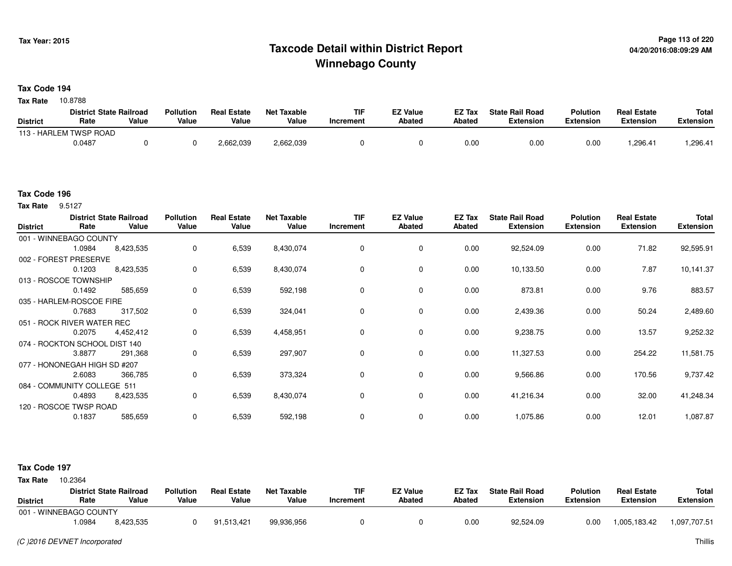# Taxcode Detail within District Report
## Winnebago County

Tax Year: 2015

04/20/2016:08:09:29 AM

**Tax Code 194**

**Tax Rate** 10.8788

| District | District Rate | State Railroad Value | Pollution Value | Real Estate Value | Net Taxable Value | TIF Increment | EZ Value Abated | EZ Tax Abated | State Rail Road Extension | Polution Extension | Real Estate Extension | Total Extension |
|---|---|---|---|---|---|---|---|---|---|---|---|---|
| 113 - HARLEM TWSP ROAD | 0.0487 | 0 | 0 | 2,662,039 | 2,662,039 | 0 | 0 | 0.00 | 0.00 | 0.00 | 1,296.41 | 1,296.41 |

**Tax Code 196**

**Tax Rate** 9.5127

| District | District Rate | State Railroad Value | Pollution Value | Real Estate Value | Net Taxable Value | TIF Increment | EZ Value Abated | EZ Tax Abated | State Rail Road Extension | Polution Extension | Real Estate Extension | Total Extension |
|---|---|---|---|---|---|---|---|---|---|---|---|---|
| 001 - WINNEBAGO COUNTY | 1.0984 | 8,423,535 | 0 | 6,539 | 8,430,074 | 0 | 0 | 0.00 | 92,524.09 | 0.00 | 71.82 | 92,595.91 |
| 002 - FOREST PRESERVE | 0.1203 | 8,423,535 | 0 | 6,539 | 8,430,074 | 0 | 0 | 0.00 | 10,133.50 | 0.00 | 7.87 | 10,141.37 |
| 013 - ROSCOE TOWNSHIP | 0.1492 | 585,659 | 0 | 6,539 | 592,198 | 0 | 0 | 0.00 | 873.81 | 0.00 | 9.76 | 883.57 |
| 035 - HARLEM-ROSCOE FIRE | 0.7683 | 317,502 | 0 | 6,539 | 324,041 | 0 | 0 | 0.00 | 2,439.36 | 0.00 | 50.24 | 2,489.60 |
| 051 - ROCK RIVER WATER REC | 0.2075 | 4,452,412 | 0 | 6,539 | 4,458,951 | 0 | 0 | 0.00 | 9,238.75 | 0.00 | 13.57 | 9,252.32 |
| 074 - ROCKTON SCHOOL DIST 140 | 3.8877 | 291,368 | 0 | 6,539 | 297,907 | 0 | 0 | 0.00 | 11,327.53 | 0.00 | 254.22 | 11,581.75 |
| 077 - HONONEGAH HIGH SD #207 | 2.6083 | 366,785 | 0 | 6,539 | 373,324 | 0 | 0 | 0.00 | 9,566.86 | 0.00 | 170.56 | 9,737.42 |
| 084 - COMMUNITY COLLEGE 511 | 0.4893 | 8,423,535 | 0 | 6,539 | 8,430,074 | 0 | 0 | 0.00 | 41,216.34 | 0.00 | 32.00 | 41,248.34 |
| 120 - ROSCOE TWSP ROAD | 0.1837 | 585,659 | 0 | 6,539 | 592,198 | 0 | 0 | 0.00 | 1,075.86 | 0.00 | 12.01 | 1,087.87 |

**Tax Code 197**

**Tax Rate** 10.2364

| District | District Rate | State Railroad Value | Pollution Value | Real Estate Value | Net Taxable Value | TIF Increment | EZ Value Abated | EZ Tax Abated | State Rail Road Extension | Polution Extension | Real Estate Extension | Total Extension |
|---|---|---|---|---|---|---|---|---|---|---|---|---|
| 001 - WINNEBAGO COUNTY | 1.0984 | 8,423,535 | 0 | 91,513,421 | 99,936,956 | 0 | 0 | 0.00 | 92,524.09 | 0.00 | 1,005,183.42 | 1,097,707.51 |

*(C )2016 DEVNET Incorporated*

Thillis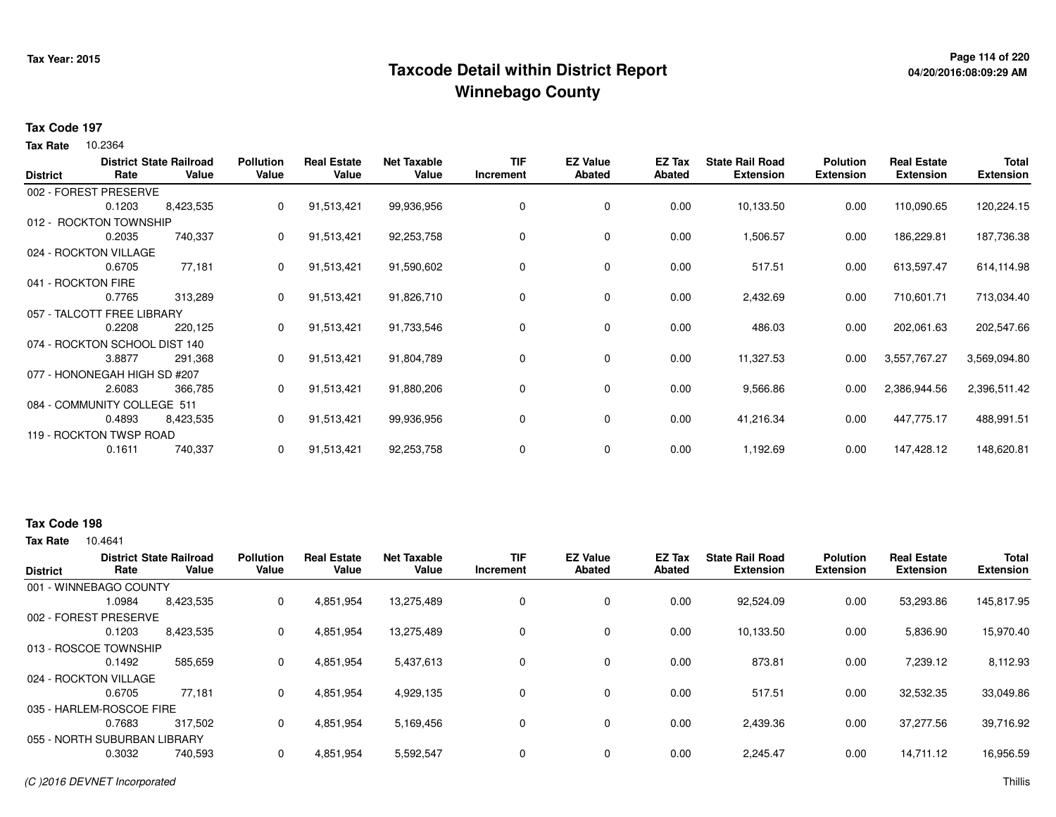# Taxcode Detail within District Report
# Winnebago County

Tax Year: 2015

**Tax Code 197**

**Tax Rate** 10.2364

| District | District Rate | State Railroad Value | Pollution Value | Real Estate Value | Net Taxable Value | TIF Increment | EZ Value Abated | EZ Tax Abated | State Rail Road Extension | Polution Extension | Real Estate Extension | Total Extension |
|---|---|---|---|---|---|---|---|---|---|---|---|---|
| 002 - FOREST PRESERVE | 0.1203 | 8,423,535 | 0 | 91,513,421 | 99,936,956 | 0 | 0 | 0.00 | 10,133.50 | 0.00 | 110,090.65 | 120,224.15 |
| 012 - ROCKTON TOWNSHIP | 0.2035 | 740,337 | 0 | 91,513,421 | 92,253,758 | 0 | 0 | 0.00 | 1,506.57 | 0.00 | 186,229.81 | 187,736.38 |
| 024 - ROCKTON VILLAGE | 0.6705 | 77,181 | 0 | 91,513,421 | 91,590,602 | 0 | 0 | 0.00 | 517.51 | 0.00 | 613,597.47 | 614,114.98 |
| 041 - ROCKTON FIRE | 0.7765 | 313,289 | 0 | 91,513,421 | 91,826,710 | 0 | 0 | 0.00 | 2,432.69 | 0.00 | 710,601.71 | 713,034.40 |
| 057 - TALCOTT FREE LIBRARY | 0.2208 | 220,125 | 0 | 91,513,421 | 91,733,546 | 0 | 0 | 0.00 | 486.03 | 0.00 | 202,061.63 | 202,547.66 |
| 074 - ROCKTON SCHOOL DIST 140 | 3.8877 | 291,368 | 0 | 91,513,421 | 91,804,789 | 0 | 0 | 0.00 | 11,327.53 | 0.00 | 3,557,767.27 | 3,569,094.80 |
| 077 - HONONEGAH HIGH SD #207 | 2.6083 | 366,785 | 0 | 91,513,421 | 91,880,206 | 0 | 0 | 0.00 | 9,566.86 | 0.00 | 2,386,944.56 | 2,396,511.42 |
| 084 - COMMUNITY COLLEGE 511 | 0.4893 | 8,423,535 | 0 | 91,513,421 | 99,936,956 | 0 | 0 | 0.00 | 41,216.34 | 0.00 | 447,775.17 | 488,991.51 |
| 119 - ROCKTON TWSP ROAD | 0.1611 | 740,337 | 0 | 91,513,421 | 92,253,758 | 0 | 0 | 0.00 | 1,192.69 | 0.00 | 147,428.12 | 148,620.81 |

**Tax Code 198**

**Tax Rate** 10.4641

| District | District Rate | State Railroad Value | Pollution Value | Real Estate Value | Net Taxable Value | TIF Increment | EZ Value Abated | EZ Tax Abated | State Rail Road Extension | Polution Extension | Real Estate Extension | Total Extension |
|---|---|---|---|---|---|---|---|---|---|---|---|---|
| 001 - WINNEBAGO COUNTY | 1.0984 | 8,423,535 | 0 | 4,851,954 | 13,275,489 | 0 | 0 | 0.00 | 92,524.09 | 0.00 | 53,293.86 | 145,817.95 |
| 002 - FOREST PRESERVE | 0.1203 | 8,423,535 | 0 | 4,851,954 | 13,275,489 | 0 | 0 | 0.00 | 10,133.50 | 0.00 | 5,836.90 | 15,970.40 |
| 013 - ROSCOE TOWNSHIP | 0.1492 | 585,659 | 0 | 4,851,954 | 5,437,613 | 0 | 0 | 0.00 | 873.81 | 0.00 | 7,239.12 | 8,112.93 |
| 024 - ROCKTON VILLAGE | 0.6705 | 77,181 | 0 | 4,851,954 | 4,929,135 | 0 | 0 | 0.00 | 517.51 | 0.00 | 32,532.35 | 33,049.86 |
| 035 - HARLEM-ROSCOE FIRE | 0.7683 | 317,502 | 0 | 4,851,954 | 5,169,456 | 0 | 0 | 0.00 | 2,439.36 | 0.00 | 37,277.56 | 39,716.92 |
| 055 - NORTH SUBURBAN LIBRARY | 0.3032 | 740,593 | 0 | 4,851,954 | 5,592,547 | 0 | 0 | 0.00 | 2,245.47 | 0.00 | 14,711.12 | 16,956.59 |

*(C )2016 DEVNET Incorporated* Thillis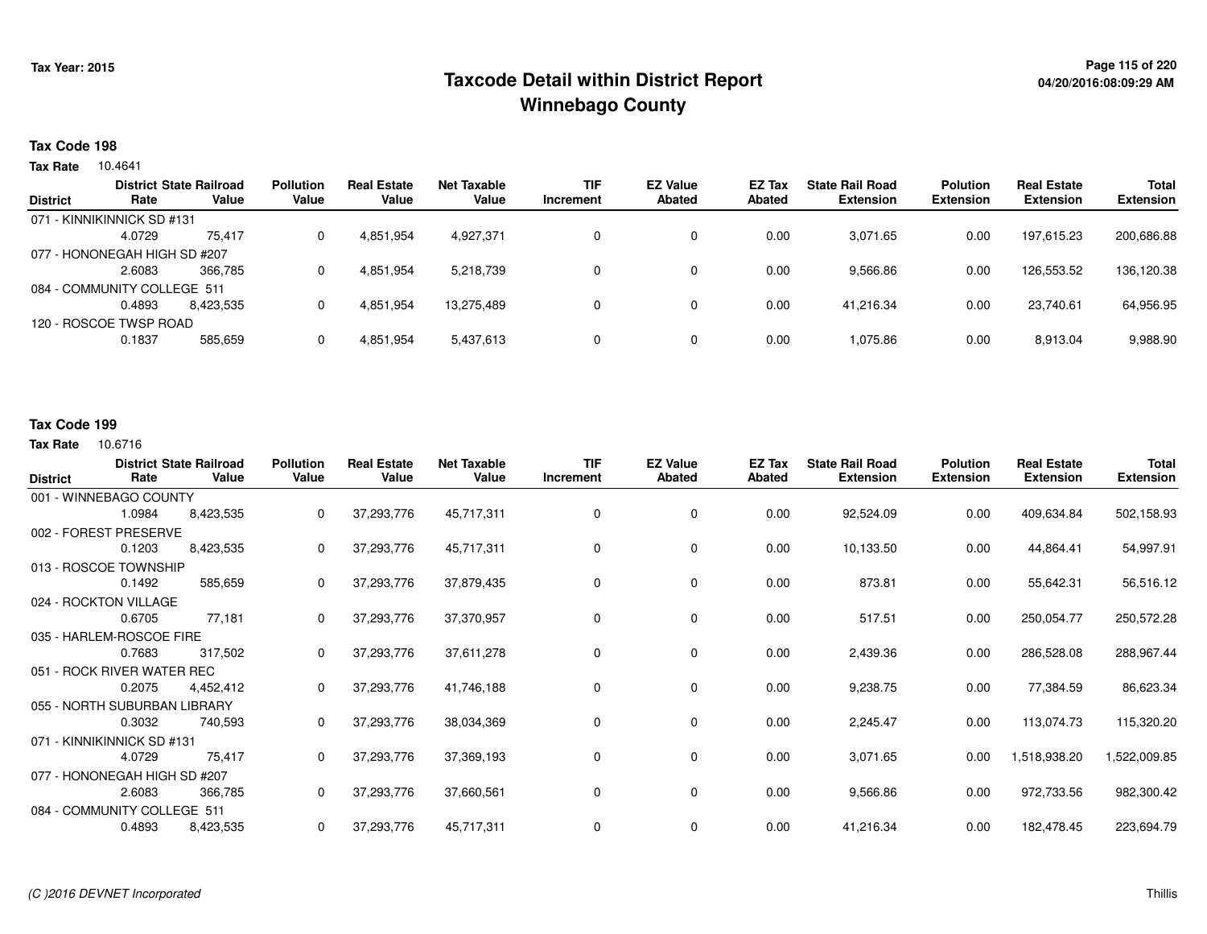# Taxcode Detail within District Report
# Winnebago County

Tax Year: 2015

04/20/2016:08:09:29 AM

**Tax Code 198**

**Tax Rate** 10.4641

| District | District Rate | State Railroad Value | Pollution Value | Real Estate Value | Net Taxable Value | TIF Increment | EZ Value Abated | EZ Tax Abated | State Rail Road Extension | Polution Extension | Real Estate Extension | Total Extension |
|---|---|---|---|---|---|---|---|---|---|---|---|---|
| 071 - KINNIKINNICK SD #131 | 4.0729 | 75,417 | 0 | 4,851,954 | 4,927,371 | 0 | 0 | 0.00 | 3,071.65 | 0.00 | 197,615.23 | 200,686.88 |
| 077 - HONONEGAH HIGH SD #207 | 2.6083 | 366,785 | 0 | 4,851,954 | 5,218,739 | 0 | 0 | 0.00 | 9,566.86 | 0.00 | 126,553.52 | 136,120.38 |
| 084 - COMMUNITY COLLEGE 511 | 0.4893 | 8,423,535 | 0 | 4,851,954 | 13,275,489 | 0 | 0 | 0.00 | 41,216.34 | 0.00 | 23,740.61 | 64,956.95 |
| 120 - ROSCOE TWSP ROAD | 0.1837 | 585,659 | 0 | 4,851,954 | 5,437,613 | 0 | 0 | 0.00 | 1,075.86 | 0.00 | 8,913.04 | 9,988.90 |

**Tax Code 199**

**Tax Rate** 10.6716

| District | District Rate | State Railroad Value | Pollution Value | Real Estate Value | Net Taxable Value | TIF Increment | EZ Value Abated | EZ Tax Abated | State Rail Road Extension | Polution Extension | Real Estate Extension | Total Extension |
|---|---|---|---|---|---|---|---|---|---|---|---|---|
| 001 - WINNEBAGO COUNTY | 1.0984 | 8,423,535 | 0 | 37,293,776 | 45,717,311 | 0 | 0 | 0.00 | 92,524.09 | 0.00 | 409,634.84 | 502,158.93 |
| 002 - FOREST PRESERVE | 0.1203 | 8,423,535 | 0 | 37,293,776 | 45,717,311 | 0 | 0 | 0.00 | 10,133.50 | 0.00 | 44,864.41 | 54,997.91 |
| 013 - ROSCOE TOWNSHIP | 0.1492 | 585,659 | 0 | 37,293,776 | 37,879,435 | 0 | 0 | 0.00 | 873.81 | 0.00 | 55,642.31 | 56,516.12 |
| 024 - ROCKTON VILLAGE | 0.6705 | 77,181 | 0 | 37,293,776 | 37,370,957 | 0 | 0 | 0.00 | 517.51 | 0.00 | 250,054.77 | 250,572.28 |
| 035 - HARLEM-ROSCOE FIRE | 0.7683 | 317,502 | 0 | 37,293,776 | 37,611,278 | 0 | 0 | 0.00 | 2,439.36 | 0.00 | 286,528.08 | 288,967.44 |
| 051 - ROCK RIVER WATER REC | 0.2075 | 4,452,412 | 0 | 37,293,776 | 41,746,188 | 0 | 0 | 0.00 | 9,238.75 | 0.00 | 77,384.59 | 86,623.34 |
| 055 - NORTH SUBURBAN LIBRARY | 0.3032 | 740,593 | 0 | 37,293,776 | 38,034,369 | 0 | 0 | 0.00 | 2,245.47 | 0.00 | 113,074.73 | 115,320.20 |
| 071 - KINNIKINNICK SD #131 | 4.0729 | 75,417 | 0 | 37,293,776 | 37,369,193 | 0 | 0 | 0.00 | 3,071.65 | 0.00 | 1,518,938.20 | 1,522,009.85 |
| 077 - HONONEGAH HIGH SD #207 | 2.6083 | 366,785 | 0 | 37,293,776 | 37,660,561 | 0 | 0 | 0.00 | 9,566.86 | 0.00 | 972,733.56 | 982,300.42 |
| 084 - COMMUNITY COLLEGE 511 | 0.4893 | 8,423,535 | 0 | 37,293,776 | 45,717,311 | 0 | 0 | 0.00 | 41,216.34 | 0.00 | 182,478.45 | 223,694.79 |

*(C )2016 DEVNET Incorporated*

Thillis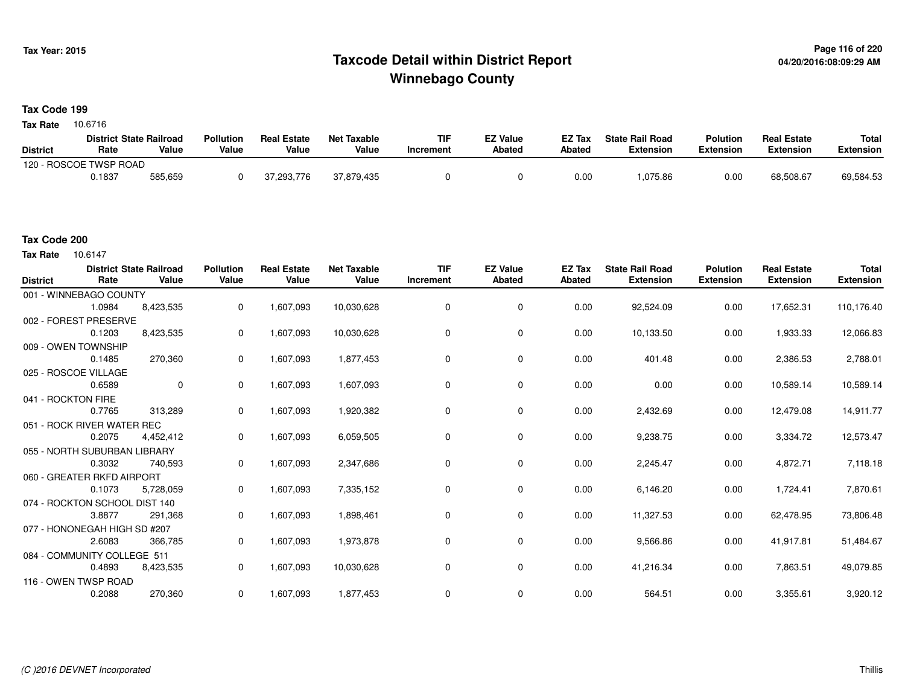# Taxcode Detail within District Report
## Winnebago County

Tax Year: 2015

04/20/2016:08:09:29 AM

### Tax Code 199

**Tax Rate** 10.6716

| District | District Rate | State Railroad Value | Pollution Value | Real Estate Value | Net Taxable Value | TIF Increment | EZ Value Abated | EZ Tax Abated | State Rail Road Extension | Polution Extension | Real Estate Extension | Total Extension |
|---|---|---|---|---|---|---|---|---|---|---|---|---|
| 120 - ROSCOE TWSP ROAD | | | | | | | | | | | | |
| | 0.1837 | 585,659 | 0 | 37,293,776 | 37,879,435 | 0 | 0 | 0.00 | 1,075.86 | 0.00 | 68,508.67 | 69,584.53 |

### Tax Code 200

**Tax Rate** 10.6147

| District | District Rate | State Railroad Value | Pollution Value | Real Estate Value | Net Taxable Value | TIF Increment | EZ Value Abated | EZ Tax Abated | State Rail Road Extension | Polution Extension | Real Estate Extension | Total Extension |
|---|---|---|---|---|---|---|---|---|---|---|---|---|
| 001 - WINNEBAGO COUNTY | | | | | | | | | | | | |
| | 1.0984 | 8,423,535 | 0 | 1,607,093 | 10,030,628 | 0 | 0 | 0.00 | 92,524.09 | 0.00 | 17,652.31 | 110,176.40 |
| 002 - FOREST PRESERVE | | | | | | | | | | | | |
| | 0.1203 | 8,423,535 | 0 | 1,607,093 | 10,030,628 | 0 | 0 | 0.00 | 10,133.50 | 0.00 | 1,933.33 | 12,066.83 |
| 009 - OWEN TOWNSHIP | | | | | | | | | | | | |
| | 0.1485 | 270,360 | 0 | 1,607,093 | 1,877,453 | 0 | 0 | 0.00 | 401.48 | 0.00 | 2,386.53 | 2,788.01 |
| 025 - ROSCOE VILLAGE | | | | | | | | | | | | |
| | 0.6589 | 0 | 0 | 1,607,093 | 1,607,093 | 0 | 0 | 0.00 | 0.00 | 0.00 | 10,589.14 | 10,589.14 |
| 041 - ROCKTON FIRE | | | | | | | | | | | | |
| | 0.7765 | 313,289 | 0 | 1,607,093 | 1,920,382 | 0 | 0 | 0.00 | 2,432.69 | 0.00 | 12,479.08 | 14,911.77 |
| 051 - ROCK RIVER WATER REC | | | | | | | | | | | | |
| | 0.2075 | 4,452,412 | 0 | 1,607,093 | 6,059,505 | 0 | 0 | 0.00 | 9,238.75 | 0.00 | 3,334.72 | 12,573.47 |
| 055 - NORTH SUBURBAN LIBRARY | | | | | | | | | | | | |
| | 0.3032 | 740,593 | 0 | 1,607,093 | 2,347,686 | 0 | 0 | 0.00 | 2,245.47 | 0.00 | 4,872.71 | 7,118.18 |
| 060 - GREATER RKFD AIRPORT | | | | | | | | | | | | |
| | 0.1073 | 5,728,059 | 0 | 1,607,093 | 7,335,152 | 0 | 0 | 0.00 | 6,146.20 | 0.00 | 1,724.41 | 7,870.61 |
| 074 - ROCKTON SCHOOL DIST 140 | | | | | | | | | | | | |
| | 3.8877 | 291,368 | 0 | 1,607,093 | 1,898,461 | 0 | 0 | 0.00 | 11,327.53 | 0.00 | 62,478.95 | 73,806.48 |
| 077 - HONONEGAH HIGH SD #207 | | | | | | | | | | | | |
| | 2.6083 | 366,785 | 0 | 1,607,093 | 1,973,878 | 0 | 0 | 0.00 | 9,566.86 | 0.00 | 41,917.81 | 51,484.67 |
| 084 - COMMUNITY COLLEGE 511 | | | | | | | | | | | | |
| | 0.4893 | 8,423,535 | 0 | 1,607,093 | 10,030,628 | 0 | 0 | 0.00 | 41,216.34 | 0.00 | 7,863.51 | 49,079.85 |
| 116 - OWEN TWSP ROAD | | | | | | | | | | | | |
| | 0.2088 | 270,360 | 0 | 1,607,093 | 1,877,453 | 0 | 0 | 0.00 | 564.51 | 0.00 | 3,355.61 | 3,920.12 |

*(C )2016 DEVNET Incorporated*

Thillis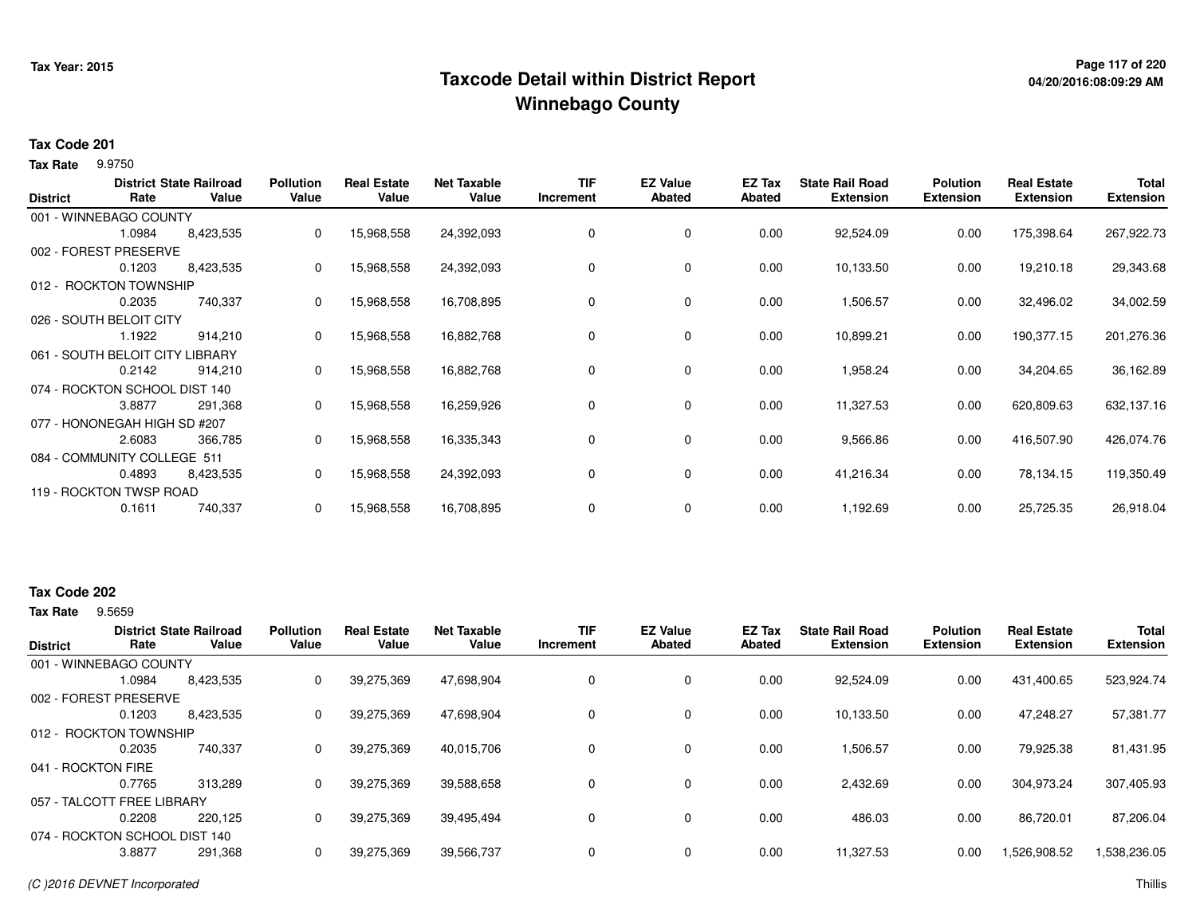# Taxcode Detail within District Report
# Winnebago County

Tax Year: 2015

**Tax Code 201**

**Tax Rate** 9.9750

| District | District Rate | State Railroad Value | Pollution Value | Real Estate Value | Net Taxable Value | TIF Increment | EZ Value Abated | EZ Tax Abated | State Rail Road Extension | Polution Extension | Real Estate Extension | Total Extension |
|---|---|---|---|---|---|---|---|---|---|---|---|---|
| 001 - WINNEBAGO COUNTY | 1.0984 | 8,423,535 | 0 | 15,968,558 | 24,392,093 | 0 | 0 | 0.00 | 92,524.09 | 0.00 | 175,398.64 | 267,922.73 |
| 002 - FOREST PRESERVE | 0.1203 | 8,423,535 | 0 | 15,968,558 | 24,392,093 | 0 | 0 | 0.00 | 10,133.50 | 0.00 | 19,210.18 | 29,343.68 |
| 012 - ROCKTON TOWNSHIP | 0.2035 | 740,337 | 0 | 15,968,558 | 16,708,895 | 0 | 0 | 0.00 | 1,506.57 | 0.00 | 32,496.02 | 34,002.59 |
| 026 - SOUTH BELOIT CITY | 1.1922 | 914,210 | 0 | 15,968,558 | 16,882,768 | 0 | 0 | 0.00 | 10,899.21 | 0.00 | 190,377.15 | 201,276.36 |
| 061 - SOUTH BELOIT CITY LIBRARY | 0.2142 | 914,210 | 0 | 15,968,558 | 16,882,768 | 0 | 0 | 0.00 | 1,958.24 | 0.00 | 34,204.65 | 36,162.89 |
| 074 - ROCKTON SCHOOL DIST 140 | 3.8877 | 291,368 | 0 | 15,968,558 | 16,259,926 | 0 | 0 | 0.00 | 11,327.53 | 0.00 | 620,809.63 | 632,137.16 |
| 077 - HONONEGAH HIGH SD #207 | 2.6083 | 366,785 | 0 | 15,968,558 | 16,335,343 | 0 | 0 | 0.00 | 9,566.86 | 0.00 | 416,507.90 | 426,074.76 |
| 084 - COMMUNITY COLLEGE 511 | 0.4893 | 8,423,535 | 0 | 15,968,558 | 24,392,093 | 0 | 0 | 0.00 | 41,216.34 | 0.00 | 78,134.15 | 119,350.49 |
| 119 - ROCKTON TWSP ROAD | 0.1611 | 740,337 | 0 | 15,968,558 | 16,708,895 | 0 | 0 | 0.00 | 1,192.69 | 0.00 | 25,725.35 | 26,918.04 |

**Tax Code 202**

**Tax Rate** 9.5659

| District | District Rate | State Railroad Value | Pollution Value | Real Estate Value | Net Taxable Value | TIF Increment | EZ Value Abated | EZ Tax Abated | State Rail Road Extension | Polution Extension | Real Estate Extension | Total Extension |
|---|---|---|---|---|---|---|---|---|---|---|---|---|
| 001 - WINNEBAGO COUNTY | 1.0984 | 8,423,535 | 0 | 39,275,369 | 47,698,904 | 0 | 0 | 0.00 | 92,524.09 | 0.00 | 431,400.65 | 523,924.74 |
| 002 - FOREST PRESERVE | 0.1203 | 8,423,535 | 0 | 39,275,369 | 47,698,904 | 0 | 0 | 0.00 | 10,133.50 | 0.00 | 47,248.27 | 57,381.77 |
| 012 - ROCKTON TOWNSHIP | 0.2035 | 740,337 | 0 | 39,275,369 | 40,015,706 | 0 | 0 | 0.00 | 1,506.57 | 0.00 | 79,925.38 | 81,431.95 |
| 041 - ROCKTON FIRE | 0.7765 | 313,289 | 0 | 39,275,369 | 39,588,658 | 0 | 0 | 0.00 | 2,432.69 | 0.00 | 304,973.24 | 307,405.93 |
| 057 - TALCOTT FREE LIBRARY | 0.2208 | 220,125 | 0 | 39,275,369 | 39,495,494 | 0 | 0 | 0.00 | 486.03 | 0.00 | 86,720.01 | 87,206.04 |
| 074 - ROCKTON SCHOOL DIST 140 | 3.8877 | 291,368 | 0 | 39,275,369 | 39,566,737 | 0 | 0 | 0.00 | 11,327.53 | 0.00 | 1,526,908.52 | 1,538,236.05 |

(C )2016 DEVNET Incorporated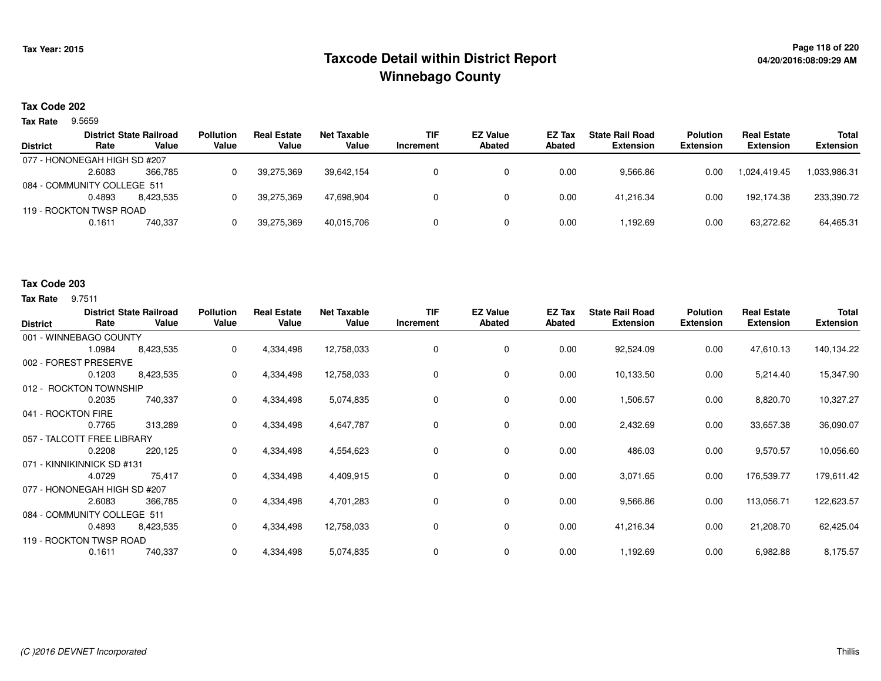Tax Year: 2015

# Taxcode Detail within District Report
## Winnebago County

04/20/2016:08:09:29 AM

### Tax Code 202

**Tax Rate** 9.5659

| District | District Rate | State Railroad Value | Pollution Value | Real Estate Value | Net Taxable Value | TIF Increment | EZ Value Abated | EZ Tax Abated | State Rail Road Extension | Polution Extension | Real Estate Extension | Total Extension |
|---|---|---|---|---|---|---|---|---|---|---|---|---|
| 077 - HONONEGAH HIGH SD #207 | | | | | | | | | | | | |
| | 2.6083 | 366,785 | 0 | 39,275,369 | 39,642,154 | 0 | 0 | 0.00 | 9,566.86 | 0.00 | 1,024,419.45 | 1,033,986.31 |
| 084 - COMMUNITY COLLEGE 511 | | | | | | | | | | | | |
| | 0.4893 | 8,423,535 | 0 | 39,275,369 | 47,698,904 | 0 | 0 | 0.00 | 41,216.34 | 0.00 | 192,174.38 | 233,390.72 |
| 119 - ROCKTON TWSP ROAD | | | | | | | | | | | | |
| | 0.1611 | 740,337 | 0 | 39,275,369 | 40,015,706 | 0 | 0 | 0.00 | 1,192.69 | 0.00 | 63,272.62 | 64,465.31 |

### Tax Code 203

**Tax Rate** 9.7511

| District | District Rate | State Railroad Value | Pollution Value | Real Estate Value | Net Taxable Value | TIF Increment | EZ Value Abated | EZ Tax Abated | State Rail Road Extension | Polution Extension | Real Estate Extension | Total Extension |
|---|---|---|---|---|---|---|---|---|---|---|---|---|
| 001 - WINNEBAGO COUNTY | | | | | | | | | | | | |
| | 1.0984 | 8,423,535 | 0 | 4,334,498 | 12,758,033 | 0 | 0 | 0.00 | 92,524.09 | 0.00 | 47,610.13 | 140,134.22 |
| 002 - FOREST PRESERVE | | | | | | | | | | | | |
| | 0.1203 | 8,423,535 | 0 | 4,334,498 | 12,758,033 | 0 | 0 | 0.00 | 10,133.50 | 0.00 | 5,214.40 | 15,347.90 |
| 012 - ROCKTON TOWNSHIP | | | | | | | | | | | | |
| | 0.2035 | 740,337 | 0 | 4,334,498 | 5,074,835 | 0 | 0 | 0.00 | 1,506.57 | 0.00 | 8,820.70 | 10,327.27 |
| 041 - ROCKTON FIRE | | | | | | | | | | | | |
| | 0.7765 | 313,289 | 0 | 4,334,498 | 4,647,787 | 0 | 0 | 0.00 | 2,432.69 | 0.00 | 33,657.38 | 36,090.07 |
| 057 - TALCOTT FREE LIBRARY | | | | | | | | | | | | |
| | 0.2208 | 220,125 | 0 | 4,334,498 | 4,554,623 | 0 | 0 | 0.00 | 486.03 | 0.00 | 9,570.57 | 10,056.60 |
| 071 - KINNIKINNICK SD #131 | | | | | | | | | | | | |
| | 4.0729 | 75,417 | 0 | 4,334,498 | 4,409,915 | 0 | 0 | 0.00 | 3,071.65 | 0.00 | 176,539.77 | 179,611.42 |
| 077 - HONONEGAH HIGH SD #207 | | | | | | | | | | | | |
| | 2.6083 | 366,785 | 0 | 4,334,498 | 4,701,283 | 0 | 0 | 0.00 | 9,566.86 | 0.00 | 113,056.71 | 122,623.57 |
| 084 - COMMUNITY COLLEGE 511 | | | | | | | | | | | | |
| | 0.4893 | 8,423,535 | 0 | 4,334,498 | 12,758,033 | 0 | 0 | 0.00 | 41,216.34 | 0.00 | 21,208.70 | 62,425.04 |
| 119 - ROCKTON TWSP ROAD | | | | | | | | | | | | |
| | 0.1611 | 740,337 | 0 | 4,334,498 | 5,074,835 | 0 | 0 | 0.00 | 1,192.69 | 0.00 | 6,982.88 | 8,175.57 |

(C )2016 DEVNET Incorporated

Thillis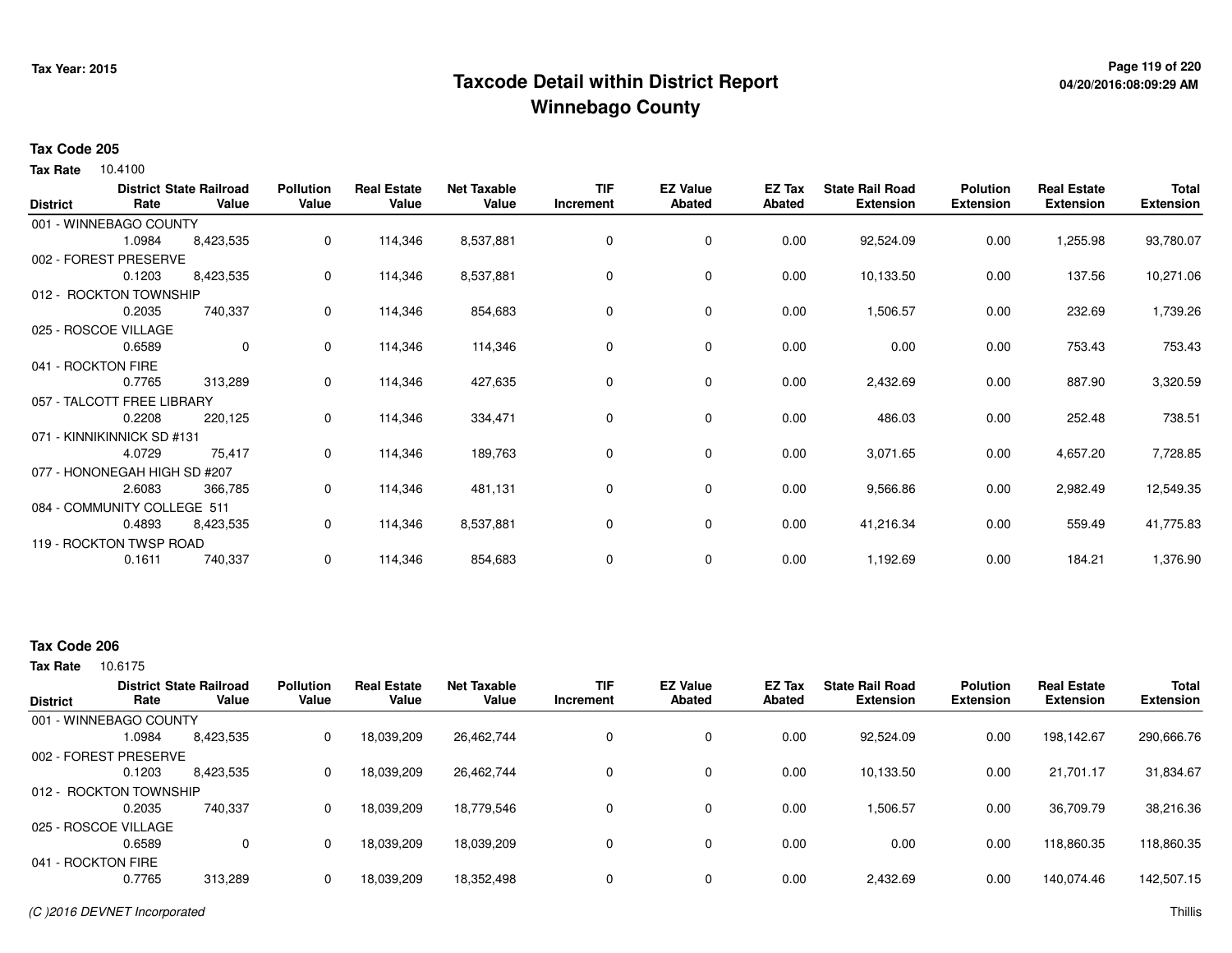# Taxcode Detail within District Report
## Winnebago County

Tax Year: 2015

**Tax Code 205**

**Tax Rate** 10.4100

| District | District Rate | State Railroad Value | Pollution Value | Real Estate Value | Net Taxable Value | TIF Increment | EZ Value Abated | EZ Tax Abated | State Rail Road Extension | Polution Extension | Real Estate Extension | Total Extension |
|---|---|---|---|---|---|---|---|---|---|---|---|---|
| 001 - WINNEBAGO COUNTY | 1.0984 | 8,423,535 | 0 | 114,346 | 8,537,881 | 0 | 0 | 0.00 | 92,524.09 | 0.00 | 1,255.98 | 93,780.07 |
| 002 - FOREST PRESERVE | 0.1203 | 8,423,535 | 0 | 114,346 | 8,537,881 | 0 | 0 | 0.00 | 10,133.50 | 0.00 | 137.56 | 10,271.06 |
| 012 - ROCKTON TOWNSHIP | 0.2035 | 740,337 | 0 | 114,346 | 854,683 | 0 | 0 | 0.00 | 1,506.57 | 0.00 | 232.69 | 1,739.26 |
| 025 - ROSCOE VILLAGE | 0.6589 | 0 | 0 | 114,346 | 114,346 | 0 | 0 | 0.00 | 0.00 | 0.00 | 753.43 | 753.43 |
| 041 - ROCKTON FIRE | 0.7765 | 313,289 | 0 | 114,346 | 427,635 | 0 | 0 | 0.00 | 2,432.69 | 0.00 | 887.90 | 3,320.59 |
| 057 - TALCOTT FREE LIBRARY | 0.2208 | 220,125 | 0 | 114,346 | 334,471 | 0 | 0 | 0.00 | 486.03 | 0.00 | 252.48 | 738.51 |
| 071 - KINNIKINNICK SD #131 | 4.0729 | 75,417 | 0 | 114,346 | 189,763 | 0 | 0 | 0.00 | 3,071.65 | 0.00 | 4,657.20 | 7,728.85 |
| 077 - HONONEGAH HIGH SD #207 | 2.6083 | 366,785 | 0 | 114,346 | 481,131 | 0 | 0 | 0.00 | 9,566.86 | 0.00 | 2,982.49 | 12,549.35 |
| 084 - COMMUNITY COLLEGE 511 | 0.4893 | 8,423,535 | 0 | 114,346 | 8,537,881 | 0 | 0 | 0.00 | 41,216.34 | 0.00 | 559.49 | 41,775.83 |
| 119 - ROCKTON TWSP ROAD | 0.1611 | 740,337 | 0 | 114,346 | 854,683 | 0 | 0 | 0.00 | 1,192.69 | 0.00 | 184.21 | 1,376.90 |

**Tax Code 206**

**Tax Rate** 10.6175

| District | District Rate | State Railroad Value | Pollution Value | Real Estate Value | Net Taxable Value | TIF Increment | EZ Value Abated | EZ Tax Abated | State Rail Road Extension | Polution Extension | Real Estate Extension | Total Extension |
|---|---|---|---|---|---|---|---|---|---|---|---|---|
| 001 - WINNEBAGO COUNTY | 1.0984 | 8,423,535 | 0 | 18,039,209 | 26,462,744 | 0 | 0 | 0.00 | 92,524.09 | 0.00 | 198,142.67 | 290,666.76 |
| 002 - FOREST PRESERVE | 0.1203 | 8,423,535 | 0 | 18,039,209 | 26,462,744 | 0 | 0 | 0.00 | 10,133.50 | 0.00 | 21,701.17 | 31,834.67 |
| 012 - ROCKTON TOWNSHIP | 0.2035 | 740,337 | 0 | 18,039,209 | 18,779,546 | 0 | 0 | 0.00 | 1,506.57 | 0.00 | 36,709.79 | 38,216.36 |
| 025 - ROSCOE VILLAGE | 0.6589 | 0 | 0 | 18,039,209 | 18,039,209 | 0 | 0 | 0.00 | 0.00 | 0.00 | 118,860.35 | 118,860.35 |
| 041 - ROCKTON FIRE | 0.7765 | 313,289 | 0 | 18,039,209 | 18,352,498 | 0 | 0 | 0.00 | 2,432.69 | 0.00 | 140,074.46 | 142,507.15 |

(C )2016 DEVNET Incorporated — Thillis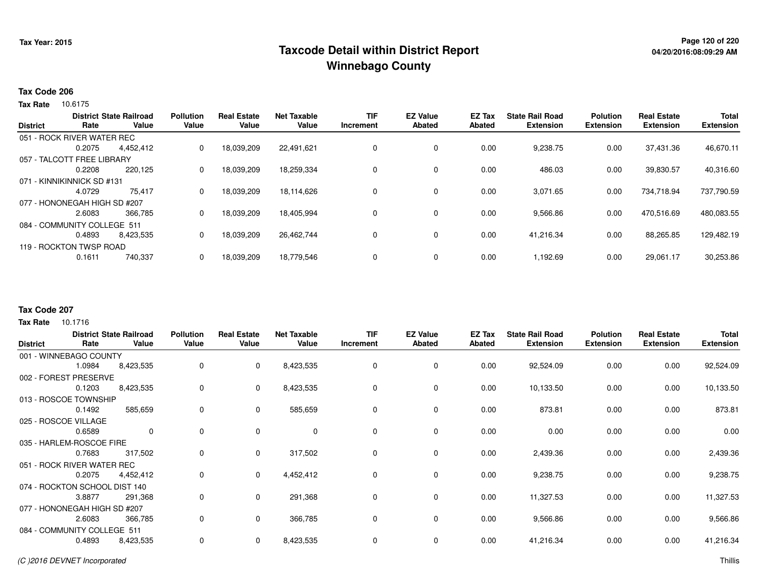# Taxcode Detail within District Report
# Winnebago County

Tax Year: 2015

### Tax Code 206

**Tax Rate** 10.6175

| District | District Rate | State Railroad Value | Pollution Value | Real Estate Value | Net Taxable Value | TIF Increment | EZ Value Abated | EZ Tax Abated | State Rail Road Extension | Polution Extension | Real Estate Extension | Total Extension |
|---|---|---|---|---|---|---|---|---|---|---|---|---|
| 051 - ROCK RIVER WATER REC | 0.2075 | 4,452,412 | 0 | 18,039,209 | 22,491,621 | 0 | 0 | 0.00 | 9,238.75 | 0.00 | 37,431.36 | 46,670.11 |
| 057 - TALCOTT FREE LIBRARY | 0.2208 | 220,125 | 0 | 18,039,209 | 18,259,334 | 0 | 0 | 0.00 | 486.03 | 0.00 | 39,830.57 | 40,316.60 |
| 071 - KINNIKINNICK SD #131 | 4.0729 | 75,417 | 0 | 18,039,209 | 18,114,626 | 0 | 0 | 0.00 | 3,071.65 | 0.00 | 734,718.94 | 737,790.59 |
| 077 - HONONEGAH HIGH SD #207 | 2.6083 | 366,785 | 0 | 18,039,209 | 18,405,994 | 0 | 0 | 0.00 | 9,566.86 | 0.00 | 470,516.69 | 480,083.55 |
| 084 - COMMUNITY COLLEGE 511 | 0.4893 | 8,423,535 | 0 | 18,039,209 | 26,462,744 | 0 | 0 | 0.00 | 41,216.34 | 0.00 | 88,265.85 | 129,482.19 |
| 119 - ROCKTON TWSP ROAD | 0.1611 | 740,337 | 0 | 18,039,209 | 18,779,546 | 0 | 0 | 0.00 | 1,192.69 | 0.00 | 29,061.17 | 30,253.86 |

### Tax Code 207

**Tax Rate** 10.1716

| District | District Rate | State Railroad Value | Pollution Value | Real Estate Value | Net Taxable Value | TIF Increment | EZ Value Abated | EZ Tax Abated | State Rail Road Extension | Polution Extension | Real Estate Extension | Total Extension |
|---|---|---|---|---|---|---|---|---|---|---|---|---|
| 001 - WINNEBAGO COUNTY | 1.0984 | 8,423,535 | 0 | 0 | 8,423,535 | 0 | 0 | 0.00 | 92,524.09 | 0.00 | 0.00 | 92,524.09 |
| 002 - FOREST PRESERVE | 0.1203 | 8,423,535 | 0 | 0 | 8,423,535 | 0 | 0 | 0.00 | 10,133.50 | 0.00 | 0.00 | 10,133.50 |
| 013 - ROSCOE TOWNSHIP | 0.1492 | 585,659 | 0 | 0 | 585,659 | 0 | 0 | 0.00 | 873.81 | 0.00 | 0.00 | 873.81 |
| 025 - ROSCOE VILLAGE | 0.6589 | 0 | 0 | 0 | 0 | 0 | 0 | 0.00 | 0.00 | 0.00 | 0.00 | 0.00 |
| 035 - HARLEM-ROSCOE FIRE | 0.7683 | 317,502 | 0 | 0 | 317,502 | 0 | 0 | 0.00 | 2,439.36 | 0.00 | 0.00 | 2,439.36 |
| 051 - ROCK RIVER WATER REC | 0.2075 | 4,452,412 | 0 | 0 | 4,452,412 | 0 | 0 | 0.00 | 9,238.75 | 0.00 | 0.00 | 9,238.75 |
| 074 - ROCKTON SCHOOL DIST 140 | 3.8877 | 291,368 | 0 | 0 | 291,368 | 0 | 0 | 0.00 | 11,327.53 | 0.00 | 0.00 | 11,327.53 |
| 077 - HONONEGAH HIGH SD #207 | 2.6083 | 366,785 | 0 | 0 | 366,785 | 0 | 0 | 0.00 | 9,566.86 | 0.00 | 0.00 | 9,566.86 |
| 084 - COMMUNITY COLLEGE 511 | 0.4893 | 8,423,535 | 0 | 0 | 8,423,535 | 0 | 0 | 0.00 | 41,216.34 | 0.00 | 0.00 | 41,216.34 |

*(C )2016 DEVNET Incorporated*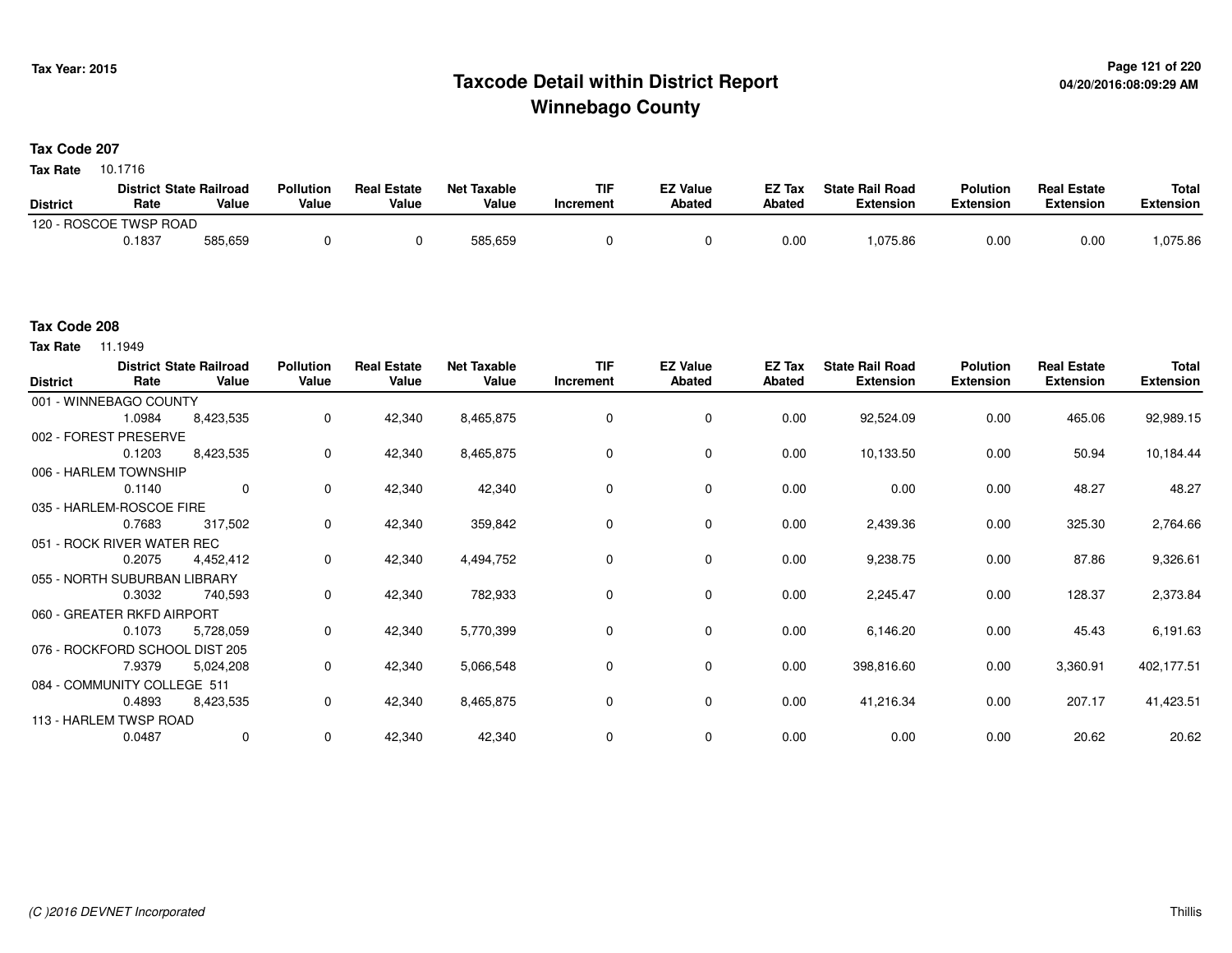# Taxcode Detail within District Report
## Winnebago County

Tax Year: 2015

04/20/2016:08:09:29 AM

**Tax Code 207**

**Tax Rate** 10.1716

| District | District Rate | State Railroad Value | Pollution Value | Real Estate Value | Net Taxable Value | TIF Increment | EZ Value Abated | EZ Tax Abated | State Rail Road Extension | Polution Extension | Real Estate Extension | Total Extension |
|---|---|---|---|---|---|---|---|---|---|---|---|---|
| 120 - ROSCOE TWSP ROAD | | | | | | | | | | | | |
| | 0.1837 | 585,659 | 0 | 0 | 585,659 | 0 | 0 | 0.00 | 1,075.86 | 0.00 | 0.00 | 1,075.86 |

**Tax Code 208**

**Tax Rate** 11.1949

| District | District Rate | State Railroad Value | Pollution Value | Real Estate Value | Net Taxable Value | TIF Increment | EZ Value Abated | EZ Tax Abated | State Rail Road Extension | Polution Extension | Real Estate Extension | Total Extension |
|---|---|---|---|---|---|---|---|---|---|---|---|---|
| 001 - WINNEBAGO COUNTY | | | | | | | | | | | | |
| | 1.0984 | 8,423,535 | 0 | 42,340 | 8,465,875 | 0 | 0 | 0.00 | 92,524.09 | 0.00 | 465.06 | 92,989.15 |
| 002 - FOREST PRESERVE | | | | | | | | | | | | |
| | 0.1203 | 8,423,535 | 0 | 42,340 | 8,465,875 | 0 | 0 | 0.00 | 10,133.50 | 0.00 | 50.94 | 10,184.44 |
| 006 - HARLEM TOWNSHIP | | | | | | | | | | | | |
| | 0.1140 | 0 | 0 | 42,340 | 42,340 | 0 | 0 | 0.00 | 0.00 | 0.00 | 48.27 | 48.27 |
| 035 - HARLEM-ROSCOE FIRE | | | | | | | | | | | | |
| | 0.7683 | 317,502 | 0 | 42,340 | 359,842 | 0 | 0 | 0.00 | 2,439.36 | 0.00 | 325.30 | 2,764.66 |
| 051 - ROCK RIVER WATER REC | | | | | | | | | | | | |
| | 0.2075 | 4,452,412 | 0 | 42,340 | 4,494,752 | 0 | 0 | 0.00 | 9,238.75 | 0.00 | 87.86 | 9,326.61 |
| 055 - NORTH SUBURBAN LIBRARY | | | | | | | | | | | | |
| | 0.3032 | 740,593 | 0 | 42,340 | 782,933 | 0 | 0 | 0.00 | 2,245.47 | 0.00 | 128.37 | 2,373.84 |
| 060 - GREATER RKFD AIRPORT | | | | | | | | | | | | |
| | 0.1073 | 5,728,059 | 0 | 42,340 | 5,770,399 | 0 | 0 | 0.00 | 6,146.20 | 0.00 | 45.43 | 6,191.63 |
| 076 - ROCKFORD SCHOOL DIST 205 | | | | | | | | | | | | |
| | 7.9379 | 5,024,208 | 0 | 42,340 | 5,066,548 | 0 | 0 | 0.00 | 398,816.60 | 0.00 | 3,360.91 | 402,177.51 |
| 084 - COMMUNITY COLLEGE 511 | | | | | | | | | | | | |
| | 0.4893 | 8,423,535 | 0 | 42,340 | 8,465,875 | 0 | 0 | 0.00 | 41,216.34 | 0.00 | 207.17 | 41,423.51 |
| 113 - HARLEM TWSP ROAD | | | | | | | | | | | | |
| | 0.0487 | 0 | 0 | 42,340 | 42,340 | 0 | 0 | 0.00 | 0.00 | 0.00 | 20.62 | 20.62 |

(C )2016 DEVNET Incorporated

Thillis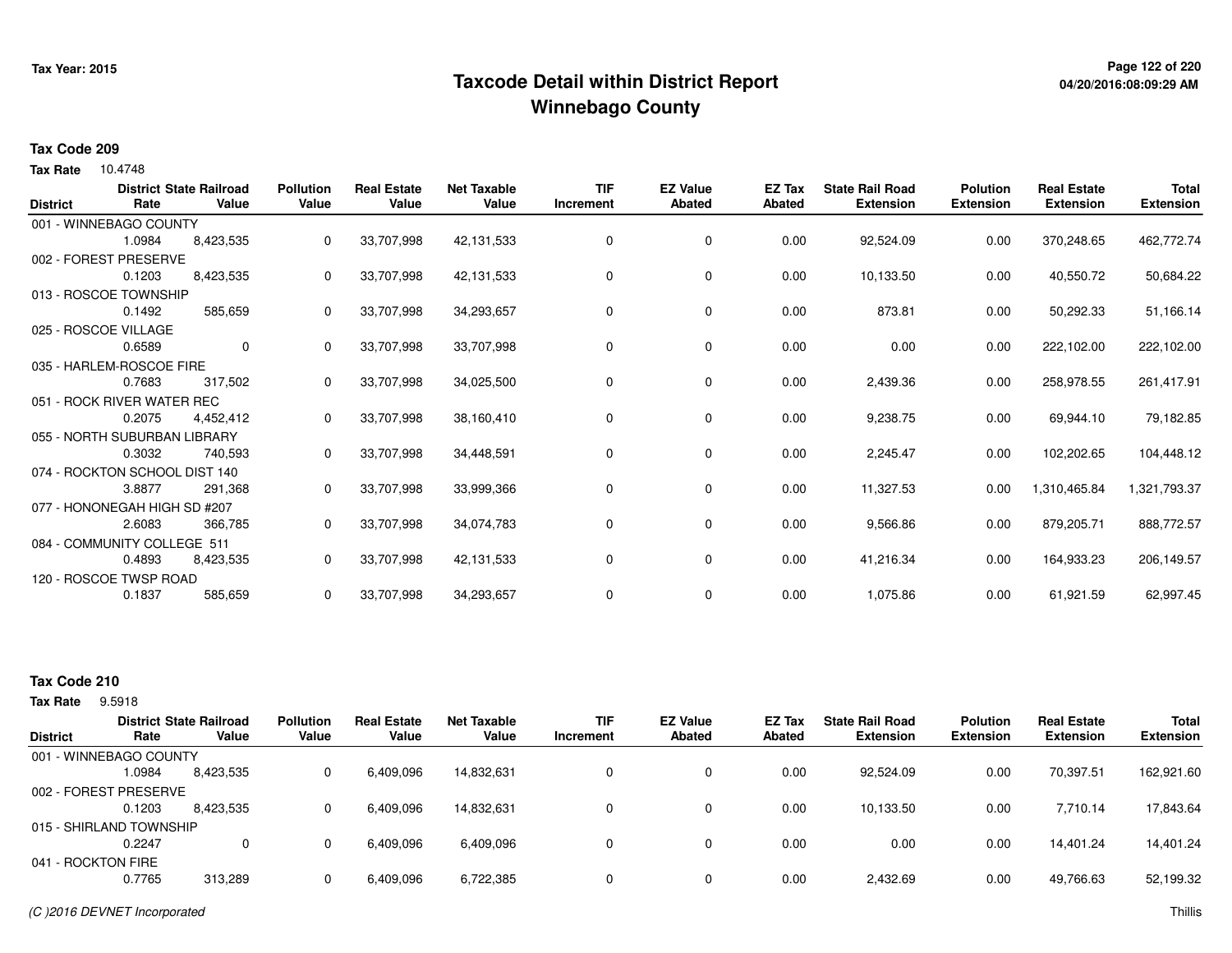# Taxcode Detail within District Report
# Winnebago County

Tax Year: 2015

04/20/2016:08:09:29 AM

**Tax Code 209**

**Tax Rate** 10.4748

| District | District Rate | State Railroad Value | Pollution Value | Real Estate Value | Net Taxable Value | TIF Increment | EZ Value Abated | EZ Tax Abated | State Rail Road Extension | Polution Extension | Real Estate Extension | Total Extension |
|---|---|---|---|---|---|---|---|---|---|---|---|---|
| 001 - WINNEBAGO COUNTY | 1.0984 | 8,423,535 | 0 | 33,707,998 | 42,131,533 | 0 | 0 | 0.00 | 92,524.09 | 0.00 | 370,248.65 | 462,772.74 |
| 002 - FOREST PRESERVE | 0.1203 | 8,423,535 | 0 | 33,707,998 | 42,131,533 | 0 | 0 | 0.00 | 10,133.50 | 0.00 | 40,550.72 | 50,684.22 |
| 013 - ROSCOE TOWNSHIP | 0.1492 | 585,659 | 0 | 33,707,998 | 34,293,657 | 0 | 0 | 0.00 | 873.81 | 0.00 | 50,292.33 | 51,166.14 |
| 025 - ROSCOE VILLAGE | 0.6589 | 0 | 0 | 33,707,998 | 33,707,998 | 0 | 0 | 0.00 | 0.00 | 0.00 | 222,102.00 | 222,102.00 |
| 035 - HARLEM-ROSCOE FIRE | 0.7683 | 317,502 | 0 | 33,707,998 | 34,025,500 | 0 | 0 | 0.00 | 2,439.36 | 0.00 | 258,978.55 | 261,417.91 |
| 051 - ROCK RIVER WATER REC | 0.2075 | 4,452,412 | 0 | 33,707,998 | 38,160,410 | 0 | 0 | 0.00 | 9,238.75 | 0.00 | 69,944.10 | 79,182.85 |
| 055 - NORTH SUBURBAN LIBRARY | 0.3032 | 740,593 | 0 | 33,707,998 | 34,448,591 | 0 | 0 | 0.00 | 2,245.47 | 0.00 | 102,202.65 | 104,448.12 |
| 074 - ROCKTON SCHOOL DIST 140 | 3.8877 | 291,368 | 0 | 33,707,998 | 33,999,366 | 0 | 0 | 0.00 | 11,327.53 | 0.00 | 1,310,465.84 | 1,321,793.37 |
| 077 - HONONEGAH HIGH SD #207 | 2.6083 | 366,785 | 0 | 33,707,998 | 34,074,783 | 0 | 0 | 0.00 | 9,566.86 | 0.00 | 879,205.71 | 888,772.57 |
| 084 - COMMUNITY COLLEGE 511 | 0.4893 | 8,423,535 | 0 | 33,707,998 | 42,131,533 | 0 | 0 | 0.00 | 41,216.34 | 0.00 | 164,933.23 | 206,149.57 |
| 120 - ROSCOE TWSP ROAD | 0.1837 | 585,659 | 0 | 33,707,998 | 34,293,657 | 0 | 0 | 0.00 | 1,075.86 | 0.00 | 61,921.59 | 62,997.45 |

**Tax Code 210**

**Tax Rate** 9.5918

| District | District Rate | State Railroad Value | Pollution Value | Real Estate Value | Net Taxable Value | TIF Increment | EZ Value Abated | EZ Tax Abated | State Rail Road Extension | Polution Extension | Real Estate Extension | Total Extension |
|---|---|---|---|---|---|---|---|---|---|---|---|---|
| 001 - WINNEBAGO COUNTY | 1.0984 | 8,423,535 | 0 | 6,409,096 | 14,832,631 | 0 | 0 | 0.00 | 92,524.09 | 0.00 | 70,397.51 | 162,921.60 |
| 002 - FOREST PRESERVE | 0.1203 | 8,423,535 | 0 | 6,409,096 | 14,832,631 | 0 | 0 | 0.00 | 10,133.50 | 0.00 | 7,710.14 | 17,843.64 |
| 015 - SHIRLAND TOWNSHIP | 0.2247 | 0 | 0 | 6,409,096 | 6,409,096 | 0 | 0 | 0.00 | 0.00 | 0.00 | 14,401.24 | 14,401.24 |
| 041 - ROCKTON FIRE | 0.7765 | 313,289 | 0 | 6,409,096 | 6,722,385 | 0 | 0 | 0.00 | 2,432.69 | 0.00 | 49,766.63 | 52,199.32 |

*(C )2016 DEVNET Incorporated*

Thillis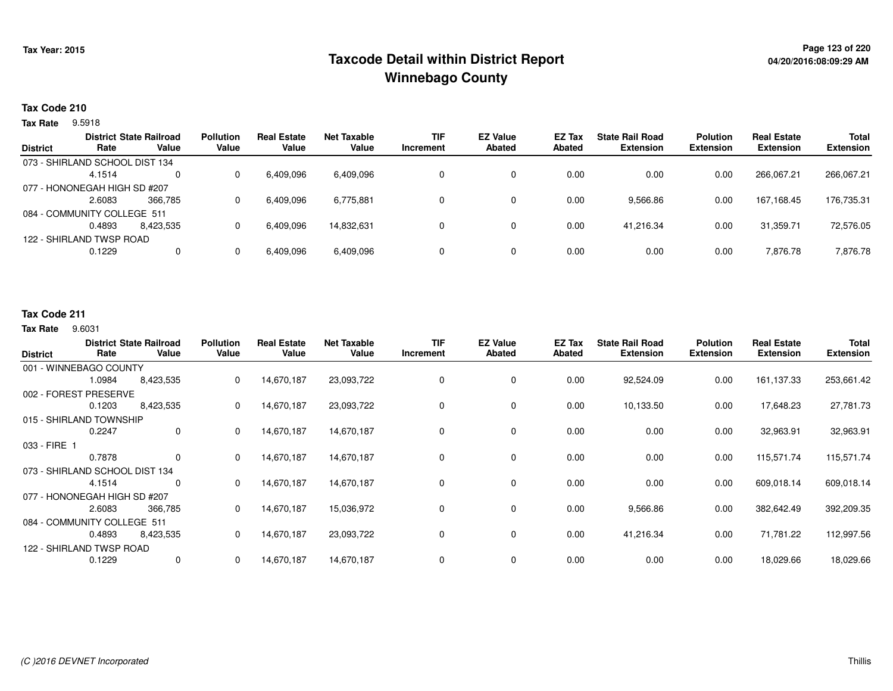# Taxcode Detail within District Report
# Winnebago County

Tax Year: 2015

04/20/2016:08:09:29 AM

**Tax Code 210**

**Tax Rate** 9.5918

| District | District Rate | State Railroad Value | Pollution Value | Real Estate Value | Net Taxable Value | TIF Increment | EZ Value Abated | EZ Tax Abated | State Rail Road Extension | Polution Extension | Real Estate Extension | Total Extension |
|---|---|---|---|---|---|---|---|---|---|---|---|---|
| 073 - SHIRLAND SCHOOL DIST 134 | 4.1514 | 0 | 0 | 6,409,096 | 6,409,096 | 0 | 0 | 0.00 | 0.00 | 0.00 | 266,067.21 | 266,067.21 |
| 077 - HONONEGAH HIGH SD #207 | 2.6083 | 366,785 | 0 | 6,409,096 | 6,775,881 | 0 | 0 | 0.00 | 9,566.86 | 0.00 | 167,168.45 | 176,735.31 |
| 084 - COMMUNITY COLLEGE 511 | 0.4893 | 8,423,535 | 0 | 6,409,096 | 14,832,631 | 0 | 0 | 0.00 | 41,216.34 | 0.00 | 31,359.71 | 72,576.05 |
| 122 - SHIRLAND TWSP ROAD | 0.1229 | 0 | 0 | 6,409,096 | 6,409,096 | 0 | 0 | 0.00 | 0.00 | 0.00 | 7,876.78 | 7,876.78 |

**Tax Code 211**

**Tax Rate** 9.6031

| District | District Rate | State Railroad Value | Pollution Value | Real Estate Value | Net Taxable Value | TIF Increment | EZ Value Abated | EZ Tax Abated | State Rail Road Extension | Polution Extension | Real Estate Extension | Total Extension |
|---|---|---|---|---|---|---|---|---|---|---|---|---|
| 001 - WINNEBAGO COUNTY | 1.0984 | 8,423,535 | 0 | 14,670,187 | 23,093,722 | 0 | 0 | 0.00 | 92,524.09 | 0.00 | 161,137.33 | 253,661.42 |
| 002 - FOREST PRESERVE | 0.1203 | 8,423,535 | 0 | 14,670,187 | 23,093,722 | 0 | 0 | 0.00 | 10,133.50 | 0.00 | 17,648.23 | 27,781.73 |
| 015 - SHIRLAND TOWNSHIP | 0.2247 | 0 | 0 | 14,670,187 | 14,670,187 | 0 | 0 | 0.00 | 0.00 | 0.00 | 32,963.91 | 32,963.91 |
| 033 - FIRE 1 | 0.7878 | 0 | 0 | 14,670,187 | 14,670,187 | 0 | 0 | 0.00 | 0.00 | 0.00 | 115,571.74 | 115,571.74 |
| 073 - SHIRLAND SCHOOL DIST 134 | 4.1514 | 0 | 0 | 14,670,187 | 14,670,187 | 0 | 0 | 0.00 | 0.00 | 0.00 | 609,018.14 | 609,018.14 |
| 077 - HONONEGAH HIGH SD #207 | 2.6083 | 366,785 | 0 | 14,670,187 | 15,036,972 | 0 | 0 | 0.00 | 9,566.86 | 0.00 | 382,642.49 | 392,209.35 |
| 084 - COMMUNITY COLLEGE 511 | 0.4893 | 8,423,535 | 0 | 14,670,187 | 23,093,722 | 0 | 0 | 0.00 | 41,216.34 | 0.00 | 71,781.22 | 112,997.56 |
| 122 - SHIRLAND TWSP ROAD | 0.1229 | 0 | 0 | 14,670,187 | 14,670,187 | 0 | 0 | 0.00 | 0.00 | 0.00 | 18,029.66 | 18,029.66 |

(C )2016 DEVNET Incorporated — Thillis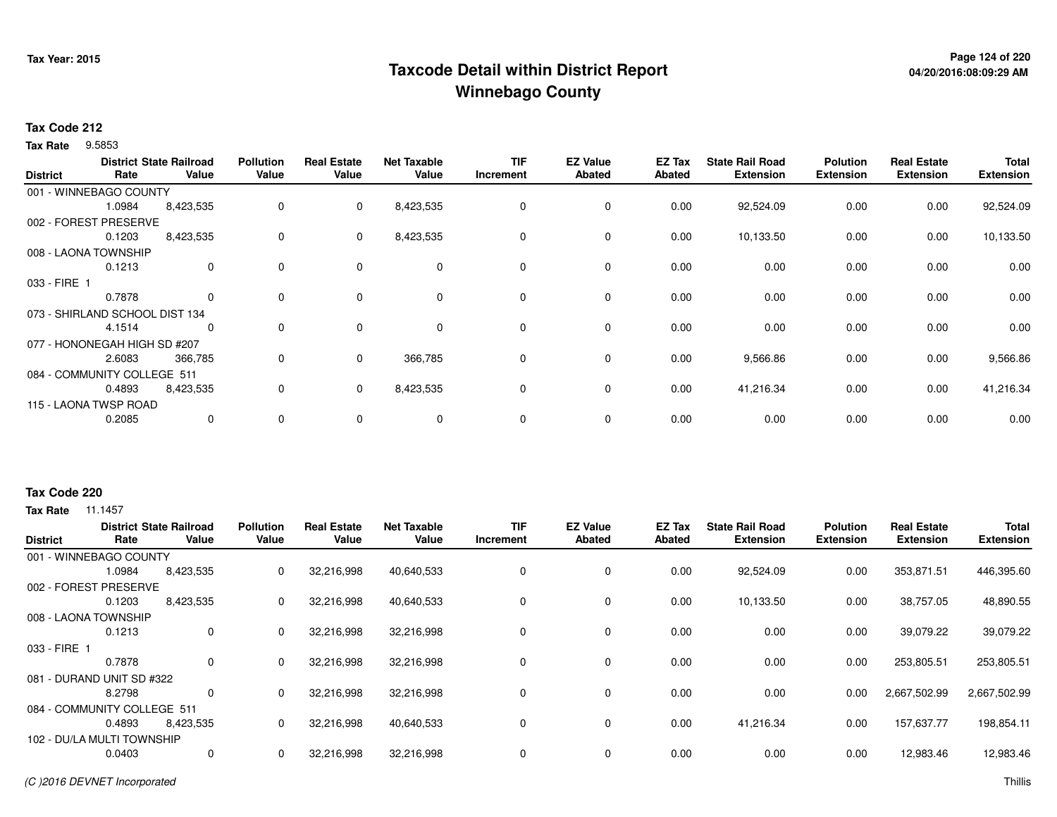# Taxcode Detail within District Report
# Winnebago County

Tax Year: 2015

**Tax Code 212**

**Tax Rate** 9.5853

| District | District Rate | State Railroad Value | Pollution Value | Real Estate Value | Net Taxable Value | TIF Increment | EZ Value Abated | EZ Tax Abated | State Rail Road Extension | Polution Extension | Real Estate Extension | Total Extension |
|---|---|---|---|---|---|---|---|---|---|---|---|---|
| 001 - WINNEBAGO COUNTY | 1.0984 | 8,423,535 | 0 | 0 | 8,423,535 | 0 | 0 | 0.00 | 92,524.09 | 0.00 | 0.00 | 92,524.09 |
| 002 - FOREST PRESERVE | 0.1203 | 8,423,535 | 0 | 0 | 8,423,535 | 0 | 0 | 0.00 | 10,133.50 | 0.00 | 0.00 | 10,133.50 |
| 008 - LAONA TOWNSHIP | 0.1213 | 0 | 0 | 0 | 0 | 0 | 0 | 0.00 | 0.00 | 0.00 | 0.00 | 0.00 |
| 033 - FIRE 1 | 0.7878 | 0 | 0 | 0 | 0 | 0 | 0 | 0.00 | 0.00 | 0.00 | 0.00 | 0.00 |
| 073 - SHIRLAND SCHOOL DIST 134 | 4.1514 | 0 | 0 | 0 | 0 | 0 | 0 | 0.00 | 0.00 | 0.00 | 0.00 | 0.00 |
| 077 - HONONEGAH HIGH SD #207 | 2.6083 | 366,785 | 0 | 0 | 366,785 | 0 | 0 | 0.00 | 9,566.86 | 0.00 | 0.00 | 9,566.86 |
| 084 - COMMUNITY COLLEGE 511 | 0.4893 | 8,423,535 | 0 | 0 | 8,423,535 | 0 | 0 | 0.00 | 41,216.34 | 0.00 | 0.00 | 41,216.34 |
| 115 - LAONA TWSP ROAD | 0.2085 | 0 | 0 | 0 | 0 | 0 | 0 | 0.00 | 0.00 | 0.00 | 0.00 | 0.00 |

**Tax Code 220**

**Tax Rate** 11.1457

| District | District Rate | State Railroad Value | Pollution Value | Real Estate Value | Net Taxable Value | TIF Increment | EZ Value Abated | EZ Tax Abated | State Rail Road Extension | Polution Extension | Real Estate Extension | Total Extension |
|---|---|---|---|---|---|---|---|---|---|---|---|---|
| 001 - WINNEBAGO COUNTY | 1.0984 | 8,423,535 | 0 | 32,216,998 | 40,640,533 | 0 | 0 | 0.00 | 92,524.09 | 0.00 | 353,871.51 | 446,395.60 |
| 002 - FOREST PRESERVE | 0.1203 | 8,423,535 | 0 | 32,216,998 | 40,640,533 | 0 | 0 | 0.00 | 10,133.50 | 0.00 | 38,757.05 | 48,890.55 |
| 008 - LAONA TOWNSHIP | 0.1213 | 0 | 0 | 32,216,998 | 32,216,998 | 0 | 0 | 0.00 | 0.00 | 0.00 | 39,079.22 | 39,079.22 |
| 033 - FIRE 1 | 0.7878 | 0 | 0 | 32,216,998 | 32,216,998 | 0 | 0 | 0.00 | 0.00 | 0.00 | 253,805.51 | 253,805.51 |
| 081 - DURAND UNIT SD #322 | 8.2798 | 0 | 0 | 32,216,998 | 32,216,998 | 0 | 0 | 0.00 | 0.00 | 0.00 | 2,667,502.99 | 2,667,502.99 |
| 084 - COMMUNITY COLLEGE 511 | 0.4893 | 8,423,535 | 0 | 32,216,998 | 40,640,533 | 0 | 0 | 0.00 | 41,216.34 | 0.00 | 157,637.77 | 198,854.11 |
| 102 - DU/LA MULTI TOWNSHIP | 0.0403 | 0 | 0 | 32,216,998 | 32,216,998 | 0 | 0 | 0.00 | 0.00 | 0.00 | 12,983.46 | 12,983.46 |

(C )2016 DEVNET Incorporated

Thillis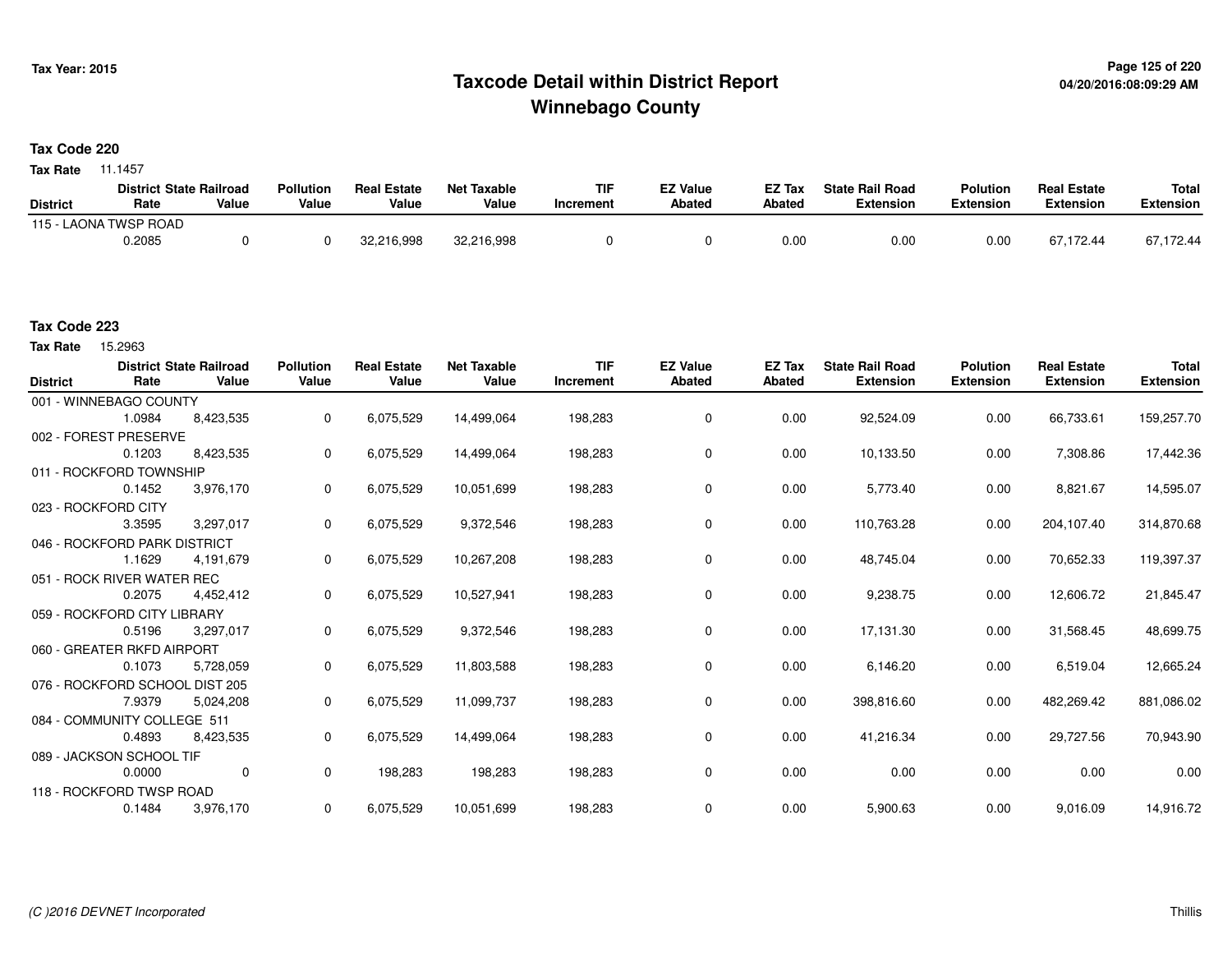# Taxcode Detail within District Report
# Winnebago County

Tax Year: 2015

04/20/2016:08:09:29 AM

**Tax Code 220**

**Tax Rate** 11.1457

| District | District Rate | State Railroad Value | Pollution Value | Real Estate Value | Net Taxable Value | TIF Increment | EZ Value Abated | EZ Tax Abated | State Rail Road Extension | Polution Extension | Real Estate Extension | Total Extension |
|---|---|---|---|---|---|---|---|---|---|---|---|---|
| 115 - LAONA TWSP ROAD | | | | | | | | | | | | |
| | 0.2085 | 0 | 0 | 32,216,998 | 32,216,998 | 0 | 0 | 0.00 | 0.00 | 0.00 | 67,172.44 | 67,172.44 |

**Tax Code 223**

**Tax Rate** 15.2963

| District | District Rate | State Railroad Value | Pollution Value | Real Estate Value | Net Taxable Value | TIF Increment | EZ Value Abated | EZ Tax Abated | State Rail Road Extension | Polution Extension | Real Estate Extension | Total Extension |
|---|---|---|---|---|---|---|---|---|---|---|---|---|
| 001 - WINNEBAGO COUNTY | | | | | | | | | | | | |
| | 1.0984 | 8,423,535 | 0 | 6,075,529 | 14,499,064 | 198,283 | 0 | 0.00 | 92,524.09 | 0.00 | 66,733.61 | 159,257.70 |
| 002 - FOREST PRESERVE | | | | | | | | | | | | |
| | 0.1203 | 8,423,535 | 0 | 6,075,529 | 14,499,064 | 198,283 | 0 | 0.00 | 10,133.50 | 0.00 | 7,308.86 | 17,442.36 |
| 011 - ROCKFORD TOWNSHIP | | | | | | | | | | | | |
| | 0.1452 | 3,976,170 | 0 | 6,075,529 | 10,051,699 | 198,283 | 0 | 0.00 | 5,773.40 | 0.00 | 8,821.67 | 14,595.07 |
| 023 - ROCKFORD CITY | | | | | | | | | | | | |
| | 3.3595 | 3,297,017 | 0 | 6,075,529 | 9,372,546 | 198,283 | 0 | 0.00 | 110,763.28 | 0.00 | 204,107.40 | 314,870.68 |
| 046 - ROCKFORD PARK DISTRICT | | | | | | | | | | | | |
| | 1.1629 | 4,191,679 | 0 | 6,075,529 | 10,267,208 | 198,283 | 0 | 0.00 | 48,745.04 | 0.00 | 70,652.33 | 119,397.37 |
| 051 - ROCK RIVER WATER REC | | | | | | | | | | | | |
| | 0.2075 | 4,452,412 | 0 | 6,075,529 | 10,527,941 | 198,283 | 0 | 0.00 | 9,238.75 | 0.00 | 12,606.72 | 21,845.47 |
| 059 - ROCKFORD CITY LIBRARY | | | | | | | | | | | | |
| | 0.5196 | 3,297,017 | 0 | 6,075,529 | 9,372,546 | 198,283 | 0 | 0.00 | 17,131.30 | 0.00 | 31,568.45 | 48,699.75 |
| 060 - GREATER RKFD AIRPORT | | | | | | | | | | | | |
| | 0.1073 | 5,728,059 | 0 | 6,075,529 | 11,803,588 | 198,283 | 0 | 0.00 | 6,146.20 | 0.00 | 6,519.04 | 12,665.24 |
| 076 - ROCKFORD SCHOOL DIST 205 | | | | | | | | | | | | |
| | 7.9379 | 5,024,208 | 0 | 6,075,529 | 11,099,737 | 198,283 | 0 | 0.00 | 398,816.60 | 0.00 | 482,269.42 | 881,086.02 |
| 084 - COMMUNITY COLLEGE 511 | | | | | | | | | | | | |
| | 0.4893 | 8,423,535 | 0 | 6,075,529 | 14,499,064 | 198,283 | 0 | 0.00 | 41,216.34 | 0.00 | 29,727.56 | 70,943.90 |
| 089 - JACKSON SCHOOL TIF | | | | | | | | | | | | |
| | 0.0000 | 0 | 0 | 198,283 | 198,283 | 198,283 | 0 | 0.00 | 0.00 | 0.00 | 0.00 | 0.00 |
| 118 - ROCKFORD TWSP ROAD | | | | | | | | | | | | |
| | 0.1484 | 3,976,170 | 0 | 6,075,529 | 10,051,699 | 198,283 | 0 | 0.00 | 5,900.63 | 0.00 | 9,016.09 | 14,916.72 |

(C )2016 DEVNET Incorporated

Thillis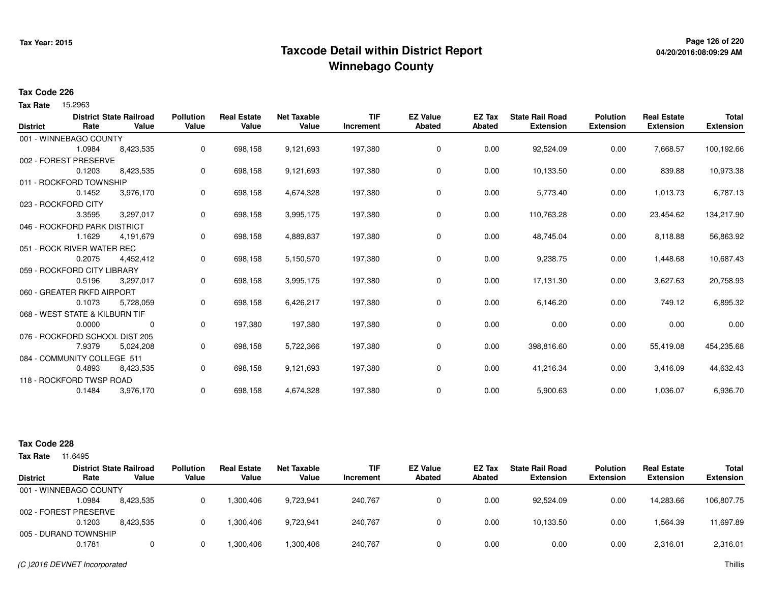# Taxcode Detail within District Report
# Winnebago County

Tax Year: 2015

04/20/2016:08:09:29 AM

**Tax Code 226**

**Tax Rate** 15.2963

| District | District Rate | State Railroad Value | Pollution Value | Real Estate Value | Net Taxable Value | TIF Increment | EZ Value Abated | EZ Tax Abated | State Rail Road Extension | Polution Extension | Real Estate Extension | Total Extension |
|---|---|---|---|---|---|---|---|---|---|---|---|---|
| 001 - WINNEBAGO COUNTY | 1.0984 | 8,423,535 | 0 | 698,158 | 9,121,693 | 197,380 | 0 | 0.00 | 92,524.09 | 0.00 | 7,668.57 | 100,192.66 |
| 002 - FOREST PRESERVE | 0.1203 | 8,423,535 | 0 | 698,158 | 9,121,693 | 197,380 | 0 | 0.00 | 10,133.50 | 0.00 | 839.88 | 10,973.38 |
| 011 - ROCKFORD TOWNSHIP | 0.1452 | 3,976,170 | 0 | 698,158 | 4,674,328 | 197,380 | 0 | 0.00 | 5,773.40 | 0.00 | 1,013.73 | 6,787.13 |
| 023 - ROCKFORD CITY | 3.3595 | 3,297,017 | 0 | 698,158 | 3,995,175 | 197,380 | 0 | 0.00 | 110,763.28 | 0.00 | 23,454.62 | 134,217.90 |
| 046 - ROCKFORD PARK DISTRICT | 1.1629 | 4,191,679 | 0 | 698,158 | 4,889,837 | 197,380 | 0 | 0.00 | 48,745.04 | 0.00 | 8,118.88 | 56,863.92 |
| 051 - ROCK RIVER WATER REC | 0.2075 | 4,452,412 | 0 | 698,158 | 5,150,570 | 197,380 | 0 | 0.00 | 9,238.75 | 0.00 | 1,448.68 | 10,687.43 |
| 059 - ROCKFORD CITY LIBRARY | 0.5196 | 3,297,017 | 0 | 698,158 | 3,995,175 | 197,380 | 0 | 0.00 | 17,131.30 | 0.00 | 3,627.63 | 20,758.93 |
| 060 - GREATER RKFD AIRPORT | 0.1073 | 5,728,059 | 0 | 698,158 | 6,426,217 | 197,380 | 0 | 0.00 | 6,146.20 | 0.00 | 749.12 | 6,895.32 |
| 068 - WEST STATE & KILBURN TIF | 0.0000 | 0 | 0 | 197,380 | 197,380 | 197,380 | 0 | 0.00 | 0.00 | 0.00 | 0.00 | 0.00 |
| 076 - ROCKFORD SCHOOL DIST 205 | 7.9379 | 5,024,208 | 0 | 698,158 | 5,722,366 | 197,380 | 0 | 0.00 | 398,816.60 | 0.00 | 55,419.08 | 454,235.68 |
| 084 - COMMUNITY COLLEGE 511 | 0.4893 | 8,423,535 | 0 | 698,158 | 9,121,693 | 197,380 | 0 | 0.00 | 41,216.34 | 0.00 | 3,416.09 | 44,632.43 |
| 118 - ROCKFORD TWSP ROAD | 0.1484 | 3,976,170 | 0 | 698,158 | 4,674,328 | 197,380 | 0 | 0.00 | 5,900.63 | 0.00 | 1,036.07 | 6,936.70 |

**Tax Code 228**

**Tax Rate** 11.6495

| District | District Rate | State Railroad Value | Pollution Value | Real Estate Value | Net Taxable Value | TIF Increment | EZ Value Abated | EZ Tax Abated | State Rail Road Extension | Polution Extension | Real Estate Extension | Total Extension |
|---|---|---|---|---|---|---|---|---|---|---|---|---|
| 001 - WINNEBAGO COUNTY | 1.0984 | 8,423,535 | 0 | 1,300,406 | 9,723,941 | 240,767 | 0 | 0.00 | 92,524.09 | 0.00 | 14,283.66 | 106,807.75 |
| 002 - FOREST PRESERVE | 0.1203 | 8,423,535 | 0 | 1,300,406 | 9,723,941 | 240,767 | 0 | 0.00 | 10,133.50 | 0.00 | 1,564.39 | 11,697.89 |
| 005 - DURAND TOWNSHIP | 0.1781 | 0 | 0 | 1,300,406 | 1,300,406 | 240,767 | 0 | 0.00 | 0.00 | 0.00 | 2,316.01 | 2,316.01 |

(C )2016 DEVNET Incorporated

Thillis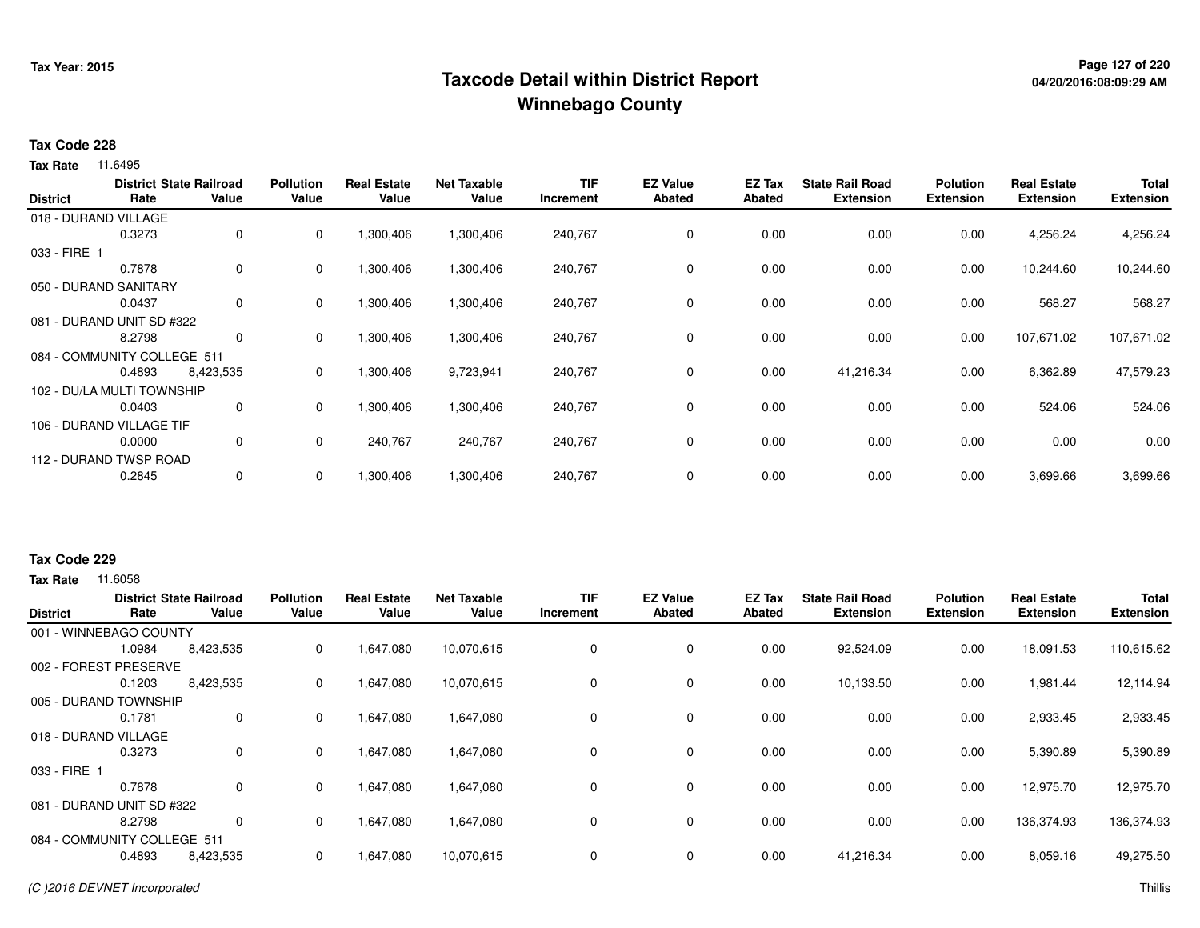# Taxcode Detail within District Report
## Winnebago County

Tax Year: 2015

**Tax Code 228**

**Tax Rate** 11.6495

| District | District Rate | State Railroad Value | Pollution Value | Real Estate Value | Net Taxable Value | TIF Increment | EZ Value Abated | EZ Tax Abated | State Rail Road Extension | Polution Extension | Real Estate Extension | Total Extension |
|---|---|---|---|---|---|---|---|---|---|---|---|---|
| 018 - DURAND VILLAGE | 0.3273 | 0 | 0 | 1,300,406 | 1,300,406 | 240,767 | 0 | 0.00 | 0.00 | 0.00 | 4,256.24 | 4,256.24 |
| 033 - FIRE 1 | 0.7878 | 0 | 0 | 1,300,406 | 1,300,406 | 240,767 | 0 | 0.00 | 0.00 | 0.00 | 10,244.60 | 10,244.60 |
| 050 - DURAND SANITARY | 0.0437 | 0 | 0 | 1,300,406 | 1,300,406 | 240,767 | 0 | 0.00 | 0.00 | 0.00 | 568.27 | 568.27 |
| 081 - DURAND UNIT SD #322 | 8.2798 | 0 | 0 | 1,300,406 | 1,300,406 | 240,767 | 0 | 0.00 | 0.00 | 0.00 | 107,671.02 | 107,671.02 |
| 084 - COMMUNITY COLLEGE 511 | 0.4893 | 8,423,535 | 0 | 1,300,406 | 9,723,941 | 240,767 | 0 | 0.00 | 41,216.34 | 0.00 | 6,362.89 | 47,579.23 |
| 102 - DU/LA MULTI TOWNSHIP | 0.0403 | 0 | 0 | 1,300,406 | 1,300,406 | 240,767 | 0 | 0.00 | 0.00 | 0.00 | 524.06 | 524.06 |
| 106 - DURAND VILLAGE TIF | 0.0000 | 0 | 0 | 240,767 | 240,767 | 240,767 | 0 | 0.00 | 0.00 | 0.00 | 0.00 | 0.00 |
| 112 - DURAND TWSP ROAD | 0.2845 | 0 | 0 | 1,300,406 | 1,300,406 | 240,767 | 0 | 0.00 | 0.00 | 0.00 | 3,699.66 | 3,699.66 |

**Tax Code 229**

**Tax Rate** 11.6058

| District | District Rate | State Railroad Value | Pollution Value | Real Estate Value | Net Taxable Value | TIF Increment | EZ Value Abated | EZ Tax Abated | State Rail Road Extension | Polution Extension | Real Estate Extension | Total Extension |
|---|---|---|---|---|---|---|---|---|---|---|---|---|
| 001 - WINNEBAGO COUNTY | 1.0984 | 8,423,535 | 0 | 1,647,080 | 10,070,615 | 0 | 0 | 0.00 | 92,524.09 | 0.00 | 18,091.53 | 110,615.62 |
| 002 - FOREST PRESERVE | 0.1203 | 8,423,535 | 0 | 1,647,080 | 10,070,615 | 0 | 0 | 0.00 | 10,133.50 | 0.00 | 1,981.44 | 12,114.94 |
| 005 - DURAND TOWNSHIP | 0.1781 | 0 | 0 | 1,647,080 | 1,647,080 | 0 | 0 | 0.00 | 0.00 | 0.00 | 2,933.45 | 2,933.45 |
| 018 - DURAND VILLAGE | 0.3273 | 0 | 0 | 1,647,080 | 1,647,080 | 0 | 0 | 0.00 | 0.00 | 0.00 | 5,390.89 | 5,390.89 |
| 033 - FIRE 1 | 0.7878 | 0 | 0 | 1,647,080 | 1,647,080 | 0 | 0 | 0.00 | 0.00 | 0.00 | 12,975.70 | 12,975.70 |
| 081 - DURAND UNIT SD #322 | 8.2798 | 0 | 0 | 1,647,080 | 1,647,080 | 0 | 0 | 0.00 | 0.00 | 0.00 | 136,374.93 | 136,374.93 |
| 084 - COMMUNITY COLLEGE 511 | 0.4893 | 8,423,535 | 0 | 1,647,080 | 10,070,615 | 0 | 0 | 0.00 | 41,216.34 | 0.00 | 8,059.16 | 49,275.50 |

(C )2016 DEVNET Incorporated

Thillis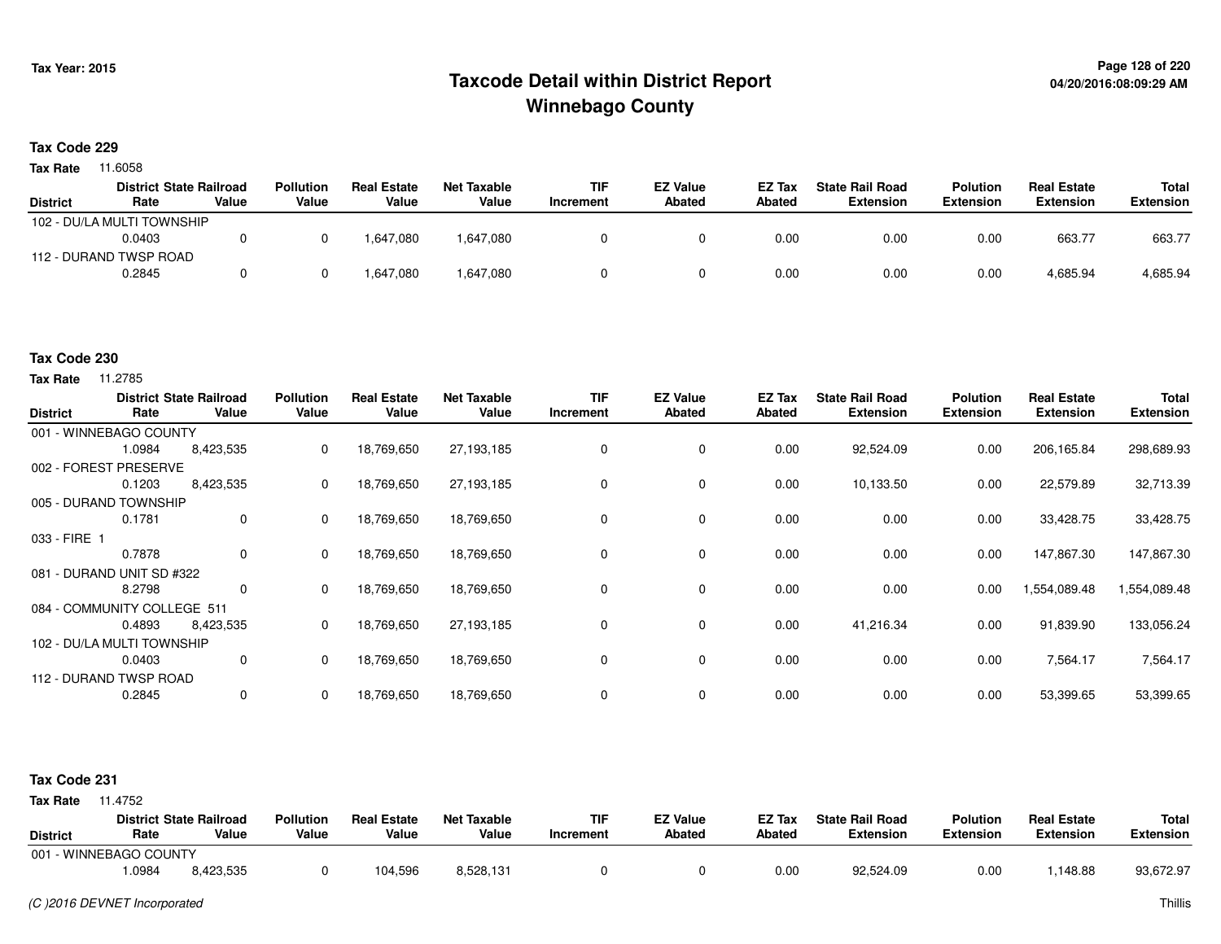# Taxcode Detail within District Report
## Winnebago County

Tax Year: 2015

04/20/2016:08:09:29 AM

### Tax Code 229

**Tax Rate** 11.6058

| District | District Rate | State Railroad Value | Pollution Value | Real Estate Value | Net Taxable Value | TIF Increment | EZ Value Abated | EZ Tax Abated | State Rail Road Extension | Polution Extension | Real Estate Extension | Total Extension |
|---|---|---|---|---|---|---|---|---|---|---|---|---|
| 102 - DU/LA MULTI TOWNSHIP | 0.0403 | 0 | 0 | 1,647,080 | 1,647,080 | 0 | 0 | 0.00 | 0.00 | 0.00 | 663.77 | 663.77 |
| 112 - DURAND TWSP ROAD | 0.2845 | 0 | 0 | 1,647,080 | 1,647,080 | 0 | 0 | 0.00 | 0.00 | 0.00 | 4,685.94 | 4,685.94 |

### Tax Code 230

**Tax Rate** 11.2785

| District | District Rate | State Railroad Value | Pollution Value | Real Estate Value | Net Taxable Value | TIF Increment | EZ Value Abated | EZ Tax Abated | State Rail Road Extension | Polution Extension | Real Estate Extension | Total Extension |
|---|---|---|---|---|---|---|---|---|---|---|---|---|
| 001 - WINNEBAGO COUNTY | 1.0984 | 8,423,535 | 0 | 18,769,650 | 27,193,185 | 0 | 0 | 0.00 | 92,524.09 | 0.00 | 206,165.84 | 298,689.93 |
| 002 - FOREST PRESERVE | 0.1203 | 8,423,535 | 0 | 18,769,650 | 27,193,185 | 0 | 0 | 0.00 | 10,133.50 | 0.00 | 22,579.89 | 32,713.39 |
| 005 - DURAND TOWNSHIP | 0.1781 | 0 | 0 | 18,769,650 | 18,769,650 | 0 | 0 | 0.00 | 0.00 | 0.00 | 33,428.75 | 33,428.75 |
| 033 - FIRE 1 | 0.7878 | 0 | 0 | 18,769,650 | 18,769,650 | 0 | 0 | 0.00 | 0.00 | 0.00 | 147,867.30 | 147,867.30 |
| 081 - DURAND UNIT SD #322 | 8.2798 | 0 | 0 | 18,769,650 | 18,769,650 | 0 | 0 | 0.00 | 0.00 | 0.00 | 1,554,089.48 | 1,554,089.48 |
| 084 - COMMUNITY COLLEGE 511 | 0.4893 | 8,423,535 | 0 | 18,769,650 | 27,193,185 | 0 | 0 | 0.00 | 41,216.34 | 0.00 | 91,839.90 | 133,056.24 |
| 102 - DU/LA MULTI TOWNSHIP | 0.0403 | 0 | 0 | 18,769,650 | 18,769,650 | 0 | 0 | 0.00 | 0.00 | 0.00 | 7,564.17 | 7,564.17 |
| 112 - DURAND TWSP ROAD | 0.2845 | 0 | 0 | 18,769,650 | 18,769,650 | 0 | 0 | 0.00 | 0.00 | 0.00 | 53,399.65 | 53,399.65 |

### Tax Code 231

**Tax Rate** 11.4752

| District | District Rate | State Railroad Value | Pollution Value | Real Estate Value | Net Taxable Value | TIF Increment | EZ Value Abated | EZ Tax Abated | State Rail Road Extension | Polution Extension | Real Estate Extension | Total Extension |
|---|---|---|---|---|---|---|---|---|---|---|---|---|
| 001 - WINNEBAGO COUNTY | 1.0984 | 8,423,535 | 0 | 104,596 | 8,528,131 | 0 | 0 | 0.00 | 92,524.09 | 0.00 | 1,148.88 | 93,672.97 |

(C )2016 DEVNET Incorporated — Thillis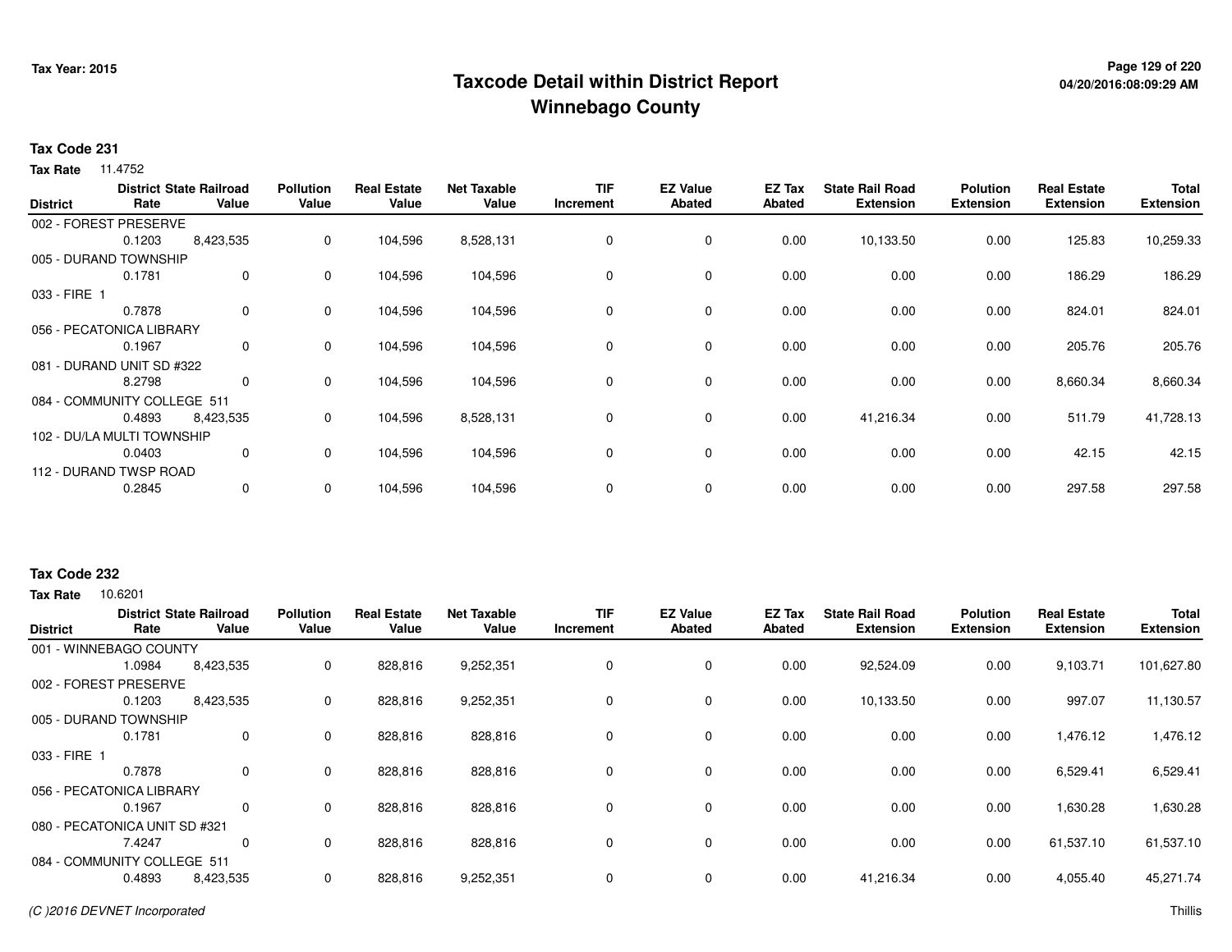# Taxcode Detail within District Report
# Winnebago County

Tax Year: 2015

04/20/2016:08:09:29 AM

**Tax Code 231**

**Tax Rate** 11.4752

| District | District Rate | State Railroad Value | Pollution Value | Real Estate Value | Net Taxable Value | TIF Increment | EZ Value Abated | EZ Tax Abated | State Rail Road Extension | Polution Extension | Real Estate Extension | Total Extension |
|---|---|---|---|---|---|---|---|---|---|---|---|---|
| 002 - FOREST PRESERVE | 0.1203 | 8,423,535 | 0 | 104,596 | 8,528,131 | 0 | 0 | 0.00 | 10,133.50 | 0.00 | 125.83 | 10,259.33 |
| 005 - DURAND TOWNSHIP | 0.1781 | 0 | 0 | 104,596 | 104,596 | 0 | 0 | 0.00 | 0.00 | 0.00 | 186.29 | 186.29 |
| 033 - FIRE 1 | 0.7878 | 0 | 0 | 104,596 | 104,596 | 0 | 0 | 0.00 | 0.00 | 0.00 | 824.01 | 824.01 |
| 056 - PECATONICA LIBRARY | 0.1967 | 0 | 0 | 104,596 | 104,596 | 0 | 0 | 0.00 | 0.00 | 0.00 | 205.76 | 205.76 |
| 081 - DURAND UNIT SD #322 | 8.2798 | 0 | 0 | 104,596 | 104,596 | 0 | 0 | 0.00 | 0.00 | 0.00 | 8,660.34 | 8,660.34 |
| 084 - COMMUNITY COLLEGE 511 | 0.4893 | 8,423,535 | 0 | 104,596 | 8,528,131 | 0 | 0 | 0.00 | 41,216.34 | 0.00 | 511.79 | 41,728.13 |
| 102 - DU/LA MULTI TOWNSHIP | 0.0403 | 0 | 0 | 104,596 | 104,596 | 0 | 0 | 0.00 | 0.00 | 0.00 | 42.15 | 42.15 |
| 112 - DURAND TWSP ROAD | 0.2845 | 0 | 0 | 104,596 | 104,596 | 0 | 0 | 0.00 | 0.00 | 0.00 | 297.58 | 297.58 |

**Tax Code 232**

**Tax Rate** 10.6201

| District | District Rate | State Railroad Value | Pollution Value | Real Estate Value | Net Taxable Value | TIF Increment | EZ Value Abated | EZ Tax Abated | State Rail Road Extension | Polution Extension | Real Estate Extension | Total Extension |
|---|---|---|---|---|---|---|---|---|---|---|---|---|
| 001 - WINNEBAGO COUNTY | 1.0984 | 8,423,535 | 0 | 828,816 | 9,252,351 | 0 | 0 | 0.00 | 92,524.09 | 0.00 | 9,103.71 | 101,627.80 |
| 002 - FOREST PRESERVE | 0.1203 | 8,423,535 | 0 | 828,816 | 9,252,351 | 0 | 0 | 0.00 | 10,133.50 | 0.00 | 997.07 | 11,130.57 |
| 005 - DURAND TOWNSHIP | 0.1781 | 0 | 0 | 828,816 | 828,816 | 0 | 0 | 0.00 | 0.00 | 0.00 | 1,476.12 | 1,476.12 |
| 033 - FIRE 1 | 0.7878 | 0 | 0 | 828,816 | 828,816 | 0 | 0 | 0.00 | 0.00 | 0.00 | 6,529.41 | 6,529.41 |
| 056 - PECATONICA LIBRARY | 0.1967 | 0 | 0 | 828,816 | 828,816 | 0 | 0 | 0.00 | 0.00 | 0.00 | 1,630.28 | 1,630.28 |
| 080 - PECATONICA UNIT SD #321 | 7.4247 | 0 | 0 | 828,816 | 828,816 | 0 | 0 | 0.00 | 0.00 | 0.00 | 61,537.10 | 61,537.10 |
| 084 - COMMUNITY COLLEGE 511 | 0.4893 | 8,423,535 | 0 | 828,816 | 9,252,351 | 0 | 0 | 0.00 | 41,216.34 | 0.00 | 4,055.40 | 45,271.74 |

*(C )2016 DEVNET Incorporated*

Thillis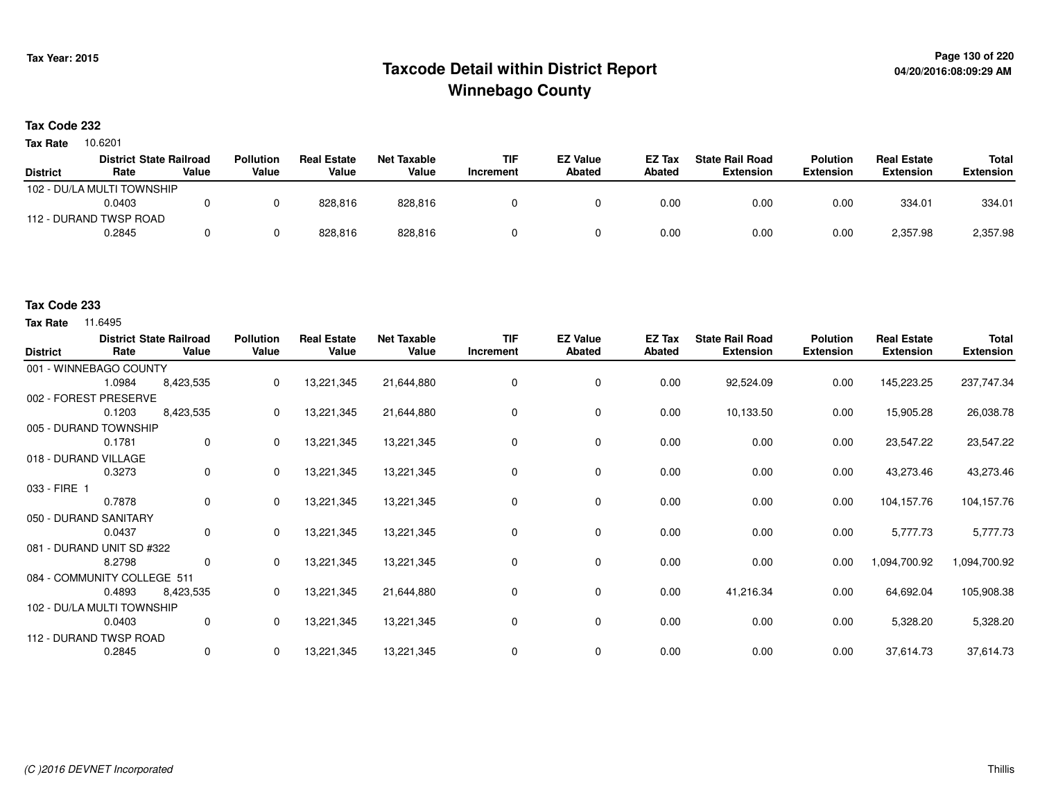# Taxcode Detail within District Report
## Winnebago County

**Tax Year: 2015**

### Tax Code 232

**Tax Rate** 10.6201

| District | District Rate | State Railroad Value | Pollution Value | Real Estate Value | Net Taxable Value | TIF Increment | EZ Value Abated | EZ Tax Abated | State Rail Road Extension | Polution Extension | Real Estate Extension | Total Extension |
|---|---|---|---|---|---|---|---|---|---|---|---|---|
| 102 - DU/LA MULTI TOWNSHIP | 0.0403 | 0 | 0 | 828,816 | 828,816 | 0 | 0 | 0.00 | 0.00 | 0.00 | 334.01 | 334.01 |
| 112 - DURAND TWSP ROAD | 0.2845 | 0 | 0 | 828,816 | 828,816 | 0 | 0 | 0.00 | 0.00 | 0.00 | 2,357.98 | 2,357.98 |

### Tax Code 233

**Tax Rate** 11.6495

| District | District Rate | State Railroad Value | Pollution Value | Real Estate Value | Net Taxable Value | TIF Increment | EZ Value Abated | EZ Tax Abated | State Rail Road Extension | Polution Extension | Real Estate Extension | Total Extension |
|---|---|---|---|---|---|---|---|---|---|---|---|---|
| 001 - WINNEBAGO COUNTY | 1.0984 | 8,423,535 | 0 | 13,221,345 | 21,644,880 | 0 | 0 | 0.00 | 92,524.09 | 0.00 | 145,223.25 | 237,747.34 |
| 002 - FOREST PRESERVE | 0.1203 | 8,423,535 | 0 | 13,221,345 | 21,644,880 | 0 | 0 | 0.00 | 10,133.50 | 0.00 | 15,905.28 | 26,038.78 |
| 005 - DURAND TOWNSHIP | 0.1781 | 0 | 0 | 13,221,345 | 13,221,345 | 0 | 0 | 0.00 | 0.00 | 0.00 | 23,547.22 | 23,547.22 |
| 018 - DURAND VILLAGE | 0.3273 | 0 | 0 | 13,221,345 | 13,221,345 | 0 | 0 | 0.00 | 0.00 | 0.00 | 43,273.46 | 43,273.46 |
| 033 - FIRE 1 | 0.7878 | 0 | 0 | 13,221,345 | 13,221,345 | 0 | 0 | 0.00 | 0.00 | 0.00 | 104,157.76 | 104,157.76 |
| 050 - DURAND SANITARY | 0.0437 | 0 | 0 | 13,221,345 | 13,221,345 | 0 | 0 | 0.00 | 0.00 | 0.00 | 5,777.73 | 5,777.73 |
| 081 - DURAND UNIT SD #322 | 8.2798 | 0 | 0 | 13,221,345 | 13,221,345 | 0 | 0 | 0.00 | 0.00 | 0.00 | 1,094,700.92 | 1,094,700.92 |
| 084 - COMMUNITY COLLEGE 511 | 0.4893 | 8,423,535 | 0 | 13,221,345 | 21,644,880 | 0 | 0 | 0.00 | 41,216.34 | 0.00 | 64,692.04 | 105,908.38 |
| 102 - DU/LA MULTI TOWNSHIP | 0.0403 | 0 | 0 | 13,221,345 | 13,221,345 | 0 | 0 | 0.00 | 0.00 | 0.00 | 5,328.20 | 5,328.20 |
| 112 - DURAND TWSP ROAD | 0.2845 | 0 | 0 | 13,221,345 | 13,221,345 | 0 | 0 | 0.00 | 0.00 | 0.00 | 37,614.73 | 37,614.73 |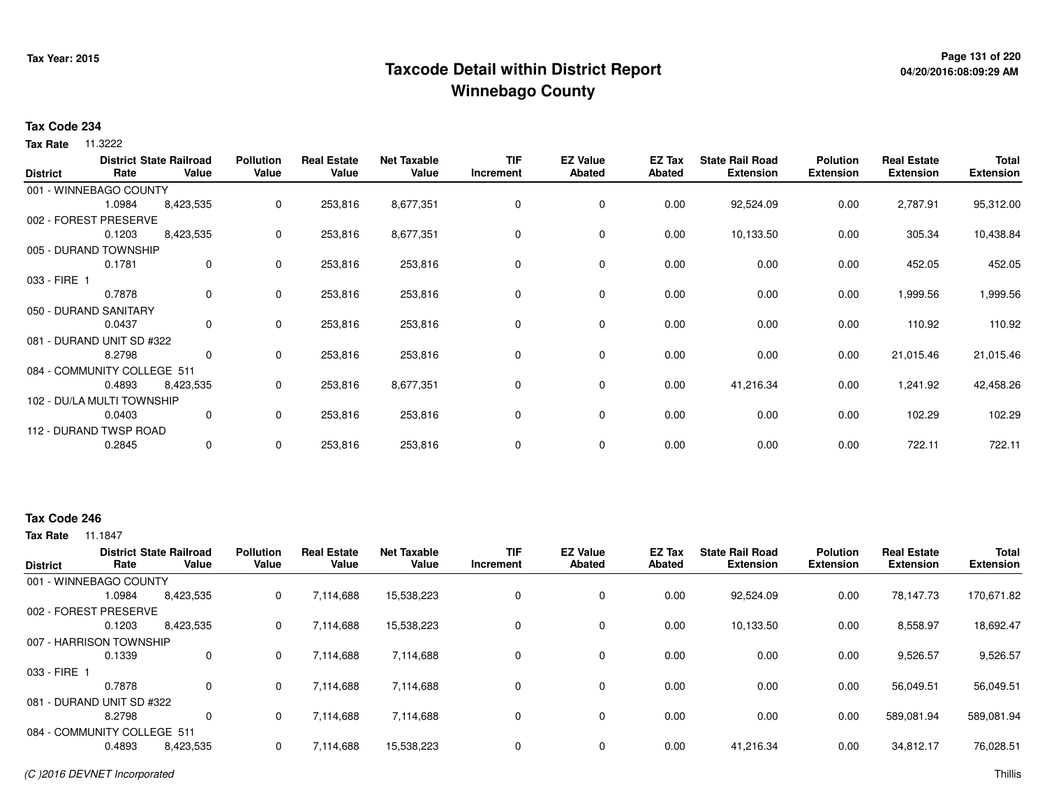# Taxcode Detail within District Report
## Winnebago County

Tax Year: 2015

**Tax Code 234**

**Tax Rate** 11.3222

| District | District Rate | State Railroad Value | Pollution Value | Real Estate Value | Net Taxable Value | TIF Increment | EZ Value Abated | EZ Tax Abated | State Rail Road Extension | Polution Extension | Real Estate Extension | Total Extension |
|---|---|---|---|---|---|---|---|---|---|---|---|---|
| 001 - WINNEBAGO COUNTY | 1.0984 | 8,423,535 | 0 | 253,816 | 8,677,351 | 0 | 0 | 0.00 | 92,524.09 | 0.00 | 2,787.91 | 95,312.00 |
| 002 - FOREST PRESERVE | 0.1203 | 8,423,535 | 0 | 253,816 | 8,677,351 | 0 | 0 | 0.00 | 10,133.50 | 0.00 | 305.34 | 10,438.84 |
| 005 - DURAND TOWNSHIP | 0.1781 | 0 | 0 | 253,816 | 253,816 | 0 | 0 | 0.00 | 0.00 | 0.00 | 452.05 | 452.05 |
| 033 - FIRE 1 | 0.7878 | 0 | 0 | 253,816 | 253,816 | 0 | 0 | 0.00 | 0.00 | 0.00 | 1,999.56 | 1,999.56 |
| 050 - DURAND SANITARY | 0.0437 | 0 | 0 | 253,816 | 253,816 | 0 | 0 | 0.00 | 0.00 | 0.00 | 110.92 | 110.92 |
| 081 - DURAND UNIT SD #322 | 8.2798 | 0 | 0 | 253,816 | 253,816 | 0 | 0 | 0.00 | 0.00 | 0.00 | 21,015.46 | 21,015.46 |
| 084 - COMMUNITY COLLEGE 511 | 0.4893 | 8,423,535 | 0 | 253,816 | 8,677,351 | 0 | 0 | 0.00 | 41,216.34 | 0.00 | 1,241.92 | 42,458.26 |
| 102 - DU/LA MULTI TOWNSHIP | 0.0403 | 0 | 0 | 253,816 | 253,816 | 0 | 0 | 0.00 | 0.00 | 0.00 | 102.29 | 102.29 |
| 112 - DURAND TWSP ROAD | 0.2845 | 0 | 0 | 253,816 | 253,816 | 0 | 0 | 0.00 | 0.00 | 0.00 | 722.11 | 722.11 |

**Tax Code 246**

**Tax Rate** 11.1847

| District | District Rate | State Railroad Value | Pollution Value | Real Estate Value | Net Taxable Value | TIF Increment | EZ Value Abated | EZ Tax Abated | State Rail Road Extension | Polution Extension | Real Estate Extension | Total Extension |
|---|---|---|---|---|---|---|---|---|---|---|---|---|
| 001 - WINNEBAGO COUNTY | 1.0984 | 8,423,535 | 0 | 7,114,688 | 15,538,223 | 0 | 0 | 0.00 | 92,524.09 | 0.00 | 78,147.73 | 170,671.82 |
| 002 - FOREST PRESERVE | 0.1203 | 8,423,535 | 0 | 7,114,688 | 15,538,223 | 0 | 0 | 0.00 | 10,133.50 | 0.00 | 8,558.97 | 18,692.47 |
| 007 - HARRISON TOWNSHIP | 0.1339 | 0 | 0 | 7,114,688 | 7,114,688 | 0 | 0 | 0.00 | 0.00 | 0.00 | 9,526.57 | 9,526.57 |
| 033 - FIRE 1 | 0.7878 | 0 | 0 | 7,114,688 | 7,114,688 | 0 | 0 | 0.00 | 0.00 | 0.00 | 56,049.51 | 56,049.51 |
| 081 - DURAND UNIT SD #322 | 8.2798 | 0 | 0 | 7,114,688 | 7,114,688 | 0 | 0 | 0.00 | 0.00 | 0.00 | 589,081.94 | 589,081.94 |
| 084 - COMMUNITY COLLEGE 511 | 0.4893 | 8,423,535 | 0 | 7,114,688 | 15,538,223 | 0 | 0 | 0.00 | 41,216.34 | 0.00 | 34,812.17 | 76,028.51 |

(C )2016 DEVNET Incorporated

Thillis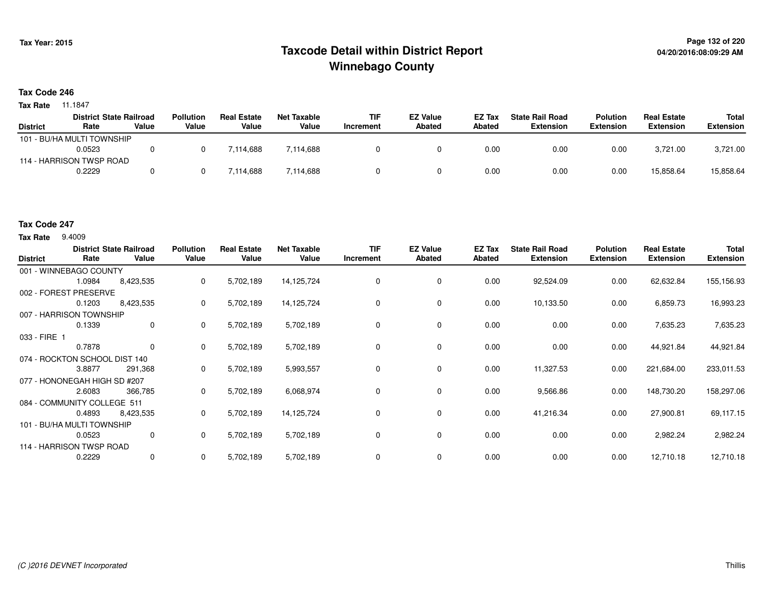Tax Year: 2015

# Taxcode Detail within District Report
## Winnebago County

### Tax Code 246

**Tax Rate** 11.1847

| District | District Rate | State Railroad Value | Pollution Value | Real Estate Value | Net Taxable Value | TIF Increment | EZ Value Abated | EZ Tax Abated | State Rail Road Extension | Polution Extension | Real Estate Extension | Total Extension |
|---|---|---|---|---|---|---|---|---|---|---|---|---|
| 101 - BU/HA MULTI TOWNSHIP | | | | | | | | | | | | |
| | 0.0523 | 0 | 0 | 7,114,688 | 7,114,688 | 0 | 0 | 0.00 | 0.00 | 0.00 | 3,721.00 | 3,721.00 |
| 114 - HARRISON TWSP ROAD | | | | | | | | | | | | |
| | 0.2229 | 0 | 0 | 7,114,688 | 7,114,688 | 0 | 0 | 0.00 | 0.00 | 0.00 | 15,858.64 | 15,858.64 |

### Tax Code 247

**Tax Rate** 9.4009

| District | District Rate | State Railroad Value | Pollution Value | Real Estate Value | Net Taxable Value | TIF Increment | EZ Value Abated | EZ Tax Abated | State Rail Road Extension | Polution Extension | Real Estate Extension | Total Extension |
|---|---|---|---|---|---|---|---|---|---|---|---|---|
| 001 - WINNEBAGO COUNTY | | | | | | | | | | | | |
| | 1.0984 | 8,423,535 | 0 | 5,702,189 | 14,125,724 | 0 | 0 | 0.00 | 92,524.09 | 0.00 | 62,632.84 | 155,156.93 |
| 002 - FOREST PRESERVE | | | | | | | | | | | | |
| | 0.1203 | 8,423,535 | 0 | 5,702,189 | 14,125,724 | 0 | 0 | 0.00 | 10,133.50 | 0.00 | 6,859.73 | 16,993.23 |
| 007 - HARRISON TOWNSHIP | | | | | | | | | | | | |
| | 0.1339 | 0 | 0 | 5,702,189 | 5,702,189 | 0 | 0 | 0.00 | 0.00 | 0.00 | 7,635.23 | 7,635.23 |
| 033 - FIRE 1 | | | | | | | | | | | | |
| | 0.7878 | 0 | 0 | 5,702,189 | 5,702,189 | 0 | 0 | 0.00 | 0.00 | 0.00 | 44,921.84 | 44,921.84 |
| 074 - ROCKTON SCHOOL DIST 140 | | | | | | | | | | | | |
| | 3.8877 | 291,368 | 0 | 5,702,189 | 5,993,557 | 0 | 0 | 0.00 | 11,327.53 | 0.00 | 221,684.00 | 233,011.53 |
| 077 - HONONEGAH HIGH SD #207 | | | | | | | | | | | | |
| | 2.6083 | 366,785 | 0 | 5,702,189 | 6,068,974 | 0 | 0 | 0.00 | 9,566.86 | 0.00 | 148,730.20 | 158,297.06 |
| 084 - COMMUNITY COLLEGE 511 | | | | | | | | | | | | |
| | 0.4893 | 8,423,535 | 0 | 5,702,189 | 14,125,724 | 0 | 0 | 0.00 | 41,216.34 | 0.00 | 27,900.81 | 69,117.15 |
| 101 - BU/HA MULTI TOWNSHIP | | | | | | | | | | | | |
| | 0.0523 | 0 | 0 | 5,702,189 | 5,702,189 | 0 | 0 | 0.00 | 0.00 | 0.00 | 2,982.24 | 2,982.24 |
| 114 - HARRISON TWSP ROAD | | | | | | | | | | | | |
| | 0.2229 | 0 | 0 | 5,702,189 | 5,702,189 | 0 | 0 | 0.00 | 0.00 | 0.00 | 12,710.18 | 12,710.18 |

(C )2016 DEVNET Incorporated

Thillis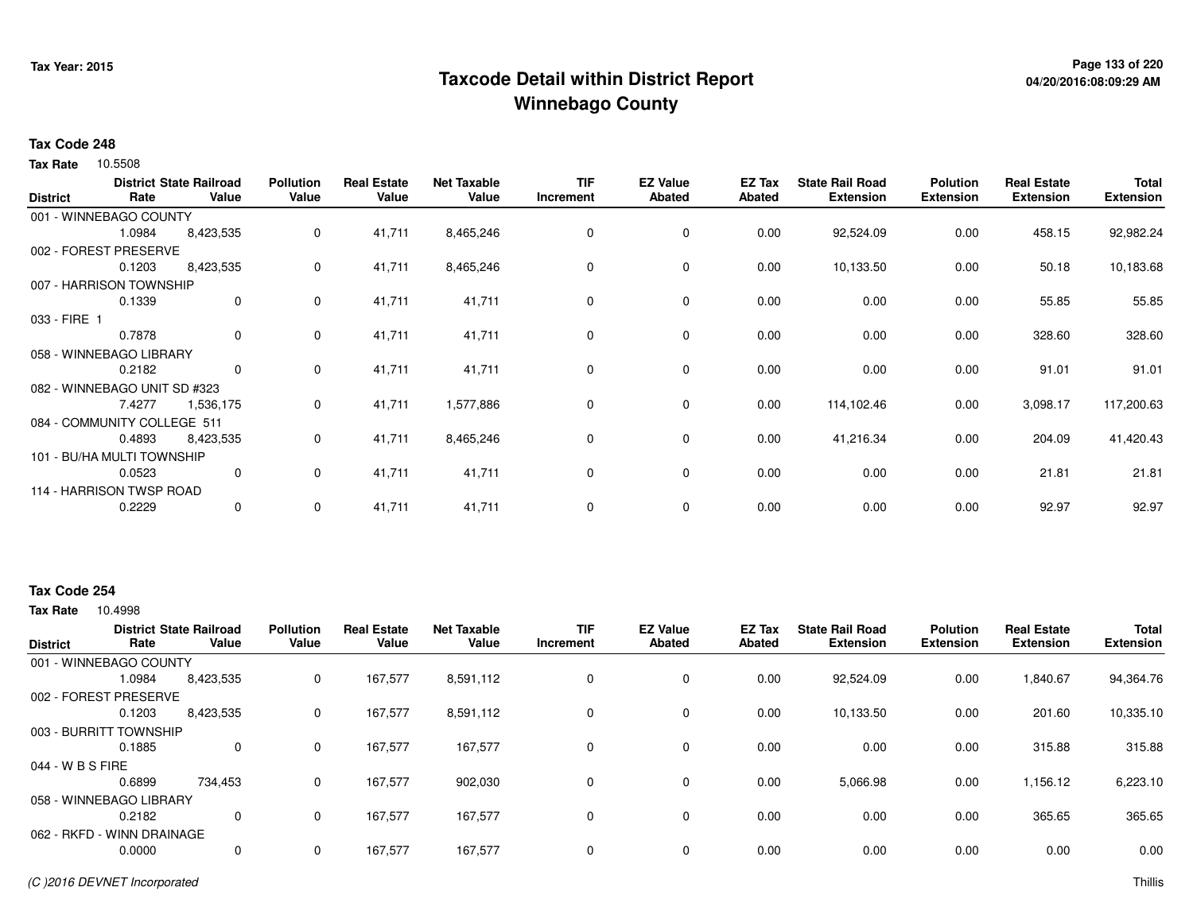# Taxcode Detail within District Report
# Winnebago County

Tax Year: 2015

04/20/2016:08:09:29 AM

**Tax Code 248**

**Tax Rate** 10.5508

| District | District Rate | State Railroad Value | Pollution Value | Real Estate Value | Net Taxable Value | TIF Increment | EZ Value Abated | EZ Tax Abated | State Rail Road Extension | Polution Extension | Real Estate Extension | Total Extension |
|---|---|---|---|---|---|---|---|---|---|---|---|---|
| 001 - WINNEBAGO COUNTY | 1.0984 | 8,423,535 | 0 | 41,711 | 8,465,246 | 0 | 0 | 0.00 | 92,524.09 | 0.00 | 458.15 | 92,982.24 |
| 002 - FOREST PRESERVE | 0.1203 | 8,423,535 | 0 | 41,711 | 8,465,246 | 0 | 0 | 0.00 | 10,133.50 | 0.00 | 50.18 | 10,183.68 |
| 007 - HARRISON TOWNSHIP | 0.1339 | 0 | 0 | 41,711 | 41,711 | 0 | 0 | 0.00 | 0.00 | 0.00 | 55.85 | 55.85 |
| 033 - FIRE 1 | 0.7878 | 0 | 0 | 41,711 | 41,711 | 0 | 0 | 0.00 | 0.00 | 0.00 | 328.60 | 328.60 |
| 058 - WINNEBAGO LIBRARY | 0.2182 | 0 | 0 | 41,711 | 41,711 | 0 | 0 | 0.00 | 0.00 | 0.00 | 91.01 | 91.01 |
| 082 - WINNEBAGO UNIT SD #323 | 7.4277 | 1,536,175 | 0 | 41,711 | 1,577,886 | 0 | 0 | 0.00 | 114,102.46 | 0.00 | 3,098.17 | 117,200.63 |
| 084 - COMMUNITY COLLEGE 511 | 0.4893 | 8,423,535 | 0 | 41,711 | 8,465,246 | 0 | 0 | 0.00 | 41,216.34 | 0.00 | 204.09 | 41,420.43 |
| 101 - BU/HA MULTI TOWNSHIP | 0.0523 | 0 | 0 | 41,711 | 41,711 | 0 | 0 | 0.00 | 0.00 | 0.00 | 21.81 | 21.81 |
| 114 - HARRISON TWSP ROAD | 0.2229 | 0 | 0 | 41,711 | 41,711 | 0 | 0 | 0.00 | 0.00 | 0.00 | 92.97 | 92.97 |

**Tax Code 254**

**Tax Rate** 10.4998

| District | District Rate | State Railroad Value | Pollution Value | Real Estate Value | Net Taxable Value | TIF Increment | EZ Value Abated | EZ Tax Abated | State Rail Road Extension | Polution Extension | Real Estate Extension | Total Extension |
|---|---|---|---|---|---|---|---|---|---|---|---|---|
| 001 - WINNEBAGO COUNTY | 1.0984 | 8,423,535 | 0 | 167,577 | 8,591,112 | 0 | 0 | 0.00 | 92,524.09 | 0.00 | 1,840.67 | 94,364.76 |
| 002 - FOREST PRESERVE | 0.1203 | 8,423,535 | 0 | 167,577 | 8,591,112 | 0 | 0 | 0.00 | 10,133.50 | 0.00 | 201.60 | 10,335.10 |
| 003 - BURRITT TOWNSHIP | 0.1885 | 0 | 0 | 167,577 | 167,577 | 0 | 0 | 0.00 | 0.00 | 0.00 | 315.88 | 315.88 |
| 044 - W B S FIRE | 0.6899 | 734,453 | 0 | 167,577 | 902,030 | 0 | 0 | 0.00 | 5,066.98 | 0.00 | 1,156.12 | 6,223.10 |
| 058 - WINNEBAGO LIBRARY | 0.2182 | 0 | 0 | 167,577 | 167,577 | 0 | 0 | 0.00 | 0.00 | 0.00 | 365.65 | 365.65 |
| 062 - RKFD - WINN DRAINAGE | 0.0000 | 0 | 0 | 167,577 | 167,577 | 0 | 0 | 0.00 | 0.00 | 0.00 | 0.00 | 0.00 |

*(C )2016 DEVNET Incorporated*

Thillis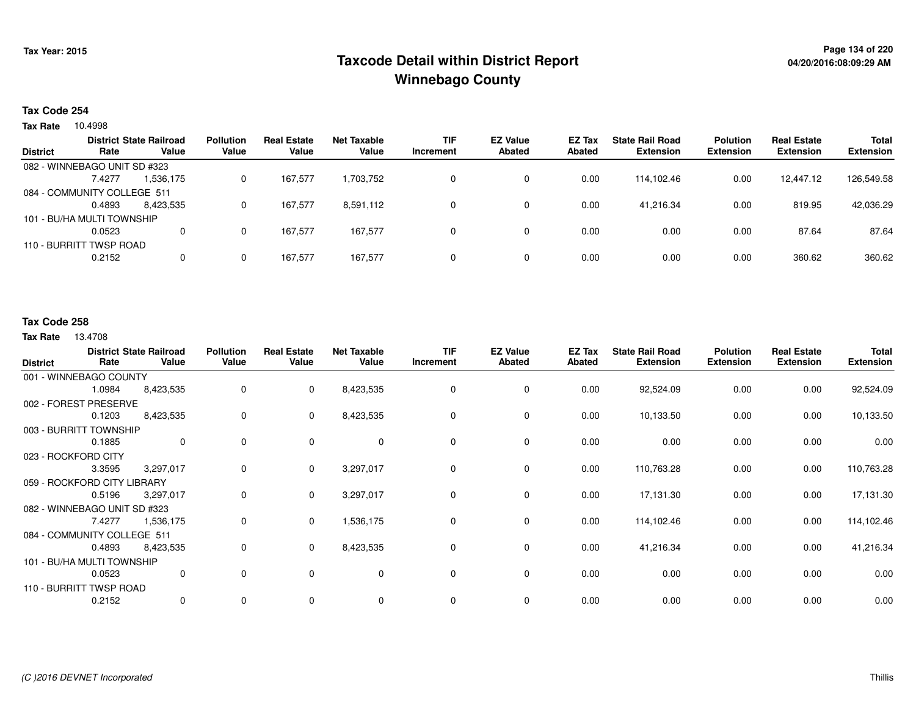# Taxcode Detail within District Report
## Winnebago County

Tax Year: 2015

04/20/2016:08:09:29 AM

### Tax Code 254

**Tax Rate** 10.4998

| District | District Rate | State Railroad Value | Pollution Value | Real Estate Value | Net Taxable Value | TIF Increment | EZ Value Abated | EZ Tax Abated | State Rail Road Extension | Polution Extension | Real Estate Extension | Total Extension |
|---|---|---|---|---|---|---|---|---|---|---|---|---|
| 082 - WINNEBAGO UNIT SD #323 | 7.4277 | 1,536,175 | 0 | 167,577 | 1,703,752 | 0 | 0 | 0.00 | 114,102.46 | 0.00 | 12,447.12 | 126,549.58 |
| 084 - COMMUNITY COLLEGE 511 | 0.4893 | 8,423,535 | 0 | 167,577 | 8,591,112 | 0 | 0 | 0.00 | 41,216.34 | 0.00 | 819.95 | 42,036.29 |
| 101 - BU/HA MULTI TOWNSHIP | 0.0523 | 0 | 0 | 167,577 | 167,577 | 0 | 0 | 0.00 | 0.00 | 0.00 | 87.64 | 87.64 |
| 110 - BURRITT TWSP ROAD | 0.2152 | 0 | 0 | 167,577 | 167,577 | 0 | 0 | 0.00 | 0.00 | 0.00 | 360.62 | 360.62 |

### Tax Code 258

**Tax Rate** 13.4708

| District | District Rate | State Railroad Value | Pollution Value | Real Estate Value | Net Taxable Value | TIF Increment | EZ Value Abated | EZ Tax Abated | State Rail Road Extension | Polution Extension | Real Estate Extension | Total Extension |
|---|---|---|---|---|---|---|---|---|---|---|---|---|
| 001 - WINNEBAGO COUNTY | 1.0984 | 8,423,535 | 0 | 0 | 8,423,535 | 0 | 0 | 0.00 | 92,524.09 | 0.00 | 0.00 | 92,524.09 |
| 002 - FOREST PRESERVE | 0.1203 | 8,423,535 | 0 | 0 | 8,423,535 | 0 | 0 | 0.00 | 10,133.50 | 0.00 | 0.00 | 10,133.50 |
| 003 - BURRITT TOWNSHIP | 0.1885 | 0 | 0 | 0 | 0 | 0 | 0 | 0.00 | 0.00 | 0.00 | 0.00 | 0.00 |
| 023 - ROCKFORD CITY | 3.3595 | 3,297,017 | 0 | 0 | 3,297,017 | 0 | 0 | 0.00 | 110,763.28 | 0.00 | 0.00 | 110,763.28 |
| 059 - ROCKFORD CITY LIBRARY | 0.5196 | 3,297,017 | 0 | 0 | 3,297,017 | 0 | 0 | 0.00 | 17,131.30 | 0.00 | 0.00 | 17,131.30 |
| 082 - WINNEBAGO UNIT SD #323 | 7.4277 | 1,536,175 | 0 | 0 | 1,536,175 | 0 | 0 | 0.00 | 114,102.46 | 0.00 | 0.00 | 114,102.46 |
| 084 - COMMUNITY COLLEGE 511 | 0.4893 | 8,423,535 | 0 | 0 | 8,423,535 | 0 | 0 | 0.00 | 41,216.34 | 0.00 | 0.00 | 41,216.34 |
| 101 - BU/HA MULTI TOWNSHIP | 0.0523 | 0 | 0 | 0 | 0 | 0 | 0 | 0.00 | 0.00 | 0.00 | 0.00 | 0.00 |
| 110 - BURRITT TWSP ROAD | 0.2152 | 0 | 0 | 0 | 0 | 0 | 0 | 0.00 | 0.00 | 0.00 | 0.00 | 0.00 |

*(C )2016 DEVNET Incorporated* Thillis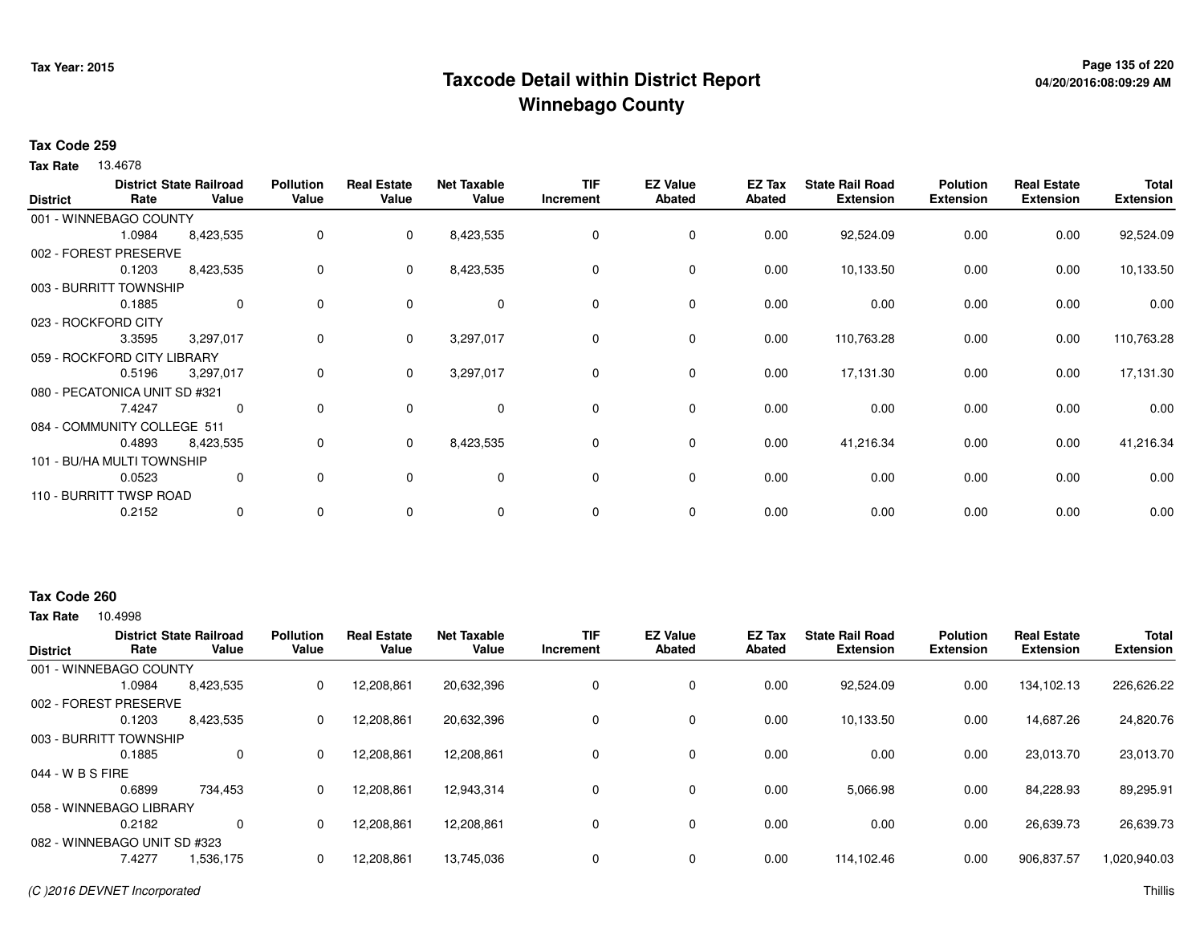# Taxcode Detail within District Report
# Winnebago County

Tax Year: 2015

04/20/2016:08:09:29 AM

**Tax Code 259**

**Tax Rate** 13.4678

| District | District Rate | State Railroad Value | Pollution Value | Real Estate Value | Net Taxable Value | TIF Increment | EZ Value Abated | EZ Tax Abated | State Rail Road Extension | Polution Extension | Real Estate Extension | Total Extension |
|---|---|---|---|---|---|---|---|---|---|---|---|---|
| 001 - WINNEBAGO COUNTY | 1.0984 | 8,423,535 | 0 | 0 | 8,423,535 | 0 | 0 | 0.00 | 92,524.09 | 0.00 | 0.00 | 92,524.09 |
| 002 - FOREST PRESERVE | 0.1203 | 8,423,535 | 0 | 0 | 8,423,535 | 0 | 0 | 0.00 | 10,133.50 | 0.00 | 0.00 | 10,133.50 |
| 003 - BURRITT TOWNSHIP | 0.1885 | 0 | 0 | 0 | 0 | 0 | 0 | 0.00 | 0.00 | 0.00 | 0.00 | 0.00 |
| 023 - ROCKFORD CITY | 3.3595 | 3,297,017 | 0 | 0 | 3,297,017 | 0 | 0 | 0.00 | 110,763.28 | 0.00 | 0.00 | 110,763.28 |
| 059 - ROCKFORD CITY LIBRARY | 0.5196 | 3,297,017 | 0 | 0 | 3,297,017 | 0 | 0 | 0.00 | 17,131.30 | 0.00 | 0.00 | 17,131.30 |
| 080 - PECATONICA UNIT SD #321 | 7.4247 | 0 | 0 | 0 | 0 | 0 | 0 | 0.00 | 0.00 | 0.00 | 0.00 | 0.00 |
| 084 - COMMUNITY COLLEGE 511 | 0.4893 | 8,423,535 | 0 | 0 | 8,423,535 | 0 | 0 | 0.00 | 41,216.34 | 0.00 | 0.00 | 41,216.34 |
| 101 - BU/HA MULTI TOWNSHIP | 0.0523 | 0 | 0 | 0 | 0 | 0 | 0 | 0.00 | 0.00 | 0.00 | 0.00 | 0.00 |
| 110 - BURRITT TWSP ROAD | 0.2152 | 0 | 0 | 0 | 0 | 0 | 0 | 0.00 | 0.00 | 0.00 | 0.00 | 0.00 |

**Tax Code 260**

**Tax Rate** 10.4998

| District | District Rate | State Railroad Value | Pollution Value | Real Estate Value | Net Taxable Value | TIF Increment | EZ Value Abated | EZ Tax Abated | State Rail Road Extension | Polution Extension | Real Estate Extension | Total Extension |
|---|---|---|---|---|---|---|---|---|---|---|---|---|
| 001 - WINNEBAGO COUNTY | 1.0984 | 8,423,535 | 0 | 12,208,861 | 20,632,396 | 0 | 0 | 0.00 | 92,524.09 | 0.00 | 134,102.13 | 226,626.22 |
| 002 - FOREST PRESERVE | 0.1203 | 8,423,535 | 0 | 12,208,861 | 20,632,396 | 0 | 0 | 0.00 | 10,133.50 | 0.00 | 14,687.26 | 24,820.76 |
| 003 - BURRITT TOWNSHIP | 0.1885 | 0 | 0 | 12,208,861 | 12,208,861 | 0 | 0 | 0.00 | 0.00 | 0.00 | 23,013.70 | 23,013.70 |
| 044 - W B S FIRE | 0.6899 | 734,453 | 0 | 12,208,861 | 12,943,314 | 0 | 0 | 0.00 | 5,066.98 | 0.00 | 84,228.93 | 89,295.91 |
| 058 - WINNEBAGO LIBRARY | 0.2182 | 0 | 0 | 12,208,861 | 12,208,861 | 0 | 0 | 0.00 | 0.00 | 0.00 | 26,639.73 | 26,639.73 |
| 082 - WINNEBAGO UNIT SD #323 | 7.4277 | 1,536,175 | 0 | 12,208,861 | 13,745,036 | 0 | 0 | 0.00 | 114,102.46 | 0.00 | 906,837.57 | 1,020,940.03 |

(C )2016 DEVNET Incorporated

Thillis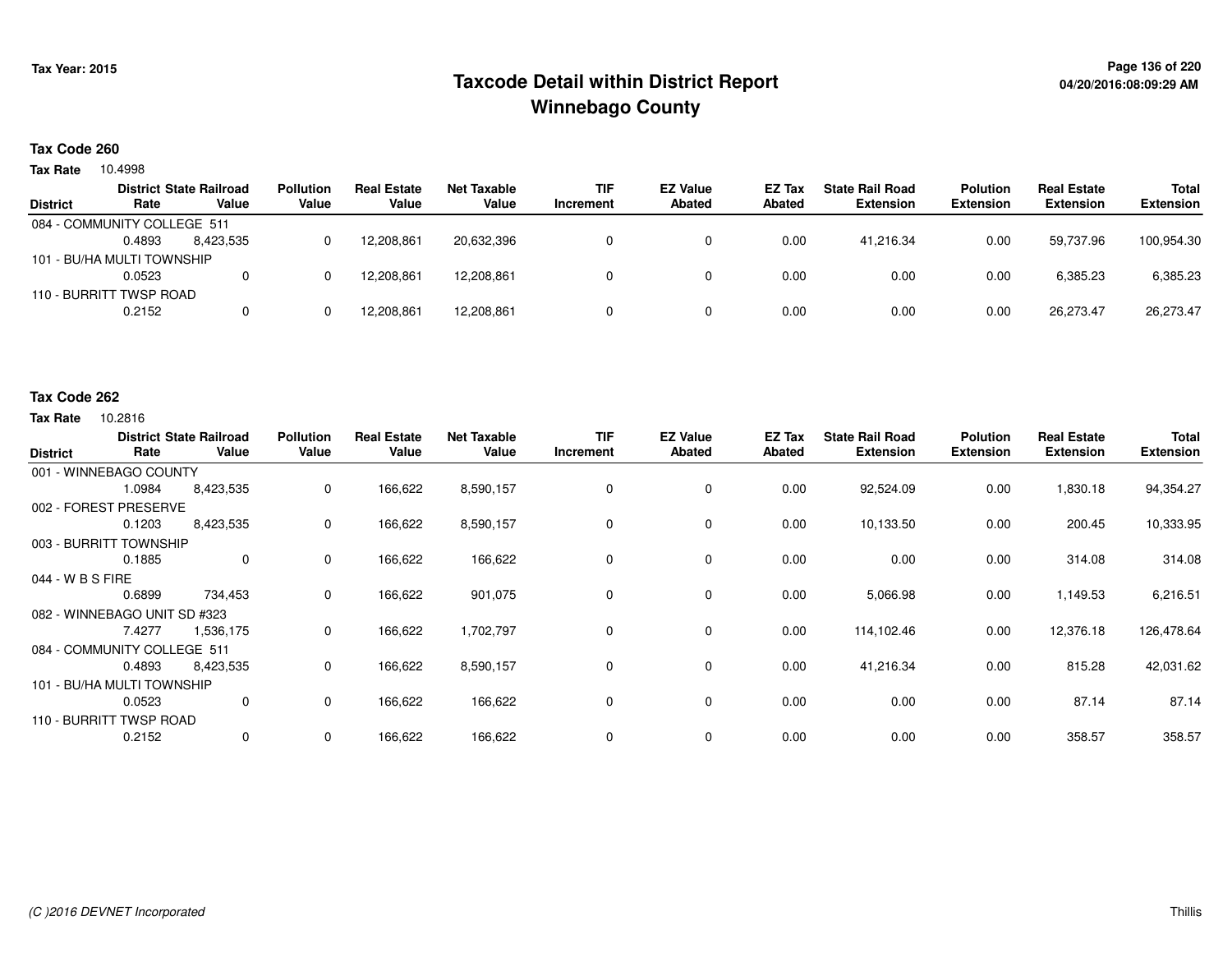# Taxcode Detail within District Report
# Winnebago County

Tax Year: 2015

04/20/2016:08:09:29 AM

**Tax Code 260**

**Tax Rate** 10.4998

| District | District Rate | State Railroad Value | Pollution Value | Real Estate Value | Net Taxable Value | TIF Increment | EZ Value Abated | EZ Tax Abated | State Rail Road Extension | Polution Extension | Real Estate Extension | Total Extension |
|---|---|---|---|---|---|---|---|---|---|---|---|---|
| 084 - COMMUNITY COLLEGE 511 | 0.4893 | 8,423,535 | 0 | 12,208,861 | 20,632,396 | 0 | 0 | 0.00 | 41,216.34 | 0.00 | 59,737.96 | 100,954.30 |
| 101 - BU/HA MULTI TOWNSHIP | 0.0523 | 0 | 0 | 12,208,861 | 12,208,861 | 0 | 0 | 0.00 | 0.00 | 0.00 | 6,385.23 | 6,385.23 |
| 110 - BURRITT TWSP ROAD | 0.2152 | 0 | 0 | 12,208,861 | 12,208,861 | 0 | 0 | 0.00 | 0.00 | 0.00 | 26,273.47 | 26,273.47 |

**Tax Code 262**

**Tax Rate** 10.2816

| District | District Rate | State Railroad Value | Pollution Value | Real Estate Value | Net Taxable Value | TIF Increment | EZ Value Abated | EZ Tax Abated | State Rail Road Extension | Polution Extension | Real Estate Extension | Total Extension |
|---|---|---|---|---|---|---|---|---|---|---|---|---|
| 001 - WINNEBAGO COUNTY | 1.0984 | 8,423,535 | 0 | 166,622 | 8,590,157 | 0 | 0 | 0.00 | 92,524.09 | 0.00 | 1,830.18 | 94,354.27 |
| 002 - FOREST PRESERVE | 0.1203 | 8,423,535 | 0 | 166,622 | 8,590,157 | 0 | 0 | 0.00 | 10,133.50 | 0.00 | 200.45 | 10,333.95 |
| 003 - BURRITT TOWNSHIP | 0.1885 | 0 | 0 | 166,622 | 166,622 | 0 | 0 | 0.00 | 0.00 | 0.00 | 314.08 | 314.08 |
| 044 - W B S FIRE | 0.6899 | 734,453 | 0 | 166,622 | 901,075 | 0 | 0 | 0.00 | 5,066.98 | 0.00 | 1,149.53 | 6,216.51 |
| 082 - WINNEBAGO UNIT SD #323 | 7.4277 | 1,536,175 | 0 | 166,622 | 1,702,797 | 0 | 0 | 0.00 | 114,102.46 | 0.00 | 12,376.18 | 126,478.64 |
| 084 - COMMUNITY COLLEGE 511 | 0.4893 | 8,423,535 | 0 | 166,622 | 8,590,157 | 0 | 0 | 0.00 | 41,216.34 | 0.00 | 815.28 | 42,031.62 |
| 101 - BU/HA MULTI TOWNSHIP | 0.0523 | 0 | 0 | 166,622 | 166,622 | 0 | 0 | 0.00 | 0.00 | 0.00 | 87.14 | 87.14 |
| 110 - BURRITT TWSP ROAD | 0.2152 | 0 | 0 | 166,622 | 166,622 | 0 | 0 | 0.00 | 0.00 | 0.00 | 358.57 | 358.57 |

(C )2016 DEVNET Incorporated

Thillis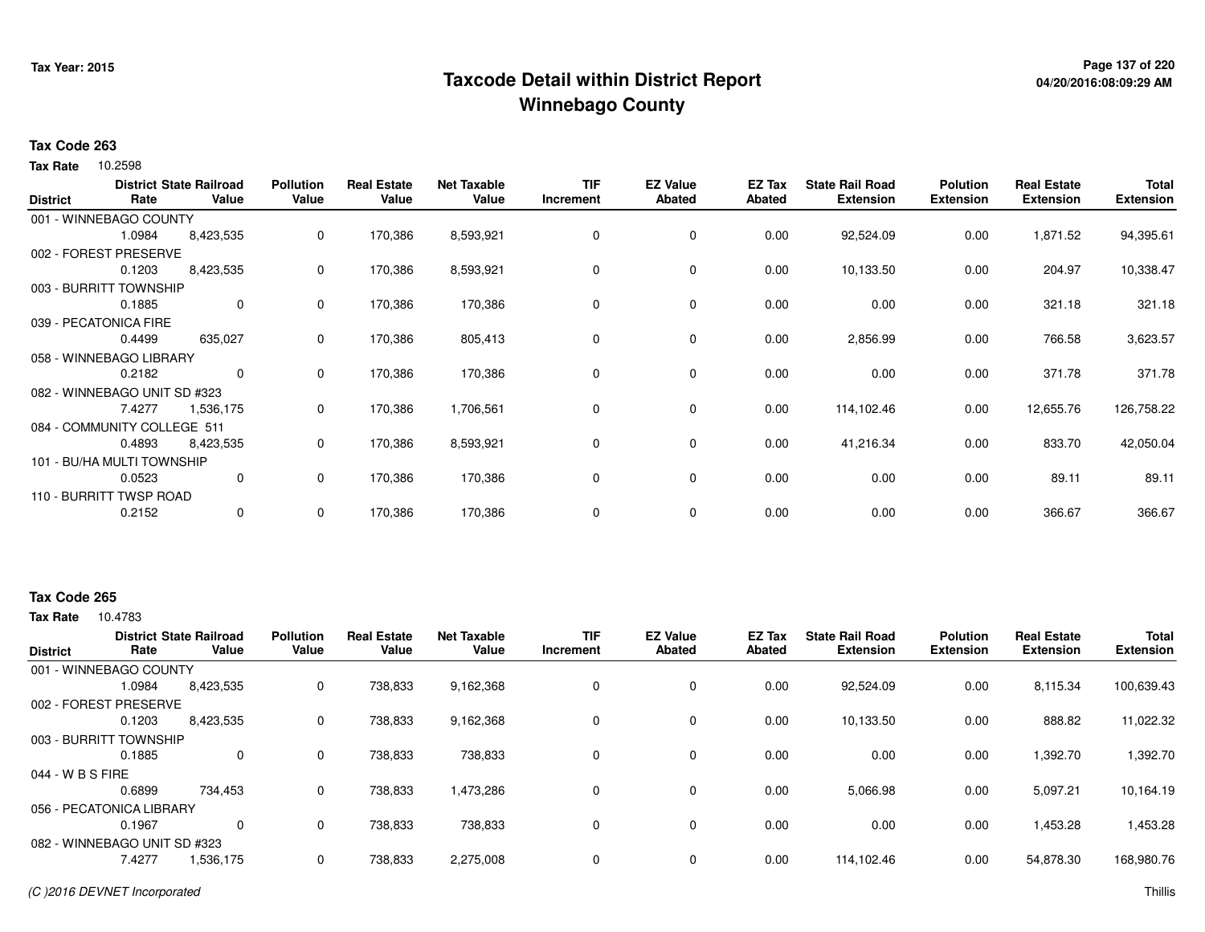# Taxcode Detail within District Report
## Winnebago County

Tax Year: 2015

**Tax Code 263**

**Tax Rate** 10.2598

| District | District Rate | State Railroad Value | Pollution Value | Real Estate Value | Net Taxable Value | TIF Increment | EZ Value Abated | EZ Tax Abated | State Rail Road Extension | Polution Extension | Real Estate Extension | Total Extension |
|---|---|---|---|---|---|---|---|---|---|---|---|---|
| 001 - WINNEBAGO COUNTY | 1.0984 | 8,423,535 | 0 | 170,386 | 8,593,921 | 0 | 0 | 0.00 | 92,524.09 | 0.00 | 1,871.52 | 94,395.61 |
| 002 - FOREST PRESERVE | 0.1203 | 8,423,535 | 0 | 170,386 | 8,593,921 | 0 | 0 | 0.00 | 10,133.50 | 0.00 | 204.97 | 10,338.47 |
| 003 - BURRITT TOWNSHIP | 0.1885 | 0 | 0 | 170,386 | 170,386 | 0 | 0 | 0.00 | 0.00 | 0.00 | 321.18 | 321.18 |
| 039 - PECATONICA FIRE | 0.4499 | 635,027 | 0 | 170,386 | 805,413 | 0 | 0 | 0.00 | 2,856.99 | 0.00 | 766.58 | 3,623.57 |
| 058 - WINNEBAGO LIBRARY | 0.2182 | 0 | 0 | 170,386 | 170,386 | 0 | 0 | 0.00 | 0.00 | 0.00 | 371.78 | 371.78 |
| 082 - WINNEBAGO UNIT SD #323 | 7.4277 | 1,536,175 | 0 | 170,386 | 1,706,561 | 0 | 0 | 0.00 | 114,102.46 | 0.00 | 12,655.76 | 126,758.22 |
| 084 - COMMUNITY COLLEGE 511 | 0.4893 | 8,423,535 | 0 | 170,386 | 8,593,921 | 0 | 0 | 0.00 | 41,216.34 | 0.00 | 833.70 | 42,050.04 |
| 101 - BU/HA MULTI TOWNSHIP | 0.0523 | 0 | 0 | 170,386 | 170,386 | 0 | 0 | 0.00 | 0.00 | 0.00 | 89.11 | 89.11 |
| 110 - BURRITT TWSP ROAD | 0.2152 | 0 | 0 | 170,386 | 170,386 | 0 | 0 | 0.00 | 0.00 | 0.00 | 366.67 | 366.67 |

**Tax Code 265**

**Tax Rate** 10.4783

| District | District Rate | State Railroad Value | Pollution Value | Real Estate Value | Net Taxable Value | TIF Increment | EZ Value Abated | EZ Tax Abated | State Rail Road Extension | Polution Extension | Real Estate Extension | Total Extension |
|---|---|---|---|---|---|---|---|---|---|---|---|---|
| 001 - WINNEBAGO COUNTY | 1.0984 | 8,423,535 | 0 | 738,833 | 9,162,368 | 0 | 0 | 0.00 | 92,524.09 | 0.00 | 8,115.34 | 100,639.43 |
| 002 - FOREST PRESERVE | 0.1203 | 8,423,535 | 0 | 738,833 | 9,162,368 | 0 | 0 | 0.00 | 10,133.50 | 0.00 | 888.82 | 11,022.32 |
| 003 - BURRITT TOWNSHIP | 0.1885 | 0 | 0 | 738,833 | 738,833 | 0 | 0 | 0.00 | 0.00 | 0.00 | 1,392.70 | 1,392.70 |
| 044 - W B S FIRE | 0.6899 | 734,453 | 0 | 738,833 | 1,473,286 | 0 | 0 | 0.00 | 5,066.98 | 0.00 | 5,097.21 | 10,164.19 |
| 056 - PECATONICA LIBRARY | 0.1967 | 0 | 0 | 738,833 | 738,833 | 0 | 0 | 0.00 | 0.00 | 0.00 | 1,453.28 | 1,453.28 |
| 082 - WINNEBAGO UNIT SD #323 | 7.4277 | 1,536,175 | 0 | 738,833 | 2,275,008 | 0 | 0 | 0.00 | 114,102.46 | 0.00 | 54,878.30 | 168,980.76 |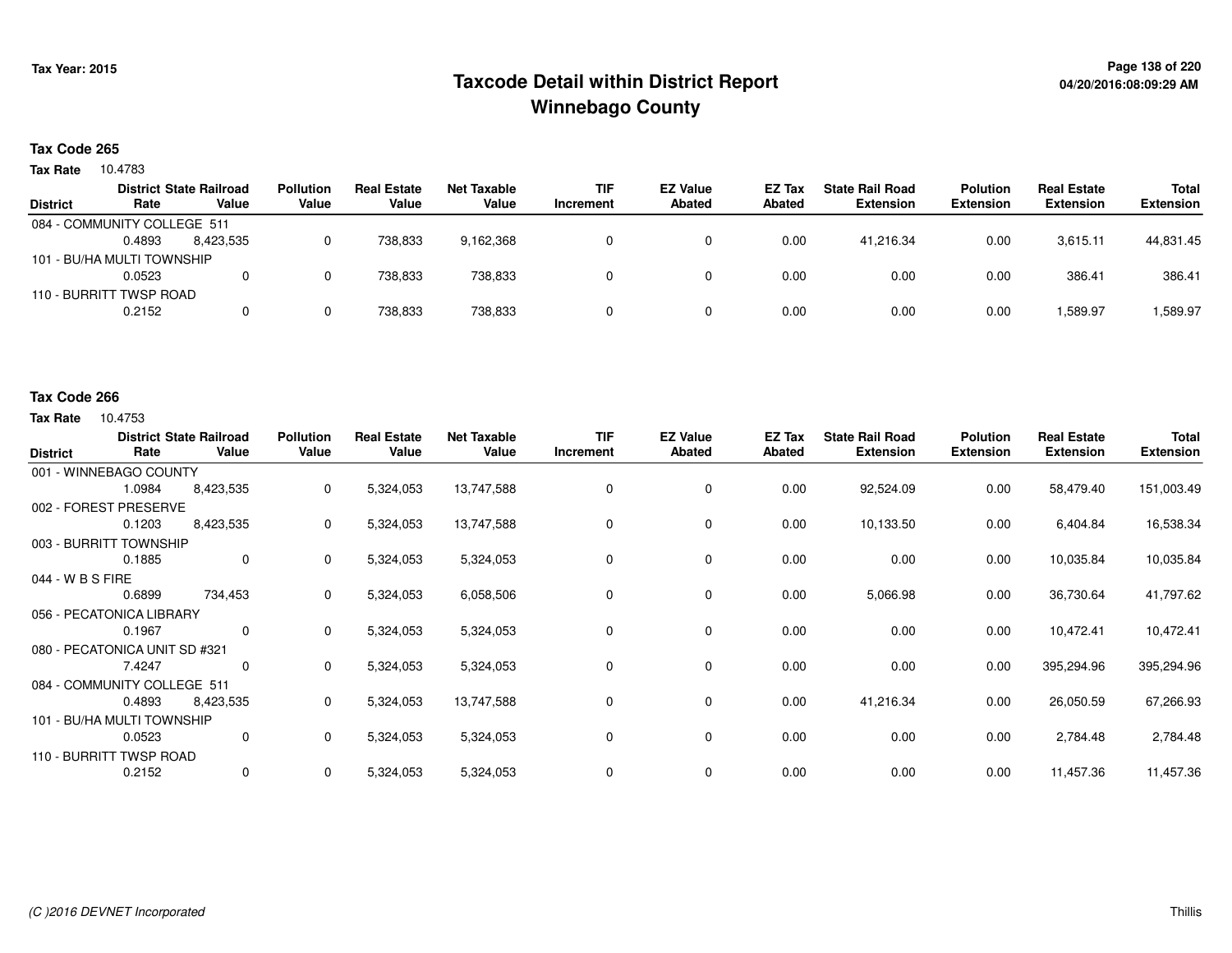Tax Year: 2015

# Taxcode Detail within District Report
## Winnebago County

04/20/2016:08:09:29 AM

**Tax Code 265**

**Tax Rate** 10.4783

| District | District Rate | State Railroad Value | Pollution Value | Real Estate Value | Net Taxable Value | TIF Increment | EZ Value Abated | EZ Tax Abated | State Rail Road Extension | Polution Extension | Real Estate Extension | Total Extension |
|---|---|---|---|---|---|---|---|---|---|---|---|---|
| 084 - COMMUNITY COLLEGE 511 | 0.4893 | 8,423,535 | 0 | 738,833 | 9,162,368 | 0 | 0 | 0.00 | 41,216.34 | 0.00 | 3,615.11 | 44,831.45 |
| 101 - BU/HA MULTI TOWNSHIP | 0.0523 | 0 | 0 | 738,833 | 738,833 | 0 | 0 | 0.00 | 0.00 | 0.00 | 386.41 | 386.41 |
| 110 - BURRITT TWSP ROAD | 0.2152 | 0 | 0 | 738,833 | 738,833 | 0 | 0 | 0.00 | 0.00 | 0.00 | 1,589.97 | 1,589.97 |

**Tax Code 266**

**Tax Rate** 10.4753

| District | District Rate | State Railroad Value | Pollution Value | Real Estate Value | Net Taxable Value | TIF Increment | EZ Value Abated | EZ Tax Abated | State Rail Road Extension | Polution Extension | Real Estate Extension | Total Extension |
|---|---|---|---|---|---|---|---|---|---|---|---|---|
| 001 - WINNEBAGO COUNTY | 1.0984 | 8,423,535 | 0 | 5,324,053 | 13,747,588 | 0 | 0 | 0.00 | 92,524.09 | 0.00 | 58,479.40 | 151,003.49 |
| 002 - FOREST PRESERVE | 0.1203 | 8,423,535 | 0 | 5,324,053 | 13,747,588 | 0 | 0 | 0.00 | 10,133.50 | 0.00 | 6,404.84 | 16,538.34 |
| 003 - BURRITT TOWNSHIP | 0.1885 | 0 | 0 | 5,324,053 | 5,324,053 | 0 | 0 | 0.00 | 0.00 | 0.00 | 10,035.84 | 10,035.84 |
| 044 - W B S FIRE | 0.6899 | 734,453 | 0 | 5,324,053 | 6,058,506 | 0 | 0 | 0.00 | 5,066.98 | 0.00 | 36,730.64 | 41,797.62 |
| 056 - PECATONICA LIBRARY | 0.1967 | 0 | 0 | 5,324,053 | 5,324,053 | 0 | 0 | 0.00 | 0.00 | 0.00 | 10,472.41 | 10,472.41 |
| 080 - PECATONICA UNIT SD #321 | 7.4247 | 0 | 0 | 5,324,053 | 5,324,053 | 0 | 0 | 0.00 | 0.00 | 0.00 | 395,294.96 | 395,294.96 |
| 084 - COMMUNITY COLLEGE 511 | 0.4893 | 8,423,535 | 0 | 5,324,053 | 13,747,588 | 0 | 0 | 0.00 | 41,216.34 | 0.00 | 26,050.59 | 67,266.93 |
| 101 - BU/HA MULTI TOWNSHIP | 0.0523 | 0 | 0 | 5,324,053 | 5,324,053 | 0 | 0 | 0.00 | 0.00 | 0.00 | 2,784.48 | 2,784.48 |
| 110 - BURRITT TWSP ROAD | 0.2152 | 0 | 0 | 5,324,053 | 5,324,053 | 0 | 0 | 0.00 | 0.00 | 0.00 | 11,457.36 | 11,457.36 |

(C )2016 DEVNET Incorporated

Thillis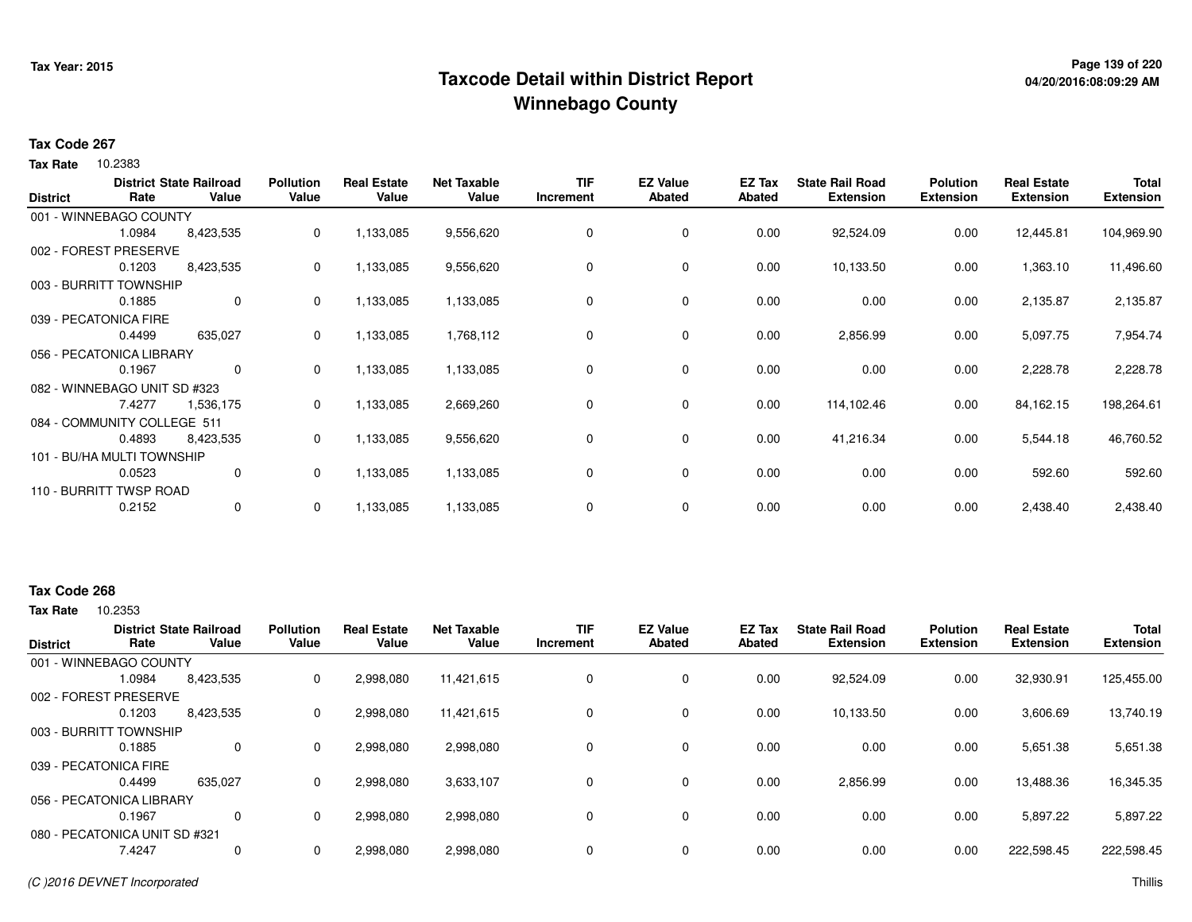# Taxcode Detail within District Report
# Winnebago County

Tax Year: 2015

04/20/2016:08:09:29 AM

**Tax Code 267**

**Tax Rate** 10.2383

| District | District Rate | State Railroad Value | Pollution Value | Real Estate Value | Net Taxable Value | TIF Increment | EZ Value Abated | EZ Tax Abated | State Rail Road Extension | Polution Extension | Real Estate Extension | Total Extension |
|---|---|---|---|---|---|---|---|---|---|---|---|---|
| 001 - WINNEBAGO COUNTY | 1.0984 | 8,423,535 | 0 | 1,133,085 | 9,556,620 | 0 | 0 | 0.00 | 92,524.09 | 0.00 | 12,445.81 | 104,969.90 |
| 002 - FOREST PRESERVE | 0.1203 | 8,423,535 | 0 | 1,133,085 | 9,556,620 | 0 | 0 | 0.00 | 10,133.50 | 0.00 | 1,363.10 | 11,496.60 |
| 003 - BURRITT TOWNSHIP | 0.1885 | 0 | 0 | 1,133,085 | 1,133,085 | 0 | 0 | 0.00 | 0.00 | 0.00 | 2,135.87 | 2,135.87 |
| 039 - PECATONICA FIRE | 0.4499 | 635,027 | 0 | 1,133,085 | 1,768,112 | 0 | 0 | 0.00 | 2,856.99 | 0.00 | 5,097.75 | 7,954.74 |
| 056 - PECATONICA LIBRARY | 0.1967 | 0 | 0 | 1,133,085 | 1,133,085 | 0 | 0 | 0.00 | 0.00 | 0.00 | 2,228.78 | 2,228.78 |
| 082 - WINNEBAGO UNIT SD #323 | 7.4277 | 1,536,175 | 0 | 1,133,085 | 2,669,260 | 0 | 0 | 0.00 | 114,102.46 | 0.00 | 84,162.15 | 198,264.61 |
| 084 - COMMUNITY COLLEGE 511 | 0.4893 | 8,423,535 | 0 | 1,133,085 | 9,556,620 | 0 | 0 | 0.00 | 41,216.34 | 0.00 | 5,544.18 | 46,760.52 |
| 101 - BU/HA MULTI TOWNSHIP | 0.0523 | 0 | 0 | 1,133,085 | 1,133,085 | 0 | 0 | 0.00 | 0.00 | 0.00 | 592.60 | 592.60 |
| 110 - BURRITT TWSP ROAD | 0.2152 | 0 | 0 | 1,133,085 | 1,133,085 | 0 | 0 | 0.00 | 0.00 | 0.00 | 2,438.40 | 2,438.40 |

**Tax Code 268**

**Tax Rate** 10.2353

| District | District Rate | State Railroad Value | Pollution Value | Real Estate Value | Net Taxable Value | TIF Increment | EZ Value Abated | EZ Tax Abated | State Rail Road Extension | Polution Extension | Real Estate Extension | Total Extension |
|---|---|---|---|---|---|---|---|---|---|---|---|---|
| 001 - WINNEBAGO COUNTY | 1.0984 | 8,423,535 | 0 | 2,998,080 | 11,421,615 | 0 | 0 | 0.00 | 92,524.09 | 0.00 | 32,930.91 | 125,455.00 |
| 002 - FOREST PRESERVE | 0.1203 | 8,423,535 | 0 | 2,998,080 | 11,421,615 | 0 | 0 | 0.00 | 10,133.50 | 0.00 | 3,606.69 | 13,740.19 |
| 003 - BURRITT TOWNSHIP | 0.1885 | 0 | 0 | 2,998,080 | 2,998,080 | 0 | 0 | 0.00 | 0.00 | 0.00 | 5,651.38 | 5,651.38 |
| 039 - PECATONICA FIRE | 0.4499 | 635,027 | 0 | 2,998,080 | 3,633,107 | 0 | 0 | 0.00 | 2,856.99 | 0.00 | 13,488.36 | 16,345.35 |
| 056 - PECATONICA LIBRARY | 0.1967 | 0 | 0 | 2,998,080 | 2,998,080 | 0 | 0 | 0.00 | 0.00 | 0.00 | 5,897.22 | 5,897.22 |
| 080 - PECATONICA UNIT SD #321 | 7.4247 | 0 | 0 | 2,998,080 | 2,998,080 | 0 | 0 | 0.00 | 0.00 | 0.00 | 222,598.45 | 222,598.45 |

*(C )2016 DEVNET Incorporated*

Thillis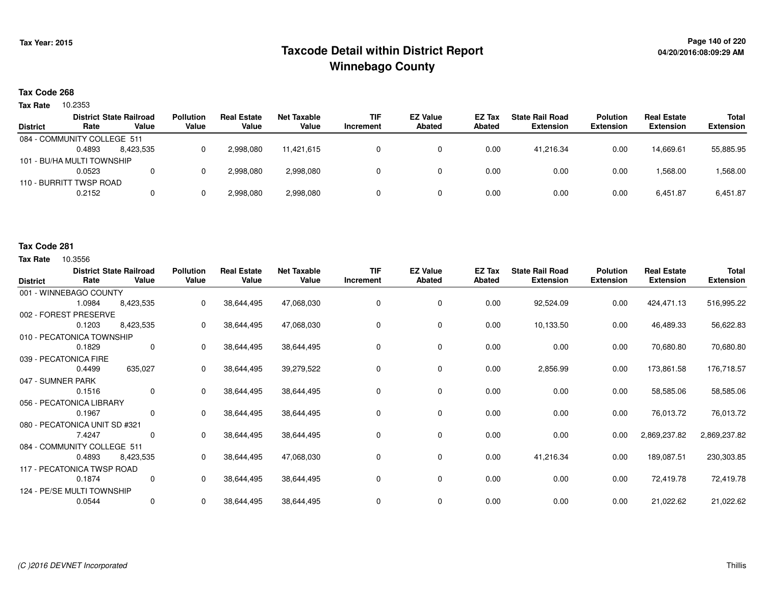# Taxcode Detail within District Report
# Winnebago County

Tax Year: 2015

04/20/2016:08:09:29 AM

## Tax Code 268

**Tax Rate** 10.2353

| District | District Rate | State Railroad Value | Pollution Value | Real Estate Value | Net Taxable Value | TIF Increment | EZ Value Abated | EZ Tax Abated | State Rail Road Extension | Polution Extension | Real Estate Extension | Total Extension |
|---|---|---|---|---|---|---|---|---|---|---|---|---|
| 084 - COMMUNITY COLLEGE 511 | 0.4893 | 8,423,535 | 0 | 2,998,080 | 11,421,615 | 0 | 0 | 0.00 | 41,216.34 | 0.00 | 14,669.61 | 55,885.95 |
| 101 - BU/HA MULTI TOWNSHIP | 0.0523 | 0 | 0 | 2,998,080 | 2,998,080 | 0 | 0 | 0.00 | 0.00 | 0.00 | 1,568.00 | 1,568.00 |
| 110 - BURRITT TWSP ROAD | 0.2152 | 0 | 0 | 2,998,080 | 2,998,080 | 0 | 0 | 0.00 | 0.00 | 0.00 | 6,451.87 | 6,451.87 |

## Tax Code 281

**Tax Rate** 10.3556

| District | District Rate | State Railroad Value | Pollution Value | Real Estate Value | Net Taxable Value | TIF Increment | EZ Value Abated | EZ Tax Abated | State Rail Road Extension | Polution Extension | Real Estate Extension | Total Extension |
|---|---|---|---|---|---|---|---|---|---|---|---|---|
| 001 - WINNEBAGO COUNTY | 1.0984 | 8,423,535 | 0 | 38,644,495 | 47,068,030 | 0 | 0 | 0.00 | 92,524.09 | 0.00 | 424,471.13 | 516,995.22 |
| 002 - FOREST PRESERVE | 0.1203 | 8,423,535 | 0 | 38,644,495 | 47,068,030 | 0 | 0 | 0.00 | 10,133.50 | 0.00 | 46,489.33 | 56,622.83 |
| 010 - PECATONICA TOWNSHIP | 0.1829 | 0 | 0 | 38,644,495 | 38,644,495 | 0 | 0 | 0.00 | 0.00 | 0.00 | 70,680.80 | 70,680.80 |
| 039 - PECATONICA FIRE | 0.4499 | 635,027 | 0 | 38,644,495 | 39,279,522 | 0 | 0 | 0.00 | 2,856.99 | 0.00 | 173,861.58 | 176,718.57 |
| 047 - SUMNER PARK | 0.1516 | 0 | 0 | 38,644,495 | 38,644,495 | 0 | 0 | 0.00 | 0.00 | 0.00 | 58,585.06 | 58,585.06 |
| 056 - PECATONICA LIBRARY | 0.1967 | 0 | 0 | 38,644,495 | 38,644,495 | 0 | 0 | 0.00 | 0.00 | 0.00 | 76,013.72 | 76,013.72 |
| 080 - PECATONICA UNIT SD #321 | 7.4247 | 0 | 0 | 38,644,495 | 38,644,495 | 0 | 0 | 0.00 | 0.00 | 0.00 | 2,869,237.82 | 2,869,237.82 |
| 084 - COMMUNITY COLLEGE 511 | 0.4893 | 8,423,535 | 0 | 38,644,495 | 47,068,030 | 0 | 0 | 0.00 | 41,216.34 | 0.00 | 189,087.51 | 230,303.85 |
| 117 - PECATONICA TWSP ROAD | 0.1874 | 0 | 0 | 38,644,495 | 38,644,495 | 0 | 0 | 0.00 | 0.00 | 0.00 | 72,419.78 | 72,419.78 |
| 124 - PE/SE MULTI TOWNSHIP | 0.0544 | 0 | 0 | 38,644,495 | 38,644,495 | 0 | 0 | 0.00 | 0.00 | 0.00 | 21,022.62 | 21,022.62 |

*(C )2016 DEVNET Incorporated* Thillis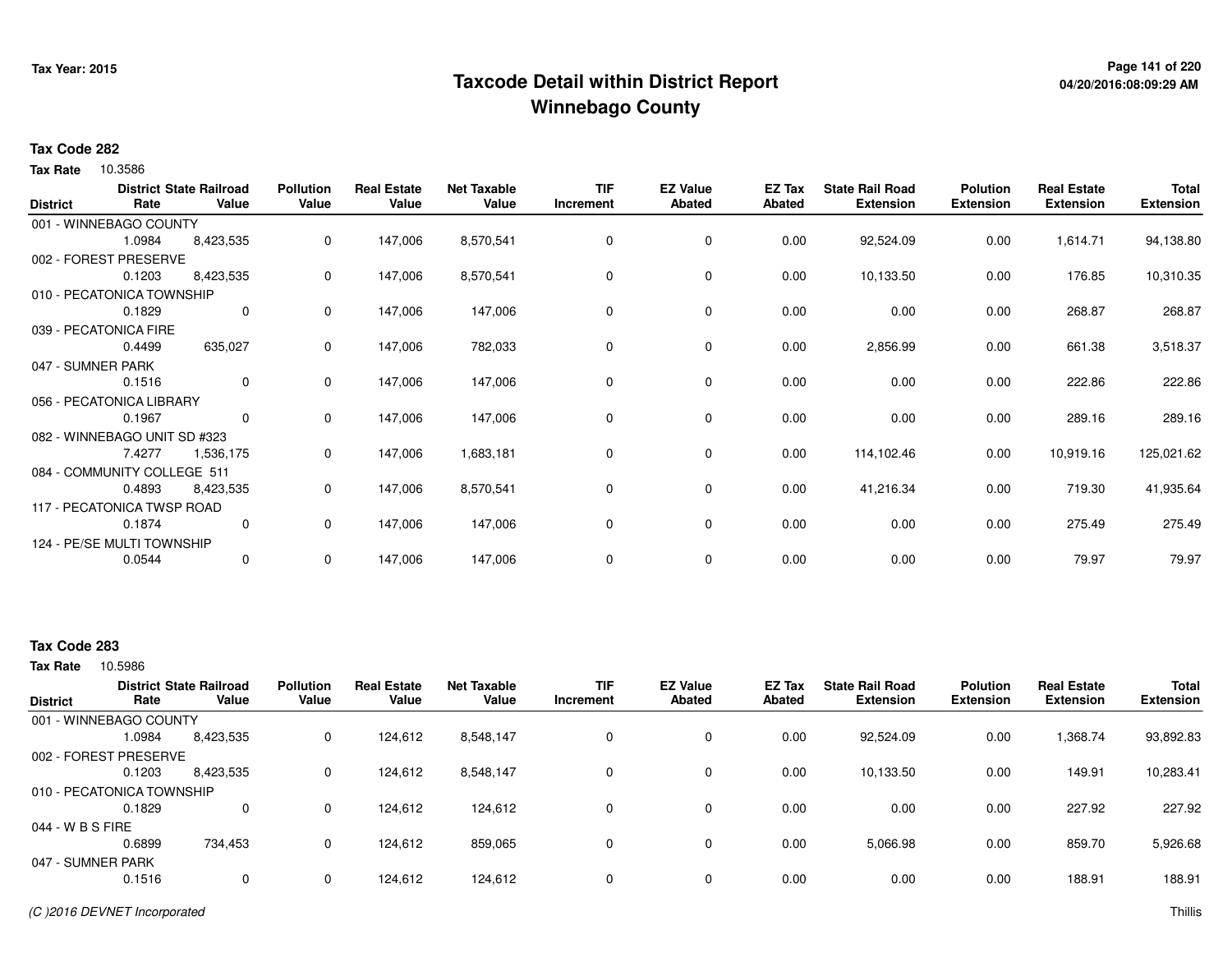# Taxcode Detail within District Report
# Winnebago County

Tax Year: 2015

04/20/2016:08:09:29 AM

**Tax Code 282**

**Tax Rate** 10.3586

| District | District Rate | State Railroad Value | Pollution Value | Real Estate Value | Net Taxable Value | TIF Increment | EZ Value Abated | EZ Tax Abated | State Rail Road Extension | Polution Extension | Real Estate Extension | Total Extension |
|---|---|---|---|---|---|---|---|---|---|---|---|---|
| 001 - WINNEBAGO COUNTY | 1.0984 | 8,423,535 | 0 | 147,006 | 8,570,541 | 0 | 0 | 0.00 | 92,524.09 | 0.00 | 1,614.71 | 94,138.80 |
| 002 - FOREST PRESERVE | 0.1203 | 8,423,535 | 0 | 147,006 | 8,570,541 | 0 | 0 | 0.00 | 10,133.50 | 0.00 | 176.85 | 10,310.35 |
| 010 - PECATONICA TOWNSHIP | 0.1829 | 0 | 0 | 147,006 | 147,006 | 0 | 0 | 0.00 | 0.00 | 0.00 | 268.87 | 268.87 |
| 039 - PECATONICA FIRE | 0.4499 | 635,027 | 0 | 147,006 | 782,033 | 0 | 0 | 0.00 | 2,856.99 | 0.00 | 661.38 | 3,518.37 |
| 047 - SUMNER PARK | 0.1516 | 0 | 0 | 147,006 | 147,006 | 0 | 0 | 0.00 | 0.00 | 0.00 | 222.86 | 222.86 |
| 056 - PECATONICA LIBRARY | 0.1967 | 0 | 0 | 147,006 | 147,006 | 0 | 0 | 0.00 | 0.00 | 0.00 | 289.16 | 289.16 |
| 082 - WINNEBAGO UNIT SD #323 | 7.4277 | 1,536,175 | 0 | 147,006 | 1,683,181 | 0 | 0 | 0.00 | 114,102.46 | 0.00 | 10,919.16 | 125,021.62 |
| 084 - COMMUNITY COLLEGE 511 | 0.4893 | 8,423,535 | 0 | 147,006 | 8,570,541 | 0 | 0 | 0.00 | 41,216.34 | 0.00 | 719.30 | 41,935.64 |
| 117 - PECATONICA TWSP ROAD | 0.1874 | 0 | 0 | 147,006 | 147,006 | 0 | 0 | 0.00 | 0.00 | 0.00 | 275.49 | 275.49 |
| 124 - PE/SE MULTI TOWNSHIP | 0.0544 | 0 | 0 | 147,006 | 147,006 | 0 | 0 | 0.00 | 0.00 | 0.00 | 79.97 | 79.97 |

**Tax Code 283**

**Tax Rate** 10.5986

| District | District Rate | State Railroad Value | Pollution Value | Real Estate Value | Net Taxable Value | TIF Increment | EZ Value Abated | EZ Tax Abated | State Rail Road Extension | Polution Extension | Real Estate Extension | Total Extension |
|---|---|---|---|---|---|---|---|---|---|---|---|---|
| 001 - WINNEBAGO COUNTY | 1.0984 | 8,423,535 | 0 | 124,612 | 8,548,147 | 0 | 0 | 0.00 | 92,524.09 | 0.00 | 1,368.74 | 93,892.83 |
| 002 - FOREST PRESERVE | 0.1203 | 8,423,535 | 0 | 124,612 | 8,548,147 | 0 | 0 | 0.00 | 10,133.50 | 0.00 | 149.91 | 10,283.41 |
| 010 - PECATONICA TOWNSHIP | 0.1829 | 0 | 0 | 124,612 | 124,612 | 0 | 0 | 0.00 | 0.00 | 0.00 | 227.92 | 227.92 |
| 044 - W B S FIRE | 0.6899 | 734,453 | 0 | 124,612 | 859,065 | 0 | 0 | 0.00 | 5,066.98 | 0.00 | 859.70 | 5,926.68 |
| 047 - SUMNER PARK | 0.1516 | 0 | 0 | 124,612 | 124,612 | 0 | 0 | 0.00 | 0.00 | 0.00 | 188.91 | 188.91 |

*(C )2016 DEVNET Incorporated*

Thillis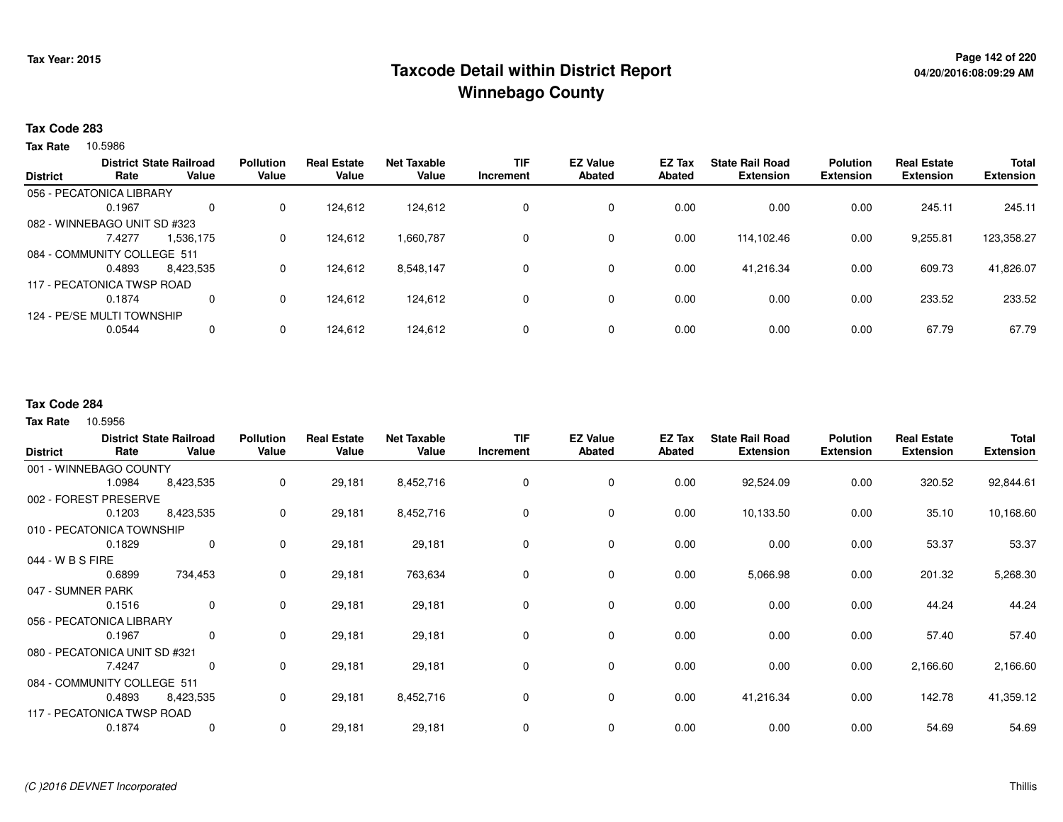# Taxcode Detail within District Report
## Winnebago County

**Tax Code 283**

**Tax Rate** 10.5986

| District | District Rate | State Railroad Value | Pollution Value | Real Estate Value | Net Taxable Value | TIF Increment | EZ Value Abated | EZ Tax Abated | State Rail Road Extension | Polution Extension | Real Estate Extension | Total Extension |
|---|---|---|---|---|---|---|---|---|---|---|---|---|
| 056 - PECATONICA LIBRARY | | | | | | | | | | | | |
| | 0.1967 | 0 | 0 | 124,612 | 124,612 | 0 | 0 | 0.00 | 0.00 | 0.00 | 245.11 | 245.11 |
| 082 - WINNEBAGO UNIT SD #323 | | | | | | | | | | | | |
| | 7.4277 | 1,536,175 | 0 | 124,612 | 1,660,787 | 0 | 0 | 0.00 | 114,102.46 | 0.00 | 9,255.81 | 123,358.27 |
| 084 - COMMUNITY COLLEGE 511 | | | | | | | | | | | | |
| | 0.4893 | 8,423,535 | 0 | 124,612 | 8,548,147 | 0 | 0 | 0.00 | 41,216.34 | 0.00 | 609.73 | 41,826.07 |
| 117 - PECATONICA TWSP ROAD | | | | | | | | | | | | |
| | 0.1874 | 0 | 0 | 124,612 | 124,612 | 0 | 0 | 0.00 | 0.00 | 0.00 | 233.52 | 233.52 |
| 124 - PE/SE MULTI TOWNSHIP | | | | | | | | | | | | |
| | 0.0544 | 0 | 0 | 124,612 | 124,612 | 0 | 0 | 0.00 | 0.00 | 0.00 | 67.79 | 67.79 |

**Tax Code 284**

**Tax Rate** 10.5956

| District | District Rate | State Railroad Value | Pollution Value | Real Estate Value | Net Taxable Value | TIF Increment | EZ Value Abated | EZ Tax Abated | State Rail Road Extension | Polution Extension | Real Estate Extension | Total Extension |
|---|---|---|---|---|---|---|---|---|---|---|---|---|
| 001 - WINNEBAGO COUNTY | | | | | | | | | | | | |
| | 1.0984 | 8,423,535 | 0 | 29,181 | 8,452,716 | 0 | 0 | 0.00 | 92,524.09 | 0.00 | 320.52 | 92,844.61 |
| 002 - FOREST PRESERVE | | | | | | | | | | | | |
| | 0.1203 | 8,423,535 | 0 | 29,181 | 8,452,716 | 0 | 0 | 0.00 | 10,133.50 | 0.00 | 35.10 | 10,168.60 |
| 010 - PECATONICA TOWNSHIP | | | | | | | | | | | | |
| | 0.1829 | 0 | 0 | 29,181 | 29,181 | 0 | 0 | 0.00 | 0.00 | 0.00 | 53.37 | 53.37 |
| 044 - W B S FIRE | | | | | | | | | | | | |
| | 0.6899 | 734,453 | 0 | 29,181 | 763,634 | 0 | 0 | 0.00 | 5,066.98 | 0.00 | 201.32 | 5,268.30 |
| 047 - SUMNER PARK | | | | | | | | | | | | |
| | 0.1516 | 0 | 0 | 29,181 | 29,181 | 0 | 0 | 0.00 | 0.00 | 0.00 | 44.24 | 44.24 |
| 056 - PECATONICA LIBRARY | | | | | | | | | | | | |
| | 0.1967 | 0 | 0 | 29,181 | 29,181 | 0 | 0 | 0.00 | 0.00 | 0.00 | 57.40 | 57.40 |
| 080 - PECATONICA UNIT SD #321 | | | | | | | | | | | | |
| | 7.4247 | 0 | 0 | 29,181 | 29,181 | 0 | 0 | 0.00 | 0.00 | 0.00 | 2,166.60 | 2,166.60 |
| 084 - COMMUNITY COLLEGE 511 | | | | | | | | | | | | |
| | 0.4893 | 8,423,535 | 0 | 29,181 | 8,452,716 | 0 | 0 | 0.00 | 41,216.34 | 0.00 | 142.78 | 41,359.12 |
| 117 - PECATONICA TWSP ROAD | | | | | | | | | | | | |
| | 0.1874 | 0 | 0 | 29,181 | 29,181 | 0 | 0 | 0.00 | 0.00 | 0.00 | 54.69 | 54.69 |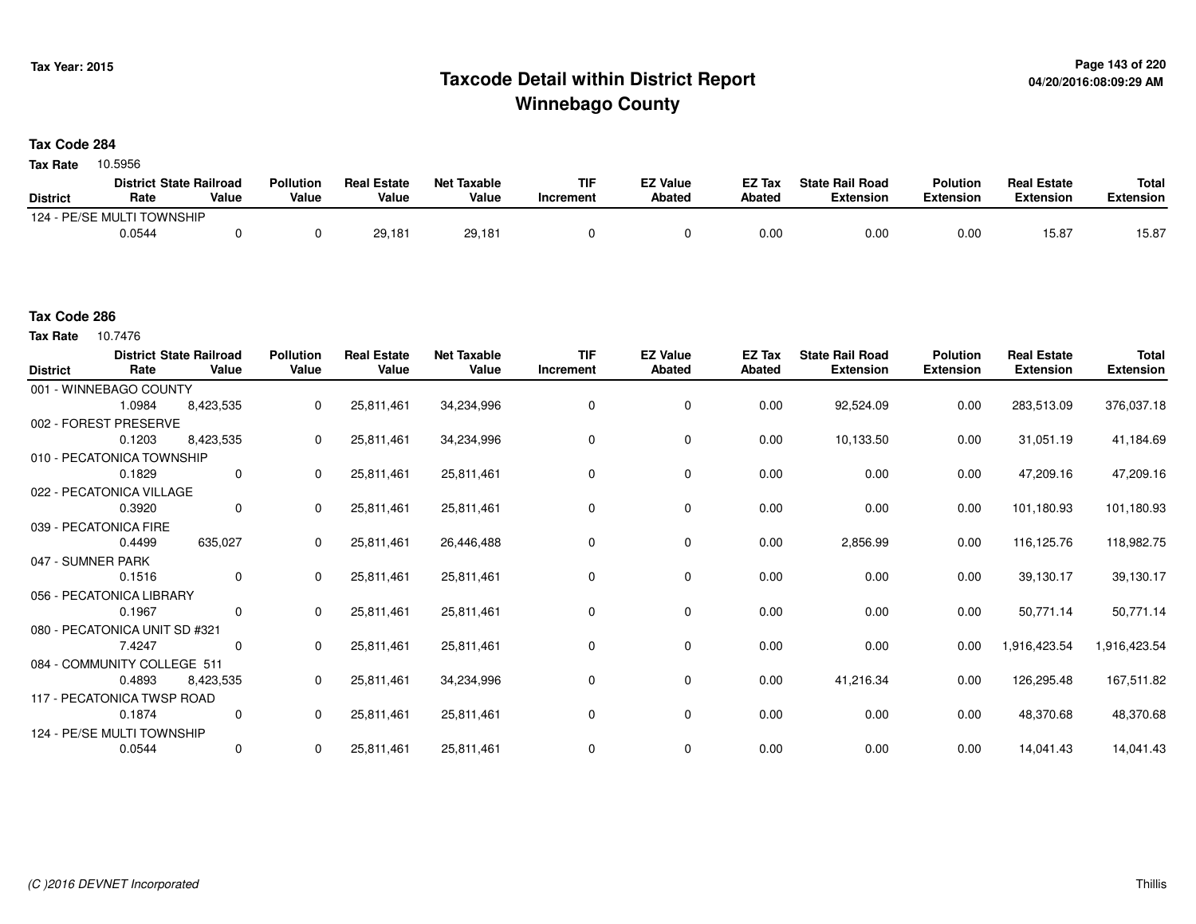# Taxcode Detail within District Report
# Winnebago County

Tax Year: 2015

04/20/2016:08:09:29 AM

**Tax Code 284**

**Tax Rate** 10.5956

| District | District Rate | State Railroad Value | Pollution Value | Real Estate Value | Net Taxable Value | TIF Increment | EZ Value Abated | EZ Tax Abated | State Rail Road Extension | Polution Extension | Real Estate Extension | Total Extension |
|---|---|---|---|---|---|---|---|---|---|---|---|---|
| 124 - PE/SE MULTI TOWNSHIP | | | | | | | | | | | | |
| | 0.0544 | 0 | 0 | 29,181 | 29,181 | 0 | 0 | 0.00 | 0.00 | 0.00 | 15.87 | 15.87 |

**Tax Code 286**

**Tax Rate** 10.7476

| District | District Rate | State Railroad Value | Pollution Value | Real Estate Value | Net Taxable Value | TIF Increment | EZ Value Abated | EZ Tax Abated | State Rail Road Extension | Polution Extension | Real Estate Extension | Total Extension |
|---|---|---|---|---|---|---|---|---|---|---|---|---|
| 001 - WINNEBAGO COUNTY | | | | | | | | | | | | |
| | 1.0984 | 8,423,535 | 0 | 25,811,461 | 34,234,996 | 0 | 0 | 0.00 | 92,524.09 | 0.00 | 283,513.09 | 376,037.18 |
| 002 - FOREST PRESERVE | | | | | | | | | | | | |
| | 0.1203 | 8,423,535 | 0 | 25,811,461 | 34,234,996 | 0 | 0 | 0.00 | 10,133.50 | 0.00 | 31,051.19 | 41,184.69 |
| 010 - PECATONICA TOWNSHIP | | | | | | | | | | | | |
| | 0.1829 | 0 | 0 | 25,811,461 | 25,811,461 | 0 | 0 | 0.00 | 0.00 | 0.00 | 47,209.16 | 47,209.16 |
| 022 - PECATONICA VILLAGE | | | | | | | | | | | | |
| | 0.3920 | 0 | 0 | 25,811,461 | 25,811,461 | 0 | 0 | 0.00 | 0.00 | 0.00 | 101,180.93 | 101,180.93 |
| 039 - PECATONICA FIRE | | | | | | | | | | | | |
| | 0.4499 | 635,027 | 0 | 25,811,461 | 26,446,488 | 0 | 0 | 0.00 | 2,856.99 | 0.00 | 116,125.76 | 118,982.75 |
| 047 - SUMNER PARK | | | | | | | | | | | | |
| | 0.1516 | 0 | 0 | 25,811,461 | 25,811,461 | 0 | 0 | 0.00 | 0.00 | 0.00 | 39,130.17 | 39,130.17 |
| 056 - PECATONICA LIBRARY | | | | | | | | | | | | |
| | 0.1967 | 0 | 0 | 25,811,461 | 25,811,461 | 0 | 0 | 0.00 | 0.00 | 0.00 | 50,771.14 | 50,771.14 |
| 080 - PECATONICA UNIT SD #321 | | | | | | | | | | | | |
| | 7.4247 | 0 | 0 | 25,811,461 | 25,811,461 | 0 | 0 | 0.00 | 0.00 | 0.00 | 1,916,423.54 | 1,916,423.54 |
| 084 - COMMUNITY COLLEGE 511 | | | | | | | | | | | | |
| | 0.4893 | 8,423,535 | 0 | 25,811,461 | 34,234,996 | 0 | 0 | 0.00 | 41,216.34 | 0.00 | 126,295.48 | 167,511.82 |
| 117 - PECATONICA TWSP ROAD | | | | | | | | | | | | |
| | 0.1874 | 0 | 0 | 25,811,461 | 25,811,461 | 0 | 0 | 0.00 | 0.00 | 0.00 | 48,370.68 | 48,370.68 |
| 124 - PE/SE MULTI TOWNSHIP | | | | | | | | | | | | |
| | 0.0544 | 0 | 0 | 25,811,461 | 25,811,461 | 0 | 0 | 0.00 | 0.00 | 0.00 | 14,041.43 | 14,041.43 |

(C )2016 DEVNET Incorporated

Thillis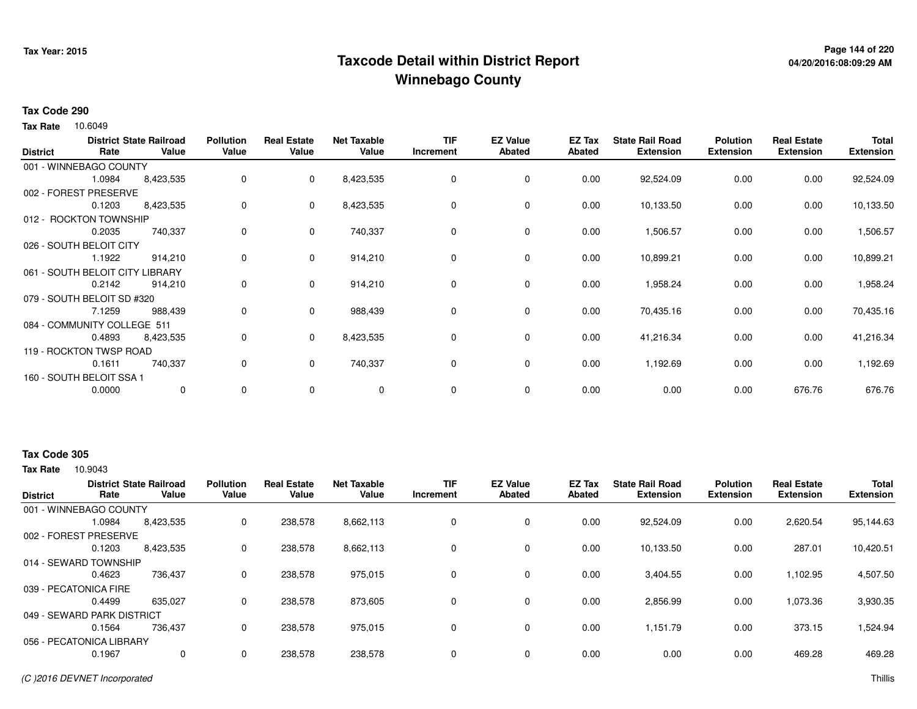# Taxcode Detail within District Report
## Winnebago County

Tax Year: 2015

04/20/2016:08:09:29 AM

**Tax Code 290**

**Tax Rate** 10.6049

| District | District Rate | State Railroad Value | Pollution Value | Real Estate Value | Net Taxable Value | TIF Increment | EZ Value Abated | EZ Tax Abated | State Rail Road Extension | Polution Extension | Real Estate Extension | Total Extension |
|---|---|---|---|---|---|---|---|---|---|---|---|---|
| 001 - WINNEBAGO COUNTY | 1.0984 | 8,423,535 | 0 | 0 | 8,423,535 | 0 | 0 | 0.00 | 92,524.09 | 0.00 | 0.00 | 92,524.09 |
| 002 - FOREST PRESERVE | 0.1203 | 8,423,535 | 0 | 0 | 8,423,535 | 0 | 0 | 0.00 | 10,133.50 | 0.00 | 0.00 | 10,133.50 |
| 012 - ROCKTON TOWNSHIP | 0.2035 | 740,337 | 0 | 0 | 740,337 | 0 | 0 | 0.00 | 1,506.57 | 0.00 | 0.00 | 1,506.57 |
| 026 - SOUTH BELOIT CITY | 1.1922 | 914,210 | 0 | 0 | 914,210 | 0 | 0 | 0.00 | 10,899.21 | 0.00 | 0.00 | 10,899.21 |
| 061 - SOUTH BELOIT CITY LIBRARY | 0.2142 | 914,210 | 0 | 0 | 914,210 | 0 | 0 | 0.00 | 1,958.24 | 0.00 | 0.00 | 1,958.24 |
| 079 - SOUTH BELOIT SD #320 | 7.1259 | 988,439 | 0 | 0 | 988,439 | 0 | 0 | 0.00 | 70,435.16 | 0.00 | 0.00 | 70,435.16 |
| 084 - COMMUNITY COLLEGE 511 | 0.4893 | 8,423,535 | 0 | 0 | 8,423,535 | 0 | 0 | 0.00 | 41,216.34 | 0.00 | 0.00 | 41,216.34 |
| 119 - ROCKTON TWSP ROAD | 0.1611 | 740,337 | 0 | 0 | 740,337 | 0 | 0 | 0.00 | 1,192.69 | 0.00 | 0.00 | 1,192.69 |
| 160 - SOUTH BELOIT SSA 1 | 0.0000 | 0 | 0 | 0 | 0 | 0 | 0 | 0.00 | 0.00 | 0.00 | 676.76 | 676.76 |

**Tax Code 305**

**Tax Rate** 10.9043

| District | District Rate | State Railroad Value | Pollution Value | Real Estate Value | Net Taxable Value | TIF Increment | EZ Value Abated | EZ Tax Abated | State Rail Road Extension | Polution Extension | Real Estate Extension | Total Extension |
|---|---|---|---|---|---|---|---|---|---|---|---|---|
| 001 - WINNEBAGO COUNTY | 1.0984 | 8,423,535 | 0 | 238,578 | 8,662,113 | 0 | 0 | 0.00 | 92,524.09 | 0.00 | 2,620.54 | 95,144.63 |
| 002 - FOREST PRESERVE | 0.1203 | 8,423,535 | 0 | 238,578 | 8,662,113 | 0 | 0 | 0.00 | 10,133.50 | 0.00 | 287.01 | 10,420.51 |
| 014 - SEWARD TOWNSHIP | 0.4623 | 736,437 | 0 | 238,578 | 975,015 | 0 | 0 | 0.00 | 3,404.55 | 0.00 | 1,102.95 | 4,507.50 |
| 039 - PECATONICA FIRE | 0.4499 | 635,027 | 0 | 238,578 | 873,605 | 0 | 0 | 0.00 | 2,856.99 | 0.00 | 1,073.36 | 3,930.35 |
| 049 - SEWARD PARK DISTRICT | 0.1564 | 736,437 | 0 | 238,578 | 975,015 | 0 | 0 | 0.00 | 1,151.79 | 0.00 | 373.15 | 1,524.94 |
| 056 - PECATONICA LIBRARY | 0.1967 | 0 | 0 | 238,578 | 238,578 | 0 | 0 | 0.00 | 0.00 | 0.00 | 469.28 | 469.28 |

(C )2016 DEVNET Incorporated

Thillis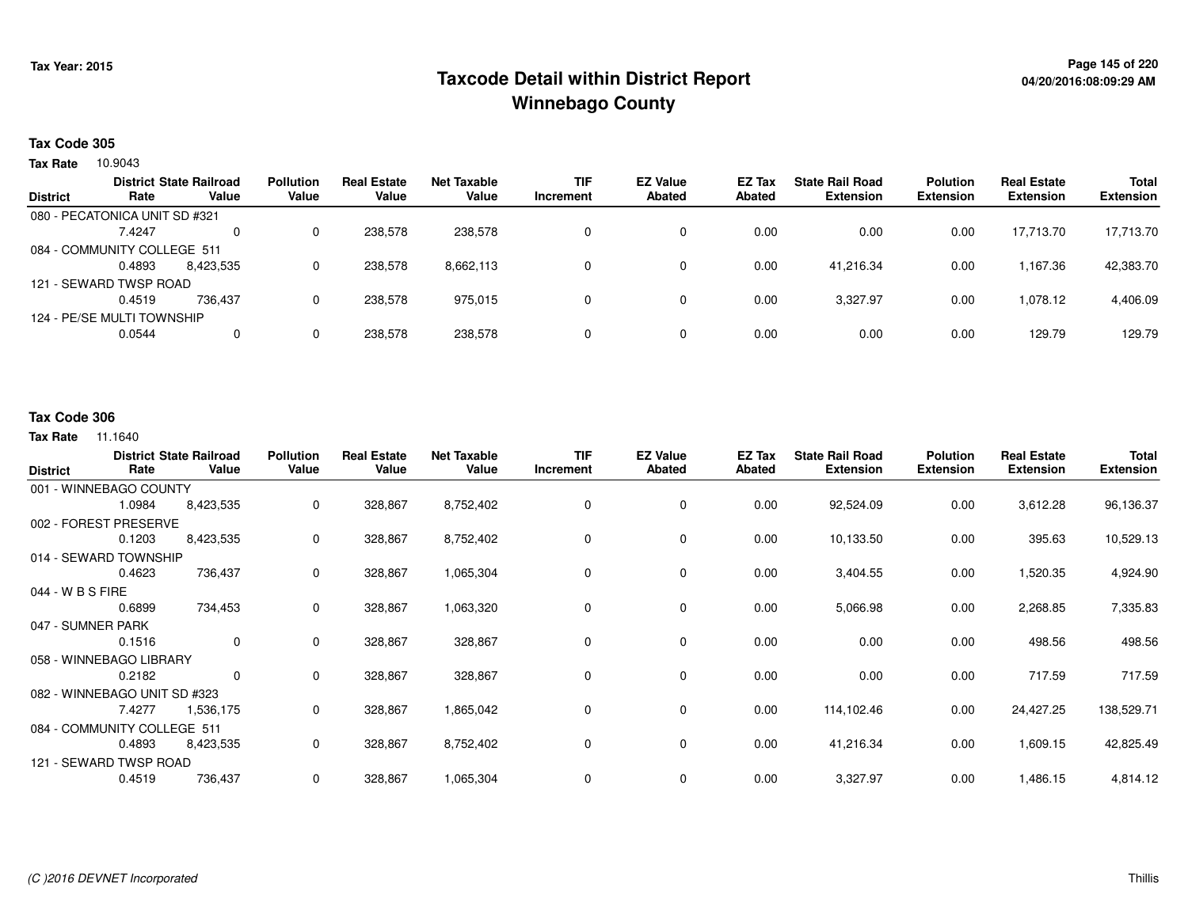# Taxcode Detail within District Report
## Winnebago County

Tax Year: 2015

04/20/2016:08:09:29 AM

**Tax Code 305**

**Tax Rate** 10.9043

| District | District Rate | State Railroad Value | Pollution Value | Real Estate Value | Net Taxable Value | TIF Increment | EZ Value Abated | EZ Tax Abated | State Rail Road Extension | Polution Extension | Real Estate Extension | Total Extension |
|---|---|---|---|---|---|---|---|---|---|---|---|---|
| 080 - PECATONICA UNIT SD #321 | 7.4247 | 0 | 0 | 238,578 | 238,578 | 0 | 0 | 0.00 | 0.00 | 0.00 | 17,713.70 | 17,713.70 |
| 084 - COMMUNITY COLLEGE 511 | 0.4893 | 8,423,535 | 0 | 238,578 | 8,662,113 | 0 | 0 | 0.00 | 41,216.34 | 0.00 | 1,167.36 | 42,383.70 |
| 121 - SEWARD TWSP ROAD | 0.4519 | 736,437 | 0 | 238,578 | 975,015 | 0 | 0 | 0.00 | 3,327.97 | 0.00 | 1,078.12 | 4,406.09 |
| 124 - PE/SE MULTI TOWNSHIP | 0.0544 | 0 | 0 | 238,578 | 238,578 | 0 | 0 | 0.00 | 0.00 | 0.00 | 129.79 | 129.79 |

**Tax Code 306**

**Tax Rate** 11.1640

| District | District Rate | State Railroad Value | Pollution Value | Real Estate Value | Net Taxable Value | TIF Increment | EZ Value Abated | EZ Tax Abated | State Rail Road Extension | Polution Extension | Real Estate Extension | Total Extension |
|---|---|---|---|---|---|---|---|---|---|---|---|---|
| 001 - WINNEBAGO COUNTY | 1.0984 | 8,423,535 | 0 | 328,867 | 8,752,402 | 0 | 0 | 0.00 | 92,524.09 | 0.00 | 3,612.28 | 96,136.37 |
| 002 - FOREST PRESERVE | 0.1203 | 8,423,535 | 0 | 328,867 | 8,752,402 | 0 | 0 | 0.00 | 10,133.50 | 0.00 | 395.63 | 10,529.13 |
| 014 - SEWARD TOWNSHIP | 0.4623 | 736,437 | 0 | 328,867 | 1,065,304 | 0 | 0 | 0.00 | 3,404.55 | 0.00 | 1,520.35 | 4,924.90 |
| 044 - W B S FIRE | 0.6899 | 734,453 | 0 | 328,867 | 1,063,320 | 0 | 0 | 0.00 | 5,066.98 | 0.00 | 2,268.85 | 7,335.83 |
| 047 - SUMNER PARK | 0.1516 | 0 | 0 | 328,867 | 328,867 | 0 | 0 | 0.00 | 0.00 | 0.00 | 498.56 | 498.56 |
| 058 - WINNEBAGO LIBRARY | 0.2182 | 0 | 0 | 328,867 | 328,867 | 0 | 0 | 0.00 | 0.00 | 0.00 | 717.59 | 717.59 |
| 082 - WINNEBAGO UNIT SD #323 | 7.4277 | 1,536,175 | 0 | 328,867 | 1,865,042 | 0 | 0 | 0.00 | 114,102.46 | 0.00 | 24,427.25 | 138,529.71 |
| 084 - COMMUNITY COLLEGE 511 | 0.4893 | 8,423,535 | 0 | 328,867 | 8,752,402 | 0 | 0 | 0.00 | 41,216.34 | 0.00 | 1,609.15 | 42,825.49 |
| 121 - SEWARD TWSP ROAD | 0.4519 | 736,437 | 0 | 328,867 | 1,065,304 | 0 | 0 | 0.00 | 3,327.97 | 0.00 | 1,486.15 | 4,814.12 |

(C )2016 DEVNET Incorporated

Thillis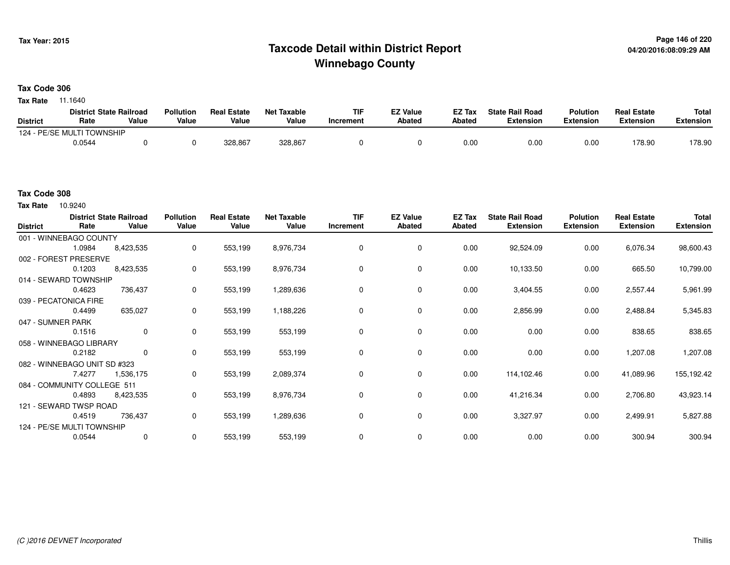Tax Year: 2015

# Taxcode Detail within District Report
## Winnebago County

04/20/2016:08:09:29 AM

**Tax Code 306**

**Tax Rate** 11.1640

| District | District Rate | State Railroad Value | Pollution Value | Real Estate Value | Net Taxable Value | TIF Increment | EZ Value Abated | EZ Tax Abated | State Rail Road Extension | Polution Extension | Real Estate Extension | Total Extension |
|---|---|---|---|---|---|---|---|---|---|---|---|---|
| 124 - PE/SE MULTI TOWNSHIP | | | | | | | | | | | | |
| | 0.0544 | 0 | 0 | 328,867 | 328,867 | 0 | 0 | 0.00 | 0.00 | 0.00 | 178.90 | 178.90 |

**Tax Code 308**

**Tax Rate** 10.9240

| District | District Rate | State Railroad Value | Pollution Value | Real Estate Value | Net Taxable Value | TIF Increment | EZ Value Abated | EZ Tax Abated | State Rail Road Extension | Polution Extension | Real Estate Extension | Total Extension |
|---|---|---|---|---|---|---|---|---|---|---|---|---|
| 001 - WINNEBAGO COUNTY | | | | | | | | | | | | |
| | 1.0984 | 8,423,535 | 0 | 553,199 | 8,976,734 | 0 | 0 | 0.00 | 92,524.09 | 0.00 | 6,076.34 | 98,600.43 |
| 002 - FOREST PRESERVE | | | | | | | | | | | | |
| | 0.1203 | 8,423,535 | 0 | 553,199 | 8,976,734 | 0 | 0 | 0.00 | 10,133.50 | 0.00 | 665.50 | 10,799.00 |
| 014 - SEWARD TOWNSHIP | | | | | | | | | | | | |
| | 0.4623 | 736,437 | 0 | 553,199 | 1,289,636 | 0 | 0 | 0.00 | 3,404.55 | 0.00 | 2,557.44 | 5,961.99 |
| 039 - PECATONICA FIRE | | | | | | | | | | | | |
| | 0.4499 | 635,027 | 0 | 553,199 | 1,188,226 | 0 | 0 | 0.00 | 2,856.99 | 0.00 | 2,488.84 | 5,345.83 |
| 047 - SUMNER PARK | | | | | | | | | | | | |
| | 0.1516 | 0 | 0 | 553,199 | 553,199 | 0 | 0 | 0.00 | 0.00 | 0.00 | 838.65 | 838.65 |
| 058 - WINNEBAGO LIBRARY | | | | | | | | | | | | |
| | 0.2182 | 0 | 0 | 553,199 | 553,199 | 0 | 0 | 0.00 | 0.00 | 0.00 | 1,207.08 | 1,207.08 |
| 082 - WINNEBAGO UNIT SD #323 | | | | | | | | | | | | |
| | 7.4277 | 1,536,175 | 0 | 553,199 | 2,089,374 | 0 | 0 | 0.00 | 114,102.46 | 0.00 | 41,089.96 | 155,192.42 |
| 084 - COMMUNITY COLLEGE 511 | | | | | | | | | | | | |
| | 0.4893 | 8,423,535 | 0 | 553,199 | 8,976,734 | 0 | 0 | 0.00 | 41,216.34 | 0.00 | 2,706.80 | 43,923.14 |
| 121 - SEWARD TWSP ROAD | | | | | | | | | | | | |
| | 0.4519 | 736,437 | 0 | 553,199 | 1,289,636 | 0 | 0 | 0.00 | 3,327.97 | 0.00 | 2,499.91 | 5,827.88 |
| 124 - PE/SE MULTI TOWNSHIP | | | | | | | | | | | | |
| | 0.0544 | 0 | 0 | 553,199 | 553,199 | 0 | 0 | 0.00 | 0.00 | 0.00 | 300.94 | 300.94 |

(C )2016 DEVNET Incorporated

Thillis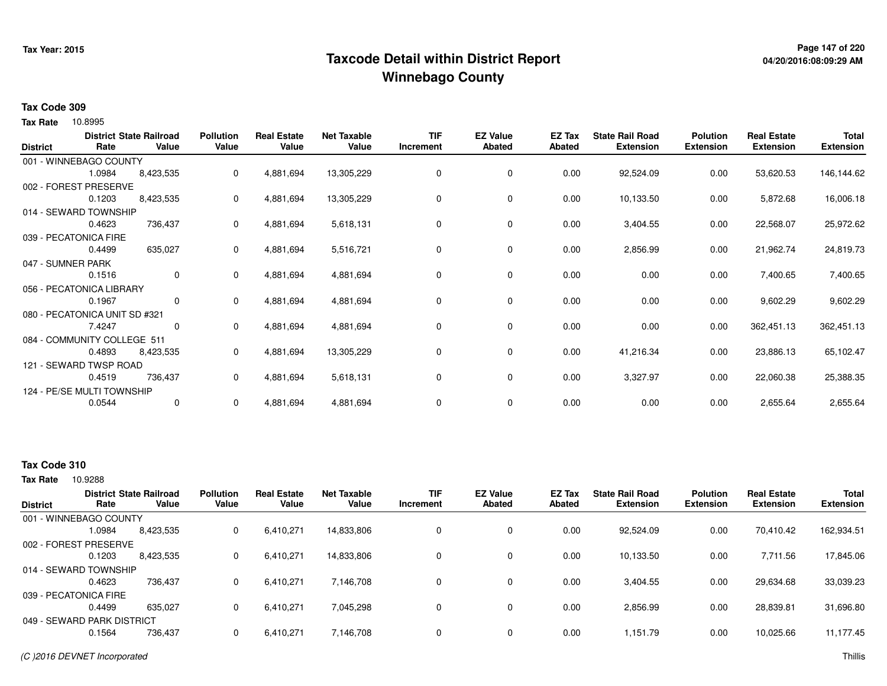# Taxcode Detail within District Report
# Winnebago County

Tax Year: 2015

04/20/2016:08:09:29 AM

**Tax Code 309**

**Tax Rate** 10.8995

| District | District Rate | State Railroad Value | Pollution Value | Real Estate Value | Net Taxable Value | TIF Increment | EZ Value Abated | EZ Tax Abated | State Rail Road Extension | Polution Extension | Real Estate Extension | Total Extension |
|---|---|---|---|---|---|---|---|---|---|---|---|---|
| 001 - WINNEBAGO COUNTY | 1.0984 | 8,423,535 | 0 | 4,881,694 | 13,305,229 | 0 | 0 | 0.00 | 92,524.09 | 0.00 | 53,620.53 | 146,144.62 |
| 002 - FOREST PRESERVE | 0.1203 | 8,423,535 | 0 | 4,881,694 | 13,305,229 | 0 | 0 | 0.00 | 10,133.50 | 0.00 | 5,872.68 | 16,006.18 |
| 014 - SEWARD TOWNSHIP | 0.4623 | 736,437 | 0 | 4,881,694 | 5,618,131 | 0 | 0 | 0.00 | 3,404.55 | 0.00 | 22,568.07 | 25,972.62 |
| 039 - PECATONICA FIRE | 0.4499 | 635,027 | 0 | 4,881,694 | 5,516,721 | 0 | 0 | 0.00 | 2,856.99 | 0.00 | 21,962.74 | 24,819.73 |
| 047 - SUMNER PARK | 0.1516 | 0 | 0 | 4,881,694 | 4,881,694 | 0 | 0 | 0.00 | 0.00 | 0.00 | 7,400.65 | 7,400.65 |
| 056 - PECATONICA LIBRARY | 0.1967 | 0 | 0 | 4,881,694 | 4,881,694 | 0 | 0 | 0.00 | 0.00 | 0.00 | 9,602.29 | 9,602.29 |
| 080 - PECATONICA UNIT SD #321 | 7.4247 | 0 | 0 | 4,881,694 | 4,881,694 | 0 | 0 | 0.00 | 0.00 | 0.00 | 362,451.13 | 362,451.13 |
| 084 - COMMUNITY COLLEGE 511 | 0.4893 | 8,423,535 | 0 | 4,881,694 | 13,305,229 | 0 | 0 | 0.00 | 41,216.34 | 0.00 | 23,886.13 | 65,102.47 |
| 121 - SEWARD TWSP ROAD | 0.4519 | 736,437 | 0 | 4,881,694 | 5,618,131 | 0 | 0 | 0.00 | 3,327.97 | 0.00 | 22,060.38 | 25,388.35 |
| 124 - PE/SE MULTI TOWNSHIP | 0.0544 | 0 | 0 | 4,881,694 | 4,881,694 | 0 | 0 | 0.00 | 0.00 | 0.00 | 2,655.64 | 2,655.64 |

**Tax Code 310**

**Tax Rate** 10.9288

| District | District Rate | State Railroad Value | Pollution Value | Real Estate Value | Net Taxable Value | TIF Increment | EZ Value Abated | EZ Tax Abated | State Rail Road Extension | Polution Extension | Real Estate Extension | Total Extension |
|---|---|---|---|---|---|---|---|---|---|---|---|---|
| 001 - WINNEBAGO COUNTY | 1.0984 | 8,423,535 | 0 | 6,410,271 | 14,833,806 | 0 | 0 | 0.00 | 92,524.09 | 0.00 | 70,410.42 | 162,934.51 |
| 002 - FOREST PRESERVE | 0.1203 | 8,423,535 | 0 | 6,410,271 | 14,833,806 | 0 | 0 | 0.00 | 10,133.50 | 0.00 | 7,711.56 | 17,845.06 |
| 014 - SEWARD TOWNSHIP | 0.4623 | 736,437 | 0 | 6,410,271 | 7,146,708 | 0 | 0 | 0.00 | 3,404.55 | 0.00 | 29,634.68 | 33,039.23 |
| 039 - PECATONICA FIRE | 0.4499 | 635,027 | 0 | 6,410,271 | 7,045,298 | 0 | 0 | 0.00 | 2,856.99 | 0.00 | 28,839.81 | 31,696.80 |
| 049 - SEWARD PARK DISTRICT | 0.1564 | 736,437 | 0 | 6,410,271 | 7,146,708 | 0 | 0 | 0.00 | 1,151.79 | 0.00 | 10,025.66 | 11,177.45 |

*(C )2016 DEVNET Incorporated*

Thillis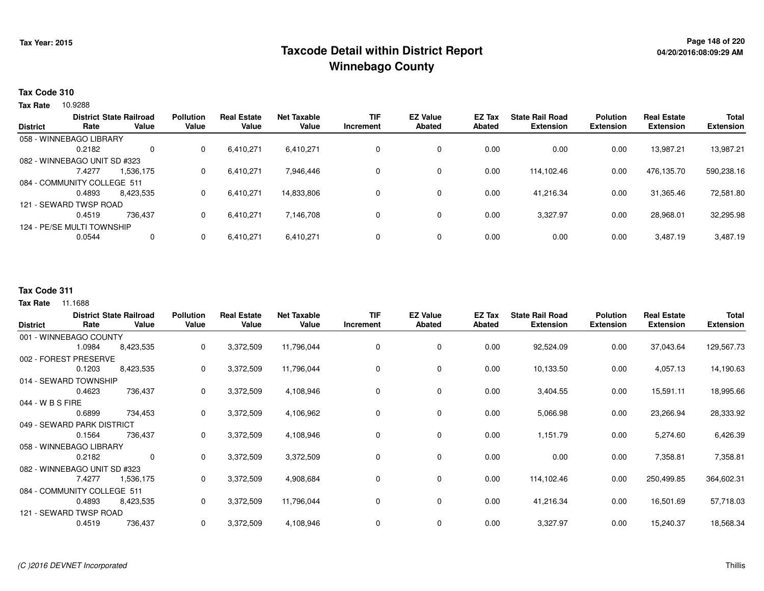# Taxcode Detail within District Report
## Winnebago County

Tax Year: 2015

### Tax Code 310

**Tax Rate** 10.9288

| District | District Rate | State Railroad Value | Pollution Value | Real Estate Value | Net Taxable Value | TIF Increment | EZ Value Abated | EZ Tax Abated | State Rail Road Extension | Polution Extension | Real Estate Extension | Total Extension |
|---|---|---|---|---|---|---|---|---|---|---|---|---|
| 058 - WINNEBAGO LIBRARY | 0.2182 | 0 | 0 | 6,410,271 | 6,410,271 | 0 | 0 | 0.00 | 0.00 | 0.00 | 13,987.21 | 13,987.21 |
| 082 - WINNEBAGO UNIT SD #323 | 7.4277 | 1,536,175 | 0 | 6,410,271 | 7,946,446 | 0 | 0 | 0.00 | 114,102.46 | 0.00 | 476,135.70 | 590,238.16 |
| 084 - COMMUNITY COLLEGE 511 | 0.4893 | 8,423,535 | 0 | 6,410,271 | 14,833,806 | 0 | 0 | 0.00 | 41,216.34 | 0.00 | 31,365.46 | 72,581.80 |
| 121 - SEWARD TWSP ROAD | 0.4519 | 736,437 | 0 | 6,410,271 | 7,146,708 | 0 | 0 | 0.00 | 3,327.97 | 0.00 | 28,968.01 | 32,295.98 |
| 124 - PE/SE MULTI TOWNSHIP | 0.0544 | 0 | 0 | 6,410,271 | 6,410,271 | 0 | 0 | 0.00 | 0.00 | 0.00 | 3,487.19 | 3,487.19 |

### Tax Code 311

**Tax Rate** 11.1688

| District | District Rate | State Railroad Value | Pollution Value | Real Estate Value | Net Taxable Value | TIF Increment | EZ Value Abated | EZ Tax Abated | State Rail Road Extension | Polution Extension | Real Estate Extension | Total Extension |
|---|---|---|---|---|---|---|---|---|---|---|---|---|
| 001 - WINNEBAGO COUNTY | 1.0984 | 8,423,535 | 0 | 3,372,509 | 11,796,044 | 0 | 0 | 0.00 | 92,524.09 | 0.00 | 37,043.64 | 129,567.73 |
| 002 - FOREST PRESERVE | 0.1203 | 8,423,535 | 0 | 3,372,509 | 11,796,044 | 0 | 0 | 0.00 | 10,133.50 | 0.00 | 4,057.13 | 14,190.63 |
| 014 - SEWARD TOWNSHIP | 0.4623 | 736,437 | 0 | 3,372,509 | 4,108,946 | 0 | 0 | 0.00 | 3,404.55 | 0.00 | 15,591.11 | 18,995.66 |
| 044 - W B S FIRE | 0.6899 | 734,453 | 0 | 3,372,509 | 4,106,962 | 0 | 0 | 0.00 | 5,066.98 | 0.00 | 23,266.94 | 28,333.92 |
| 049 - SEWARD PARK DISTRICT | 0.1564 | 736,437 | 0 | 3,372,509 | 4,108,946 | 0 | 0 | 0.00 | 1,151.79 | 0.00 | 5,274.60 | 6,426.39 |
| 058 - WINNEBAGO LIBRARY | 0.2182 | 0 | 0 | 3,372,509 | 3,372,509 | 0 | 0 | 0.00 | 0.00 | 0.00 | 7,358.81 | 7,358.81 |
| 082 - WINNEBAGO UNIT SD #323 | 7.4277 | 1,536,175 | 0 | 3,372,509 | 4,908,684 | 0 | 0 | 0.00 | 114,102.46 | 0.00 | 250,499.85 | 364,602.31 |
| 084 - COMMUNITY COLLEGE 511 | 0.4893 | 8,423,535 | 0 | 3,372,509 | 11,796,044 | 0 | 0 | 0.00 | 41,216.34 | 0.00 | 16,501.69 | 57,718.03 |
| 121 - SEWARD TWSP ROAD | 0.4519 | 736,437 | 0 | 3,372,509 | 4,108,946 | 0 | 0 | 0.00 | 3,327.97 | 0.00 | 15,240.37 | 18,568.34 |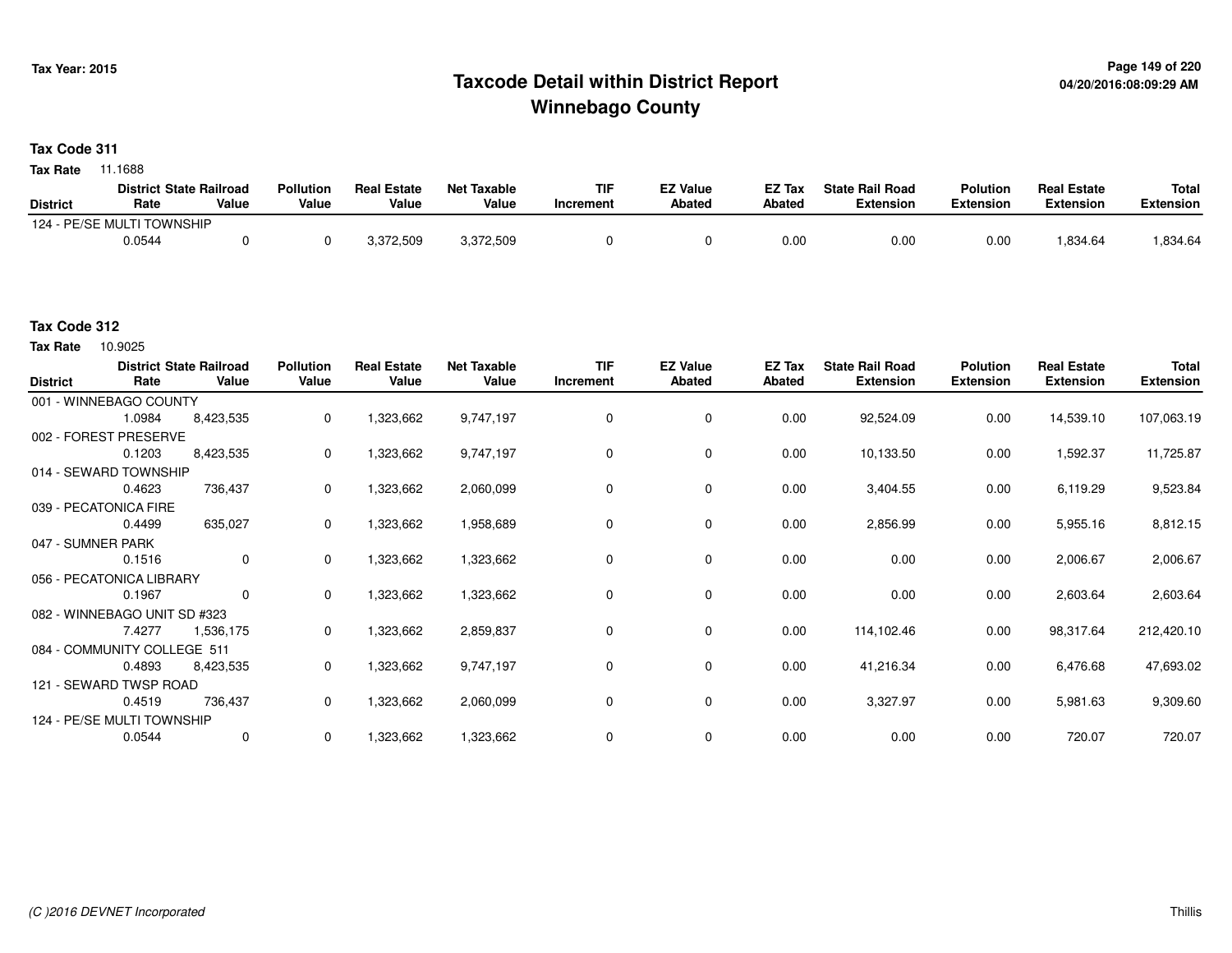# Taxcode Detail within District Report
## Winnebago County

Tax Year: 2015

04/20/2016:08:09:29 AM

**Tax Code 311**

**Tax Rate** 11.1688

| District | District Rate | State Railroad Value | Pollution Value | Real Estate Value | Net Taxable Value | TIF Increment | EZ Value Abated | EZ Tax Abated | State Rail Road Extension | Polution Extension | Real Estate Extension | Total Extension |
|---|---|---|---|---|---|---|---|---|---|---|---|---|
| 124 - PE/SE MULTI TOWNSHIP | 0.0544 | 0 | 0 | 3,372,509 | 3,372,509 | 0 | 0 | 0.00 | 0.00 | 0.00 | 1,834.64 | 1,834.64 |

**Tax Code 312**

**Tax Rate** 10.9025

| District | District Rate | State Railroad Value | Pollution Value | Real Estate Value | Net Taxable Value | TIF Increment | EZ Value Abated | EZ Tax Abated | State Rail Road Extension | Polution Extension | Real Estate Extension | Total Extension |
|---|---|---|---|---|---|---|---|---|---|---|---|---|
| 001 - WINNEBAGO COUNTY | 1.0984 | 8,423,535 | 0 | 1,323,662 | 9,747,197 | 0 | 0 | 0.00 | 92,524.09 | 0.00 | 14,539.10 | 107,063.19 |
| 002 - FOREST PRESERVE | 0.1203 | 8,423,535 | 0 | 1,323,662 | 9,747,197 | 0 | 0 | 0.00 | 10,133.50 | 0.00 | 1,592.37 | 11,725.87 |
| 014 - SEWARD TOWNSHIP | 0.4623 | 736,437 | 0 | 1,323,662 | 2,060,099 | 0 | 0 | 0.00 | 3,404.55 | 0.00 | 6,119.29 | 9,523.84 |
| 039 - PECATONICA FIRE | 0.4499 | 635,027 | 0 | 1,323,662 | 1,958,689 | 0 | 0 | 0.00 | 2,856.99 | 0.00 | 5,955.16 | 8,812.15 |
| 047 - SUMNER PARK | 0.1516 | 0 | 0 | 1,323,662 | 1,323,662 | 0 | 0 | 0.00 | 0.00 | 0.00 | 2,006.67 | 2,006.67 |
| 056 - PECATONICA LIBRARY | 0.1967 | 0 | 0 | 1,323,662 | 1,323,662 | 0 | 0 | 0.00 | 0.00 | 0.00 | 2,603.64 | 2,603.64 |
| 082 - WINNEBAGO UNIT SD #323 | 7.4277 | 1,536,175 | 0 | 1,323,662 | 2,859,837 | 0 | 0 | 0.00 | 114,102.46 | 0.00 | 98,317.64 | 212,420.10 |
| 084 - COMMUNITY COLLEGE 511 | 0.4893 | 8,423,535 | 0 | 1,323,662 | 9,747,197 | 0 | 0 | 0.00 | 41,216.34 | 0.00 | 6,476.68 | 47,693.02 |
| 121 - SEWARD TWSP ROAD | 0.4519 | 736,437 | 0 | 1,323,662 | 2,060,099 | 0 | 0 | 0.00 | 3,327.97 | 0.00 | 5,981.63 | 9,309.60 |
| 124 - PE/SE MULTI TOWNSHIP | 0.0544 | 0 | 0 | 1,323,662 | 1,323,662 | 0 | 0 | 0.00 | 0.00 | 0.00 | 720.07 | 720.07 |

(C )2016 DEVNET Incorporated

Thillis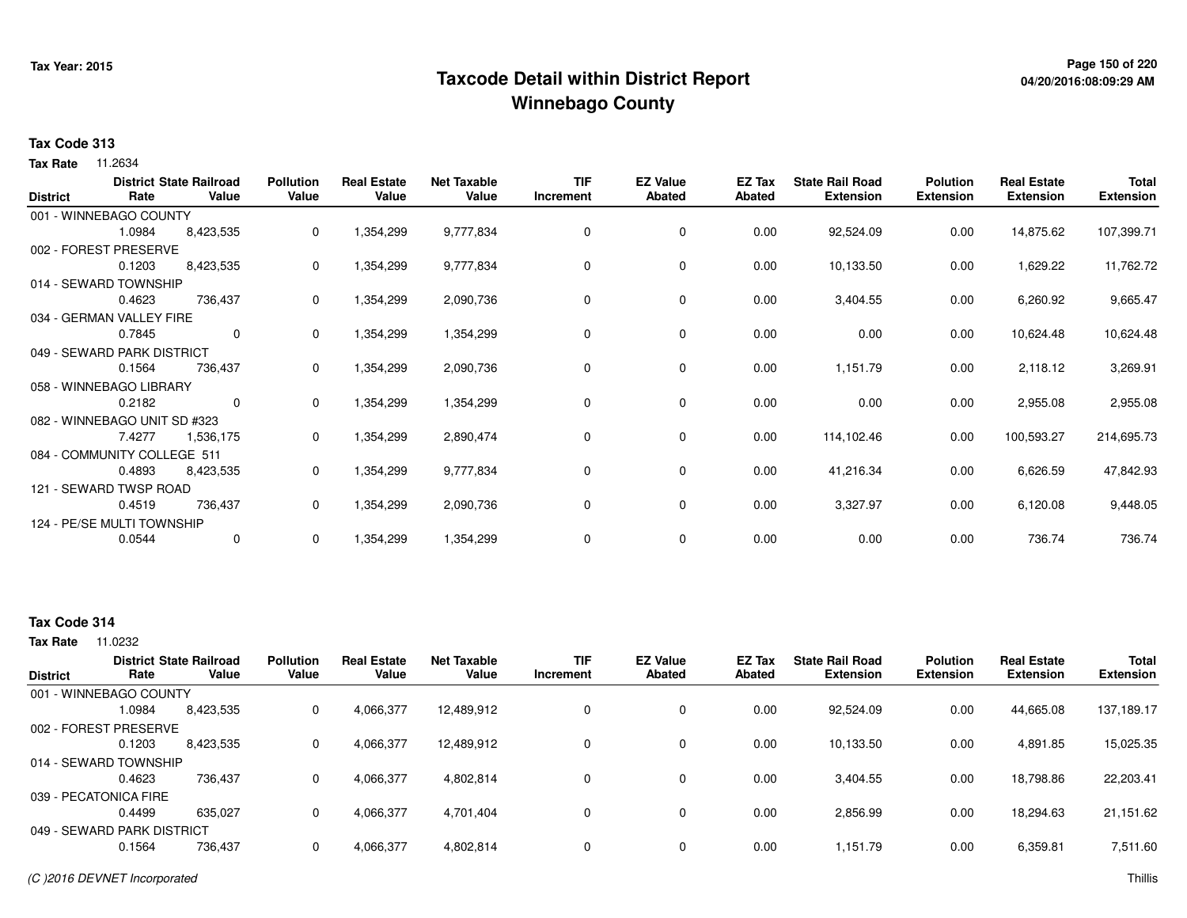# Taxcode Detail within District Report
## Winnebago County

Tax Year: 2015

04/20/2016:08:09:29 AM

**Tax Code 313**

**Tax Rate** 11.2634

| District | District Rate | State Railroad Value | Pollution Value | Real Estate Value | Net Taxable Value | TIF Increment | EZ Value Abated | EZ Tax Abated | State Rail Road Extension | Polution Extension | Real Estate Extension | Total Extension |
|---|---|---|---|---|---|---|---|---|---|---|---|---|
| 001 - WINNEBAGO COUNTY | 1.0984 | 8,423,535 | 0 | 1,354,299 | 9,777,834 | 0 | 0 | 0.00 | 92,524.09 | 0.00 | 14,875.62 | 107,399.71 |
| 002 - FOREST PRESERVE | 0.1203 | 8,423,535 | 0 | 1,354,299 | 9,777,834 | 0 | 0 | 0.00 | 10,133.50 | 0.00 | 1,629.22 | 11,762.72 |
| 014 - SEWARD TOWNSHIP | 0.4623 | 736,437 | 0 | 1,354,299 | 2,090,736 | 0 | 0 | 0.00 | 3,404.55 | 0.00 | 6,260.92 | 9,665.47 |
| 034 - GERMAN VALLEY FIRE | 0.7845 | 0 | 0 | 1,354,299 | 1,354,299 | 0 | 0 | 0.00 | 0.00 | 0.00 | 10,624.48 | 10,624.48 |
| 049 - SEWARD PARK DISTRICT | 0.1564 | 736,437 | 0 | 1,354,299 | 2,090,736 | 0 | 0 | 0.00 | 1,151.79 | 0.00 | 2,118.12 | 3,269.91 |
| 058 - WINNEBAGO LIBRARY | 0.2182 | 0 | 0 | 1,354,299 | 1,354,299 | 0 | 0 | 0.00 | 0.00 | 0.00 | 2,955.08 | 2,955.08 |
| 082 - WINNEBAGO UNIT SD #323 | 7.4277 | 1,536,175 | 0 | 1,354,299 | 2,890,474 | 0 | 0 | 0.00 | 114,102.46 | 0.00 | 100,593.27 | 214,695.73 |
| 084 - COMMUNITY COLLEGE 511 | 0.4893 | 8,423,535 | 0 | 1,354,299 | 9,777,834 | 0 | 0 | 0.00 | 41,216.34 | 0.00 | 6,626.59 | 47,842.93 |
| 121 - SEWARD TWSP ROAD | 0.4519 | 736,437 | 0 | 1,354,299 | 2,090,736 | 0 | 0 | 0.00 | 3,327.97 | 0.00 | 6,120.08 | 9,448.05 |
| 124 - PE/SE MULTI TOWNSHIP | 0.0544 | 0 | 0 | 1,354,299 | 1,354,299 | 0 | 0 | 0.00 | 0.00 | 0.00 | 736.74 | 736.74 |

**Tax Code 314**

**Tax Rate** 11.0232

| District | District Rate | State Railroad Value | Pollution Value | Real Estate Value | Net Taxable Value | TIF Increment | EZ Value Abated | EZ Tax Abated | State Rail Road Extension | Polution Extension | Real Estate Extension | Total Extension |
|---|---|---|---|---|---|---|---|---|---|---|---|---|
| 001 - WINNEBAGO COUNTY | 1.0984 | 8,423,535 | 0 | 4,066,377 | 12,489,912 | 0 | 0 | 0.00 | 92,524.09 | 0.00 | 44,665.08 | 137,189.17 |
| 002 - FOREST PRESERVE | 0.1203 | 8,423,535 | 0 | 4,066,377 | 12,489,912 | 0 | 0 | 0.00 | 10,133.50 | 0.00 | 4,891.85 | 15,025.35 |
| 014 - SEWARD TOWNSHIP | 0.4623 | 736,437 | 0 | 4,066,377 | 4,802,814 | 0 | 0 | 0.00 | 3,404.55 | 0.00 | 18,798.86 | 22,203.41 |
| 039 - PECATONICA FIRE | 0.4499 | 635,027 | 0 | 4,066,377 | 4,701,404 | 0 | 0 | 0.00 | 2,856.99 | 0.00 | 18,294.63 | 21,151.62 |
| 049 - SEWARD PARK DISTRICT | 0.1564 | 736,437 | 0 | 4,066,377 | 4,802,814 | 0 | 0 | 0.00 | 1,151.79 | 0.00 | 6,359.81 | 7,511.60 |

*(C )2016 DEVNET Incorporated*

Thillis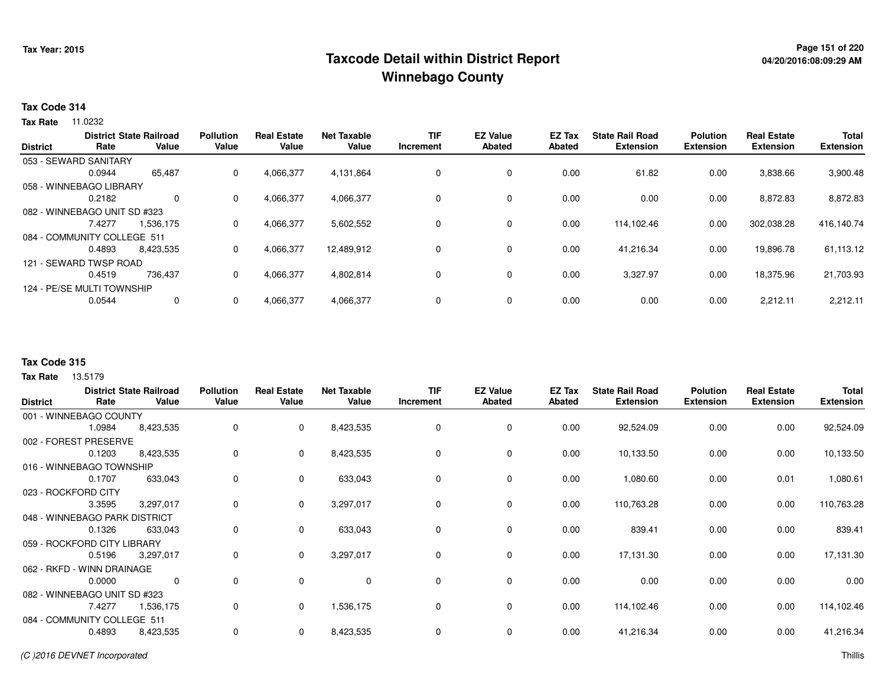# Taxcode Detail within District Report
## Winnebago County

Tax Year: 2015

**Tax Code 314**

**Tax Rate** 11.0232

| District | District Rate | State Railroad Value | Pollution Value | Real Estate Value | Net Taxable Value | TIF Increment | EZ Value Abated | EZ Tax Abated | State Rail Road Extension | Polution Extension | Real Estate Extension | Total Extension |
|---|---|---|---|---|---|---|---|---|---|---|---|---|
| 053 - SEWARD SANITARY | 0.0944 | 65,487 | 0 | 4,066,377 | 4,131,864 | 0 | 0 | 0.00 | 61.82 | 0.00 | 3,838.66 | 3,900.48 |
| 058 - WINNEBAGO LIBRARY | 0.2182 | 0 | 0 | 4,066,377 | 4,066,377 | 0 | 0 | 0.00 | 0.00 | 0.00 | 8,872.83 | 8,872.83 |
| 082 - WINNEBAGO UNIT SD #323 | 7.4277 | 1,536,175 | 0 | 4,066,377 | 5,602,552 | 0 | 0 | 0.00 | 114,102.46 | 0.00 | 302,038.28 | 416,140.74 |
| 084 - COMMUNITY COLLEGE 511 | 0.4893 | 8,423,535 | 0 | 4,066,377 | 12,489,912 | 0 | 0 | 0.00 | 41,216.34 | 0.00 | 19,896.78 | 61,113.12 |
| 121 - SEWARD TWSP ROAD | 0.4519 | 736,437 | 0 | 4,066,377 | 4,802,814 | 0 | 0 | 0.00 | 3,327.97 | 0.00 | 18,375.96 | 21,703.93 |
| 124 - PE/SE MULTI TOWNSHIP | 0.0544 | 0 | 0 | 4,066,377 | 4,066,377 | 0 | 0 | 0.00 | 0.00 | 0.00 | 2,212.11 | 2,212.11 |

**Tax Code 315**

**Tax Rate** 13.5179

| District | District Rate | State Railroad Value | Pollution Value | Real Estate Value | Net Taxable Value | TIF Increment | EZ Value Abated | EZ Tax Abated | State Rail Road Extension | Polution Extension | Real Estate Extension | Total Extension |
|---|---|---|---|---|---|---|---|---|---|---|---|---|
| 001 - WINNEBAGO COUNTY | 1.0984 | 8,423,535 | 0 | 0 | 8,423,535 | 0 | 0 | 0.00 | 92,524.09 | 0.00 | 0.00 | 92,524.09 |
| 002 - FOREST PRESERVE | 0.1203 | 8,423,535 | 0 | 0 | 8,423,535 | 0 | 0 | 0.00 | 10,133.50 | 0.00 | 0.00 | 10,133.50 |
| 016 - WINNEBAGO TOWNSHIP | 0.1707 | 633,043 | 0 | 0 | 633,043 | 0 | 0 | 0.00 | 1,080.60 | 0.00 | 0.01 | 1,080.61 |
| 023 - ROCKFORD CITY | 3.3595 | 3,297,017 | 0 | 0 | 3,297,017 | 0 | 0 | 0.00 | 110,763.28 | 0.00 | 0.00 | 110,763.28 |
| 048 - WINNEBAGO PARK DISTRICT | 0.1326 | 633,043 | 0 | 0 | 633,043 | 0 | 0 | 0.00 | 839.41 | 0.00 | 0.00 | 839.41 |
| 059 - ROCKFORD CITY LIBRARY | 0.5196 | 3,297,017 | 0 | 0 | 3,297,017 | 0 | 0 | 0.00 | 17,131.30 | 0.00 | 0.00 | 17,131.30 |
| 062 - RKFD - WINN DRAINAGE | 0.0000 | 0 | 0 | 0 | 0 | 0 | 0 | 0.00 | 0.00 | 0.00 | 0.00 | 0.00 |
| 082 - WINNEBAGO UNIT SD #323 | 7.4277 | 1,536,175 | 0 | 0 | 1,536,175 | 0 | 0 | 0.00 | 114,102.46 | 0.00 | 0.00 | 114,102.46 |
| 084 - COMMUNITY COLLEGE 511 | 0.4893 | 8,423,535 | 0 | 0 | 8,423,535 | 0 | 0 | 0.00 | 41,216.34 | 0.00 | 0.00 | 41,216.34 |

(C )2016 DEVNET Incorporated

Thillis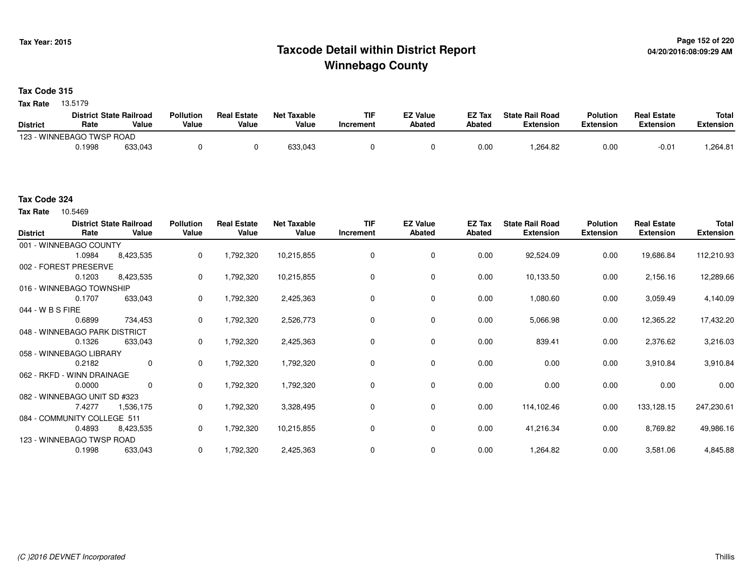# Taxcode Detail within District Report
# Winnebago County

Tax Year: 2015

04/20/2016:08:09:29 AM

**Tax Code 315**

**Tax Rate** 13.5179

| District | District Rate | State Railroad Value | Pollution Value | Real Estate Value | Net Taxable Value | TIF Increment | EZ Value Abated | EZ Tax Abated | State Rail Road Extension | Polution Extension | Real Estate Extension | Total Extension |
|---|---|---|---|---|---|---|---|---|---|---|---|---|
| 123 - WINNEBAGO TWSP ROAD | | | | | | | | | | | | |
| | 0.1998 | 633,043 | 0 | 0 | 633,043 | 0 | 0 | 0.00 | 1,264.82 | 0.00 | -0.01 | 1,264.81 |

**Tax Code 324**

**Tax Rate** 10.5469

| District | District Rate | State Railroad Value | Pollution Value | Real Estate Value | Net Taxable Value | TIF Increment | EZ Value Abated | EZ Tax Abated | State Rail Road Extension | Polution Extension | Real Estate Extension | Total Extension |
|---|---|---|---|---|---|---|---|---|---|---|---|---|
| 001 - WINNEBAGO COUNTY | | | | | | | | | | | | |
| | 1.0984 | 8,423,535 | 0 | 1,792,320 | 10,215,855 | 0 | 0 | 0.00 | 92,524.09 | 0.00 | 19,686.84 | 112,210.93 |
| 002 - FOREST PRESERVE | | | | | | | | | | | | |
| | 0.1203 | 8,423,535 | 0 | 1,792,320 | 10,215,855 | 0 | 0 | 0.00 | 10,133.50 | 0.00 | 2,156.16 | 12,289.66 |
| 016 - WINNEBAGO TOWNSHIP | | | | | | | | | | | | |
| | 0.1707 | 633,043 | 0 | 1,792,320 | 2,425,363 | 0 | 0 | 0.00 | 1,080.60 | 0.00 | 3,059.49 | 4,140.09 |
| 044 - W B S FIRE | | | | | | | | | | | | |
| | 0.6899 | 734,453 | 0 | 1,792,320 | 2,526,773 | 0 | 0 | 0.00 | 5,066.98 | 0.00 | 12,365.22 | 17,432.20 |
| 048 - WINNEBAGO PARK DISTRICT | | | | | | | | | | | | |
| | 0.1326 | 633,043 | 0 | 1,792,320 | 2,425,363 | 0 | 0 | 0.00 | 839.41 | 0.00 | 2,376.62 | 3,216.03 |
| 058 - WINNEBAGO LIBRARY | | | | | | | | | | | | |
| | 0.2182 | 0 | 0 | 1,792,320 | 1,792,320 | 0 | 0 | 0.00 | 0.00 | 0.00 | 3,910.84 | 3,910.84 |
| 062 - RKFD - WINN DRAINAGE | | | | | | | | | | | | |
| | 0.0000 | 0 | 0 | 1,792,320 | 1,792,320 | 0 | 0 | 0.00 | 0.00 | 0.00 | 0.00 | 0.00 |
| 082 - WINNEBAGO UNIT SD #323 | | | | | | | | | | | | |
| | 7.4277 | 1,536,175 | 0 | 1,792,320 | 3,328,495 | 0 | 0 | 0.00 | 114,102.46 | 0.00 | 133,128.15 | 247,230.61 |
| 084 - COMMUNITY COLLEGE 511 | | | | | | | | | | | | |
| | 0.4893 | 8,423,535 | 0 | 1,792,320 | 10,215,855 | 0 | 0 | 0.00 | 41,216.34 | 0.00 | 8,769.82 | 49,986.16 |
| 123 - WINNEBAGO TWSP ROAD | | | | | | | | | | | | |
| | 0.1998 | 633,043 | 0 | 1,792,320 | 2,425,363 | 0 | 0 | 0.00 | 1,264.82 | 0.00 | 3,581.06 | 4,845.88 |

(C )2016 DEVNET Incorporated

Thillis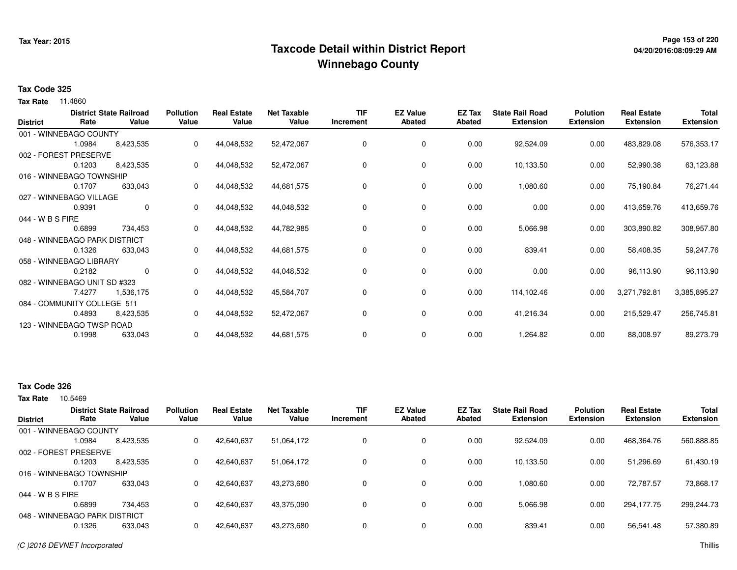# Taxcode Detail within District Report
## Winnebago County

Tax Year: 2015

**Tax Code 325**

**Tax Rate** 11.4860

| District | District Rate | State Railroad Value | Pollution Value | Real Estate Value | Net Taxable Value | TIF Increment | EZ Value Abated | EZ Tax Abated | State Rail Road Extension | Polution Extension | Real Estate Extension | Total Extension |
|---|---|---|---|---|---|---|---|---|---|---|---|---|
| 001 - WINNEBAGO COUNTY | 1.0984 | 8,423,535 | 0 | 44,048,532 | 52,472,067 | 0 | 0 | 0.00 | 92,524.09 | 0.00 | 483,829.08 | 576,353.17 |
| 002 - FOREST PRESERVE | 0.1203 | 8,423,535 | 0 | 44,048,532 | 52,472,067 | 0 | 0 | 0.00 | 10,133.50 | 0.00 | 52,990.38 | 63,123.88 |
| 016 - WINNEBAGO TOWNSHIP | 0.1707 | 633,043 | 0 | 44,048,532 | 44,681,575 | 0 | 0 | 0.00 | 1,080.60 | 0.00 | 75,190.84 | 76,271.44 |
| 027 - WINNEBAGO VILLAGE | 0.9391 | 0 | 0 | 44,048,532 | 44,048,532 | 0 | 0 | 0.00 | 0.00 | 0.00 | 413,659.76 | 413,659.76 |
| 044 - W B S FIRE | 0.6899 | 734,453 | 0 | 44,048,532 | 44,782,985 | 0 | 0 | 0.00 | 5,066.98 | 0.00 | 303,890.82 | 308,957.80 |
| 048 - WINNEBAGO PARK DISTRICT | 0.1326 | 633,043 | 0 | 44,048,532 | 44,681,575 | 0 | 0 | 0.00 | 839.41 | 0.00 | 58,408.35 | 59,247.76 |
| 058 - WINNEBAGO LIBRARY | 0.2182 | 0 | 0 | 44,048,532 | 44,048,532 | 0 | 0 | 0.00 | 0.00 | 0.00 | 96,113.90 | 96,113.90 |
| 082 - WINNEBAGO UNIT SD #323 | 7.4277 | 1,536,175 | 0 | 44,048,532 | 45,584,707 | 0 | 0 | 0.00 | 114,102.46 | 0.00 | 3,271,792.81 | 3,385,895.27 |
| 084 - COMMUNITY COLLEGE 511 | 0.4893 | 8,423,535 | 0 | 44,048,532 | 52,472,067 | 0 | 0 | 0.00 | 41,216.34 | 0.00 | 215,529.47 | 256,745.81 |
| 123 - WINNEBAGO TWSP ROAD | 0.1998 | 633,043 | 0 | 44,048,532 | 44,681,575 | 0 | 0 | 0.00 | 1,264.82 | 0.00 | 88,008.97 | 89,273.79 |

**Tax Code 326**

**Tax Rate** 10.5469

| District | District Rate | State Railroad Value | Pollution Value | Real Estate Value | Net Taxable Value | TIF Increment | EZ Value Abated | EZ Tax Abated | State Rail Road Extension | Polution Extension | Real Estate Extension | Total Extension |
|---|---|---|---|---|---|---|---|---|---|---|---|---|
| 001 - WINNEBAGO COUNTY | 1.0984 | 8,423,535 | 0 | 42,640,637 | 51,064,172 | 0 | 0 | 0.00 | 92,524.09 | 0.00 | 468,364.76 | 560,888.85 |
| 002 - FOREST PRESERVE | 0.1203 | 8,423,535 | 0 | 42,640,637 | 51,064,172 | 0 | 0 | 0.00 | 10,133.50 | 0.00 | 51,296.69 | 61,430.19 |
| 016 - WINNEBAGO TOWNSHIP | 0.1707 | 633,043 | 0 | 42,640,637 | 43,273,680 | 0 | 0 | 0.00 | 1,080.60 | 0.00 | 72,787.57 | 73,868.17 |
| 044 - W B S FIRE | 0.6899 | 734,453 | 0 | 42,640,637 | 43,375,090 | 0 | 0 | 0.00 | 5,066.98 | 0.00 | 294,177.75 | 299,244.73 |
| 048 - WINNEBAGO PARK DISTRICT | 0.1326 | 633,043 | 0 | 42,640,637 | 43,273,680 | 0 | 0 | 0.00 | 839.41 | 0.00 | 56,541.48 | 57,380.89 |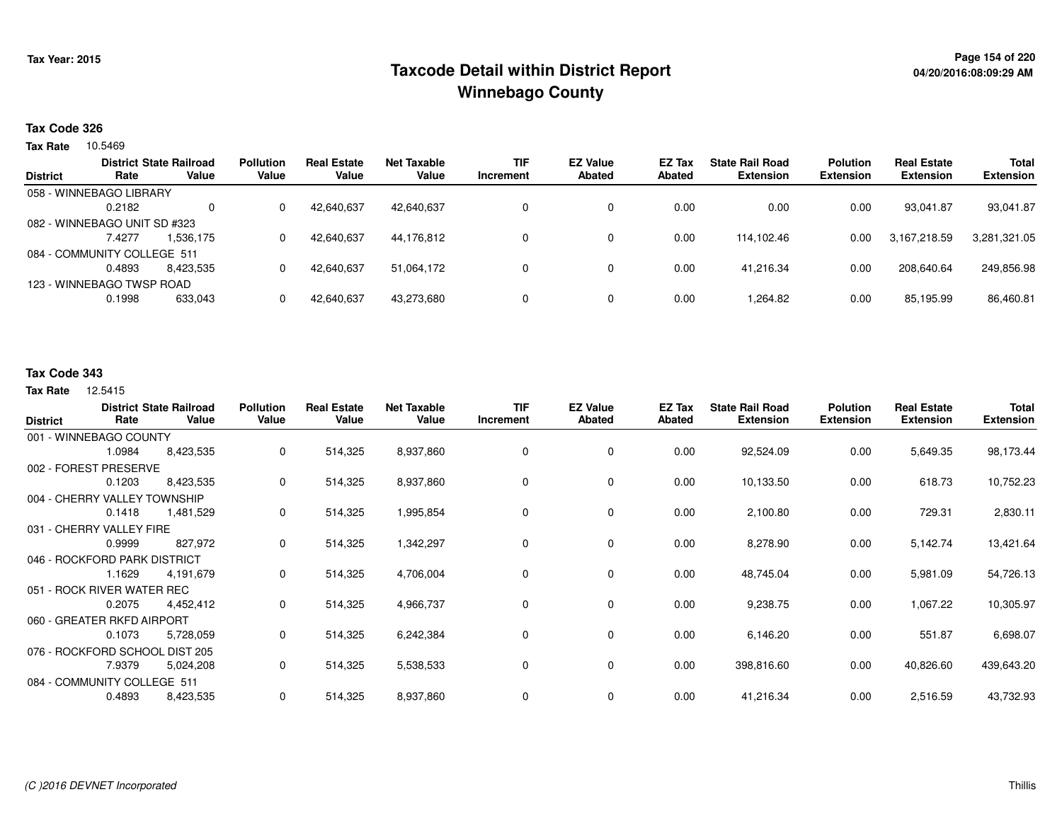# Taxcode Detail within District Report
## Winnebago County

Tax Year: 2015

04/20/2016:08:09:29 AM

**Tax Code 326**

**Tax Rate** 10.5469

| District | District Rate | State Railroad Value | Pollution Value | Real Estate Value | Net Taxable Value | TIF Increment | EZ Value Abated | EZ Tax Abated | State Rail Road Extension | Polution Extension | Real Estate Extension | Total Extension |
|---|---|---|---|---|---|---|---|---|---|---|---|---|
| 058 - WINNEBAGO LIBRARY | | | | | | | | | | | | |
| | 0.2182 | 0 | 0 | 42,640,637 | 42,640,637 | 0 | 0 | 0.00 | 0.00 | 0.00 | 93,041.87 | 93,041.87 |
| 082 - WINNEBAGO UNIT SD #323 | | | | | | | | | | | | |
| | 7.4277 | 1,536,175 | 0 | 42,640,637 | 44,176,812 | 0 | 0 | 0.00 | 114,102.46 | 0.00 | 3,167,218.59 | 3,281,321.05 |
| 084 - COMMUNITY COLLEGE 511 | | | | | | | | | | | | |
| | 0.4893 | 8,423,535 | 0 | 42,640,637 | 51,064,172 | 0 | 0 | 0.00 | 41,216.34 | 0.00 | 208,640.64 | 249,856.98 |
| 123 - WINNEBAGO TWSP ROAD | | | | | | | | | | | | |
| | 0.1998 | 633,043 | 0 | 42,640,637 | 43,273,680 | 0 | 0 | 0.00 | 1,264.82 | 0.00 | 85,195.99 | 86,460.81 |

**Tax Code 343**

**Tax Rate** 12.5415

| District | District Rate | State Railroad Value | Pollution Value | Real Estate Value | Net Taxable Value | TIF Increment | EZ Value Abated | EZ Tax Abated | State Rail Road Extension | Polution Extension | Real Estate Extension | Total Extension |
|---|---|---|---|---|---|---|---|---|---|---|---|---|
| 001 - WINNEBAGO COUNTY | | | | | | | | | | | | |
| | 1.0984 | 8,423,535 | 0 | 514,325 | 8,937,860 | 0 | 0 | 0.00 | 92,524.09 | 0.00 | 5,649.35 | 98,173.44 |
| 002 - FOREST PRESERVE | | | | | | | | | | | | |
| | 0.1203 | 8,423,535 | 0 | 514,325 | 8,937,860 | 0 | 0 | 0.00 | 10,133.50 | 0.00 | 618.73 | 10,752.23 |
| 004 - CHERRY VALLEY TOWNSHIP | | | | | | | | | | | | |
| | 0.1418 | 1,481,529 | 0 | 514,325 | 1,995,854 | 0 | 0 | 0.00 | 2,100.80 | 0.00 | 729.31 | 2,830.11 |
| 031 - CHERRY VALLEY FIRE | | | | | | | | | | | | |
| | 0.9999 | 827,972 | 0 | 514,325 | 1,342,297 | 0 | 0 | 0.00 | 8,278.90 | 0.00 | 5,142.74 | 13,421.64 |
| 046 - ROCKFORD PARK DISTRICT | | | | | | | | | | | | |
| | 1.1629 | 4,191,679 | 0 | 514,325 | 4,706,004 | 0 | 0 | 0.00 | 48,745.04 | 0.00 | 5,981.09 | 54,726.13 |
| 051 - ROCK RIVER WATER REC | | | | | | | | | | | | |
| | 0.2075 | 4,452,412 | 0 | 514,325 | 4,966,737 | 0 | 0 | 0.00 | 9,238.75 | 0.00 | 1,067.22 | 10,305.97 |
| 060 - GREATER RKFD AIRPORT | | | | | | | | | | | | |
| | 0.1073 | 5,728,059 | 0 | 514,325 | 6,242,384 | 0 | 0 | 0.00 | 6,146.20 | 0.00 | 551.87 | 6,698.07 |
| 076 - ROCKFORD SCHOOL DIST 205 | | | | | | | | | | | | |
| | 7.9379 | 5,024,208 | 0 | 514,325 | 5,538,533 | 0 | 0 | 0.00 | 398,816.60 | 0.00 | 40,826.60 | 439,643.20 |
| 084 - COMMUNITY COLLEGE 511 | | | | | | | | | | | | |
| | 0.4893 | 8,423,535 | 0 | 514,325 | 8,937,860 | 0 | 0 | 0.00 | 41,216.34 | 0.00 | 2,516.59 | 43,732.93 |

(C )2016 DEVNET Incorporated

Thillis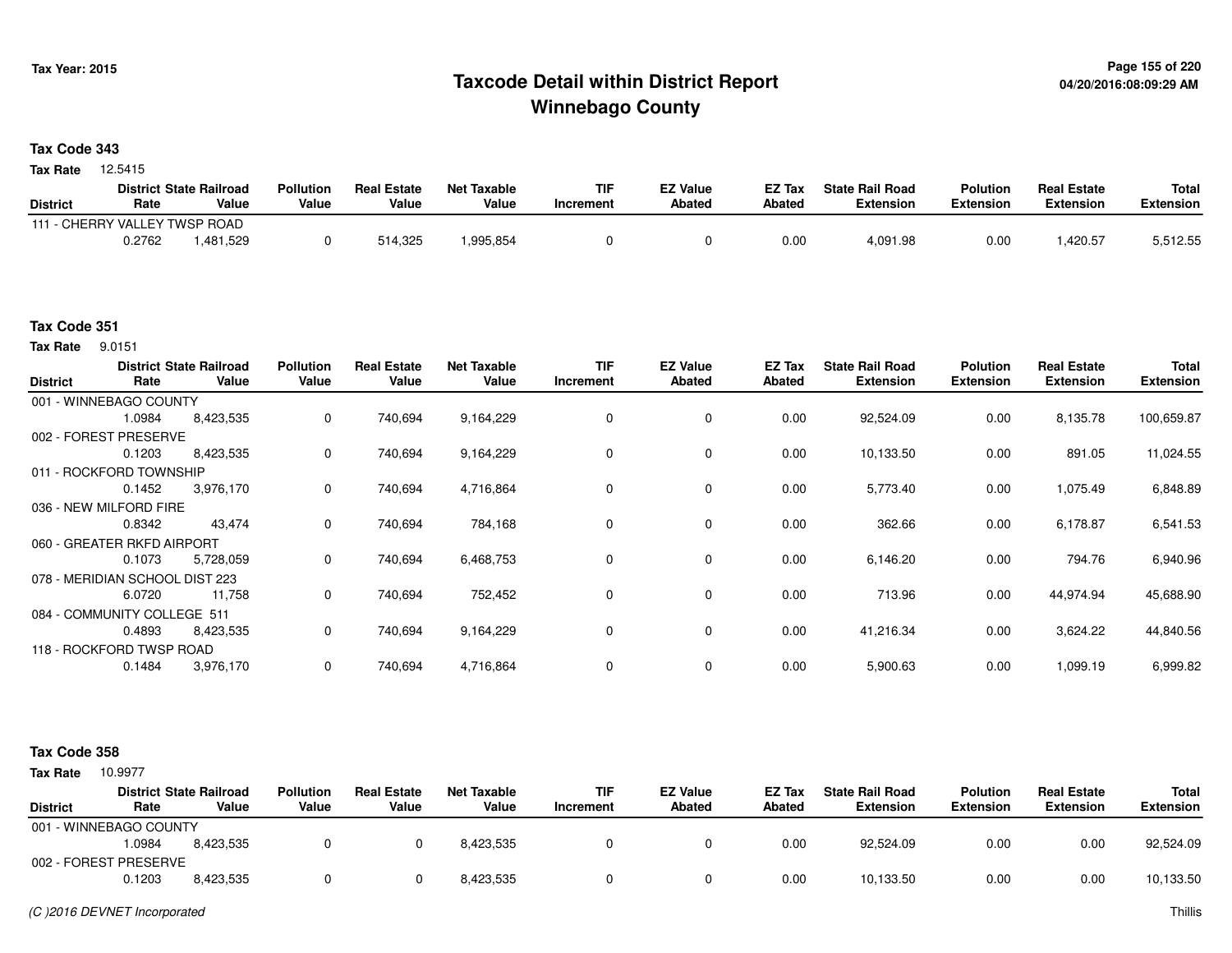# Taxcode Detail within District Report
## Winnebago County

Tax Year: 2015

### Tax Code 343

**Tax Rate** 12.5415

| District | District Rate | State Railroad Value | Pollution Value | Real Estate Value | Net Taxable Value | TIF Increment | EZ Value Abated | EZ Tax Abated | State Rail Road Extension | Polution Extension | Real Estate Extension | Total Extension |
|---|---|---|---|---|---|---|---|---|---|---|---|---|
| 111 - CHERRY VALLEY TWSP ROAD | 0.2762 | 1,481,529 | 0 | 514,325 | 1,995,854 | 0 | 0 | 0.00 | 4,091.98 | 0.00 | 1,420.57 | 5,512.55 |

### Tax Code 351

**Tax Rate** 9.0151

| District | District Rate | State Railroad Value | Pollution Value | Real Estate Value | Net Taxable Value | TIF Increment | EZ Value Abated | EZ Tax Abated | State Rail Road Extension | Polution Extension | Real Estate Extension | Total Extension |
|---|---|---|---|---|---|---|---|---|---|---|---|---|
| 001 - WINNEBAGO COUNTY | 1.0984 | 8,423,535 | 0 | 740,694 | 9,164,229 | 0 | 0 | 0.00 | 92,524.09 | 0.00 | 8,135.78 | 100,659.87 |
| 002 - FOREST PRESERVE | 0.1203 | 8,423,535 | 0 | 740,694 | 9,164,229 | 0 | 0 | 0.00 | 10,133.50 | 0.00 | 891.05 | 11,024.55 |
| 011 - ROCKFORD TOWNSHIP | 0.1452 | 3,976,170 | 0 | 740,694 | 4,716,864 | 0 | 0 | 0.00 | 5,773.40 | 0.00 | 1,075.49 | 6,848.89 |
| 036 - NEW MILFORD FIRE | 0.8342 | 43,474 | 0 | 740,694 | 784,168 | 0 | 0 | 0.00 | 362.66 | 0.00 | 6,178.87 | 6,541.53 |
| 060 - GREATER RKFD AIRPORT | 0.1073 | 5,728,059 | 0 | 740,694 | 6,468,753 | 0 | 0 | 0.00 | 6,146.20 | 0.00 | 794.76 | 6,940.96 |
| 078 - MERIDIAN SCHOOL DIST 223 | 6.0720 | 11,758 | 0 | 740,694 | 752,452 | 0 | 0 | 0.00 | 713.96 | 0.00 | 44,974.94 | 45,688.90 |
| 084 - COMMUNITY COLLEGE 511 | 0.4893 | 8,423,535 | 0 | 740,694 | 9,164,229 | 0 | 0 | 0.00 | 41,216.34 | 0.00 | 3,624.22 | 44,840.56 |
| 118 - ROCKFORD TWSP ROAD | 0.1484 | 3,976,170 | 0 | 740,694 | 4,716,864 | 0 | 0 | 0.00 | 5,900.63 | 0.00 | 1,099.19 | 6,999.82 |

### Tax Code 358

**Tax Rate** 10.9977

| District | District Rate | State Railroad Value | Pollution Value | Real Estate Value | Net Taxable Value | TIF Increment | EZ Value Abated | EZ Tax Abated | State Rail Road Extension | Polution Extension | Real Estate Extension | Total Extension |
|---|---|---|---|---|---|---|---|---|---|---|---|---|
| 001 - WINNEBAGO COUNTY | 1.0984 | 8,423,535 | 0 | 0 | 8,423,535 | 0 | 0 | 0.00 | 92,524.09 | 0.00 | 0.00 | 92,524.09 |
| 002 - FOREST PRESERVE | 0.1203 | 8,423,535 | 0 | 0 | 8,423,535 | 0 | 0 | 0.00 | 10,133.50 | 0.00 | 0.00 | 10,133.50 |

(C )2016 DEVNET Incorporated

Thillis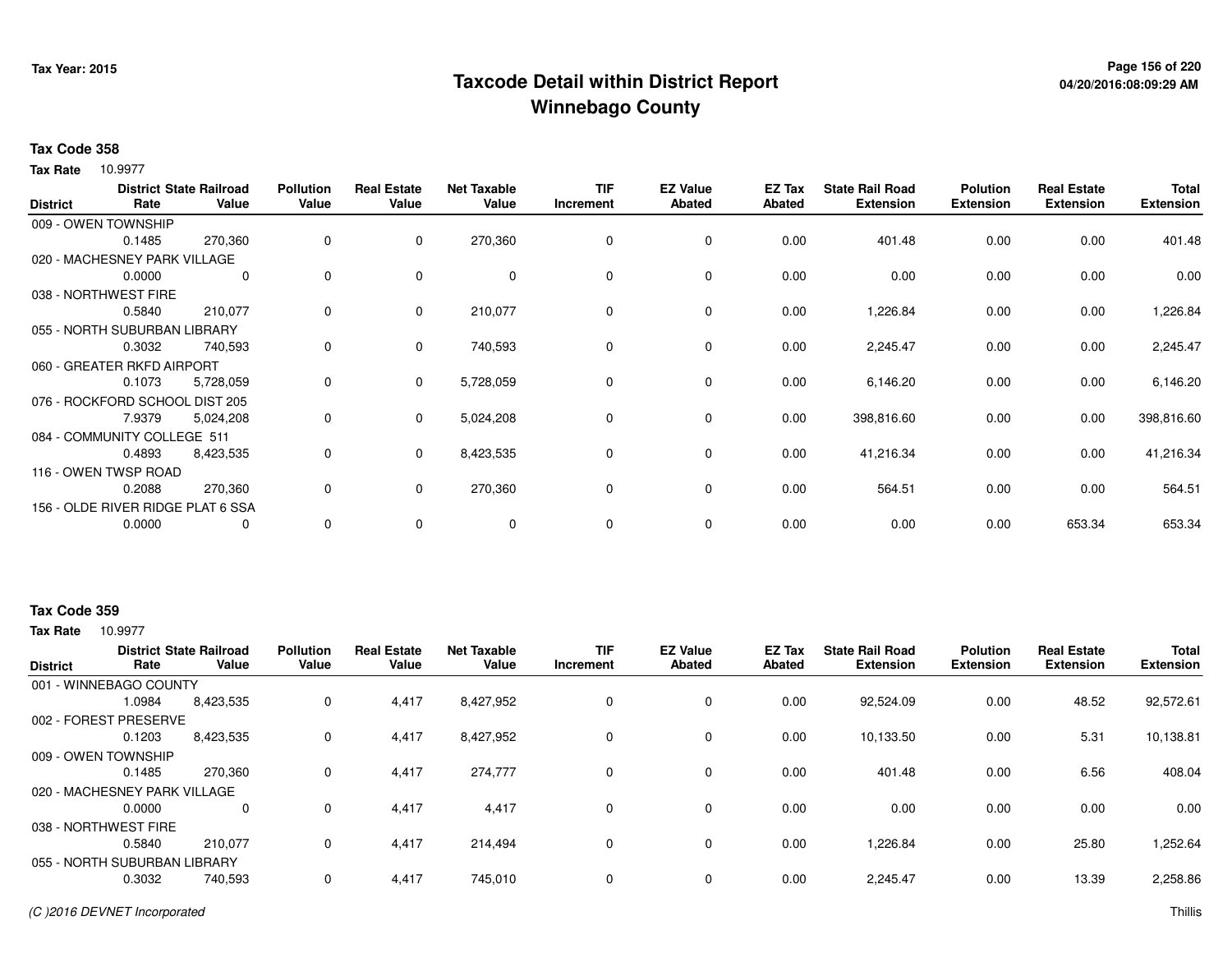# Taxcode Detail within District Report
## Winnebago County

Tax Year: 2015

**Tax Code 358**

**Tax Rate** 10.9977

| District | District Rate | State Railroad Value | Pollution Value | Real Estate Value | Net Taxable Value | TIF Increment | EZ Value Abated | EZ Tax Abated | State Rail Road Extension | Polution Extension | Real Estate Extension | Total Extension |
|---|---|---|---|---|---|---|---|---|---|---|---|---|
| 009 - OWEN TOWNSHIP | | | | | | | | | | | | |
| | 0.1485 | 270,360 | 0 | 0 | 270,360 | 0 | 0 | 0.00 | 401.48 | 0.00 | 0.00 | 401.48 |
| 020 - MACHESNEY PARK VILLAGE | | | | | | | | | | | | |
| | 0.0000 | 0 | 0 | 0 | 0 | 0 | 0 | 0.00 | 0.00 | 0.00 | 0.00 | 0.00 |
| 038 - NORTHWEST FIRE | | | | | | | | | | | | |
| | 0.5840 | 210,077 | 0 | 0 | 210,077 | 0 | 0 | 0.00 | 1,226.84 | 0.00 | 0.00 | 1,226.84 |
| 055 - NORTH SUBURBAN LIBRARY | | | | | | | | | | | | |
| | 0.3032 | 740,593 | 0 | 0 | 740,593 | 0 | 0 | 0.00 | 2,245.47 | 0.00 | 0.00 | 2,245.47 |
| 060 - GREATER RKFD AIRPORT | | | | | | | | | | | | |
| | 0.1073 | 5,728,059 | 0 | 0 | 5,728,059 | 0 | 0 | 0.00 | 6,146.20 | 0.00 | 0.00 | 6,146.20 |
| 076 - ROCKFORD SCHOOL DIST 205 | | | | | | | | | | | | |
| | 7.9379 | 5,024,208 | 0 | 0 | 5,024,208 | 0 | 0 | 0.00 | 398,816.60 | 0.00 | 0.00 | 398,816.60 |
| 084 - COMMUNITY COLLEGE 511 | | | | | | | | | | | | |
| | 0.4893 | 8,423,535 | 0 | 0 | 8,423,535 | 0 | 0 | 0.00 | 41,216.34 | 0.00 | 0.00 | 41,216.34 |
| 116 - OWEN TWSP ROAD | | | | | | | | | | | | |
| | 0.2088 | 270,360 | 0 | 0 | 270,360 | 0 | 0 | 0.00 | 564.51 | 0.00 | 0.00 | 564.51 |
| 156 - OLDE RIVER RIDGE PLAT 6 SSA | | | | | | | | | | | | |
| | 0.0000 | 0 | 0 | 0 | 0 | 0 | 0 | 0.00 | 0.00 | 0.00 | 653.34 | 653.34 |

**Tax Code 359**

**Tax Rate** 10.9977

| District | District Rate | State Railroad Value | Pollution Value | Real Estate Value | Net Taxable Value | TIF Increment | EZ Value Abated | EZ Tax Abated | State Rail Road Extension | Polution Extension | Real Estate Extension | Total Extension |
|---|---|---|---|---|---|---|---|---|---|---|---|---|
| 001 - WINNEBAGO COUNTY | | | | | | | | | | | | |
| | 1.0984 | 8,423,535 | 0 | 4,417 | 8,427,952 | 0 | 0 | 0.00 | 92,524.09 | 0.00 | 48.52 | 92,572.61 |
| 002 - FOREST PRESERVE | | | | | | | | | | | | |
| | 0.1203 | 8,423,535 | 0 | 4,417 | 8,427,952 | 0 | 0 | 0.00 | 10,133.50 | 0.00 | 5.31 | 10,138.81 |
| 009 - OWEN TOWNSHIP | | | | | | | | | | | | |
| | 0.1485 | 270,360 | 0 | 4,417 | 274,777 | 0 | 0 | 0.00 | 401.48 | 0.00 | 6.56 | 408.04 |
| 020 - MACHESNEY PARK VILLAGE | | | | | | | | | | | | |
| | 0.0000 | 0 | 0 | 4,417 | 4,417 | 0 | 0 | 0.00 | 0.00 | 0.00 | 0.00 | 0.00 |
| 038 - NORTHWEST FIRE | | | | | | | | | | | | |
| | 0.5840 | 210,077 | 0 | 4,417 | 214,494 | 0 | 0 | 0.00 | 1,226.84 | 0.00 | 25.80 | 1,252.64 |
| 055 - NORTH SUBURBAN LIBRARY | | | | | | | | | | | | |
| | 0.3032 | 740,593 | 0 | 4,417 | 745,010 | 0 | 0 | 0.00 | 2,245.47 | 0.00 | 13.39 | 2,258.86 |

(C )2016 DEVNET Incorporated

Thillis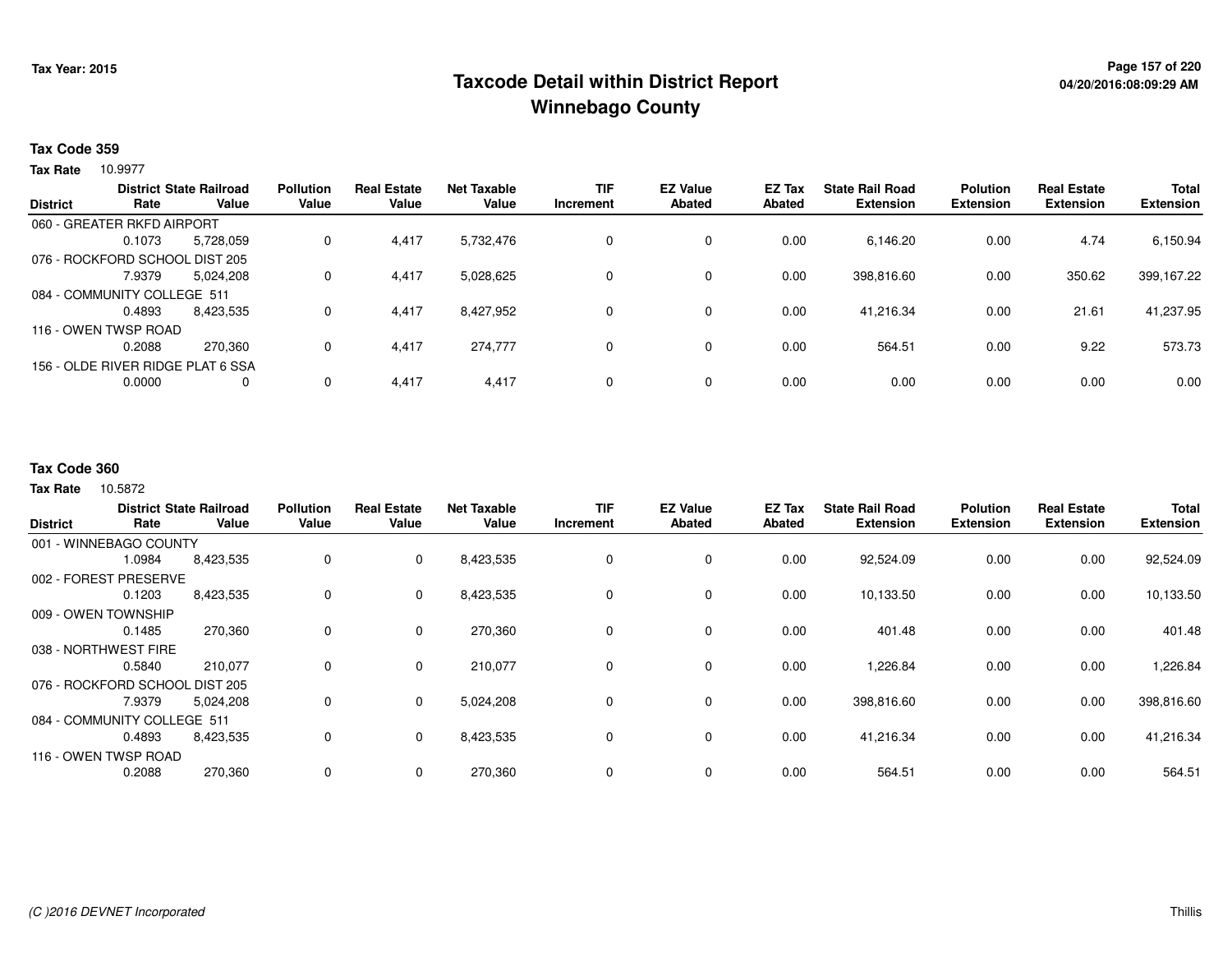# Taxcode Detail within District Report
# Winnebago County

Tax Year: 2015

04/20/2016:08:09:29 AM

## Tax Code 359

**Tax Rate** 10.9977

| District | District Rate | State Railroad Value | Pollution Value | Real Estate Value | Net Taxable Value | TIF Increment | EZ Value Abated | EZ Tax Abated | State Rail Road Extension | Polution Extension | Real Estate Extension | Total Extension |
|---|---|---|---|---|---|---|---|---|---|---|---|---|
| 060 - GREATER RKFD AIRPORT | | | | | | | | | | | | |
| | 0.1073 | 5,728,059 | 0 | 4,417 | 5,732,476 | 0 | 0 | 0.00 | 6,146.20 | 0.00 | 4.74 | 6,150.94 |
| 076 - ROCKFORD SCHOOL DIST 205 | | | | | | | | | | | | |
| | 7.9379 | 5,024,208 | 0 | 4,417 | 5,028,625 | 0 | 0 | 0.00 | 398,816.60 | 0.00 | 350.62 | 399,167.22 |
| 084 - COMMUNITY COLLEGE 511 | | | | | | | | | | | | |
| | 0.4893 | 8,423,535 | 0 | 4,417 | 8,427,952 | 0 | 0 | 0.00 | 41,216.34 | 0.00 | 21.61 | 41,237.95 |
| 116 - OWEN TWSP ROAD | | | | | | | | | | | | |
| | 0.2088 | 270,360 | 0 | 4,417 | 274,777 | 0 | 0 | 0.00 | 564.51 | 0.00 | 9.22 | 573.73 |
| 156 - OLDE RIVER RIDGE PLAT 6 SSA | | | | | | | | | | | | |
| | 0.0000 | 0 | 0 | 4,417 | 4,417 | 0 | 0 | 0.00 | 0.00 | 0.00 | 0.00 | 0.00 |

## Tax Code 360

**Tax Rate** 10.5872

| District | District Rate | State Railroad Value | Pollution Value | Real Estate Value | Net Taxable Value | TIF Increment | EZ Value Abated | EZ Tax Abated | State Rail Road Extension | Polution Extension | Real Estate Extension | Total Extension |
|---|---|---|---|---|---|---|---|---|---|---|---|---|
| 001 - WINNEBAGO COUNTY | | | | | | | | | | | | |
| | 1.0984 | 8,423,535 | 0 | 0 | 8,423,535 | 0 | 0 | 0.00 | 92,524.09 | 0.00 | 0.00 | 92,524.09 |
| 002 - FOREST PRESERVE | | | | | | | | | | | | |
| | 0.1203 | 8,423,535 | 0 | 0 | 8,423,535 | 0 | 0 | 0.00 | 10,133.50 | 0.00 | 0.00 | 10,133.50 |
| 009 - OWEN TOWNSHIP | | | | | | | | | | | | |
| | 0.1485 | 270,360 | 0 | 0 | 270,360 | 0 | 0 | 0.00 | 401.48 | 0.00 | 0.00 | 401.48 |
| 038 - NORTHWEST FIRE | | | | | | | | | | | | |
| | 0.5840 | 210,077 | 0 | 0 | 210,077 | 0 | 0 | 0.00 | 1,226.84 | 0.00 | 0.00 | 1,226.84 |
| 076 - ROCKFORD SCHOOL DIST 205 | | | | | | | | | | | | |
| | 7.9379 | 5,024,208 | 0 | 0 | 5,024,208 | 0 | 0 | 0.00 | 398,816.60 | 0.00 | 0.00 | 398,816.60 |
| 084 - COMMUNITY COLLEGE 511 | | | | | | | | | | | | |
| | 0.4893 | 8,423,535 | 0 | 0 | 8,423,535 | 0 | 0 | 0.00 | 41,216.34 | 0.00 | 0.00 | 41,216.34 |
| 116 - OWEN TWSP ROAD | | | | | | | | | | | | |
| | 0.2088 | 270,360 | 0 | 0 | 270,360 | 0 | 0 | 0.00 | 564.51 | 0.00 | 0.00 | 564.51 |

*(C )2016 DEVNET Incorporated* — Thillis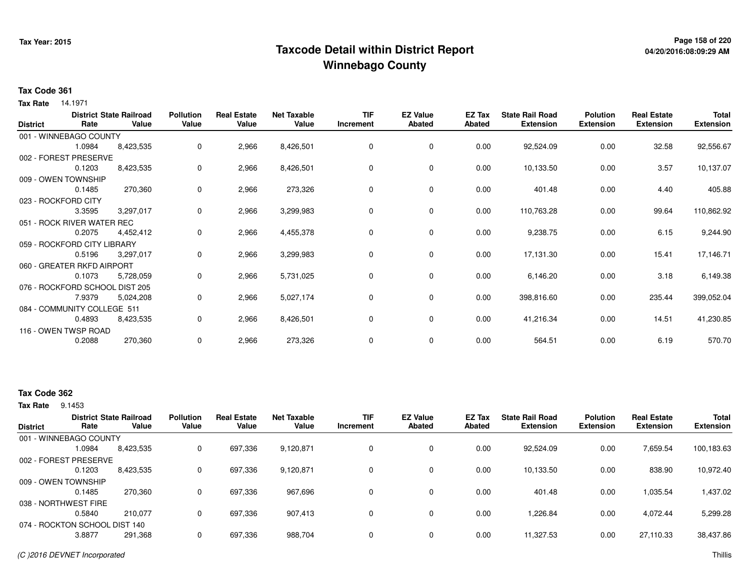# Taxcode Detail within District Report
## Winnebago County

**Tax Year: 2015**

**Tax Code 361**

**Tax Rate** 14.1971

| District | District Rate | State Railroad Value | Pollution Value | Real Estate Value | Net Taxable Value | TIF Increment | EZ Value Abated | EZ Tax Abated | State Rail Road Extension | Polution Extension | Real Estate Extension | Total Extension |
|---|---|---|---|---|---|---|---|---|---|---|---|---|
| 001 - WINNEBAGO COUNTY | | | | | | | | | | | | |
| | 1.0984 | 8,423,535 | 0 | 2,966 | 8,426,501 | 0 | 0 | 0.00 | 92,524.09 | 0.00 | 32.58 | 92,556.67 |
| 002 - FOREST PRESERVE | | | | | | | | | | | | |
| | 0.1203 | 8,423,535 | 0 | 2,966 | 8,426,501 | 0 | 0 | 0.00 | 10,133.50 | 0.00 | 3.57 | 10,137.07 |
| 009 - OWEN TOWNSHIP | | | | | | | | | | | | |
| | 0.1485 | 270,360 | 0 | 2,966 | 273,326 | 0 | 0 | 0.00 | 401.48 | 0.00 | 4.40 | 405.88 |
| 023 - ROCKFORD CITY | | | | | | | | | | | | |
| | 3.3595 | 3,297,017 | 0 | 2,966 | 3,299,983 | 0 | 0 | 0.00 | 110,763.28 | 0.00 | 99.64 | 110,862.92 |
| 051 - ROCK RIVER WATER REC | | | | | | | | | | | | |
| | 0.2075 | 4,452,412 | 0 | 2,966 | 4,455,378 | 0 | 0 | 0.00 | 9,238.75 | 0.00 | 6.15 | 9,244.90 |
| 059 - ROCKFORD CITY LIBRARY | | | | | | | | | | | | |
| | 0.5196 | 3,297,017 | 0 | 2,966 | 3,299,983 | 0 | 0 | 0.00 | 17,131.30 | 0.00 | 15.41 | 17,146.71 |
| 060 - GREATER RKFD AIRPORT | | | | | | | | | | | | |
| | 0.1073 | 5,728,059 | 0 | 2,966 | 5,731,025 | 0 | 0 | 0.00 | 6,146.20 | 0.00 | 3.18 | 6,149.38 |
| 076 - ROCKFORD SCHOOL DIST 205 | | | | | | | | | | | | |
| | 7.9379 | 5,024,208 | 0 | 2,966 | 5,027,174 | 0 | 0 | 0.00 | 398,816.60 | 0.00 | 235.44 | 399,052.04 |
| 084 - COMMUNITY COLLEGE 511 | | | | | | | | | | | | |
| | 0.4893 | 8,423,535 | 0 | 2,966 | 8,426,501 | 0 | 0 | 0.00 | 41,216.34 | 0.00 | 14.51 | 41,230.85 |
| 116 - OWEN TWSP ROAD | | | | | | | | | | | | |
| | 0.2088 | 270,360 | 0 | 2,966 | 273,326 | 0 | 0 | 0.00 | 564.51 | 0.00 | 6.19 | 570.70 |

**Tax Code 362**

**Tax Rate** 9.1453

| District | District Rate | State Railroad Value | Pollution Value | Real Estate Value | Net Taxable Value | TIF Increment | EZ Value Abated | EZ Tax Abated | State Rail Road Extension | Polution Extension | Real Estate Extension | Total Extension |
|---|---|---|---|---|---|---|---|---|---|---|---|---|
| 001 - WINNEBAGO COUNTY | | | | | | | | | | | | |
| | 1.0984 | 8,423,535 | 0 | 697,336 | 9,120,871 | 0 | 0 | 0.00 | 92,524.09 | 0.00 | 7,659.54 | 100,183.63 |
| 002 - FOREST PRESERVE | | | | | | | | | | | | |
| | 0.1203 | 8,423,535 | 0 | 697,336 | 9,120,871 | 0 | 0 | 0.00 | 10,133.50 | 0.00 | 838.90 | 10,972.40 |
| 009 - OWEN TOWNSHIP | | | | | | | | | | | | |
| | 0.1485 | 270,360 | 0 | 697,336 | 967,696 | 0 | 0 | 0.00 | 401.48 | 0.00 | 1,035.54 | 1,437.02 |
| 038 - NORTHWEST FIRE | | | | | | | | | | | | |
| | 0.5840 | 210,077 | 0 | 697,336 | 907,413 | 0 | 0 | 0.00 | 1,226.84 | 0.00 | 4,072.44 | 5,299.28 |
| 074 - ROCKTON SCHOOL DIST 140 | | | | | | | | | | | | |
| | 3.8877 | 291,368 | 0 | 697,336 | 988,704 | 0 | 0 | 0.00 | 11,327.53 | 0.00 | 27,110.33 | 38,437.86 |

*(C )2016 DEVNET Incorporated*

Thillis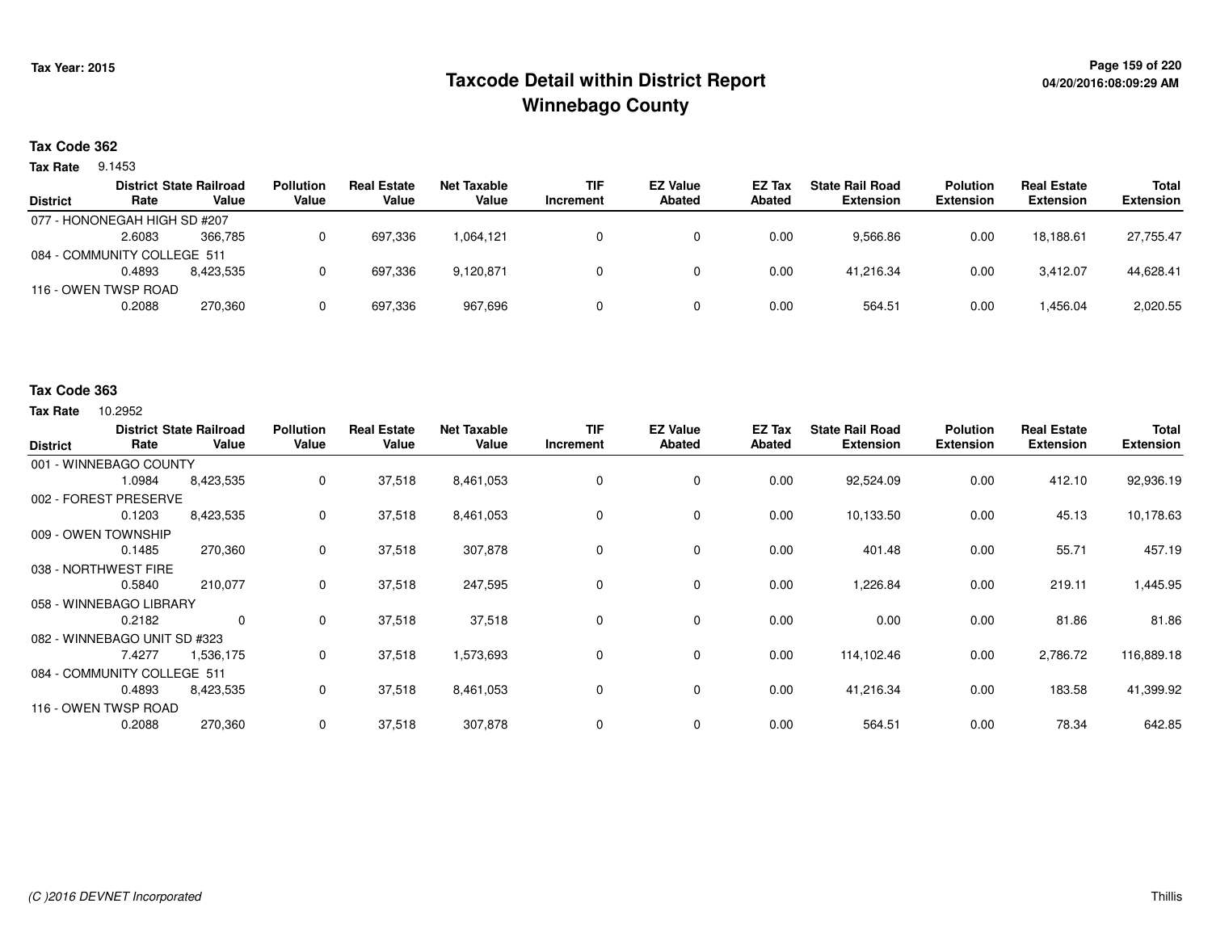# Taxcode Detail within District Report
## Winnebago County

Tax Year: 2015

**Tax Code 362**

**Tax Rate** 9.1453

| District | District Rate | State Railroad Value | Pollution Value | Real Estate Value | Net Taxable Value | TIF Increment | EZ Value Abated | EZ Tax Abated | State Rail Road Extension | Polution Extension | Real Estate Extension | Total Extension |
|---|---|---|---|---|---|---|---|---|---|---|---|---|
| 077 - HONONEGAH HIGH SD #207 | | | | | | | | | | | | |
| | 2.6083 | 366,785 | 0 | 697,336 | 1,064,121 | 0 | 0 | 0.00 | 9,566.86 | 0.00 | 18,188.61 | 27,755.47 |
| 084 - COMMUNITY COLLEGE 511 | | | | | | | | | | | | |
| | 0.4893 | 8,423,535 | 0 | 697,336 | 9,120,871 | 0 | 0 | 0.00 | 41,216.34 | 0.00 | 3,412.07 | 44,628.41 |
| 116 - OWEN TWSP ROAD | | | | | | | | | | | | |
| | 0.2088 | 270,360 | 0 | 697,336 | 967,696 | 0 | 0 | 0.00 | 564.51 | 0.00 | 1,456.04 | 2,020.55 |

**Tax Code 363**

**Tax Rate** 10.2952

| District | District Rate | State Railroad Value | Pollution Value | Real Estate Value | Net Taxable Value | TIF Increment | EZ Value Abated | EZ Tax Abated | State Rail Road Extension | Polution Extension | Real Estate Extension | Total Extension |
|---|---|---|---|---|---|---|---|---|---|---|---|---|
| 001 - WINNEBAGO COUNTY | | | | | | | | | | | | |
| | 1.0984 | 8,423,535 | 0 | 37,518 | 8,461,053 | 0 | 0 | 0.00 | 92,524.09 | 0.00 | 412.10 | 92,936.19 |
| 002 - FOREST PRESERVE | | | | | | | | | | | | |
| | 0.1203 | 8,423,535 | 0 | 37,518 | 8,461,053 | 0 | 0 | 0.00 | 10,133.50 | 0.00 | 45.13 | 10,178.63 |
| 009 - OWEN TOWNSHIP | | | | | | | | | | | | |
| | 0.1485 | 270,360 | 0 | 37,518 | 307,878 | 0 | 0 | 0.00 | 401.48 | 0.00 | 55.71 | 457.19 |
| 038 - NORTHWEST FIRE | | | | | | | | | | | | |
| | 0.5840 | 210,077 | 0 | 37,518 | 247,595 | 0 | 0 | 0.00 | 1,226.84 | 0.00 | 219.11 | 1,445.95 |
| 058 - WINNEBAGO LIBRARY | | | | | | | | | | | | |
| | 0.2182 | 0 | 0 | 37,518 | 37,518 | 0 | 0 | 0.00 | 0.00 | 0.00 | 81.86 | 81.86 |
| 082 - WINNEBAGO UNIT SD #323 | | | | | | | | | | | | |
| | 7.4277 | 1,536,175 | 0 | 37,518 | 1,573,693 | 0 | 0 | 0.00 | 114,102.46 | 0.00 | 2,786.72 | 116,889.18 |
| 084 - COMMUNITY COLLEGE 511 | | | | | | | | | | | | |
| | 0.4893 | 8,423,535 | 0 | 37,518 | 8,461,053 | 0 | 0 | 0.00 | 41,216.34 | 0.00 | 183.58 | 41,399.92 |
| 116 - OWEN TWSP ROAD | | | | | | | | | | | | |
| | 0.2088 | 270,360 | 0 | 37,518 | 307,878 | 0 | 0 | 0.00 | 564.51 | 0.00 | 78.34 | 642.85 |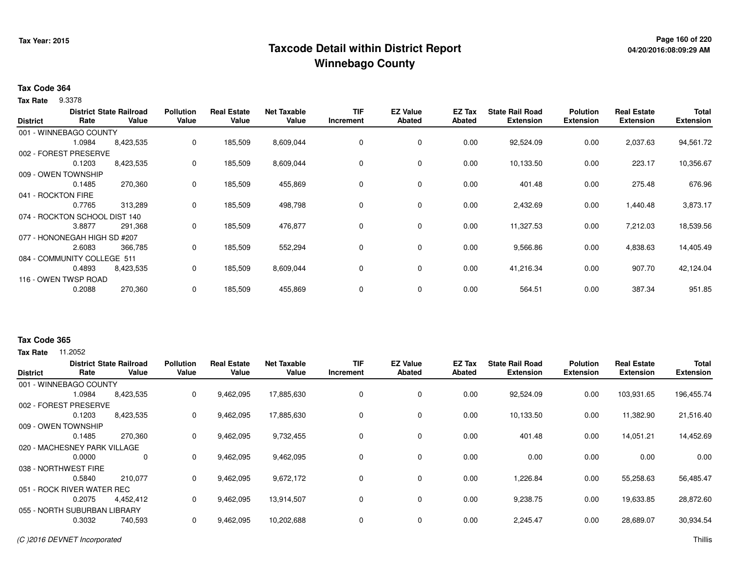# Taxcode Detail within District Report
## Winnebago County

Tax Year: 2015

04/20/2016:08:09:29 AM

**Tax Code 364**

**Tax Rate** 9.3378

| District | District Rate | State Railroad Value | Pollution Value | Real Estate Value | Net Taxable Value | TIF Increment | EZ Value Abated | EZ Tax Abated | State Rail Road Extension | Polution Extension | Real Estate Extension | Total Extension |
|---|---|---|---|---|---|---|---|---|---|---|---|---|
| 001 - WINNEBAGO COUNTY | 1.0984 | 8,423,535 | 0 | 185,509 | 8,609,044 | 0 | 0 | 0.00 | 92,524.09 | 0.00 | 2,037.63 | 94,561.72 |
| 002 - FOREST PRESERVE | 0.1203 | 8,423,535 | 0 | 185,509 | 8,609,044 | 0 | 0 | 0.00 | 10,133.50 | 0.00 | 223.17 | 10,356.67 |
| 009 - OWEN TOWNSHIP | 0.1485 | 270,360 | 0 | 185,509 | 455,869 | 0 | 0 | 0.00 | 401.48 | 0.00 | 275.48 | 676.96 |
| 041 - ROCKTON FIRE | 0.7765 | 313,289 | 0 | 185,509 | 498,798 | 0 | 0 | 0.00 | 2,432.69 | 0.00 | 1,440.48 | 3,873.17 |
| 074 - ROCKTON SCHOOL DIST 140 | 3.8877 | 291,368 | 0 | 185,509 | 476,877 | 0 | 0 | 0.00 | 11,327.53 | 0.00 | 7,212.03 | 18,539.56 |
| 077 - HONONEGAH HIGH SD #207 | 2.6083 | 366,785 | 0 | 185,509 | 552,294 | 0 | 0 | 0.00 | 9,566.86 | 0.00 | 4,838.63 | 14,405.49 |
| 084 - COMMUNITY COLLEGE 511 | 0.4893 | 8,423,535 | 0 | 185,509 | 8,609,044 | 0 | 0 | 0.00 | 41,216.34 | 0.00 | 907.70 | 42,124.04 |
| 116 - OWEN TWSP ROAD | 0.2088 | 270,360 | 0 | 185,509 | 455,869 | 0 | 0 | 0.00 | 564.51 | 0.00 | 387.34 | 951.85 |

**Tax Code 365**

**Tax Rate** 11.2052

| District | District Rate | State Railroad Value | Pollution Value | Real Estate Value | Net Taxable Value | TIF Increment | EZ Value Abated | EZ Tax Abated | State Rail Road Extension | Polution Extension | Real Estate Extension | Total Extension |
|---|---|---|---|---|---|---|---|---|---|---|---|---|
| 001 - WINNEBAGO COUNTY | 1.0984 | 8,423,535 | 0 | 9,462,095 | 17,885,630 | 0 | 0 | 0.00 | 92,524.09 | 0.00 | 103,931.65 | 196,455.74 |
| 002 - FOREST PRESERVE | 0.1203 | 8,423,535 | 0 | 9,462,095 | 17,885,630 | 0 | 0 | 0.00 | 10,133.50 | 0.00 | 11,382.90 | 21,516.40 |
| 009 - OWEN TOWNSHIP | 0.1485 | 270,360 | 0 | 9,462,095 | 9,732,455 | 0 | 0 | 0.00 | 401.48 | 0.00 | 14,051.21 | 14,452.69 |
| 020 - MACHESNEY PARK VILLAGE | 0.0000 | 0 | 0 | 9,462,095 | 9,462,095 | 0 | 0 | 0.00 | 0.00 | 0.00 | 0.00 | 0.00 |
| 038 - NORTHWEST FIRE | 0.5840 | 210,077 | 0 | 9,462,095 | 9,672,172 | 0 | 0 | 0.00 | 1,226.84 | 0.00 | 55,258.63 | 56,485.47 |
| 051 - ROCK RIVER WATER REC | 0.2075 | 4,452,412 | 0 | 9,462,095 | 13,914,507 | 0 | 0 | 0.00 | 9,238.75 | 0.00 | 19,633.85 | 28,872.60 |
| 055 - NORTH SUBURBAN LIBRARY | 0.3032 | 740,593 | 0 | 9,462,095 | 10,202,688 | 0 | 0 | 0.00 | 2,245.47 | 0.00 | 28,689.07 | 30,934.54 |

(C )2016 DEVNET Incorporated

Thillis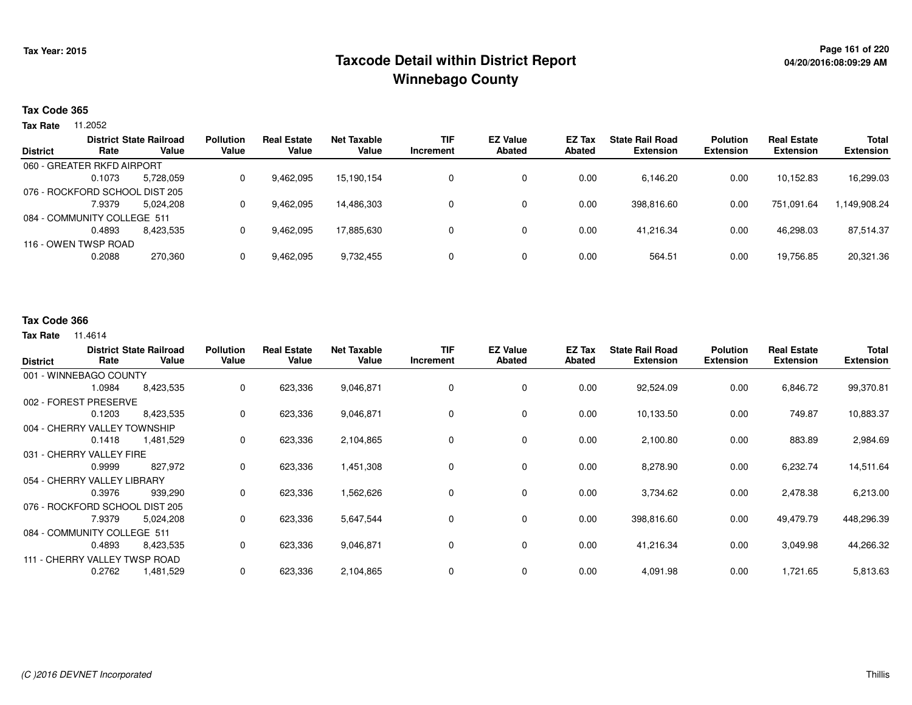# Taxcode Detail within District Report
# Winnebago County

Tax Year: 2015

04/20/2016:08:09:29 AM

**Tax Code 365**

**Tax Rate** 11.2052

| District | District Rate | State Railroad Value | Pollution Value | Real Estate Value | Net Taxable Value | TIF Increment | EZ Value Abated | EZ Tax Abated | State Rail Road Extension | Polution Extension | Real Estate Extension | Total Extension |
|---|---|---|---|---|---|---|---|---|---|---|---|---|
| 060 - GREATER RKFD AIRPORT | | | | | | | | | | | | |
| | 0.1073 | 5,728,059 | 0 | 9,462,095 | 15,190,154 | 0 | 0 | 0.00 | 6,146.20 | 0.00 | 10,152.83 | 16,299.03 |
| 076 - ROCKFORD SCHOOL DIST 205 | | | | | | | | | | | | |
| | 7.9379 | 5,024,208 | 0 | 9,462,095 | 14,486,303 | 0 | 0 | 0.00 | 398,816.60 | 0.00 | 751,091.64 | 1,149,908.24 |
| 084 - COMMUNITY COLLEGE 511 | | | | | | | | | | | | |
| | 0.4893 | 8,423,535 | 0 | 9,462,095 | 17,885,630 | 0 | 0 | 0.00 | 41,216.34 | 0.00 | 46,298.03 | 87,514.37 |
| 116 - OWEN TWSP ROAD | | | | | | | | | | | | |
| | 0.2088 | 270,360 | 0 | 9,462,095 | 9,732,455 | 0 | 0 | 0.00 | 564.51 | 0.00 | 19,756.85 | 20,321.36 |

**Tax Code 366**

**Tax Rate** 11.4614

| District | District Rate | State Railroad Value | Pollution Value | Real Estate Value | Net Taxable Value | TIF Increment | EZ Value Abated | EZ Tax Abated | State Rail Road Extension | Polution Extension | Real Estate Extension | Total Extension |
|---|---|---|---|---|---|---|---|---|---|---|---|---|
| 001 - WINNEBAGO COUNTY | | | | | | | | | | | | |
| | 1.0984 | 8,423,535 | 0 | 623,336 | 9,046,871 | 0 | 0 | 0.00 | 92,524.09 | 0.00 | 6,846.72 | 99,370.81 |
| 002 - FOREST PRESERVE | | | | | | | | | | | | |
| | 0.1203 | 8,423,535 | 0 | 623,336 | 9,046,871 | 0 | 0 | 0.00 | 10,133.50 | 0.00 | 749.87 | 10,883.37 |
| 004 - CHERRY VALLEY TOWNSHIP | | | | | | | | | | | | |
| | 0.1418 | 1,481,529 | 0 | 623,336 | 2,104,865 | 0 | 0 | 0.00 | 2,100.80 | 0.00 | 883.89 | 2,984.69 |
| 031 - CHERRY VALLEY FIRE | | | | | | | | | | | | |
| | 0.9999 | 827,972 | 0 | 623,336 | 1,451,308 | 0 | 0 | 0.00 | 8,278.90 | 0.00 | 6,232.74 | 14,511.64 |
| 054 - CHERRY VALLEY LIBRARY | | | | | | | | | | | | |
| | 0.3976 | 939,290 | 0 | 623,336 | 1,562,626 | 0 | 0 | 0.00 | 3,734.62 | 0.00 | 2,478.38 | 6,213.00 |
| 076 - ROCKFORD SCHOOL DIST 205 | | | | | | | | | | | | |
| | 7.9379 | 5,024,208 | 0 | 623,336 | 5,647,544 | 0 | 0 | 0.00 | 398,816.60 | 0.00 | 49,479.79 | 448,296.39 |
| 084 - COMMUNITY COLLEGE 511 | | | | | | | | | | | | |
| | 0.4893 | 8,423,535 | 0 | 623,336 | 9,046,871 | 0 | 0 | 0.00 | 41,216.34 | 0.00 | 3,049.98 | 44,266.32 |
| 111 - CHERRY VALLEY TWSP ROAD | | | | | | | | | | | | |
| | 0.2762 | 1,481,529 | 0 | 623,336 | 2,104,865 | 0 | 0 | 0.00 | 4,091.98 | 0.00 | 1,721.65 | 5,813.63 |

*(C )2016 DEVNET Incorporated* Thillis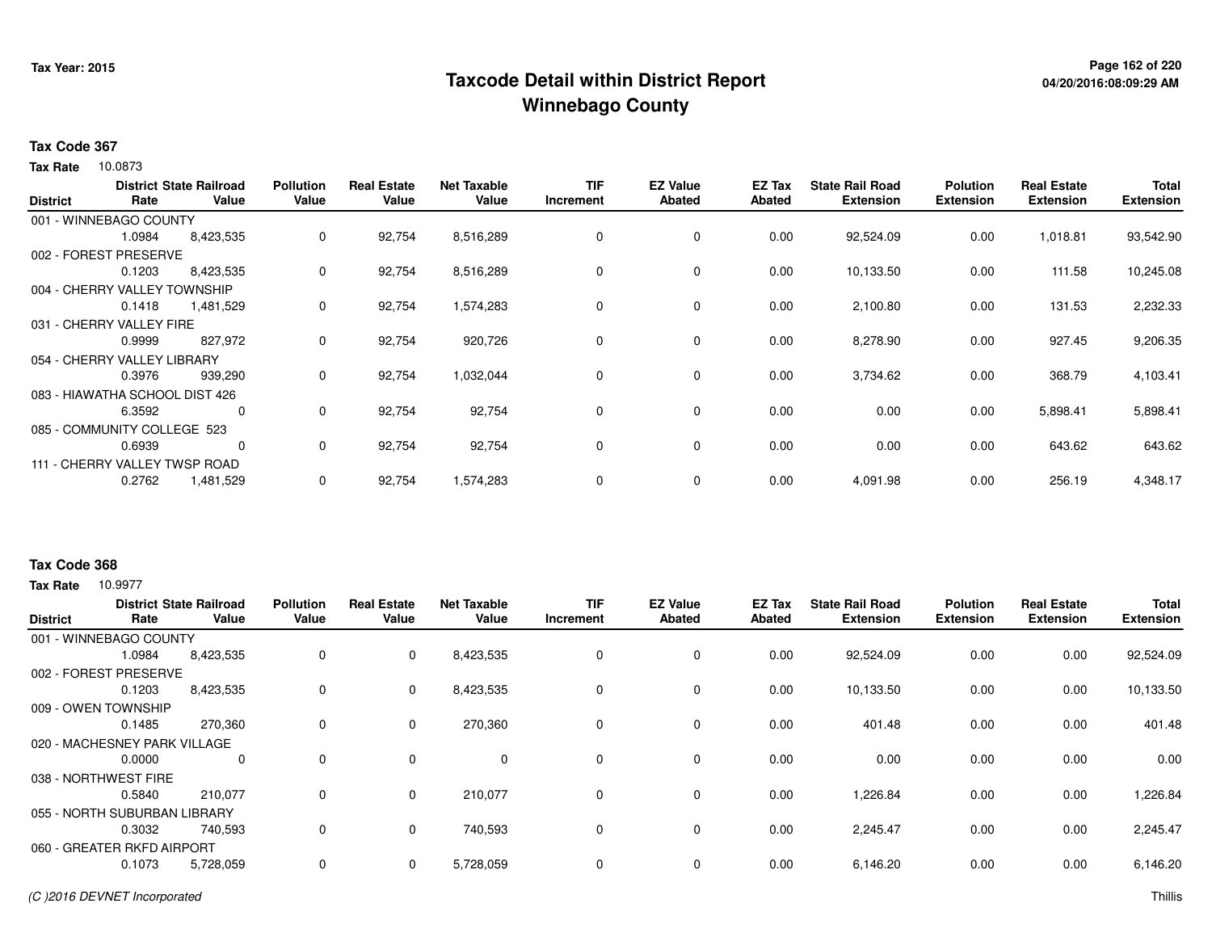# Taxcode Detail within District Report
## Winnebago County

Tax Year: 2015

04/20/2016:08:09:29 AM

### Tax Code 367

**Tax Rate** 10.0873

| District | District Rate | State Railroad Value | Pollution Value | Real Estate Value | Net Taxable Value | TIF Increment | EZ Value Abated | EZ Tax Abated | State Rail Road Extension | Polution Extension | Real Estate Extension | Total Extension |
|---|---|---|---|---|---|---|---|---|---|---|---|---|
| 001 - WINNEBAGO COUNTY | 1.0984 | 8,423,535 | 0 | 92,754 | 8,516,289 | 0 | 0 | 0.00 | 92,524.09 | 0.00 | 1,018.81 | 93,542.90 |
| 002 - FOREST PRESERVE | 0.1203 | 8,423,535 | 0 | 92,754 | 8,516,289 | 0 | 0 | 0.00 | 10,133.50 | 0.00 | 111.58 | 10,245.08 |
| 004 - CHERRY VALLEY TOWNSHIP | 0.1418 | 1,481,529 | 0 | 92,754 | 1,574,283 | 0 | 0 | 0.00 | 2,100.80 | 0.00 | 131.53 | 2,232.33 |
| 031 - CHERRY VALLEY FIRE | 0.9999 | 827,972 | 0 | 92,754 | 920,726 | 0 | 0 | 0.00 | 8,278.90 | 0.00 | 927.45 | 9,206.35 |
| 054 - CHERRY VALLEY LIBRARY | 0.3976 | 939,290 | 0 | 92,754 | 1,032,044 | 0 | 0 | 0.00 | 3,734.62 | 0.00 | 368.79 | 4,103.41 |
| 083 - HIAWATHA SCHOOL DIST 426 | 6.3592 | 0 | 0 | 92,754 | 92,754 | 0 | 0 | 0.00 | 0.00 | 0.00 | 5,898.41 | 5,898.41 |
| 085 - COMMUNITY COLLEGE 523 | 0.6939 | 0 | 0 | 92,754 | 92,754 | 0 | 0 | 0.00 | 0.00 | 0.00 | 643.62 | 643.62 |
| 111 - CHERRY VALLEY TWSP ROAD | 0.2762 | 1,481,529 | 0 | 92,754 | 1,574,283 | 0 | 0 | 0.00 | 4,091.98 | 0.00 | 256.19 | 4,348.17 |

### Tax Code 368

**Tax Rate** 10.9977

| District | District Rate | State Railroad Value | Pollution Value | Real Estate Value | Net Taxable Value | TIF Increment | EZ Value Abated | EZ Tax Abated | State Rail Road Extension | Polution Extension | Real Estate Extension | Total Extension |
|---|---|---|---|---|---|---|---|---|---|---|---|---|
| 001 - WINNEBAGO COUNTY | 1.0984 | 8,423,535 | 0 | 0 | 8,423,535 | 0 | 0 | 0.00 | 92,524.09 | 0.00 | 0.00 | 92,524.09 |
| 002 - FOREST PRESERVE | 0.1203 | 8,423,535 | 0 | 0 | 8,423,535 | 0 | 0 | 0.00 | 10,133.50 | 0.00 | 0.00 | 10,133.50 |
| 009 - OWEN TOWNSHIP | 0.1485 | 270,360 | 0 | 0 | 270,360 | 0 | 0 | 0.00 | 401.48 | 0.00 | 0.00 | 401.48 |
| 020 - MACHESNEY PARK VILLAGE | 0.0000 | 0 | 0 | 0 | 0 | 0 | 0 | 0.00 | 0.00 | 0.00 | 0.00 | 0.00 |
| 038 - NORTHWEST FIRE | 0.5840 | 210,077 | 0 | 0 | 210,077 | 0 | 0 | 0.00 | 1,226.84 | 0.00 | 0.00 | 1,226.84 |
| 055 - NORTH SUBURBAN LIBRARY | 0.3032 | 740,593 | 0 | 0 | 740,593 | 0 | 0 | 0.00 | 2,245.47 | 0.00 | 0.00 | 2,245.47 |
| 060 - GREATER RKFD AIRPORT | 0.1073 | 5,728,059 | 0 | 0 | 5,728,059 | 0 | 0 | 0.00 | 6,146.20 | 0.00 | 0.00 | 6,146.20 |

*(C )2016 DEVNET Incorporated* Thillis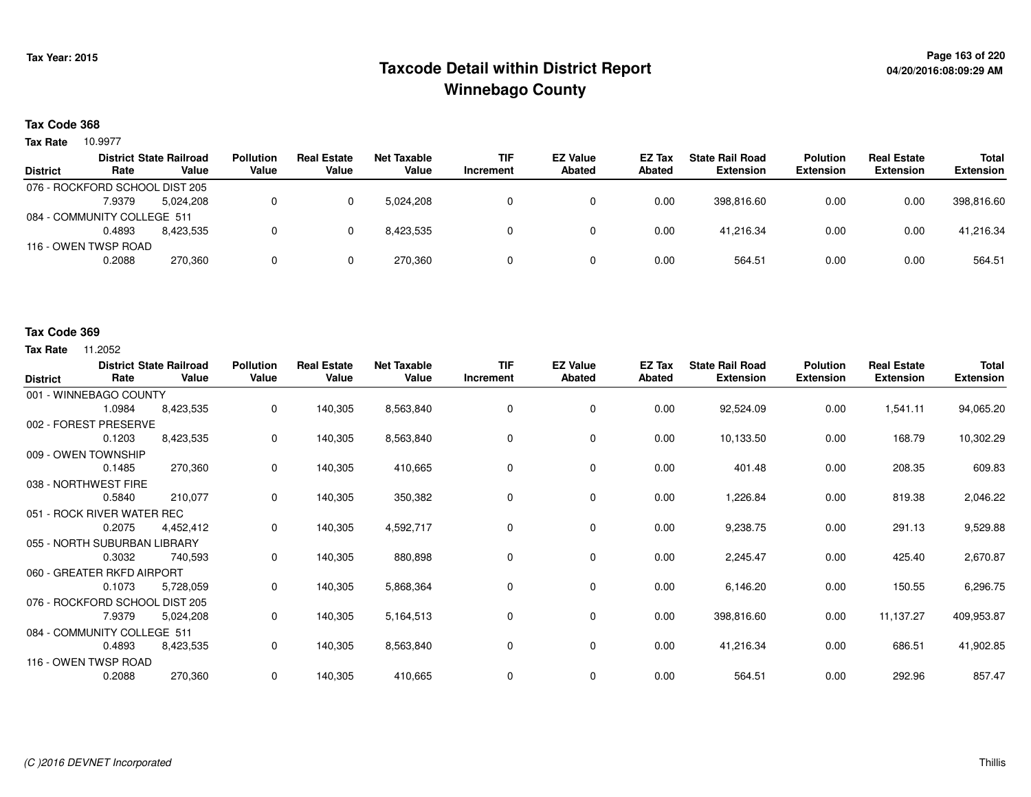**Tax Year: 2015**

# Taxcode Detail within District Report
## Winnebago County

**Tax Code 368**

**Tax Rate** 10.9977

| District | District Rate | State Railroad Value | Pollution Value | Real Estate Value | Net Taxable Value | TIF Increment | EZ Value Abated | EZ Tax Abated | State Rail Road Extension | Polution Extension | Real Estate Extension | Total Extension |
|---|---|---|---|---|---|---|---|---|---|---|---|---|
| 076 - ROCKFORD SCHOOL DIST 205 | | | | | | | | | | | | |
| | 7.9379 | 5,024,208 | 0 | 0 | 5,024,208 | 0 | 0 | 0.00 | 398,816.60 | 0.00 | 0.00 | 398,816.60 |
| 084 - COMMUNITY COLLEGE 511 | | | | | | | | | | | | |
| | 0.4893 | 8,423,535 | 0 | 0 | 8,423,535 | 0 | 0 | 0.00 | 41,216.34 | 0.00 | 0.00 | 41,216.34 |
| 116 - OWEN TWSP ROAD | | | | | | | | | | | | |
| | 0.2088 | 270,360 | 0 | 0 | 270,360 | 0 | 0 | 0.00 | 564.51 | 0.00 | 0.00 | 564.51 |

**Tax Code 369**

**Tax Rate** 11.2052

| District | District Rate | State Railroad Value | Pollution Value | Real Estate Value | Net Taxable Value | TIF Increment | EZ Value Abated | EZ Tax Abated | State Rail Road Extension | Polution Extension | Real Estate Extension | Total Extension |
|---|---|---|---|---|---|---|---|---|---|---|---|---|
| 001 - WINNEBAGO COUNTY | | | | | | | | | | | | |
| | 1.0984 | 8,423,535 | 0 | 140,305 | 8,563,840 | 0 | 0 | 0.00 | 92,524.09 | 0.00 | 1,541.11 | 94,065.20 |
| 002 - FOREST PRESERVE | | | | | | | | | | | | |
| | 0.1203 | 8,423,535 | 0 | 140,305 | 8,563,840 | 0 | 0 | 0.00 | 10,133.50 | 0.00 | 168.79 | 10,302.29 |
| 009 - OWEN TOWNSHIP | | | | | | | | | | | | |
| | 0.1485 | 270,360 | 0 | 140,305 | 410,665 | 0 | 0 | 0.00 | 401.48 | 0.00 | 208.35 | 609.83 |
| 038 - NORTHWEST FIRE | | | | | | | | | | | | |
| | 0.5840 | 210,077 | 0 | 140,305 | 350,382 | 0 | 0 | 0.00 | 1,226.84 | 0.00 | 819.38 | 2,046.22 |
| 051 - ROCK RIVER WATER REC | | | | | | | | | | | | |
| | 0.2075 | 4,452,412 | 0 | 140,305 | 4,592,717 | 0 | 0 | 0.00 | 9,238.75 | 0.00 | 291.13 | 9,529.88 |
| 055 - NORTH SUBURBAN LIBRARY | | | | | | | | | | | | |
| | 0.3032 | 740,593 | 0 | 140,305 | 880,898 | 0 | 0 | 0.00 | 2,245.47 | 0.00 | 425.40 | 2,670.87 |
| 060 - GREATER RKFD AIRPORT | | | | | | | | | | | | |
| | 0.1073 | 5,728,059 | 0 | 140,305 | 5,868,364 | 0 | 0 | 0.00 | 6,146.20 | 0.00 | 150.55 | 6,296.75 |
| 076 - ROCKFORD SCHOOL DIST 205 | | | | | | | | | | | | |
| | 7.9379 | 5,024,208 | 0 | 140,305 | 5,164,513 | 0 | 0 | 0.00 | 398,816.60 | 0.00 | 11,137.27 | 409,953.87 |
| 084 - COMMUNITY COLLEGE 511 | | | | | | | | | | | | |
| | 0.4893 | 8,423,535 | 0 | 140,305 | 8,563,840 | 0 | 0 | 0.00 | 41,216.34 | 0.00 | 686.51 | 41,902.85 |
| 116 - OWEN TWSP ROAD | | | | | | | | | | | | |
| | 0.2088 | 270,360 | 0 | 140,305 | 410,665 | 0 | 0 | 0.00 | 564.51 | 0.00 | 292.96 | 857.47 |

*(C )2016 DEVNET Incorporated* Thillis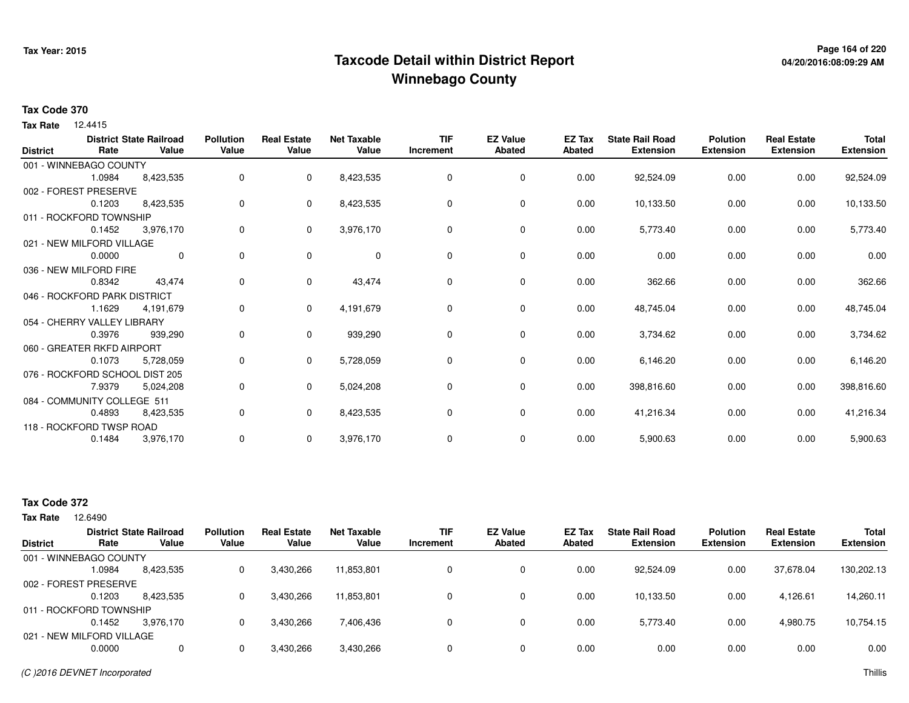# Taxcode Detail within District Report
# Winnebago County

**Tax Year: 2015**

**Tax Code 370**

**Tax Rate** 12.4415

| District | District Rate | State Railroad Value | Pollution Value | Real Estate Value | Net Taxable Value | TIF Increment | EZ Value Abated | EZ Tax Abated | State Rail Road Extension | Polution Extension | Real Estate Extension | Total Extension |
|---|---|---|---|---|---|---|---|---|---|---|---|---|
| 001 - WINNEBAGO COUNTY | 1.0984 | 8,423,535 | 0 | 0 | 8,423,535 | 0 | 0 | 0.00 | 92,524.09 | 0.00 | 0.00 | 92,524.09 |
| 002 - FOREST PRESERVE | 0.1203 | 8,423,535 | 0 | 0 | 8,423,535 | 0 | 0 | 0.00 | 10,133.50 | 0.00 | 0.00 | 10,133.50 |
| 011 - ROCKFORD TOWNSHIP | 0.1452 | 3,976,170 | 0 | 0 | 3,976,170 | 0 | 0 | 0.00 | 5,773.40 | 0.00 | 0.00 | 5,773.40 |
| 021 - NEW MILFORD VILLAGE | 0.0000 | 0 | 0 | 0 | 0 | 0 | 0 | 0.00 | 0.00 | 0.00 | 0.00 | 0.00 |
| 036 - NEW MILFORD FIRE | 0.8342 | 43,474 | 0 | 0 | 43,474 | 0 | 0 | 0.00 | 362.66 | 0.00 | 0.00 | 362.66 |
| 046 - ROCKFORD PARK DISTRICT | 1.1629 | 4,191,679 | 0 | 0 | 4,191,679 | 0 | 0 | 0.00 | 48,745.04 | 0.00 | 0.00 | 48,745.04 |
| 054 - CHERRY VALLEY LIBRARY | 0.3976 | 939,290 | 0 | 0 | 939,290 | 0 | 0 | 0.00 | 3,734.62 | 0.00 | 0.00 | 3,734.62 |
| 060 - GREATER RKFD AIRPORT | 0.1073 | 5,728,059 | 0 | 0 | 5,728,059 | 0 | 0 | 0.00 | 6,146.20 | 0.00 | 0.00 | 6,146.20 |
| 076 - ROCKFORD SCHOOL DIST 205 | 7.9379 | 5,024,208 | 0 | 0 | 5,024,208 | 0 | 0 | 0.00 | 398,816.60 | 0.00 | 0.00 | 398,816.60 |
| 084 - COMMUNITY COLLEGE 511 | 0.4893 | 8,423,535 | 0 | 0 | 8,423,535 | 0 | 0 | 0.00 | 41,216.34 | 0.00 | 0.00 | 41,216.34 |
| 118 - ROCKFORD TWSP ROAD | 0.1484 | 3,976,170 | 0 | 0 | 3,976,170 | 0 | 0 | 0.00 | 5,900.63 | 0.00 | 0.00 | 5,900.63 |

**Tax Code 372**

**Tax Rate** 12.6490

| District | District Rate | State Railroad Value | Pollution Value | Real Estate Value | Net Taxable Value | TIF Increment | EZ Value Abated | EZ Tax Abated | State Rail Road Extension | Polution Extension | Real Estate Extension | Total Extension |
|---|---|---|---|---|---|---|---|---|---|---|---|---|
| 001 - WINNEBAGO COUNTY | 1.0984 | 8,423,535 | 0 | 3,430,266 | 11,853,801 | 0 | 0 | 0.00 | 92,524.09 | 0.00 | 37,678.04 | 130,202.13 |
| 002 - FOREST PRESERVE | 0.1203 | 8,423,535 | 0 | 3,430,266 | 11,853,801 | 0 | 0 | 0.00 | 10,133.50 | 0.00 | 4,126.61 | 14,260.11 |
| 011 - ROCKFORD TOWNSHIP | 0.1452 | 3,976,170 | 0 | 3,430,266 | 7,406,436 | 0 | 0 | 0.00 | 5,773.40 | 0.00 | 4,980.75 | 10,754.15 |
| 021 - NEW MILFORD VILLAGE | 0.0000 | 0 | 0 | 3,430,266 | 3,430,266 | 0 | 0 | 0.00 | 0.00 | 0.00 | 0.00 | 0.00 |

*(C )2016 DEVNET Incorporated*

Thillis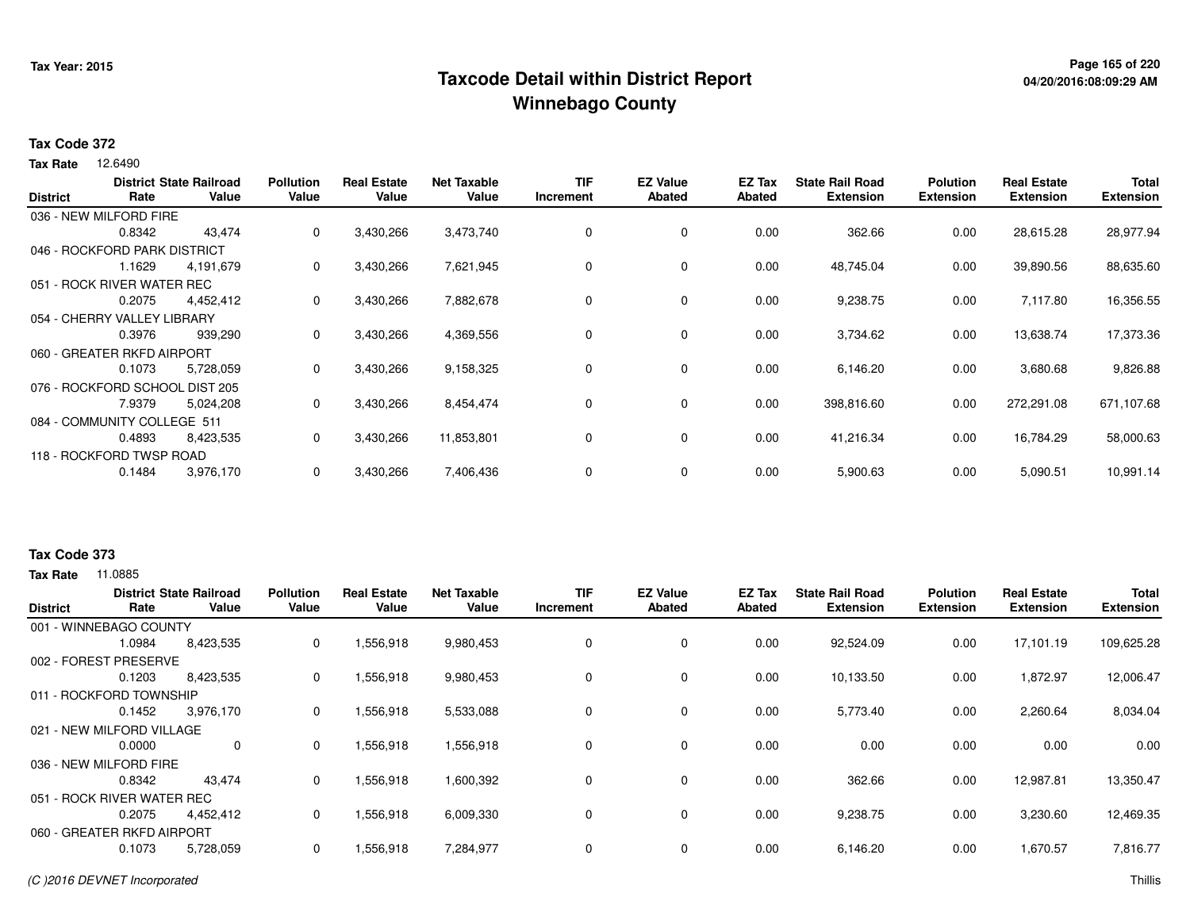Tax Year: 2015

# Taxcode Detail within District Report
## Winnebago County

**Tax Code 372**

**Tax Rate** 12.6490

| District | District Rate | State Railroad Value | Pollution Value | Real Estate Value | Net Taxable Value | TIF Increment | EZ Value Abated | EZ Tax Abated | State Rail Road Extension | Polution Extension | Real Estate Extension | Total Extension |
|---|---|---|---|---|---|---|---|---|---|---|---|---|
| 036 - NEW MILFORD FIRE | 0.8342 | 43,474 | 0 | 3,430,266 | 3,473,740 | 0 | 0 | 0.00 | 362.66 | 0.00 | 28,615.28 | 28,977.94 |
| 046 - ROCKFORD PARK DISTRICT | 1.1629 | 4,191,679 | 0 | 3,430,266 | 7,621,945 | 0 | 0 | 0.00 | 48,745.04 | 0.00 | 39,890.56 | 88,635.60 |
| 051 - ROCK RIVER WATER REC | 0.2075 | 4,452,412 | 0 | 3,430,266 | 7,882,678 | 0 | 0 | 0.00 | 9,238.75 | 0.00 | 7,117.80 | 16,356.55 |
| 054 - CHERRY VALLEY LIBRARY | 0.3976 | 939,290 | 0 | 3,430,266 | 4,369,556 | 0 | 0 | 0.00 | 3,734.62 | 0.00 | 13,638.74 | 17,373.36 |
| 060 - GREATER RKFD AIRPORT | 0.1073 | 5,728,059 | 0 | 3,430,266 | 9,158,325 | 0 | 0 | 0.00 | 6,146.20 | 0.00 | 3,680.68 | 9,826.88 |
| 076 - ROCKFORD SCHOOL DIST 205 | 7.9379 | 5,024,208 | 0 | 3,430,266 | 8,454,474 | 0 | 0 | 0.00 | 398,816.60 | 0.00 | 272,291.08 | 671,107.68 |
| 084 - COMMUNITY COLLEGE 511 | 0.4893 | 8,423,535 | 0 | 3,430,266 | 11,853,801 | 0 | 0 | 0.00 | 41,216.34 | 0.00 | 16,784.29 | 58,000.63 |
| 118 - ROCKFORD TWSP ROAD | 0.1484 | 3,976,170 | 0 | 3,430,266 | 7,406,436 | 0 | 0 | 0.00 | 5,900.63 | 0.00 | 5,090.51 | 10,991.14 |

**Tax Code 373**

**Tax Rate** 11.0885

| District | District Rate | State Railroad Value | Pollution Value | Real Estate Value | Net Taxable Value | TIF Increment | EZ Value Abated | EZ Tax Abated | State Rail Road Extension | Polution Extension | Real Estate Extension | Total Extension |
|---|---|---|---|---|---|---|---|---|---|---|---|---|
| 001 - WINNEBAGO COUNTY | 1.0984 | 8,423,535 | 0 | 1,556,918 | 9,980,453 | 0 | 0 | 0.00 | 92,524.09 | 0.00 | 17,101.19 | 109,625.28 |
| 002 - FOREST PRESERVE | 0.1203 | 8,423,535 | 0 | 1,556,918 | 9,980,453 | 0 | 0 | 0.00 | 10,133.50 | 0.00 | 1,872.97 | 12,006.47 |
| 011 - ROCKFORD TOWNSHIP | 0.1452 | 3,976,170 | 0 | 1,556,918 | 5,533,088 | 0 | 0 | 0.00 | 5,773.40 | 0.00 | 2,260.64 | 8,034.04 |
| 021 - NEW MILFORD VILLAGE | 0.0000 | 0 | 0 | 1,556,918 | 1,556,918 | 0 | 0 | 0.00 | 0.00 | 0.00 | 0.00 | 0.00 |
| 036 - NEW MILFORD FIRE | 0.8342 | 43,474 | 0 | 1,556,918 | 1,600,392 | 0 | 0 | 0.00 | 362.66 | 0.00 | 12,987.81 | 13,350.47 |
| 051 - ROCK RIVER WATER REC | 0.2075 | 4,452,412 | 0 | 1,556,918 | 6,009,330 | 0 | 0 | 0.00 | 9,238.75 | 0.00 | 3,230.60 | 12,469.35 |
| 060 - GREATER RKFD AIRPORT | 0.1073 | 5,728,059 | 0 | 1,556,918 | 7,284,977 | 0 | 0 | 0.00 | 6,146.20 | 0.00 | 1,670.57 | 7,816.77 |

(C )2016 DEVNET Incorporated — Thillis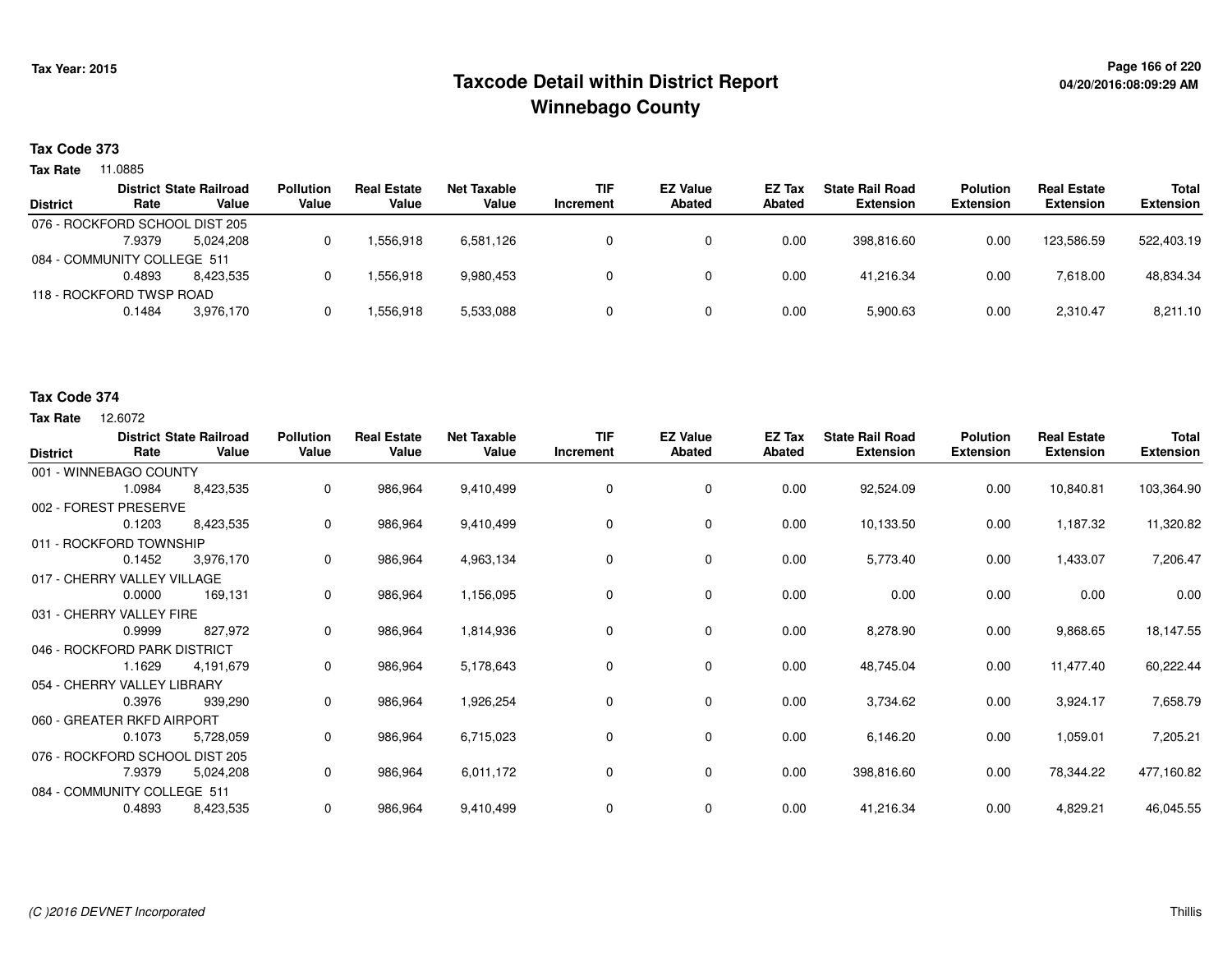Tax Year: 2015

# Taxcode Detail within District Report
## Winnebago County

04/20/2016:08:09:29 AM

**Tax Code 373**

**Tax Rate** 11.0885

| District | District Rate | State Railroad Value | Pollution Value | Real Estate Value | Net Taxable Value | TIF Increment | EZ Value Abated | EZ Tax Abated | State Rail Road Extension | Polution Extension | Real Estate Extension | Total Extension |
|---|---|---|---|---|---|---|---|---|---|---|---|---|
| 076 - ROCKFORD SCHOOL DIST 205 | | | | | | | | | | | | |
| | 7.9379 | 5,024,208 | 0 | 1,556,918 | 6,581,126 | 0 | 0 | 0.00 | 398,816.60 | 0.00 | 123,586.59 | 522,403.19 |
| 084 - COMMUNITY COLLEGE 511 | | | | | | | | | | | | |
| | 0.4893 | 8,423,535 | 0 | 1,556,918 | 9,980,453 | 0 | 0 | 0.00 | 41,216.34 | 0.00 | 7,618.00 | 48,834.34 |
| 118 - ROCKFORD TWSP ROAD | | | | | | | | | | | | |
| | 0.1484 | 3,976,170 | 0 | 1,556,918 | 5,533,088 | 0 | 0 | 0.00 | 5,900.63 | 0.00 | 2,310.47 | 8,211.10 |

**Tax Code 374**

**Tax Rate** 12.6072

| District | District Rate | State Railroad Value | Pollution Value | Real Estate Value | Net Taxable Value | TIF Increment | EZ Value Abated | EZ Tax Abated | State Rail Road Extension | Polution Extension | Real Estate Extension | Total Extension |
|---|---|---|---|---|---|---|---|---|---|---|---|---|
| 001 - WINNEBAGO COUNTY | | | | | | | | | | | | |
| | 1.0984 | 8,423,535 | 0 | 986,964 | 9,410,499 | 0 | 0 | 0.00 | 92,524.09 | 0.00 | 10,840.81 | 103,364.90 |
| 002 - FOREST PRESERVE | | | | | | | | | | | | |
| | 0.1203 | 8,423,535 | 0 | 986,964 | 9,410,499 | 0 | 0 | 0.00 | 10,133.50 | 0.00 | 1,187.32 | 11,320.82 |
| 011 - ROCKFORD TOWNSHIP | | | | | | | | | | | | |
| | 0.1452 | 3,976,170 | 0 | 986,964 | 4,963,134 | 0 | 0 | 0.00 | 5,773.40 | 0.00 | 1,433.07 | 7,206.47 |
| 017 - CHERRY VALLEY VILLAGE | | | | | | | | | | | | |
| | 0.0000 | 169,131 | 0 | 986,964 | 1,156,095 | 0 | 0 | 0.00 | 0.00 | 0.00 | 0.00 | 0.00 |
| 031 - CHERRY VALLEY FIRE | | | | | | | | | | | | |
| | 0.9999 | 827,972 | 0 | 986,964 | 1,814,936 | 0 | 0 | 0.00 | 8,278.90 | 0.00 | 9,868.65 | 18,147.55 |
| 046 - ROCKFORD PARK DISTRICT | | | | | | | | | | | | |
| | 1.1629 | 4,191,679 | 0 | 986,964 | 5,178,643 | 0 | 0 | 0.00 | 48,745.04 | 0.00 | 11,477.40 | 60,222.44 |
| 054 - CHERRY VALLEY LIBRARY | | | | | | | | | | | | |
| | 0.3976 | 939,290 | 0 | 986,964 | 1,926,254 | 0 | 0 | 0.00 | 3,734.62 | 0.00 | 3,924.17 | 7,658.79 |
| 060 - GREATER RKFD AIRPORT | | | | | | | | | | | | |
| | 0.1073 | 5,728,059 | 0 | 986,964 | 6,715,023 | 0 | 0 | 0.00 | 6,146.20 | 0.00 | 1,059.01 | 7,205.21 |
| 076 - ROCKFORD SCHOOL DIST 205 | | | | | | | | | | | | |
| | 7.9379 | 5,024,208 | 0 | 986,964 | 6,011,172 | 0 | 0 | 0.00 | 398,816.60 | 0.00 | 78,344.22 | 477,160.82 |
| 084 - COMMUNITY COLLEGE 511 | | | | | | | | | | | | |
| | 0.4893 | 8,423,535 | 0 | 986,964 | 9,410,499 | 0 | 0 | 0.00 | 41,216.34 | 0.00 | 4,829.21 | 46,045.55 |

(C )2016 DEVNET Incorporated

Thillis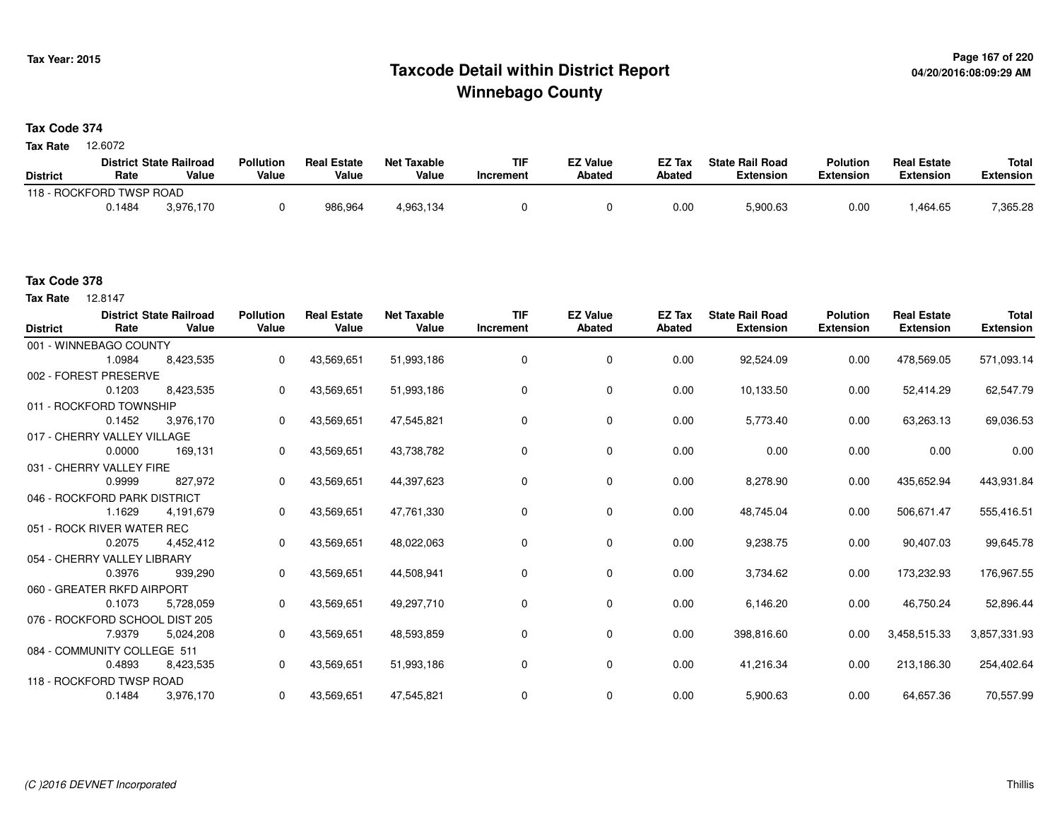# Taxcode Detail within District Report
# Winnebago County

Tax Year: 2015

04/20/2016:08:09:29 AM

**Tax Code 374**

**Tax Rate** 12.6072

| District | District Rate | State Railroad Value | Pollution Value | Real Estate Value | Net Taxable Value | TIF Increment | EZ Value Abated | EZ Tax Abated | State Rail Road Extension | Polution Extension | Real Estate Extension | Total Extension |
|---|---|---|---|---|---|---|---|---|---|---|---|---|
| 118 - ROCKFORD TWSP ROAD | 0.1484 | 3,976,170 | 0 | 986,964 | 4,963,134 | 0 | 0 | 0.00 | 5,900.63 | 0.00 | 1,464.65 | 7,365.28 |

**Tax Code 378**

**Tax Rate** 12.8147

| District | District Rate | State Railroad Value | Pollution Value | Real Estate Value | Net Taxable Value | TIF Increment | EZ Value Abated | EZ Tax Abated | State Rail Road Extension | Polution Extension | Real Estate Extension | Total Extension |
|---|---|---|---|---|---|---|---|---|---|---|---|---|
| 001 - WINNEBAGO COUNTY | 1.0984 | 8,423,535 | 0 | 43,569,651 | 51,993,186 | 0 | 0 | 0.00 | 92,524.09 | 0.00 | 478,569.05 | 571,093.14 |
| 002 - FOREST PRESERVE | 0.1203 | 8,423,535 | 0 | 43,569,651 | 51,993,186 | 0 | 0 | 0.00 | 10,133.50 | 0.00 | 52,414.29 | 62,547.79 |
| 011 - ROCKFORD TOWNSHIP | 0.1452 | 3,976,170 | 0 | 43,569,651 | 47,545,821 | 0 | 0 | 0.00 | 5,773.40 | 0.00 | 63,263.13 | 69,036.53 |
| 017 - CHERRY VALLEY VILLAGE | 0.0000 | 169,131 | 0 | 43,569,651 | 43,738,782 | 0 | 0 | 0.00 | 0.00 | 0.00 | 0.00 | 0.00 |
| 031 - CHERRY VALLEY FIRE | 0.9999 | 827,972 | 0 | 43,569,651 | 44,397,623 | 0 | 0 | 0.00 | 8,278.90 | 0.00 | 435,652.94 | 443,931.84 |
| 046 - ROCKFORD PARK DISTRICT | 1.1629 | 4,191,679 | 0 | 43,569,651 | 47,761,330 | 0 | 0 | 0.00 | 48,745.04 | 0.00 | 506,671.47 | 555,416.51 |
| 051 - ROCK RIVER WATER REC | 0.2075 | 4,452,412 | 0 | 43,569,651 | 48,022,063 | 0 | 0 | 0.00 | 9,238.75 | 0.00 | 90,407.03 | 99,645.78 |
| 054 - CHERRY VALLEY LIBRARY | 0.3976 | 939,290 | 0 | 43,569,651 | 44,508,941 | 0 | 0 | 0.00 | 3,734.62 | 0.00 | 173,232.93 | 176,967.55 |
| 060 - GREATER RKFD AIRPORT | 0.1073 | 5,728,059 | 0 | 43,569,651 | 49,297,710 | 0 | 0 | 0.00 | 6,146.20 | 0.00 | 46,750.24 | 52,896.44 |
| 076 - ROCKFORD SCHOOL DIST 205 | 7.9379 | 5,024,208 | 0 | 43,569,651 | 48,593,859 | 0 | 0 | 0.00 | 398,816.60 | 0.00 | 3,458,515.33 | 3,857,331.93 |
| 084 - COMMUNITY COLLEGE 511 | 0.4893 | 8,423,535 | 0 | 43,569,651 | 51,993,186 | 0 | 0 | 0.00 | 41,216.34 | 0.00 | 213,186.30 | 254,402.64 |
| 118 - ROCKFORD TWSP ROAD | 0.1484 | 3,976,170 | 0 | 43,569,651 | 47,545,821 | 0 | 0 | 0.00 | 5,900.63 | 0.00 | 64,657.36 | 70,557.99 |

(C )2016 DEVNET Incorporated

Thillis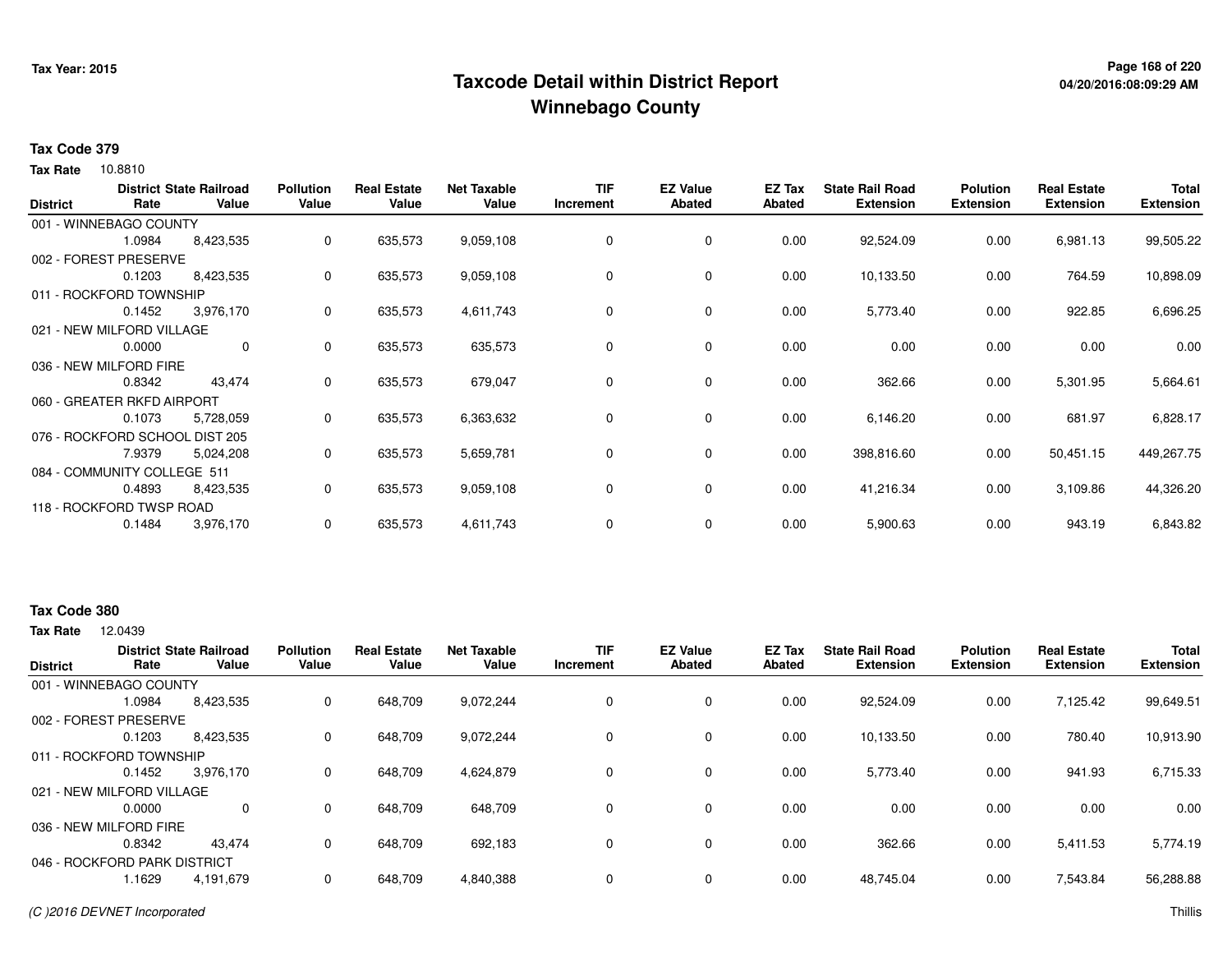# Taxcode Detail within District Report
## Winnebago County

Tax Year: 2015

04/20/2016:08:09:29 AM

**Tax Code 379**

**Tax Rate** 10.8810

| District | District Rate | State Railroad Value | Pollution Value | Real Estate Value | Net Taxable Value | TIF Increment | EZ Value Abated | EZ Tax Abated | State Rail Road Extension | Polution Extension | Real Estate Extension | Total Extension |
|---|---|---|---|---|---|---|---|---|---|---|---|---|
| 001 - WINNEBAGO COUNTY | 1.0984 | 8,423,535 | 0 | 635,573 | 9,059,108 | 0 | 0 | 0.00 | 92,524.09 | 0.00 | 6,981.13 | 99,505.22 |
| 002 - FOREST PRESERVE | 0.1203 | 8,423,535 | 0 | 635,573 | 9,059,108 | 0 | 0 | 0.00 | 10,133.50 | 0.00 | 764.59 | 10,898.09 |
| 011 - ROCKFORD TOWNSHIP | 0.1452 | 3,976,170 | 0 | 635,573 | 4,611,743 | 0 | 0 | 0.00 | 5,773.40 | 0.00 | 922.85 | 6,696.25 |
| 021 - NEW MILFORD VILLAGE | 0.0000 | 0 | 0 | 635,573 | 635,573 | 0 | 0 | 0.00 | 0.00 | 0.00 | 0.00 | 0.00 |
| 036 - NEW MILFORD FIRE | 0.8342 | 43,474 | 0 | 635,573 | 679,047 | 0 | 0 | 0.00 | 362.66 | 0.00 | 5,301.95 | 5,664.61 |
| 060 - GREATER RKFD AIRPORT | 0.1073 | 5,728,059 | 0 | 635,573 | 6,363,632 | 0 | 0 | 0.00 | 6,146.20 | 0.00 | 681.97 | 6,828.17 |
| 076 - ROCKFORD SCHOOL DIST 205 | 7.9379 | 5,024,208 | 0 | 635,573 | 5,659,781 | 0 | 0 | 0.00 | 398,816.60 | 0.00 | 50,451.15 | 449,267.75 |
| 084 - COMMUNITY COLLEGE 511 | 0.4893 | 8,423,535 | 0 | 635,573 | 9,059,108 | 0 | 0 | 0.00 | 41,216.34 | 0.00 | 3,109.86 | 44,326.20 |
| 118 - ROCKFORD TWSP ROAD | 0.1484 | 3,976,170 | 0 | 635,573 | 4,611,743 | 0 | 0 | 0.00 | 5,900.63 | 0.00 | 943.19 | 6,843.82 |

**Tax Code 380**

**Tax Rate** 12.0439

| District | District Rate | State Railroad Value | Pollution Value | Real Estate Value | Net Taxable Value | TIF Increment | EZ Value Abated | EZ Tax Abated | State Rail Road Extension | Polution Extension | Real Estate Extension | Total Extension |
|---|---|---|---|---|---|---|---|---|---|---|---|---|
| 001 - WINNEBAGO COUNTY | 1.0984 | 8,423,535 | 0 | 648,709 | 9,072,244 | 0 | 0 | 0.00 | 92,524.09 | 0.00 | 7,125.42 | 99,649.51 |
| 002 - FOREST PRESERVE | 0.1203 | 8,423,535 | 0 | 648,709 | 9,072,244 | 0 | 0 | 0.00 | 10,133.50 | 0.00 | 780.40 | 10,913.90 |
| 011 - ROCKFORD TOWNSHIP | 0.1452 | 3,976,170 | 0 | 648,709 | 4,624,879 | 0 | 0 | 0.00 | 5,773.40 | 0.00 | 941.93 | 6,715.33 |
| 021 - NEW MILFORD VILLAGE | 0.0000 | 0 | 0 | 648,709 | 648,709 | 0 | 0 | 0.00 | 0.00 | 0.00 | 0.00 | 0.00 |
| 036 - NEW MILFORD FIRE | 0.8342 | 43,474 | 0 | 648,709 | 692,183 | 0 | 0 | 0.00 | 362.66 | 0.00 | 5,411.53 | 5,774.19 |
| 046 - ROCKFORD PARK DISTRICT | 1.1629 | 4,191,679 | 0 | 648,709 | 4,840,388 | 0 | 0 | 0.00 | 48,745.04 | 0.00 | 7,543.84 | 56,288.88 |

*(C )2016 DEVNET Incorporated*

Thillis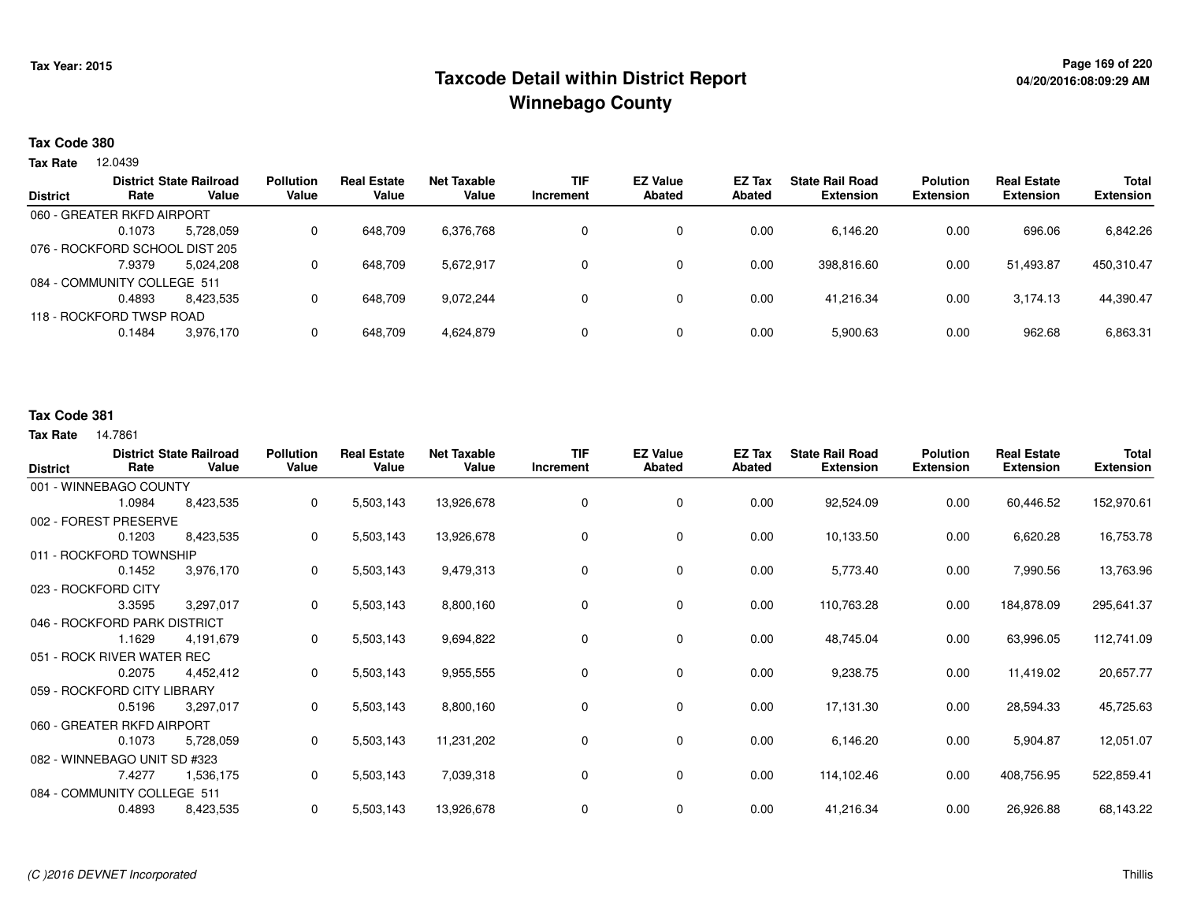Tax Year: 2015

# Taxcode Detail within District Report
## Winnebago County

**Tax Code 380**

**Tax Rate** 12.0439

| District | District Rate | State Railroad Value | Pollution Value | Real Estate Value | Net Taxable Value | TIF Increment | EZ Value Abated | EZ Tax Abated | State Rail Road Extension | Polution Extension | Real Estate Extension | Total Extension |
|---|---|---|---|---|---|---|---|---|---|---|---|---|
| 060 - GREATER RKFD AIRPORT | | | | | | | | | | | | |
| | 0.1073 | 5,728,059 | 0 | 648,709 | 6,376,768 | 0 | 0 | 0.00 | 6,146.20 | 0.00 | 696.06 | 6,842.26 |
| 076 - ROCKFORD SCHOOL DIST 205 | | | | | | | | | | | | |
| | 7.9379 | 5,024,208 | 0 | 648,709 | 5,672,917 | 0 | 0 | 0.00 | 398,816.60 | 0.00 | 51,493.87 | 450,310.47 |
| 084 - COMMUNITY COLLEGE 511 | | | | | | | | | | | | |
| | 0.4893 | 8,423,535 | 0 | 648,709 | 9,072,244 | 0 | 0 | 0.00 | 41,216.34 | 0.00 | 3,174.13 | 44,390.47 |
| 118 - ROCKFORD TWSP ROAD | | | | | | | | | | | | |
| | 0.1484 | 3,976,170 | 0 | 648,709 | 4,624,879 | 0 | 0 | 0.00 | 5,900.63 | 0.00 | 962.68 | 6,863.31 |

**Tax Code 381**

**Tax Rate** 14.7861

| District | District Rate | State Railroad Value | Pollution Value | Real Estate Value | Net Taxable Value | TIF Increment | EZ Value Abated | EZ Tax Abated | State Rail Road Extension | Polution Extension | Real Estate Extension | Total Extension |
|---|---|---|---|---|---|---|---|---|---|---|---|---|
| 001 - WINNEBAGO COUNTY | | | | | | | | | | | | |
| | 1.0984 | 8,423,535 | 0 | 5,503,143 | 13,926,678 | 0 | 0 | 0.00 | 92,524.09 | 0.00 | 60,446.52 | 152,970.61 |
| 002 - FOREST PRESERVE | | | | | | | | | | | | |
| | 0.1203 | 8,423,535 | 0 | 5,503,143 | 13,926,678 | 0 | 0 | 0.00 | 10,133.50 | 0.00 | 6,620.28 | 16,753.78 |
| 011 - ROCKFORD TOWNSHIP | | | | | | | | | | | | |
| | 0.1452 | 3,976,170 | 0 | 5,503,143 | 9,479,313 | 0 | 0 | 0.00 | 5,773.40 | 0.00 | 7,990.56 | 13,763.96 |
| 023 - ROCKFORD CITY | | | | | | | | | | | | |
| | 3.3595 | 3,297,017 | 0 | 5,503,143 | 8,800,160 | 0 | 0 | 0.00 | 110,763.28 | 0.00 | 184,878.09 | 295,641.37 |
| 046 - ROCKFORD PARK DISTRICT | | | | | | | | | | | | |
| | 1.1629 | 4,191,679 | 0 | 5,503,143 | 9,694,822 | 0 | 0 | 0.00 | 48,745.04 | 0.00 | 63,996.05 | 112,741.09 |
| 051 - ROCK RIVER WATER REC | | | | | | | | | | | | |
| | 0.2075 | 4,452,412 | 0 | 5,503,143 | 9,955,555 | 0 | 0 | 0.00 | 9,238.75 | 0.00 | 11,419.02 | 20,657.77 |
| 059 - ROCKFORD CITY LIBRARY | | | | | | | | | | | | |
| | 0.5196 | 3,297,017 | 0 | 5,503,143 | 8,800,160 | 0 | 0 | 0.00 | 17,131.30 | 0.00 | 28,594.33 | 45,725.63 |
| 060 - GREATER RKFD AIRPORT | | | | | | | | | | | | |
| | 0.1073 | 5,728,059 | 0 | 5,503,143 | 11,231,202 | 0 | 0 | 0.00 | 6,146.20 | 0.00 | 5,904.87 | 12,051.07 |
| 082 - WINNEBAGO UNIT SD #323 | | | | | | | | | | | | |
| | 7.4277 | 1,536,175 | 0 | 5,503,143 | 7,039,318 | 0 | 0 | 0.00 | 114,102.46 | 0.00 | 408,756.95 | 522,859.41 |
| 084 - COMMUNITY COLLEGE 511 | | | | | | | | | | | | |
| | 0.4893 | 8,423,535 | 0 | 5,503,143 | 13,926,678 | 0 | 0 | 0.00 | 41,216.34 | 0.00 | 26,926.88 | 68,143.22 |

*(C )2016 DEVNET Incorporated*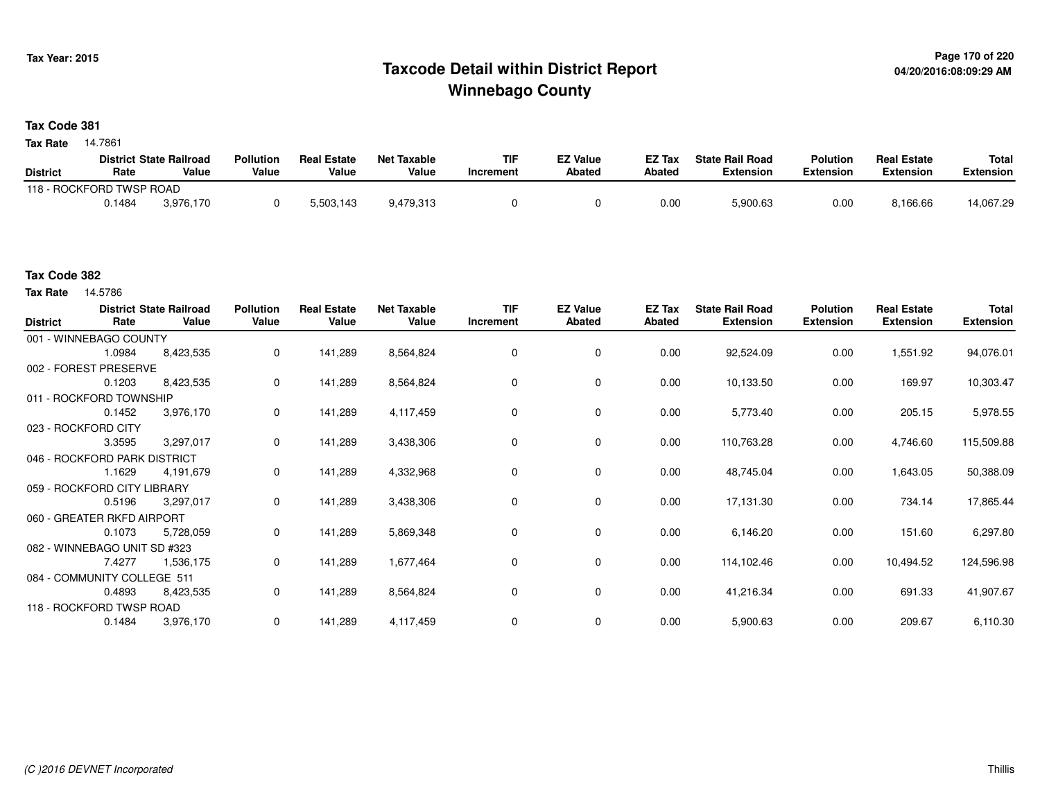# Taxcode Detail within District Report
# Winnebago County

Tax Year: 2015

04/20/2016:08:09:29 AM

**Tax Code 381**

**Tax Rate** 14.7861

| District | District Rate | State Railroad Value | Pollution Value | Real Estate Value | Net Taxable Value | TIF Increment | EZ Value Abated | EZ Tax Abated | State Rail Road Extension | Polution Extension | Real Estate Extension | Total Extension |
|---|---|---|---|---|---|---|---|---|---|---|---|---|
| 118 - ROCKFORD TWSP ROAD | | | | | | | | | | | | |
| | 0.1484 | 3,976,170 | 0 | 5,503,143 | 9,479,313 | 0 | 0 | 0.00 | 5,900.63 | 0.00 | 8,166.66 | 14,067.29 |

**Tax Code 382**

**Tax Rate** 14.5786

| District | District Rate | State Railroad Value | Pollution Value | Real Estate Value | Net Taxable Value | TIF Increment | EZ Value Abated | EZ Tax Abated | State Rail Road Extension | Polution Extension | Real Estate Extension | Total Extension |
|---|---|---|---|---|---|---|---|---|---|---|---|---|
| 001 - WINNEBAGO COUNTY | | | | | | | | | | | | |
| | 1.0984 | 8,423,535 | 0 | 141,289 | 8,564,824 | 0 | 0 | 0.00 | 92,524.09 | 0.00 | 1,551.92 | 94,076.01 |
| 002 - FOREST PRESERVE | | | | | | | | | | | | |
| | 0.1203 | 8,423,535 | 0 | 141,289 | 8,564,824 | 0 | 0 | 0.00 | 10,133.50 | 0.00 | 169.97 | 10,303.47 |
| 011 - ROCKFORD TOWNSHIP | | | | | | | | | | | | |
| | 0.1452 | 3,976,170 | 0 | 141,289 | 4,117,459 | 0 | 0 | 0.00 | 5,773.40 | 0.00 | 205.15 | 5,978.55 |
| 023 - ROCKFORD CITY | | | | | | | | | | | | |
| | 3.3595 | 3,297,017 | 0 | 141,289 | 3,438,306 | 0 | 0 | 0.00 | 110,763.28 | 0.00 | 4,746.60 | 115,509.88 |
| 046 - ROCKFORD PARK DISTRICT | | | | | | | | | | | | |
| | 1.1629 | 4,191,679 | 0 | 141,289 | 4,332,968 | 0 | 0 | 0.00 | 48,745.04 | 0.00 | 1,643.05 | 50,388.09 |
| 059 - ROCKFORD CITY LIBRARY | | | | | | | | | | | | |
| | 0.5196 | 3,297,017 | 0 | 141,289 | 3,438,306 | 0 | 0 | 0.00 | 17,131.30 | 0.00 | 734.14 | 17,865.44 |
| 060 - GREATER RKFD AIRPORT | | | | | | | | | | | | |
| | 0.1073 | 5,728,059 | 0 | 141,289 | 5,869,348 | 0 | 0 | 0.00 | 6,146.20 | 0.00 | 151.60 | 6,297.80 |
| 082 - WINNEBAGO UNIT SD #323 | | | | | | | | | | | | |
| | 7.4277 | 1,536,175 | 0 | 141,289 | 1,677,464 | 0 | 0 | 0.00 | 114,102.46 | 0.00 | 10,494.52 | 124,596.98 |
| 084 - COMMUNITY COLLEGE 511 | | | | | | | | | | | | |
| | 0.4893 | 8,423,535 | 0 | 141,289 | 8,564,824 | 0 | 0 | 0.00 | 41,216.34 | 0.00 | 691.33 | 41,907.67 |
| 118 - ROCKFORD TWSP ROAD | | | | | | | | | | | | |
| | 0.1484 | 3,976,170 | 0 | 141,289 | 4,117,459 | 0 | 0 | 0.00 | 5,900.63 | 0.00 | 209.67 | 6,110.30 |

(C )2016 DEVNET Incorporated

Thillis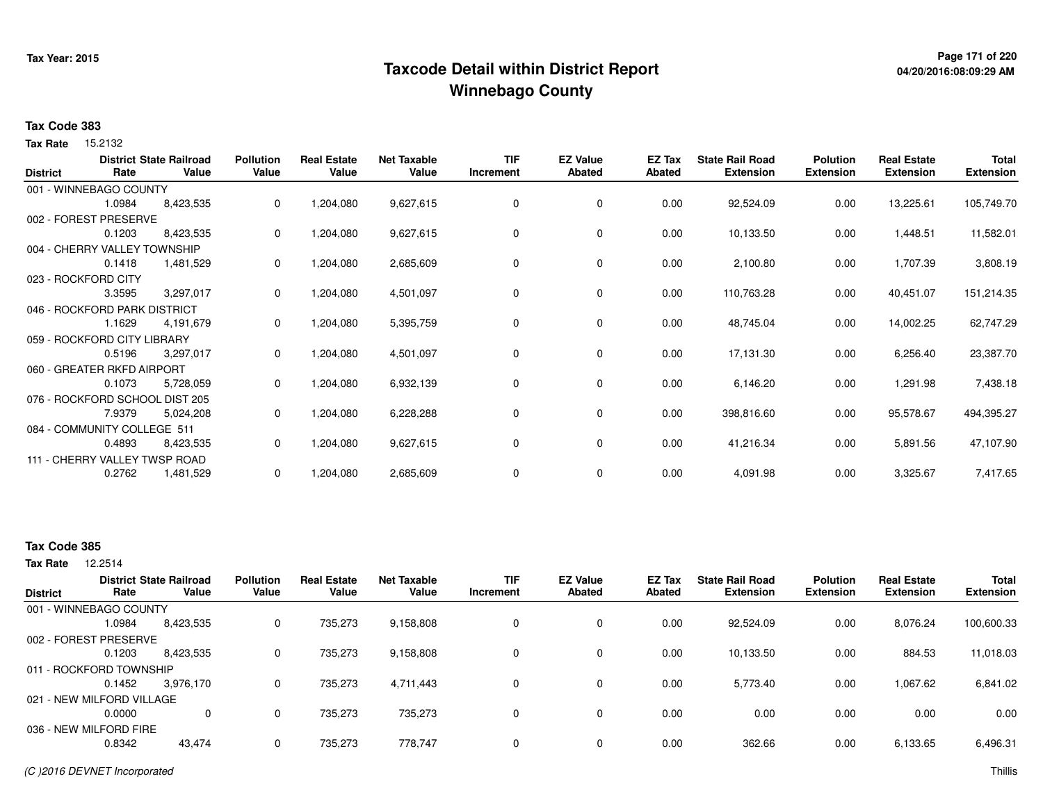Tax Year: 2015

# Taxcode Detail within District Report
## Winnebago County

04/20/2016:08:09:29 AM

**Tax Code 383**

**Tax Rate** 15.2132

| District | District Rate | State Railroad Value | Pollution Value | Real Estate Value | Net Taxable Value | TIF Increment | EZ Value Abated | EZ Tax Abated | State Rail Road Extension | Polution Extension | Real Estate Extension | Total Extension |
|---|---|---|---|---|---|---|---|---|---|---|---|---|
| 001 - WINNEBAGO COUNTY | | | | | | | | | | | | |
| | 1.0984 | 8,423,535 | 0 | 1,204,080 | 9,627,615 | 0 | 0 | 0.00 | 92,524.09 | 0.00 | 13,225.61 | 105,749.70 |
| 002 - FOREST PRESERVE | | | | | | | | | | | | |
| | 0.1203 | 8,423,535 | 0 | 1,204,080 | 9,627,615 | 0 | 0 | 0.00 | 10,133.50 | 0.00 | 1,448.51 | 11,582.01 |
| 004 - CHERRY VALLEY TOWNSHIP | | | | | | | | | | | | |
| | 0.1418 | 1,481,529 | 0 | 1,204,080 | 2,685,609 | 0 | 0 | 0.00 | 2,100.80 | 0.00 | 1,707.39 | 3,808.19 |
| 023 - ROCKFORD CITY | | | | | | | | | | | | |
| | 3.3595 | 3,297,017 | 0 | 1,204,080 | 4,501,097 | 0 | 0 | 0.00 | 110,763.28 | 0.00 | 40,451.07 | 151,214.35 |
| 046 - ROCKFORD PARK DISTRICT | | | | | | | | | | | | |
| | 1.1629 | 4,191,679 | 0 | 1,204,080 | 5,395,759 | 0 | 0 | 0.00 | 48,745.04 | 0.00 | 14,002.25 | 62,747.29 |
| 059 - ROCKFORD CITY LIBRARY | | | | | | | | | | | | |
| | 0.5196 | 3,297,017 | 0 | 1,204,080 | 4,501,097 | 0 | 0 | 0.00 | 17,131.30 | 0.00 | 6,256.40 | 23,387.70 |
| 060 - GREATER RKFD AIRPORT | | | | | | | | | | | | |
| | 0.1073 | 5,728,059 | 0 | 1,204,080 | 6,932,139 | 0 | 0 | 0.00 | 6,146.20 | 0.00 | 1,291.98 | 7,438.18 |
| 076 - ROCKFORD SCHOOL DIST 205 | | | | | | | | | | | | |
| | 7.9379 | 5,024,208 | 0 | 1,204,080 | 6,228,288 | 0 | 0 | 0.00 | 398,816.60 | 0.00 | 95,578.67 | 494,395.27 |
| 084 - COMMUNITY COLLEGE 511 | | | | | | | | | | | | |
| | 0.4893 | 8,423,535 | 0 | 1,204,080 | 9,627,615 | 0 | 0 | 0.00 | 41,216.34 | 0.00 | 5,891.56 | 47,107.90 |
| 111 - CHERRY VALLEY TWSP ROAD | | | | | | | | | | | | |
| | 0.2762 | 1,481,529 | 0 | 1,204,080 | 2,685,609 | 0 | 0 | 0.00 | 4,091.98 | 0.00 | 3,325.67 | 7,417.65 |

**Tax Code 385**

**Tax Rate** 12.2514

| District | District Rate | State Railroad Value | Pollution Value | Real Estate Value | Net Taxable Value | TIF Increment | EZ Value Abated | EZ Tax Abated | State Rail Road Extension | Polution Extension | Real Estate Extension | Total Extension |
|---|---|---|---|---|---|---|---|---|---|---|---|---|
| 001 - WINNEBAGO COUNTY | | | | | | | | | | | | |
| | 1.0984 | 8,423,535 | 0 | 735,273 | 9,158,808 | 0 | 0 | 0.00 | 92,524.09 | 0.00 | 8,076.24 | 100,600.33 |
| 002 - FOREST PRESERVE | | | | | | | | | | | | |
| | 0.1203 | 8,423,535 | 0 | 735,273 | 9,158,808 | 0 | 0 | 0.00 | 10,133.50 | 0.00 | 884.53 | 11,018.03 |
| 011 - ROCKFORD TOWNSHIP | | | | | | | | | | | | |
| | 0.1452 | 3,976,170 | 0 | 735,273 | 4,711,443 | 0 | 0 | 0.00 | 5,773.40 | 0.00 | 1,067.62 | 6,841.02 |
| 021 - NEW MILFORD VILLAGE | | | | | | | | | | | | |
| | 0.0000 | 0 | 0 | 735,273 | 735,273 | 0 | 0 | 0.00 | 0.00 | 0.00 | 0.00 | 0.00 |
| 036 - NEW MILFORD FIRE | | | | | | | | | | | | |
| | 0.8342 | 43,474 | 0 | 735,273 | 778,747 | 0 | 0 | 0.00 | 362.66 | 0.00 | 6,133.65 | 6,496.31 |

*(C )2016 DEVNET Incorporated*

Thillis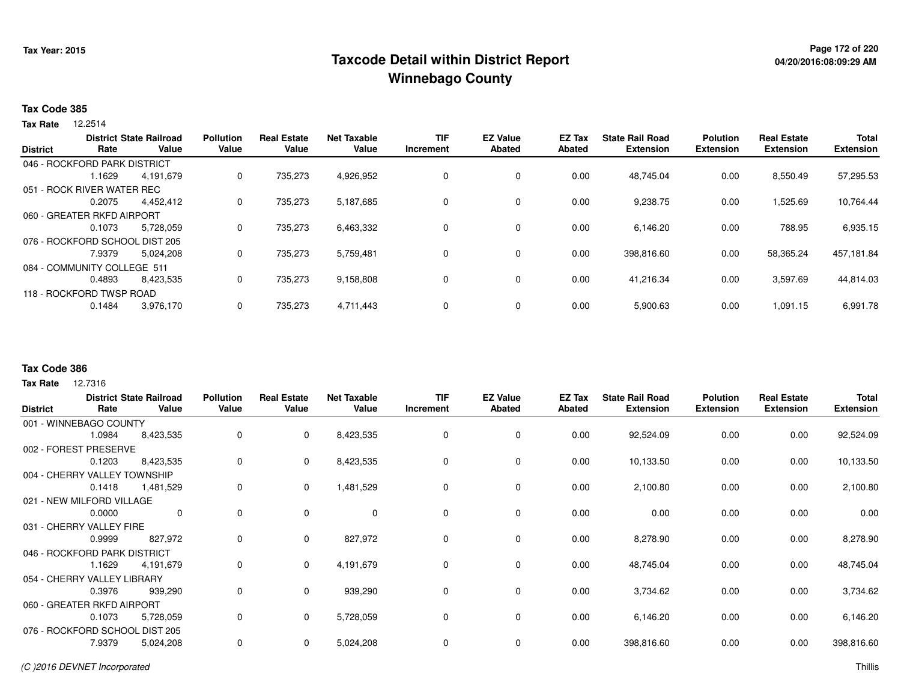Tax Year: 2015

# Taxcode Detail within District Report
## Winnebago County

04/20/2016:08:09:29 AM

**Tax Code 385**

**Tax Rate** 12.2514

| District | District Rate | State Railroad Value | Pollution Value | Real Estate Value | Net Taxable Value | TIF Increment | EZ Value Abated | EZ Tax Abated | State Rail Road Extension | Polution Extension | Real Estate Extension | Total Extension |
|---|---|---|---|---|---|---|---|---|---|---|---|---|
| 046 - ROCKFORD PARK DISTRICT | 1.1629 | 4,191,679 | 0 | 735,273 | 4,926,952 | 0 | 0 | 0.00 | 48,745.04 | 0.00 | 8,550.49 | 57,295.53 |
| 051 - ROCK RIVER WATER REC | 0.2075 | 4,452,412 | 0 | 735,273 | 5,187,685 | 0 | 0 | 0.00 | 9,238.75 | 0.00 | 1,525.69 | 10,764.44 |
| 060 - GREATER RKFD AIRPORT | 0.1073 | 5,728,059 | 0 | 735,273 | 6,463,332 | 0 | 0 | 0.00 | 6,146.20 | 0.00 | 788.95 | 6,935.15 |
| 076 - ROCKFORD SCHOOL DIST 205 | 7.9379 | 5,024,208 | 0 | 735,273 | 5,759,481 | 0 | 0 | 0.00 | 398,816.60 | 0.00 | 58,365.24 | 457,181.84 |
| 084 - COMMUNITY COLLEGE 511 | 0.4893 | 8,423,535 | 0 | 735,273 | 9,158,808 | 0 | 0 | 0.00 | 41,216.34 | 0.00 | 3,597.69 | 44,814.03 |
| 118 - ROCKFORD TWSP ROAD | 0.1484 | 3,976,170 | 0 | 735,273 | 4,711,443 | 0 | 0 | 0.00 | 5,900.63 | 0.00 | 1,091.15 | 6,991.78 |

**Tax Code 386**

**Tax Rate** 12.7316

| District | District Rate | State Railroad Value | Pollution Value | Real Estate Value | Net Taxable Value | TIF Increment | EZ Value Abated | EZ Tax Abated | State Rail Road Extension | Polution Extension | Real Estate Extension | Total Extension |
|---|---|---|---|---|---|---|---|---|---|---|---|---|
| 001 - WINNEBAGO COUNTY | 1.0984 | 8,423,535 | 0 | 0 | 8,423,535 | 0 | 0 | 0.00 | 92,524.09 | 0.00 | 0.00 | 92,524.09 |
| 002 - FOREST PRESERVE | 0.1203 | 8,423,535 | 0 | 0 | 8,423,535 | 0 | 0 | 0.00 | 10,133.50 | 0.00 | 0.00 | 10,133.50 |
| 004 - CHERRY VALLEY TOWNSHIP | 0.1418 | 1,481,529 | 0 | 0 | 1,481,529 | 0 | 0 | 0.00 | 2,100.80 | 0.00 | 0.00 | 2,100.80 |
| 021 - NEW MILFORD VILLAGE | 0.0000 | 0 | 0 | 0 | 0 | 0 | 0 | 0.00 | 0.00 | 0.00 | 0.00 | 0.00 |
| 031 - CHERRY VALLEY FIRE | 0.9999 | 827,972 | 0 | 0 | 827,972 | 0 | 0 | 0.00 | 8,278.90 | 0.00 | 0.00 | 8,278.90 |
| 046 - ROCKFORD PARK DISTRICT | 1.1629 | 4,191,679 | 0 | 0 | 4,191,679 | 0 | 0 | 0.00 | 48,745.04 | 0.00 | 0.00 | 48,745.04 |
| 054 - CHERRY VALLEY LIBRARY | 0.3976 | 939,290 | 0 | 0 | 939,290 | 0 | 0 | 0.00 | 3,734.62 | 0.00 | 0.00 | 3,734.62 |
| 060 - GREATER RKFD AIRPORT | 0.1073 | 5,728,059 | 0 | 0 | 5,728,059 | 0 | 0 | 0.00 | 6,146.20 | 0.00 | 0.00 | 6,146.20 |
| 076 - ROCKFORD SCHOOL DIST 205 | 7.9379 | 5,024,208 | 0 | 0 | 5,024,208 | 0 | 0 | 0.00 | 398,816.60 | 0.00 | 0.00 | 398,816.60 |

(C )2016 DEVNET Incorporated

Thillis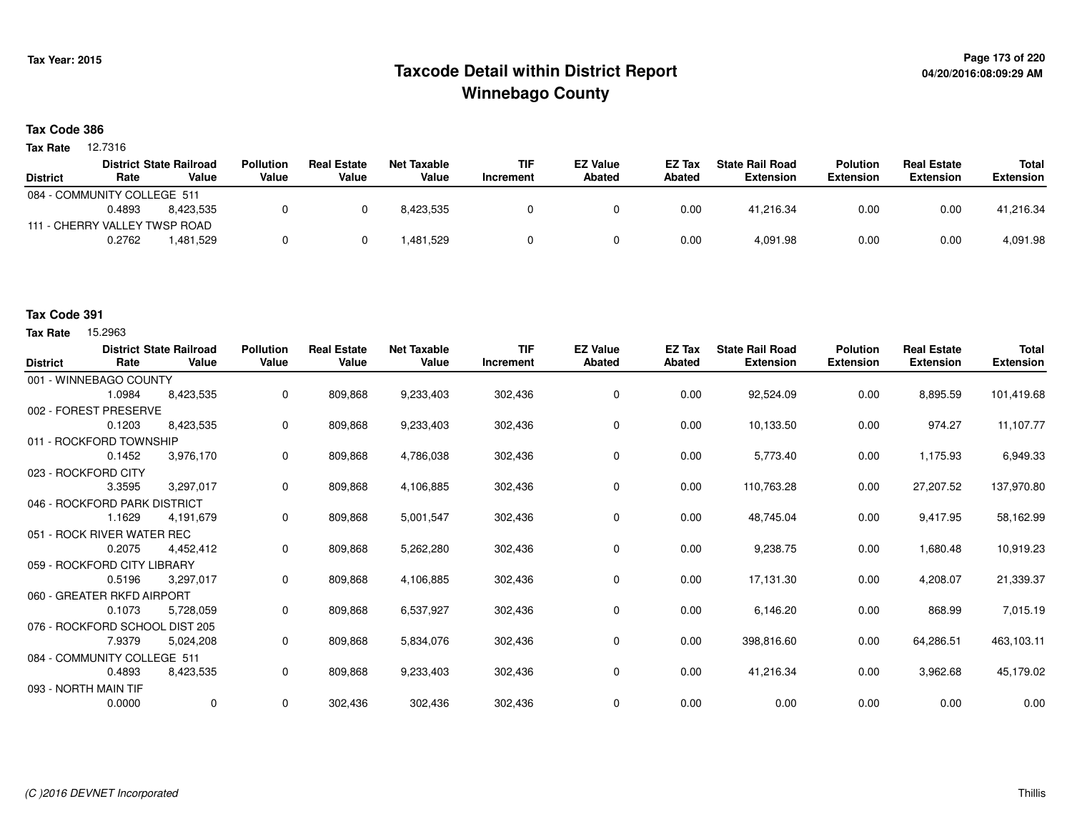# Taxcode Detail within District Report
# Winnebago County

Tax Year: 2015

04/20/2016:08:09:29 AM

**Tax Code 386**

**Tax Rate** 12.7316

| District | District Rate | State Railroad Value | Pollution Value | Real Estate Value | Net Taxable Value | TIF Increment | EZ Value Abated | EZ Tax Abated | State Rail Road Extension | Polution Extension | Real Estate Extension | Total Extension |
|---|---|---|---|---|---|---|---|---|---|---|---|---|
| 084 - COMMUNITY COLLEGE 511 | | | | | | | | | | | | |
| | 0.4893 | 8,423,535 | 0 | 0 | 8,423,535 | 0 | 0 | 0.00 | 41,216.34 | 0.00 | 0.00 | 41,216.34 |
| 111 - CHERRY VALLEY TWSP ROAD | | | | | | | | | | | | |
| | 0.2762 | 1,481,529 | 0 | 0 | 1,481,529 | 0 | 0 | 0.00 | 4,091.98 | 0.00 | 0.00 | 4,091.98 |

**Tax Code 391**

**Tax Rate** 15.2963

| District | District Rate | State Railroad Value | Pollution Value | Real Estate Value | Net Taxable Value | TIF Increment | EZ Value Abated | EZ Tax Abated | State Rail Road Extension | Polution Extension | Real Estate Extension | Total Extension |
|---|---|---|---|---|---|---|---|---|---|---|---|---|
| 001 - WINNEBAGO COUNTY | | | | | | | | | | | | |
| | 1.0984 | 8,423,535 | 0 | 809,868 | 9,233,403 | 302,436 | 0 | 0.00 | 92,524.09 | 0.00 | 8,895.59 | 101,419.68 |
| 002 - FOREST PRESERVE | | | | | | | | | | | | |
| | 0.1203 | 8,423,535 | 0 | 809,868 | 9,233,403 | 302,436 | 0 | 0.00 | 10,133.50 | 0.00 | 974.27 | 11,107.77 |
| 011 - ROCKFORD TOWNSHIP | | | | | | | | | | | | |
| | 0.1452 | 3,976,170 | 0 | 809,868 | 4,786,038 | 302,436 | 0 | 0.00 | 5,773.40 | 0.00 | 1,175.93 | 6,949.33 |
| 023 - ROCKFORD CITY | | | | | | | | | | | | |
| | 3.3595 | 3,297,017 | 0 | 809,868 | 4,106,885 | 302,436 | 0 | 0.00 | 110,763.28 | 0.00 | 27,207.52 | 137,970.80 |
| 046 - ROCKFORD PARK DISTRICT | | | | | | | | | | | | |
| | 1.1629 | 4,191,679 | 0 | 809,868 | 5,001,547 | 302,436 | 0 | 0.00 | 48,745.04 | 0.00 | 9,417.95 | 58,162.99 |
| 051 - ROCK RIVER WATER REC | | | | | | | | | | | | |
| | 0.2075 | 4,452,412 | 0 | 809,868 | 5,262,280 | 302,436 | 0 | 0.00 | 9,238.75 | 0.00 | 1,680.48 | 10,919.23 |
| 059 - ROCKFORD CITY LIBRARY | | | | | | | | | | | | |
| | 0.5196 | 3,297,017 | 0 | 809,868 | 4,106,885 | 302,436 | 0 | 0.00 | 17,131.30 | 0.00 | 4,208.07 | 21,339.37 |
| 060 - GREATER RKFD AIRPORT | | | | | | | | | | | | |
| | 0.1073 | 5,728,059 | 0 | 809,868 | 6,537,927 | 302,436 | 0 | 0.00 | 6,146.20 | 0.00 | 868.99 | 7,015.19 |
| 076 - ROCKFORD SCHOOL DIST 205 | | | | | | | | | | | | |
| | 7.9379 | 5,024,208 | 0 | 809,868 | 5,834,076 | 302,436 | 0 | 0.00 | 398,816.60 | 0.00 | 64,286.51 | 463,103.11 |
| 084 - COMMUNITY COLLEGE 511 | | | | | | | | | | | | |
| | 0.4893 | 8,423,535 | 0 | 809,868 | 9,233,403 | 302,436 | 0 | 0.00 | 41,216.34 | 0.00 | 3,962.68 | 45,179.02 |
| 093 - NORTH MAIN TIF | | | | | | | | | | | | |
| | 0.0000 | 0 | 0 | 302,436 | 302,436 | 302,436 | 0 | 0.00 | 0.00 | 0.00 | 0.00 | 0.00 |

*(C )2016 DEVNET Incorporated*

Thillis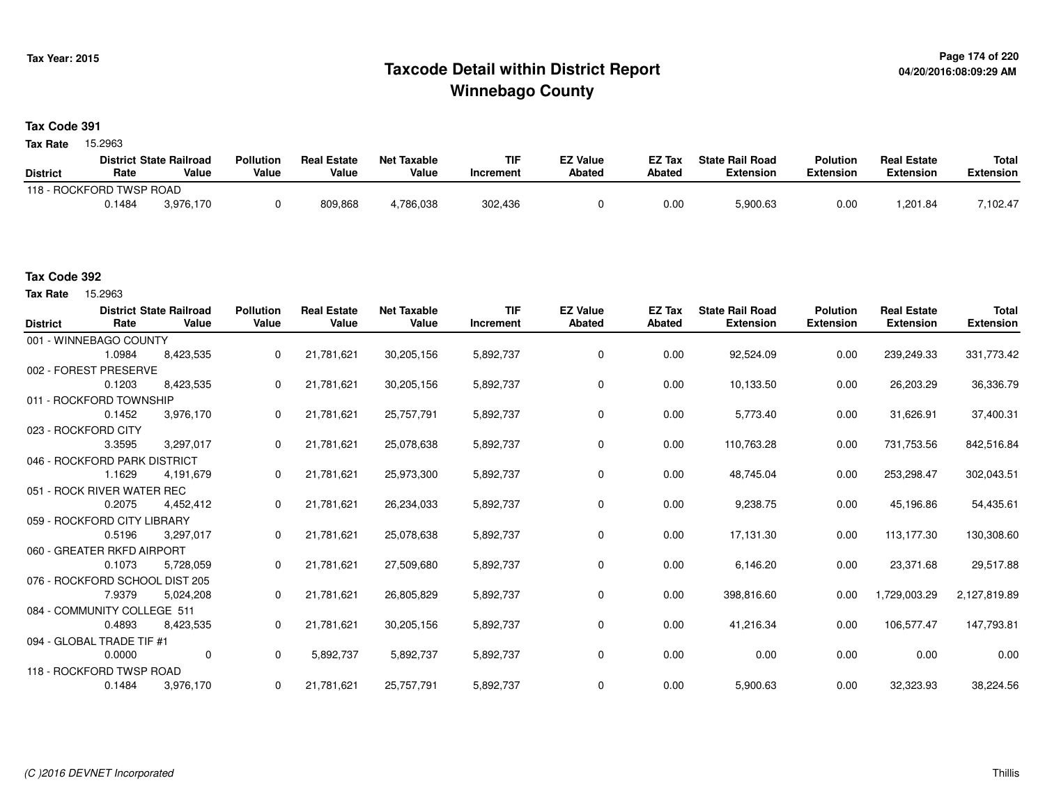# Taxcode Detail within District Report
## Winnebago County

Tax Year: 2015

04/20/2016:08:09:29 AM

**Tax Code 391**

**Tax Rate** 15.2963

| District | District Rate | State Railroad Value | Pollution Value | Real Estate Value | Net Taxable Value | TIF Increment | EZ Value Abated | EZ Tax Abated | State Rail Road Extension | Polution Extension | Real Estate Extension | Total Extension |
|---|---|---|---|---|---|---|---|---|---|---|---|---|
| 118 - ROCKFORD TWSP ROAD | 0.1484 | 3,976,170 | 0 | 809,868 | 4,786,038 | 302,436 | 0 | 0.00 | 5,900.63 | 0.00 | 1,201.84 | 7,102.47 |

**Tax Code 392**

**Tax Rate** 15.2963

| District | District Rate | State Railroad Value | Pollution Value | Real Estate Value | Net Taxable Value | TIF Increment | EZ Value Abated | EZ Tax Abated | State Rail Road Extension | Polution Extension | Real Estate Extension | Total Extension |
|---|---|---|---|---|---|---|---|---|---|---|---|---|
| 001 - WINNEBAGO COUNTY | 1.0984 | 8,423,535 | 0 | 21,781,621 | 30,205,156 | 5,892,737 | 0 | 0.00 | 92,524.09 | 0.00 | 239,249.33 | 331,773.42 |
| 002 - FOREST PRESERVE | 0.1203 | 8,423,535 | 0 | 21,781,621 | 30,205,156 | 5,892,737 | 0 | 0.00 | 10,133.50 | 0.00 | 26,203.29 | 36,336.79 |
| 011 - ROCKFORD TOWNSHIP | 0.1452 | 3,976,170 | 0 | 21,781,621 | 25,757,791 | 5,892,737 | 0 | 0.00 | 5,773.40 | 0.00 | 31,626.91 | 37,400.31 |
| 023 - ROCKFORD CITY | 3.3595 | 3,297,017 | 0 | 21,781,621 | 25,078,638 | 5,892,737 | 0 | 0.00 | 110,763.28 | 0.00 | 731,753.56 | 842,516.84 |
| 046 - ROCKFORD PARK DISTRICT | 1.1629 | 4,191,679 | 0 | 21,781,621 | 25,973,300 | 5,892,737 | 0 | 0.00 | 48,745.04 | 0.00 | 253,298.47 | 302,043.51 |
| 051 - ROCK RIVER WATER REC | 0.2075 | 4,452,412 | 0 | 21,781,621 | 26,234,033 | 5,892,737 | 0 | 0.00 | 9,238.75 | 0.00 | 45,196.86 | 54,435.61 |
| 059 - ROCKFORD CITY LIBRARY | 0.5196 | 3,297,017 | 0 | 21,781,621 | 25,078,638 | 5,892,737 | 0 | 0.00 | 17,131.30 | 0.00 | 113,177.30 | 130,308.60 |
| 060 - GREATER RKFD AIRPORT | 0.1073 | 5,728,059 | 0 | 21,781,621 | 27,509,680 | 5,892,737 | 0 | 0.00 | 6,146.20 | 0.00 | 23,371.68 | 29,517.88 |
| 076 - ROCKFORD SCHOOL DIST 205 | 7.9379 | 5,024,208 | 0 | 21,781,621 | 26,805,829 | 5,892,737 | 0 | 0.00 | 398,816.60 | 0.00 | 1,729,003.29 | 2,127,819.89 |
| 084 - COMMUNITY COLLEGE 511 | 0.4893 | 8,423,535 | 0 | 21,781,621 | 30,205,156 | 5,892,737 | 0 | 0.00 | 41,216.34 | 0.00 | 106,577.47 | 147,793.81 |
| 094 - GLOBAL TRADE TIF #1 | 0.0000 | 0 | 0 | 5,892,737 | 5,892,737 | 5,892,737 | 0 | 0.00 | 0.00 | 0.00 | 0.00 | 0.00 |
| 118 - ROCKFORD TWSP ROAD | 0.1484 | 3,976,170 | 0 | 21,781,621 | 25,757,791 | 5,892,737 | 0 | 0.00 | 5,900.63 | 0.00 | 32,323.93 | 38,224.56 |

(C )2016 DEVNET Incorporated

Thillis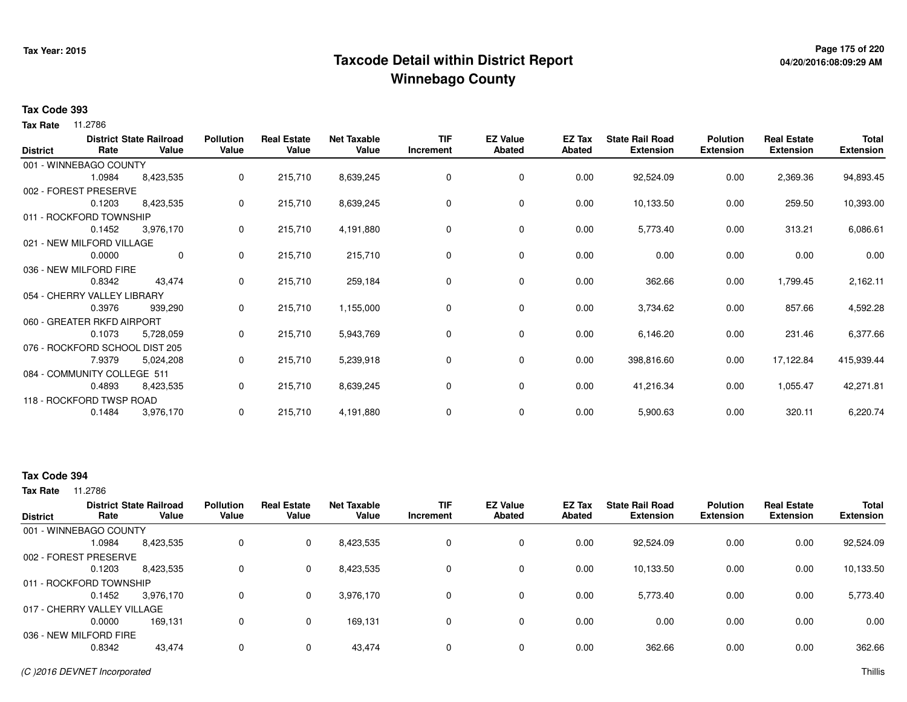# Taxcode Detail within District Report
## Winnebago County

Tax Year: 2015

04/20/2016:08:09:29 AM

### Tax Code 393

**Tax Rate** 11.2786

| District | District Rate | State Railroad Value | Pollution Value | Real Estate Value | Net Taxable Value | TIF Increment | EZ Value Abated | EZ Tax Abated | State Rail Road Extension | Polution Extension | Real Estate Extension | Total Extension |
|---|---|---|---|---|---|---|---|---|---|---|---|---|
| 001 - WINNEBAGO COUNTY | 1.0984 | 8,423,535 | 0 | 215,710 | 8,639,245 | 0 | 0 | 0.00 | 92,524.09 | 0.00 | 2,369.36 | 94,893.45 |
| 002 - FOREST PRESERVE | 0.1203 | 8,423,535 | 0 | 215,710 | 8,639,245 | 0 | 0 | 0.00 | 10,133.50 | 0.00 | 259.50 | 10,393.00 |
| 011 - ROCKFORD TOWNSHIP | 0.1452 | 3,976,170 | 0 | 215,710 | 4,191,880 | 0 | 0 | 0.00 | 5,773.40 | 0.00 | 313.21 | 6,086.61 |
| 021 - NEW MILFORD VILLAGE | 0.0000 | 0 | 0 | 215,710 | 215,710 | 0 | 0 | 0.00 | 0.00 | 0.00 | 0.00 | 0.00 |
| 036 - NEW MILFORD FIRE | 0.8342 | 43,474 | 0 | 215,710 | 259,184 | 0 | 0 | 0.00 | 362.66 | 0.00 | 1,799.45 | 2,162.11 |
| 054 - CHERRY VALLEY LIBRARY | 0.3976 | 939,290 | 0 | 215,710 | 1,155,000 | 0 | 0 | 0.00 | 3,734.62 | 0.00 | 857.66 | 4,592.28 |
| 060 - GREATER RKFD AIRPORT | 0.1073 | 5,728,059 | 0 | 215,710 | 5,943,769 | 0 | 0 | 0.00 | 6,146.20 | 0.00 | 231.46 | 6,377.66 |
| 076 - ROCKFORD SCHOOL DIST 205 | 7.9379 | 5,024,208 | 0 | 215,710 | 5,239,918 | 0 | 0 | 0.00 | 398,816.60 | 0.00 | 17,122.84 | 415,939.44 |
| 084 - COMMUNITY COLLEGE 511 | 0.4893 | 8,423,535 | 0 | 215,710 | 8,639,245 | 0 | 0 | 0.00 | 41,216.34 | 0.00 | 1,055.47 | 42,271.81 |
| 118 - ROCKFORD TWSP ROAD | 0.1484 | 3,976,170 | 0 | 215,710 | 4,191,880 | 0 | 0 | 0.00 | 5,900.63 | 0.00 | 320.11 | 6,220.74 |

### Tax Code 394

**Tax Rate** 11.2786

| District | District Rate | State Railroad Value | Pollution Value | Real Estate Value | Net Taxable Value | TIF Increment | EZ Value Abated | EZ Tax Abated | State Rail Road Extension | Polution Extension | Real Estate Extension | Total Extension |
|---|---|---|---|---|---|---|---|---|---|---|---|---|
| 001 - WINNEBAGO COUNTY | 1.0984 | 8,423,535 | 0 | 0 | 8,423,535 | 0 | 0 | 0.00 | 92,524.09 | 0.00 | 0.00 | 92,524.09 |
| 002 - FOREST PRESERVE | 0.1203 | 8,423,535 | 0 | 0 | 8,423,535 | 0 | 0 | 0.00 | 10,133.50 | 0.00 | 0.00 | 10,133.50 |
| 011 - ROCKFORD TOWNSHIP | 0.1452 | 3,976,170 | 0 | 0 | 3,976,170 | 0 | 0 | 0.00 | 5,773.40 | 0.00 | 0.00 | 5,773.40 |
| 017 - CHERRY VALLEY VILLAGE | 0.0000 | 169,131 | 0 | 0 | 169,131 | 0 | 0 | 0.00 | 0.00 | 0.00 | 0.00 | 0.00 |
| 036 - NEW MILFORD FIRE | 0.8342 | 43,474 | 0 | 0 | 43,474 | 0 | 0 | 0.00 | 362.66 | 0.00 | 0.00 | 362.66 |

*(C )2016 DEVNET Incorporated* Thillis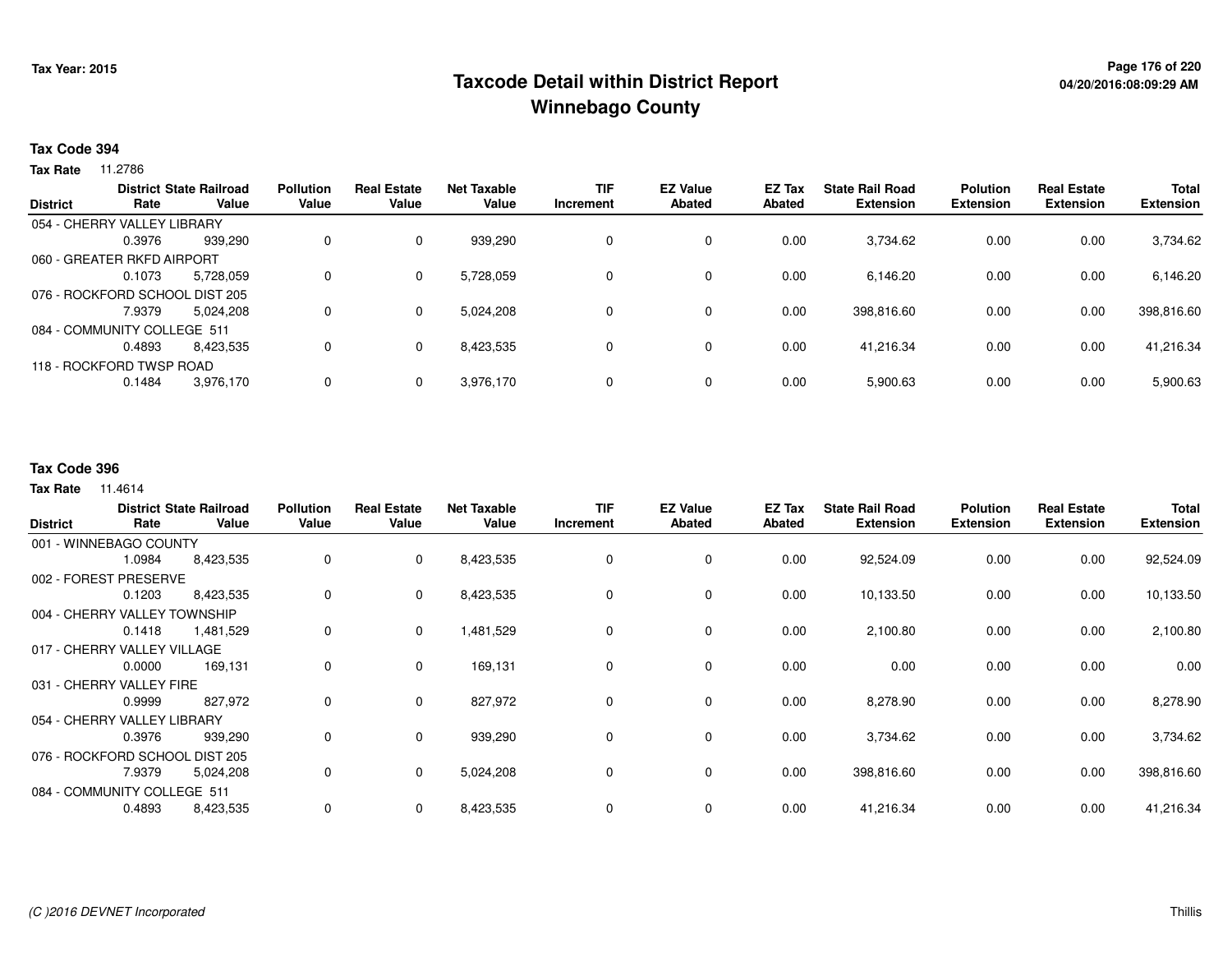# Taxcode Detail within District Report
## Winnebago County

Tax Year: 2015

04/20/2016:08:09:29 AM

**Tax Code 394**

**Tax Rate** 11.2786

| District | District Rate | State Railroad Value | Pollution Value | Real Estate Value | Net Taxable Value | TIF Increment | EZ Value Abated | EZ Tax Abated | State Rail Road Extension | Polution Extension | Real Estate Extension | Total Extension |
|---|---|---|---|---|---|---|---|---|---|---|---|---|
| 054 - CHERRY VALLEY LIBRARY | 0.3976 | 939,290 | 0 | 0 | 939,290 | 0 | 0 | 0.00 | 3,734.62 | 0.00 | 0.00 | 3,734.62 |
| 060 - GREATER RKFD AIRPORT | 0.1073 | 5,728,059 | 0 | 0 | 5,728,059 | 0 | 0 | 0.00 | 6,146.20 | 0.00 | 0.00 | 6,146.20 |
| 076 - ROCKFORD SCHOOL DIST 205 | 7.9379 | 5,024,208 | 0 | 0 | 5,024,208 | 0 | 0 | 0.00 | 398,816.60 | 0.00 | 0.00 | 398,816.60 |
| 084 - COMMUNITY COLLEGE 511 | 0.4893 | 8,423,535 | 0 | 0 | 8,423,535 | 0 | 0 | 0.00 | 41,216.34 | 0.00 | 0.00 | 41,216.34 |
| 118 - ROCKFORD TWSP ROAD | 0.1484 | 3,976,170 | 0 | 0 | 3,976,170 | 0 | 0 | 0.00 | 5,900.63 | 0.00 | 0.00 | 5,900.63 |

**Tax Code 396**

**Tax Rate** 11.4614

| District | District Rate | State Railroad Value | Pollution Value | Real Estate Value | Net Taxable Value | TIF Increment | EZ Value Abated | EZ Tax Abated | State Rail Road Extension | Polution Extension | Real Estate Extension | Total Extension |
|---|---|---|---|---|---|---|---|---|---|---|---|---|
| 001 - WINNEBAGO COUNTY | 1.0984 | 8,423,535 | 0 | 0 | 8,423,535 | 0 | 0 | 0.00 | 92,524.09 | 0.00 | 0.00 | 92,524.09 |
| 002 - FOREST PRESERVE | 0.1203 | 8,423,535 | 0 | 0 | 8,423,535 | 0 | 0 | 0.00 | 10,133.50 | 0.00 | 0.00 | 10,133.50 |
| 004 - CHERRY VALLEY TOWNSHIP | 0.1418 | 1,481,529 | 0 | 0 | 1,481,529 | 0 | 0 | 0.00 | 2,100.80 | 0.00 | 0.00 | 2,100.80 |
| 017 - CHERRY VALLEY VILLAGE | 0.0000 | 169,131 | 0 | 0 | 169,131 | 0 | 0 | 0.00 | 0.00 | 0.00 | 0.00 | 0.00 |
| 031 - CHERRY VALLEY FIRE | 0.9999 | 827,972 | 0 | 0 | 827,972 | 0 | 0 | 0.00 | 8,278.90 | 0.00 | 0.00 | 8,278.90 |
| 054 - CHERRY VALLEY LIBRARY | 0.3976 | 939,290 | 0 | 0 | 939,290 | 0 | 0 | 0.00 | 3,734.62 | 0.00 | 0.00 | 3,734.62 |
| 076 - ROCKFORD SCHOOL DIST 205 | 7.9379 | 5,024,208 | 0 | 0 | 5,024,208 | 0 | 0 | 0.00 | 398,816.60 | 0.00 | 0.00 | 398,816.60 |
| 084 - COMMUNITY COLLEGE 511 | 0.4893 | 8,423,535 | 0 | 0 | 8,423,535 | 0 | 0 | 0.00 | 41,216.34 | 0.00 | 0.00 | 41,216.34 |

(C )2016 DEVNET Incorporated

Thillis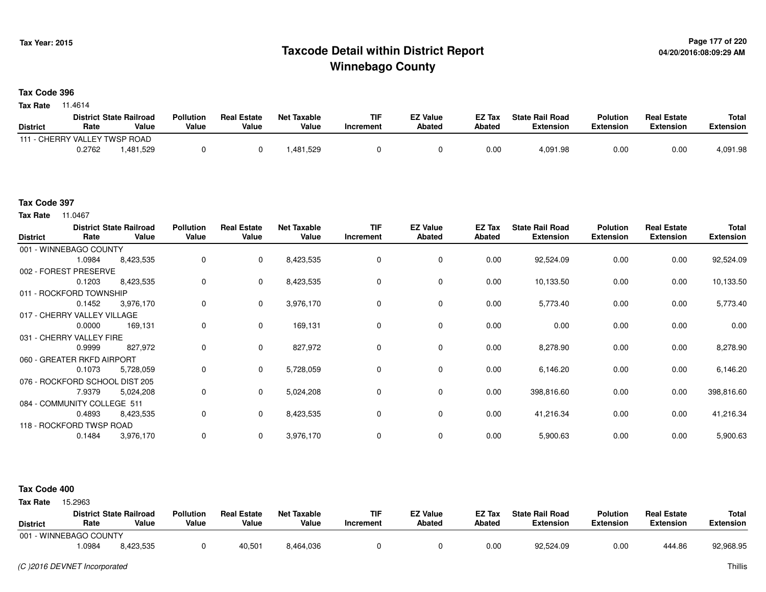Tax Year: 2015

# Taxcode Detail within District Report
## Winnebago County

04/20/2016:08:09:29 AM

### Tax Code 396

**Tax Rate** 11.4614

| District | District Rate | State Railroad Value | Pollution Value | Real Estate Value | Net Taxable Value | TIF Increment | EZ Value Abated | EZ Tax Abated | State Rail Road Extension | Polution Extension | Real Estate Extension | Total Extension |
|---|---|---|---|---|---|---|---|---|---|---|---|---|
| 111 - CHERRY VALLEY TWSP ROAD | 0.2762 | 1,481,529 | 0 | 0 | 1,481,529 | 0 | 0 | 0.00 | 4,091.98 | 0.00 | 0.00 | 4,091.98 |

### Tax Code 397

**Tax Rate** 11.0467

| District | District Rate | State Railroad Value | Pollution Value | Real Estate Value | Net Taxable Value | TIF Increment | EZ Value Abated | EZ Tax Abated | State Rail Road Extension | Polution Extension | Real Estate Extension | Total Extension |
|---|---|---|---|---|---|---|---|---|---|---|---|---|
| 001 - WINNEBAGO COUNTY | 1.0984 | 8,423,535 | 0 | 0 | 8,423,535 | 0 | 0 | 0.00 | 92,524.09 | 0.00 | 0.00 | 92,524.09 |
| 002 - FOREST PRESERVE | 0.1203 | 8,423,535 | 0 | 0 | 8,423,535 | 0 | 0 | 0.00 | 10,133.50 | 0.00 | 0.00 | 10,133.50 |
| 011 - ROCKFORD TOWNSHIP | 0.1452 | 3,976,170 | 0 | 0 | 3,976,170 | 0 | 0 | 0.00 | 5,773.40 | 0.00 | 0.00 | 5,773.40 |
| 017 - CHERRY VALLEY VILLAGE | 0.0000 | 169,131 | 0 | 0 | 169,131 | 0 | 0 | 0.00 | 0.00 | 0.00 | 0.00 | 0.00 |
| 031 - CHERRY VALLEY FIRE | 0.9999 | 827,972 | 0 | 0 | 827,972 | 0 | 0 | 0.00 | 8,278.90 | 0.00 | 0.00 | 8,278.90 |
| 060 - GREATER RKFD AIRPORT | 0.1073 | 5,728,059 | 0 | 0 | 5,728,059 | 0 | 0 | 0.00 | 6,146.20 | 0.00 | 0.00 | 6,146.20 |
| 076 - ROCKFORD SCHOOL DIST 205 | 7.9379 | 5,024,208 | 0 | 0 | 5,024,208 | 0 | 0 | 0.00 | 398,816.60 | 0.00 | 0.00 | 398,816.60 |
| 084 - COMMUNITY COLLEGE 511 | 0.4893 | 8,423,535 | 0 | 0 | 8,423,535 | 0 | 0 | 0.00 | 41,216.34 | 0.00 | 0.00 | 41,216.34 |
| 118 - ROCKFORD TWSP ROAD | 0.1484 | 3,976,170 | 0 | 0 | 3,976,170 | 0 | 0 | 0.00 | 5,900.63 | 0.00 | 0.00 | 5,900.63 |

### Tax Code 400

**Tax Rate** 15.2963

| District | District Rate | State Railroad Value | Pollution Value | Real Estate Value | Net Taxable Value | TIF Increment | EZ Value Abated | EZ Tax Abated | State Rail Road Extension | Polution Extension | Real Estate Extension | Total Extension |
|---|---|---|---|---|---|---|---|---|---|---|---|---|
| 001 - WINNEBAGO COUNTY | 1.0984 | 8,423,535 | 0 | 40,501 | 8,464,036 | 0 | 0 | 0.00 | 92,524.09 | 0.00 | 444.86 | 92,968.95 |

*(C )2016 DEVNET Incorporated*

Thillis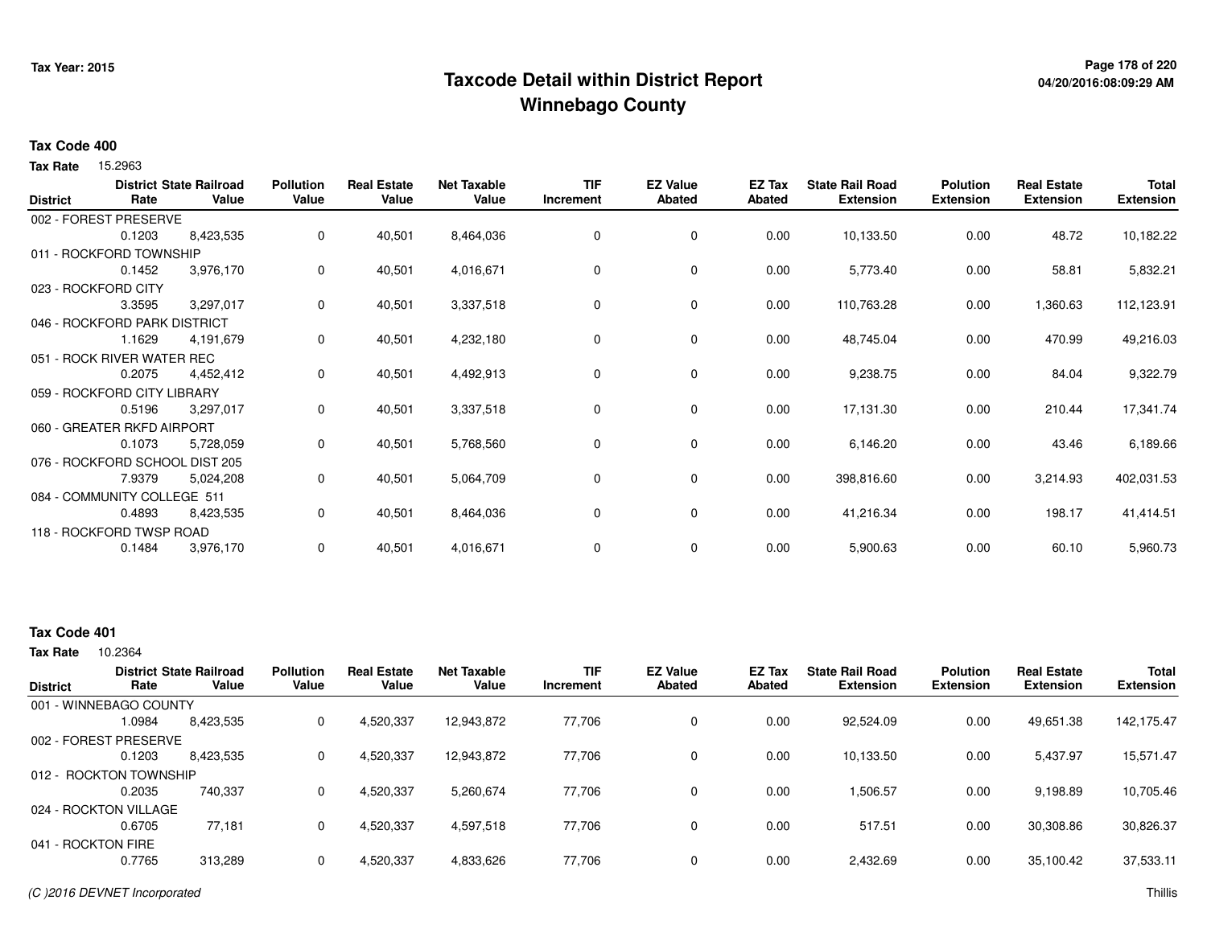**Tax Year: 2015**

# Taxcode Detail within District Report
## Winnebago County

**Tax Code 400**

**Tax Rate** 15.2963

| District | District Rate | State Railroad Value | Pollution Value | Real Estate Value | Net Taxable Value | TIF Increment | EZ Value Abated | EZ Tax Abated | State Rail Road Extension | Polution Extension | Real Estate Extension | Total Extension |
|---|---|---|---|---|---|---|---|---|---|---|---|---|
| 002 - FOREST PRESERVE | | | | | | | | | | | | |
| | 0.1203 | 8,423,535 | 0 | 40,501 | 8,464,036 | 0 | 0 | 0.00 | 10,133.50 | 0.00 | 48.72 | 10,182.22 |
| 011 - ROCKFORD TOWNSHIP | | | | | | | | | | | | |
| | 0.1452 | 3,976,170 | 0 | 40,501 | 4,016,671 | 0 | 0 | 0.00 | 5,773.40 | 0.00 | 58.81 | 5,832.21 |
| 023 - ROCKFORD CITY | | | | | | | | | | | | |
| | 3.3595 | 3,297,017 | 0 | 40,501 | 3,337,518 | 0 | 0 | 0.00 | 110,763.28 | 0.00 | 1,360.63 | 112,123.91 |
| 046 - ROCKFORD PARK DISTRICT | | | | | | | | | | | | |
| | 1.1629 | 4,191,679 | 0 | 40,501 | 4,232,180 | 0 | 0 | 0.00 | 48,745.04 | 0.00 | 470.99 | 49,216.03 |
| 051 - ROCK RIVER WATER REC | | | | | | | | | | | | |
| | 0.2075 | 4,452,412 | 0 | 40,501 | 4,492,913 | 0 | 0 | 0.00 | 9,238.75 | 0.00 | 84.04 | 9,322.79 |
| 059 - ROCKFORD CITY LIBRARY | | | | | | | | | | | | |
| | 0.5196 | 3,297,017 | 0 | 40,501 | 3,337,518 | 0 | 0 | 0.00 | 17,131.30 | 0.00 | 210.44 | 17,341.74 |
| 060 - GREATER RKFD AIRPORT | | | | | | | | | | | | |
| | 0.1073 | 5,728,059 | 0 | 40,501 | 5,768,560 | 0 | 0 | 0.00 | 6,146.20 | 0.00 | 43.46 | 6,189.66 |
| 076 - ROCKFORD SCHOOL DIST 205 | | | | | | | | | | | | |
| | 7.9379 | 5,024,208 | 0 | 40,501 | 5,064,709 | 0 | 0 | 0.00 | 398,816.60 | 0.00 | 3,214.93 | 402,031.53 |
| 084 - COMMUNITY COLLEGE 511 | | | | | | | | | | | | |
| | 0.4893 | 8,423,535 | 0 | 40,501 | 8,464,036 | 0 | 0 | 0.00 | 41,216.34 | 0.00 | 198.17 | 41,414.51 |
| 118 - ROCKFORD TWSP ROAD | | | | | | | | | | | | |
| | 0.1484 | 3,976,170 | 0 | 40,501 | 4,016,671 | 0 | 0 | 0.00 | 5,900.63 | 0.00 | 60.10 | 5,960.73 |

**Tax Code 401**

**Tax Rate** 10.2364

| District | District Rate | State Railroad Value | Pollution Value | Real Estate Value | Net Taxable Value | TIF Increment | EZ Value Abated | EZ Tax Abated | State Rail Road Extension | Polution Extension | Real Estate Extension | Total Extension |
|---|---|---|---|---|---|---|---|---|---|---|---|---|
| 001 - WINNEBAGO COUNTY | | | | | | | | | | | | |
| | 1.0984 | 8,423,535 | 0 | 4,520,337 | 12,943,872 | 77,706 | 0 | 0.00 | 92,524.09 | 0.00 | 49,651.38 | 142,175.47 |
| 002 - FOREST PRESERVE | | | | | | | | | | | | |
| | 0.1203 | 8,423,535 | 0 | 4,520,337 | 12,943,872 | 77,706 | 0 | 0.00 | 10,133.50 | 0.00 | 5,437.97 | 15,571.47 |
| 012 - ROCKTON TOWNSHIP | | | | | | | | | | | | |
| | 0.2035 | 740,337 | 0 | 4,520,337 | 5,260,674 | 77,706 | 0 | 0.00 | 1,506.57 | 0.00 | 9,198.89 | 10,705.46 |
| 024 - ROCKTON VILLAGE | | | | | | | | | | | | |
| | 0.6705 | 77,181 | 0 | 4,520,337 | 4,597,518 | 77,706 | 0 | 0.00 | 517.51 | 0.00 | 30,308.86 | 30,826.37 |
| 041 - ROCKTON FIRE | | | | | | | | | | | | |
| | 0.7765 | 313,289 | 0 | 4,520,337 | 4,833,626 | 77,706 | 0 | 0.00 | 2,432.69 | 0.00 | 35,100.42 | 37,533.11 |

*(C )2016 DEVNET Incorporated* Thillis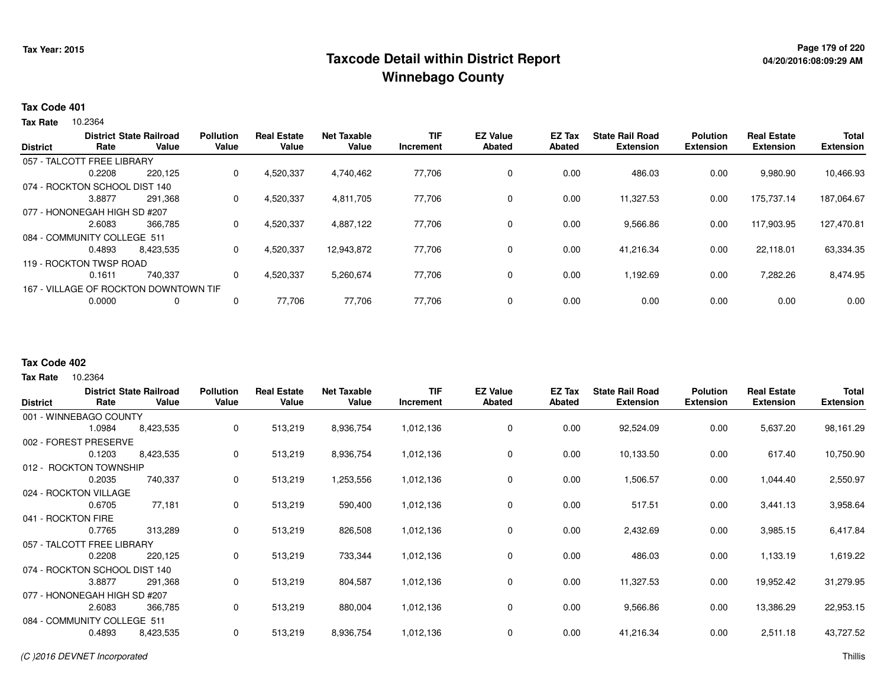# Taxcode Detail within District Report
## Winnebago County

Tax Year: 2015

04/20/2016:08:09:29 AM

**Tax Code 401**

**Tax Rate** 10.2364

| District | District Rate | State Railroad Value | Pollution Value | Real Estate Value | Net Taxable Value | TIF Increment | EZ Value Abated | EZ Tax Abated | State Rail Road Extension | Polution Extension | Real Estate Extension | Total Extension |
|---|---|---|---|---|---|---|---|---|---|---|---|---|
| 057 - TALCOTT FREE LIBRARY | 0.2208 | 220,125 | 0 | 4,520,337 | 4,740,462 | 77,706 | 0 | 0.00 | 486.03 | 0.00 | 9,980.90 | 10,466.93 |
| 074 - ROCKTON SCHOOL DIST 140 | 3.8877 | 291,368 | 0 | 4,520,337 | 4,811,705 | 77,706 | 0 | 0.00 | 11,327.53 | 0.00 | 175,737.14 | 187,064.67 |
| 077 - HONONEGAH HIGH SD #207 | 2.6083 | 366,785 | 0 | 4,520,337 | 4,887,122 | 77,706 | 0 | 0.00 | 9,566.86 | 0.00 | 117,903.95 | 127,470.81 |
| 084 - COMMUNITY COLLEGE 511 | 0.4893 | 8,423,535 | 0 | 4,520,337 | 12,943,872 | 77,706 | 0 | 0.00 | 41,216.34 | 0.00 | 22,118.01 | 63,334.35 |
| 119 - ROCKTON TWSP ROAD | 0.1611 | 740,337 | 0 | 4,520,337 | 5,260,674 | 77,706 | 0 | 0.00 | 1,192.69 | 0.00 | 7,282.26 | 8,474.95 |
| 167 - VILLAGE OF ROCKTON DOWNTOWN TIF | 0.0000 | 0 | 0 | 77,706 | 77,706 | 77,706 | 0 | 0.00 | 0.00 | 0.00 | 0.00 | 0.00 |

**Tax Code 402**

**Tax Rate** 10.2364

| District | District Rate | State Railroad Value | Pollution Value | Real Estate Value | Net Taxable Value | TIF Increment | EZ Value Abated | EZ Tax Abated | State Rail Road Extension | Polution Extension | Real Estate Extension | Total Extension |
|---|---|---|---|---|---|---|---|---|---|---|---|---|
| 001 - WINNEBAGO COUNTY | 1.0984 | 8,423,535 | 0 | 513,219 | 8,936,754 | 1,012,136 | 0 | 0.00 | 92,524.09 | 0.00 | 5,637.20 | 98,161.29 |
| 002 - FOREST PRESERVE | 0.1203 | 8,423,535 | 0 | 513,219 | 8,936,754 | 1,012,136 | 0 | 0.00 | 10,133.50 | 0.00 | 617.40 | 10,750.90 |
| 012 - ROCKTON TOWNSHIP | 0.2035 | 740,337 | 0 | 513,219 | 1,253,556 | 1,012,136 | 0 | 0.00 | 1,506.57 | 0.00 | 1,044.40 | 2,550.97 |
| 024 - ROCKTON VILLAGE | 0.6705 | 77,181 | 0 | 513,219 | 590,400 | 1,012,136 | 0 | 0.00 | 517.51 | 0.00 | 3,441.13 | 3,958.64 |
| 041 - ROCKTON FIRE | 0.7765 | 313,289 | 0 | 513,219 | 826,508 | 1,012,136 | 0 | 0.00 | 2,432.69 | 0.00 | 3,985.15 | 6,417.84 |
| 057 - TALCOTT FREE LIBRARY | 0.2208 | 220,125 | 0 | 513,219 | 733,344 | 1,012,136 | 0 | 0.00 | 486.03 | 0.00 | 1,133.19 | 1,619.22 |
| 074 - ROCKTON SCHOOL DIST 140 | 3.8877 | 291,368 | 0 | 513,219 | 804,587 | 1,012,136 | 0 | 0.00 | 11,327.53 | 0.00 | 19,952.42 | 31,279.95 |
| 077 - HONONEGAH HIGH SD #207 | 2.6083 | 366,785 | 0 | 513,219 | 880,004 | 1,012,136 | 0 | 0.00 | 9,566.86 | 0.00 | 13,386.29 | 22,953.15 |
| 084 - COMMUNITY COLLEGE 511 | 0.4893 | 8,423,535 | 0 | 513,219 | 8,936,754 | 1,012,136 | 0 | 0.00 | 41,216.34 | 0.00 | 2,511.18 | 43,727.52 |

(C )2016 DEVNET Incorporated

Thillis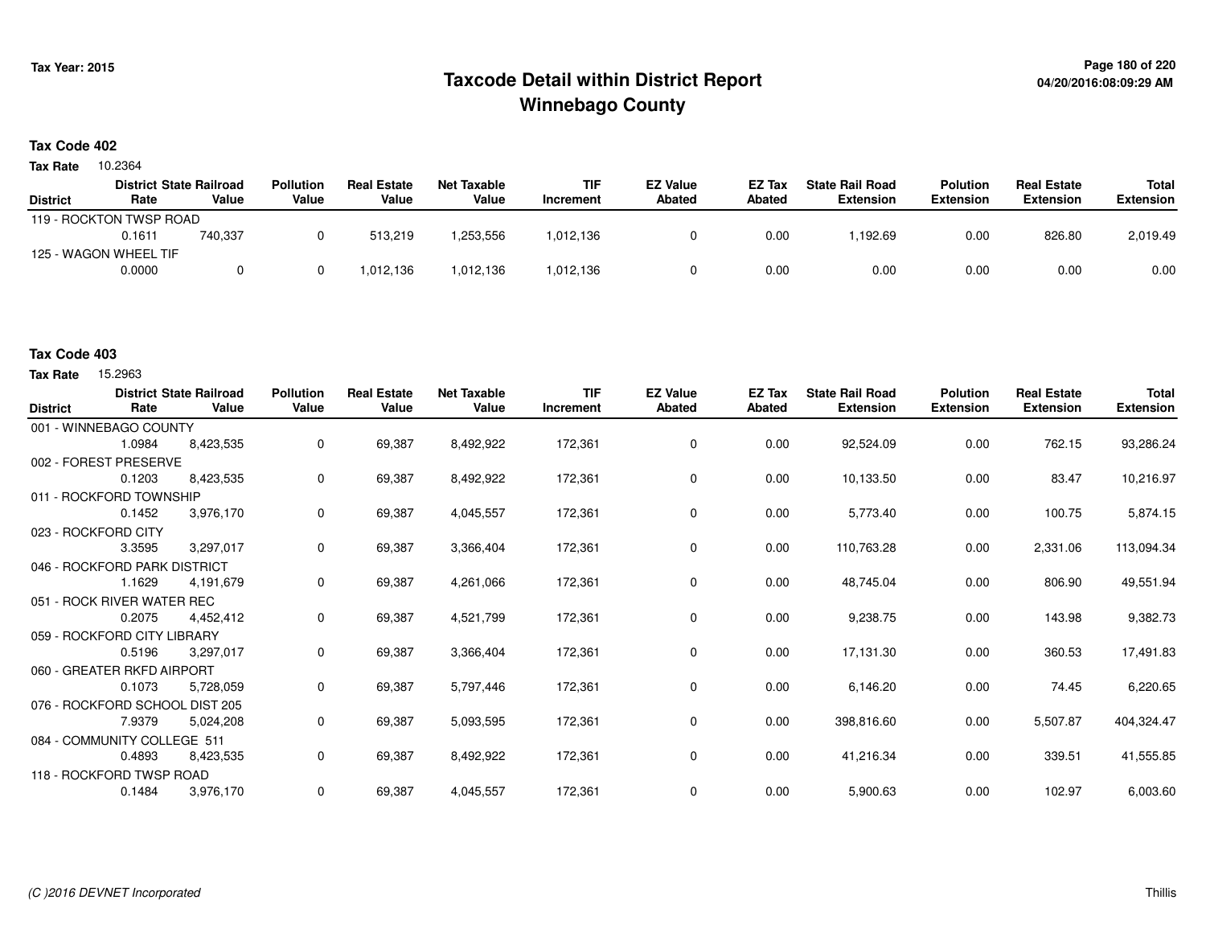# Taxcode Detail within District Report
## Winnebago County

Tax Year: 2015

### Tax Code 402

**Tax Rate** 10.2364

| District | District Rate | State Railroad Value | Pollution Value | Real Estate Value | Net Taxable Value | TIF Increment | EZ Value Abated | EZ Tax Abated | State Rail Road Extension | Polution Extension | Real Estate Extension | Total Extension |
|---|---|---|---|---|---|---|---|---|---|---|---|---|
| 119 - ROCKTON TWSP ROAD | 0.1611 | 740,337 | 0 | 513,219 | 1,253,556 | 1,012,136 | 0 | 0.00 | 1,192.69 | 0.00 | 826.80 | 2,019.49 |
| 125 - WAGON WHEEL TIF | 0.0000 | 0 | 0 | 1,012,136 | 1,012,136 | 1,012,136 | 0 | 0.00 | 0.00 | 0.00 | 0.00 | 0.00 |

### Tax Code 403

**Tax Rate** 15.2963

| District | District Rate | State Railroad Value | Pollution Value | Real Estate Value | Net Taxable Value | TIF Increment | EZ Value Abated | EZ Tax Abated | State Rail Road Extension | Polution Extension | Real Estate Extension | Total Extension |
|---|---|---|---|---|---|---|---|---|---|---|---|---|
| 001 - WINNEBAGO COUNTY | 1.0984 | 8,423,535 | 0 | 69,387 | 8,492,922 | 172,361 | 0 | 0.00 | 92,524.09 | 0.00 | 762.15 | 93,286.24 |
| 002 - FOREST PRESERVE | 0.1203 | 8,423,535 | 0 | 69,387 | 8,492,922 | 172,361 | 0 | 0.00 | 10,133.50 | 0.00 | 83.47 | 10,216.97 |
| 011 - ROCKFORD TOWNSHIP | 0.1452 | 3,976,170 | 0 | 69,387 | 4,045,557 | 172,361 | 0 | 0.00 | 5,773.40 | 0.00 | 100.75 | 5,874.15 |
| 023 - ROCKFORD CITY | 3.3595 | 3,297,017 | 0 | 69,387 | 3,366,404 | 172,361 | 0 | 0.00 | 110,763.28 | 0.00 | 2,331.06 | 113,094.34 |
| 046 - ROCKFORD PARK DISTRICT | 1.1629 | 4,191,679 | 0 | 69,387 | 4,261,066 | 172,361 | 0 | 0.00 | 48,745.04 | 0.00 | 806.90 | 49,551.94 |
| 051 - ROCK RIVER WATER REC | 0.2075 | 4,452,412 | 0 | 69,387 | 4,521,799 | 172,361 | 0 | 0.00 | 9,238.75 | 0.00 | 143.98 | 9,382.73 |
| 059 - ROCKFORD CITY LIBRARY | 0.5196 | 3,297,017 | 0 | 69,387 | 3,366,404 | 172,361 | 0 | 0.00 | 17,131.30 | 0.00 | 360.53 | 17,491.83 |
| 060 - GREATER RKFD AIRPORT | 0.1073 | 5,728,059 | 0 | 69,387 | 5,797,446 | 172,361 | 0 | 0.00 | 6,146.20 | 0.00 | 74.45 | 6,220.65 |
| 076 - ROCKFORD SCHOOL DIST 205 | 7.9379 | 5,024,208 | 0 | 69,387 | 5,093,595 | 172,361 | 0 | 0.00 | 398,816.60 | 0.00 | 5,507.87 | 404,324.47 |
| 084 - COMMUNITY COLLEGE 511 | 0.4893 | 8,423,535 | 0 | 69,387 | 8,492,922 | 172,361 | 0 | 0.00 | 41,216.34 | 0.00 | 339.51 | 41,555.85 |
| 118 - ROCKFORD TWSP ROAD | 0.1484 | 3,976,170 | 0 | 69,387 | 4,045,557 | 172,361 | 0 | 0.00 | 5,900.63 | 0.00 | 102.97 | 6,003.60 |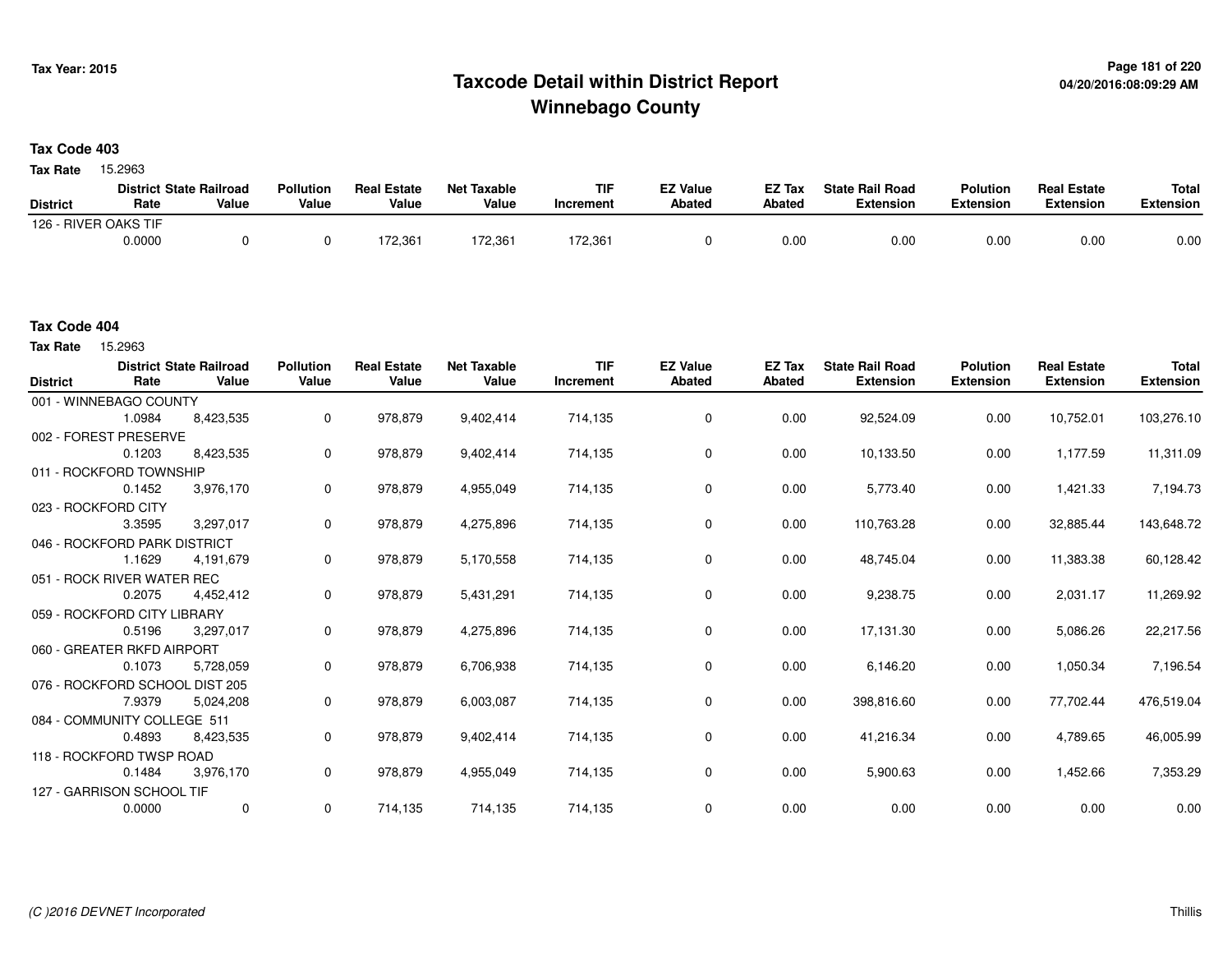Tax Year: 2015

# Taxcode Detail within District Report
## Winnebago County

04/20/2016:08:09:29 AM

**Tax Code 403**

**Tax Rate** 15.2963

| District | District Rate | State Railroad Value | Pollution Value | Real Estate Value | Net Taxable Value | TIF Increment | EZ Value Abated | EZ Tax Abated | State Rail Road Extension | Polution Extension | Real Estate Extension | Total Extension |
|---|---|---|---|---|---|---|---|---|---|---|---|---|
| 126 - RIVER OAKS TIF | | | | | | | | | | | | |
| | 0.0000 | 0 | 0 | 172,361 | 172,361 | 172,361 | 0 | 0.00 | 0.00 | 0.00 | 0.00 | 0.00 |

**Tax Code 404**

**Tax Rate** 15.2963

| District | District Rate | State Railroad Value | Pollution Value | Real Estate Value | Net Taxable Value | TIF Increment | EZ Value Abated | EZ Tax Abated | State Rail Road Extension | Polution Extension | Real Estate Extension | Total Extension |
|---|---|---|---|---|---|---|---|---|---|---|---|---|
| 001 - WINNEBAGO COUNTY | | | | | | | | | | | | |
| | 1.0984 | 8,423,535 | 0 | 978,879 | 9,402,414 | 714,135 | 0 | 0.00 | 92,524.09 | 0.00 | 10,752.01 | 103,276.10 |
| 002 - FOREST PRESERVE | | | | | | | | | | | | |
| | 0.1203 | 8,423,535 | 0 | 978,879 | 9,402,414 | 714,135 | 0 | 0.00 | 10,133.50 | 0.00 | 1,177.59 | 11,311.09 |
| 011 - ROCKFORD TOWNSHIP | | | | | | | | | | | | |
| | 0.1452 | 3,976,170 | 0 | 978,879 | 4,955,049 | 714,135 | 0 | 0.00 | 5,773.40 | 0.00 | 1,421.33 | 7,194.73 |
| 023 - ROCKFORD CITY | | | | | | | | | | | | |
| | 3.3595 | 3,297,017 | 0 | 978,879 | 4,275,896 | 714,135 | 0 | 0.00 | 110,763.28 | 0.00 | 32,885.44 | 143,648.72 |
| 046 - ROCKFORD PARK DISTRICT | | | | | | | | | | | | |
| | 1.1629 | 4,191,679 | 0 | 978,879 | 5,170,558 | 714,135 | 0 | 0.00 | 48,745.04 | 0.00 | 11,383.38 | 60,128.42 |
| 051 - ROCK RIVER WATER REC | | | | | | | | | | | | |
| | 0.2075 | 4,452,412 | 0 | 978,879 | 5,431,291 | 714,135 | 0 | 0.00 | 9,238.75 | 0.00 | 2,031.17 | 11,269.92 |
| 059 - ROCKFORD CITY LIBRARY | | | | | | | | | | | | |
| | 0.5196 | 3,297,017 | 0 | 978,879 | 4,275,896 | 714,135 | 0 | 0.00 | 17,131.30 | 0.00 | 5,086.26 | 22,217.56 |
| 060 - GREATER RKFD AIRPORT | | | | | | | | | | | | |
| | 0.1073 | 5,728,059 | 0 | 978,879 | 6,706,938 | 714,135 | 0 | 0.00 | 6,146.20 | 0.00 | 1,050.34 | 7,196.54 |
| 076 - ROCKFORD SCHOOL DIST 205 | | | | | | | | | | | | |
| | 7.9379 | 5,024,208 | 0 | 978,879 | 6,003,087 | 714,135 | 0 | 0.00 | 398,816.60 | 0.00 | 77,702.44 | 476,519.04 |
| 084 - COMMUNITY COLLEGE 511 | | | | | | | | | | | | |
| | 0.4893 | 8,423,535 | 0 | 978,879 | 9,402,414 | 714,135 | 0 | 0.00 | 41,216.34 | 0.00 | 4,789.65 | 46,005.99 |
| 118 - ROCKFORD TWSP ROAD | | | | | | | | | | | | |
| | 0.1484 | 3,976,170 | 0 | 978,879 | 4,955,049 | 714,135 | 0 | 0.00 | 5,900.63 | 0.00 | 1,452.66 | 7,353.29 |
| 127 - GARRISON SCHOOL TIF | | | | | | | | | | | | |
| | 0.0000 | 0 | 0 | 714,135 | 714,135 | 714,135 | 0 | 0.00 | 0.00 | 0.00 | 0.00 | 0.00 |

*(C )2016 DEVNET Incorporated* Thillis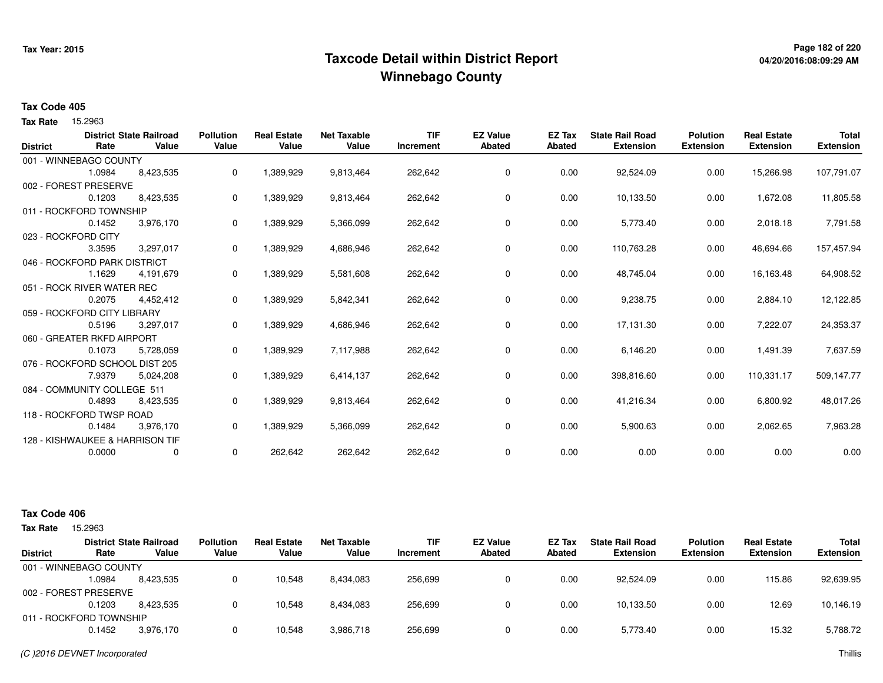# Taxcode Detail within District Report
## Winnebago County

Tax Year: 2015

04/20/2016:08:09:29 AM

**Tax Code 405**

**Tax Rate** 15.2963

| District | District Rate | State Railroad Value | Pollution Value | Real Estate Value | Net Taxable Value | TIF Increment | EZ Value Abated | EZ Tax Abated | State Rail Road Extension | Polution Extension | Real Estate Extension | Total Extension |
|---|---|---|---|---|---|---|---|---|---|---|---|---|
| 001 - WINNEBAGO COUNTY | | | | | | | | | | | | |
| | 1.0984 | 8,423,535 | 0 | 1,389,929 | 9,813,464 | 262,642 | 0 | 0.00 | 92,524.09 | 0.00 | 15,266.98 | 107,791.07 |
| 002 - FOREST PRESERVE | | | | | | | | | | | | |
| | 0.1203 | 8,423,535 | 0 | 1,389,929 | 9,813,464 | 262,642 | 0 | 0.00 | 10,133.50 | 0.00 | 1,672.08 | 11,805.58 |
| 011 - ROCKFORD TOWNSHIP | | | | | | | | | | | | |
| | 0.1452 | 3,976,170 | 0 | 1,389,929 | 5,366,099 | 262,642 | 0 | 0.00 | 5,773.40 | 0.00 | 2,018.18 | 7,791.58 |
| 023 - ROCKFORD CITY | | | | | | | | | | | | |
| | 3.3595 | 3,297,017 | 0 | 1,389,929 | 4,686,946 | 262,642 | 0 | 0.00 | 110,763.28 | 0.00 | 46,694.66 | 157,457.94 |
| 046 - ROCKFORD PARK DISTRICT | | | | | | | | | | | | |
| | 1.1629 | 4,191,679 | 0 | 1,389,929 | 5,581,608 | 262,642 | 0 | 0.00 | 48,745.04 | 0.00 | 16,163.48 | 64,908.52 |
| 051 - ROCK RIVER WATER REC | | | | | | | | | | | | |
| | 0.2075 | 4,452,412 | 0 | 1,389,929 | 5,842,341 | 262,642 | 0 | 0.00 | 9,238.75 | 0.00 | 2,884.10 | 12,122.85 |
| 059 - ROCKFORD CITY LIBRARY | | | | | | | | | | | | |
| | 0.5196 | 3,297,017 | 0 | 1,389,929 | 4,686,946 | 262,642 | 0 | 0.00 | 17,131.30 | 0.00 | 7,222.07 | 24,353.37 |
| 060 - GREATER RKFD AIRPORT | | | | | | | | | | | | |
| | 0.1073 | 5,728,059 | 0 | 1,389,929 | 7,117,988 | 262,642 | 0 | 0.00 | 6,146.20 | 0.00 | 1,491.39 | 7,637.59 |
| 076 - ROCKFORD SCHOOL DIST 205 | | | | | | | | | | | | |
| | 7.9379 | 5,024,208 | 0 | 1,389,929 | 6,414,137 | 262,642 | 0 | 0.00 | 398,816.60 | 0.00 | 110,331.17 | 509,147.77 |
| 084 - COMMUNITY COLLEGE 511 | | | | | | | | | | | | |
| | 0.4893 | 8,423,535 | 0 | 1,389,929 | 9,813,464 | 262,642 | 0 | 0.00 | 41,216.34 | 0.00 | 6,800.92 | 48,017.26 |
| 118 - ROCKFORD TWSP ROAD | | | | | | | | | | | | |
| | 0.1484 | 3,976,170 | 0 | 1,389,929 | 5,366,099 | 262,642 | 0 | 0.00 | 5,900.63 | 0.00 | 2,062.65 | 7,963.28 |
| 128 - KISHWAUKEE & HARRISON TIF | | | | | | | | | | | | |
| | 0.0000 | 0 | 0 | 262,642 | 262,642 | 262,642 | 0 | 0.00 | 0.00 | 0.00 | 0.00 | 0.00 |

**Tax Code 406**

**Tax Rate** 15.2963

| District | District Rate | State Railroad Value | Pollution Value | Real Estate Value | Net Taxable Value | TIF Increment | EZ Value Abated | EZ Tax Abated | State Rail Road Extension | Polution Extension | Real Estate Extension | Total Extension |
|---|---|---|---|---|---|---|---|---|---|---|---|---|
| 001 - WINNEBAGO COUNTY | | | | | | | | | | | | |
| | 1.0984 | 8,423,535 | 0 | 10,548 | 8,434,083 | 256,699 | 0 | 0.00 | 92,524.09 | 0.00 | 115.86 | 92,639.95 |
| 002 - FOREST PRESERVE | | | | | | | | | | | | |
| | 0.1203 | 8,423,535 | 0 | 10,548 | 8,434,083 | 256,699 | 0 | 0.00 | 10,133.50 | 0.00 | 12.69 | 10,146.19 |
| 011 - ROCKFORD TOWNSHIP | | | | | | | | | | | | |
| | 0.1452 | 3,976,170 | 0 | 10,548 | 3,986,718 | 256,699 | 0 | 0.00 | 5,773.40 | 0.00 | 15.32 | 5,788.72 |

*(C )2016 DEVNET Incorporated*

Thillis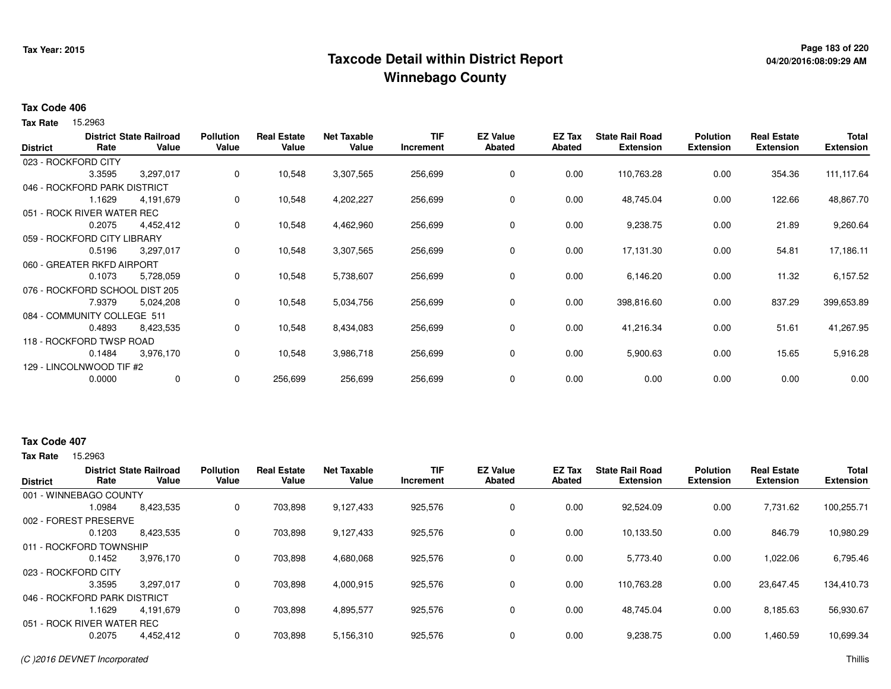# Taxcode Detail within District Report
## Winnebago County

Tax Year: 2015

04/20/2016:08:09:29 AM

### Tax Code 406

**Tax Rate** 15.2963

| District | District Rate | State Railroad Value | Pollution Value | Real Estate Value | Net Taxable Value | TIF Increment | EZ Value Abated | EZ Tax Abated | State Rail Road Extension | Polution Extension | Real Estate Extension | Total Extension |
|---|---|---|---|---|---|---|---|---|---|---|---|---|
| 023 - ROCKFORD CITY | 3.3595 | 3,297,017 | 0 | 10,548 | 3,307,565 | 256,699 | 0 | 0.00 | 110,763.28 | 0.00 | 354.36 | 111,117.64 |
| 046 - ROCKFORD PARK DISTRICT | 1.1629 | 4,191,679 | 0 | 10,548 | 4,202,227 | 256,699 | 0 | 0.00 | 48,745.04 | 0.00 | 122.66 | 48,867.70 |
| 051 - ROCK RIVER WATER REC | 0.2075 | 4,452,412 | 0 | 10,548 | 4,462,960 | 256,699 | 0 | 0.00 | 9,238.75 | 0.00 | 21.89 | 9,260.64 |
| 059 - ROCKFORD CITY LIBRARY | 0.5196 | 3,297,017 | 0 | 10,548 | 3,307,565 | 256,699 | 0 | 0.00 | 17,131.30 | 0.00 | 54.81 | 17,186.11 |
| 060 - GREATER RKFD AIRPORT | 0.1073 | 5,728,059 | 0 | 10,548 | 5,738,607 | 256,699 | 0 | 0.00 | 6,146.20 | 0.00 | 11.32 | 6,157.52 |
| 076 - ROCKFORD SCHOOL DIST 205 | 7.9379 | 5,024,208 | 0 | 10,548 | 5,034,756 | 256,699 | 0 | 0.00 | 398,816.60 | 0.00 | 837.29 | 399,653.89 |
| 084 - COMMUNITY COLLEGE 511 | 0.4893 | 8,423,535 | 0 | 10,548 | 8,434,083 | 256,699 | 0 | 0.00 | 41,216.34 | 0.00 | 51.61 | 41,267.95 |
| 118 - ROCKFORD TWSP ROAD | 0.1484 | 3,976,170 | 0 | 10,548 | 3,986,718 | 256,699 | 0 | 0.00 | 5,900.63 | 0.00 | 15.65 | 5,916.28 |
| 129 - LINCOLNWOOD TIF #2 | 0.0000 | 0 | 0 | 256,699 | 256,699 | 256,699 | 0 | 0.00 | 0.00 | 0.00 | 0.00 | 0.00 |

### Tax Code 407

**Tax Rate** 15.2963

| District | District Rate | State Railroad Value | Pollution Value | Real Estate Value | Net Taxable Value | TIF Increment | EZ Value Abated | EZ Tax Abated | State Rail Road Extension | Polution Extension | Real Estate Extension | Total Extension |
|---|---|---|---|---|---|---|---|---|---|---|---|---|
| 001 - WINNEBAGO COUNTY | 1.0984 | 8,423,535 | 0 | 703,898 | 9,127,433 | 925,576 | 0 | 0.00 | 92,524.09 | 0.00 | 7,731.62 | 100,255.71 |
| 002 - FOREST PRESERVE | 0.1203 | 8,423,535 | 0 | 703,898 | 9,127,433 | 925,576 | 0 | 0.00 | 10,133.50 | 0.00 | 846.79 | 10,980.29 |
| 011 - ROCKFORD TOWNSHIP | 0.1452 | 3,976,170 | 0 | 703,898 | 4,680,068 | 925,576 | 0 | 0.00 | 5,773.40 | 0.00 | 1,022.06 | 6,795.46 |
| 023 - ROCKFORD CITY | 3.3595 | 3,297,017 | 0 | 703,898 | 4,000,915 | 925,576 | 0 | 0.00 | 110,763.28 | 0.00 | 23,647.45 | 134,410.73 |
| 046 - ROCKFORD PARK DISTRICT | 1.1629 | 4,191,679 | 0 | 703,898 | 4,895,577 | 925,576 | 0 | 0.00 | 48,745.04 | 0.00 | 8,185.63 | 56,930.67 |
| 051 - ROCK RIVER WATER REC | 0.2075 | 4,452,412 | 0 | 703,898 | 5,156,310 | 925,576 | 0 | 0.00 | 9,238.75 | 0.00 | 1,460.59 | 10,699.34 |

*(C )2016 DEVNET Incorporated*

Thillis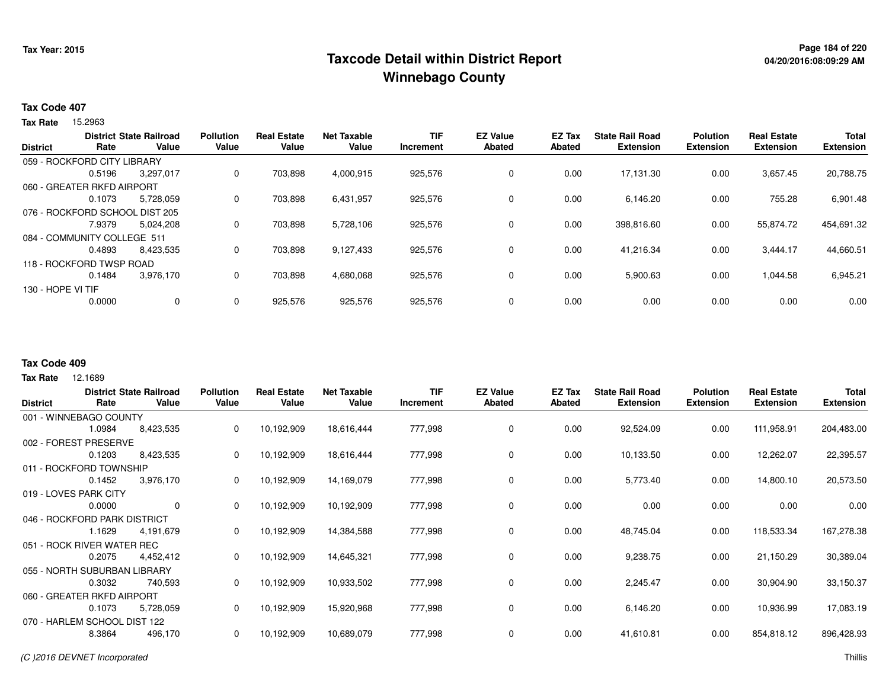# Taxcode Detail within District Report
## Winnebago County

Tax Year: 2015

04/20/2016:08:09:29 AM

**Tax Code 407**

**Tax Rate** 15.2963

| District | District Rate | State Railroad Value | Pollution Value | Real Estate Value | Net Taxable Value | TIF Increment | EZ Value Abated | EZ Tax Abated | State Rail Road Extension | Polution Extension | Real Estate Extension | Total Extension |
|---|---|---|---|---|---|---|---|---|---|---|---|---|
| 059 - ROCKFORD CITY LIBRARY | 0.5196 | 3,297,017 | 0 | 703,898 | 4,000,915 | 925,576 | 0 | 0.00 | 17,131.30 | 0.00 | 3,657.45 | 20,788.75 |
| 060 - GREATER RKFD AIRPORT | 0.1073 | 5,728,059 | 0 | 703,898 | 6,431,957 | 925,576 | 0 | 0.00 | 6,146.20 | 0.00 | 755.28 | 6,901.48 |
| 076 - ROCKFORD SCHOOL DIST 205 | 7.9379 | 5,024,208 | 0 | 703,898 | 5,728,106 | 925,576 | 0 | 0.00 | 398,816.60 | 0.00 | 55,874.72 | 454,691.32 |
| 084 - COMMUNITY COLLEGE 511 | 0.4893 | 8,423,535 | 0 | 703,898 | 9,127,433 | 925,576 | 0 | 0.00 | 41,216.34 | 0.00 | 3,444.17 | 44,660.51 |
| 118 - ROCKFORD TWSP ROAD | 0.1484 | 3,976,170 | 0 | 703,898 | 4,680,068 | 925,576 | 0 | 0.00 | 5,900.63 | 0.00 | 1,044.58 | 6,945.21 |
| 130 - HOPE VI TIF | 0.0000 | 0 | 0 | 925,576 | 925,576 | 925,576 | 0 | 0.00 | 0.00 | 0.00 | 0.00 | 0.00 |

**Tax Code 409**

**Tax Rate** 12.1689

| District | District Rate | State Railroad Value | Pollution Value | Real Estate Value | Net Taxable Value | TIF Increment | EZ Value Abated | EZ Tax Abated | State Rail Road Extension | Polution Extension | Real Estate Extension | Total Extension |
|---|---|---|---|---|---|---|---|---|---|---|---|---|
| 001 - WINNEBAGO COUNTY | 1.0984 | 8,423,535 | 0 | 10,192,909 | 18,616,444 | 777,998 | 0 | 0.00 | 92,524.09 | 0.00 | 111,958.91 | 204,483.00 |
| 002 - FOREST PRESERVE | 0.1203 | 8,423,535 | 0 | 10,192,909 | 18,616,444 | 777,998 | 0 | 0.00 | 10,133.50 | 0.00 | 12,262.07 | 22,395.57 |
| 011 - ROCKFORD TOWNSHIP | 0.1452 | 3,976,170 | 0 | 10,192,909 | 14,169,079 | 777,998 | 0 | 0.00 | 5,773.40 | 0.00 | 14,800.10 | 20,573.50 |
| 019 - LOVES PARK CITY | 0.0000 | 0 | 0 | 10,192,909 | 10,192,909 | 777,998 | 0 | 0.00 | 0.00 | 0.00 | 0.00 | 0.00 |
| 046 - ROCKFORD PARK DISTRICT | 1.1629 | 4,191,679 | 0 | 10,192,909 | 14,384,588 | 777,998 | 0 | 0.00 | 48,745.04 | 0.00 | 118,533.34 | 167,278.38 |
| 051 - ROCK RIVER WATER REC | 0.2075 | 4,452,412 | 0 | 10,192,909 | 14,645,321 | 777,998 | 0 | 0.00 | 9,238.75 | 0.00 | 21,150.29 | 30,389.04 |
| 055 - NORTH SUBURBAN LIBRARY | 0.3032 | 740,593 | 0 | 10,192,909 | 10,933,502 | 777,998 | 0 | 0.00 | 2,245.47 | 0.00 | 30,904.90 | 33,150.37 |
| 060 - GREATER RKFD AIRPORT | 0.1073 | 5,728,059 | 0 | 10,192,909 | 15,920,968 | 777,998 | 0 | 0.00 | 6,146.20 | 0.00 | 10,936.99 | 17,083.19 |
| 070 - HARLEM SCHOOL DIST 122 | 8.3864 | 496,170 | 0 | 10,192,909 | 10,689,079 | 777,998 | 0 | 0.00 | 41,610.81 | 0.00 | 854,818.12 | 896,428.93 |

*(C )2016 DEVNET Incorporated*

Thillis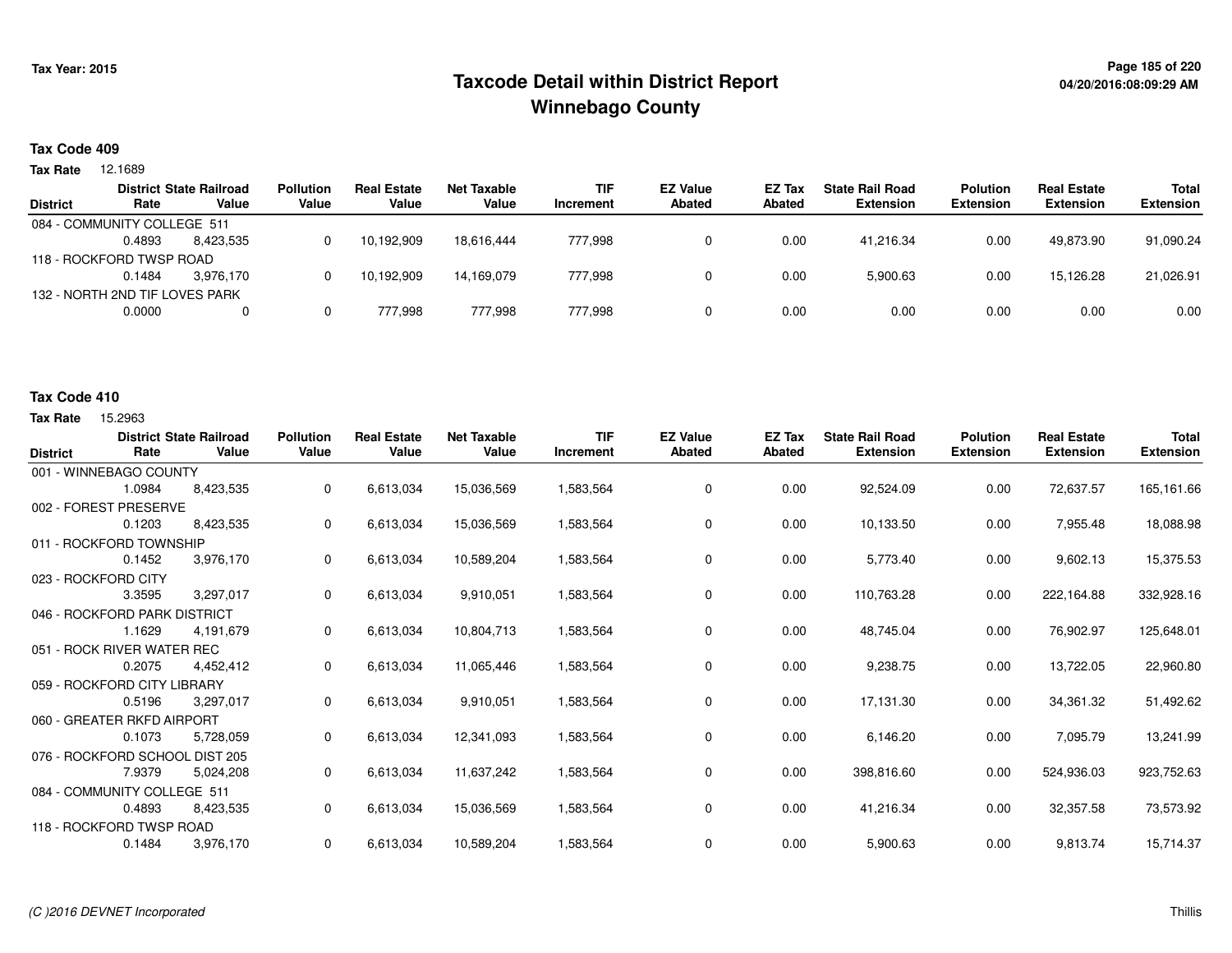# Taxcode Detail within District Report
# Winnebago County

Tax Year: 2015

04/20/2016:08:09:29 AM

**Tax Code 409**

**Tax Rate** 12.1689

| District | District Rate | State Railroad Value | Pollution Value | Real Estate Value | Net Taxable Value | TIF Increment | EZ Value Abated | EZ Tax Abated | State Rail Road Extension | Polution Extension | Real Estate Extension | Total Extension |
|---|---|---|---|---|---|---|---|---|---|---|---|---|
| 084 - COMMUNITY COLLEGE 511 | 0.4893 | 8,423,535 | 0 | 10,192,909 | 18,616,444 | 777,998 | 0 | 0.00 | 41,216.34 | 0.00 | 49,873.90 | 91,090.24 |
| 118 - ROCKFORD TWSP ROAD | 0.1484 | 3,976,170 | 0 | 10,192,909 | 14,169,079 | 777,998 | 0 | 0.00 | 5,900.63 | 0.00 | 15,126.28 | 21,026.91 |
| 132 - NORTH 2ND TIF LOVES PARK | 0.0000 | 0 | 0 | 777,998 | 777,998 | 777,998 | 0 | 0.00 | 0.00 | 0.00 | 0.00 | 0.00 |

**Tax Code 410**

**Tax Rate** 15.2963

| District | District Rate | State Railroad Value | Pollution Value | Real Estate Value | Net Taxable Value | TIF Increment | EZ Value Abated | EZ Tax Abated | State Rail Road Extension | Polution Extension | Real Estate Extension | Total Extension |
|---|---|---|---|---|---|---|---|---|---|---|---|---|
| 001 - WINNEBAGO COUNTY | 1.0984 | 8,423,535 | 0 | 6,613,034 | 15,036,569 | 1,583,564 | 0 | 0.00 | 92,524.09 | 0.00 | 72,637.57 | 165,161.66 |
| 002 - FOREST PRESERVE | 0.1203 | 8,423,535 | 0 | 6,613,034 | 15,036,569 | 1,583,564 | 0 | 0.00 | 10,133.50 | 0.00 | 7,955.48 | 18,088.98 |
| 011 - ROCKFORD TOWNSHIP | 0.1452 | 3,976,170 | 0 | 6,613,034 | 10,589,204 | 1,583,564 | 0 | 0.00 | 5,773.40 | 0.00 | 9,602.13 | 15,375.53 |
| 023 - ROCKFORD CITY | 3.3595 | 3,297,017 | 0 | 6,613,034 | 9,910,051 | 1,583,564 | 0 | 0.00 | 110,763.28 | 0.00 | 222,164.88 | 332,928.16 |
| 046 - ROCKFORD PARK DISTRICT | 1.1629 | 4,191,679 | 0 | 6,613,034 | 10,804,713 | 1,583,564 | 0 | 0.00 | 48,745.04 | 0.00 | 76,902.97 | 125,648.01 |
| 051 - ROCK RIVER WATER REC | 0.2075 | 4,452,412 | 0 | 6,613,034 | 11,065,446 | 1,583,564 | 0 | 0.00 | 9,238.75 | 0.00 | 13,722.05 | 22,960.80 |
| 059 - ROCKFORD CITY LIBRARY | 0.5196 | 3,297,017 | 0 | 6,613,034 | 9,910,051 | 1,583,564 | 0 | 0.00 | 17,131.30 | 0.00 | 34,361.32 | 51,492.62 |
| 060 - GREATER RKFD AIRPORT | 0.1073 | 5,728,059 | 0 | 6,613,034 | 12,341,093 | 1,583,564 | 0 | 0.00 | 6,146.20 | 0.00 | 7,095.79 | 13,241.99 |
| 076 - ROCKFORD SCHOOL DIST 205 | 7.9379 | 5,024,208 | 0 | 6,613,034 | 11,637,242 | 1,583,564 | 0 | 0.00 | 398,816.60 | 0.00 | 524,936.03 | 923,752.63 |
| 084 - COMMUNITY COLLEGE 511 | 0.4893 | 8,423,535 | 0 | 6,613,034 | 15,036,569 | 1,583,564 | 0 | 0.00 | 41,216.34 | 0.00 | 32,357.58 | 73,573.92 |
| 118 - ROCKFORD TWSP ROAD | 0.1484 | 3,976,170 | 0 | 6,613,034 | 10,589,204 | 1,583,564 | 0 | 0.00 | 5,900.63 | 0.00 | 9,813.74 | 15,714.37 |

*(C )2016 DEVNET Incorporated*

Thillis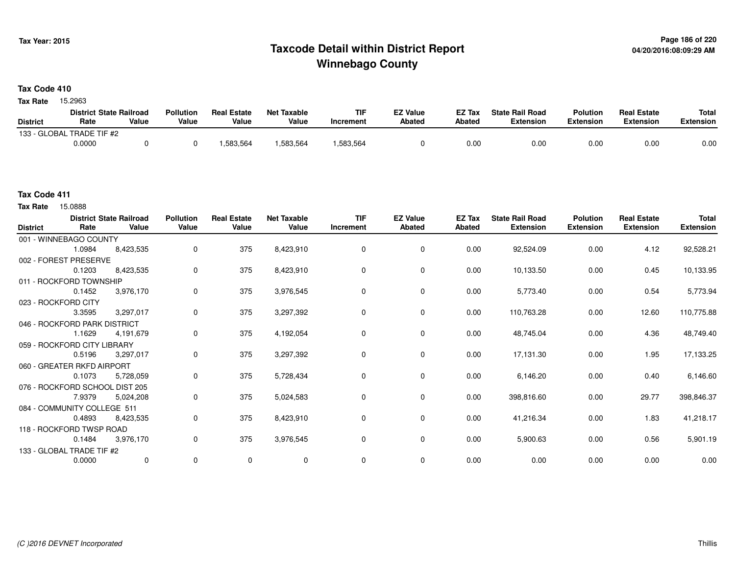# Taxcode Detail within District Report
## Winnebago County

Tax Year: 2015

04/20/2016:08:09:29 AM

**Tax Code 410**

**Tax Rate** 15.2963

| District | District Rate | State Railroad Value | Pollution Value | Real Estate Value | Net Taxable Value | TIF Increment | EZ Value Abated | EZ Tax Abated | State Rail Road Extension | Polution Extension | Real Estate Extension | Total Extension |
|---|---|---|---|---|---|---|---|---|---|---|---|---|
| 133 - GLOBAL TRADE TIF #2 | | | | | | | | | | | | |
| | 0.0000 | 0 | 0 | 1,583,564 | 1,583,564 | 1,583,564 | 0 | 0.00 | 0.00 | 0.00 | 0.00 | 0.00 |

**Tax Code 411**

**Tax Rate** 15.0888

| District | District Rate | State Railroad Value | Pollution Value | Real Estate Value | Net Taxable Value | TIF Increment | EZ Value Abated | EZ Tax Abated | State Rail Road Extension | Polution Extension | Real Estate Extension | Total Extension |
|---|---|---|---|---|---|---|---|---|---|---|---|---|
| 001 - WINNEBAGO COUNTY | | | | | | | | | | | | |
| | 1.0984 | 8,423,535 | 0 | 375 | 8,423,910 | 0 | 0 | 0.00 | 92,524.09 | 0.00 | 4.12 | 92,528.21 |
| 002 - FOREST PRESERVE | | | | | | | | | | | | |
| | 0.1203 | 8,423,535 | 0 | 375 | 8,423,910 | 0 | 0 | 0.00 | 10,133.50 | 0.00 | 0.45 | 10,133.95 |
| 011 - ROCKFORD TOWNSHIP | | | | | | | | | | | | |
| | 0.1452 | 3,976,170 | 0 | 375 | 3,976,545 | 0 | 0 | 0.00 | 5,773.40 | 0.00 | 0.54 | 5,773.94 |
| 023 - ROCKFORD CITY | | | | | | | | | | | | |
| | 3.3595 | 3,297,017 | 0 | 375 | 3,297,392 | 0 | 0 | 0.00 | 110,763.28 | 0.00 | 12.60 | 110,775.88 |
| 046 - ROCKFORD PARK DISTRICT | | | | | | | | | | | | |
| | 1.1629 | 4,191,679 | 0 | 375 | 4,192,054 | 0 | 0 | 0.00 | 48,745.04 | 0.00 | 4.36 | 48,749.40 |
| 059 - ROCKFORD CITY LIBRARY | | | | | | | | | | | | |
| | 0.5196 | 3,297,017 | 0 | 375 | 3,297,392 | 0 | 0 | 0.00 | 17,131.30 | 0.00 | 1.95 | 17,133.25 |
| 060 - GREATER RKFD AIRPORT | | | | | | | | | | | | |
| | 0.1073 | 5,728,059 | 0 | 375 | 5,728,434 | 0 | 0 | 0.00 | 6,146.20 | 0.00 | 0.40 | 6,146.60 |
| 076 - ROCKFORD SCHOOL DIST 205 | | | | | | | | | | | | |
| | 7.9379 | 5,024,208 | 0 | 375 | 5,024,583 | 0 | 0 | 0.00 | 398,816.60 | 0.00 | 29.77 | 398,846.37 |
| 084 - COMMUNITY COLLEGE 511 | | | | | | | | | | | | |
| | 0.4893 | 8,423,535 | 0 | 375 | 8,423,910 | 0 | 0 | 0.00 | 41,216.34 | 0.00 | 1.83 | 41,218.17 |
| 118 - ROCKFORD TWSP ROAD | | | | | | | | | | | | |
| | 0.1484 | 3,976,170 | 0 | 375 | 3,976,545 | 0 | 0 | 0.00 | 5,900.63 | 0.00 | 0.56 | 5,901.19 |
| 133 - GLOBAL TRADE TIF #2 | | | | | | | | | | | | |
| | 0.0000 | 0 | 0 | 0 | 0 | 0 | 0 | 0.00 | 0.00 | 0.00 | 0.00 | 0.00 |

*(C )2016 DEVNET Incorporated*

Thillis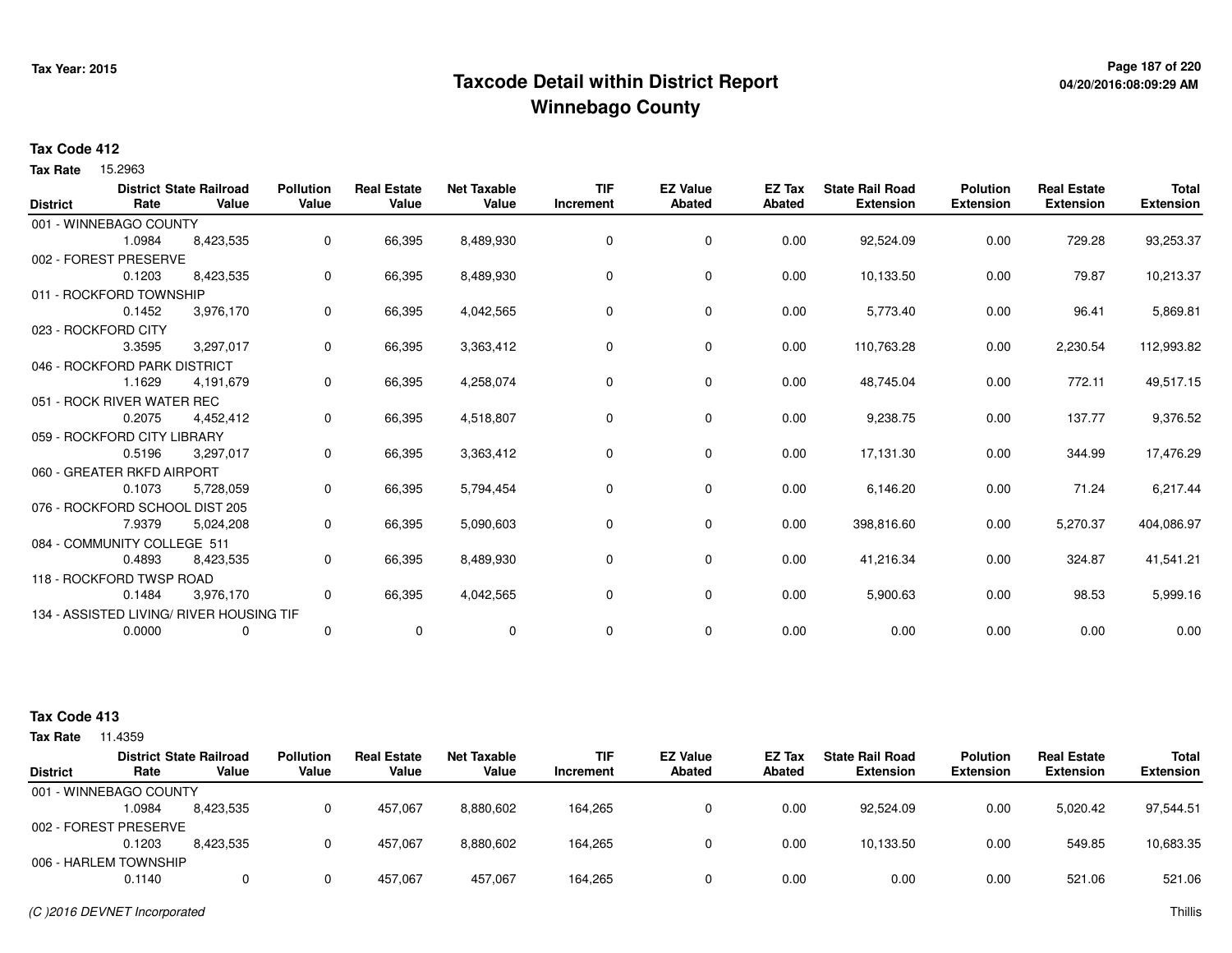# Taxcode Detail within District Report
# Winnebago County

Tax Year: 2015

**Tax Code 412**

**Tax Rate** 15.2963

| District | District Rate | State Railroad Value | Pollution Value | Real Estate Value | Net Taxable Value | TIF Increment | EZ Value Abated | EZ Tax Abated | State Rail Road Extension | Polution Extension | Real Estate Extension | Total Extension |
|---|---|---|---|---|---|---|---|---|---|---|---|---|
| 001 - WINNEBAGO COUNTY | | | | | | | | | | | | |
| | 1.0984 | 8,423,535 | 0 | 66,395 | 8,489,930 | 0 | 0 | 0.00 | 92,524.09 | 0.00 | 729.28 | 93,253.37 |
| 002 - FOREST PRESERVE | | | | | | | | | | | | |
| | 0.1203 | 8,423,535 | 0 | 66,395 | 8,489,930 | 0 | 0 | 0.00 | 10,133.50 | 0.00 | 79.87 | 10,213.37 |
| 011 - ROCKFORD TOWNSHIP | | | | | | | | | | | | |
| | 0.1452 | 3,976,170 | 0 | 66,395 | 4,042,565 | 0 | 0 | 0.00 | 5,773.40 | 0.00 | 96.41 | 5,869.81 |
| 023 - ROCKFORD CITY | | | | | | | | | | | | |
| | 3.3595 | 3,297,017 | 0 | 66,395 | 3,363,412 | 0 | 0 | 0.00 | 110,763.28 | 0.00 | 2,230.54 | 112,993.82 |
| 046 - ROCKFORD PARK DISTRICT | | | | | | | | | | | | |
| | 1.1629 | 4,191,679 | 0 | 66,395 | 4,258,074 | 0 | 0 | 0.00 | 48,745.04 | 0.00 | 772.11 | 49,517.15 |
| 051 - ROCK RIVER WATER REC | | | | | | | | | | | | |
| | 0.2075 | 4,452,412 | 0 | 66,395 | 4,518,807 | 0 | 0 | 0.00 | 9,238.75 | 0.00 | 137.77 | 9,376.52 |
| 059 - ROCKFORD CITY LIBRARY | | | | | | | | | | | | |
| | 0.5196 | 3,297,017 | 0 | 66,395 | 3,363,412 | 0 | 0 | 0.00 | 17,131.30 | 0.00 | 344.99 | 17,476.29 |
| 060 - GREATER RKFD AIRPORT | | | | | | | | | | | | |
| | 0.1073 | 5,728,059 | 0 | 66,395 | 5,794,454 | 0 | 0 | 0.00 | 6,146.20 | 0.00 | 71.24 | 6,217.44 |
| 076 - ROCKFORD SCHOOL DIST 205 | | | | | | | | | | | | |
| | 7.9379 | 5,024,208 | 0 | 66,395 | 5,090,603 | 0 | 0 | 0.00 | 398,816.60 | 0.00 | 5,270.37 | 404,086.97 |
| 084 - COMMUNITY COLLEGE 511 | | | | | | | | | | | | |
| | 0.4893 | 8,423,535 | 0 | 66,395 | 8,489,930 | 0 | 0 | 0.00 | 41,216.34 | 0.00 | 324.87 | 41,541.21 |
| 118 - ROCKFORD TWSP ROAD | | | | | | | | | | | | |
| | 0.1484 | 3,976,170 | 0 | 66,395 | 4,042,565 | 0 | 0 | 0.00 | 5,900.63 | 0.00 | 98.53 | 5,999.16 |
| 134 - ASSISTED LIVING/ RIVER HOUSING TIF | | | | | | | | | | | | |
| | 0.0000 | 0 | 0 | 0 | 0 | 0 | 0 | 0.00 | 0.00 | 0.00 | 0.00 | 0.00 |

**Tax Code 413**

**Tax Rate** 11.4359

| District | District Rate | State Railroad Value | Pollution Value | Real Estate Value | Net Taxable Value | TIF Increment | EZ Value Abated | EZ Tax Abated | State Rail Road Extension | Polution Extension | Real Estate Extension | Total Extension |
|---|---|---|---|---|---|---|---|---|---|---|---|---|
| 001 - WINNEBAGO COUNTY | | | | | | | | | | | | |
| | 1.0984 | 8,423,535 | 0 | 457,067 | 8,880,602 | 164,265 | 0 | 0.00 | 92,524.09 | 0.00 | 5,020.42 | 97,544.51 |
| 002 - FOREST PRESERVE | | | | | | | | | | | | |
| | 0.1203 | 8,423,535 | 0 | 457,067 | 8,880,602 | 164,265 | 0 | 0.00 | 10,133.50 | 0.00 | 549.85 | 10,683.35 |
| 006 - HARLEM TOWNSHIP | | | | | | | | | | | | |
| | 0.1140 | 0 | 0 | 457,067 | 457,067 | 164,265 | 0 | 0.00 | 0.00 | 0.00 | 521.06 | 521.06 |

*(C )2016 DEVNET Incorporated*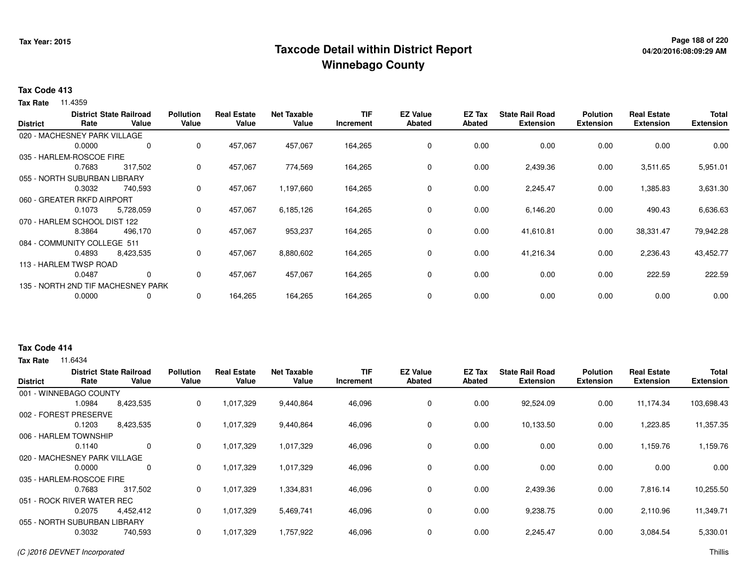# Taxcode Detail within District Report
# Winnebago County

Tax Year: 2015

**Tax Code 413**

**Tax Rate** 11.4359

| District | District Rate | State Railroad Value | Pollution Value | Real Estate Value | Net Taxable Value | TIF Increment | EZ Value Abated | EZ Tax Abated | State Rail Road Extension | Polution Extension | Real Estate Extension | Total Extension |
|---|---|---|---|---|---|---|---|---|---|---|---|---|
| 020 - MACHESNEY PARK VILLAGE | 0.0000 | 0 | 0 | 457,067 | 457,067 | 164,265 | 0 | 0.00 | 0.00 | 0.00 | 0.00 | 0.00 |
| 035 - HARLEM-ROSCOE FIRE | 0.7683 | 317,502 | 0 | 457,067 | 774,569 | 164,265 | 0 | 0.00 | 2,439.36 | 0.00 | 3,511.65 | 5,951.01 |
| 055 - NORTH SUBURBAN LIBRARY | 0.3032 | 740,593 | 0 | 457,067 | 1,197,660 | 164,265 | 0 | 0.00 | 2,245.47 | 0.00 | 1,385.83 | 3,631.30 |
| 060 - GREATER RKFD AIRPORT | 0.1073 | 5,728,059 | 0 | 457,067 | 6,185,126 | 164,265 | 0 | 0.00 | 6,146.20 | 0.00 | 490.43 | 6,636.63 |
| 070 - HARLEM SCHOOL DIST 122 | 8.3864 | 496,170 | 0 | 457,067 | 953,237 | 164,265 | 0 | 0.00 | 41,610.81 | 0.00 | 38,331.47 | 79,942.28 |
| 084 - COMMUNITY COLLEGE 511 | 0.4893 | 8,423,535 | 0 | 457,067 | 8,880,602 | 164,265 | 0 | 0.00 | 41,216.34 | 0.00 | 2,236.43 | 43,452.77 |
| 113 - HARLEM TWSP ROAD | 0.0487 | 0 | 0 | 457,067 | 457,067 | 164,265 | 0 | 0.00 | 0.00 | 0.00 | 222.59 | 222.59 |
| 135 - NORTH 2ND TIF MACHESNEY PARK | 0.0000 | 0 | 0 | 164,265 | 164,265 | 164,265 | 0 | 0.00 | 0.00 | 0.00 | 0.00 | 0.00 |

**Tax Code 414**

**Tax Rate** 11.6434

| District | District Rate | State Railroad Value | Pollution Value | Real Estate Value | Net Taxable Value | TIF Increment | EZ Value Abated | EZ Tax Abated | State Rail Road Extension | Polution Extension | Real Estate Extension | Total Extension |
|---|---|---|---|---|---|---|---|---|---|---|---|---|
| 001 - WINNEBAGO COUNTY | 1.0984 | 8,423,535 | 0 | 1,017,329 | 9,440,864 | 46,096 | 0 | 0.00 | 92,524.09 | 0.00 | 11,174.34 | 103,698.43 |
| 002 - FOREST PRESERVE | 0.1203 | 8,423,535 | 0 | 1,017,329 | 9,440,864 | 46,096 | 0 | 0.00 | 10,133.50 | 0.00 | 1,223.85 | 11,357.35 |
| 006 - HARLEM TOWNSHIP | 0.1140 | 0 | 0 | 1,017,329 | 1,017,329 | 46,096 | 0 | 0.00 | 0.00 | 0.00 | 1,159.76 | 1,159.76 |
| 020 - MACHESNEY PARK VILLAGE | 0.0000 | 0 | 0 | 1,017,329 | 1,017,329 | 46,096 | 0 | 0.00 | 0.00 | 0.00 | 0.00 | 0.00 |
| 035 - HARLEM-ROSCOE FIRE | 0.7683 | 317,502 | 0 | 1,017,329 | 1,334,831 | 46,096 | 0 | 0.00 | 2,439.36 | 0.00 | 7,816.14 | 10,255.50 |
| 051 - ROCK RIVER WATER REC | 0.2075 | 4,452,412 | 0 | 1,017,329 | 5,469,741 | 46,096 | 0 | 0.00 | 9,238.75 | 0.00 | 2,110.96 | 11,349.71 |
| 055 - NORTH SUBURBAN LIBRARY | 0.3032 | 740,593 | 0 | 1,017,329 | 1,757,922 | 46,096 | 0 | 0.00 | 2,245.47 | 0.00 | 3,084.54 | 5,330.01 |

(C )2016 DEVNET Incorporated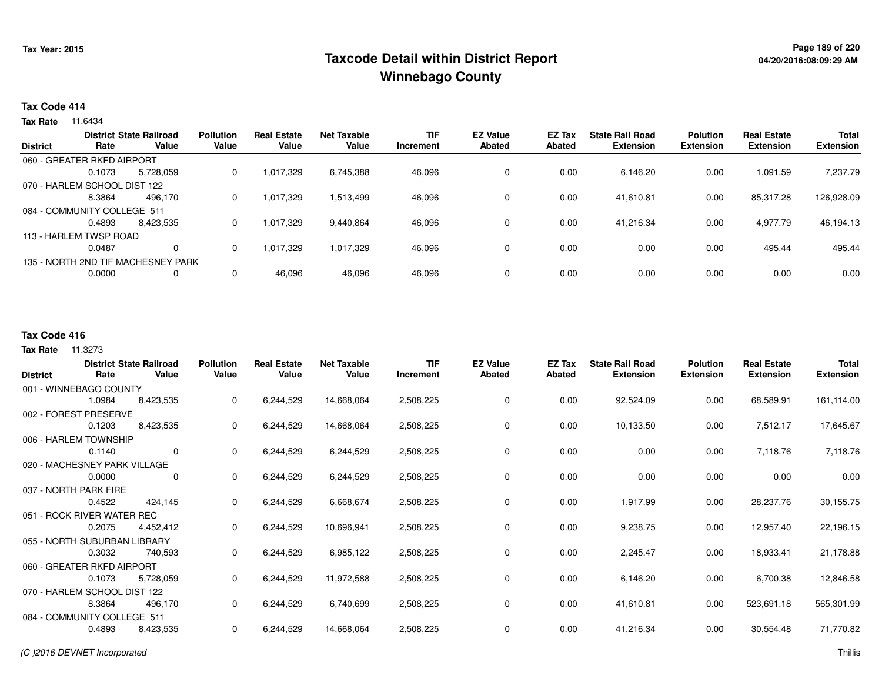Tax Year: 2015

# Taxcode Detail within District Report
## Winnebago County

04/20/2016:08:09:29 AM

**Tax Code 414**

**Tax Rate** 11.6434

| District | District Rate | State Railroad Value | Pollution Value | Real Estate Value | Net Taxable Value | TIF Increment | EZ Value Abated | EZ Tax Abated | State Rail Road Extension | Polution Extension | Real Estate Extension | Total Extension |
|---|---|---|---|---|---|---|---|---|---|---|---|---|
| 060 - GREATER RKFD AIRPORT | | | | | | | | | | | | |
| | 0.1073 | 5,728,059 | 0 | 1,017,329 | 6,745,388 | 46,096 | 0 | 0.00 | 6,146.20 | 0.00 | 1,091.59 | 7,237.79 |
| 070 - HARLEM SCHOOL DIST 122 | | | | | | | | | | | | |
| | 8.3864 | 496,170 | 0 | 1,017,329 | 1,513,499 | 46,096 | 0 | 0.00 | 41,610.81 | 0.00 | 85,317.28 | 126,928.09 |
| 084 - COMMUNITY COLLEGE 511 | | | | | | | | | | | | |
| | 0.4893 | 8,423,535 | 0 | 1,017,329 | 9,440,864 | 46,096 | 0 | 0.00 | 41,216.34 | 0.00 | 4,977.79 | 46,194.13 |
| 113 - HARLEM TWSP ROAD | | | | | | | | | | | | |
| | 0.0487 | 0 | 0 | 1,017,329 | 1,017,329 | 46,096 | 0 | 0.00 | 0.00 | 0.00 | 495.44 | 495.44 |
| 135 - NORTH 2ND TIF MACHESNEY PARK | | | | | | | | | | | | |
| | 0.0000 | 0 | 0 | 46,096 | 46,096 | 46,096 | 0 | 0.00 | 0.00 | 0.00 | 0.00 | 0.00 |

**Tax Code 416**

**Tax Rate** 11.3273

| District | District Rate | State Railroad Value | Pollution Value | Real Estate Value | Net Taxable Value | TIF Increment | EZ Value Abated | EZ Tax Abated | State Rail Road Extension | Polution Extension | Real Estate Extension | Total Extension |
|---|---|---|---|---|---|---|---|---|---|---|---|---|
| 001 - WINNEBAGO COUNTY | | | | | | | | | | | | |
| | 1.0984 | 8,423,535 | 0 | 6,244,529 | 14,668,064 | 2,508,225 | 0 | 0.00 | 92,524.09 | 0.00 | 68,589.91 | 161,114.00 |
| 002 - FOREST PRESERVE | | | | | | | | | | | | |
| | 0.1203 | 8,423,535 | 0 | 6,244,529 | 14,668,064 | 2,508,225 | 0 | 0.00 | 10,133.50 | 0.00 | 7,512.17 | 17,645.67 |
| 006 - HARLEM TOWNSHIP | | | | | | | | | | | | |
| | 0.1140 | 0 | 0 | 6,244,529 | 6,244,529 | 2,508,225 | 0 | 0.00 | 0.00 | 0.00 | 7,118.76 | 7,118.76 |
| 020 - MACHESNEY PARK VILLAGE | | | | | | | | | | | | |
| | 0.0000 | 0 | 0 | 6,244,529 | 6,244,529 | 2,508,225 | 0 | 0.00 | 0.00 | 0.00 | 0.00 | 0.00 |
| 037 - NORTH PARK FIRE | | | | | | | | | | | | |
| | 0.4522 | 424,145 | 0 | 6,244,529 | 6,668,674 | 2,508,225 | 0 | 0.00 | 1,917.99 | 0.00 | 28,237.76 | 30,155.75 |
| 051 - ROCK RIVER WATER REC | | | | | | | | | | | | |
| | 0.2075 | 4,452,412 | 0 | 6,244,529 | 10,696,941 | 2,508,225 | 0 | 0.00 | 9,238.75 | 0.00 | 12,957.40 | 22,196.15 |
| 055 - NORTH SUBURBAN LIBRARY | | | | | | | | | | | | |
| | 0.3032 | 740,593 | 0 | 6,244,529 | 6,985,122 | 2,508,225 | 0 | 0.00 | 2,245.47 | 0.00 | 18,933.41 | 21,178.88 |
| 060 - GREATER RKFD AIRPORT | | | | | | | | | | | | |
| | 0.1073 | 5,728,059 | 0 | 6,244,529 | 11,972,588 | 2,508,225 | 0 | 0.00 | 6,146.20 | 0.00 | 6,700.38 | 12,846.58 |
| 070 - HARLEM SCHOOL DIST 122 | | | | | | | | | | | | |
| | 8.3864 | 496,170 | 0 | 6,244,529 | 6,740,699 | 2,508,225 | 0 | 0.00 | 41,610.81 | 0.00 | 523,691.18 | 565,301.99 |
| 084 - COMMUNITY COLLEGE 511 | | | | | | | | | | | | |
| | 0.4893 | 8,423,535 | 0 | 6,244,529 | 14,668,064 | 2,508,225 | 0 | 0.00 | 41,216.34 | 0.00 | 30,554.48 | 71,770.82 |

(C )2016 DEVNET Incorporated

Thillis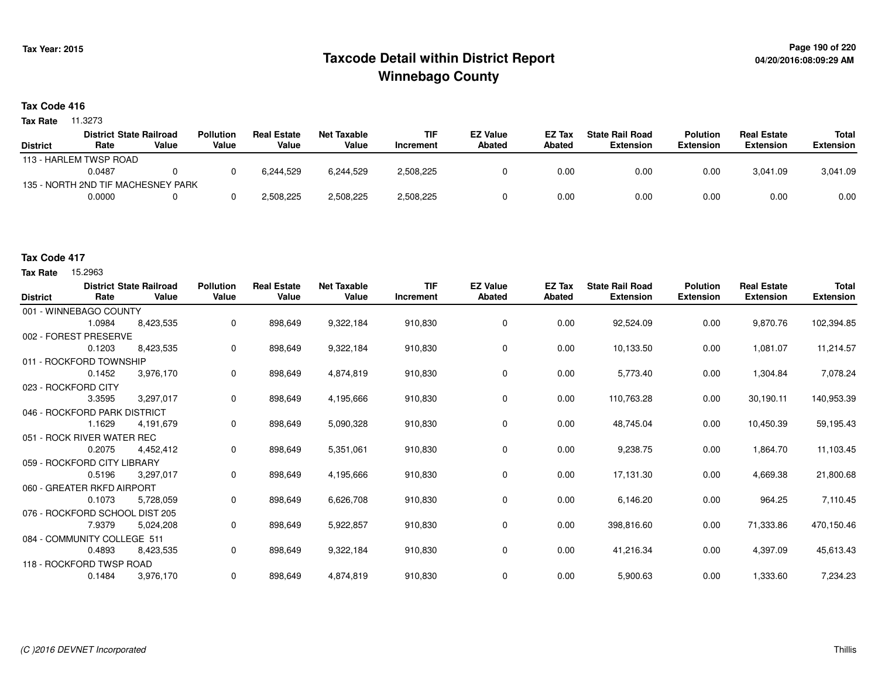# Taxcode Detail within District Report
## Winnebago County

Tax Year: 2015

04/20/2016:08:09:29 AM

### Tax Code 416

**Tax Rate** 11.3273

| District | District Rate | State Railroad Value | Pollution Value | Real Estate Value | Net Taxable Value | TIF Increment | EZ Value Abated | EZ Tax Abated | State Rail Road Extension | Polution Extension | Real Estate Extension | Total Extension |
|---|---|---|---|---|---|---|---|---|---|---|---|---|
| 113 - HARLEM TWSP ROAD | 0.0487 | 0 | 0 | 6,244,529 | 6,244,529 | 2,508,225 | 0 | 0.00 | 0.00 | 0.00 | 3,041.09 | 3,041.09 |
| 135 - NORTH 2ND TIF MACHESNEY PARK | 0.0000 | 0 | 0 | 2,508,225 | 2,508,225 | 2,508,225 | 0 | 0.00 | 0.00 | 0.00 | 0.00 | 0.00 |

### Tax Code 417

**Tax Rate** 15.2963

| District | District Rate | State Railroad Value | Pollution Value | Real Estate Value | Net Taxable Value | TIF Increment | EZ Value Abated | EZ Tax Abated | State Rail Road Extension | Polution Extension | Real Estate Extension | Total Extension |
|---|---|---|---|---|---|---|---|---|---|---|---|---|
| 001 - WINNEBAGO COUNTY | 1.0984 | 8,423,535 | 0 | 898,649 | 9,322,184 | 910,830 | 0 | 0.00 | 92,524.09 | 0.00 | 9,870.76 | 102,394.85 |
| 002 - FOREST PRESERVE | 0.1203 | 8,423,535 | 0 | 898,649 | 9,322,184 | 910,830 | 0 | 0.00 | 10,133.50 | 0.00 | 1,081.07 | 11,214.57 |
| 011 - ROCKFORD TOWNSHIP | 0.1452 | 3,976,170 | 0 | 898,649 | 4,874,819 | 910,830 | 0 | 0.00 | 5,773.40 | 0.00 | 1,304.84 | 7,078.24 |
| 023 - ROCKFORD CITY | 3.3595 | 3,297,017 | 0 | 898,649 | 4,195,666 | 910,830 | 0 | 0.00 | 110,763.28 | 0.00 | 30,190.11 | 140,953.39 |
| 046 - ROCKFORD PARK DISTRICT | 1.1629 | 4,191,679 | 0 | 898,649 | 5,090,328 | 910,830 | 0 | 0.00 | 48,745.04 | 0.00 | 10,450.39 | 59,195.43 |
| 051 - ROCK RIVER WATER REC | 0.2075 | 4,452,412 | 0 | 898,649 | 5,351,061 | 910,830 | 0 | 0.00 | 9,238.75 | 0.00 | 1,864.70 | 11,103.45 |
| 059 - ROCKFORD CITY LIBRARY | 0.5196 | 3,297,017 | 0 | 898,649 | 4,195,666 | 910,830 | 0 | 0.00 | 17,131.30 | 0.00 | 4,669.38 | 21,800.68 |
| 060 - GREATER RKFD AIRPORT | 0.1073 | 5,728,059 | 0 | 898,649 | 6,626,708 | 910,830 | 0 | 0.00 | 6,146.20 | 0.00 | 964.25 | 7,110.45 |
| 076 - ROCKFORD SCHOOL DIST 205 | 7.9379 | 5,024,208 | 0 | 898,649 | 5,922,857 | 910,830 | 0 | 0.00 | 398,816.60 | 0.00 | 71,333.86 | 470,150.46 |
| 084 - COMMUNITY COLLEGE 511 | 0.4893 | 8,423,535 | 0 | 898,649 | 9,322,184 | 910,830 | 0 | 0.00 | 41,216.34 | 0.00 | 4,397.09 | 45,613.43 |
| 118 - ROCKFORD TWSP ROAD | 0.1484 | 3,976,170 | 0 | 898,649 | 4,874,819 | 910,830 | 0 | 0.00 | 5,900.63 | 0.00 | 1,333.60 | 7,234.23 |

*(C )2016 DEVNET Incorporated* Thillis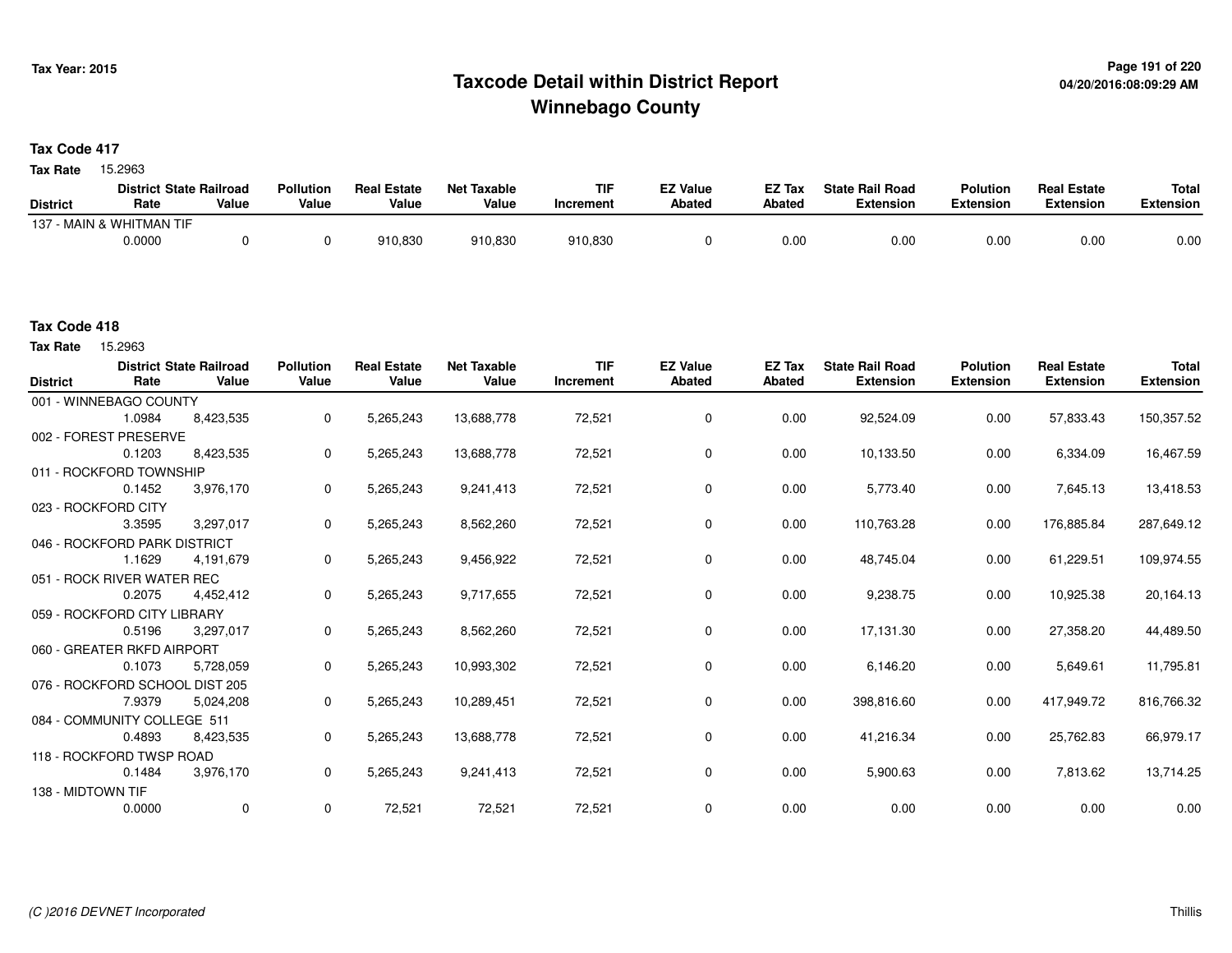# Taxcode Detail within District Report
# Winnebago County

Tax Year: 2015

04/20/2016:08:09:29 AM

**Tax Code 417**

**Tax Rate** 15.2963

| District | District Rate | State Railroad Value | Pollution Value | Real Estate Value | Net Taxable Value | TIF Increment | EZ Value Abated | EZ Tax Abated | State Rail Road Extension | Polution Extension | Real Estate Extension | Total Extension |
|---|---|---|---|---|---|---|---|---|---|---|---|---|
| 137 - MAIN & WHITMAN TIF | | | | | | | | | | | | |
| | 0.0000 | 0 | 0 | 910,830 | 910,830 | 910,830 | 0 | 0.00 | 0.00 | 0.00 | 0.00 | 0.00 |

**Tax Code 418**

**Tax Rate** 15.2963

| District | District Rate | State Railroad Value | Pollution Value | Real Estate Value | Net Taxable Value | TIF Increment | EZ Value Abated | EZ Tax Abated | State Rail Road Extension | Polution Extension | Real Estate Extension | Total Extension |
|---|---|---|---|---|---|---|---|---|---|---|---|---|
| 001 - WINNEBAGO COUNTY | | | | | | | | | | | | |
| | 1.0984 | 8,423,535 | 0 | 5,265,243 | 13,688,778 | 72,521 | 0 | 0.00 | 92,524.09 | 0.00 | 57,833.43 | 150,357.52 |
| 002 - FOREST PRESERVE | | | | | | | | | | | | |
| | 0.1203 | 8,423,535 | 0 | 5,265,243 | 13,688,778 | 72,521 | 0 | 0.00 | 10,133.50 | 0.00 | 6,334.09 | 16,467.59 |
| 011 - ROCKFORD TOWNSHIP | | | | | | | | | | | | |
| | 0.1452 | 3,976,170 | 0 | 5,265,243 | 9,241,413 | 72,521 | 0 | 0.00 | 5,773.40 | 0.00 | 7,645.13 | 13,418.53 |
| 023 - ROCKFORD CITY | | | | | | | | | | | | |
| | 3.3595 | 3,297,017 | 0 | 5,265,243 | 8,562,260 | 72,521 | 0 | 0.00 | 110,763.28 | 0.00 | 176,885.84 | 287,649.12 |
| 046 - ROCKFORD PARK DISTRICT | | | | | | | | | | | | |
| | 1.1629 | 4,191,679 | 0 | 5,265,243 | 9,456,922 | 72,521 | 0 | 0.00 | 48,745.04 | 0.00 | 61,229.51 | 109,974.55 |
| 051 - ROCK RIVER WATER REC | | | | | | | | | | | | |
| | 0.2075 | 4,452,412 | 0 | 5,265,243 | 9,717,655 | 72,521 | 0 | 0.00 | 9,238.75 | 0.00 | 10,925.38 | 20,164.13 |
| 059 - ROCKFORD CITY LIBRARY | | | | | | | | | | | | |
| | 0.5196 | 3,297,017 | 0 | 5,265,243 | 8,562,260 | 72,521 | 0 | 0.00 | 17,131.30 | 0.00 | 27,358.20 | 44,489.50 |
| 060 - GREATER RKFD AIRPORT | | | | | | | | | | | | |
| | 0.1073 | 5,728,059 | 0 | 5,265,243 | 10,993,302 | 72,521 | 0 | 0.00 | 6,146.20 | 0.00 | 5,649.61 | 11,795.81 |
| 076 - ROCKFORD SCHOOL DIST 205 | | | | | | | | | | | | |
| | 7.9379 | 5,024,208 | 0 | 5,265,243 | 10,289,451 | 72,521 | 0 | 0.00 | 398,816.60 | 0.00 | 417,949.72 | 816,766.32 |
| 084 - COMMUNITY COLLEGE 511 | | | | | | | | | | | | |
| | 0.4893 | 8,423,535 | 0 | 5,265,243 | 13,688,778 | 72,521 | 0 | 0.00 | 41,216.34 | 0.00 | 25,762.83 | 66,979.17 |
| 118 - ROCKFORD TWSP ROAD | | | | | | | | | | | | |
| | 0.1484 | 3,976,170 | 0 | 5,265,243 | 9,241,413 | 72,521 | 0 | 0.00 | 5,900.63 | 0.00 | 7,813.62 | 13,714.25 |
| 138 - MIDTOWN TIF | | | | | | | | | | | | |
| | 0.0000 | 0 | 0 | 72,521 | 72,521 | 72,521 | 0 | 0.00 | 0.00 | 0.00 | 0.00 | 0.00 |

*(C )2016 DEVNET Incorporated*

Thillis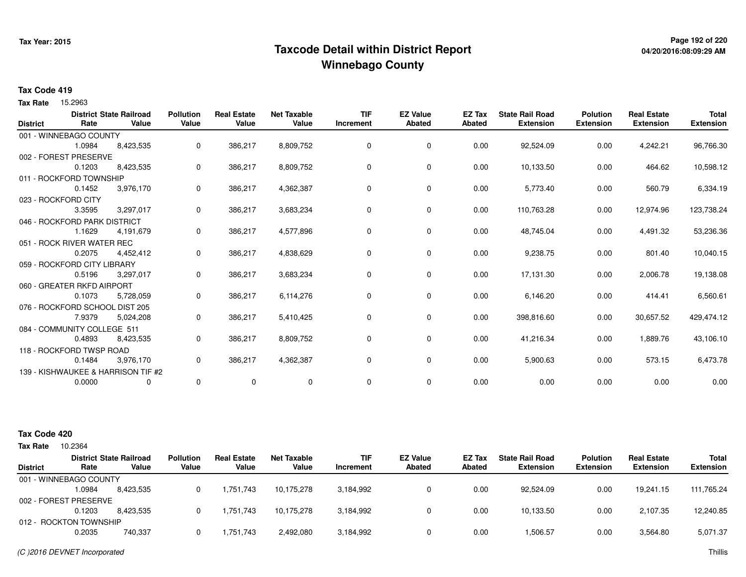**Tax Year: 2015**

# Taxcode Detail within District Report
## Winnebago County

04/20/2016:08:09:29 AM

### Tax Code 419

**Tax Rate** 15.2963

| District | District Rate | State Railroad Value | Pollution Value | Real Estate Value | Net Taxable Value | TIF Increment | EZ Value Abated | EZ Tax Abated | State Rail Road Extension | Polution Extension | Real Estate Extension | Total Extension |
|---|---|---|---|---|---|---|---|---|---|---|---|---|
| 001 - WINNEBAGO COUNTY | | | | | | | | | | | | |
| | 1.0984 | 8,423,535 | 0 | 386,217 | 8,809,752 | 0 | 0 | 0.00 | 92,524.09 | 0.00 | 4,242.21 | 96,766.30 |
| 002 - FOREST PRESERVE | | | | | | | | | | | | |
| | 0.1203 | 8,423,535 | 0 | 386,217 | 8,809,752 | 0 | 0 | 0.00 | 10,133.50 | 0.00 | 464.62 | 10,598.12 |
| 011 - ROCKFORD TOWNSHIP | | | | | | | | | | | | |
| | 0.1452 | 3,976,170 | 0 | 386,217 | 4,362,387 | 0 | 0 | 0.00 | 5,773.40 | 0.00 | 560.79 | 6,334.19 |
| 023 - ROCKFORD CITY | | | | | | | | | | | | |
| | 3.3595 | 3,297,017 | 0 | 386,217 | 3,683,234 | 0 | 0 | 0.00 | 110,763.28 | 0.00 | 12,974.96 | 123,738.24 |
| 046 - ROCKFORD PARK DISTRICT | | | | | | | | | | | | |
| | 1.1629 | 4,191,679 | 0 | 386,217 | 4,577,896 | 0 | 0 | 0.00 | 48,745.04 | 0.00 | 4,491.32 | 53,236.36 |
| 051 - ROCK RIVER WATER REC | | | | | | | | | | | | |
| | 0.2075 | 4,452,412 | 0 | 386,217 | 4,838,629 | 0 | 0 | 0.00 | 9,238.75 | 0.00 | 801.40 | 10,040.15 |
| 059 - ROCKFORD CITY LIBRARY | | | | | | | | | | | | |
| | 0.5196 | 3,297,017 | 0 | 386,217 | 3,683,234 | 0 | 0 | 0.00 | 17,131.30 | 0.00 | 2,006.78 | 19,138.08 |
| 060 - GREATER RKFD AIRPORT | | | | | | | | | | | | |
| | 0.1073 | 5,728,059 | 0 | 386,217 | 6,114,276 | 0 | 0 | 0.00 | 6,146.20 | 0.00 | 414.41 | 6,560.61 |
| 076 - ROCKFORD SCHOOL DIST 205 | | | | | | | | | | | | |
| | 7.9379 | 5,024,208 | 0 | 386,217 | 5,410,425 | 0 | 0 | 0.00 | 398,816.60 | 0.00 | 30,657.52 | 429,474.12 |
| 084 - COMMUNITY COLLEGE 511 | | | | | | | | | | | | |
| | 0.4893 | 8,423,535 | 0 | 386,217 | 8,809,752 | 0 | 0 | 0.00 | 41,216.34 | 0.00 | 1,889.76 | 43,106.10 |
| 118 - ROCKFORD TWSP ROAD | | | | | | | | | | | | |
| | 0.1484 | 3,976,170 | 0 | 386,217 | 4,362,387 | 0 | 0 | 0.00 | 5,900.63 | 0.00 | 573.15 | 6,473.78 |
| 139 - KISHWAUKEE & HARRISON TIF #2 | | | | | | | | | | | | |
| | 0.0000 | 0 | 0 | 0 | 0 | 0 | 0 | 0.00 | 0.00 | 0.00 | 0.00 | 0.00 |

### Tax Code 420

**Tax Rate** 10.2364

| District | District Rate | State Railroad Value | Pollution Value | Real Estate Value | Net Taxable Value | TIF Increment | EZ Value Abated | EZ Tax Abated | State Rail Road Extension | Polution Extension | Real Estate Extension | Total Extension |
|---|---|---|---|---|---|---|---|---|---|---|---|---|
| 001 - WINNEBAGO COUNTY | | | | | | | | | | | | |
| | 1.0984 | 8,423,535 | 0 | 1,751,743 | 10,175,278 | 3,184,992 | 0 | 0.00 | 92,524.09 | 0.00 | 19,241.15 | 111,765.24 |
| 002 - FOREST PRESERVE | | | | | | | | | | | | |
| | 0.1203 | 8,423,535 | 0 | 1,751,743 | 10,175,278 | 3,184,992 | 0 | 0.00 | 10,133.50 | 0.00 | 2,107.35 | 12,240.85 |
| 012 - ROCKTON TOWNSHIP | | | | | | | | | | | | |
| | 0.2035 | 740,337 | 0 | 1,751,743 | 2,492,080 | 3,184,992 | 0 | 0.00 | 1,506.57 | 0.00 | 3,564.80 | 5,071.37 |

*(C )2016 DEVNET Incorporated*

Thillis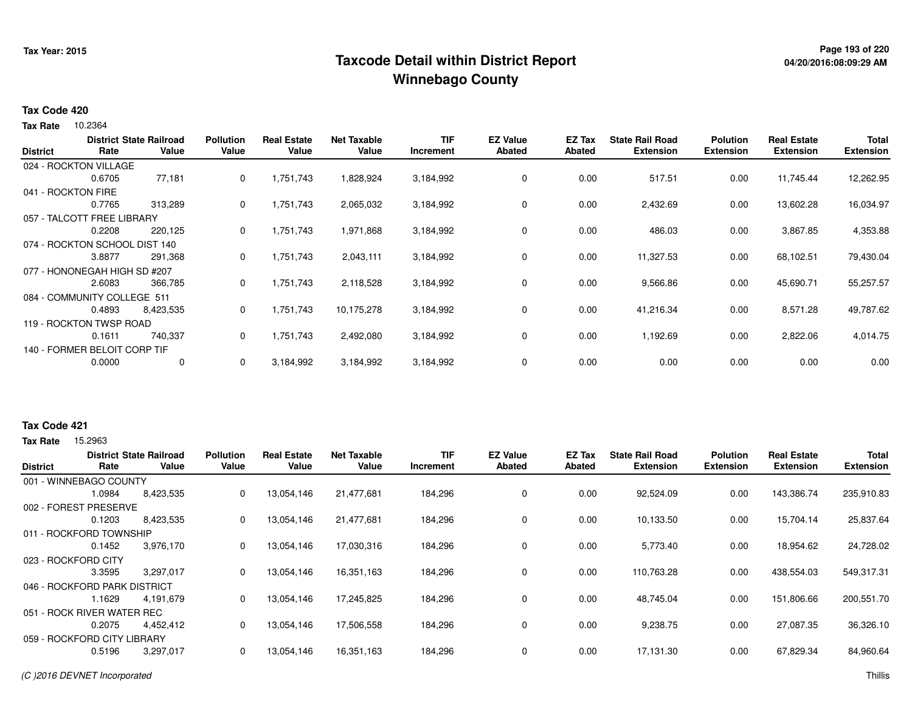# Taxcode Detail within District Report
## Winnebago County

Tax Year: 2015

**Tax Code 420**

**Tax Rate** 10.2364

| District | District Rate | State Railroad Value | Pollution Value | Real Estate Value | Net Taxable Value | TIF Increment | EZ Value Abated | EZ Tax Abated | State Rail Road Extension | Polution Extension | Real Estate Extension | Total Extension |
|---|---|---|---|---|---|---|---|---|---|---|---|---|
| 024 - ROCKTON VILLAGE | 0.6705 | 77,181 | 0 | 1,751,743 | 1,828,924 | 3,184,992 | 0 | 0.00 | 517.51 | 0.00 | 11,745.44 | 12,262.95 |
| 041 - ROCKTON FIRE | 0.7765 | 313,289 | 0 | 1,751,743 | 2,065,032 | 3,184,992 | 0 | 0.00 | 2,432.69 | 0.00 | 13,602.28 | 16,034.97 |
| 057 - TALCOTT FREE LIBRARY | 0.2208 | 220,125 | 0 | 1,751,743 | 1,971,868 | 3,184,992 | 0 | 0.00 | 486.03 | 0.00 | 3,867.85 | 4,353.88 |
| 074 - ROCKTON SCHOOL DIST 140 | 3.8877 | 291,368 | 0 | 1,751,743 | 2,043,111 | 3,184,992 | 0 | 0.00 | 11,327.53 | 0.00 | 68,102.51 | 79,430.04 |
| 077 - HONONEGAH HIGH SD #207 | 2.6083 | 366,785 | 0 | 1,751,743 | 2,118,528 | 3,184,992 | 0 | 0.00 | 9,566.86 | 0.00 | 45,690.71 | 55,257.57 |
| 084 - COMMUNITY COLLEGE 511 | 0.4893 | 8,423,535 | 0 | 1,751,743 | 10,175,278 | 3,184,992 | 0 | 0.00 | 41,216.34 | 0.00 | 8,571.28 | 49,787.62 |
| 119 - ROCKTON TWSP ROAD | 0.1611 | 740,337 | 0 | 1,751,743 | 2,492,080 | 3,184,992 | 0 | 0.00 | 1,192.69 | 0.00 | 2,822.06 | 4,014.75 |
| 140 - FORMER BELOIT CORP TIF | 0.0000 | 0 | 0 | 3,184,992 | 3,184,992 | 3,184,992 | 0 | 0.00 | 0.00 | 0.00 | 0.00 | 0.00 |

**Tax Code 421**

**Tax Rate** 15.2963

| District | District Rate | State Railroad Value | Pollution Value | Real Estate Value | Net Taxable Value | TIF Increment | EZ Value Abated | EZ Tax Abated | State Rail Road Extension | Polution Extension | Real Estate Extension | Total Extension |
|---|---|---|---|---|---|---|---|---|---|---|---|---|
| 001 - WINNEBAGO COUNTY | 1.0984 | 8,423,535 | 0 | 13,054,146 | 21,477,681 | 184,296 | 0 | 0.00 | 92,524.09 | 0.00 | 143,386.74 | 235,910.83 |
| 002 - FOREST PRESERVE | 0.1203 | 8,423,535 | 0 | 13,054,146 | 21,477,681 | 184,296 | 0 | 0.00 | 10,133.50 | 0.00 | 15,704.14 | 25,837.64 |
| 011 - ROCKFORD TOWNSHIP | 0.1452 | 3,976,170 | 0 | 13,054,146 | 17,030,316 | 184,296 | 0 | 0.00 | 5,773.40 | 0.00 | 18,954.62 | 24,728.02 |
| 023 - ROCKFORD CITY | 3.3595 | 3,297,017 | 0 | 13,054,146 | 16,351,163 | 184,296 | 0 | 0.00 | 110,763.28 | 0.00 | 438,554.03 | 549,317.31 |
| 046 - ROCKFORD PARK DISTRICT | 1.1629 | 4,191,679 | 0 | 13,054,146 | 17,245,825 | 184,296 | 0 | 0.00 | 48,745.04 | 0.00 | 151,806.66 | 200,551.70 |
| 051 - ROCK RIVER WATER REC | 0.2075 | 4,452,412 | 0 | 13,054,146 | 17,506,558 | 184,296 | 0 | 0.00 | 9,238.75 | 0.00 | 27,087.35 | 36,326.10 |
| 059 - ROCKFORD CITY LIBRARY | 0.5196 | 3,297,017 | 0 | 13,054,146 | 16,351,163 | 184,296 | 0 | 0.00 | 17,131.30 | 0.00 | 67,829.34 | 84,960.64 |

*(C )2016 DEVNET Incorporated* Thillis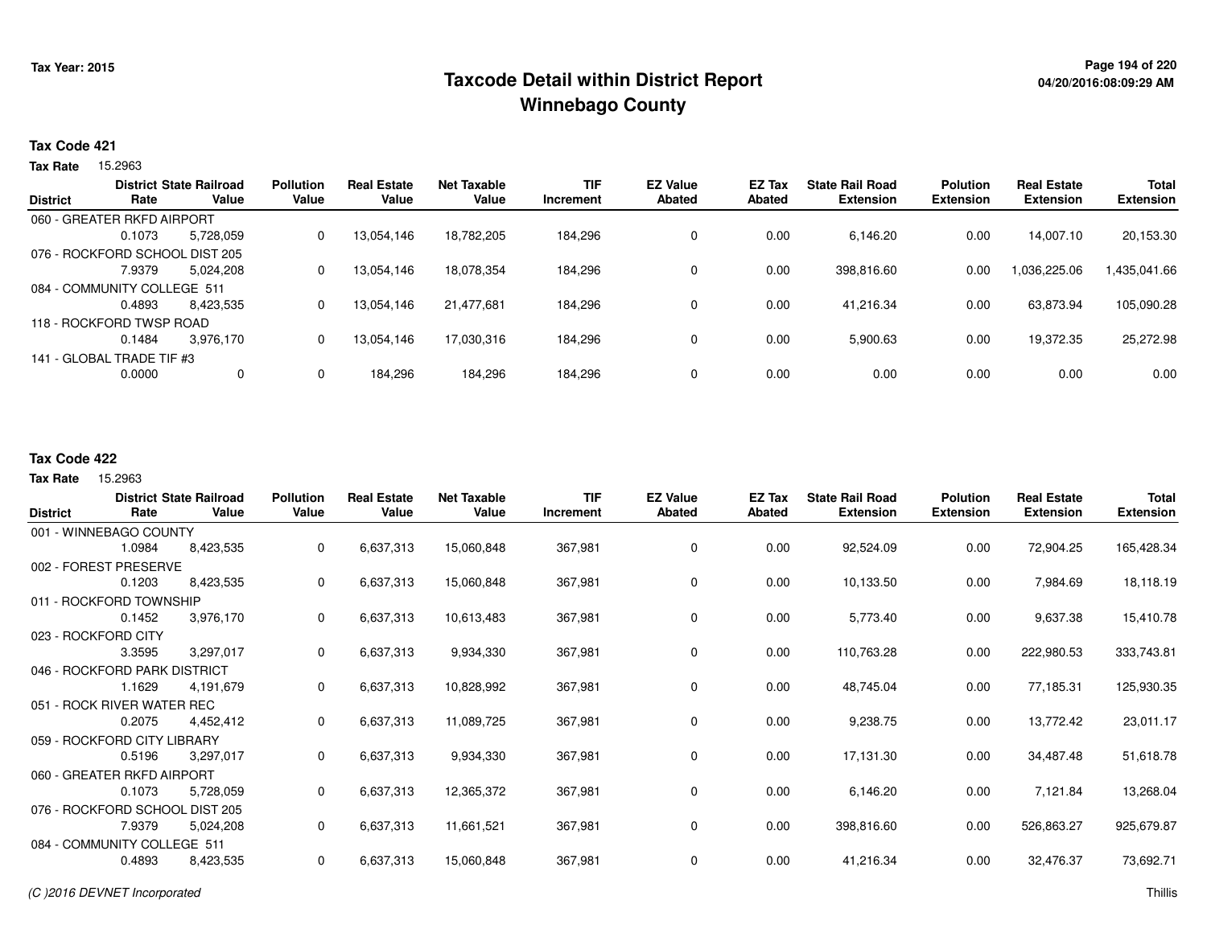# Taxcode Detail within District Report
# Winnebago County

Tax Year: 2015

04/20/2016:08:09:29 AM

**Tax Code 421**

**Tax Rate** 15.2963

| District | District Rate | State Railroad Value | Pollution Value | Real Estate Value | Net Taxable Value | TIF Increment | EZ Value Abated | EZ Tax Abated | State Rail Road Extension | Polution Extension | Real Estate Extension | Total Extension |
|---|---|---|---|---|---|---|---|---|---|---|---|---|
| 060 - GREATER RKFD AIRPORT | 0.1073 | 5,728,059 | 0 | 13,054,146 | 18,782,205 | 184,296 | 0 | 0.00 | 6,146.20 | 0.00 | 14,007.10 | 20,153.30 |
| 076 - ROCKFORD SCHOOL DIST 205 | 7.9379 | 5,024,208 | 0 | 13,054,146 | 18,078,354 | 184,296 | 0 | 0.00 | 398,816.60 | 0.00 | 1,036,225.06 | 1,435,041.66 |
| 084 - COMMUNITY COLLEGE 511 | 0.4893 | 8,423,535 | 0 | 13,054,146 | 21,477,681 | 184,296 | 0 | 0.00 | 41,216.34 | 0.00 | 63,873.94 | 105,090.28 |
| 118 - ROCKFORD TWSP ROAD | 0.1484 | 3,976,170 | 0 | 13,054,146 | 17,030,316 | 184,296 | 0 | 0.00 | 5,900.63 | 0.00 | 19,372.35 | 25,272.98 |
| 141 - GLOBAL TRADE TIF #3 | 0.0000 | 0 | 0 | 184,296 | 184,296 | 184,296 | 0 | 0.00 | 0.00 | 0.00 | 0.00 | 0.00 |

**Tax Code 422**

**Tax Rate** 15.2963

| District | District Rate | State Railroad Value | Pollution Value | Real Estate Value | Net Taxable Value | TIF Increment | EZ Value Abated | EZ Tax Abated | State Rail Road Extension | Polution Extension | Real Estate Extension | Total Extension |
|---|---|---|---|---|---|---|---|---|---|---|---|---|
| 001 - WINNEBAGO COUNTY | 1.0984 | 8,423,535 | 0 | 6,637,313 | 15,060,848 | 367,981 | 0 | 0.00 | 92,524.09 | 0.00 | 72,904.25 | 165,428.34 |
| 002 - FOREST PRESERVE | 0.1203 | 8,423,535 | 0 | 6,637,313 | 15,060,848 | 367,981 | 0 | 0.00 | 10,133.50 | 0.00 | 7,984.69 | 18,118.19 |
| 011 - ROCKFORD TOWNSHIP | 0.1452 | 3,976,170 | 0 | 6,637,313 | 10,613,483 | 367,981 | 0 | 0.00 | 5,773.40 | 0.00 | 9,637.38 | 15,410.78 |
| 023 - ROCKFORD CITY | 3.3595 | 3,297,017 | 0 | 6,637,313 | 9,934,330 | 367,981 | 0 | 0.00 | 110,763.28 | 0.00 | 222,980.53 | 333,743.81 |
| 046 - ROCKFORD PARK DISTRICT | 1.1629 | 4,191,679 | 0 | 6,637,313 | 10,828,992 | 367,981 | 0 | 0.00 | 48,745.04 | 0.00 | 77,185.31 | 125,930.35 |
| 051 - ROCK RIVER WATER REC | 0.2075 | 4,452,412 | 0 | 6,637,313 | 11,089,725 | 367,981 | 0 | 0.00 | 9,238.75 | 0.00 | 13,772.42 | 23,011.17 |
| 059 - ROCKFORD CITY LIBRARY | 0.5196 | 3,297,017 | 0 | 6,637,313 | 9,934,330 | 367,981 | 0 | 0.00 | 17,131.30 | 0.00 | 34,487.48 | 51,618.78 |
| 060 - GREATER RKFD AIRPORT | 0.1073 | 5,728,059 | 0 | 6,637,313 | 12,365,372 | 367,981 | 0 | 0.00 | 6,146.20 | 0.00 | 7,121.84 | 13,268.04 |
| 076 - ROCKFORD SCHOOL DIST 205 | 7.9379 | 5,024,208 | 0 | 6,637,313 | 11,661,521 | 367,981 | 0 | 0.00 | 398,816.60 | 0.00 | 526,863.27 | 925,679.87 |
| 084 - COMMUNITY COLLEGE 511 | 0.4893 | 8,423,535 | 0 | 6,637,313 | 15,060,848 | 367,981 | 0 | 0.00 | 41,216.34 | 0.00 | 32,476.37 | 73,692.71 |

*(C )2016 DEVNET Incorporated*

Thillis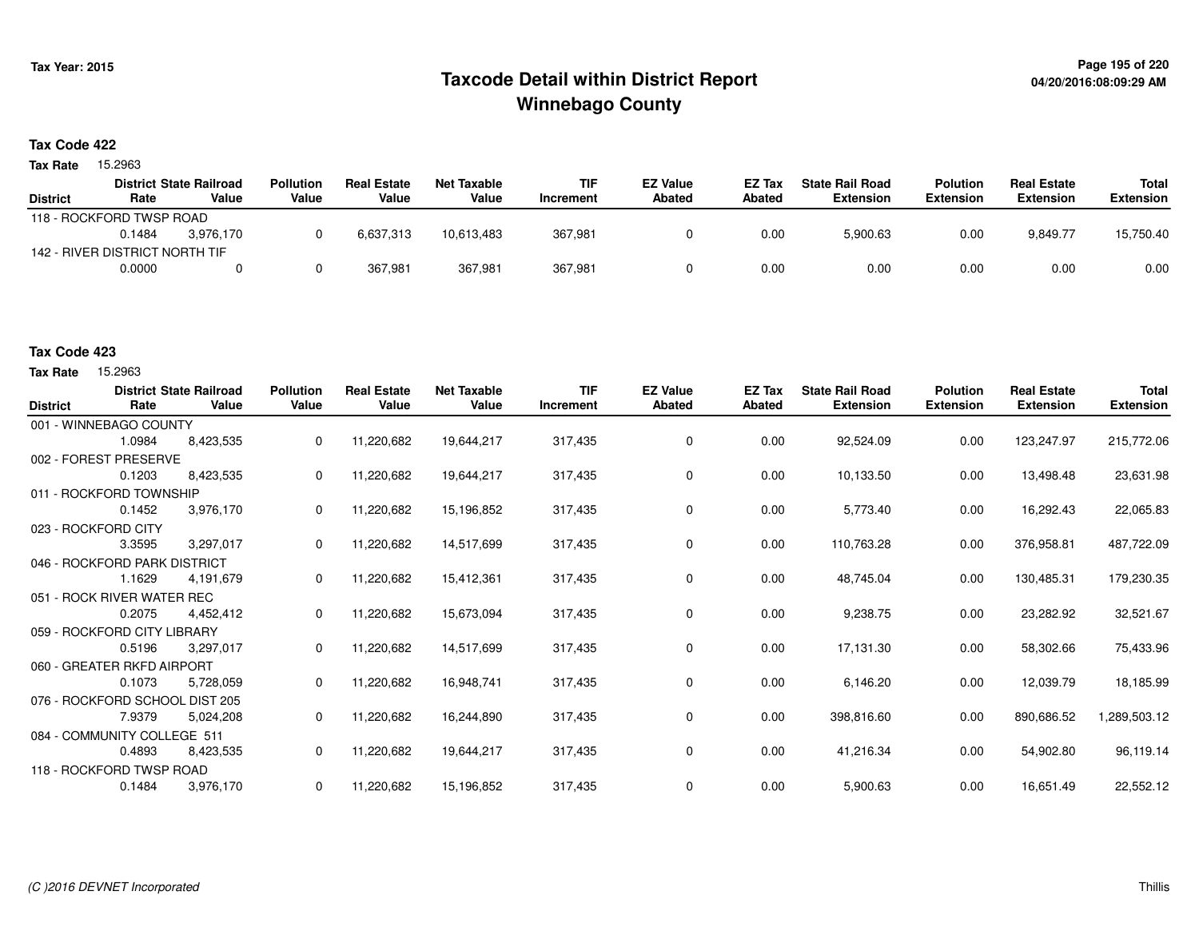# Taxcode Detail within District Report
# Winnebago County

Tax Year: 2015

04/20/2016:08:09:29 AM

**Tax Code 422**

**Tax Rate** 15.2963

| District | District Rate | State Railroad Value | Pollution Value | Real Estate Value | Net Taxable Value | TIF Increment | EZ Value Abated | EZ Tax Abated | State Rail Road Extension | Polution Extension | Real Estate Extension | Total Extension |
|---|---|---|---|---|---|---|---|---|---|---|---|---|
| 118 - ROCKFORD TWSP ROAD | | | | | | | | | | | | |
| | 0.1484 | 3,976,170 | 0 | 6,637,313 | 10,613,483 | 367,981 | 0 | 0.00 | 5,900.63 | 0.00 | 9,849.77 | 15,750.40 |
| 142 - RIVER DISTRICT NORTH TIF | | | | | | | | | | | | |
| | 0.0000 | 0 | 0 | 367,981 | 367,981 | 367,981 | 0 | 0.00 | 0.00 | 0.00 | 0.00 | 0.00 |

**Tax Code 423**

**Tax Rate** 15.2963

| District | District Rate | State Railroad Value | Pollution Value | Real Estate Value | Net Taxable Value | TIF Increment | EZ Value Abated | EZ Tax Abated | State Rail Road Extension | Polution Extension | Real Estate Extension | Total Extension |
|---|---|---|---|---|---|---|---|---|---|---|---|---|
| 001 - WINNEBAGO COUNTY | | | | | | | | | | | | |
| | 1.0984 | 8,423,535 | 0 | 11,220,682 | 19,644,217 | 317,435 | 0 | 0.00 | 92,524.09 | 0.00 | 123,247.97 | 215,772.06 |
| 002 - FOREST PRESERVE | | | | | | | | | | | | |
| | 0.1203 | 8,423,535 | 0 | 11,220,682 | 19,644,217 | 317,435 | 0 | 0.00 | 10,133.50 | 0.00 | 13,498.48 | 23,631.98 |
| 011 - ROCKFORD TOWNSHIP | | | | | | | | | | | | |
| | 0.1452 | 3,976,170 | 0 | 11,220,682 | 15,196,852 | 317,435 | 0 | 0.00 | 5,773.40 | 0.00 | 16,292.43 | 22,065.83 |
| 023 - ROCKFORD CITY | | | | | | | | | | | | |
| | 3.3595 | 3,297,017 | 0 | 11,220,682 | 14,517,699 | 317,435 | 0 | 0.00 | 110,763.28 | 0.00 | 376,958.81 | 487,722.09 |
| 046 - ROCKFORD PARK DISTRICT | | | | | | | | | | | | |
| | 1.1629 | 4,191,679 | 0 | 11,220,682 | 15,412,361 | 317,435 | 0 | 0.00 | 48,745.04 | 0.00 | 130,485.31 | 179,230.35 |
| 051 - ROCK RIVER WATER REC | | | | | | | | | | | | |
| | 0.2075 | 4,452,412 | 0 | 11,220,682 | 15,673,094 | 317,435 | 0 | 0.00 | 9,238.75 | 0.00 | 23,282.92 | 32,521.67 |
| 059 - ROCKFORD CITY LIBRARY | | | | | | | | | | | | |
| | 0.5196 | 3,297,017 | 0 | 11,220,682 | 14,517,699 | 317,435 | 0 | 0.00 | 17,131.30 | 0.00 | 58,302.66 | 75,433.96 |
| 060 - GREATER RKFD AIRPORT | | | | | | | | | | | | |
| | 0.1073 | 5,728,059 | 0 | 11,220,682 | 16,948,741 | 317,435 | 0 | 0.00 | 6,146.20 | 0.00 | 12,039.79 | 18,185.99 |
| 076 - ROCKFORD SCHOOL DIST 205 | | | | | | | | | | | | |
| | 7.9379 | 5,024,208 | 0 | 11,220,682 | 16,244,890 | 317,435 | 0 | 0.00 | 398,816.60 | 0.00 | 890,686.52 | 1,289,503.12 |
| 084 - COMMUNITY COLLEGE 511 | | | | | | | | | | | | |
| | 0.4893 | 8,423,535 | 0 | 11,220,682 | 19,644,217 | 317,435 | 0 | 0.00 | 41,216.34 | 0.00 | 54,902.80 | 96,119.14 |
| 118 - ROCKFORD TWSP ROAD | | | | | | | | | | | | |
| | 0.1484 | 3,976,170 | 0 | 11,220,682 | 15,196,852 | 317,435 | 0 | 0.00 | 5,900.63 | 0.00 | 16,651.49 | 22,552.12 |

(C )2016 DEVNET Incorporated

Thillis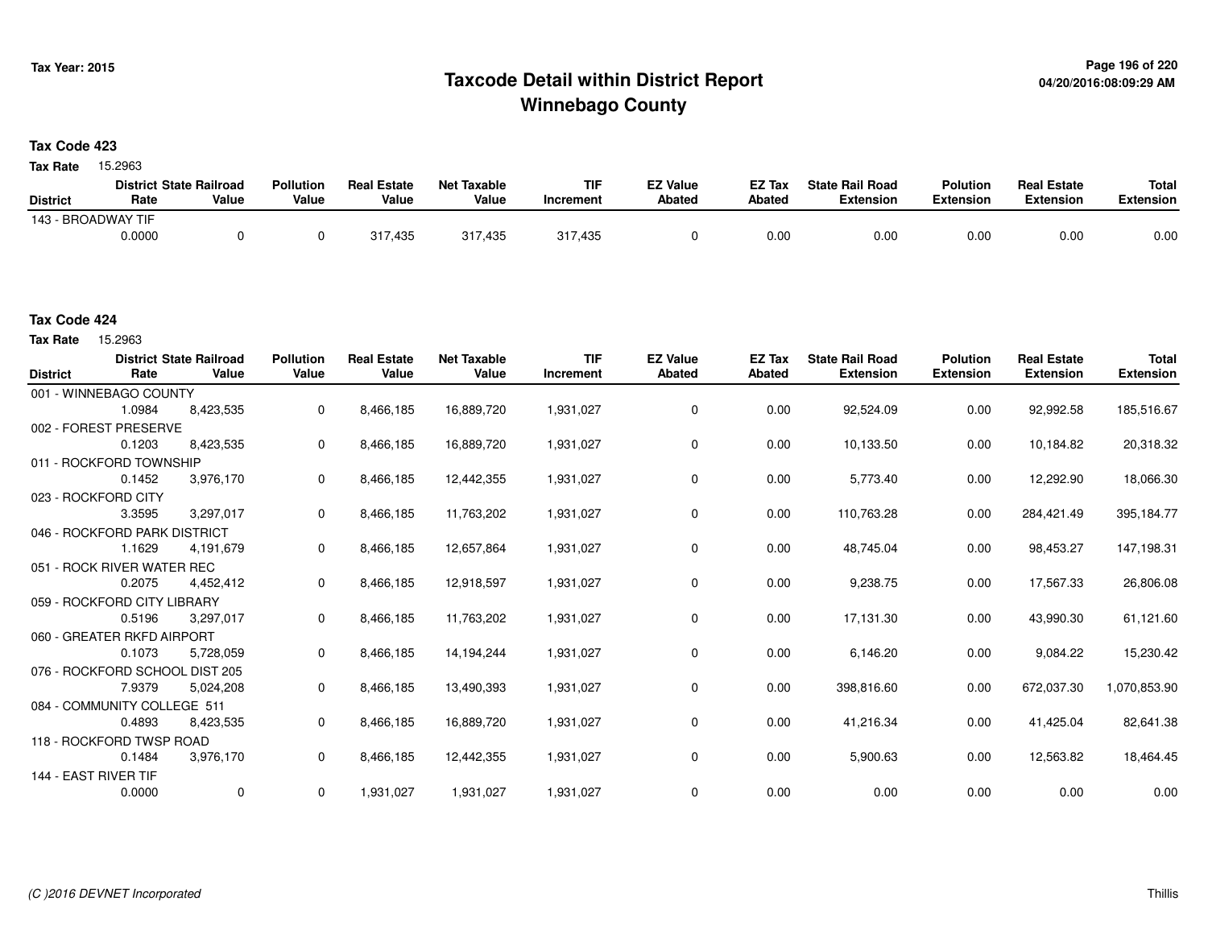# Taxcode Detail within District Report
# Winnebago County

Tax Year: 2015

04/20/2016:08:09:29 AM

**Tax Code 423**

**Tax Rate** 15.2963

| District | District Rate | State Railroad Value | Pollution Value | Real Estate Value | Net Taxable Value | TIF Increment | EZ Value Abated | EZ Tax Abated | State Rail Road Extension | Polution Extension | Real Estate Extension | Total Extension |
|---|---|---|---|---|---|---|---|---|---|---|---|---|
| 143 - BROADWAY TIF | 0.0000 | 0 | 0 | 317,435 | 317,435 | 317,435 | 0 | 0.00 | 0.00 | 0.00 | 0.00 | 0.00 |

**Tax Code 424**

**Tax Rate** 15.2963

| District | District Rate | State Railroad Value | Pollution Value | Real Estate Value | Net Taxable Value | TIF Increment | EZ Value Abated | EZ Tax Abated | State Rail Road Extension | Polution Extension | Real Estate Extension | Total Extension |
|---|---|---|---|---|---|---|---|---|---|---|---|---|
| 001 - WINNEBAGO COUNTY | 1.0984 | 8,423,535 | 0 | 8,466,185 | 16,889,720 | 1,931,027 | 0 | 0.00 | 92,524.09 | 0.00 | 92,992.58 | 185,516.67 |
| 002 - FOREST PRESERVE | 0.1203 | 8,423,535 | 0 | 8,466,185 | 16,889,720 | 1,931,027 | 0 | 0.00 | 10,133.50 | 0.00 | 10,184.82 | 20,318.32 |
| 011 - ROCKFORD TOWNSHIP | 0.1452 | 3,976,170 | 0 | 8,466,185 | 12,442,355 | 1,931,027 | 0 | 0.00 | 5,773.40 | 0.00 | 12,292.90 | 18,066.30 |
| 023 - ROCKFORD CITY | 3.3595 | 3,297,017 | 0 | 8,466,185 | 11,763,202 | 1,931,027 | 0 | 0.00 | 110,763.28 | 0.00 | 284,421.49 | 395,184.77 |
| 046 - ROCKFORD PARK DISTRICT | 1.1629 | 4,191,679 | 0 | 8,466,185 | 12,657,864 | 1,931,027 | 0 | 0.00 | 48,745.04 | 0.00 | 98,453.27 | 147,198.31 |
| 051 - ROCK RIVER WATER REC | 0.2075 | 4,452,412 | 0 | 8,466,185 | 12,918,597 | 1,931,027 | 0 | 0.00 | 9,238.75 | 0.00 | 17,567.33 | 26,806.08 |
| 059 - ROCKFORD CITY LIBRARY | 0.5196 | 3,297,017 | 0 | 8,466,185 | 11,763,202 | 1,931,027 | 0 | 0.00 | 17,131.30 | 0.00 | 43,990.30 | 61,121.60 |
| 060 - GREATER RKFD AIRPORT | 0.1073 | 5,728,059 | 0 | 8,466,185 | 14,194,244 | 1,931,027 | 0 | 0.00 | 6,146.20 | 0.00 | 9,084.22 | 15,230.42 |
| 076 - ROCKFORD SCHOOL DIST 205 | 7.9379 | 5,024,208 | 0 | 8,466,185 | 13,490,393 | 1,931,027 | 0 | 0.00 | 398,816.60 | 0.00 | 672,037.30 | 1,070,853.90 |
| 084 - COMMUNITY COLLEGE 511 | 0.4893 | 8,423,535 | 0 | 8,466,185 | 16,889,720 | 1,931,027 | 0 | 0.00 | 41,216.34 | 0.00 | 41,425.04 | 82,641.38 |
| 118 - ROCKFORD TWSP ROAD | 0.1484 | 3,976,170 | 0 | 8,466,185 | 12,442,355 | 1,931,027 | 0 | 0.00 | 5,900.63 | 0.00 | 12,563.82 | 18,464.45 |
| 144 - EAST RIVER TIF | 0.0000 | 0 | 0 | 1,931,027 | 1,931,027 | 1,931,027 | 0 | 0.00 | 0.00 | 0.00 | 0.00 | 0.00 |

*(C )2016 DEVNET Incorporated*

Thillis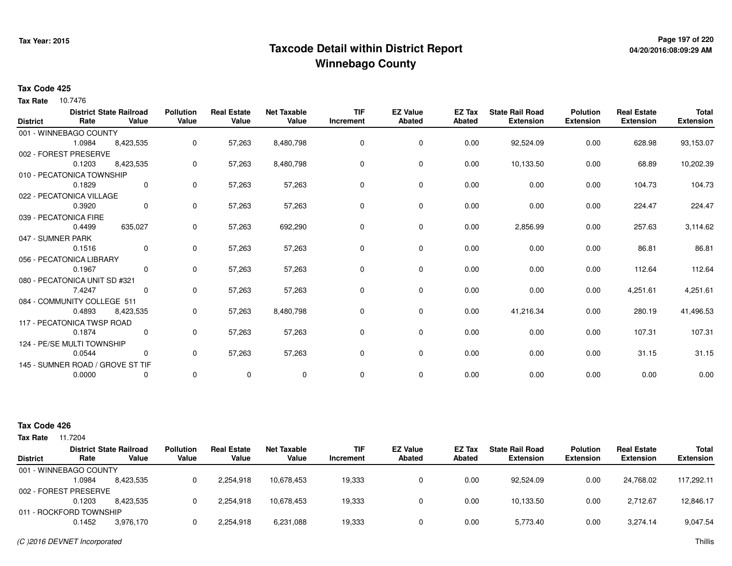# Taxcode Detail within District Report
## Winnebago County

Tax Year: 2015

04/20/2016:08:09:29 AM

**Tax Code 425**

**Tax Rate** 10.7476

| District | District Rate | State Railroad Value | Pollution Value | Real Estate Value | Net Taxable Value | TIF Increment | EZ Value Abated | EZ Tax Abated | State Rail Road Extension | Polution Extension | Real Estate Extension | Total Extension |
|---|---|---|---|---|---|---|---|---|---|---|---|---|
| 001 - WINNEBAGO COUNTY | 1.0984 | 8,423,535 | 0 | 57,263 | 8,480,798 | 0 | 0 | 0.00 | 92,524.09 | 0.00 | 628.98 | 93,153.07 |
| 002 - FOREST PRESERVE | 0.1203 | 8,423,535 | 0 | 57,263 | 8,480,798 | 0 | 0 | 0.00 | 10,133.50 | 0.00 | 68.89 | 10,202.39 |
| 010 - PECATONICA TOWNSHIP | 0.1829 | 0 | 0 | 57,263 | 57,263 | 0 | 0 | 0.00 | 0.00 | 0.00 | 104.73 | 104.73 |
| 022 - PECATONICA VILLAGE | 0.3920 | 0 | 0 | 57,263 | 57,263 | 0 | 0 | 0.00 | 0.00 | 0.00 | 224.47 | 224.47 |
| 039 - PECATONICA FIRE | 0.4499 | 635,027 | 0 | 57,263 | 692,290 | 0 | 0 | 0.00 | 2,856.99 | 0.00 | 257.63 | 3,114.62 |
| 047 - SUMNER PARK | 0.1516 | 0 | 0 | 57,263 | 57,263 | 0 | 0 | 0.00 | 0.00 | 0.00 | 86.81 | 86.81 |
| 056 - PECATONICA LIBRARY | 0.1967 | 0 | 0 | 57,263 | 57,263 | 0 | 0 | 0.00 | 0.00 | 0.00 | 112.64 | 112.64 |
| 080 - PECATONICA UNIT SD #321 | 7.4247 | 0 | 0 | 57,263 | 57,263 | 0 | 0 | 0.00 | 0.00 | 0.00 | 4,251.61 | 4,251.61 |
| 084 - COMMUNITY COLLEGE 511 | 0.4893 | 8,423,535 | 0 | 57,263 | 8,480,798 | 0 | 0 | 0.00 | 41,216.34 | 0.00 | 280.19 | 41,496.53 |
| 117 - PECATONICA TWSP ROAD | 0.1874 | 0 | 0 | 57,263 | 57,263 | 0 | 0 | 0.00 | 0.00 | 0.00 | 107.31 | 107.31 |
| 124 - PE/SE MULTI TOWNSHIP | 0.0544 | 0 | 0 | 57,263 | 57,263 | 0 | 0 | 0.00 | 0.00 | 0.00 | 31.15 | 31.15 |
| 145 - SUMNER ROAD / GROVE ST TIF | 0.0000 | 0 | 0 | 0 | 0 | 0 | 0 | 0.00 | 0.00 | 0.00 | 0.00 | 0.00 |

**Tax Code 426**

**Tax Rate** 11.7204

| District | District Rate | State Railroad Value | Pollution Value | Real Estate Value | Net Taxable Value | TIF Increment | EZ Value Abated | EZ Tax Abated | State Rail Road Extension | Polution Extension | Real Estate Extension | Total Extension |
|---|---|---|---|---|---|---|---|---|---|---|---|---|
| 001 - WINNEBAGO COUNTY | 1.0984 | 8,423,535 | 0 | 2,254,918 | 10,678,453 | 19,333 | 0 | 0.00 | 92,524.09 | 0.00 | 24,768.02 | 117,292.11 |
| 002 - FOREST PRESERVE | 0.1203 | 8,423,535 | 0 | 2,254,918 | 10,678,453 | 19,333 | 0 | 0.00 | 10,133.50 | 0.00 | 2,712.67 | 12,846.17 |
| 011 - ROCKFORD TOWNSHIP | 0.1452 | 3,976,170 | 0 | 2,254,918 | 6,231,088 | 19,333 | 0 | 0.00 | 5,773.40 | 0.00 | 3,274.14 | 9,047.54 |

*(C )2016 DEVNET Incorporated*

Thillis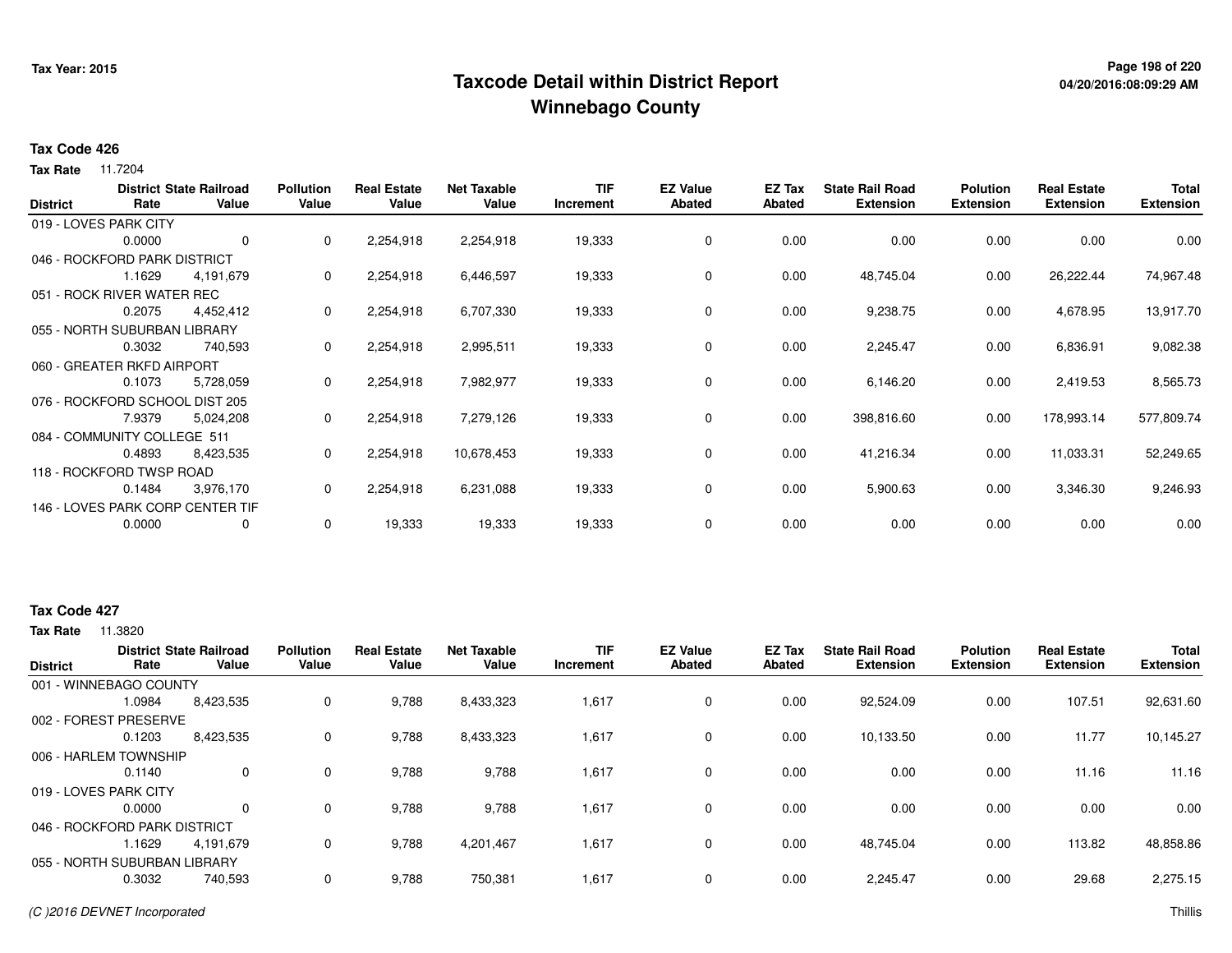# Taxcode Detail within District Report
## Winnebago County

Tax Year: 2015

**Tax Code 426**

**Tax Rate** 11.7204

| District | District Rate | State Railroad Value | Pollution Value | Real Estate Value | Net Taxable Value | TIF Increment | EZ Value Abated | EZ Tax Abated | State Rail Road Extension | Polution Extension | Real Estate Extension | Total Extension |
|---|---|---|---|---|---|---|---|---|---|---|---|---|
| 019 - LOVES PARK CITY | | | | | | | | | | | | |
| | 0.0000 | 0 | 0 | 2,254,918 | 2,254,918 | 19,333 | 0 | 0.00 | 0.00 | 0.00 | 0.00 | 0.00 |
| 046 - ROCKFORD PARK DISTRICT | | | | | | | | | | | | |
| | 1.1629 | 4,191,679 | 0 | 2,254,918 | 6,446,597 | 19,333 | 0 | 0.00 | 48,745.04 | 0.00 | 26,222.44 | 74,967.48 |
| 051 - ROCK RIVER WATER REC | | | | | | | | | | | | |
| | 0.2075 | 4,452,412 | 0 | 2,254,918 | 6,707,330 | 19,333 | 0 | 0.00 | 9,238.75 | 0.00 | 4,678.95 | 13,917.70 |
| 055 - NORTH SUBURBAN LIBRARY | | | | | | | | | | | | |
| | 0.3032 | 740,593 | 0 | 2,254,918 | 2,995,511 | 19,333 | 0 | 0.00 | 2,245.47 | 0.00 | 6,836.91 | 9,082.38 |
| 060 - GREATER RKFD AIRPORT | | | | | | | | | | | | |
| | 0.1073 | 5,728,059 | 0 | 2,254,918 | 7,982,977 | 19,333 | 0 | 0.00 | 6,146.20 | 0.00 | 2,419.53 | 8,565.73 |
| 076 - ROCKFORD SCHOOL DIST 205 | | | | | | | | | | | | |
| | 7.9379 | 5,024,208 | 0 | 2,254,918 | 7,279,126 | 19,333 | 0 | 0.00 | 398,816.60 | 0.00 | 178,993.14 | 577,809.74 |
| 084 - COMMUNITY COLLEGE 511 | | | | | | | | | | | | |
| | 0.4893 | 8,423,535 | 0 | 2,254,918 | 10,678,453 | 19,333 | 0 | 0.00 | 41,216.34 | 0.00 | 11,033.31 | 52,249.65 |
| 118 - ROCKFORD TWSP ROAD | | | | | | | | | | | | |
| | 0.1484 | 3,976,170 | 0 | 2,254,918 | 6,231,088 | 19,333 | 0 | 0.00 | 5,900.63 | 0.00 | 3,346.30 | 9,246.93 |
| 146 - LOVES PARK CORP CENTER TIF | | | | | | | | | | | | |
| | 0.0000 | 0 | 0 | 19,333 | 19,333 | 19,333 | 0 | 0.00 | 0.00 | 0.00 | 0.00 | 0.00 |

**Tax Code 427**

**Tax Rate** 11.3820

| District | District Rate | State Railroad Value | Pollution Value | Real Estate Value | Net Taxable Value | TIF Increment | EZ Value Abated | EZ Tax Abated | State Rail Road Extension | Polution Extension | Real Estate Extension | Total Extension |
|---|---|---|---|---|---|---|---|---|---|---|---|---|
| 001 - WINNEBAGO COUNTY | | | | | | | | | | | | |
| | 1.0984 | 8,423,535 | 0 | 9,788 | 8,433,323 | 1,617 | 0 | 0.00 | 92,524.09 | 0.00 | 107.51 | 92,631.60 |
| 002 - FOREST PRESERVE | | | | | | | | | | | | |
| | 0.1203 | 8,423,535 | 0 | 9,788 | 8,433,323 | 1,617 | 0 | 0.00 | 10,133.50 | 0.00 | 11.77 | 10,145.27 |
| 006 - HARLEM TOWNSHIP | | | | | | | | | | | | |
| | 0.1140 | 0 | 0 | 9,788 | 9,788 | 1,617 | 0 | 0.00 | 0.00 | 0.00 | 11.16 | 11.16 |
| 019 - LOVES PARK CITY | | | | | | | | | | | | |
| | 0.0000 | 0 | 0 | 9,788 | 9,788 | 1,617 | 0 | 0.00 | 0.00 | 0.00 | 0.00 | 0.00 |
| 046 - ROCKFORD PARK DISTRICT | | | | | | | | | | | | |
| | 1.1629 | 4,191,679 | 0 | 9,788 | 4,201,467 | 1,617 | 0 | 0.00 | 48,745.04 | 0.00 | 113.82 | 48,858.86 |
| 055 - NORTH SUBURBAN LIBRARY | | | | | | | | | | | | |
| | 0.3032 | 740,593 | 0 | 9,788 | 750,381 | 1,617 | 0 | 0.00 | 2,245.47 | 0.00 | 29.68 | 2,275.15 |

*(C )2016 DEVNET Incorporated* Thillis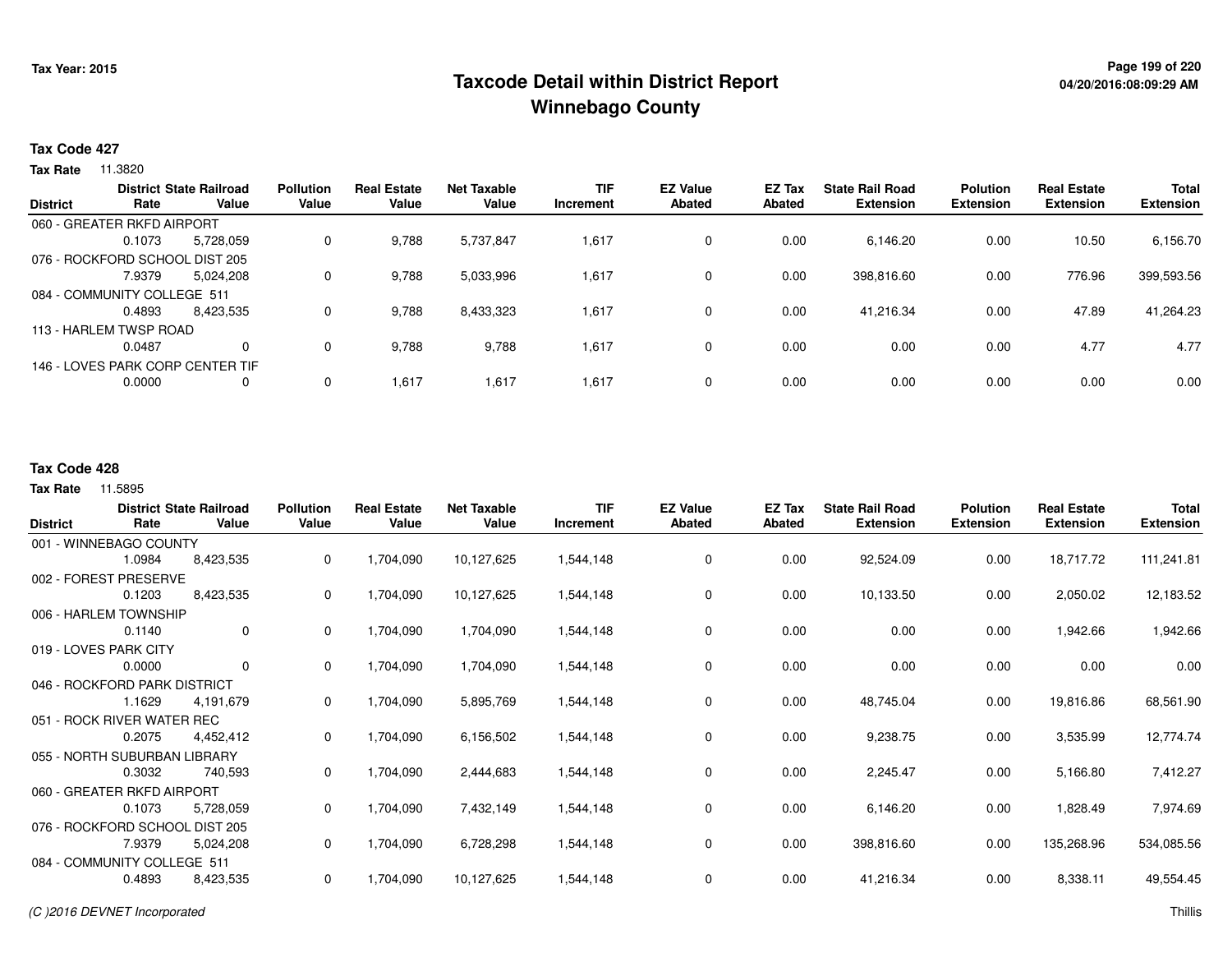# Taxcode Detail within District Report
# Winnebago County

**Tax Year: 2015**

**Tax Code 427**

**Tax Rate** 11.3820

| District | District Rate | State Railroad Value | Pollution Value | Real Estate Value | Net Taxable Value | TIF Increment | EZ Value Abated | EZ Tax Abated | State Rail Road Extension | Polution Extension | Real Estate Extension | Total Extension |
|---|---|---|---|---|---|---|---|---|---|---|---|---|
| 060 - GREATER RKFD AIRPORT | 0.1073 | 5,728,059 | 0 | 9,788 | 5,737,847 | 1,617 | 0 | 0.00 | 6,146.20 | 0.00 | 10.50 | 6,156.70 |
| 076 - ROCKFORD SCHOOL DIST 205 | 7.9379 | 5,024,208 | 0 | 9,788 | 5,033,996 | 1,617 | 0 | 0.00 | 398,816.60 | 0.00 | 776.96 | 399,593.56 |
| 084 - COMMUNITY COLLEGE 511 | 0.4893 | 8,423,535 | 0 | 9,788 | 8,433,323 | 1,617 | 0 | 0.00 | 41,216.34 | 0.00 | 47.89 | 41,264.23 |
| 113 - HARLEM TWSP ROAD | 0.0487 | 0 | 0 | 9,788 | 9,788 | 1,617 | 0 | 0.00 | 0.00 | 0.00 | 4.77 | 4.77 |
| 146 - LOVES PARK CORP CENTER TIF | 0.0000 | 0 | 0 | 1,617 | 1,617 | 1,617 | 0 | 0.00 | 0.00 | 0.00 | 0.00 | 0.00 |

**Tax Code 428**

**Tax Rate** 11.5895

| District | District Rate | State Railroad Value | Pollution Value | Real Estate Value | Net Taxable Value | TIF Increment | EZ Value Abated | EZ Tax Abated | State Rail Road Extension | Polution Extension | Real Estate Extension | Total Extension |
|---|---|---|---|---|---|---|---|---|---|---|---|---|
| 001 - WINNEBAGO COUNTY | 1.0984 | 8,423,535 | 0 | 1,704,090 | 10,127,625 | 1,544,148 | 0 | 0.00 | 92,524.09 | 0.00 | 18,717.72 | 111,241.81 |
| 002 - FOREST PRESERVE | 0.1203 | 8,423,535 | 0 | 1,704,090 | 10,127,625 | 1,544,148 | 0 | 0.00 | 10,133.50 | 0.00 | 2,050.02 | 12,183.52 |
| 006 - HARLEM TOWNSHIP | 0.1140 | 0 | 0 | 1,704,090 | 1,704,090 | 1,544,148 | 0 | 0.00 | 0.00 | 0.00 | 1,942.66 | 1,942.66 |
| 019 - LOVES PARK CITY | 0.0000 | 0 | 0 | 1,704,090 | 1,704,090 | 1,544,148 | 0 | 0.00 | 0.00 | 0.00 | 0.00 | 0.00 |
| 046 - ROCKFORD PARK DISTRICT | 1.1629 | 4,191,679 | 0 | 1,704,090 | 5,895,769 | 1,544,148 | 0 | 0.00 | 48,745.04 | 0.00 | 19,816.86 | 68,561.90 |
| 051 - ROCK RIVER WATER REC | 0.2075 | 4,452,412 | 0 | 1,704,090 | 6,156,502 | 1,544,148 | 0 | 0.00 | 9,238.75 | 0.00 | 3,535.99 | 12,774.74 |
| 055 - NORTH SUBURBAN LIBRARY | 0.3032 | 740,593 | 0 | 1,704,090 | 2,444,683 | 1,544,148 | 0 | 0.00 | 2,245.47 | 0.00 | 5,166.80 | 7,412.27 |
| 060 - GREATER RKFD AIRPORT | 0.1073 | 5,728,059 | 0 | 1,704,090 | 7,432,149 | 1,544,148 | 0 | 0.00 | 6,146.20 | 0.00 | 1,828.49 | 7,974.69 |
| 076 - ROCKFORD SCHOOL DIST 205 | 7.9379 | 5,024,208 | 0 | 1,704,090 | 6,728,298 | 1,544,148 | 0 | 0.00 | 398,816.60 | 0.00 | 135,268.96 | 534,085.56 |
| 084 - COMMUNITY COLLEGE 511 | 0.4893 | 8,423,535 | 0 | 1,704,090 | 10,127,625 | 1,544,148 | 0 | 0.00 | 41,216.34 | 0.00 | 8,338.11 | 49,554.45 |

*(C )2016 DEVNET Incorporated*

Thillis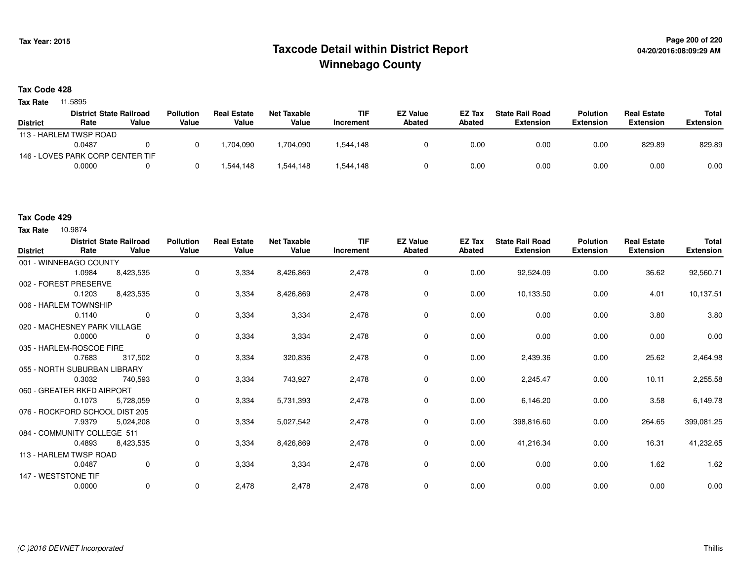# Taxcode Detail within District Report
## Winnebago County

Tax Year: 2015

**Tax Code 428**

**Tax Rate** 11.5895

| District | District Rate | State Railroad Value | Pollution Value | Real Estate Value | Net Taxable Value | TIF Increment | EZ Value Abated | EZ Tax Abated | State Rail Road Extension | Polution Extension | Real Estate Extension | Total Extension |
|---|---|---|---|---|---|---|---|---|---|---|---|---|
| 113 - HARLEM TWSP ROAD | 0.0487 | 0 | 0 | 1,704,090 | 1,704,090 | 1,544,148 | 0 | 0.00 | 0.00 | 0.00 | 829.89 | 829.89 |
| 146 - LOVES PARK CORP CENTER TIF | 0.0000 | 0 | 0 | 1,544,148 | 1,544,148 | 1,544,148 | 0 | 0.00 | 0.00 | 0.00 | 0.00 | 0.00 |

**Tax Code 429**

**Tax Rate** 10.9874

| District | District Rate | State Railroad Value | Pollution Value | Real Estate Value | Net Taxable Value | TIF Increment | EZ Value Abated | EZ Tax Abated | State Rail Road Extension | Polution Extension | Real Estate Extension | Total Extension |
|---|---|---|---|---|---|---|---|---|---|---|---|---|
| 001 - WINNEBAGO COUNTY | 1.0984 | 8,423,535 | 0 | 3,334 | 8,426,869 | 2,478 | 0 | 0.00 | 92,524.09 | 0.00 | 36.62 | 92,560.71 |
| 002 - FOREST PRESERVE | 0.1203 | 8,423,535 | 0 | 3,334 | 8,426,869 | 2,478 | 0 | 0.00 | 10,133.50 | 0.00 | 4.01 | 10,137.51 |
| 006 - HARLEM TOWNSHIP | 0.1140 | 0 | 0 | 3,334 | 3,334 | 2,478 | 0 | 0.00 | 0.00 | 0.00 | 3.80 | 3.80 |
| 020 - MACHESNEY PARK VILLAGE | 0.0000 | 0 | 0 | 3,334 | 3,334 | 2,478 | 0 | 0.00 | 0.00 | 0.00 | 0.00 | 0.00 |
| 035 - HARLEM-ROSCOE FIRE | 0.7683 | 317,502 | 0 | 3,334 | 320,836 | 2,478 | 0 | 0.00 | 2,439.36 | 0.00 | 25.62 | 2,464.98 |
| 055 - NORTH SUBURBAN LIBRARY | 0.3032 | 740,593 | 0 | 3,334 | 743,927 | 2,478 | 0 | 0.00 | 2,245.47 | 0.00 | 10.11 | 2,255.58 |
| 060 - GREATER RKFD AIRPORT | 0.1073 | 5,728,059 | 0 | 3,334 | 5,731,393 | 2,478 | 0 | 0.00 | 6,146.20 | 0.00 | 3.58 | 6,149.78 |
| 076 - ROCKFORD SCHOOL DIST 205 | 7.9379 | 5,024,208 | 0 | 3,334 | 5,027,542 | 2,478 | 0 | 0.00 | 398,816.60 | 0.00 | 264.65 | 399,081.25 |
| 084 - COMMUNITY COLLEGE 511 | 0.4893 | 8,423,535 | 0 | 3,334 | 8,426,869 | 2,478 | 0 | 0.00 | 41,216.34 | 0.00 | 16.31 | 41,232.65 |
| 113 - HARLEM TWSP ROAD | 0.0487 | 0 | 0 | 3,334 | 3,334 | 2,478 | 0 | 0.00 | 0.00 | 0.00 | 1.62 | 1.62 |
| 147 - WESTSTONE TIF | 0.0000 | 0 | 0 | 2,478 | 2,478 | 2,478 | 0 | 0.00 | 0.00 | 0.00 | 0.00 | 0.00 |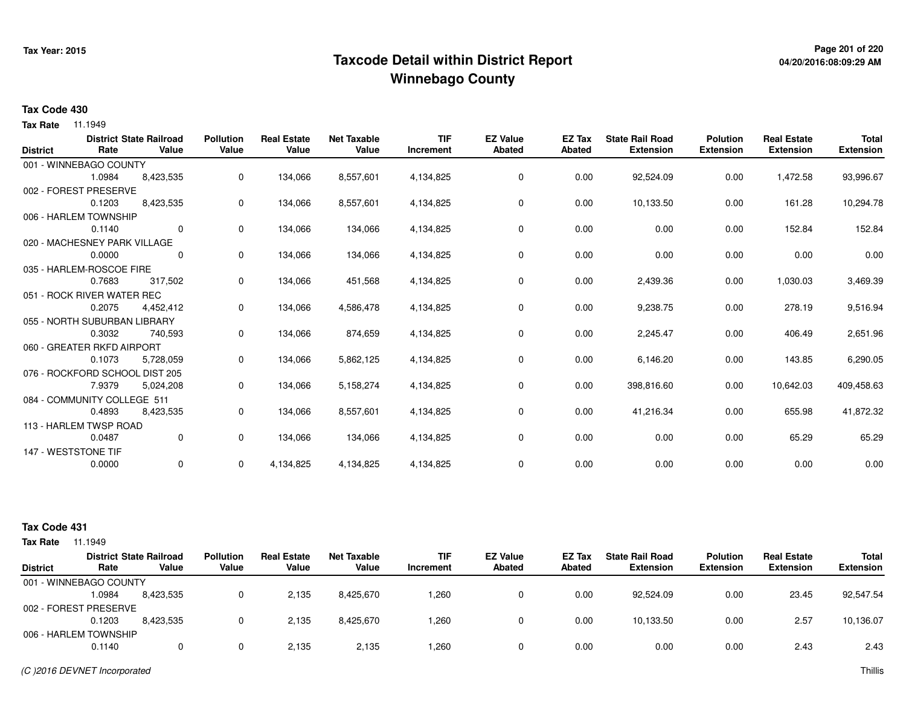# Taxcode Detail within District Report
## Winnebago County

Tax Year: 2015

**Tax Code 430**

**Tax Rate** 11.1949

| District | District Rate | State Railroad Value | Pollution Value | Real Estate Value | Net Taxable Value | TIF Increment | EZ Value Abated | EZ Tax Abated | State Rail Road Extension | Polution Extension | Real Estate Extension | Total Extension |
|---|---|---|---|---|---|---|---|---|---|---|---|---|
| 001 - WINNEBAGO COUNTY | 1.0984 | 8,423,535 | 0 | 134,066 | 8,557,601 | 4,134,825 | 0 | 0.00 | 92,524.09 | 0.00 | 1,472.58 | 93,996.67 |
| 002 - FOREST PRESERVE | 0.1203 | 8,423,535 | 0 | 134,066 | 8,557,601 | 4,134,825 | 0 | 0.00 | 10,133.50 | 0.00 | 161.28 | 10,294.78 |
| 006 - HARLEM TOWNSHIP | 0.1140 | 0 | 0 | 134,066 | 134,066 | 4,134,825 | 0 | 0.00 | 0.00 | 0.00 | 152.84 | 152.84 |
| 020 - MACHESNEY PARK VILLAGE | 0.0000 | 0 | 0 | 134,066 | 134,066 | 4,134,825 | 0 | 0.00 | 0.00 | 0.00 | 0.00 | 0.00 |
| 035 - HARLEM-ROSCOE FIRE | 0.7683 | 317,502 | 0 | 134,066 | 451,568 | 4,134,825 | 0 | 0.00 | 2,439.36 | 0.00 | 1,030.03 | 3,469.39 |
| 051 - ROCK RIVER WATER REC | 0.2075 | 4,452,412 | 0 | 134,066 | 4,586,478 | 4,134,825 | 0 | 0.00 | 9,238.75 | 0.00 | 278.19 | 9,516.94 |
| 055 - NORTH SUBURBAN LIBRARY | 0.3032 | 740,593 | 0 | 134,066 | 874,659 | 4,134,825 | 0 | 0.00 | 2,245.47 | 0.00 | 406.49 | 2,651.96 |
| 060 - GREATER RKFD AIRPORT | 0.1073 | 5,728,059 | 0 | 134,066 | 5,862,125 | 4,134,825 | 0 | 0.00 | 6,146.20 | 0.00 | 143.85 | 6,290.05 |
| 076 - ROCKFORD SCHOOL DIST 205 | 7.9379 | 5,024,208 | 0 | 134,066 | 5,158,274 | 4,134,825 | 0 | 0.00 | 398,816.60 | 0.00 | 10,642.03 | 409,458.63 |
| 084 - COMMUNITY COLLEGE 511 | 0.4893 | 8,423,535 | 0 | 134,066 | 8,557,601 | 4,134,825 | 0 | 0.00 | 41,216.34 | 0.00 | 655.98 | 41,872.32 |
| 113 - HARLEM TWSP ROAD | 0.0487 | 0 | 0 | 134,066 | 134,066 | 4,134,825 | 0 | 0.00 | 0.00 | 0.00 | 65.29 | 65.29 |
| 147 - WESTSTONE TIF | 0.0000 | 0 | 0 | 4,134,825 | 4,134,825 | 4,134,825 | 0 | 0.00 | 0.00 | 0.00 | 0.00 | 0.00 |

**Tax Code 431**

**Tax Rate** 11.1949

| District | District Rate | State Railroad Value | Pollution Value | Real Estate Value | Net Taxable Value | TIF Increment | EZ Value Abated | EZ Tax Abated | State Rail Road Extension | Polution Extension | Real Estate Extension | Total Extension |
|---|---|---|---|---|---|---|---|---|---|---|---|---|
| 001 - WINNEBAGO COUNTY | 1.0984 | 8,423,535 | 0 | 2,135 | 8,425,670 | 1,260 | 0 | 0.00 | 92,524.09 | 0.00 | 23.45 | 92,547.54 |
| 002 - FOREST PRESERVE | 0.1203 | 8,423,535 | 0 | 2,135 | 8,425,670 | 1,260 | 0 | 0.00 | 10,133.50 | 0.00 | 2.57 | 10,136.07 |
| 006 - HARLEM TOWNSHIP | 0.1140 | 0 | 0 | 2,135 | 2,135 | 1,260 | 0 | 0.00 | 0.00 | 0.00 | 2.43 | 2.43 |

(C )2016 DEVNET Incorporated — Thillis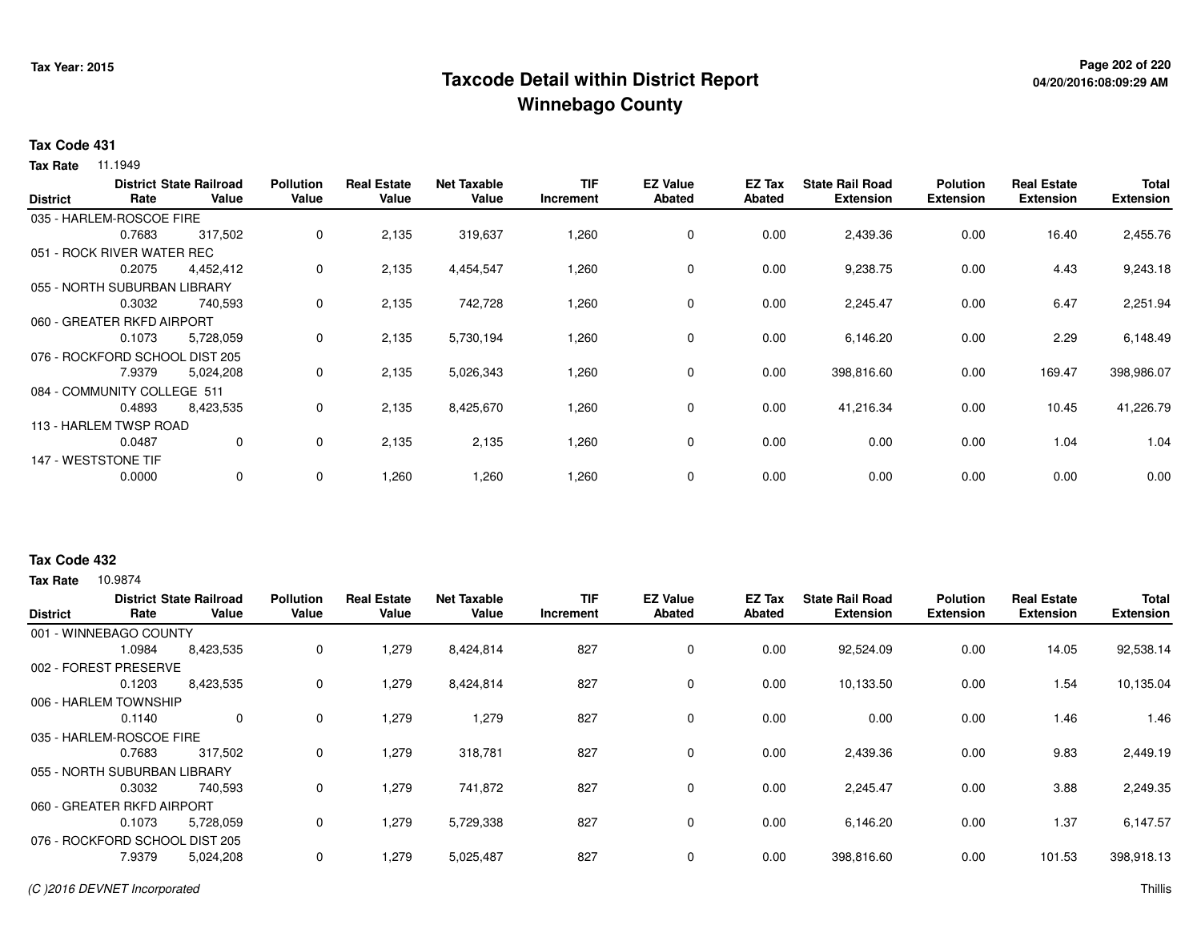# Taxcode Detail within District Report
## Winnebago County

Tax Year: 2015

**Tax Code 431**

**Tax Rate** 11.1949

| District | District Rate | State Railroad Value | Pollution Value | Real Estate Value | Net Taxable Value | TIF Increment | EZ Value Abated | EZ Tax Abated | State Rail Road Extension | Polution Extension | Real Estate Extension | Total Extension |
|---|---|---|---|---|---|---|---|---|---|---|---|---|
| 035 - HARLEM-ROSCOE FIRE | | | | | | | | | | | | |
| | 0.7683 | 317,502 | 0 | 2,135 | 319,637 | 1,260 | 0 | 0.00 | 2,439.36 | 0.00 | 16.40 | 2,455.76 |
| 051 - ROCK RIVER WATER REC | | | | | | | | | | | | |
| | 0.2075 | 4,452,412 | 0 | 2,135 | 4,454,547 | 1,260 | 0 | 0.00 | 9,238.75 | 0.00 | 4.43 | 9,243.18 |
| 055 - NORTH SUBURBAN LIBRARY | | | | | | | | | | | | |
| | 0.3032 | 740,593 | 0 | 2,135 | 742,728 | 1,260 | 0 | 0.00 | 2,245.47 | 0.00 | 6.47 | 2,251.94 |
| 060 - GREATER RKFD AIRPORT | | | | | | | | | | | | |
| | 0.1073 | 5,728,059 | 0 | 2,135 | 5,730,194 | 1,260 | 0 | 0.00 | 6,146.20 | 0.00 | 2.29 | 6,148.49 |
| 076 - ROCKFORD SCHOOL DIST 205 | | | | | | | | | | | | |
| | 7.9379 | 5,024,208 | 0 | 2,135 | 5,026,343 | 1,260 | 0 | 0.00 | 398,816.60 | 0.00 | 169.47 | 398,986.07 |
| 084 - COMMUNITY COLLEGE 511 | | | | | | | | | | | | |
| | 0.4893 | 8,423,535 | 0 | 2,135 | 8,425,670 | 1,260 | 0 | 0.00 | 41,216.34 | 0.00 | 10.45 | 41,226.79 |
| 113 - HARLEM TWSP ROAD | | | | | | | | | | | | |
| | 0.0487 | 0 | 0 | 2,135 | 2,135 | 1,260 | 0 | 0.00 | 0.00 | 0.00 | 1.04 | 1.04 |
| 147 - WESTSTONE TIF | | | | | | | | | | | | |
| | 0.0000 | 0 | 0 | 1,260 | 1,260 | 1,260 | 0 | 0.00 | 0.00 | 0.00 | 0.00 | 0.00 |

**Tax Code 432**

**Tax Rate** 10.9874

| District | District Rate | State Railroad Value | Pollution Value | Real Estate Value | Net Taxable Value | TIF Increment | EZ Value Abated | EZ Tax Abated | State Rail Road Extension | Polution Extension | Real Estate Extension | Total Extension |
|---|---|---|---|---|---|---|---|---|---|---|---|---|
| 001 - WINNEBAGO COUNTY | | | | | | | | | | | | |
| | 1.0984 | 8,423,535 | 0 | 1,279 | 8,424,814 | 827 | 0 | 0.00 | 92,524.09 | 0.00 | 14.05 | 92,538.14 |
| 002 - FOREST PRESERVE | | | | | | | | | | | | |
| | 0.1203 | 8,423,535 | 0 | 1,279 | 8,424,814 | 827 | 0 | 0.00 | 10,133.50 | 0.00 | 1.54 | 10,135.04 |
| 006 - HARLEM TOWNSHIP | | | | | | | | | | | | |
| | 0.1140 | 0 | 0 | 1,279 | 1,279 | 827 | 0 | 0.00 | 0.00 | 0.00 | 1.46 | 1.46 |
| 035 - HARLEM-ROSCOE FIRE | | | | | | | | | | | | |
| | 0.7683 | 317,502 | 0 | 1,279 | 318,781 | 827 | 0 | 0.00 | 2,439.36 | 0.00 | 9.83 | 2,449.19 |
| 055 - NORTH SUBURBAN LIBRARY | | | | | | | | | | | | |
| | 0.3032 | 740,593 | 0 | 1,279 | 741,872 | 827 | 0 | 0.00 | 2,245.47 | 0.00 | 3.88 | 2,249.35 |
| 060 - GREATER RKFD AIRPORT | | | | | | | | | | | | |
| | 0.1073 | 5,728,059 | 0 | 1,279 | 5,729,338 | 827 | 0 | 0.00 | 6,146.20 | 0.00 | 1.37 | 6,147.57 |
| 076 - ROCKFORD SCHOOL DIST 205 | | | | | | | | | | | | |
| | 7.9379 | 5,024,208 | 0 | 1,279 | 5,025,487 | 827 | 0 | 0.00 | 398,816.60 | 0.00 | 101.53 | 398,918.13 |

(C )2016 DEVNET Incorporated — Thillis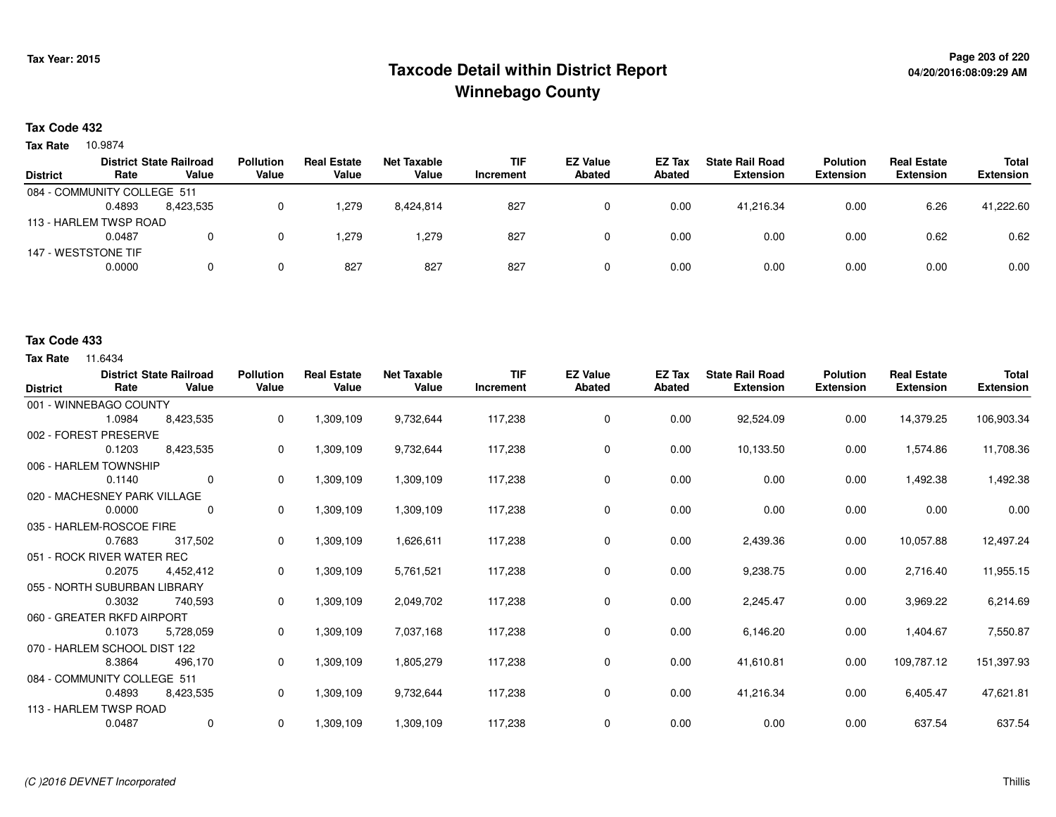# Taxcode Detail within District Report
# Winnebago County

Tax Year: 2015

04/20/2016:08:09:29 AM

**Tax Code 432**

**Tax Rate** 10.9874

| District | District Rate | State Railroad Value | Pollution Value | Real Estate Value | Net Taxable Value | TIF Increment | EZ Value Abated | EZ Tax Abated | State Rail Road Extension | Polution Extension | Real Estate Extension | Total Extension |
|---|---|---|---|---|---|---|---|---|---|---|---|---|
| 084 - COMMUNITY COLLEGE 511 | 0.4893 | 8,423,535 | 0 | 1,279 | 8,424,814 | 827 | 0 | 0.00 | 41,216.34 | 0.00 | 6.26 | 41,222.60 |
| 113 - HARLEM TWSP ROAD | 0.0487 | 0 | 0 | 1,279 | 1,279 | 827 | 0 | 0.00 | 0.00 | 0.00 | 0.62 | 0.62 |
| 147 - WESTSTONE TIF | 0.0000 | 0 | 0 | 827 | 827 | 827 | 0 | 0.00 | 0.00 | 0.00 | 0.00 | 0.00 |

**Tax Code 433**

**Tax Rate** 11.6434

| District | District Rate | State Railroad Value | Pollution Value | Real Estate Value | Net Taxable Value | TIF Increment | EZ Value Abated | EZ Tax Abated | State Rail Road Extension | Polution Extension | Real Estate Extension | Total Extension |
|---|---|---|---|---|---|---|---|---|---|---|---|---|
| 001 - WINNEBAGO COUNTY | 1.0984 | 8,423,535 | 0 | 1,309,109 | 9,732,644 | 117,238 | 0 | 0.00 | 92,524.09 | 0.00 | 14,379.25 | 106,903.34 |
| 002 - FOREST PRESERVE | 0.1203 | 8,423,535 | 0 | 1,309,109 | 9,732,644 | 117,238 | 0 | 0.00 | 10,133.50 | 0.00 | 1,574.86 | 11,708.36 |
| 006 - HARLEM TOWNSHIP | 0.1140 | 0 | 0 | 1,309,109 | 1,309,109 | 117,238 | 0 | 0.00 | 0.00 | 0.00 | 1,492.38 | 1,492.38 |
| 020 - MACHESNEY PARK VILLAGE | 0.0000 | 0 | 0 | 1,309,109 | 1,309,109 | 117,238 | 0 | 0.00 | 0.00 | 0.00 | 0.00 | 0.00 |
| 035 - HARLEM-ROSCOE FIRE | 0.7683 | 317,502 | 0 | 1,309,109 | 1,626,611 | 117,238 | 0 | 0.00 | 2,439.36 | 0.00 | 10,057.88 | 12,497.24 |
| 051 - ROCK RIVER WATER REC | 0.2075 | 4,452,412 | 0 | 1,309,109 | 5,761,521 | 117,238 | 0 | 0.00 | 9,238.75 | 0.00 | 2,716.40 | 11,955.15 |
| 055 - NORTH SUBURBAN LIBRARY | 0.3032 | 740,593 | 0 | 1,309,109 | 2,049,702 | 117,238 | 0 | 0.00 | 2,245.47 | 0.00 | 3,969.22 | 6,214.69 |
| 060 - GREATER RKFD AIRPORT | 0.1073 | 5,728,059 | 0 | 1,309,109 | 7,037,168 | 117,238 | 0 | 0.00 | 6,146.20 | 0.00 | 1,404.67 | 7,550.87 |
| 070 - HARLEM SCHOOL DIST 122 | 8.3864 | 496,170 | 0 | 1,309,109 | 1,805,279 | 117,238 | 0 | 0.00 | 41,610.81 | 0.00 | 109,787.12 | 151,397.93 |
| 084 - COMMUNITY COLLEGE 511 | 0.4893 | 8,423,535 | 0 | 1,309,109 | 9,732,644 | 117,238 | 0 | 0.00 | 41,216.34 | 0.00 | 6,405.47 | 47,621.81 |
| 113 - HARLEM TWSP ROAD | 0.0487 | 0 | 0 | 1,309,109 | 1,309,109 | 117,238 | 0 | 0.00 | 0.00 | 0.00 | 637.54 | 637.54 |

*(C )2016 DEVNET Incorporated*

Thillis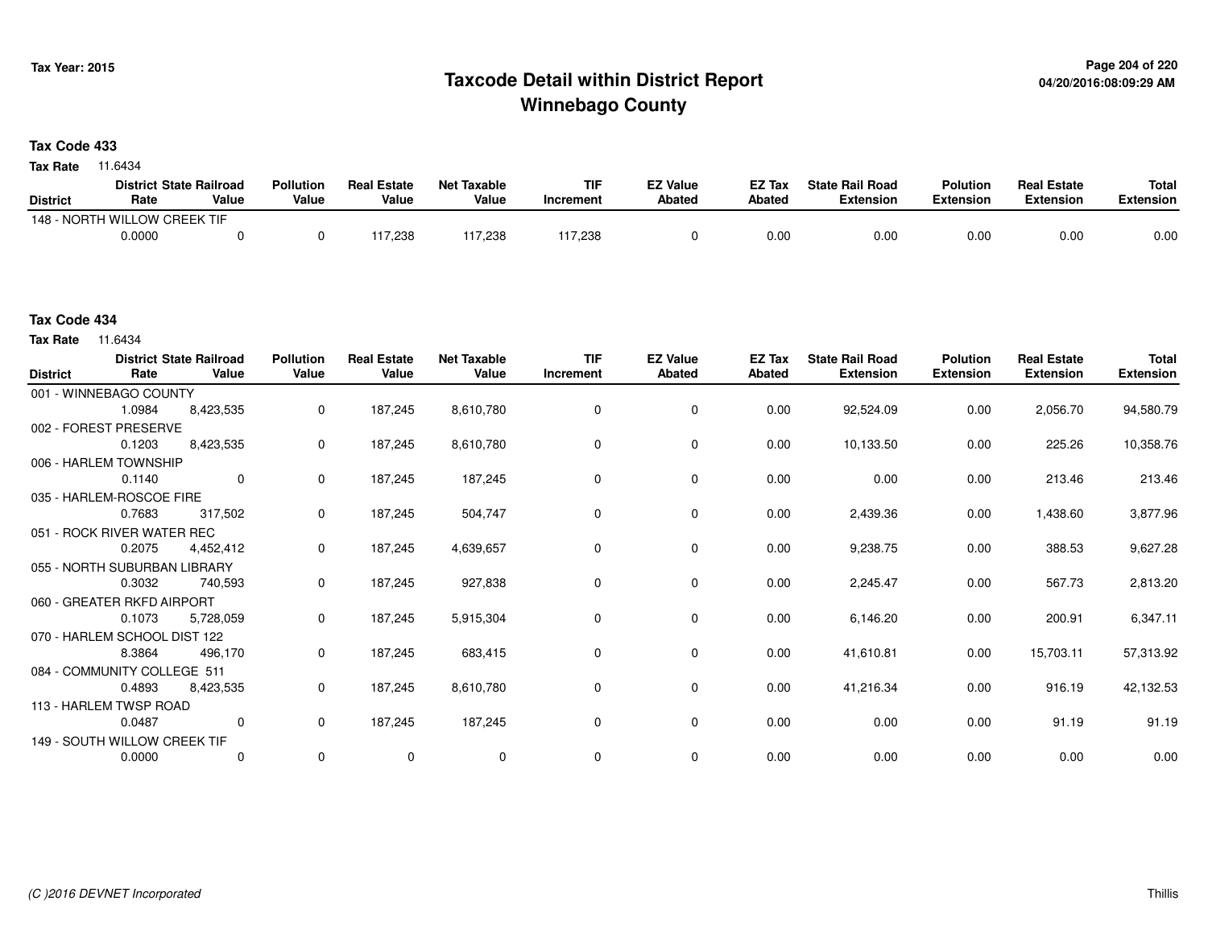# Taxcode Detail within District Report
# Winnebago County

Tax Year: 2015

04/20/2016:08:09:29 AM

**Tax Code 433**

**Tax Rate** 11.6434

| District | District Rate | State Railroad Value | Pollution Value | Real Estate Value | Net Taxable Value | TIF Increment | EZ Value Abated | EZ Tax Abated | State Rail Road Extension | Polution Extension | Real Estate Extension | Total Extension |
|---|---|---|---|---|---|---|---|---|---|---|---|---|
| 148 - NORTH WILLOW CREEK TIF | 0.0000 | 0 | 0 | 117,238 | 117,238 | 117,238 | 0 | 0.00 | 0.00 | 0.00 | 0.00 | 0.00 |

**Tax Code 434**

**Tax Rate** 11.6434

| District | District Rate | State Railroad Value | Pollution Value | Real Estate Value | Net Taxable Value | TIF Increment | EZ Value Abated | EZ Tax Abated | State Rail Road Extension | Polution Extension | Real Estate Extension | Total Extension |
|---|---|---|---|---|---|---|---|---|---|---|---|---|
| 001 - WINNEBAGO COUNTY | 1.0984 | 8,423,535 | 0 | 187,245 | 8,610,780 | 0 | 0 | 0.00 | 92,524.09 | 0.00 | 2,056.70 | 94,580.79 |
| 002 - FOREST PRESERVE | 0.1203 | 8,423,535 | 0 | 187,245 | 8,610,780 | 0 | 0 | 0.00 | 10,133.50 | 0.00 | 225.26 | 10,358.76 |
| 006 - HARLEM TOWNSHIP | 0.1140 | 0 | 0 | 187,245 | 187,245 | 0 | 0 | 0.00 | 0.00 | 0.00 | 213.46 | 213.46 |
| 035 - HARLEM-ROSCOE FIRE | 0.7683 | 317,502 | 0 | 187,245 | 504,747 | 0 | 0 | 0.00 | 2,439.36 | 0.00 | 1,438.60 | 3,877.96 |
| 051 - ROCK RIVER WATER REC | 0.2075 | 4,452,412 | 0 | 187,245 | 4,639,657 | 0 | 0 | 0.00 | 9,238.75 | 0.00 | 388.53 | 9,627.28 |
| 055 - NORTH SUBURBAN LIBRARY | 0.3032 | 740,593 | 0 | 187,245 | 927,838 | 0 | 0 | 0.00 | 2,245.47 | 0.00 | 567.73 | 2,813.20 |
| 060 - GREATER RKFD AIRPORT | 0.1073 | 5,728,059 | 0 | 187,245 | 5,915,304 | 0 | 0 | 0.00 | 6,146.20 | 0.00 | 200.91 | 6,347.11 |
| 070 - HARLEM SCHOOL DIST 122 | 8.3864 | 496,170 | 0 | 187,245 | 683,415 | 0 | 0 | 0.00 | 41,610.81 | 0.00 | 15,703.11 | 57,313.92 |
| 084 - COMMUNITY COLLEGE 511 | 0.4893 | 8,423,535 | 0 | 187,245 | 8,610,780 | 0 | 0 | 0.00 | 41,216.34 | 0.00 | 916.19 | 42,132.53 |
| 113 - HARLEM TWSP ROAD | 0.0487 | 0 | 0 | 187,245 | 187,245 | 0 | 0 | 0.00 | 0.00 | 0.00 | 91.19 | 91.19 |
| 149 - SOUTH WILLOW CREEK TIF | 0.0000 | 0 | 0 | 0 | 0 | 0 | 0 | 0.00 | 0.00 | 0.00 | 0.00 | 0.00 |

(C )2016 DEVNET Incorporated — Thillis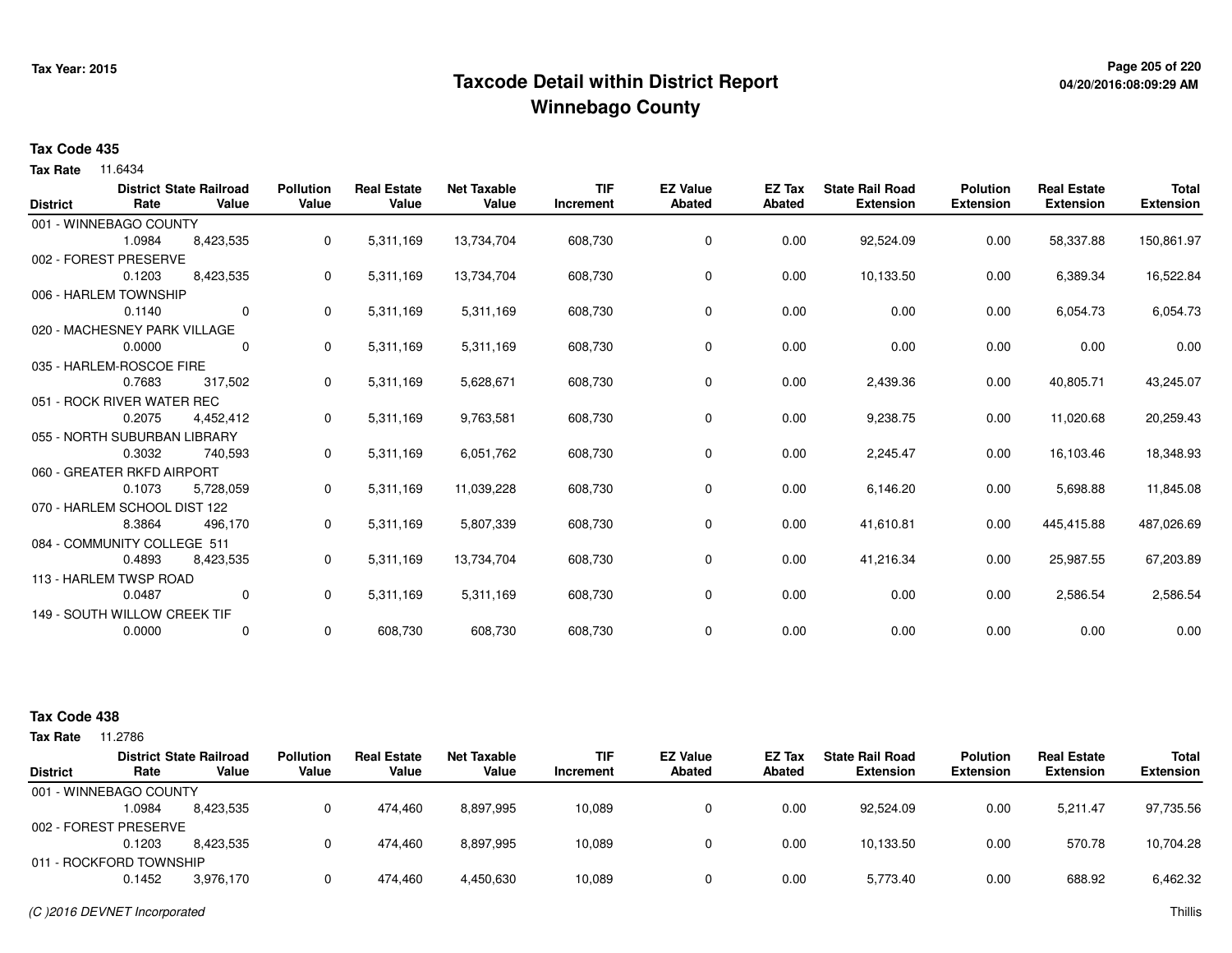# Taxcode Detail within District Report
## Winnebago County

Tax Year: 2015

**Tax Code 435**

**Tax Rate** 11.6434

| District | District Rate | State Railroad Value | Pollution Value | Real Estate Value | Net Taxable Value | TIF Increment | EZ Value Abated | EZ Tax Abated | State Rail Road Extension | Polution Extension | Real Estate Extension | Total Extension |
|---|---|---|---|---|---|---|---|---|---|---|---|---|
| 001 - WINNEBAGO COUNTY | 1.0984 | 8,423,535 | 0 | 5,311,169 | 13,734,704 | 608,730 | 0 | 0.00 | 92,524.09 | 0.00 | 58,337.88 | 150,861.97 |
| 002 - FOREST PRESERVE | 0.1203 | 8,423,535 | 0 | 5,311,169 | 13,734,704 | 608,730 | 0 | 0.00 | 10,133.50 | 0.00 | 6,389.34 | 16,522.84 |
| 006 - HARLEM TOWNSHIP | 0.1140 | 0 | 0 | 5,311,169 | 5,311,169 | 608,730 | 0 | 0.00 | 0.00 | 0.00 | 6,054.73 | 6,054.73 |
| 020 - MACHESNEY PARK VILLAGE | 0.0000 | 0 | 0 | 5,311,169 | 5,311,169 | 608,730 | 0 | 0.00 | 0.00 | 0.00 | 0.00 | 0.00 |
| 035 - HARLEM-ROSCOE FIRE | 0.7683 | 317,502 | 0 | 5,311,169 | 5,628,671 | 608,730 | 0 | 0.00 | 2,439.36 | 0.00 | 40,805.71 | 43,245.07 |
| 051 - ROCK RIVER WATER REC | 0.2075 | 4,452,412 | 0 | 5,311,169 | 9,763,581 | 608,730 | 0 | 0.00 | 9,238.75 | 0.00 | 11,020.68 | 20,259.43 |
| 055 - NORTH SUBURBAN LIBRARY | 0.3032 | 740,593 | 0 | 5,311,169 | 6,051,762 | 608,730 | 0 | 0.00 | 2,245.47 | 0.00 | 16,103.46 | 18,348.93 |
| 060 - GREATER RKFD AIRPORT | 0.1073 | 5,728,059 | 0 | 5,311,169 | 11,039,228 | 608,730 | 0 | 0.00 | 6,146.20 | 0.00 | 5,698.88 | 11,845.08 |
| 070 - HARLEM SCHOOL DIST 122 | 8.3864 | 496,170 | 0 | 5,311,169 | 5,807,339 | 608,730 | 0 | 0.00 | 41,610.81 | 0.00 | 445,415.88 | 487,026.69 |
| 084 - COMMUNITY COLLEGE 511 | 0.4893 | 8,423,535 | 0 | 5,311,169 | 13,734,704 | 608,730 | 0 | 0.00 | 41,216.34 | 0.00 | 25,987.55 | 67,203.89 |
| 113 - HARLEM TWSP ROAD | 0.0487 | 0 | 0 | 5,311,169 | 5,311,169 | 608,730 | 0 | 0.00 | 0.00 | 0.00 | 2,586.54 | 2,586.54 |
| 149 - SOUTH WILLOW CREEK TIF | 0.0000 | 0 | 0 | 608,730 | 608,730 | 608,730 | 0 | 0.00 | 0.00 | 0.00 | 0.00 | 0.00 |

**Tax Code 438**

**Tax Rate** 11.2786

| District | District Rate | State Railroad Value | Pollution Value | Real Estate Value | Net Taxable Value | TIF Increment | EZ Value Abated | EZ Tax Abated | State Rail Road Extension | Polution Extension | Real Estate Extension | Total Extension |
|---|---|---|---|---|---|---|---|---|---|---|---|---|
| 001 - WINNEBAGO COUNTY | 1.0984 | 8,423,535 | 0 | 474,460 | 8,897,995 | 10,089 | 0 | 0.00 | 92,524.09 | 0.00 | 5,211.47 | 97,735.56 |
| 002 - FOREST PRESERVE | 0.1203 | 8,423,535 | 0 | 474,460 | 8,897,995 | 10,089 | 0 | 0.00 | 10,133.50 | 0.00 | 570.78 | 10,704.28 |
| 011 - ROCKFORD TOWNSHIP | 0.1452 | 3,976,170 | 0 | 474,460 | 4,450,630 | 10,089 | 0 | 0.00 | 5,773.40 | 0.00 | 688.92 | 6,462.32 |

*(C )2016 DEVNET Incorporated*

Thillis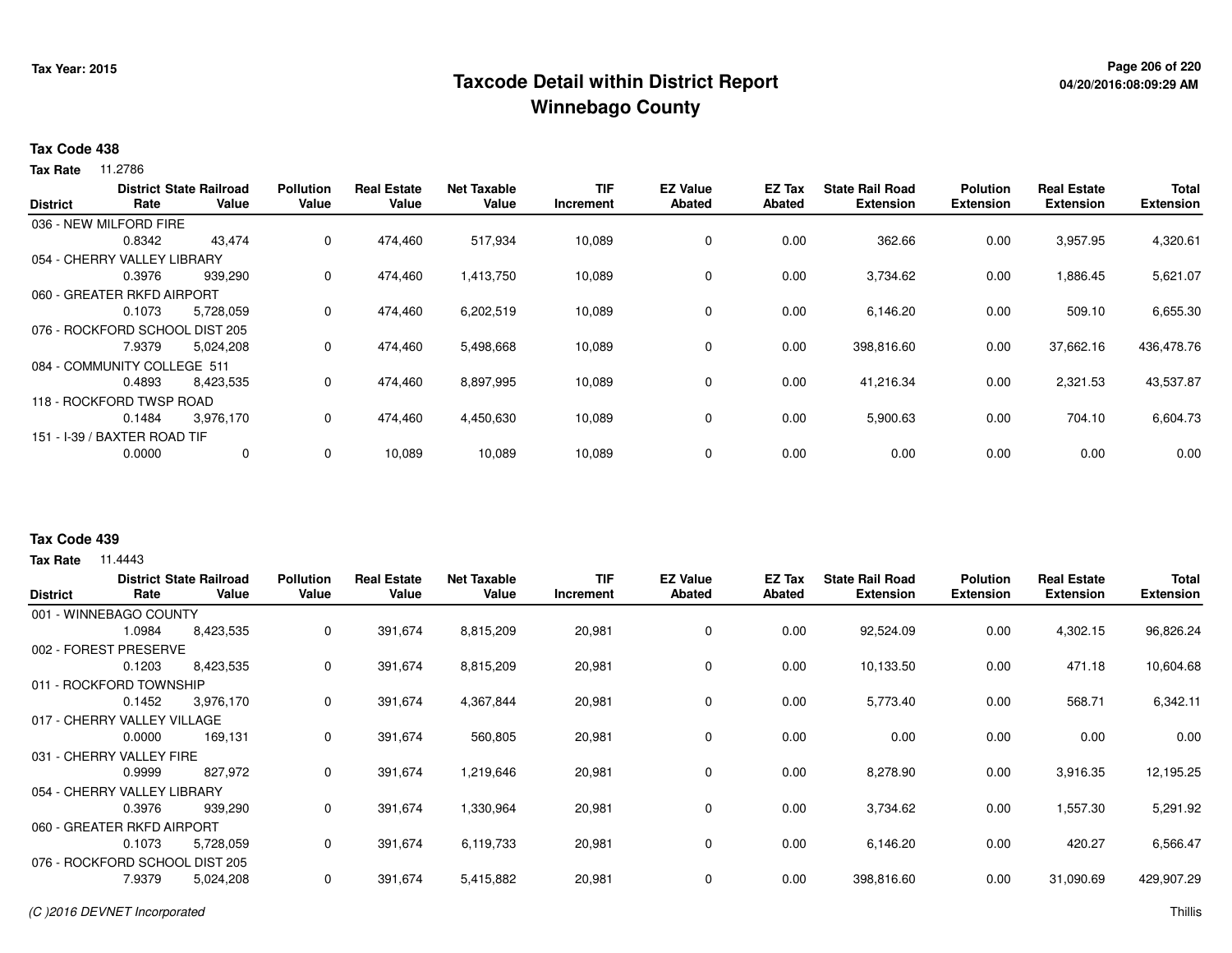Tax Year: 2015

# Taxcode Detail within District Report
## Winnebago County

04/20/2016:08:09:29 AM

**Tax Code 438**

**Tax Rate** 11.2786

| District | District Rate | State Railroad Value | Pollution Value | Real Estate Value | Net Taxable Value | TIF Increment | EZ Value Abated | EZ Tax Abated | State Rail Road Extension | Polution Extension | Real Estate Extension | Total Extension |
|---|---|---|---|---|---|---|---|---|---|---|---|---|
| 036 - NEW MILFORD FIRE | | | | | | | | | | | | |
| | 0.8342 | 43,474 | 0 | 474,460 | 517,934 | 10,089 | 0 | 0.00 | 362.66 | 0.00 | 3,957.95 | 4,320.61 |
| 054 - CHERRY VALLEY LIBRARY | | | | | | | | | | | | |
| | 0.3976 | 939,290 | 0 | 474,460 | 1,413,750 | 10,089 | 0 | 0.00 | 3,734.62 | 0.00 | 1,886.45 | 5,621.07 |
| 060 - GREATER RKFD AIRPORT | | | | | | | | | | | | |
| | 0.1073 | 5,728,059 | 0 | 474,460 | 6,202,519 | 10,089 | 0 | 0.00 | 6,146.20 | 0.00 | 509.10 | 6,655.30 |
| 076 - ROCKFORD SCHOOL DIST 205 | | | | | | | | | | | | |
| | 7.9379 | 5,024,208 | 0 | 474,460 | 5,498,668 | 10,089 | 0 | 0.00 | 398,816.60 | 0.00 | 37,662.16 | 436,478.76 |
| 084 - COMMUNITY COLLEGE 511 | | | | | | | | | | | | |
| | 0.4893 | 8,423,535 | 0 | 474,460 | 8,897,995 | 10,089 | 0 | 0.00 | 41,216.34 | 0.00 | 2,321.53 | 43,537.87 |
| 118 - ROCKFORD TWSP ROAD | | | | | | | | | | | | |
| | 0.1484 | 3,976,170 | 0 | 474,460 | 4,450,630 | 10,089 | 0 | 0.00 | 5,900.63 | 0.00 | 704.10 | 6,604.73 |
| 151 - I-39 / BAXTER ROAD TIF | | | | | | | | | | | | |
| | 0.0000 | 0 | 0 | 10,089 | 10,089 | 10,089 | 0 | 0.00 | 0.00 | 0.00 | 0.00 | 0.00 |

**Tax Code 439**

**Tax Rate** 11.4443

| District | District Rate | State Railroad Value | Pollution Value | Real Estate Value | Net Taxable Value | TIF Increment | EZ Value Abated | EZ Tax Abated | State Rail Road Extension | Polution Extension | Real Estate Extension | Total Extension |
|---|---|---|---|---|---|---|---|---|---|---|---|---|
| 001 - WINNEBAGO COUNTY | | | | | | | | | | | | |
| | 1.0984 | 8,423,535 | 0 | 391,674 | 8,815,209 | 20,981 | 0 | 0.00 | 92,524.09 | 0.00 | 4,302.15 | 96,826.24 |
| 002 - FOREST PRESERVE | | | | | | | | | | | | |
| | 0.1203 | 8,423,535 | 0 | 391,674 | 8,815,209 | 20,981 | 0 | 0.00 | 10,133.50 | 0.00 | 471.18 | 10,604.68 |
| 011 - ROCKFORD TOWNSHIP | | | | | | | | | | | | |
| | 0.1452 | 3,976,170 | 0 | 391,674 | 4,367,844 | 20,981 | 0 | 0.00 | 5,773.40 | 0.00 | 568.71 | 6,342.11 |
| 017 - CHERRY VALLEY VILLAGE | | | | | | | | | | | | |
| | 0.0000 | 169,131 | 0 | 391,674 | 560,805 | 20,981 | 0 | 0.00 | 0.00 | 0.00 | 0.00 | 0.00 |
| 031 - CHERRY VALLEY FIRE | | | | | | | | | | | | |
| | 0.9999 | 827,972 | 0 | 391,674 | 1,219,646 | 20,981 | 0 | 0.00 | 8,278.90 | 0.00 | 3,916.35 | 12,195.25 |
| 054 - CHERRY VALLEY LIBRARY | | | | | | | | | | | | |
| | 0.3976 | 939,290 | 0 | 391,674 | 1,330,964 | 20,981 | 0 | 0.00 | 3,734.62 | 0.00 | 1,557.30 | 5,291.92 |
| 060 - GREATER RKFD AIRPORT | | | | | | | | | | | | |
| | 0.1073 | 5,728,059 | 0 | 391,674 | 6,119,733 | 20,981 | 0 | 0.00 | 6,146.20 | 0.00 | 420.27 | 6,566.47 |
| 076 - ROCKFORD SCHOOL DIST 205 | | | | | | | | | | | | |
| | 7.9379 | 5,024,208 | 0 | 391,674 | 5,415,882 | 20,981 | 0 | 0.00 | 398,816.60 | 0.00 | 31,090.69 | 429,907.29 |

(C )2016 DEVNET Incorporated

Thillis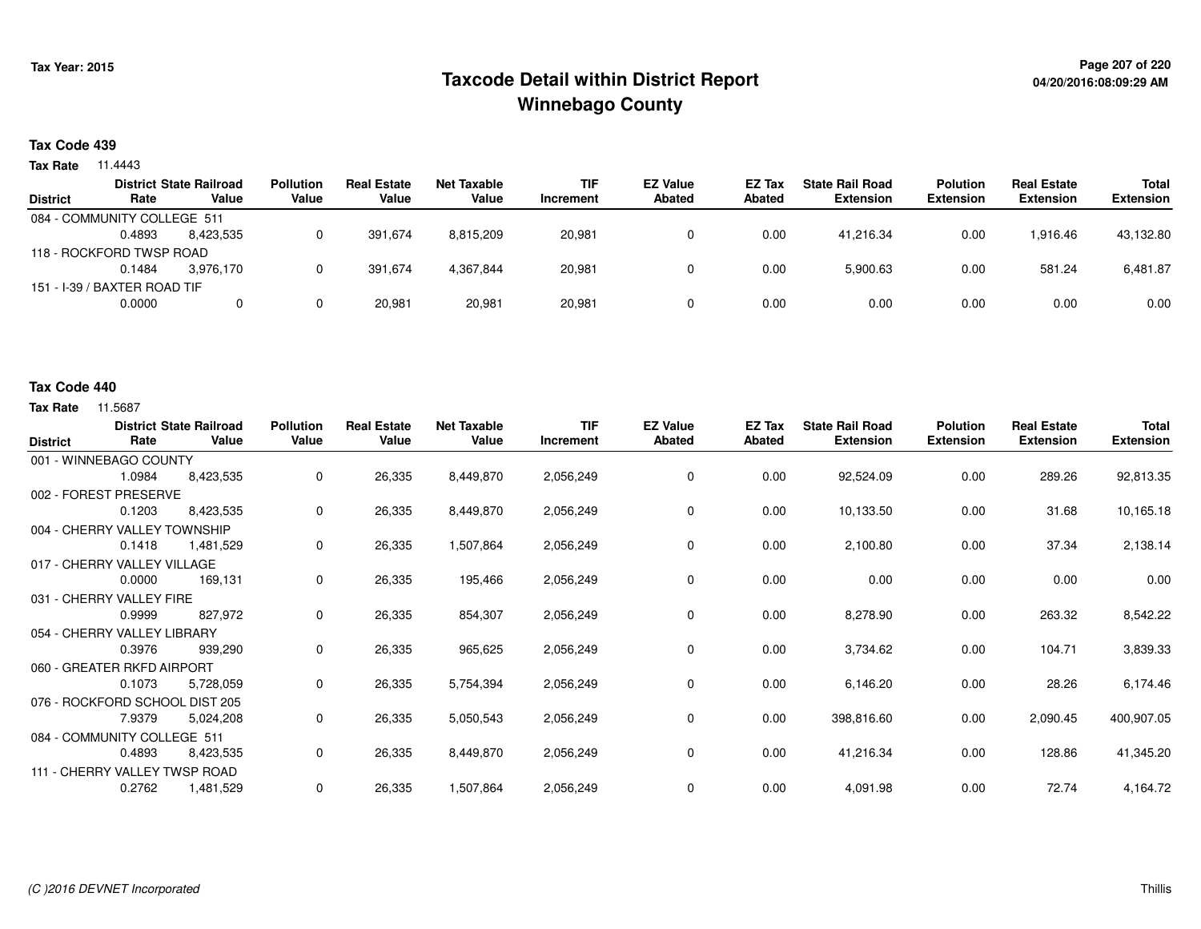# Taxcode Detail within District Report
## Winnebago County

Tax Year: 2015

04/20/2016:08:09:29 AM

**Tax Code 439**

**Tax Rate** 11.4443

| District | District Rate | State Railroad Value | Pollution Value | Real Estate Value | Net Taxable Value | TIF Increment | EZ Value Abated | EZ Tax Abated | State Rail Road Extension | Polution Extension | Real Estate Extension | Total Extension |
|---|---|---|---|---|---|---|---|---|---|---|---|---|
| 084 - COMMUNITY COLLEGE 511 | 0.4893 | 8,423,535 | 0 | 391,674 | 8,815,209 | 20,981 | 0 | 0.00 | 41,216.34 | 0.00 | 1,916.46 | 43,132.80 |
| 118 - ROCKFORD TWSP ROAD | 0.1484 | 3,976,170 | 0 | 391,674 | 4,367,844 | 20,981 | 0 | 0.00 | 5,900.63 | 0.00 | 581.24 | 6,481.87 |
| 151 - I-39 / BAXTER ROAD TIF | 0.0000 | 0 | 0 | 20,981 | 20,981 | 20,981 | 0 | 0.00 | 0.00 | 0.00 | 0.00 | 0.00 |

**Tax Code 440**

**Tax Rate** 11.5687

| District | District Rate | State Railroad Value | Pollution Value | Real Estate Value | Net Taxable Value | TIF Increment | EZ Value Abated | EZ Tax Abated | State Rail Road Extension | Polution Extension | Real Estate Extension | Total Extension |
|---|---|---|---|---|---|---|---|---|---|---|---|---|
| 001 - WINNEBAGO COUNTY | 1.0984 | 8,423,535 | 0 | 26,335 | 8,449,870 | 2,056,249 | 0 | 0.00 | 92,524.09 | 0.00 | 289.26 | 92,813.35 |
| 002 - FOREST PRESERVE | 0.1203 | 8,423,535 | 0 | 26,335 | 8,449,870 | 2,056,249 | 0 | 0.00 | 10,133.50 | 0.00 | 31.68 | 10,165.18 |
| 004 - CHERRY VALLEY TOWNSHIP | 0.1418 | 1,481,529 | 0 | 26,335 | 1,507,864 | 2,056,249 | 0 | 0.00 | 2,100.80 | 0.00 | 37.34 | 2,138.14 |
| 017 - CHERRY VALLEY VILLAGE | 0.0000 | 169,131 | 0 | 26,335 | 195,466 | 2,056,249 | 0 | 0.00 | 0.00 | 0.00 | 0.00 | 0.00 |
| 031 - CHERRY VALLEY FIRE | 0.9999 | 827,972 | 0 | 26,335 | 854,307 | 2,056,249 | 0 | 0.00 | 8,278.90 | 0.00 | 263.32 | 8,542.22 |
| 054 - CHERRY VALLEY LIBRARY | 0.3976 | 939,290 | 0 | 26,335 | 965,625 | 2,056,249 | 0 | 0.00 | 3,734.62 | 0.00 | 104.71 | 3,839.33 |
| 060 - GREATER RKFD AIRPORT | 0.1073 | 5,728,059 | 0 | 26,335 | 5,754,394 | 2,056,249 | 0 | 0.00 | 6,146.20 | 0.00 | 28.26 | 6,174.46 |
| 076 - ROCKFORD SCHOOL DIST 205 | 7.9379 | 5,024,208 | 0 | 26,335 | 5,050,543 | 2,056,249 | 0 | 0.00 | 398,816.60 | 0.00 | 2,090.45 | 400,907.05 |
| 084 - COMMUNITY COLLEGE 511 | 0.4893 | 8,423,535 | 0 | 26,335 | 8,449,870 | 2,056,249 | 0 | 0.00 | 41,216.34 | 0.00 | 128.86 | 41,345.20 |
| 111 - CHERRY VALLEY TWSP ROAD | 0.2762 | 1,481,529 | 0 | 26,335 | 1,507,864 | 2,056,249 | 0 | 0.00 | 4,091.98 | 0.00 | 72.74 | 4,164.72 |

*(C )2016 DEVNET Incorporated*

Thillis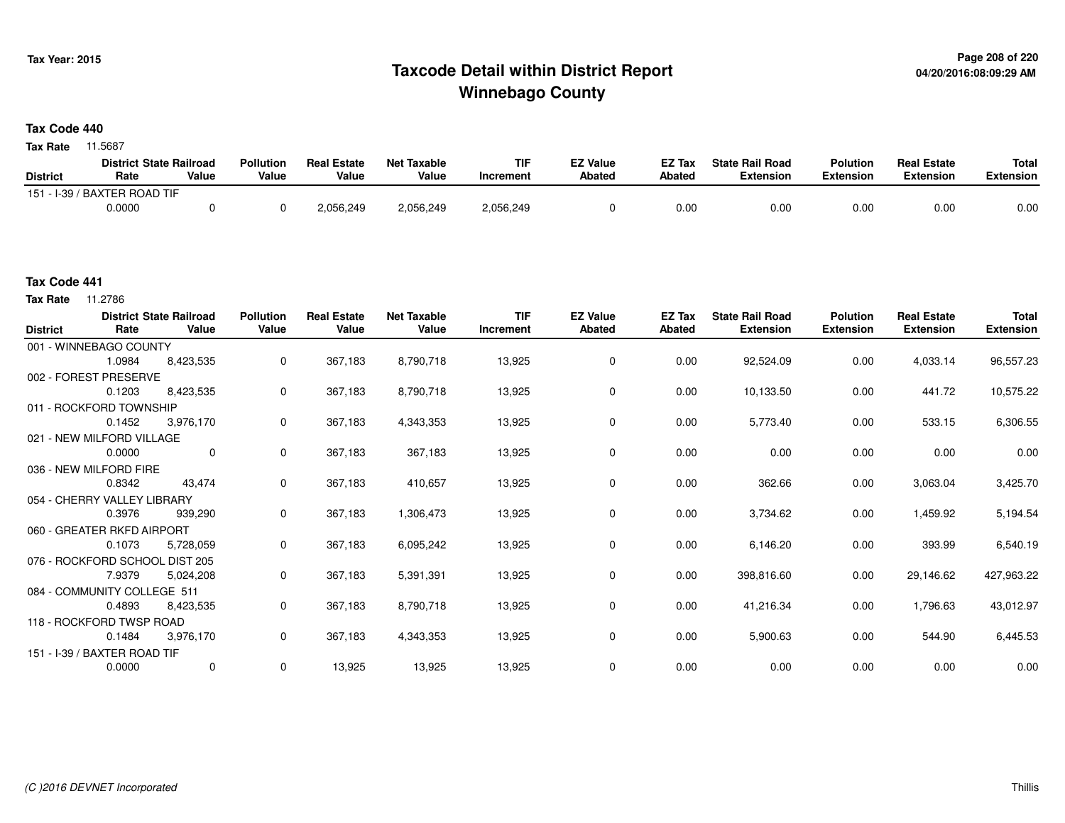# Taxcode Detail within District Report
# Winnebago County

**Tax Year: 2015**

04/20/2016:08:09:29 AM

**Tax Code 440**

**Tax Rate** 11.5687

| District | District Rate | State Railroad Value | Pollution Value | Real Estate Value | Net Taxable Value | TIF Increment | EZ Value Abated | EZ Tax Abated | State Rail Road Extension | Polution Extension | Real Estate Extension | Total Extension |
|---|---|---|---|---|---|---|---|---|---|---|---|---|
| 151 - I-39 / BAXTER ROAD TIF | | | | | | | | | | | | |
| | 0.0000 | 0 | 0 | 2,056,249 | 2,056,249 | 2,056,249 | 0 | 0.00 | 0.00 | 0.00 | 0.00 | 0.00 |

**Tax Code 441**

**Tax Rate** 11.2786

| District | District Rate | State Railroad Value | Pollution Value | Real Estate Value | Net Taxable Value | TIF Increment | EZ Value Abated | EZ Tax Abated | State Rail Road Extension | Polution Extension | Real Estate Extension | Total Extension |
|---|---|---|---|---|---|---|---|---|---|---|---|---|
| 001 - WINNEBAGO COUNTY | | | | | | | | | | | | |
| | 1.0984 | 8,423,535 | 0 | 367,183 | 8,790,718 | 13,925 | 0 | 0.00 | 92,524.09 | 0.00 | 4,033.14 | 96,557.23 |
| 002 - FOREST PRESERVE | | | | | | | | | | | | |
| | 0.1203 | 8,423,535 | 0 | 367,183 | 8,790,718 | 13,925 | 0 | 0.00 | 10,133.50 | 0.00 | 441.72 | 10,575.22 |
| 011 - ROCKFORD TOWNSHIP | | | | | | | | | | | | |
| | 0.1452 | 3,976,170 | 0 | 367,183 | 4,343,353 | 13,925 | 0 | 0.00 | 5,773.40 | 0.00 | 533.15 | 6,306.55 |
| 021 - NEW MILFORD VILLAGE | | | | | | | | | | | | |
| | 0.0000 | 0 | 0 | 367,183 | 367,183 | 13,925 | 0 | 0.00 | 0.00 | 0.00 | 0.00 | 0.00 |
| 036 - NEW MILFORD FIRE | | | | | | | | | | | | |
| | 0.8342 | 43,474 | 0 | 367,183 | 410,657 | 13,925 | 0 | 0.00 | 362.66 | 0.00 | 3,063.04 | 3,425.70 |
| 054 - CHERRY VALLEY LIBRARY | | | | | | | | | | | | |
| | 0.3976 | 939,290 | 0 | 367,183 | 1,306,473 | 13,925 | 0 | 0.00 | 3,734.62 | 0.00 | 1,459.92 | 5,194.54 |
| 060 - GREATER RKFD AIRPORT | | | | | | | | | | | | |
| | 0.1073 | 5,728,059 | 0 | 367,183 | 6,095,242 | 13,925 | 0 | 0.00 | 6,146.20 | 0.00 | 393.99 | 6,540.19 |
| 076 - ROCKFORD SCHOOL DIST 205 | | | | | | | | | | | | |
| | 7.9379 | 5,024,208 | 0 | 367,183 | 5,391,391 | 13,925 | 0 | 0.00 | 398,816.60 | 0.00 | 29,146.62 | 427,963.22 |
| 084 - COMMUNITY COLLEGE 511 | | | | | | | | | | | | |
| | 0.4893 | 8,423,535 | 0 | 367,183 | 8,790,718 | 13,925 | 0 | 0.00 | 41,216.34 | 0.00 | 1,796.63 | 43,012.97 |
| 118 - ROCKFORD TWSP ROAD | | | | | | | | | | | | |
| | 0.1484 | 3,976,170 | 0 | 367,183 | 4,343,353 | 13,925 | 0 | 0.00 | 5,900.63 | 0.00 | 544.90 | 6,445.53 |
| 151 - I-39 / BAXTER ROAD TIF | | | | | | | | | | | | |
| | 0.0000 | 0 | 0 | 13,925 | 13,925 | 13,925 | 0 | 0.00 | 0.00 | 0.00 | 0.00 | 0.00 |

*(C )2016 DEVNET Incorporated*

Thillis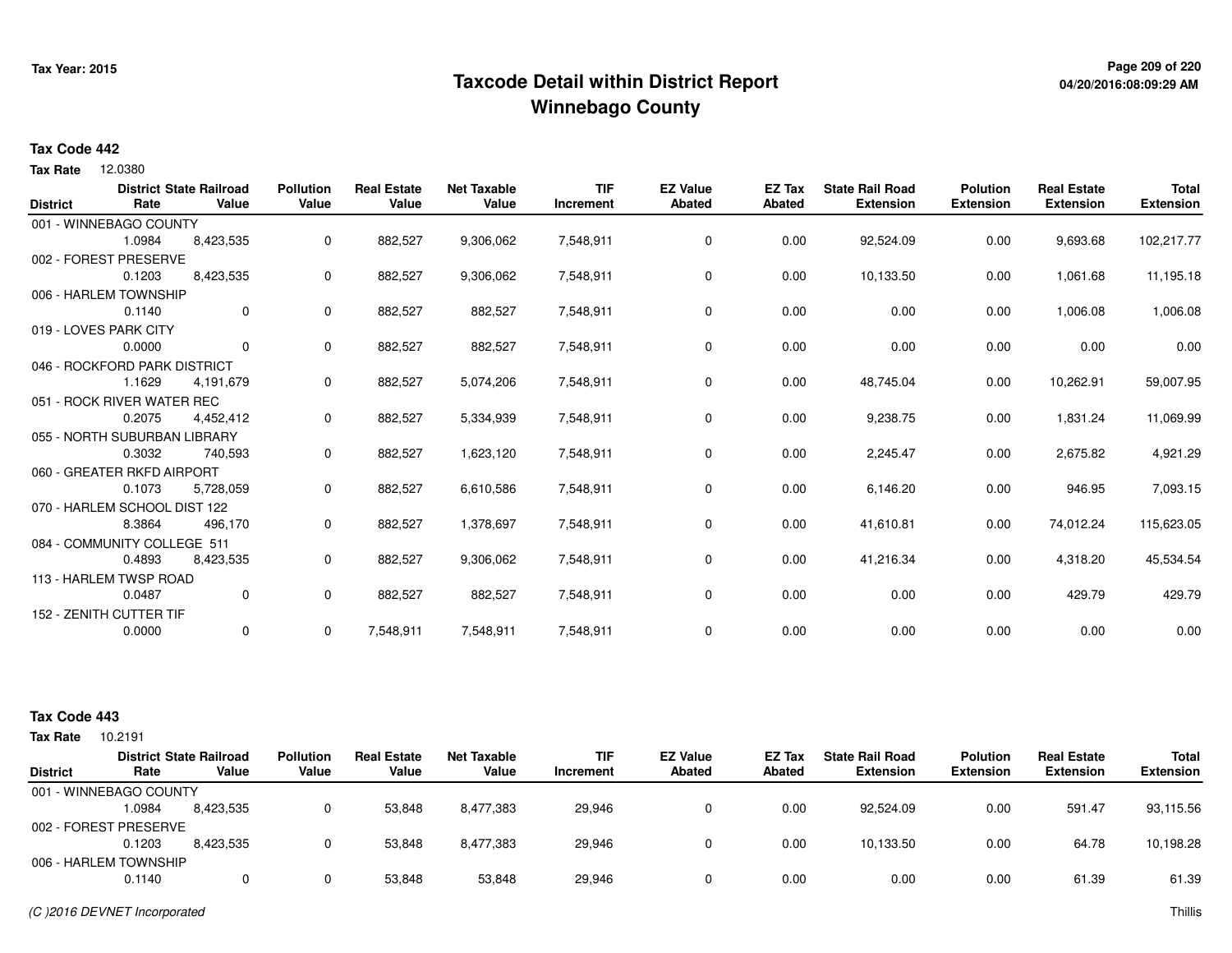Tax Year: 2015

# Taxcode Detail within District Report
## Winnebago County

04/20/2016:08:09:29 AM

**Tax Code 442**

**Tax Rate** 12.0380

| District | District Rate | State Railroad Value | Pollution Value | Real Estate Value | Net Taxable Value | TIF Increment | EZ Value Abated | EZ Tax Abated | State Rail Road Extension | Polution Extension | Real Estate Extension | Total Extension |
|---|---|---|---|---|---|---|---|---|---|---|---|---|
| 001 - WINNEBAGO COUNTY | | | | | | | | | | | | |
| | 1.0984 | 8,423,535 | 0 | 882,527 | 9,306,062 | 7,548,911 | 0 | 0.00 | 92,524.09 | 0.00 | 9,693.68 | 102,217.77 |
| 002 - FOREST PRESERVE | | | | | | | | | | | | |
| | 0.1203 | 8,423,535 | 0 | 882,527 | 9,306,062 | 7,548,911 | 0 | 0.00 | 10,133.50 | 0.00 | 1,061.68 | 11,195.18 |
| 006 - HARLEM TOWNSHIP | | | | | | | | | | | | |
| | 0.1140 | 0 | 0 | 882,527 | 882,527 | 7,548,911 | 0 | 0.00 | 0.00 | 0.00 | 1,006.08 | 1,006.08 |
| 019 - LOVES PARK CITY | | | | | | | | | | | | |
| | 0.0000 | 0 | 0 | 882,527 | 882,527 | 7,548,911 | 0 | 0.00 | 0.00 | 0.00 | 0.00 | 0.00 |
| 046 - ROCKFORD PARK DISTRICT | | | | | | | | | | | | |
| | 1.1629 | 4,191,679 | 0 | 882,527 | 5,074,206 | 7,548,911 | 0 | 0.00 | 48,745.04 | 0.00 | 10,262.91 | 59,007.95 |
| 051 - ROCK RIVER WATER REC | | | | | | | | | | | | |
| | 0.2075 | 4,452,412 | 0 | 882,527 | 5,334,939 | 7,548,911 | 0 | 0.00 | 9,238.75 | 0.00 | 1,831.24 | 11,069.99 |
| 055 - NORTH SUBURBAN LIBRARY | | | | | | | | | | | | |
| | 0.3032 | 740,593 | 0 | 882,527 | 1,623,120 | 7,548,911 | 0 | 0.00 | 2,245.47 | 0.00 | 2,675.82 | 4,921.29 |
| 060 - GREATER RKFD AIRPORT | | | | | | | | | | | | |
| | 0.1073 | 5,728,059 | 0 | 882,527 | 6,610,586 | 7,548,911 | 0 | 0.00 | 6,146.20 | 0.00 | 946.95 | 7,093.15 |
| 070 - HARLEM SCHOOL DIST 122 | | | | | | | | | | | | |
| | 8.3864 | 496,170 | 0 | 882,527 | 1,378,697 | 7,548,911 | 0 | 0.00 | 41,610.81 | 0.00 | 74,012.24 | 115,623.05 |
| 084 - COMMUNITY COLLEGE 511 | | | | | | | | | | | | |
| | 0.4893 | 8,423,535 | 0 | 882,527 | 9,306,062 | 7,548,911 | 0 | 0.00 | 41,216.34 | 0.00 | 4,318.20 | 45,534.54 |
| 113 - HARLEM TWSP ROAD | | | | | | | | | | | | |
| | 0.0487 | 0 | 0 | 882,527 | 882,527 | 7,548,911 | 0 | 0.00 | 0.00 | 0.00 | 429.79 | 429.79 |
| 152 - ZENITH CUTTER TIF | | | | | | | | | | | | |
| | 0.0000 | 0 | 0 | 7,548,911 | 7,548,911 | 7,548,911 | 0 | 0.00 | 0.00 | 0.00 | 0.00 | 0.00 |

**Tax Code 443**

**Tax Rate** 10.2191

| District | District Rate | State Railroad Value | Pollution Value | Real Estate Value | Net Taxable Value | TIF Increment | EZ Value Abated | EZ Tax Abated | State Rail Road Extension | Polution Extension | Real Estate Extension | Total Extension |
|---|---|---|---|---|---|---|---|---|---|---|---|---|
| 001 - WINNEBAGO COUNTY | | | | | | | | | | | | |
| | 1.0984 | 8,423,535 | 0 | 53,848 | 8,477,383 | 29,946 | 0 | 0.00 | 92,524.09 | 0.00 | 591.47 | 93,115.56 |
| 002 - FOREST PRESERVE | | | | | | | | | | | | |
| | 0.1203 | 8,423,535 | 0 | 53,848 | 8,477,383 | 29,946 | 0 | 0.00 | 10,133.50 | 0.00 | 64.78 | 10,198.28 |
| 006 - HARLEM TOWNSHIP | | | | | | | | | | | | |
| | 0.1140 | 0 | 0 | 53,848 | 53,848 | 29,946 | 0 | 0.00 | 0.00 | 0.00 | 61.39 | 61.39 |

*(C )2016 DEVNET Incorporated*

Thillis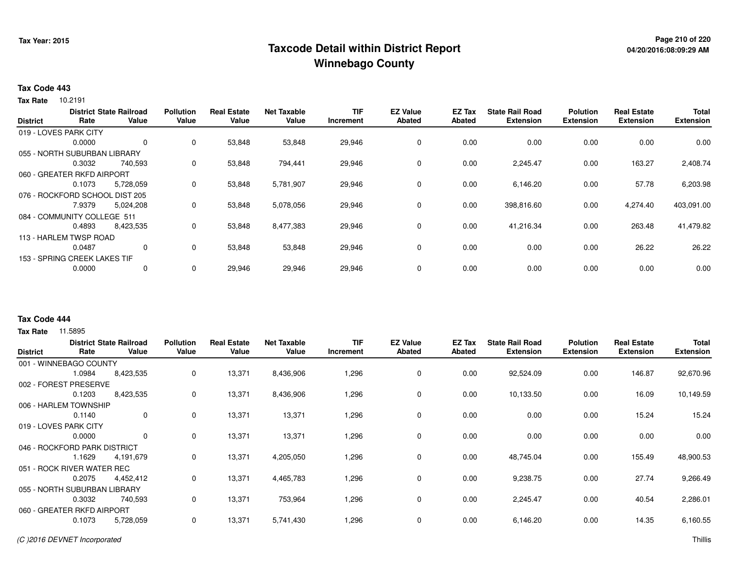# Taxcode Detail within District Report
# Winnebago County

Tax Year: 2015

04/20/2016:08:09:29 AM

**Tax Code 443**

**Tax Rate** 10.2191

| District | District Rate | State Railroad Value | Pollution Value | Real Estate Value | Net Taxable Value | TIF Increment | EZ Value Abated | EZ Tax Abated | State Rail Road Extension | Polution Extension | Real Estate Extension | Total Extension |
|---|---|---|---|---|---|---|---|---|---|---|---|---|
| 019 - LOVES PARK CITY | 0.0000 | 0 | 0 | 53,848 | 53,848 | 29,946 | 0 | 0.00 | 0.00 | 0.00 | 0.00 | 0.00 |
| 055 - NORTH SUBURBAN LIBRARY | 0.3032 | 740,593 | 0 | 53,848 | 794,441 | 29,946 | 0 | 0.00 | 2,245.47 | 0.00 | 163.27 | 2,408.74 |
| 060 - GREATER RKFD AIRPORT | 0.1073 | 5,728,059 | 0 | 53,848 | 5,781,907 | 29,946 | 0 | 0.00 | 6,146.20 | 0.00 | 57.78 | 6,203.98 |
| 076 - ROCKFORD SCHOOL DIST 205 | 7.9379 | 5,024,208 | 0 | 53,848 | 5,078,056 | 29,946 | 0 | 0.00 | 398,816.60 | 0.00 | 4,274.40 | 403,091.00 |
| 084 - COMMUNITY COLLEGE 511 | 0.4893 | 8,423,535 | 0 | 53,848 | 8,477,383 | 29,946 | 0 | 0.00 | 41,216.34 | 0.00 | 263.48 | 41,479.82 |
| 113 - HARLEM TWSP ROAD | 0.0487 | 0 | 0 | 53,848 | 53,848 | 29,946 | 0 | 0.00 | 0.00 | 0.00 | 26.22 | 26.22 |
| 153 - SPRING CREEK LAKES TIF | 0.0000 | 0 | 0 | 29,946 | 29,946 | 29,946 | 0 | 0.00 | 0.00 | 0.00 | 0.00 | 0.00 |

**Tax Code 444**

**Tax Rate** 11.5895

| District | District Rate | State Railroad Value | Pollution Value | Real Estate Value | Net Taxable Value | TIF Increment | EZ Value Abated | EZ Tax Abated | State Rail Road Extension | Polution Extension | Real Estate Extension | Total Extension |
|---|---|---|---|---|---|---|---|---|---|---|---|---|
| 001 - WINNEBAGO COUNTY | 1.0984 | 8,423,535 | 0 | 13,371 | 8,436,906 | 1,296 | 0 | 0.00 | 92,524.09 | 0.00 | 146.87 | 92,670.96 |
| 002 - FOREST PRESERVE | 0.1203 | 8,423,535 | 0 | 13,371 | 8,436,906 | 1,296 | 0 | 0.00 | 10,133.50 | 0.00 | 16.09 | 10,149.59 |
| 006 - HARLEM TOWNSHIP | 0.1140 | 0 | 0 | 13,371 | 13,371 | 1,296 | 0 | 0.00 | 0.00 | 0.00 | 15.24 | 15.24 |
| 019 - LOVES PARK CITY | 0.0000 | 0 | 0 | 13,371 | 13,371 | 1,296 | 0 | 0.00 | 0.00 | 0.00 | 0.00 | 0.00 |
| 046 - ROCKFORD PARK DISTRICT | 1.1629 | 4,191,679 | 0 | 13,371 | 4,205,050 | 1,296 | 0 | 0.00 | 48,745.04 | 0.00 | 155.49 | 48,900.53 |
| 051 - ROCK RIVER WATER REC | 0.2075 | 4,452,412 | 0 | 13,371 | 4,465,783 | 1,296 | 0 | 0.00 | 9,238.75 | 0.00 | 27.74 | 9,266.49 |
| 055 - NORTH SUBURBAN LIBRARY | 0.3032 | 740,593 | 0 | 13,371 | 753,964 | 1,296 | 0 | 0.00 | 2,245.47 | 0.00 | 40.54 | 2,286.01 |
| 060 - GREATER RKFD AIRPORT | 0.1073 | 5,728,059 | 0 | 13,371 | 5,741,430 | 1,296 | 0 | 0.00 | 6,146.20 | 0.00 | 14.35 | 6,160.55 |

(C )2016 DEVNET Incorporated

Thillis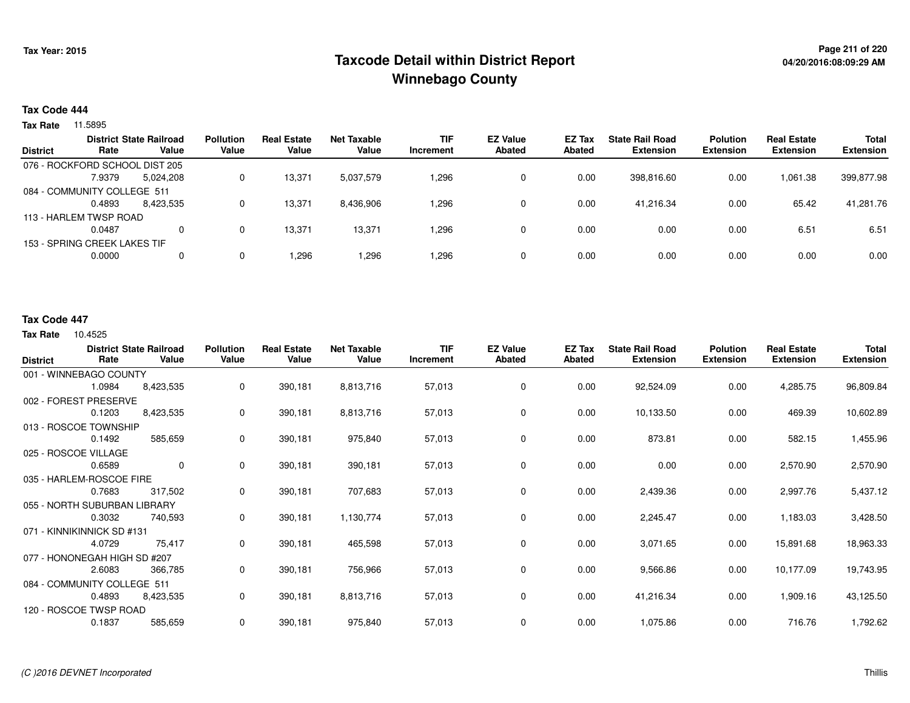# Taxcode Detail within District Report
# Winnebago County

Tax Year: 2015

04/20/2016:08:09:29 AM

**Tax Code 444**

**Tax Rate** 11.5895

| District | District Rate | State Railroad Value | Pollution Value | Real Estate Value | Net Taxable Value | TIF Increment | EZ Value Abated | EZ Tax Abated | State Rail Road Extension | Polution Extension | Real Estate Extension | Total Extension |
|---|---|---|---|---|---|---|---|---|---|---|---|---|
| 076 - ROCKFORD SCHOOL DIST 205 | 7.9379 | 5,024,208 | 0 | 13,371 | 5,037,579 | 1,296 | 0 | 0.00 | 398,816.60 | 0.00 | 1,061.38 | 399,877.98 |
| 084 - COMMUNITY COLLEGE 511 | 0.4893 | 8,423,535 | 0 | 13,371 | 8,436,906 | 1,296 | 0 | 0.00 | 41,216.34 | 0.00 | 65.42 | 41,281.76 |
| 113 - HARLEM TWSP ROAD | 0.0487 | 0 | 0 | 13,371 | 13,371 | 1,296 | 0 | 0.00 | 0.00 | 0.00 | 6.51 | 6.51 |
| 153 - SPRING CREEK LAKES TIF | 0.0000 | 0 | 0 | 1,296 | 1,296 | 1,296 | 0 | 0.00 | 0.00 | 0.00 | 0.00 | 0.00 |

**Tax Code 447**

**Tax Rate** 10.4525

| District | District Rate | State Railroad Value | Pollution Value | Real Estate Value | Net Taxable Value | TIF Increment | EZ Value Abated | EZ Tax Abated | State Rail Road Extension | Polution Extension | Real Estate Extension | Total Extension |
|---|---|---|---|---|---|---|---|---|---|---|---|---|
| 001 - WINNEBAGO COUNTY | 1.0984 | 8,423,535 | 0 | 390,181 | 8,813,716 | 57,013 | 0 | 0.00 | 92,524.09 | 0.00 | 4,285.75 | 96,809.84 |
| 002 - FOREST PRESERVE | 0.1203 | 8,423,535 | 0 | 390,181 | 8,813,716 | 57,013 | 0 | 0.00 | 10,133.50 | 0.00 | 469.39 | 10,602.89 |
| 013 - ROSCOE TOWNSHIP | 0.1492 | 585,659 | 0 | 390,181 | 975,840 | 57,013 | 0 | 0.00 | 873.81 | 0.00 | 582.15 | 1,455.96 |
| 025 - ROSCOE VILLAGE | 0.6589 | 0 | 0 | 390,181 | 390,181 | 57,013 | 0 | 0.00 | 0.00 | 0.00 | 2,570.90 | 2,570.90 |
| 035 - HARLEM-ROSCOE FIRE | 0.7683 | 317,502 | 0 | 390,181 | 707,683 | 57,013 | 0 | 0.00 | 2,439.36 | 0.00 | 2,997.76 | 5,437.12 |
| 055 - NORTH SUBURBAN LIBRARY | 0.3032 | 740,593 | 0 | 390,181 | 1,130,774 | 57,013 | 0 | 0.00 | 2,245.47 | 0.00 | 1,183.03 | 3,428.50 |
| 071 - KINNIKINNICK SD #131 | 4.0729 | 75,417 | 0 | 390,181 | 465,598 | 57,013 | 0 | 0.00 | 3,071.65 | 0.00 | 15,891.68 | 18,963.33 |
| 077 - HONONEGAH HIGH SD #207 | 2.6083 | 366,785 | 0 | 390,181 | 756,966 | 57,013 | 0 | 0.00 | 9,566.86 | 0.00 | 10,177.09 | 19,743.95 |
| 084 - COMMUNITY COLLEGE 511 | 0.4893 | 8,423,535 | 0 | 390,181 | 8,813,716 | 57,013 | 0 | 0.00 | 41,216.34 | 0.00 | 1,909.16 | 43,125.50 |
| 120 - ROSCOE TWSP ROAD | 0.1837 | 585,659 | 0 | 390,181 | 975,840 | 57,013 | 0 | 0.00 | 1,075.86 | 0.00 | 716.76 | 1,792.62 |

*(C )2016 DEVNET Incorporated*

Thillis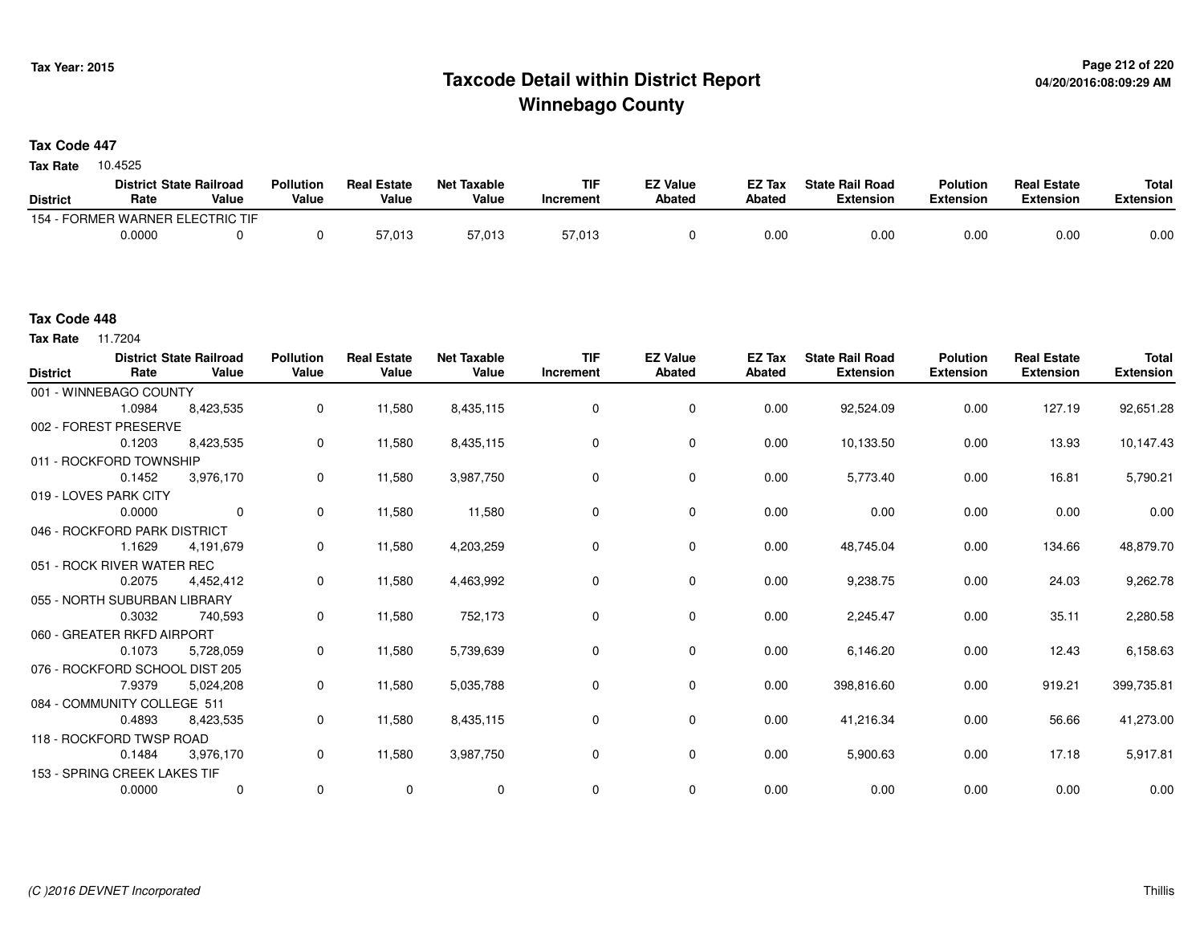# Taxcode Detail within District Report
## Winnebago County

Tax Year: 2015

04/20/2016:08:09:29 AM

**Tax Code 447**

**Tax Rate** 10.4525

| District | District Rate | State Railroad Value | Pollution Value | Real Estate Value | Net Taxable Value | TIF Increment | EZ Value Abated | EZ Tax Abated | State Rail Road Extension | Polution Extension | Real Estate Extension | Total Extension |
|---|---|---|---|---|---|---|---|---|---|---|---|---|
| 154 - FORMER WARNER ELECTRIC TIF | 0.0000 | 0 | 0 | 57,013 | 57,013 | 57,013 | 0 | 0.00 | 0.00 | 0.00 | 0.00 | 0.00 |

**Tax Code 448**

**Tax Rate** 11.7204

| District | District Rate | State Railroad Value | Pollution Value | Real Estate Value | Net Taxable Value | TIF Increment | EZ Value Abated | EZ Tax Abated | State Rail Road Extension | Polution Extension | Real Estate Extension | Total Extension |
|---|---|---|---|---|---|---|---|---|---|---|---|---|
| 001 - WINNEBAGO COUNTY | 1.0984 | 8,423,535 | 0 | 11,580 | 8,435,115 | 0 | 0 | 0.00 | 92,524.09 | 0.00 | 127.19 | 92,651.28 |
| 002 - FOREST PRESERVE | 0.1203 | 8,423,535 | 0 | 11,580 | 8,435,115 | 0 | 0 | 0.00 | 10,133.50 | 0.00 | 13.93 | 10,147.43 |
| 011 - ROCKFORD TOWNSHIP | 0.1452 | 3,976,170 | 0 | 11,580 | 3,987,750 | 0 | 0 | 0.00 | 5,773.40 | 0.00 | 16.81 | 5,790.21 |
| 019 - LOVES PARK CITY | 0.0000 | 0 | 0 | 11,580 | 11,580 | 0 | 0 | 0.00 | 0.00 | 0.00 | 0.00 | 0.00 |
| 046 - ROCKFORD PARK DISTRICT | 1.1629 | 4,191,679 | 0 | 11,580 | 4,203,259 | 0 | 0 | 0.00 | 48,745.04 | 0.00 | 134.66 | 48,879.70 |
| 051 - ROCK RIVER WATER REC | 0.2075 | 4,452,412 | 0 | 11,580 | 4,463,992 | 0 | 0 | 0.00 | 9,238.75 | 0.00 | 24.03 | 9,262.78 |
| 055 - NORTH SUBURBAN LIBRARY | 0.3032 | 740,593 | 0 | 11,580 | 752,173 | 0 | 0 | 0.00 | 2,245.47 | 0.00 | 35.11 | 2,280.58 |
| 060 - GREATER RKFD AIRPORT | 0.1073 | 5,728,059 | 0 | 11,580 | 5,739,639 | 0 | 0 | 0.00 | 6,146.20 | 0.00 | 12.43 | 6,158.63 |
| 076 - ROCKFORD SCHOOL DIST 205 | 7.9379 | 5,024,208 | 0 | 11,580 | 5,035,788 | 0 | 0 | 0.00 | 398,816.60 | 0.00 | 919.21 | 399,735.81 |
| 084 - COMMUNITY COLLEGE 511 | 0.4893 | 8,423,535 | 0 | 11,580 | 8,435,115 | 0 | 0 | 0.00 | 41,216.34 | 0.00 | 56.66 | 41,273.00 |
| 118 - ROCKFORD TWSP ROAD | 0.1484 | 3,976,170 | 0 | 11,580 | 3,987,750 | 0 | 0 | 0.00 | 5,900.63 | 0.00 | 17.18 | 5,917.81 |
| 153 - SPRING CREEK LAKES TIF | 0.0000 | 0 | 0 | 0 | 0 | 0 | 0 | 0.00 | 0.00 | 0.00 | 0.00 | 0.00 |

*(C )2016 DEVNET Incorporated*

Thillis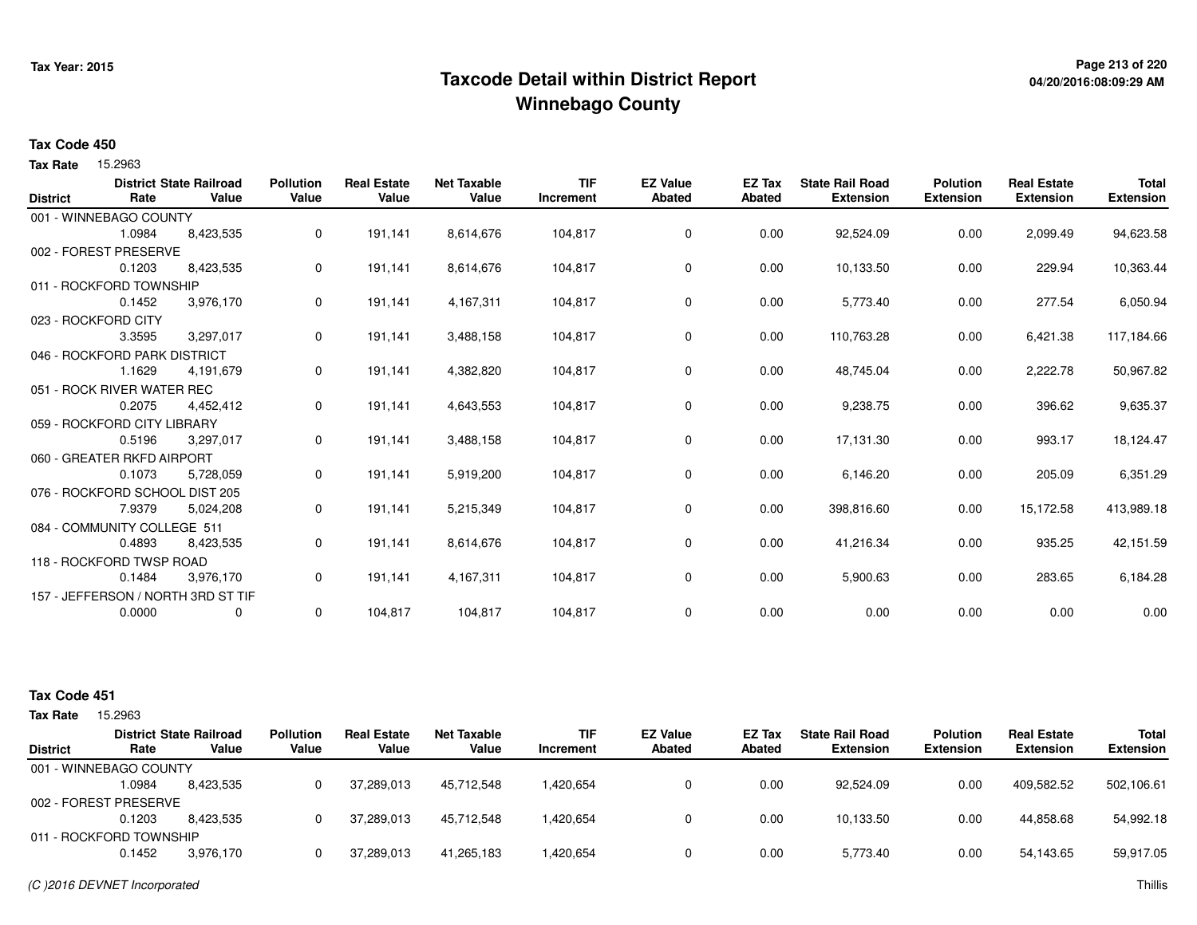# Taxcode Detail within District Report
## Winnebago County

**Tax Code 450**

**Tax Rate** 15.2963

| District | District Rate | State Railroad Value | Pollution Value | Real Estate Value | Net Taxable Value | TIF Increment | EZ Value Abated | EZ Tax Abated | State Rail Road Extension | Polution Extension | Real Estate Extension | Total Extension |
|---|---|---|---|---|---|---|---|---|---|---|---|---|
| 001 - WINNEBAGO COUNTY | 1.0984 | 8,423,535 | 0 | 191,141 | 8,614,676 | 104,817 | 0 | 0.00 | 92,524.09 | 0.00 | 2,099.49 | 94,623.58 |
| 002 - FOREST PRESERVE | 0.1203 | 8,423,535 | 0 | 191,141 | 8,614,676 | 104,817 | 0 | 0.00 | 10,133.50 | 0.00 | 229.94 | 10,363.44 |
| 011 - ROCKFORD TOWNSHIP | 0.1452 | 3,976,170 | 0 | 191,141 | 4,167,311 | 104,817 | 0 | 0.00 | 5,773.40 | 0.00 | 277.54 | 6,050.94 |
| 023 - ROCKFORD CITY | 3.3595 | 3,297,017 | 0 | 191,141 | 3,488,158 | 104,817 | 0 | 0.00 | 110,763.28 | 0.00 | 6,421.38 | 117,184.66 |
| 046 - ROCKFORD PARK DISTRICT | 1.1629 | 4,191,679 | 0 | 191,141 | 4,382,820 | 104,817 | 0 | 0.00 | 48,745.04 | 0.00 | 2,222.78 | 50,967.82 |
| 051 - ROCK RIVER WATER REC | 0.2075 | 4,452,412 | 0 | 191,141 | 4,643,553 | 104,817 | 0 | 0.00 | 9,238.75 | 0.00 | 396.62 | 9,635.37 |
| 059 - ROCKFORD CITY LIBRARY | 0.5196 | 3,297,017 | 0 | 191,141 | 3,488,158 | 104,817 | 0 | 0.00 | 17,131.30 | 0.00 | 993.17 | 18,124.47 |
| 060 - GREATER RKFD AIRPORT | 0.1073 | 5,728,059 | 0 | 191,141 | 5,919,200 | 104,817 | 0 | 0.00 | 6,146.20 | 0.00 | 205.09 | 6,351.29 |
| 076 - ROCKFORD SCHOOL DIST 205 | 7.9379 | 5,024,208 | 0 | 191,141 | 5,215,349 | 104,817 | 0 | 0.00 | 398,816.60 | 0.00 | 15,172.58 | 413,989.18 |
| 084 - COMMUNITY COLLEGE 511 | 0.4893 | 8,423,535 | 0 | 191,141 | 8,614,676 | 104,817 | 0 | 0.00 | 41,216.34 | 0.00 | 935.25 | 42,151.59 |
| 118 - ROCKFORD TWSP ROAD | 0.1484 | 3,976,170 | 0 | 191,141 | 4,167,311 | 104,817 | 0 | 0.00 | 5,900.63 | 0.00 | 283.65 | 6,184.28 |
| 157 - JEFFERSON / NORTH 3RD ST TIF | 0.0000 | 0 | 0 | 104,817 | 104,817 | 104,817 | 0 | 0.00 | 0.00 | 0.00 | 0.00 | 0.00 |

**Tax Code 451**

**Tax Rate** 15.2963

| District | District Rate | State Railroad Value | Pollution Value | Real Estate Value | Net Taxable Value | TIF Increment | EZ Value Abated | EZ Tax Abated | State Rail Road Extension | Polution Extension | Real Estate Extension | Total Extension |
|---|---|---|---|---|---|---|---|---|---|---|---|---|
| 001 - WINNEBAGO COUNTY | 1.0984 | 8,423,535 | 0 | 37,289,013 | 45,712,548 | 1,420,654 | 0 | 0.00 | 92,524.09 | 0.00 | 409,582.52 | 502,106.61 |
| 002 - FOREST PRESERVE | 0.1203 | 8,423,535 | 0 | 37,289,013 | 45,712,548 | 1,420,654 | 0 | 0.00 | 10,133.50 | 0.00 | 44,858.68 | 54,992.18 |
| 011 - ROCKFORD TOWNSHIP | 0.1452 | 3,976,170 | 0 | 37,289,013 | 41,265,183 | 1,420,654 | 0 | 0.00 | 5,773.40 | 0.00 | 54,143.65 | 59,917.05 |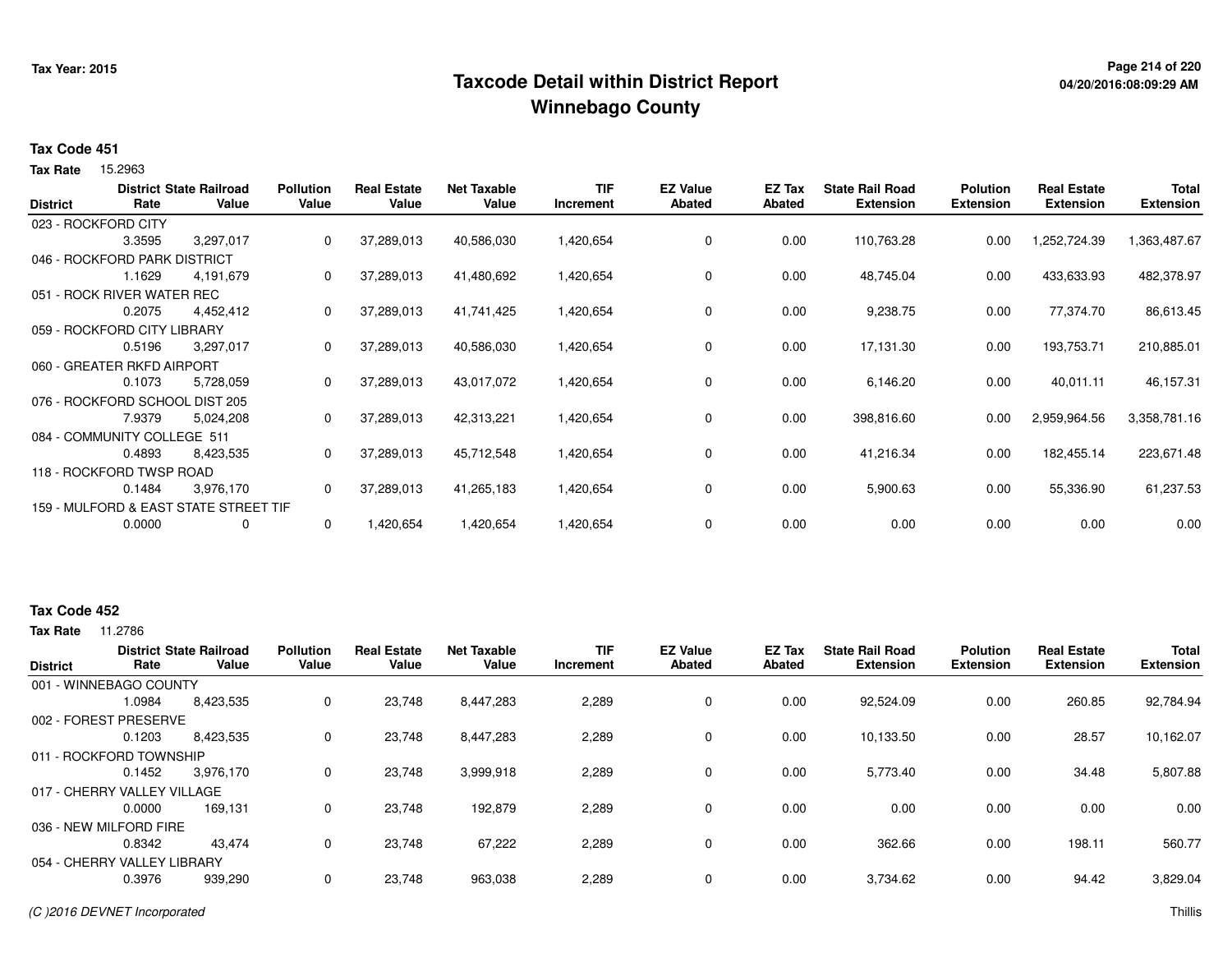# Taxcode Detail within District Report
## Winnebago County

Tax Year: 2015

**Tax Code 451**

**Tax Rate** 15.2963

| District | District Rate | State Railroad Value | Pollution Value | Real Estate Value | Net Taxable Value | TIF Increment | EZ Value Abated | EZ Tax Abated | State Rail Road Extension | Polution Extension | Real Estate Extension | Total Extension |
|---|---|---|---|---|---|---|---|---|---|---|---|---|
| 023 - ROCKFORD CITY | | | | | | | | | | | | |
| | 3.3595 | 3,297,017 | 0 | 37,289,013 | 40,586,030 | 1,420,654 | 0 | 0.00 | 110,763.28 | 0.00 | 1,252,724.39 | 1,363,487.67 |
| 046 - ROCKFORD PARK DISTRICT | | | | | | | | | | | | |
| | 1.1629 | 4,191,679 | 0 | 37,289,013 | 41,480,692 | 1,420,654 | 0 | 0.00 | 48,745.04 | 0.00 | 433,633.93 | 482,378.97 |
| 051 - ROCK RIVER WATER REC | | | | | | | | | | | | |
| | 0.2075 | 4,452,412 | 0 | 37,289,013 | 41,741,425 | 1,420,654 | 0 | 0.00 | 9,238.75 | 0.00 | 77,374.70 | 86,613.45 |
| 059 - ROCKFORD CITY LIBRARY | | | | | | | | | | | | |
| | 0.5196 | 3,297,017 | 0 | 37,289,013 | 40,586,030 | 1,420,654 | 0 | 0.00 | 17,131.30 | 0.00 | 193,753.71 | 210,885.01 |
| 060 - GREATER RKFD AIRPORT | | | | | | | | | | | | |
| | 0.1073 | 5,728,059 | 0 | 37,289,013 | 43,017,072 | 1,420,654 | 0 | 0.00 | 6,146.20 | 0.00 | 40,011.11 | 46,157.31 |
| 076 - ROCKFORD SCHOOL DIST 205 | | | | | | | | | | | | |
| | 7.9379 | 5,024,208 | 0 | 37,289,013 | 42,313,221 | 1,420,654 | 0 | 0.00 | 398,816.60 | 0.00 | 2,959,964.56 | 3,358,781.16 |
| 084 - COMMUNITY COLLEGE 511 | | | | | | | | | | | | |
| | 0.4893 | 8,423,535 | 0 | 37,289,013 | 45,712,548 | 1,420,654 | 0 | 0.00 | 41,216.34 | 0.00 | 182,455.14 | 223,671.48 |
| 118 - ROCKFORD TWSP ROAD | | | | | | | | | | | | |
| | 0.1484 | 3,976,170 | 0 | 37,289,013 | 41,265,183 | 1,420,654 | 0 | 0.00 | 5,900.63 | 0.00 | 55,336.90 | 61,237.53 |
| 159 - MULFORD & EAST STATE STREET TIF | | | | | | | | | | | | |
| | 0.0000 | 0 | 0 | 1,420,654 | 1,420,654 | 1,420,654 | 0 | 0.00 | 0.00 | 0.00 | 0.00 | 0.00 |

**Tax Code 452**

**Tax Rate** 11.2786

| District | District Rate | State Railroad Value | Pollution Value | Real Estate Value | Net Taxable Value | TIF Increment | EZ Value Abated | EZ Tax Abated | State Rail Road Extension | Polution Extension | Real Estate Extension | Total Extension |
|---|---|---|---|---|---|---|---|---|---|---|---|---|
| 001 - WINNEBAGO COUNTY | | | | | | | | | | | | |
| | 1.0984 | 8,423,535 | 0 | 23,748 | 8,447,283 | 2,289 | 0 | 0.00 | 92,524.09 | 0.00 | 260.85 | 92,784.94 |
| 002 - FOREST PRESERVE | | | | | | | | | | | | |
| | 0.1203 | 8,423,535 | 0 | 23,748 | 8,447,283 | 2,289 | 0 | 0.00 | 10,133.50 | 0.00 | 28.57 | 10,162.07 |
| 011 - ROCKFORD TOWNSHIP | | | | | | | | | | | | |
| | 0.1452 | 3,976,170 | 0 | 23,748 | 3,999,918 | 2,289 | 0 | 0.00 | 5,773.40 | 0.00 | 34.48 | 5,807.88 |
| 017 - CHERRY VALLEY VILLAGE | | | | | | | | | | | | |
| | 0.0000 | 169,131 | 0 | 23,748 | 192,879 | 2,289 | 0 | 0.00 | 0.00 | 0.00 | 0.00 | 0.00 |
| 036 - NEW MILFORD FIRE | | | | | | | | | | | | |
| | 0.8342 | 43,474 | 0 | 23,748 | 67,222 | 2,289 | 0 | 0.00 | 362.66 | 0.00 | 198.11 | 560.77 |
| 054 - CHERRY VALLEY LIBRARY | | | | | | | | | | | | |
| | 0.3976 | 939,290 | 0 | 23,748 | 963,038 | 2,289 | 0 | 0.00 | 3,734.62 | 0.00 | 94.42 | 3,829.04 |

(C )2016 DEVNET Incorporated Thillis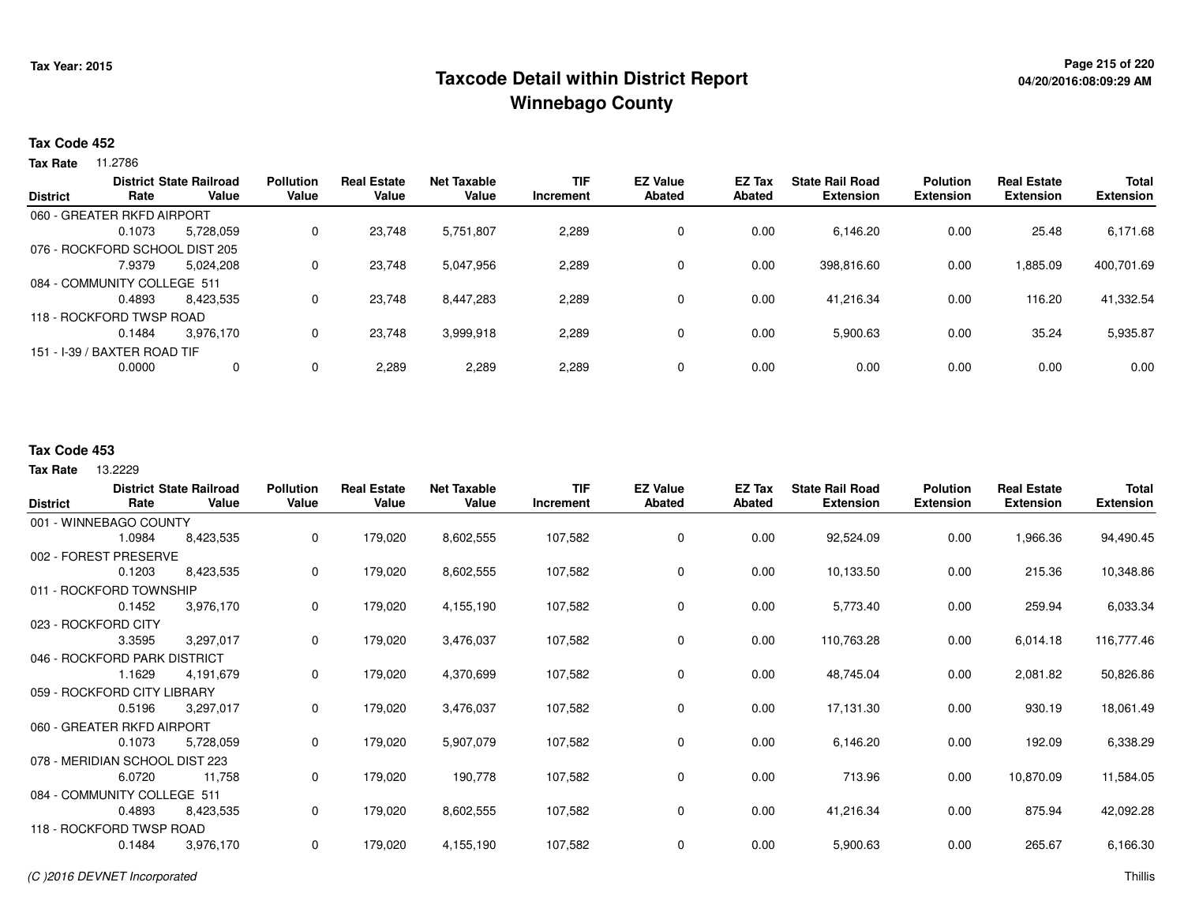Tax Year: 2015

# Taxcode Detail within District Report
## Winnebago County

04/20/2016:08:09:29 AM

**Tax Code 452**

**Tax Rate** 11.2786

| District | District Rate | State Railroad Value | Pollution Value | Real Estate Value | Net Taxable Value | TIF Increment | EZ Value Abated | EZ Tax Abated | State Rail Road Extension | Polution Extension | Real Estate Extension | Total Extension |
|---|---|---|---|---|---|---|---|---|---|---|---|---|
| 060 - GREATER RKFD AIRPORT | | | | | | | | | | | | |
| | 0.1073 | 5,728,059 | 0 | 23,748 | 5,751,807 | 2,289 | 0 | 0.00 | 6,146.20 | 0.00 | 25.48 | 6,171.68 |
| 076 - ROCKFORD SCHOOL DIST 205 | | | | | | | | | | | | |
| | 7.9379 | 5,024,208 | 0 | 23,748 | 5,047,956 | 2,289 | 0 | 0.00 | 398,816.60 | 0.00 | 1,885.09 | 400,701.69 |
| 084 - COMMUNITY COLLEGE 511 | | | | | | | | | | | | |
| | 0.4893 | 8,423,535 | 0 | 23,748 | 8,447,283 | 2,289 | 0 | 0.00 | 41,216.34 | 0.00 | 116.20 | 41,332.54 |
| 118 - ROCKFORD TWSP ROAD | | | | | | | | | | | | |
| | 0.1484 | 3,976,170 | 0 | 23,748 | 3,999,918 | 2,289 | 0 | 0.00 | 5,900.63 | 0.00 | 35.24 | 5,935.87 |
| 151 - I-39 / BAXTER ROAD TIF | | | | | | | | | | | | |
| | 0.0000 | 0 | 0 | 2,289 | 2,289 | 2,289 | 0 | 0.00 | 0.00 | 0.00 | 0.00 | 0.00 |

**Tax Code 453**

**Tax Rate** 13.2229

| District | District Rate | State Railroad Value | Pollution Value | Real Estate Value | Net Taxable Value | TIF Increment | EZ Value Abated | EZ Tax Abated | State Rail Road Extension | Polution Extension | Real Estate Extension | Total Extension |
|---|---|---|---|---|---|---|---|---|---|---|---|---|
| 001 - WINNEBAGO COUNTY | | | | | | | | | | | | |
| | 1.0984 | 8,423,535 | 0 | 179,020 | 8,602,555 | 107,582 | 0 | 0.00 | 92,524.09 | 0.00 | 1,966.36 | 94,490.45 |
| 002 - FOREST PRESERVE | | | | | | | | | | | | |
| | 0.1203 | 8,423,535 | 0 | 179,020 | 8,602,555 | 107,582 | 0 | 0.00 | 10,133.50 | 0.00 | 215.36 | 10,348.86 |
| 011 - ROCKFORD TOWNSHIP | | | | | | | | | | | | |
| | 0.1452 | 3,976,170 | 0 | 179,020 | 4,155,190 | 107,582 | 0 | 0.00 | 5,773.40 | 0.00 | 259.94 | 6,033.34 |
| 023 - ROCKFORD CITY | | | | | | | | | | | | |
| | 3.3595 | 3,297,017 | 0 | 179,020 | 3,476,037 | 107,582 | 0 | 0.00 | 110,763.28 | 0.00 | 6,014.18 | 116,777.46 |
| 046 - ROCKFORD PARK DISTRICT | | | | | | | | | | | | |
| | 1.1629 | 4,191,679 | 0 | 179,020 | 4,370,699 | 107,582 | 0 | 0.00 | 48,745.04 | 0.00 | 2,081.82 | 50,826.86 |
| 059 - ROCKFORD CITY LIBRARY | | | | | | | | | | | | |
| | 0.5196 | 3,297,017 | 0 | 179,020 | 3,476,037 | 107,582 | 0 | 0.00 | 17,131.30 | 0.00 | 930.19 | 18,061.49 |
| 060 - GREATER RKFD AIRPORT | | | | | | | | | | | | |
| | 0.1073 | 5,728,059 | 0 | 179,020 | 5,907,079 | 107,582 | 0 | 0.00 | 6,146.20 | 0.00 | 192.09 | 6,338.29 |
| 078 - MERIDIAN SCHOOL DIST 223 | | | | | | | | | | | | |
| | 6.0720 | 11,758 | 0 | 179,020 | 190,778 | 107,582 | 0 | 0.00 | 713.96 | 0.00 | 10,870.09 | 11,584.05 |
| 084 - COMMUNITY COLLEGE 511 | | | | | | | | | | | | |
| | 0.4893 | 8,423,535 | 0 | 179,020 | 8,602,555 | 107,582 | 0 | 0.00 | 41,216.34 | 0.00 | 875.94 | 42,092.28 |
| 118 - ROCKFORD TWSP ROAD | | | | | | | | | | | | |
| | 0.1484 | 3,976,170 | 0 | 179,020 | 4,155,190 | 107,582 | 0 | 0.00 | 5,900.63 | 0.00 | 265.67 | 6,166.30 |

*(C )2016 DEVNET Incorporated* Thillis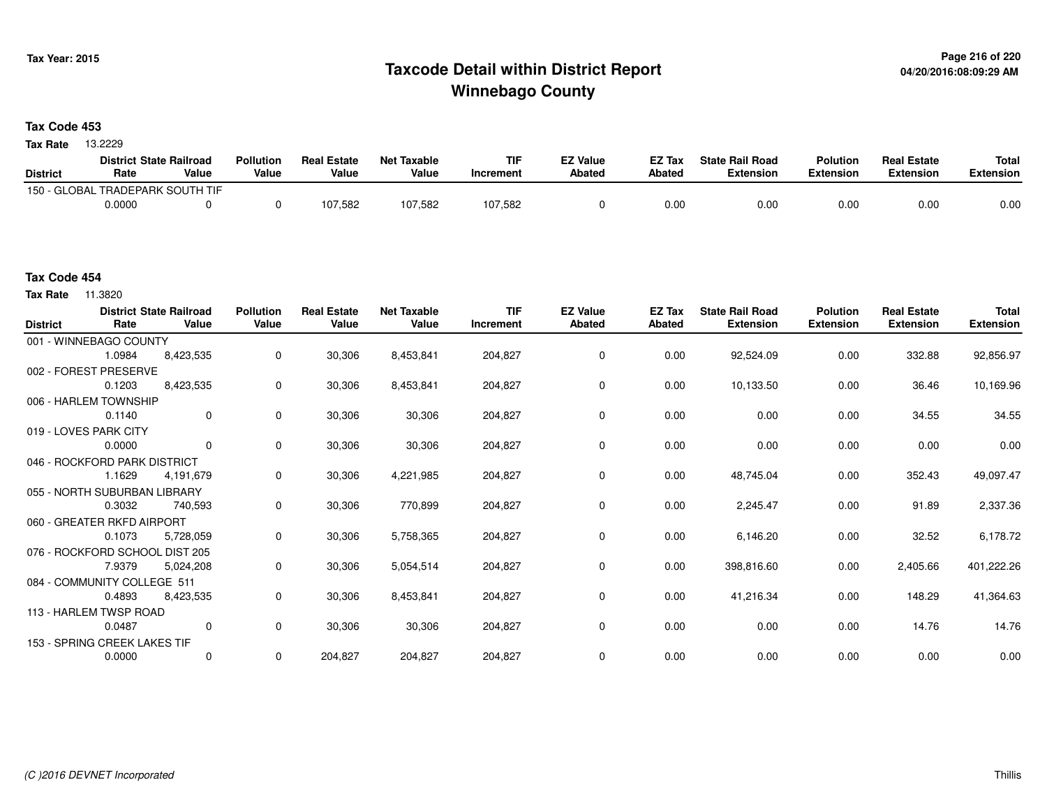# Taxcode Detail within District Report
# Winnebago County

Tax Year: 2015

04/20/2016:08:09:29 AM

**Tax Code 453**

**Tax Rate** 13.2229

| District | District Rate | State Railroad Value | Pollution Value | Real Estate Value | Net Taxable Value | TIF Increment | EZ Value Abated | EZ Tax Abated | State Rail Road Extension | Polution Extension | Real Estate Extension | Total Extension |
|---|---|---|---|---|---|---|---|---|---|---|---|---|
| 150 - GLOBAL TRADEPARK SOUTH TIF | 0.0000 | 0 | 0 | 107,582 | 107,582 | 107,582 | 0 | 0.00 | 0.00 | 0.00 | 0.00 | 0.00 |

**Tax Code 454**

**Tax Rate** 11.3820

| District | District Rate | State Railroad Value | Pollution Value | Real Estate Value | Net Taxable Value | TIF Increment | EZ Value Abated | EZ Tax Abated | State Rail Road Extension | Polution Extension | Real Estate Extension | Total Extension |
|---|---|---|---|---|---|---|---|---|---|---|---|---|
| 001 - WINNEBAGO COUNTY | 1.0984 | 8,423,535 | 0 | 30,306 | 8,453,841 | 204,827 | 0 | 0.00 | 92,524.09 | 0.00 | 332.88 | 92,856.97 |
| 002 - FOREST PRESERVE | 0.1203 | 8,423,535 | 0 | 30,306 | 8,453,841 | 204,827 | 0 | 0.00 | 10,133.50 | 0.00 | 36.46 | 10,169.96 |
| 006 - HARLEM TOWNSHIP | 0.1140 | 0 | 0 | 30,306 | 30,306 | 204,827 | 0 | 0.00 | 0.00 | 0.00 | 34.55 | 34.55 |
| 019 - LOVES PARK CITY | 0.0000 | 0 | 0 | 30,306 | 30,306 | 204,827 | 0 | 0.00 | 0.00 | 0.00 | 0.00 | 0.00 |
| 046 - ROCKFORD PARK DISTRICT | 1.1629 | 4,191,679 | 0 | 30,306 | 4,221,985 | 204,827 | 0 | 0.00 | 48,745.04 | 0.00 | 352.43 | 49,097.47 |
| 055 - NORTH SUBURBAN LIBRARY | 0.3032 | 740,593 | 0 | 30,306 | 770,899 | 204,827 | 0 | 0.00 | 2,245.47 | 0.00 | 91.89 | 2,337.36 |
| 060 - GREATER RKFD AIRPORT | 0.1073 | 5,728,059 | 0 | 30,306 | 5,758,365 | 204,827 | 0 | 0.00 | 6,146.20 | 0.00 | 32.52 | 6,178.72 |
| 076 - ROCKFORD SCHOOL DIST 205 | 7.9379 | 5,024,208 | 0 | 30,306 | 5,054,514 | 204,827 | 0 | 0.00 | 398,816.60 | 0.00 | 2,405.66 | 401,222.26 |
| 084 - COMMUNITY COLLEGE 511 | 0.4893 | 8,423,535 | 0 | 30,306 | 8,453,841 | 204,827 | 0 | 0.00 | 41,216.34 | 0.00 | 148.29 | 41,364.63 |
| 113 - HARLEM TWSP ROAD | 0.0487 | 0 | 0 | 30,306 | 30,306 | 204,827 | 0 | 0.00 | 0.00 | 0.00 | 14.76 | 14.76 |
| 153 - SPRING CREEK LAKES TIF | 0.0000 | 0 | 0 | 204,827 | 204,827 | 204,827 | 0 | 0.00 | 0.00 | 0.00 | 0.00 | 0.00 |

*(C )2016 DEVNET Incorporated*

Thillis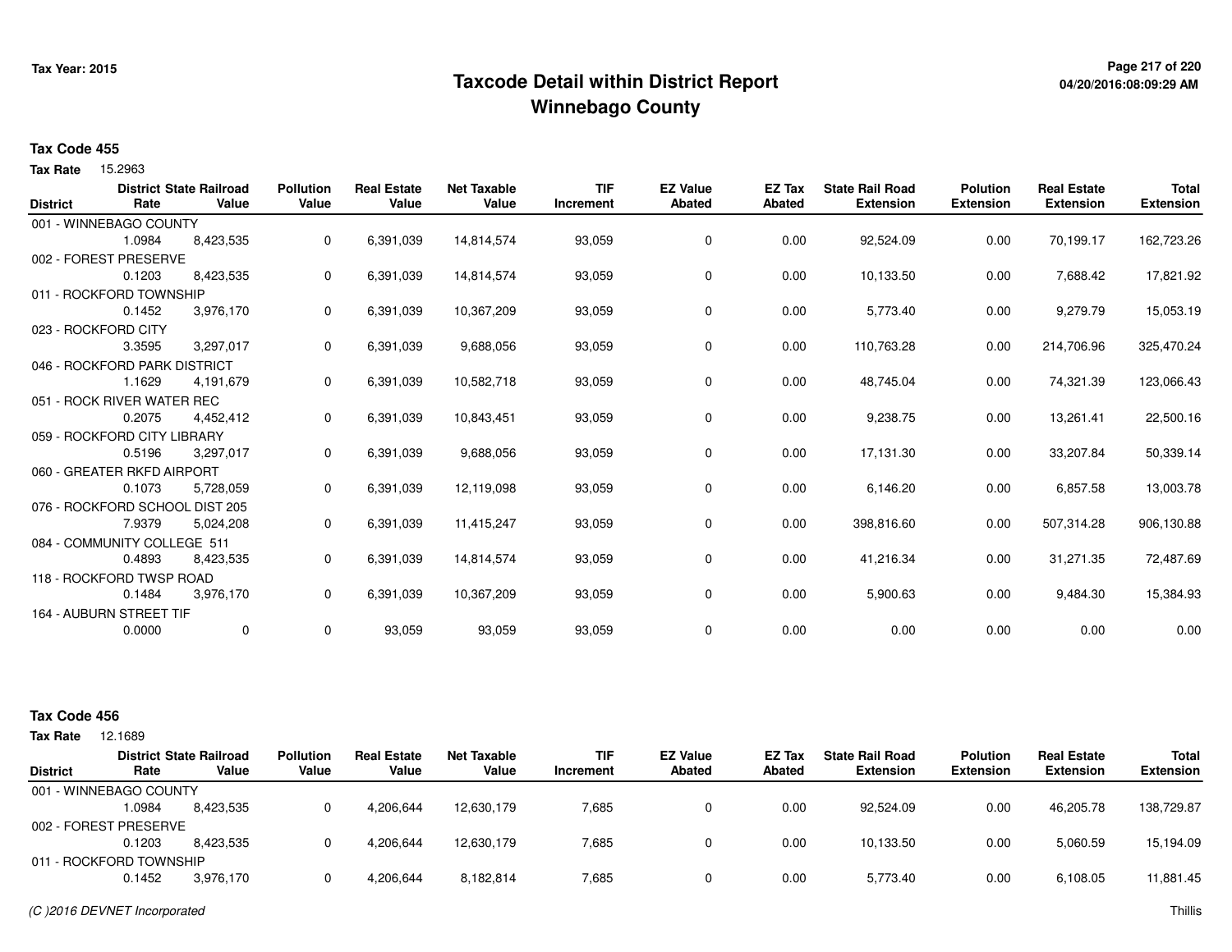# Taxcode Detail within District Report
## Winnebago County

Tax Year: 2015

**Tax Code 455**

**Tax Rate** 15.2963

| District | District Rate | State Railroad Value | Pollution Value | Real Estate Value | Net Taxable Value | TIF Increment | EZ Value Abated | EZ Tax Abated | State Rail Road Extension | Polution Extension | Real Estate Extension | Total Extension |
|---|---|---|---|---|---|---|---|---|---|---|---|---|
| 001 - WINNEBAGO COUNTY | 1.0984 | 8,423,535 | 0 | 6,391,039 | 14,814,574 | 93,059 | 0 | 0.00 | 92,524.09 | 0.00 | 70,199.17 | 162,723.26 |
| 002 - FOREST PRESERVE | 0.1203 | 8,423,535 | 0 | 6,391,039 | 14,814,574 | 93,059 | 0 | 0.00 | 10,133.50 | 0.00 | 7,688.42 | 17,821.92 |
| 011 - ROCKFORD TOWNSHIP | 0.1452 | 3,976,170 | 0 | 6,391,039 | 10,367,209 | 93,059 | 0 | 0.00 | 5,773.40 | 0.00 | 9,279.79 | 15,053.19 |
| 023 - ROCKFORD CITY | 3.3595 | 3,297,017 | 0 | 6,391,039 | 9,688,056 | 93,059 | 0 | 0.00 | 110,763.28 | 0.00 | 214,706.96 | 325,470.24 |
| 046 - ROCKFORD PARK DISTRICT | 1.1629 | 4,191,679 | 0 | 6,391,039 | 10,582,718 | 93,059 | 0 | 0.00 | 48,745.04 | 0.00 | 74,321.39 | 123,066.43 |
| 051 - ROCK RIVER WATER REC | 0.2075 | 4,452,412 | 0 | 6,391,039 | 10,843,451 | 93,059 | 0 | 0.00 | 9,238.75 | 0.00 | 13,261.41 | 22,500.16 |
| 059 - ROCKFORD CITY LIBRARY | 0.5196 | 3,297,017 | 0 | 6,391,039 | 9,688,056 | 93,059 | 0 | 0.00 | 17,131.30 | 0.00 | 33,207.84 | 50,339.14 |
| 060 - GREATER RKFD AIRPORT | 0.1073 | 5,728,059 | 0 | 6,391,039 | 12,119,098 | 93,059 | 0 | 0.00 | 6,146.20 | 0.00 | 6,857.58 | 13,003.78 |
| 076 - ROCKFORD SCHOOL DIST 205 | 7.9379 | 5,024,208 | 0 | 6,391,039 | 11,415,247 | 93,059 | 0 | 0.00 | 398,816.60 | 0.00 | 507,314.28 | 906,130.88 |
| 084 - COMMUNITY COLLEGE 511 | 0.4893 | 8,423,535 | 0 | 6,391,039 | 14,814,574 | 93,059 | 0 | 0.00 | 41,216.34 | 0.00 | 31,271.35 | 72,487.69 |
| 118 - ROCKFORD TWSP ROAD | 0.1484 | 3,976,170 | 0 | 6,391,039 | 10,367,209 | 93,059 | 0 | 0.00 | 5,900.63 | 0.00 | 9,484.30 | 15,384.93 |
| 164 - AUBURN STREET TIF | 0.0000 | 0 | 0 | 93,059 | 93,059 | 93,059 | 0 | 0.00 | 0.00 | 0.00 | 0.00 | 0.00 |

**Tax Code 456**

**Tax Rate** 12.1689

| District | District Rate | State Railroad Value | Pollution Value | Real Estate Value | Net Taxable Value | TIF Increment | EZ Value Abated | EZ Tax Abated | State Rail Road Extension | Polution Extension | Real Estate Extension | Total Extension |
|---|---|---|---|---|---|---|---|---|---|---|---|---|
| 001 - WINNEBAGO COUNTY | 1.0984 | 8,423,535 | 0 | 4,206,644 | 12,630,179 | 7,685 | 0 | 0.00 | 92,524.09 | 0.00 | 46,205.78 | 138,729.87 |
| 002 - FOREST PRESERVE | 0.1203 | 8,423,535 | 0 | 4,206,644 | 12,630,179 | 7,685 | 0 | 0.00 | 10,133.50 | 0.00 | 5,060.59 | 15,194.09 |
| 011 - ROCKFORD TOWNSHIP | 0.1452 | 3,976,170 | 0 | 4,206,644 | 8,182,814 | 7,685 | 0 | 0.00 | 5,773.40 | 0.00 | 6,108.05 | 11,881.45 |

(C )2016 DEVNET Incorporated — Thillis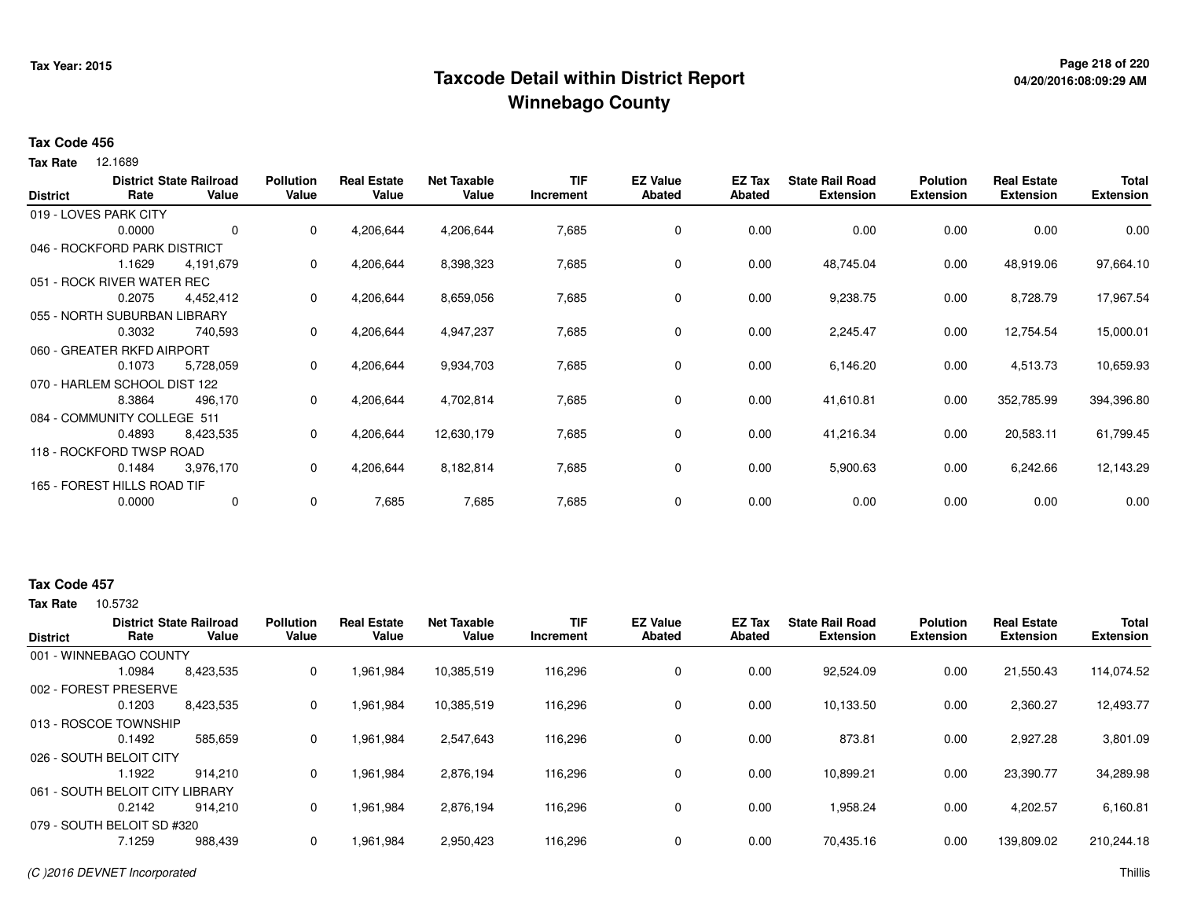# Taxcode Detail within District Report
## Winnebago County

Tax Year: 2015

**Tax Code 456**

**Tax Rate** 12.1689

| District | District Rate | State Railroad Value | Pollution Value | Real Estate Value | Net Taxable Value | TIF Increment | EZ Value Abated | EZ Tax Abated | State Rail Road Extension | Polution Extension | Real Estate Extension | Total Extension |
|---|---|---|---|---|---|---|---|---|---|---|---|---|
| 019 - LOVES PARK CITY | 0.0000 | 0 | 0 | 4,206,644 | 4,206,644 | 7,685 | 0 | 0.00 | 0.00 | 0.00 | 0.00 | 0.00 |
| 046 - ROCKFORD PARK DISTRICT | 1.1629 | 4,191,679 | 0 | 4,206,644 | 8,398,323 | 7,685 | 0 | 0.00 | 48,745.04 | 0.00 | 48,919.06 | 97,664.10 |
| 051 - ROCK RIVER WATER REC | 0.2075 | 4,452,412 | 0 | 4,206,644 | 8,659,056 | 7,685 | 0 | 0.00 | 9,238.75 | 0.00 | 8,728.79 | 17,967.54 |
| 055 - NORTH SUBURBAN LIBRARY | 0.3032 | 740,593 | 0 | 4,206,644 | 4,947,237 | 7,685 | 0 | 0.00 | 2,245.47 | 0.00 | 12,754.54 | 15,000.01 |
| 060 - GREATER RKFD AIRPORT | 0.1073 | 5,728,059 | 0 | 4,206,644 | 9,934,703 | 7,685 | 0 | 0.00 | 6,146.20 | 0.00 | 4,513.73 | 10,659.93 |
| 070 - HARLEM SCHOOL DIST 122 | 8.3864 | 496,170 | 0 | 4,206,644 | 4,702,814 | 7,685 | 0 | 0.00 | 41,610.81 | 0.00 | 352,785.99 | 394,396.80 |
| 084 - COMMUNITY COLLEGE 511 | 0.4893 | 8,423,535 | 0 | 4,206,644 | 12,630,179 | 7,685 | 0 | 0.00 | 41,216.34 | 0.00 | 20,583.11 | 61,799.45 |
| 118 - ROCKFORD TWSP ROAD | 0.1484 | 3,976,170 | 0 | 4,206,644 | 8,182,814 | 7,685 | 0 | 0.00 | 5,900.63 | 0.00 | 6,242.66 | 12,143.29 |
| 165 - FOREST HILLS ROAD TIF | 0.0000 | 0 | 0 | 7,685 | 7,685 | 7,685 | 0 | 0.00 | 0.00 | 0.00 | 0.00 | 0.00 |

**Tax Code 457**

**Tax Rate** 10.5732

| District | District Rate | State Railroad Value | Pollution Value | Real Estate Value | Net Taxable Value | TIF Increment | EZ Value Abated | EZ Tax Abated | State Rail Road Extension | Polution Extension | Real Estate Extension | Total Extension |
|---|---|---|---|---|---|---|---|---|---|---|---|---|
| 001 - WINNEBAGO COUNTY | 1.0984 | 8,423,535 | 0 | 1,961,984 | 10,385,519 | 116,296 | 0 | 0.00 | 92,524.09 | 0.00 | 21,550.43 | 114,074.52 |
| 002 - FOREST PRESERVE | 0.1203 | 8,423,535 | 0 | 1,961,984 | 10,385,519 | 116,296 | 0 | 0.00 | 10,133.50 | 0.00 | 2,360.27 | 12,493.77 |
| 013 - ROSCOE TOWNSHIP | 0.1492 | 585,659 | 0 | 1,961,984 | 2,547,643 | 116,296 | 0 | 0.00 | 873.81 | 0.00 | 2,927.28 | 3,801.09 |
| 026 - SOUTH BELOIT CITY | 1.1922 | 914,210 | 0 | 1,961,984 | 2,876,194 | 116,296 | 0 | 0.00 | 10,899.21 | 0.00 | 23,390.77 | 34,289.98 |
| 061 - SOUTH BELOIT CITY LIBRARY | 0.2142 | 914,210 | 0 | 1,961,984 | 2,876,194 | 116,296 | 0 | 0.00 | 1,958.24 | 0.00 | 4,202.57 | 6,160.81 |
| 079 - SOUTH BELOIT SD #320 | 7.1259 | 988,439 | 0 | 1,961,984 | 2,950,423 | 116,296 | 0 | 0.00 | 70,435.16 | 0.00 | 139,809.02 | 210,244.18 |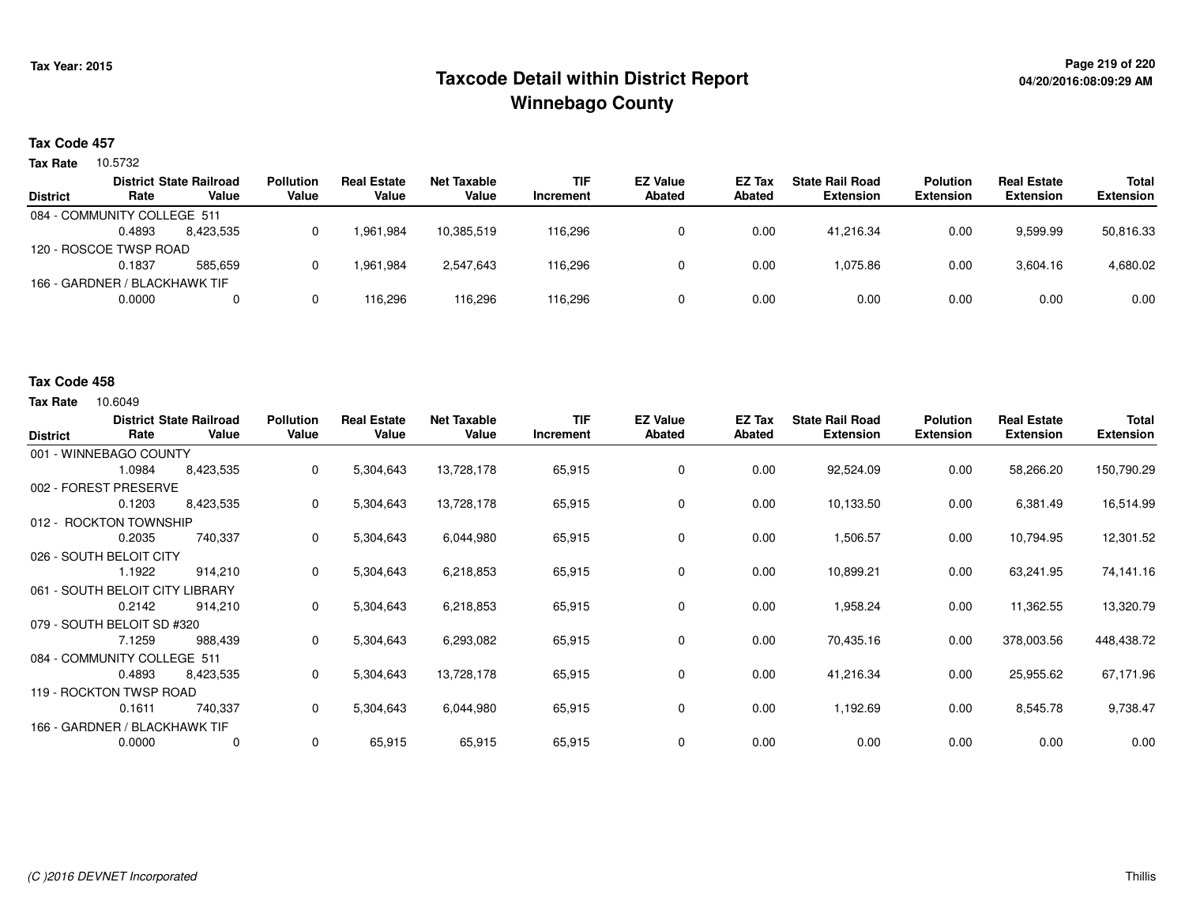# Taxcode Detail within District Report
## Winnebago County

Tax Year: 2015

04/20/2016:08:09:29 AM

**Tax Code 457**

**Tax Rate** 10.5732

| District | District Rate | State Railroad Value | Pollution Value | Real Estate Value | Net Taxable Value | TIF Increment | EZ Value Abated | EZ Tax Abated | State Rail Road Extension | Polution Extension | Real Estate Extension | Total Extension |
|---|---|---|---|---|---|---|---|---|---|---|---|---|
| 084 - COMMUNITY COLLEGE 511 | 0.4893 | 8,423,535 | 0 | 1,961,984 | 10,385,519 | 116,296 | 0 | 0.00 | 41,216.34 | 0.00 | 9,599.99 | 50,816.33 |
| 120 - ROSCOE TWSP ROAD | 0.1837 | 585,659 | 0 | 1,961,984 | 2,547,643 | 116,296 | 0 | 0.00 | 1,075.86 | 0.00 | 3,604.16 | 4,680.02 |
| 166 - GARDNER / BLACKHAWK TIF | 0.0000 | 0 | 0 | 116,296 | 116,296 | 116,296 | 0 | 0.00 | 0.00 | 0.00 | 0.00 | 0.00 |

**Tax Code 458**

**Tax Rate** 10.6049

| District | District Rate | State Railroad Value | Pollution Value | Real Estate Value | Net Taxable Value | TIF Increment | EZ Value Abated | EZ Tax Abated | State Rail Road Extension | Polution Extension | Real Estate Extension | Total Extension |
|---|---|---|---|---|---|---|---|---|---|---|---|---|
| 001 - WINNEBAGO COUNTY | 1.0984 | 8,423,535 | 0 | 5,304,643 | 13,728,178 | 65,915 | 0 | 0.00 | 92,524.09 | 0.00 | 58,266.20 | 150,790.29 |
| 002 - FOREST PRESERVE | 0.1203 | 8,423,535 | 0 | 5,304,643 | 13,728,178 | 65,915 | 0 | 0.00 | 10,133.50 | 0.00 | 6,381.49 | 16,514.99 |
| 012 - ROCKTON TOWNSHIP | 0.2035 | 740,337 | 0 | 5,304,643 | 6,044,980 | 65,915 | 0 | 0.00 | 1,506.57 | 0.00 | 10,794.95 | 12,301.52 |
| 026 - SOUTH BELOIT CITY | 1.1922 | 914,210 | 0 | 5,304,643 | 6,218,853 | 65,915 | 0 | 0.00 | 10,899.21 | 0.00 | 63,241.95 | 74,141.16 |
| 061 - SOUTH BELOIT CITY LIBRARY | 0.2142 | 914,210 | 0 | 5,304,643 | 6,218,853 | 65,915 | 0 | 0.00 | 1,958.24 | 0.00 | 11,362.55 | 13,320.79 |
| 079 - SOUTH BELOIT SD #320 | 7.1259 | 988,439 | 0 | 5,304,643 | 6,293,082 | 65,915 | 0 | 0.00 | 70,435.16 | 0.00 | 378,003.56 | 448,438.72 |
| 084 - COMMUNITY COLLEGE 511 | 0.4893 | 8,423,535 | 0 | 5,304,643 | 13,728,178 | 65,915 | 0 | 0.00 | 41,216.34 | 0.00 | 25,955.62 | 67,171.96 |
| 119 - ROCKTON TWSP ROAD | 0.1611 | 740,337 | 0 | 5,304,643 | 6,044,980 | 65,915 | 0 | 0.00 | 1,192.69 | 0.00 | 8,545.78 | 9,738.47 |
| 166 - GARDNER / BLACKHAWK TIF | 0.0000 | 0 | 0 | 65,915 | 65,915 | 65,915 | 0 | 0.00 | 0.00 | 0.00 | 0.00 | 0.00 |

*(C )2016 DEVNET Incorporated*

Thillis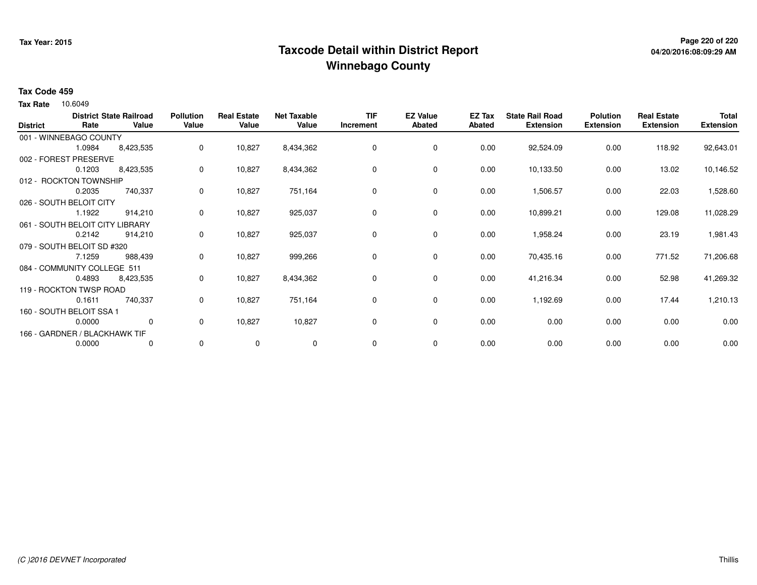Tax Year: 2015

# Taxcode Detail within District Report
## Winnebago County

04/20/2016:08:09:29 AM

**Tax Code 459**

**Tax Rate** 10.6049

| District | District Rate | State Railroad Value | Pollution Value | Real Estate Value | Net Taxable Value | TIF Increment | EZ Value Abated | EZ Tax Abated | State Rail Road Extension | Polution Extension | Real Estate Extension | Total Extension |
|---|---|---|---|---|---|---|---|---|---|---|---|---|
| 001 - WINNEBAGO COUNTY | | | | | | | | | | | | |
| | 1.0984 | 8,423,535 | 0 | 10,827 | 8,434,362 | 0 | 0 | 0.00 | 92,524.09 | 0.00 | 118.92 | 92,643.01 |
| 002 - FOREST PRESERVE | | | | | | | | | | | | |
| | 0.1203 | 8,423,535 | 0 | 10,827 | 8,434,362 | 0 | 0 | 0.00 | 10,133.50 | 0.00 | 13.02 | 10,146.52 |
| 012 - ROCKTON TOWNSHIP | | | | | | | | | | | | |
| | 0.2035 | 740,337 | 0 | 10,827 | 751,164 | 0 | 0 | 0.00 | 1,506.57 | 0.00 | 22.03 | 1,528.60 |
| 026 - SOUTH BELOIT CITY | | | | | | | | | | | | |
| | 1.1922 | 914,210 | 0 | 10,827 | 925,037 | 0 | 0 | 0.00 | 10,899.21 | 0.00 | 129.08 | 11,028.29 |
| 061 - SOUTH BELOIT CITY LIBRARY | | | | | | | | | | | | |
| | 0.2142 | 914,210 | 0 | 10,827 | 925,037 | 0 | 0 | 0.00 | 1,958.24 | 0.00 | 23.19 | 1,981.43 |
| 079 - SOUTH BELOIT SD #320 | | | | | | | | | | | | |
| | 7.1259 | 988,439 | 0 | 10,827 | 999,266 | 0 | 0 | 0.00 | 70,435.16 | 0.00 | 771.52 | 71,206.68 |
| 084 - COMMUNITY COLLEGE 511 | | | | | | | | | | | | |
| | 0.4893 | 8,423,535 | 0 | 10,827 | 8,434,362 | 0 | 0 | 0.00 | 41,216.34 | 0.00 | 52.98 | 41,269.32 |
| 119 - ROCKTON TWSP ROAD | | | | | | | | | | | | |
| | 0.1611 | 740,337 | 0 | 10,827 | 751,164 | 0 | 0 | 0.00 | 1,192.69 | 0.00 | 17.44 | 1,210.13 |
| 160 - SOUTH BELOIT SSA 1 | | | | | | | | | | | | |
| | 0.0000 | 0 | 0 | 10,827 | 10,827 | 0 | 0 | 0.00 | 0.00 | 0.00 | 0.00 | 0.00 |
| 166 - GARDNER / BLACKHAWK TIF | | | | | | | | | | | | |
| | 0.0000 | 0 | 0 | 0 | 0 | 0 | 0 | 0.00 | 0.00 | 0.00 | 0.00 | 0.00 |

*(C )2016 DEVNET Incorporated* Thillis